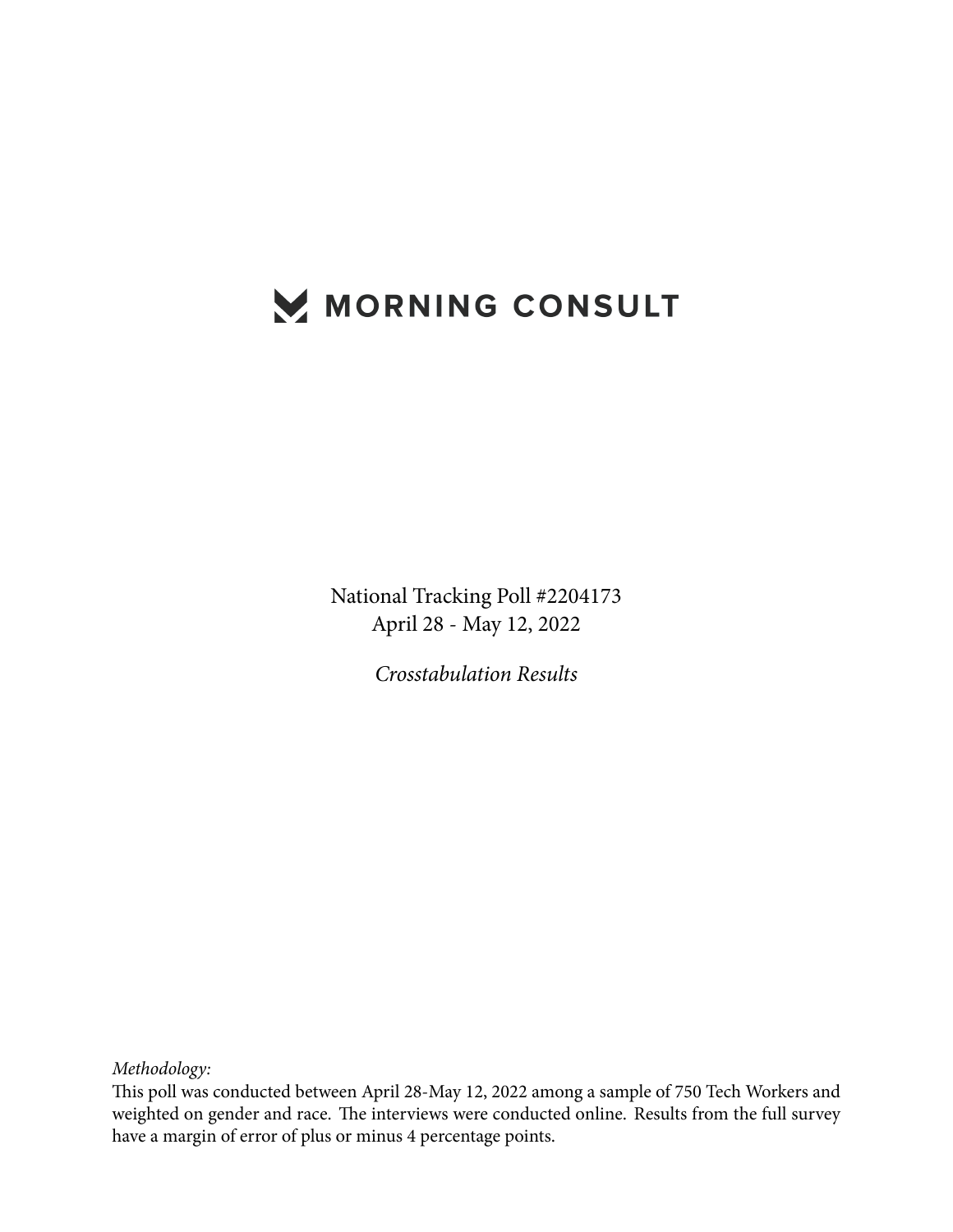# MORNING CONSULT

National Tracking Poll #2204173
April 28 - May 12, 2022

*Crosstabulation Results*

*Methodology:*
This poll was conducted between April 28-May 12, 2022 among a sample of 750 Tech Workers and weighted on gender and race. The interviews were conducted online. Results from the full survey have a margin of error of plus or minus 4 percentage points.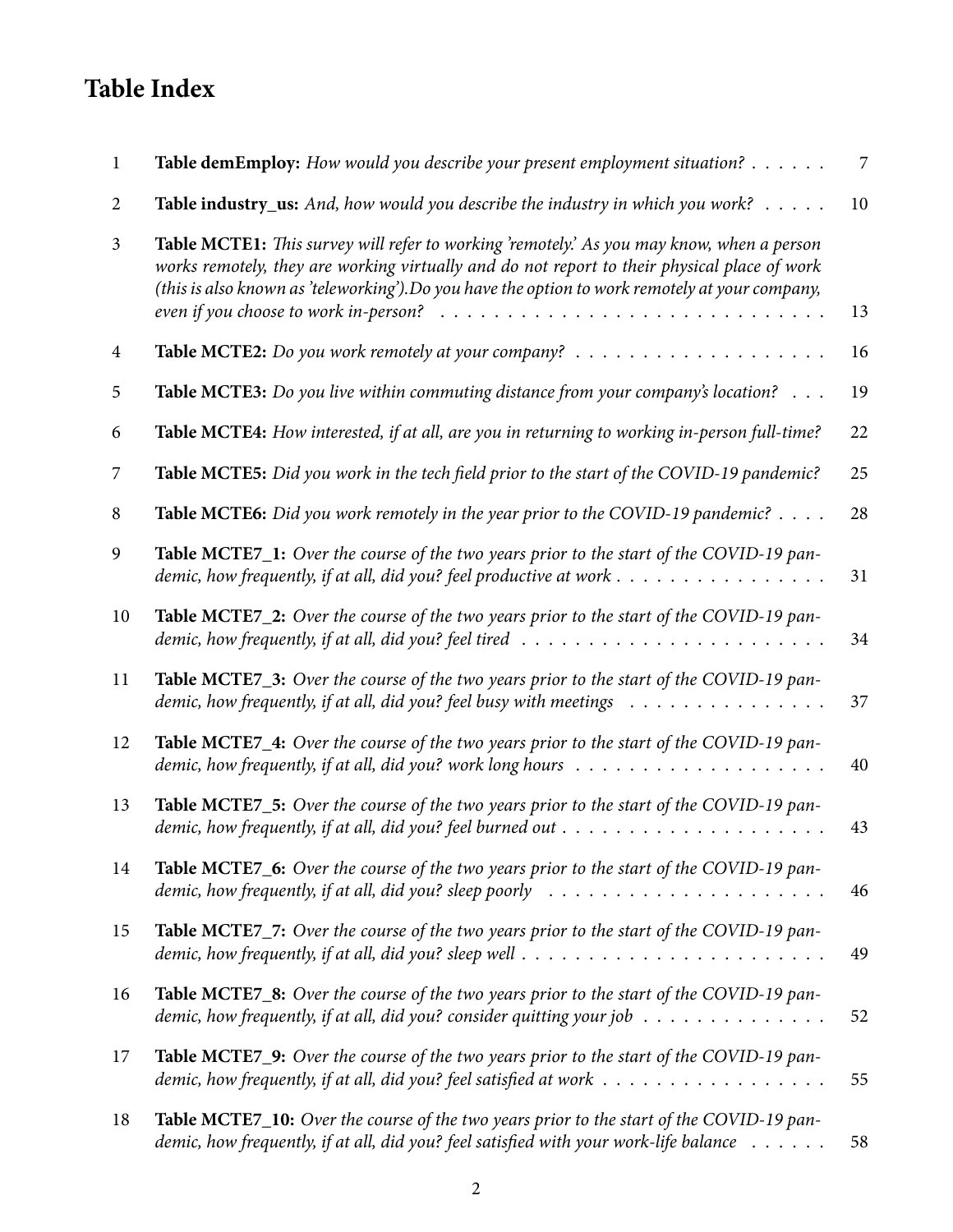# Table Index

| | | |
|---|---|---|
| 1 | **Table demEmploy:** *How would you describe your present employment situation?* | 7 |
| 2 | **Table industry_us:** *And, how would you describe the industry in which you work?* | 10 |
| 3 | **Table MCTE1:** *This survey will refer to working 'remotely.' As you may know, when a person works remotely, they are working virtually and do not report to their physical place of work (this is also known as 'teleworking').Do you have the option to work remotely at your company, even if you choose to work in-person?* | 13 |
| 4 | **Table MCTE2:** *Do you work remotely at your company?* | 16 |
| 5 | **Table MCTE3:** *Do you live within commuting distance from your company's location?* | 19 |
| 6 | **Table MCTE4:** *How interested, if at all, are you in returning to working in-person full-time?* | 22 |
| 7 | **Table MCTE5:** *Did you work in the tech field prior to the start of the COVID-19 pandemic?* | 25 |
| 8 | **Table MCTE6:** *Did you work remotely in the year prior to the COVID-19 pandemic?* | 28 |
| 9 | **Table MCTE7_1:** *Over the course of the two years prior to the start of the COVID-19 pandemic, how frequently, if at all, did you? feel productive at work* | 31 |
| 10 | **Table MCTE7_2:** *Over the course of the two years prior to the start of the COVID-19 pandemic, how frequently, if at all, did you? feel tired* | 34 |
| 11 | **Table MCTE7_3:** *Over the course of the two years prior to the start of the COVID-19 pandemic, how frequently, if at all, did you? feel busy with meetings* | 37 |
| 12 | **Table MCTE7_4:** *Over the course of the two years prior to the start of the COVID-19 pandemic, how frequently, if at all, did you? work long hours* | 40 |
| 13 | **Table MCTE7_5:** *Over the course of the two years prior to the start of the COVID-19 pandemic, how frequently, if at all, did you? feel burned out* | 43 |
| 14 | **Table MCTE7_6:** *Over the course of the two years prior to the start of the COVID-19 pandemic, how frequently, if at all, did you? sleep poorly* | 46 |
| 15 | **Table MCTE7_7:** *Over the course of the two years prior to the start of the COVID-19 pandemic, how frequently, if at all, did you? sleep well* | 49 |
| 16 | **Table MCTE7_8:** *Over the course of the two years prior to the start of the COVID-19 pandemic, how frequently, if at all, did you? consider quitting your job* | 52 |
| 17 | **Table MCTE7_9:** *Over the course of the two years prior to the start of the COVID-19 pandemic, how frequently, if at all, did you? feel satisfied at work* | 55 |
| 18 | **Table MCTE7_10:** *Over the course of the two years prior to the start of the COVID-19 pandemic, how frequently, if at all, did you? feel satisfied with your work-life balance* | 58 |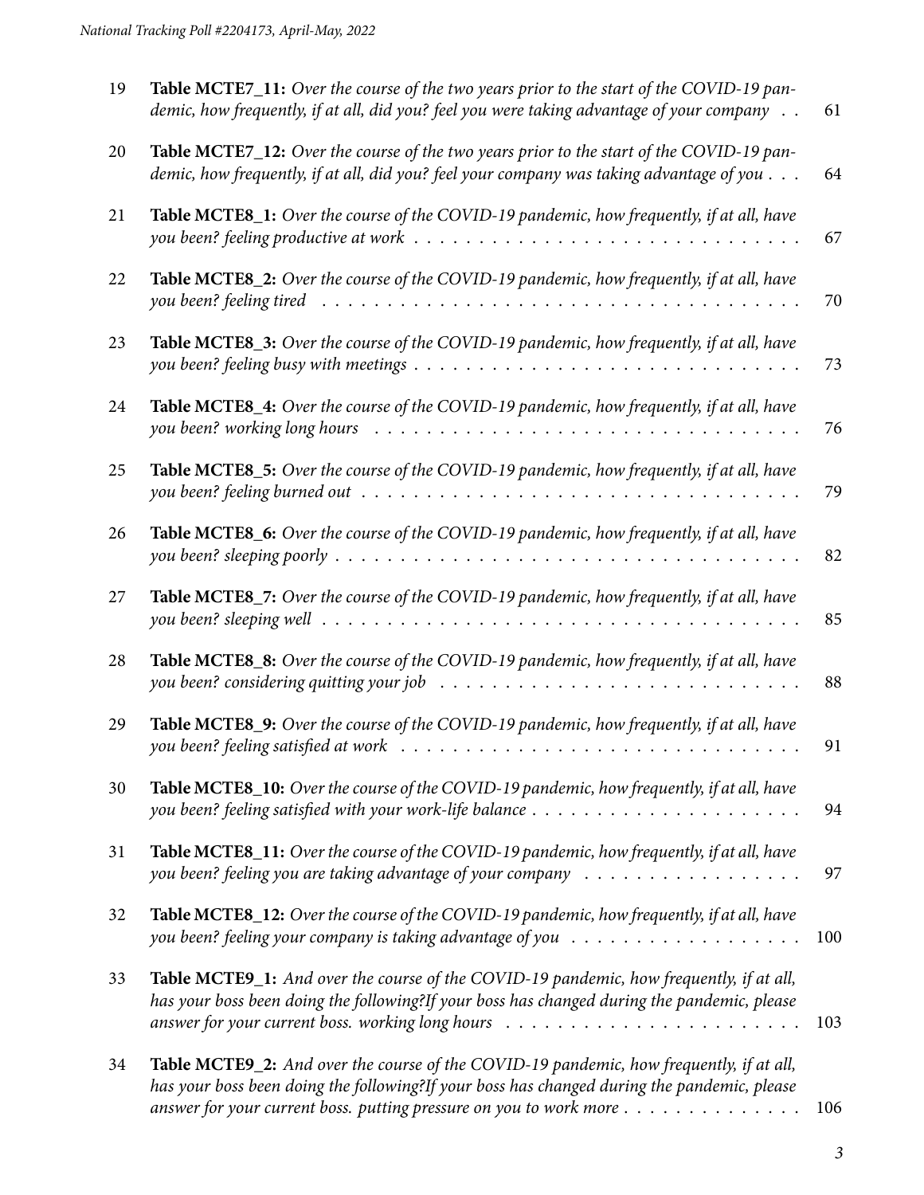| | | |
|---|---|---|
| 19 | **Table MCTE7_11:** *Over the course of the two years prior to the start of the COVID-19 pandemic, how frequently, if at all, did you? feel you were taking advantage of your company* | 61 |
| 20 | **Table MCTE7_12:** *Over the course of the two years prior to the start of the COVID-19 pandemic, how frequently, if at all, did you? feel your company was taking advantage of you* | 64 |
| 21 | **Table MCTE8_1:** *Over the course of the COVID-19 pandemic, how frequently, if at all, have you been? feeling productive at work* | 67 |
| 22 | **Table MCTE8_2:** *Over the course of the COVID-19 pandemic, how frequently, if at all, have you been? feeling tired* | 70 |
| 23 | **Table MCTE8_3:** *Over the course of the COVID-19 pandemic, how frequently, if at all, have you been? feeling busy with meetings* | 73 |
| 24 | **Table MCTE8_4:** *Over the course of the COVID-19 pandemic, how frequently, if at all, have you been? working long hours* | 76 |
| 25 | **Table MCTE8_5:** *Over the course of the COVID-19 pandemic, how frequently, if at all, have you been? feeling burned out* | 79 |
| 26 | **Table MCTE8_6:** *Over the course of the COVID-19 pandemic, how frequently, if at all, have you been? sleeping poorly* | 82 |
| 27 | **Table MCTE8_7:** *Over the course of the COVID-19 pandemic, how frequently, if at all, have you been? sleeping well* | 85 |
| 28 | **Table MCTE8_8:** *Over the course of the COVID-19 pandemic, how frequently, if at all, have you been? considering quitting your job* | 88 |
| 29 | **Table MCTE8_9:** *Over the course of the COVID-19 pandemic, how frequently, if at all, have you been? feeling satisfied at work* | 91 |
| 30 | **Table MCTE8_10:** *Over the course of the COVID-19 pandemic, how frequently, if at all, have you been? feeling satisfied with your work-life balance* | 94 |
| 31 | **Table MCTE8_11:** *Over the course of the COVID-19 pandemic, how frequently, if at all, have you been? feeling you are taking advantage of your company* | 97 |
| 32 | **Table MCTE8_12:** *Over the course of the COVID-19 pandemic, how frequently, if at all, have you been? feeling your company is taking advantage of you* | 100 |
| 33 | **Table MCTE9_1:** *And over the course of the COVID-19 pandemic, how frequently, if at all, has your boss been doing the following?If your boss has changed during the pandemic, please answer for your current boss. working long hours* | 103 |
| 34 | **Table MCTE9_2:** *And over the course of the COVID-19 pandemic, how frequently, if at all, has your boss been doing the following?If your boss has changed during the pandemic, please answer for your current boss. putting pressure on you to work more* | 106 |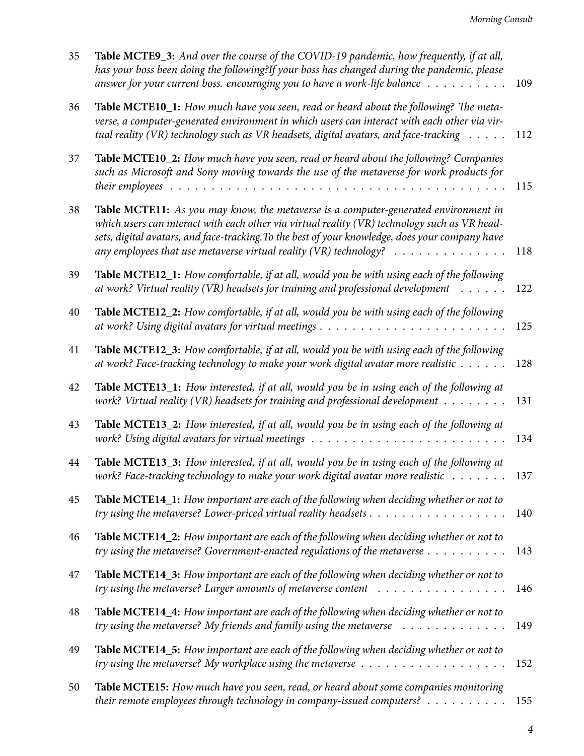| | | |
|---|---|---|
| 35 | **Table MCTE9_3:** *And over the course of the COVID-19 pandemic, how frequently, if at all, has your boss been doing the following?If your boss has changed during the pandemic, please answer for your current boss. encouraging you to have a work-life balance* | 109 |
| 36 | **Table MCTE10_1:** *How much have you seen, read or heard about the following? The metaverse, a computer-generated environment in which users can interact with each other via virtual reality (VR) technology such as VR headsets, digital avatars, and face-tracking* | 112 |
| 37 | **Table MCTE10_2:** *How much have you seen, read or heard about the following? Companies such as Microsoft and Sony moving towards the use of the metaverse for work products for their employees* | 115 |
| 38 | **Table MCTE11:** *As you may know, the metaverse is a computer-generated environment in which users can interact with each other via virtual reality (VR) technology such as VR headsets, digital avatars, and face-tracking.To the best of your knowledge, does your company have any employees that use metaverse virtual reality (VR) technology?* | 118 |
| 39 | **Table MCTE12_1:** *How comfortable, if at all, would you be with using each of the following at work? Virtual reality (VR) headsets for training and professional development* | 122 |
| 40 | **Table MCTE12_2:** *How comfortable, if at all, would you be with using each of the following at work? Using digital avatars for virtual meetings* | 125 |
| 41 | **Table MCTE12_3:** *How comfortable, if at all, would you be with using each of the following at work? Face-tracking technology to make your work digital avatar more realistic* | 128 |
| 42 | **Table MCTE13_1:** *How interested, if at all, would you be in using each of the following at work? Virtual reality (VR) headsets for training and professional development* | 131 |
| 43 | **Table MCTE13_2:** *How interested, if at all, would you be in using each of the following at work? Using digital avatars for virtual meetings* | 134 |
| 44 | **Table MCTE13_3:** *How interested, if at all, would you be in using each of the following at work? Face-tracking technology to make your work digital avatar more realistic* | 137 |
| 45 | **Table MCTE14_1:** *How important are each of the following when deciding whether or not to try using the metaverse? Lower-priced virtual reality headsets* | 140 |
| 46 | **Table MCTE14_2:** *How important are each of the following when deciding whether or not to try using the metaverse? Government-enacted regulations of the metaverse* | 143 |
| 47 | **Table MCTE14_3:** *How important are each of the following when deciding whether or not to try using the metaverse? Larger amounts of metaverse content* | 146 |
| 48 | **Table MCTE14_4:** *How important are each of the following when deciding whether or not to try using the metaverse? My friends and family using the metaverse* | 149 |
| 49 | **Table MCTE14_5:** *How important are each of the following when deciding whether or not to try using the metaverse? My workplace using the metaverse* | 152 |
| 50 | **Table MCTE15:** *How much have you seen, read, or heard about some companies monitoring their remote employees through technology in company-issued computers?* | 155 |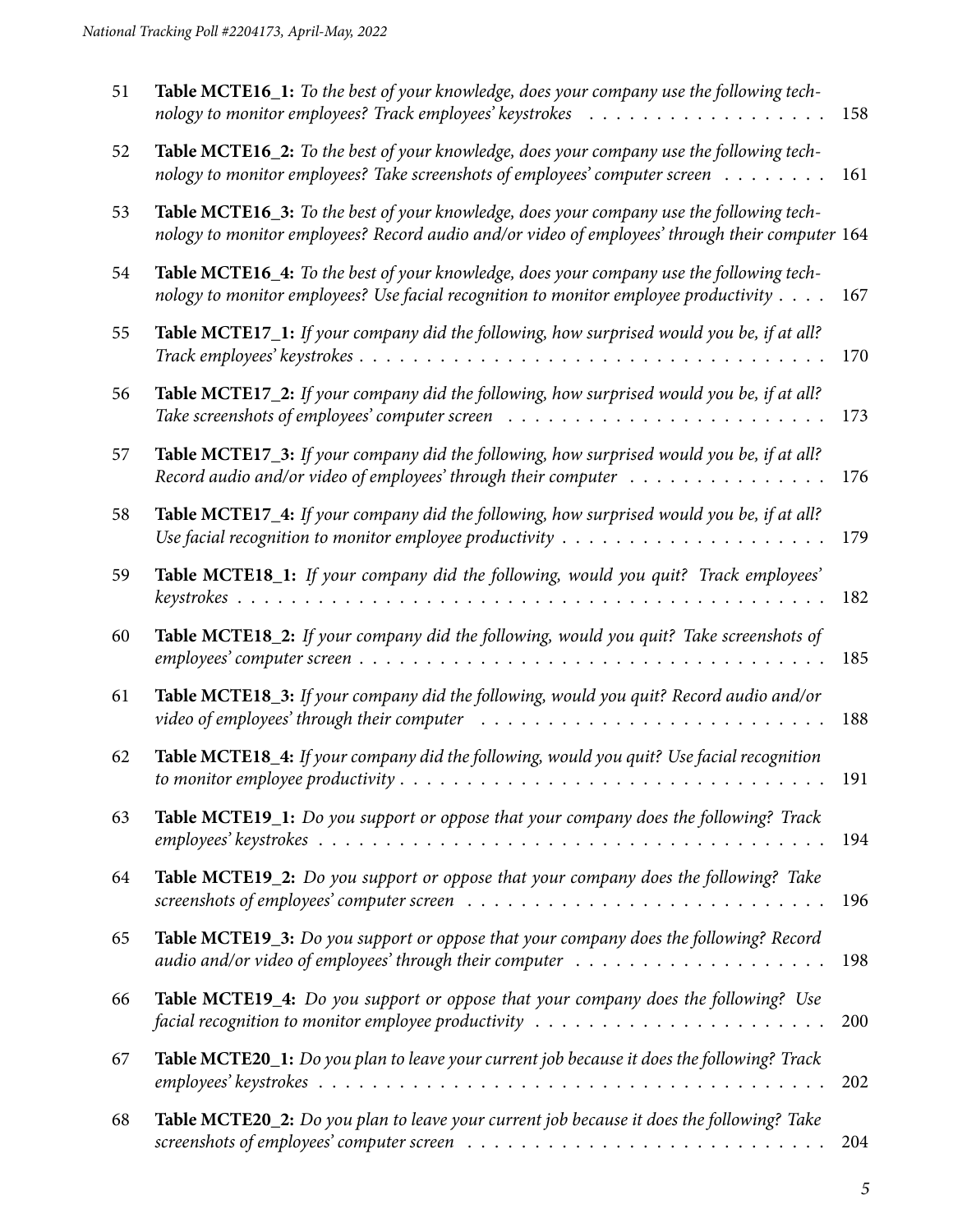| | | |
|---|---|---|
| 51 | **Table MCTE16_1:** *To the best of your knowledge, does your company use the following technology to monitor employees? Track employees' keystrokes* | 158 |
| 52 | **Table MCTE16_2:** *To the best of your knowledge, does your company use the following technology to monitor employees? Take screenshots of employees' computer screen* | 161 |
| 53 | **Table MCTE16_3:** *To the best of your knowledge, does your company use the following technology to monitor employees? Record audio and/or video of employees' through their computer* | 164 |
| 54 | **Table MCTE16_4:** *To the best of your knowledge, does your company use the following technology to monitor employees? Use facial recognition to monitor employee productivity* | 167 |
| 55 | **Table MCTE17_1:** *If your company did the following, how surprised would you be, if at all? Track employees' keystrokes* | 170 |
| 56 | **Table MCTE17_2:** *If your company did the following, how surprised would you be, if at all? Take screenshots of employees' computer screen* | 173 |
| 57 | **Table MCTE17_3:** *If your company did the following, how surprised would you be, if at all? Record audio and/or video of employees' through their computer* | 176 |
| 58 | **Table MCTE17_4:** *If your company did the following, how surprised would you be, if at all? Use facial recognition to monitor employee productivity* | 179 |
| 59 | **Table MCTE18_1:** *If your company did the following, would you quit? Track employees' keystrokes* | 182 |
| 60 | **Table MCTE18_2:** *If your company did the following, would you quit? Take screenshots of employees' computer screen* | 185 |
| 61 | **Table MCTE18_3:** *If your company did the following, would you quit? Record audio and/or video of employees' through their computer* | 188 |
| 62 | **Table MCTE18_4:** *If your company did the following, would you quit? Use facial recognition to monitor employee productivity* | 191 |
| 63 | **Table MCTE19_1:** *Do you support or oppose that your company does the following? Track employees' keystrokes* | 194 |
| 64 | **Table MCTE19_2:** *Do you support or oppose that your company does the following? Take screenshots of employees' computer screen* | 196 |
| 65 | **Table MCTE19_3:** *Do you support or oppose that your company does the following? Record audio and/or video of employees' through their computer* | 198 |
| 66 | **Table MCTE19_4:** *Do you support or oppose that your company does the following? Use facial recognition to monitor employee productivity* | 200 |
| 67 | **Table MCTE20_1:** *Do you plan to leave your current job because it does the following? Track employees' keystrokes* | 202 |
| 68 | **Table MCTE20_2:** *Do you plan to leave your current job because it does the following? Take screenshots of employees' computer screen* | 204 |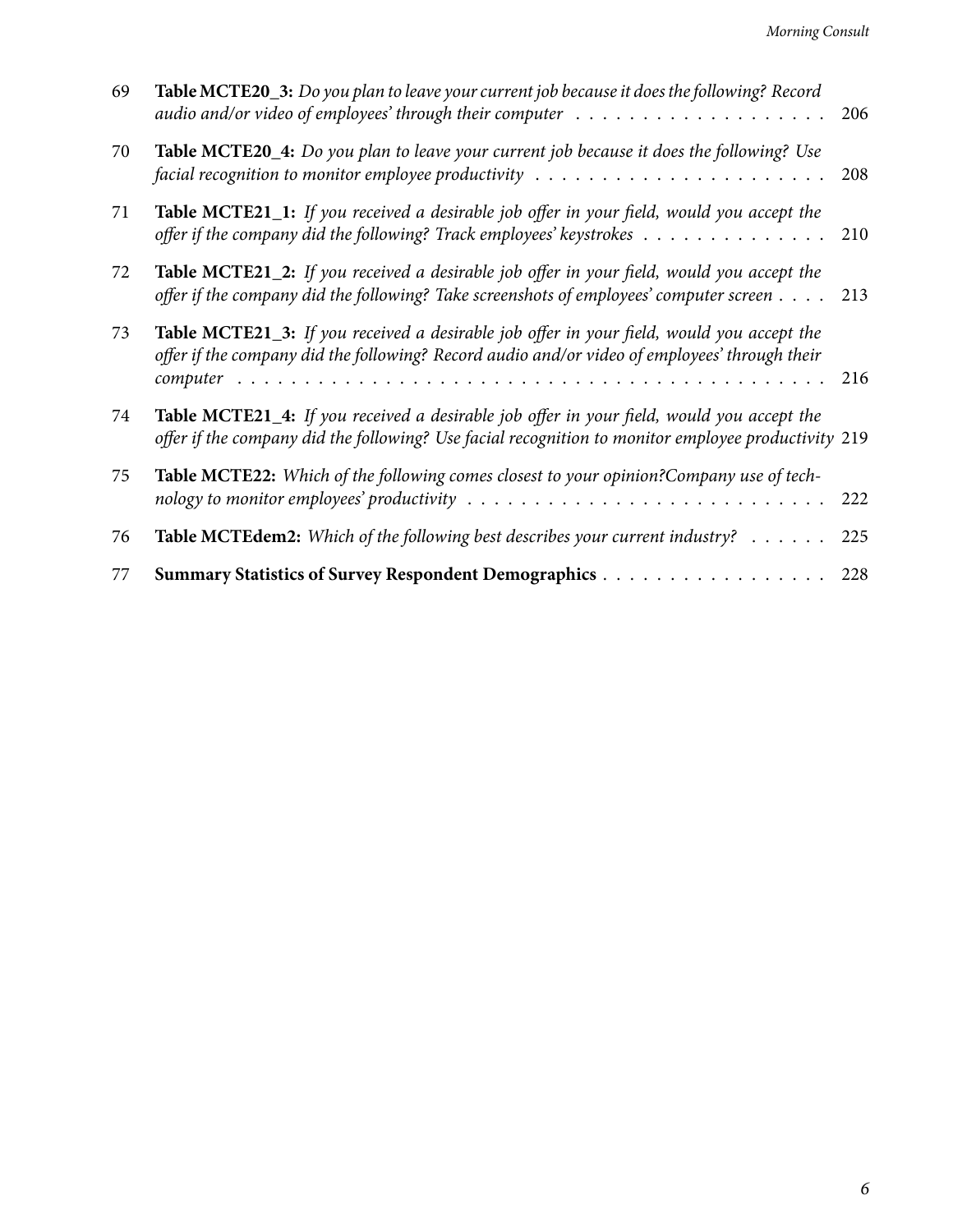| | | |
|---|---|---|
| 69 | **Table MCTE20_3:** *Do you plan to leave your current job because it does the following? Record audio and/or video of employees' through their computer* | 206 |
| 70 | **Table MCTE20_4:** *Do you plan to leave your current job because it does the following? Use facial recognition to monitor employee productivity* | 208 |
| 71 | **Table MCTE21_1:** *If you received a desirable job offer in your field, would you accept the offer if the company did the following? Track employees' keystrokes* | 210 |
| 72 | **Table MCTE21_2:** *If you received a desirable job offer in your field, would you accept the offer if the company did the following? Take screenshots of employees' computer screen* | 213 |
| 73 | **Table MCTE21_3:** *If you received a desirable job offer in your field, would you accept the offer if the company did the following? Record audio and/or video of employees' through their computer* | 216 |
| 74 | **Table MCTE21_4:** *If you received a desirable job offer in your field, would you accept the offer if the company did the following? Use facial recognition to monitor employee productivity* | 219 |
| 75 | **Table MCTE22:** *Which of the following comes closest to your opinion?Company use of technology to monitor employees' productivity* | 222 |
| 76 | **Table MCTEdem2:** *Which of the following best describes your current industry?* | 225 |
| 77 | **Summary Statistics of Survey Respondent Demographics** | 228 |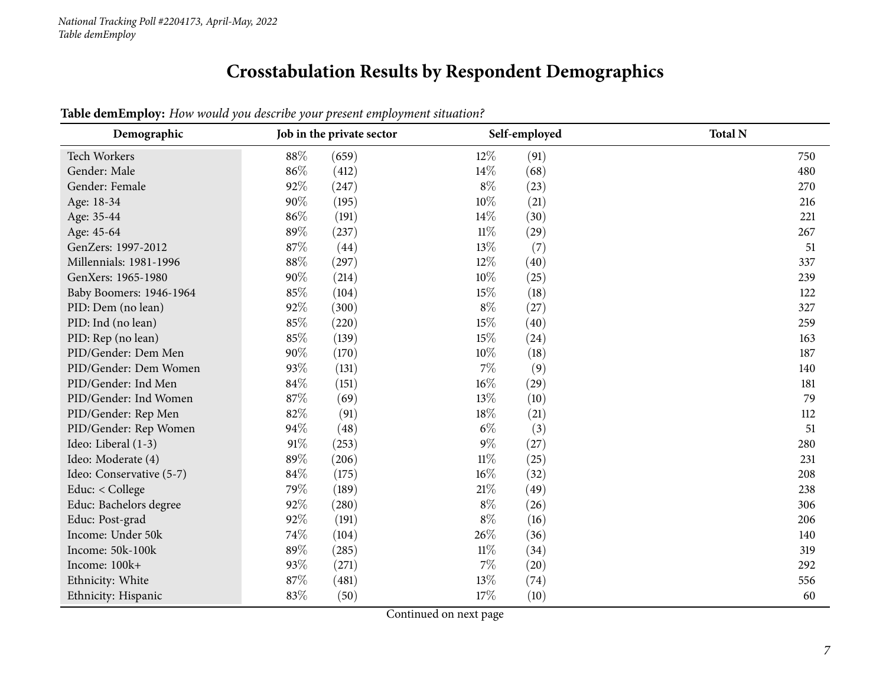# Crosstabulation Results by Respondent Demographics

**Table demEmploy:** *How would you describe your present employment situation?*

| Demographic | Job in the private sector | | Self-employed | | Total N |
|---|---|---|---|---|---|
| Tech Workers | 88% | (659) | 12% | (91) | 750 |
| Gender: Male | 86% | (412) | 14% | (68) | 480 |
| Gender: Female | 92% | (247) | 8% | (23) | 270 |
| Age: 18-34 | 90% | (195) | 10% | (21) | 216 |
| Age: 35-44 | 86% | (191) | 14% | (30) | 221 |
| Age: 45-64 | 89% | (237) | 11% | (29) | 267 |
| GenZers: 1997-2012 | 87% | (44) | 13% | (7) | 51 |
| Millennials: 1981-1996 | 88% | (297) | 12% | (40) | 337 |
| GenXers: 1965-1980 | 90% | (214) | 10% | (25) | 239 |
| Baby Boomers: 1946-1964 | 85% | (104) | 15% | (18) | 122 |
| PID: Dem (no lean) | 92% | (300) | 8% | (27) | 327 |
| PID: Ind (no lean) | 85% | (220) | 15% | (40) | 259 |
| PID: Rep (no lean) | 85% | (139) | 15% | (24) | 163 |
| PID/Gender: Dem Men | 90% | (170) | 10% | (18) | 187 |
| PID/Gender: Dem Women | 93% | (131) | 7% | (9) | 140 |
| PID/Gender: Ind Men | 84% | (151) | 16% | (29) | 181 |
| PID/Gender: Ind Women | 87% | (69) | 13% | (10) | 79 |
| PID/Gender: Rep Men | 82% | (91) | 18% | (21) | 112 |
| PID/Gender: Rep Women | 94% | (48) | 6% | (3) | 51 |
| Ideo: Liberal (1-3) | 91% | (253) | 9% | (27) | 280 |
| Ideo: Moderate (4) | 89% | (206) | 11% | (25) | 231 |
| Ideo: Conservative (5-7) | 84% | (175) | 16% | (32) | 208 |
| Educ: < College | 79% | (189) | 21% | (49) | 238 |
| Educ: Bachelors degree | 92% | (280) | 8% | (26) | 306 |
| Educ: Post-grad | 92% | (191) | 8% | (16) | 206 |
| Income: Under 50k | 74% | (104) | 26% | (36) | 140 |
| Income: 50k-100k | 89% | (285) | 11% | (34) | 319 |
| Income: 100k+ | 93% | (271) | 7% | (20) | 292 |
| Ethnicity: White | 87% | (481) | 13% | (74) | 556 |
| Ethnicity: Hispanic | 83% | (50) | 17% | (10) | 60 |

Continued on next page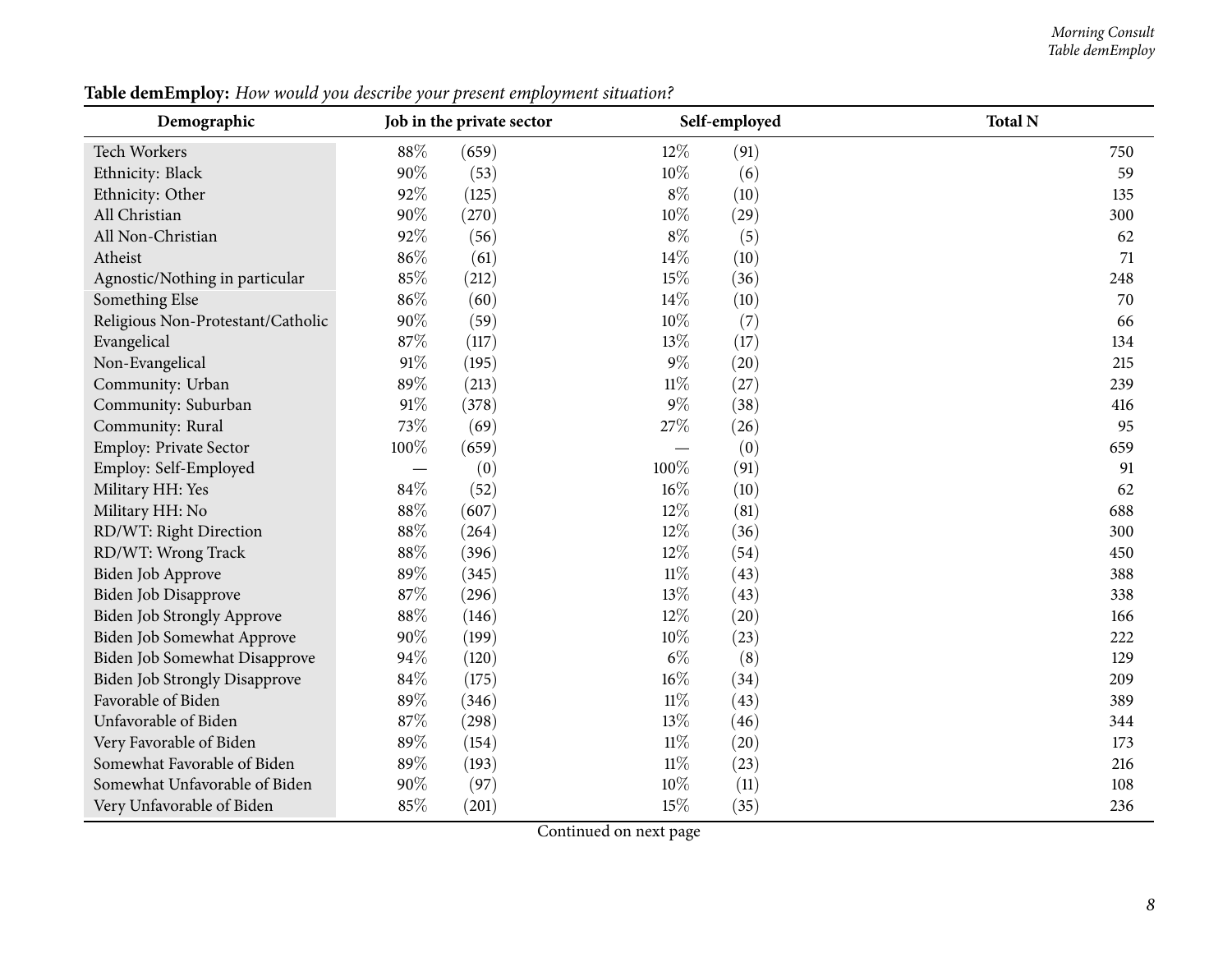**Table demEmploy:** *How would you describe your present employment situation?*

| Demographic | Job in the private sector | | Self-employed | | Total N |
|---|---|---|---|---|---|
| Tech Workers | 88% | (659) | 12% | (91) | 750 |
| Ethnicity: Black | 90% | (53) | 10% | (6) | 59 |
| Ethnicity: Other | 92% | (125) | 8% | (10) | 135 |
| All Christian | 90% | (270) | 10% | (29) | 300 |
| All Non-Christian | 92% | (56) | 8% | (5) | 62 |
| Atheist | 86% | (61) | 14% | (10) | 71 |
| Agnostic/Nothing in particular | 85% | (212) | 15% | (36) | 248 |
| Something Else | 86% | (60) | 14% | (10) | 70 |
| Religious Non-Protestant/Catholic | 90% | (59) | 10% | (7) | 66 |
| Evangelical | 87% | (117) | 13% | (17) | 134 |
| Non-Evangelical | 91% | (195) | 9% | (20) | 215 |
| Community: Urban | 89% | (213) | 11% | (27) | 239 |
| Community: Suburban | 91% | (378) | 9% | (38) | 416 |
| Community: Rural | 73% | (69) | 27% | (26) | 95 |
| Employ: Private Sector | 100% | (659) | — | (0) | 659 |
| Employ: Self-Employed | — | (0) | 100% | (91) | 91 |
| Military HH: Yes | 84% | (52) | 16% | (10) | 62 |
| Military HH: No | 88% | (607) | 12% | (81) | 688 |
| RD/WT: Right Direction | 88% | (264) | 12% | (36) | 300 |
| RD/WT: Wrong Track | 88% | (396) | 12% | (54) | 450 |
| Biden Job Approve | 89% | (345) | 11% | (43) | 388 |
| Biden Job Disapprove | 87% | (296) | 13% | (43) | 338 |
| Biden Job Strongly Approve | 88% | (146) | 12% | (20) | 166 |
| Biden Job Somewhat Approve | 90% | (199) | 10% | (23) | 222 |
| Biden Job Somewhat Disapprove | 94% | (120) | 6% | (8) | 129 |
| Biden Job Strongly Disapprove | 84% | (175) | 16% | (34) | 209 |
| Favorable of Biden | 89% | (346) | 11% | (43) | 389 |
| Unfavorable of Biden | 87% | (298) | 13% | (46) | 344 |
| Very Favorable of Biden | 89% | (154) | 11% | (20) | 173 |
| Somewhat Favorable of Biden | 89% | (193) | 11% | (23) | 216 |
| Somewhat Unfavorable of Biden | 90% | (97) | 10% | (11) | 108 |
| Very Unfavorable of Biden | 85% | (201) | 15% | (35) | 236 |

Continued on next page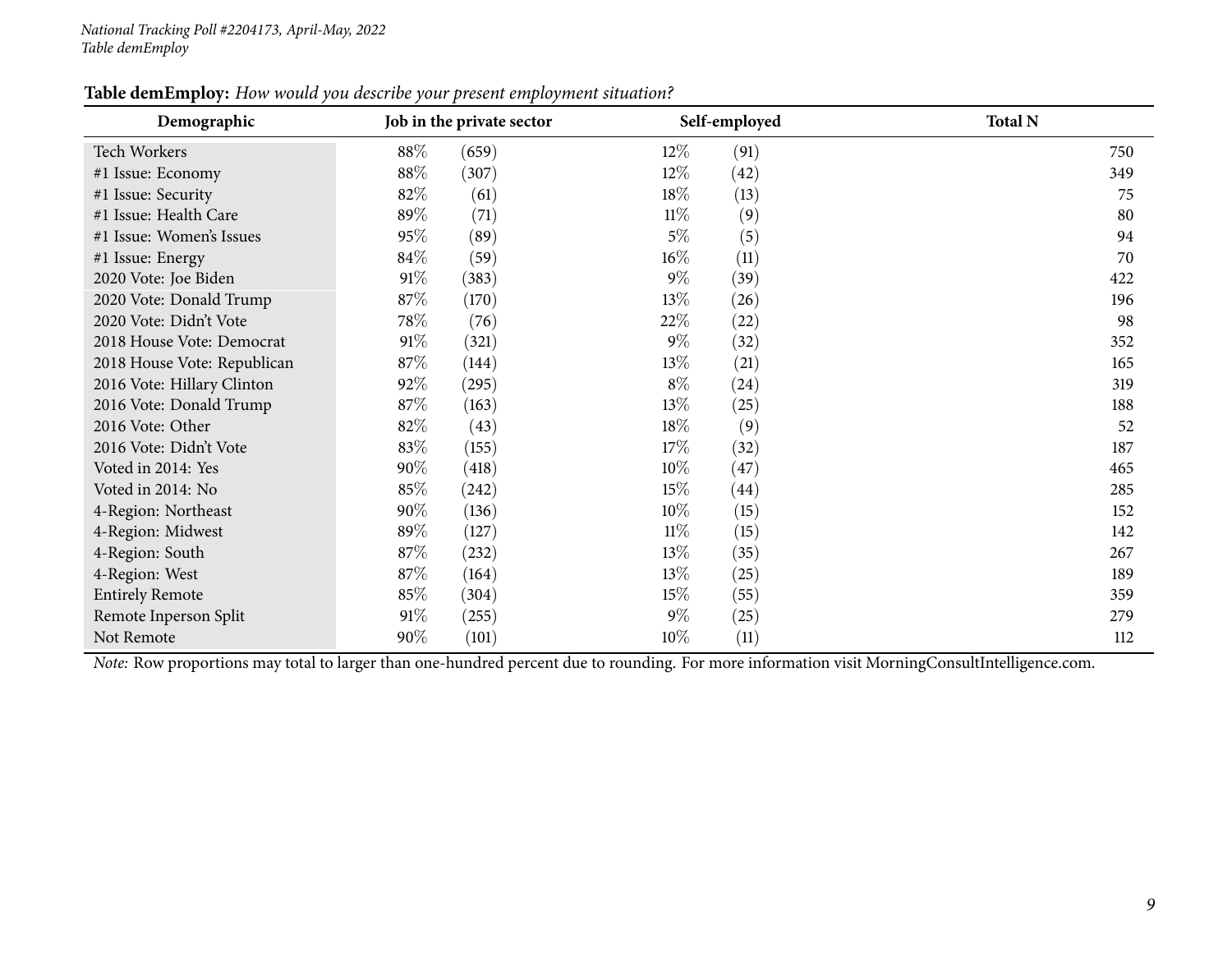**Table demEmploy:** *How would you describe your present employment situation?*

| Demographic | Job in the private sector | | Self-employed | | Total N |
|---|---|---|---|---|---|
| Tech Workers | 88% | (659) | 12% | (91) | 750 |
| #1 Issue: Economy | 88% | (307) | 12% | (42) | 349 |
| #1 Issue: Security | 82% | (61) | 18% | (13) | 75 |
| #1 Issue: Health Care | 89% | (71) | 11% | (9) | 80 |
| #1 Issue: Women's Issues | 95% | (89) | 5% | (5) | 94 |
| #1 Issue: Energy | 84% | (59) | 16% | (11) | 70 |
| 2020 Vote: Joe Biden | 91% | (383) | 9% | (39) | 422 |
| 2020 Vote: Donald Trump | 87% | (170) | 13% | (26) | 196 |
| 2020 Vote: Didn't Vote | 78% | (76) | 22% | (22) | 98 |
| 2018 House Vote: Democrat | 91% | (321) | 9% | (32) | 352 |
| 2018 House Vote: Republican | 87% | (144) | 13% | (21) | 165 |
| 2016 Vote: Hillary Clinton | 92% | (295) | 8% | (24) | 319 |
| 2016 Vote: Donald Trump | 87% | (163) | 13% | (25) | 188 |
| 2016 Vote: Other | 82% | (43) | 18% | (9) | 52 |
| 2016 Vote: Didn't Vote | 83% | (155) | 17% | (32) | 187 |
| Voted in 2014: Yes | 90% | (418) | 10% | (47) | 465 |
| Voted in 2014: No | 85% | (242) | 15% | (44) | 285 |
| 4-Region: Northeast | 90% | (136) | 10% | (15) | 152 |
| 4-Region: Midwest | 89% | (127) | 11% | (15) | 142 |
| 4-Region: South | 87% | (232) | 13% | (35) | 267 |
| 4-Region: West | 87% | (164) | 13% | (25) | 189 |
| Entirely Remote | 85% | (304) | 15% | (55) | 359 |
| Remote Inperson Split | 91% | (255) | 9% | (25) | 279 |
| Not Remote | 90% | (101) | 10% | (11) | 112 |

*Note:* Row proportions may total to larger than one-hundred percent due to rounding. For more information visit MorningConsultIntelligence.com.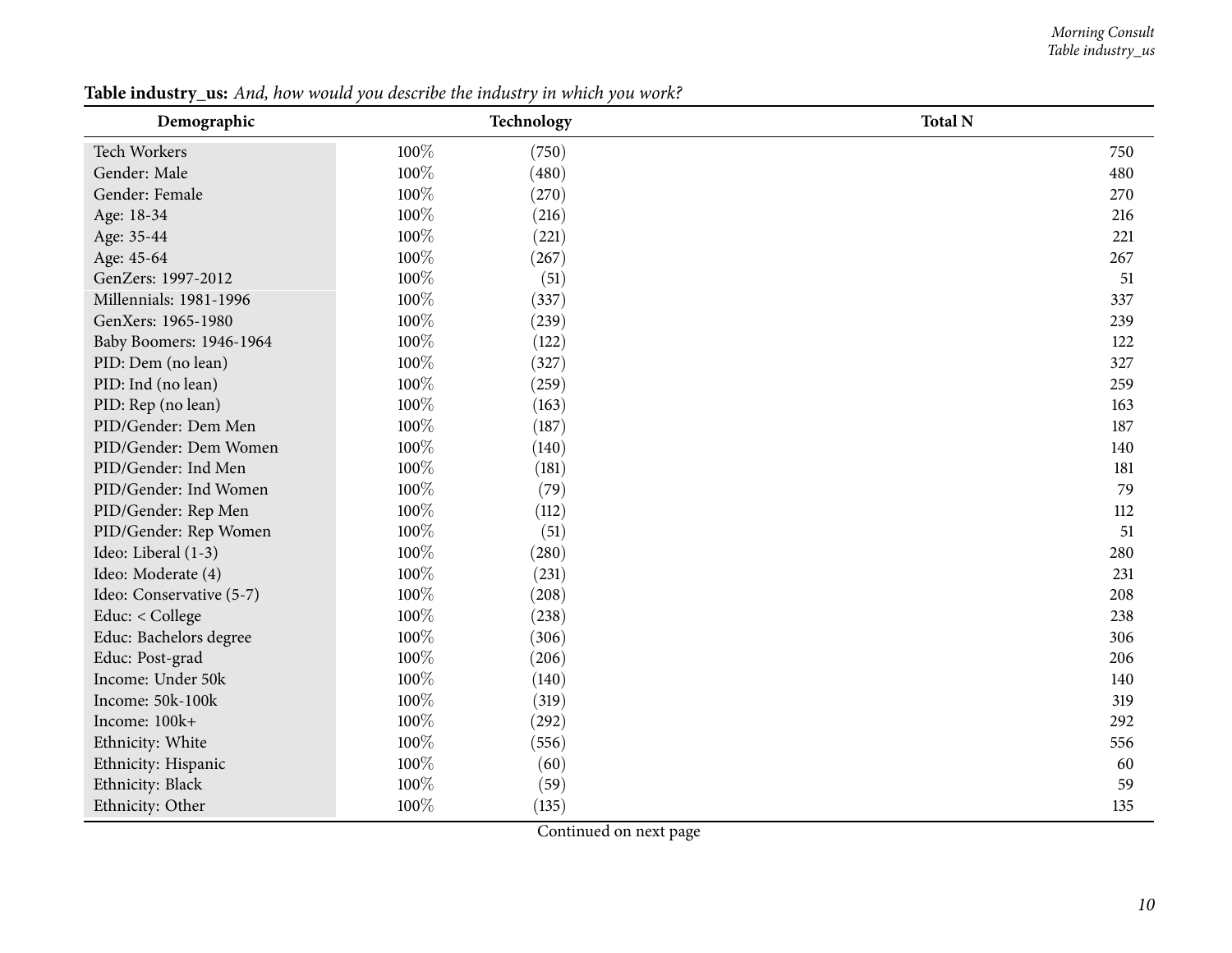**Table industry_us:** *And, how would you describe the industry in which you work?*

| Demographic | Technology | | Total N |
|---|---|---|---|
| Tech Workers | 100% | (750) | 750 |
| Gender: Male | 100% | (480) | 480 |
| Gender: Female | 100% | (270) | 270 |
| Age: 18-34 | 100% | (216) | 216 |
| Age: 35-44 | 100% | (221) | 221 |
| Age: 45-64 | 100% | (267) | 267 |
| GenZers: 1997-2012 | 100% | (51) | 51 |
| Millennials: 1981-1996 | 100% | (337) | 337 |
| GenXers: 1965-1980 | 100% | (239) | 239 |
| Baby Boomers: 1946-1964 | 100% | (122) | 122 |
| PID: Dem (no lean) | 100% | (327) | 327 |
| PID: Ind (no lean) | 100% | (259) | 259 |
| PID: Rep (no lean) | 100% | (163) | 163 |
| PID/Gender: Dem Men | 100% | (187) | 187 |
| PID/Gender: Dem Women | 100% | (140) | 140 |
| PID/Gender: Ind Men | 100% | (181) | 181 |
| PID/Gender: Ind Women | 100% | (79) | 79 |
| PID/Gender: Rep Men | 100% | (112) | 112 |
| PID/Gender: Rep Women | 100% | (51) | 51 |
| Ideo: Liberal (1-3) | 100% | (280) | 280 |
| Ideo: Moderate (4) | 100% | (231) | 231 |
| Ideo: Conservative (5-7) | 100% | (208) | 208 |
| Educ: < College | 100% | (238) | 238 |
| Educ: Bachelors degree | 100% | (306) | 306 |
| Educ: Post-grad | 100% | (206) | 206 |
| Income: Under 50k | 100% | (140) | 140 |
| Income: 50k-100k | 100% | (319) | 319 |
| Income: 100k+ | 100% | (292) | 292 |
| Ethnicity: White | 100% | (556) | 556 |
| Ethnicity: Hispanic | 100% | (60) | 60 |
| Ethnicity: Black | 100% | (59) | 59 |
| Ethnicity: Other | 100% | (135) | 135 |

Continued on next page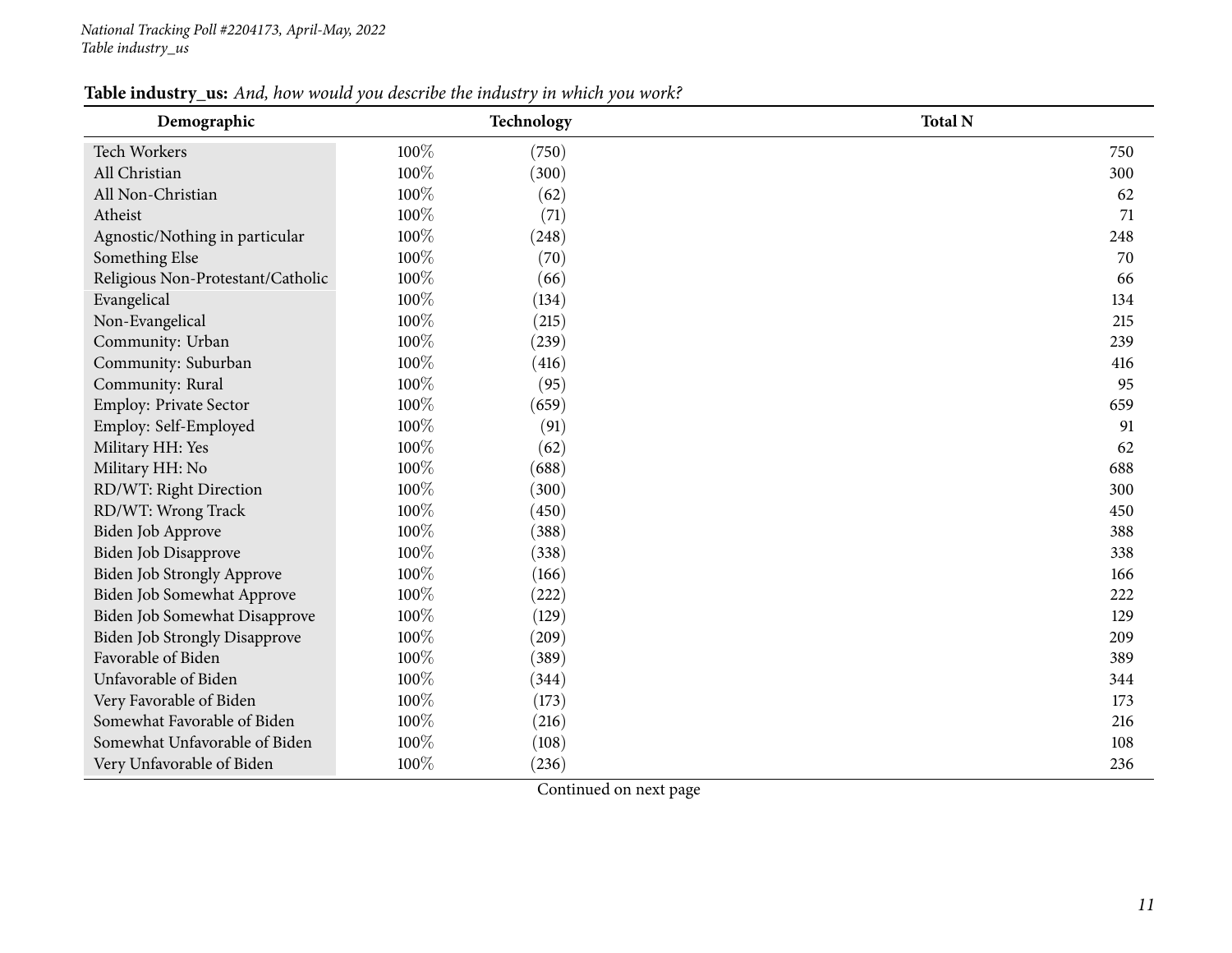**Table industry_us:** *And, how would you describe the industry in which you work?*

| Demographic | Technology | | Total N |
|---|---|---|---|
| Tech Workers | 100% | (750) | 750 |
| All Christian | 100% | (300) | 300 |
| All Non-Christian | 100% | (62) | 62 |
| Atheist | 100% | (71) | 71 |
| Agnostic/Nothing in particular | 100% | (248) | 248 |
| Something Else | 100% | (70) | 70 |
| Religious Non-Protestant/Catholic | 100% | (66) | 66 |
| Evangelical | 100% | (134) | 134 |
| Non-Evangelical | 100% | (215) | 215 |
| Community: Urban | 100% | (239) | 239 |
| Community: Suburban | 100% | (416) | 416 |
| Community: Rural | 100% | (95) | 95 |
| Employ: Private Sector | 100% | (659) | 659 |
| Employ: Self-Employed | 100% | (91) | 91 |
| Military HH: Yes | 100% | (62) | 62 |
| Military HH: No | 100% | (688) | 688 |
| RD/WT: Right Direction | 100% | (300) | 300 |
| RD/WT: Wrong Track | 100% | (450) | 450 |
| Biden Job Approve | 100% | (388) | 388 |
| Biden Job Disapprove | 100% | (338) | 338 |
| Biden Job Strongly Approve | 100% | (166) | 166 |
| Biden Job Somewhat Approve | 100% | (222) | 222 |
| Biden Job Somewhat Disapprove | 100% | (129) | 129 |
| Biden Job Strongly Disapprove | 100% | (209) | 209 |
| Favorable of Biden | 100% | (389) | 389 |
| Unfavorable of Biden | 100% | (344) | 344 |
| Very Favorable of Biden | 100% | (173) | 173 |
| Somewhat Favorable of Biden | 100% | (216) | 216 |
| Somewhat Unfavorable of Biden | 100% | (108) | 108 |
| Very Unfavorable of Biden | 100% | (236) | 236 |

Continued on next page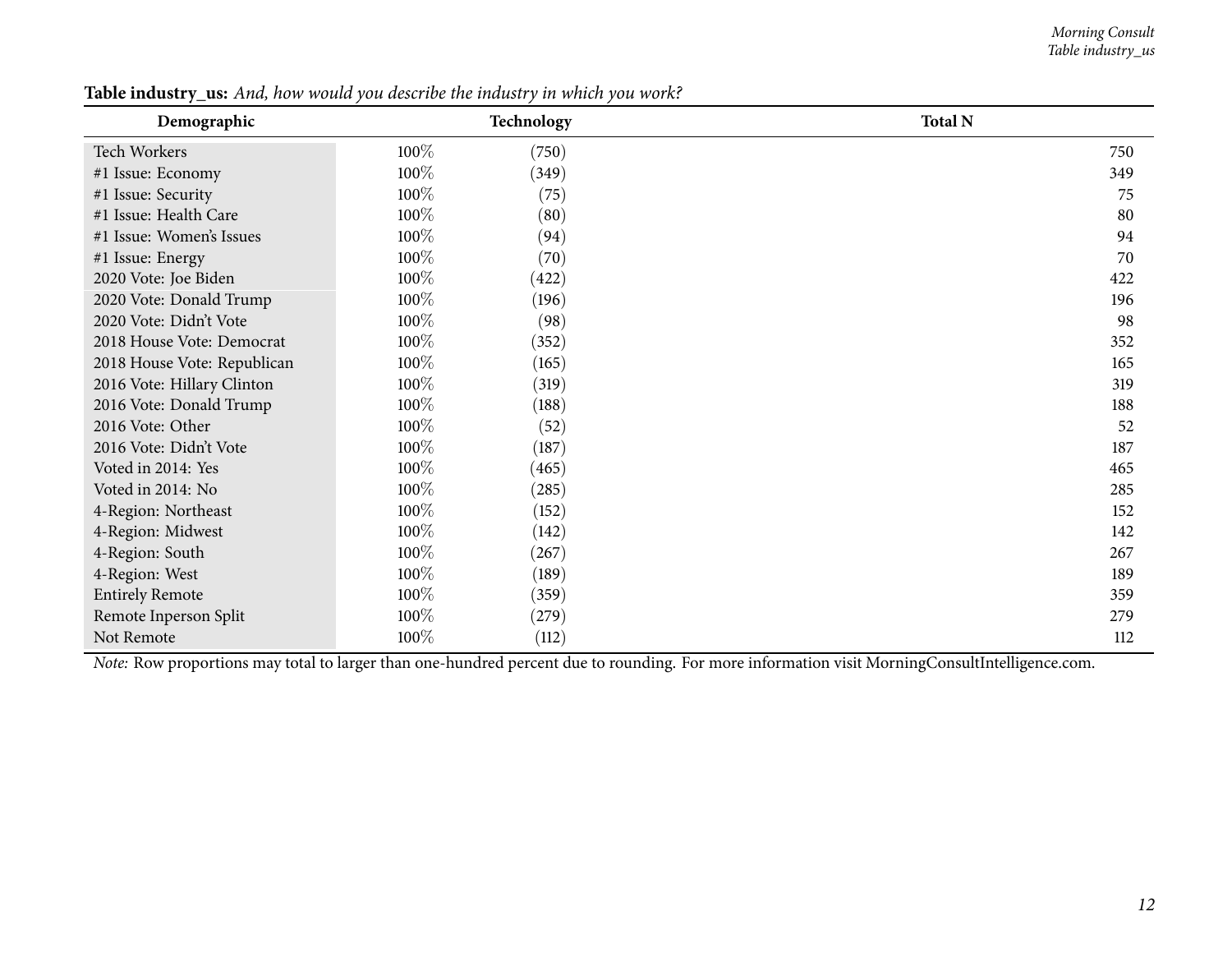**Table industry_us:** *And, how would you describe the industry in which you work?*

| Demographic | Technology | | Total N |
|---|---|---|---|
| Tech Workers | 100% | (750) | 750 |
| #1 Issue: Economy | 100% | (349) | 349 |
| #1 Issue: Security | 100% | (75) | 75 |
| #1 Issue: Health Care | 100% | (80) | 80 |
| #1 Issue: Women's Issues | 100% | (94) | 94 |
| #1 Issue: Energy | 100% | (70) | 70 |
| 2020 Vote: Joe Biden | 100% | (422) | 422 |
| 2020 Vote: Donald Trump | 100% | (196) | 196 |
| 2020 Vote: Didn't Vote | 100% | (98) | 98 |
| 2018 House Vote: Democrat | 100% | (352) | 352 |
| 2018 House Vote: Republican | 100% | (165) | 165 |
| 2016 Vote: Hillary Clinton | 100% | (319) | 319 |
| 2016 Vote: Donald Trump | 100% | (188) | 188 |
| 2016 Vote: Other | 100% | (52) | 52 |
| 2016 Vote: Didn't Vote | 100% | (187) | 187 |
| Voted in 2014: Yes | 100% | (465) | 465 |
| Voted in 2014: No | 100% | (285) | 285 |
| 4-Region: Northeast | 100% | (152) | 152 |
| 4-Region: Midwest | 100% | (142) | 142 |
| 4-Region: South | 100% | (267) | 267 |
| 4-Region: West | 100% | (189) | 189 |
| Entirely Remote | 100% | (359) | 359 |
| Remote Inperson Split | 100% | (279) | 279 |
| Not Remote | 100% | (112) | 112 |

*Note:* Row proportions may total to larger than one-hundred percent due to rounding. For more information visit MorningConsultIntelligence.com.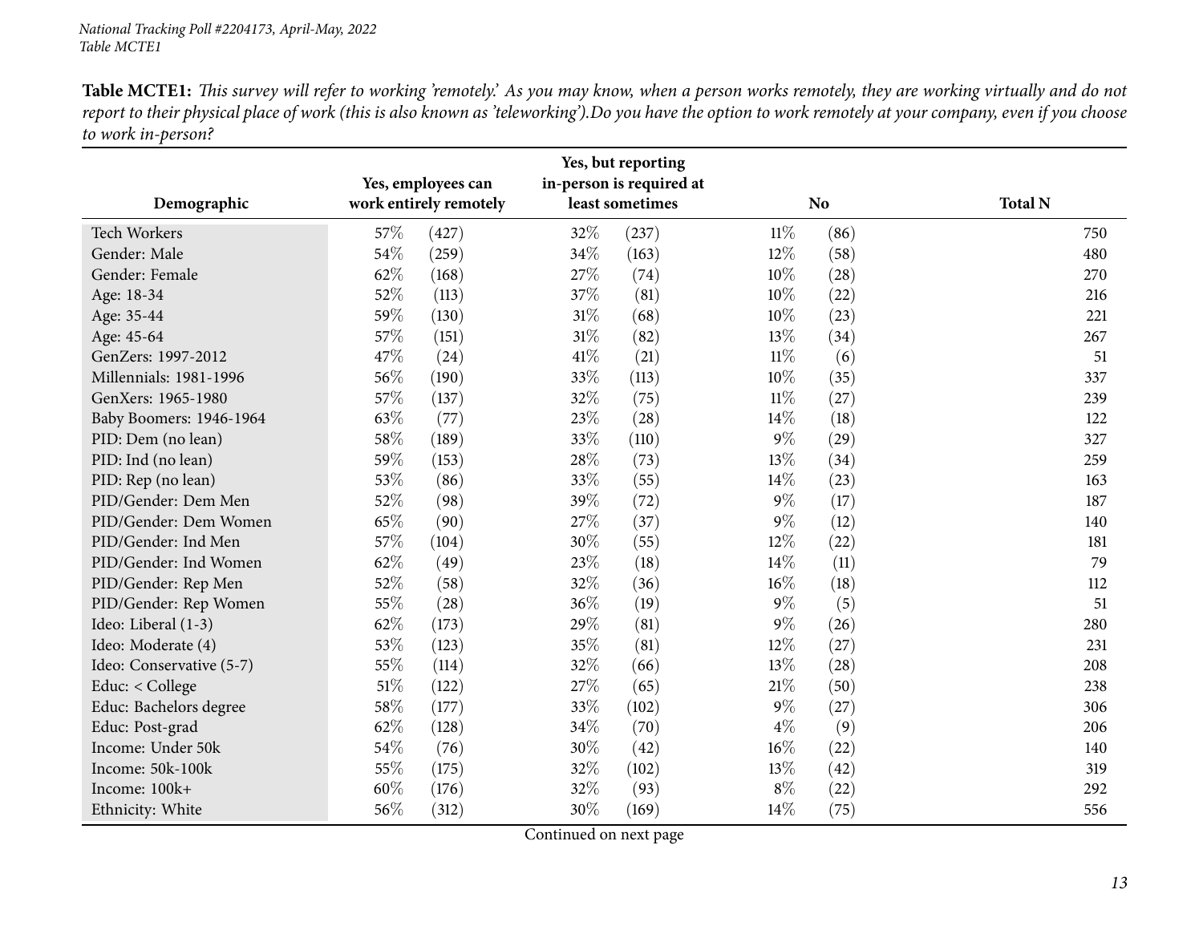**Table MCTE1:** *This survey will refer to working 'remotely.' As you may know, when a person works remotely, they are working virtually and do not report to their physical place of work (this is also known as 'teleworking').Do you have the option to work remotely at your company, even if you choose to work in-person?*

| Demographic | Yes, employees can work entirely remotely | | Yes, but reporting in-person is required at least sometimes | | No | | Total N |
|---|---|---|---|---|---|---|---|
| Tech Workers | 57% | (427) | 32% | (237) | 11% | (86) | 750 |
| Gender: Male | 54% | (259) | 34% | (163) | 12% | (58) | 480 |
| Gender: Female | 62% | (168) | 27% | (74) | 10% | (28) | 270 |
| Age: 18-34 | 52% | (113) | 37% | (81) | 10% | (22) | 216 |
| Age: 35-44 | 59% | (130) | 31% | (68) | 10% | (23) | 221 |
| Age: 45-64 | 57% | (151) | 31% | (82) | 13% | (34) | 267 |
| GenZers: 1997-2012 | 47% | (24) | 41% | (21) | 11% | (6) | 51 |
| Millennials: 1981-1996 | 56% | (190) | 33% | (113) | 10% | (35) | 337 |
| GenXers: 1965-1980 | 57% | (137) | 32% | (75) | 11% | (27) | 239 |
| Baby Boomers: 1946-1964 | 63% | (77) | 23% | (28) | 14% | (18) | 122 |
| PID: Dem (no lean) | 58% | (189) | 33% | (110) | 9% | (29) | 327 |
| PID: Ind (no lean) | 59% | (153) | 28% | (73) | 13% | (34) | 259 |
| PID: Rep (no lean) | 53% | (86) | 33% | (55) | 14% | (23) | 163 |
| PID/Gender: Dem Men | 52% | (98) | 39% | (72) | 9% | (17) | 187 |
| PID/Gender: Dem Women | 65% | (90) | 27% | (37) | 9% | (12) | 140 |
| PID/Gender: Ind Men | 57% | (104) | 30% | (55) | 12% | (22) | 181 |
| PID/Gender: Ind Women | 62% | (49) | 23% | (18) | 14% | (11) | 79 |
| PID/Gender: Rep Men | 52% | (58) | 32% | (36) | 16% | (18) | 112 |
| PID/Gender: Rep Women | 55% | (28) | 36% | (19) | 9% | (5) | 51 |
| Ideo: Liberal (1-3) | 62% | (173) | 29% | (81) | 9% | (26) | 280 |
| Ideo: Moderate (4) | 53% | (123) | 35% | (81) | 12% | (27) | 231 |
| Ideo: Conservative (5-7) | 55% | (114) | 32% | (66) | 13% | (28) | 208 |
| Educ: < College | 51% | (122) | 27% | (65) | 21% | (50) | 238 |
| Educ: Bachelors degree | 58% | (177) | 33% | (102) | 9% | (27) | 306 |
| Educ: Post-grad | 62% | (128) | 34% | (70) | 4% | (9) | 206 |
| Income: Under 50k | 54% | (76) | 30% | (42) | 16% | (22) | 140 |
| Income: 50k-100k | 55% | (175) | 32% | (102) | 13% | (42) | 319 |
| Income: 100k+ | 60% | (176) | 32% | (93) | 8% | (22) | 292 |
| Ethnicity: White | 56% | (312) | 30% | (169) | 14% | (75) | 556 |

Continued on next page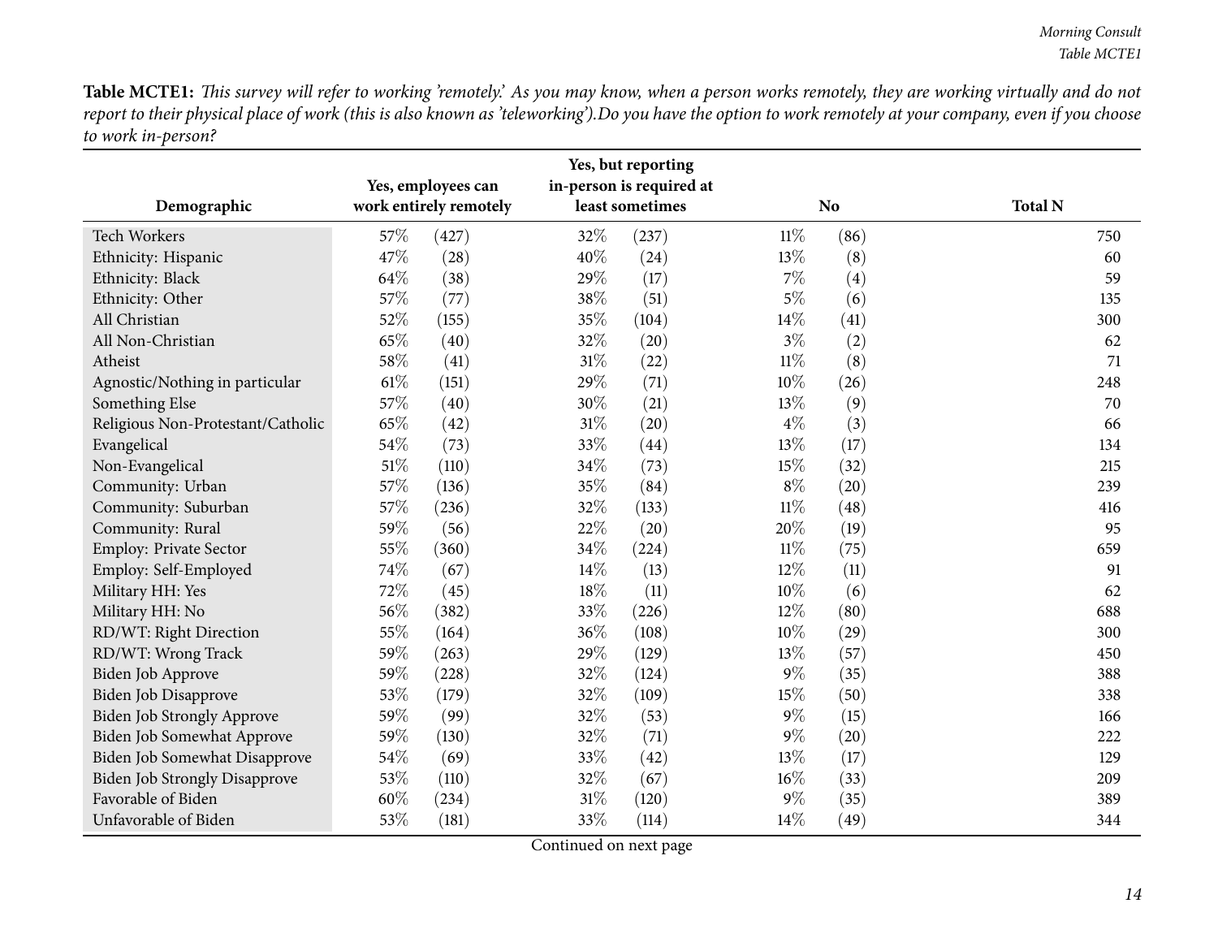**Table MCTE1:** *This survey will refer to working 'remotely.' As you may know, when a person works remotely, they are working virtually and do not report to their physical place of work (this is also known as 'teleworking').Do you have the option to work remotely at your company, even if you choose to work in-person?*

| Demographic | Yes, employees can work entirely remotely | | Yes, but reporting in-person is required at least sometimes | | No | | Total N |
|---|---|---|---|---|---|---|---|
| Tech Workers | 57% | (427) | 32% | (237) | 11% | (86) | 750 |
| Ethnicity: Hispanic | 47% | (28) | 40% | (24) | 13% | (8) | 60 |
| Ethnicity: Black | 64% | (38) | 29% | (17) | 7% | (4) | 59 |
| Ethnicity: Other | 57% | (77) | 38% | (51) | 5% | (6) | 135 |
| All Christian | 52% | (155) | 35% | (104) | 14% | (41) | 300 |
| All Non-Christian | 65% | (40) | 32% | (20) | 3% | (2) | 62 |
| Atheist | 58% | (41) | 31% | (22) | 11% | (8) | 71 |
| Agnostic/Nothing in particular | 61% | (151) | 29% | (71) | 10% | (26) | 248 |
| Something Else | 57% | (40) | 30% | (21) | 13% | (9) | 70 |
| Religious Non-Protestant/Catholic | 65% | (42) | 31% | (20) | 4% | (3) | 66 |
| Evangelical | 54% | (73) | 33% | (44) | 13% | (17) | 134 |
| Non-Evangelical | 51% | (110) | 34% | (73) | 15% | (32) | 215 |
| Community: Urban | 57% | (136) | 35% | (84) | 8% | (20) | 239 |
| Community: Suburban | 57% | (236) | 32% | (133) | 11% | (48) | 416 |
| Community: Rural | 59% | (56) | 22% | (20) | 20% | (19) | 95 |
| Employ: Private Sector | 55% | (360) | 34% | (224) | 11% | (75) | 659 |
| Employ: Self-Employed | 74% | (67) | 14% | (13) | 12% | (11) | 91 |
| Military HH: Yes | 72% | (45) | 18% | (11) | 10% | (6) | 62 |
| Military HH: No | 56% | (382) | 33% | (226) | 12% | (80) | 688 |
| RD/WT: Right Direction | 55% | (164) | 36% | (108) | 10% | (29) | 300 |
| RD/WT: Wrong Track | 59% | (263) | 29% | (129) | 13% | (57) | 450 |
| Biden Job Approve | 59% | (228) | 32% | (124) | 9% | (35) | 388 |
| Biden Job Disapprove | 53% | (179) | 32% | (109) | 15% | (50) | 338 |
| Biden Job Strongly Approve | 59% | (99) | 32% | (53) | 9% | (15) | 166 |
| Biden Job Somewhat Approve | 59% | (130) | 32% | (71) | 9% | (20) | 222 |
| Biden Job Somewhat Disapprove | 54% | (69) | 33% | (42) | 13% | (17) | 129 |
| Biden Job Strongly Disapprove | 53% | (110) | 32% | (67) | 16% | (33) | 209 |
| Favorable of Biden | 60% | (234) | 31% | (120) | 9% | (35) | 389 |
| Unfavorable of Biden | 53% | (181) | 33% | (114) | 14% | (49) | 344 |

Continued on next page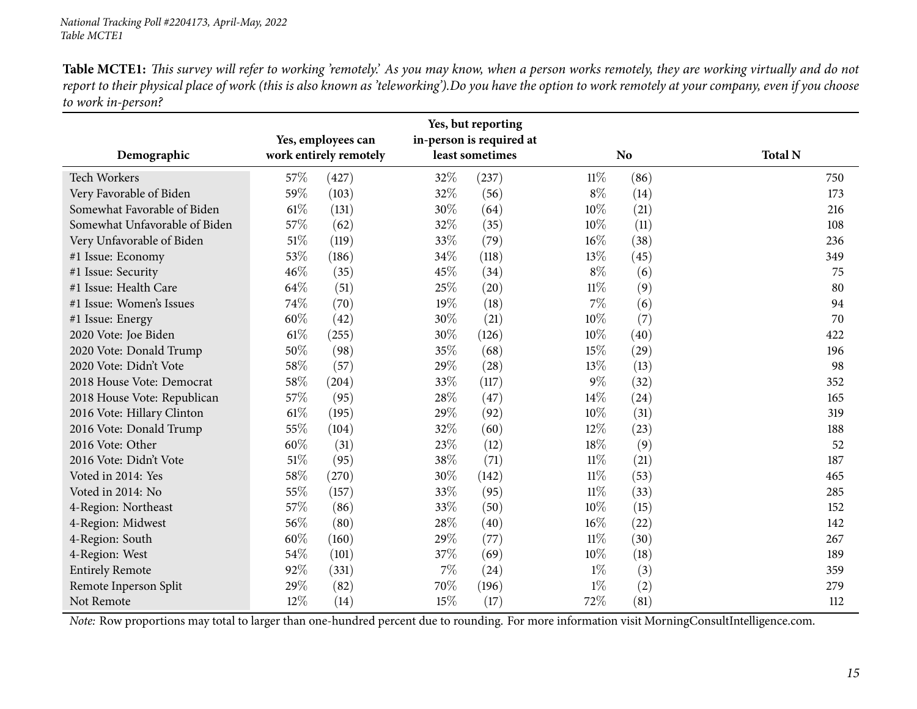*National Tracking Poll #2204173, April-May, 2022*
*Table MCTE1*

**Table MCTE1:** *This survey will refer to working 'remotely.' As you may know, when a person works remotely, they are working virtually and do not report to their physical place of work (this is also known as 'teleworking').Do you have the option to work remotely at your company, even if you choose to work in-person?*

| Demographic | Yes, employees can work entirely remotely | | Yes, but reporting in-person is required at least sometimes | | No | | Total N |
|---|---|---|---|---|---|---|---|
| Tech Workers | 57% | (427) | 32% | (237) | 11% | (86) | 750 |
| Very Favorable of Biden | 59% | (103) | 32% | (56) | 8% | (14) | 173 |
| Somewhat Favorable of Biden | 61% | (131) | 30% | (64) | 10% | (21) | 216 |
| Somewhat Unfavorable of Biden | 57% | (62) | 32% | (35) | 10% | (11) | 108 |
| Very Unfavorable of Biden | 51% | (119) | 33% | (79) | 16% | (38) | 236 |
| #1 Issue: Economy | 53% | (186) | 34% | (118) | 13% | (45) | 349 |
| #1 Issue: Security | 46% | (35) | 45% | (34) | 8% | (6) | 75 |
| #1 Issue: Health Care | 64% | (51) | 25% | (20) | 11% | (9) | 80 |
| #1 Issue: Women's Issues | 74% | (70) | 19% | (18) | 7% | (6) | 94 |
| #1 Issue: Energy | 60% | (42) | 30% | (21) | 10% | (7) | 70 |
| 2020 Vote: Joe Biden | 61% | (255) | 30% | (126) | 10% | (40) | 422 |
| 2020 Vote: Donald Trump | 50% | (98) | 35% | (68) | 15% | (29) | 196 |
| 2020 Vote: Didn't Vote | 58% | (57) | 29% | (28) | 13% | (13) | 98 |
| 2018 House Vote: Democrat | 58% | (204) | 33% | (117) | 9% | (32) | 352 |
| 2018 House Vote: Republican | 57% | (95) | 28% | (47) | 14% | (24) | 165 |
| 2016 Vote: Hillary Clinton | 61% | (195) | 29% | (92) | 10% | (31) | 319 |
| 2016 Vote: Donald Trump | 55% | (104) | 32% | (60) | 12% | (23) | 188 |
| 2016 Vote: Other | 60% | (31) | 23% | (12) | 18% | (9) | 52 |
| 2016 Vote: Didn't Vote | 51% | (95) | 38% | (71) | 11% | (21) | 187 |
| Voted in 2014: Yes | 58% | (270) | 30% | (142) | 11% | (53) | 465 |
| Voted in 2014: No | 55% | (157) | 33% | (95) | 11% | (33) | 285 |
| 4-Region: Northeast | 57% | (86) | 33% | (50) | 10% | (15) | 152 |
| 4-Region: Midwest | 56% | (80) | 28% | (40) | 16% | (22) | 142 |
| 4-Region: South | 60% | (160) | 29% | (77) | 11% | (30) | 267 |
| 4-Region: West | 54% | (101) | 37% | (69) | 10% | (18) | 189 |
| Entirely Remote | 92% | (331) | 7% | (24) | 1% | (3) | 359 |
| Remote Inperson Split | 29% | (82) | 70% | (196) | 1% | (2) | 279 |
| Not Remote | 12% | (14) | 15% | (17) | 72% | (81) | 112 |

*Note:* Row proportions may total to larger than one-hundred percent due to rounding. For more information visit MorningConsultIntelligence.com.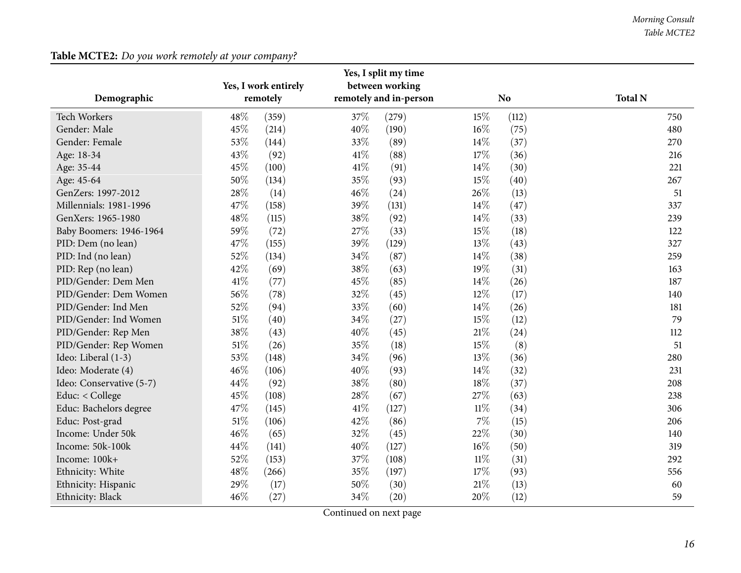**Table MCTE2:** *Do you work remotely at your company?*

| Demographic | Yes, I work entirely remotely | | Yes, I split my time between working remotely and in-person | | No | | Total N |
|---|---|---|---|---|---|---|---|
| Tech Workers | 48% | (359) | 37% | (279) | 15% | (112) | 750 |
| Gender: Male | 45% | (214) | 40% | (190) | 16% | (75) | 480 |
| Gender: Female | 53% | (144) | 33% | (89) | 14% | (37) | 270 |
| Age: 18-34 | 43% | (92) | 41% | (88) | 17% | (36) | 216 |
| Age: 35-44 | 45% | (100) | 41% | (91) | 14% | (30) | 221 |
| Age: 45-64 | 50% | (134) | 35% | (93) | 15% | (40) | 267 |
| GenZers: 1997-2012 | 28% | (14) | 46% | (24) | 26% | (13) | 51 |
| Millennials: 1981-1996 | 47% | (158) | 39% | (131) | 14% | (47) | 337 |
| GenXers: 1965-1980 | 48% | (115) | 38% | (92) | 14% | (33) | 239 |
| Baby Boomers: 1946-1964 | 59% | (72) | 27% | (33) | 15% | (18) | 122 |
| PID: Dem (no lean) | 47% | (155) | 39% | (129) | 13% | (43) | 327 |
| PID: Ind (no lean) | 52% | (134) | 34% | (87) | 14% | (38) | 259 |
| PID: Rep (no lean) | 42% | (69) | 38% | (63) | 19% | (31) | 163 |
| PID/Gender: Dem Men | 41% | (77) | 45% | (85) | 14% | (26) | 187 |
| PID/Gender: Dem Women | 56% | (78) | 32% | (45) | 12% | (17) | 140 |
| PID/Gender: Ind Men | 52% | (94) | 33% | (60) | 14% | (26) | 181 |
| PID/Gender: Ind Women | 51% | (40) | 34% | (27) | 15% | (12) | 79 |
| PID/Gender: Rep Men | 38% | (43) | 40% | (45) | 21% | (24) | 112 |
| PID/Gender: Rep Women | 51% | (26) | 35% | (18) | 15% | (8) | 51 |
| Ideo: Liberal (1-3) | 53% | (148) | 34% | (96) | 13% | (36) | 280 |
| Ideo: Moderate (4) | 46% | (106) | 40% | (93) | 14% | (32) | 231 |
| Ideo: Conservative (5-7) | 44% | (92) | 38% | (80) | 18% | (37) | 208 |
| Educ: < College | 45% | (108) | 28% | (67) | 27% | (63) | 238 |
| Educ: Bachelors degree | 47% | (145) | 41% | (127) | 11% | (34) | 306 |
| Educ: Post-grad | 51% | (106) | 42% | (86) | 7% | (15) | 206 |
| Income: Under 50k | 46% | (65) | 32% | (45) | 22% | (30) | 140 |
| Income: 50k-100k | 44% | (141) | 40% | (127) | 16% | (50) | 319 |
| Income: 100k+ | 52% | (153) | 37% | (108) | 11% | (31) | 292 |
| Ethnicity: White | 48% | (266) | 35% | (197) | 17% | (93) | 556 |
| Ethnicity: Hispanic | 29% | (17) | 50% | (30) | 21% | (13) | 60 |
| Ethnicity: Black | 46% | (27) | 34% | (20) | 20% | (12) | 59 |

Continued on next page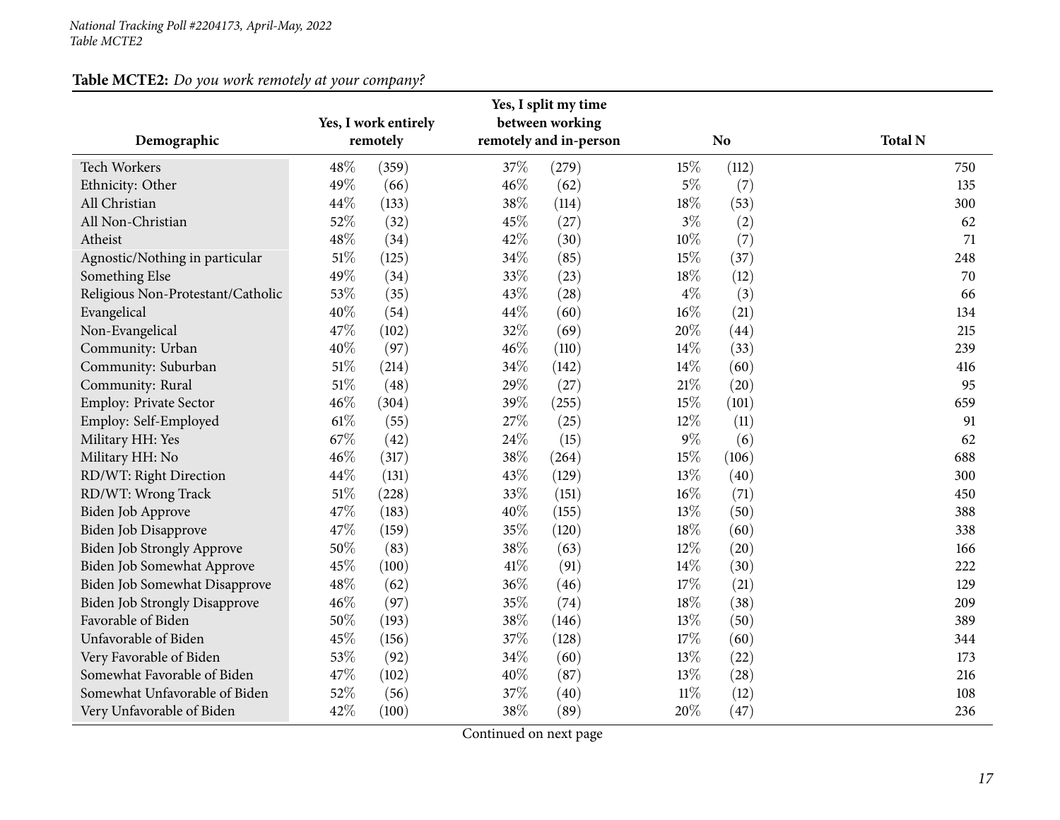**Table MCTE2:** *Do you work remotely at your company?*

| Demographic | Yes, I work entirely remotely | | Yes, I split my time between working remotely and in-person | | No | | Total N |
|---|---|---|---|---|---|---|---|
| Tech Workers | 48% | (359) | 37% | (279) | 15% | (112) | 750 |
| Ethnicity: Other | 49% | (66) | 46% | (62) | 5% | (7) | 135 |
| All Christian | 44% | (133) | 38% | (114) | 18% | (53) | 300 |
| All Non-Christian | 52% | (32) | 45% | (27) | 3% | (2) | 62 |
| Atheist | 48% | (34) | 42% | (30) | 10% | (7) | 71 |
| Agnostic/Nothing in particular | 51% | (125) | 34% | (85) | 15% | (37) | 248 |
| Something Else | 49% | (34) | 33% | (23) | 18% | (12) | 70 |
| Religious Non-Protestant/Catholic | 53% | (35) | 43% | (28) | 4% | (3) | 66 |
| Evangelical | 40% | (54) | 44% | (60) | 16% | (21) | 134 |
| Non-Evangelical | 47% | (102) | 32% | (69) | 20% | (44) | 215 |
| Community: Urban | 40% | (97) | 46% | (110) | 14% | (33) | 239 |
| Community: Suburban | 51% | (214) | 34% | (142) | 14% | (60) | 416 |
| Community: Rural | 51% | (48) | 29% | (27) | 21% | (20) | 95 |
| Employ: Private Sector | 46% | (304) | 39% | (255) | 15% | (101) | 659 |
| Employ: Self-Employed | 61% | (55) | 27% | (25) | 12% | (11) | 91 |
| Military HH: Yes | 67% | (42) | 24% | (15) | 9% | (6) | 62 |
| Military HH: No | 46% | (317) | 38% | (264) | 15% | (106) | 688 |
| RD/WT: Right Direction | 44% | (131) | 43% | (129) | 13% | (40) | 300 |
| RD/WT: Wrong Track | 51% | (228) | 33% | (151) | 16% | (71) | 450 |
| Biden Job Approve | 47% | (183) | 40% | (155) | 13% | (50) | 388 |
| Biden Job Disapprove | 47% | (159) | 35% | (120) | 18% | (60) | 338 |
| Biden Job Strongly Approve | 50% | (83) | 38% | (63) | 12% | (20) | 166 |
| Biden Job Somewhat Approve | 45% | (100) | 41% | (91) | 14% | (30) | 222 |
| Biden Job Somewhat Disapprove | 48% | (62) | 36% | (46) | 17% | (21) | 129 |
| Biden Job Strongly Disapprove | 46% | (97) | 35% | (74) | 18% | (38) | 209 |
| Favorable of Biden | 50% | (193) | 38% | (146) | 13% | (50) | 389 |
| Unfavorable of Biden | 45% | (156) | 37% | (128) | 17% | (60) | 344 |
| Very Favorable of Biden | 53% | (92) | 34% | (60) | 13% | (22) | 173 |
| Somewhat Favorable of Biden | 47% | (102) | 40% | (87) | 13% | (28) | 216 |
| Somewhat Unfavorable of Biden | 52% | (56) | 37% | (40) | 11% | (12) | 108 |
| Very Unfavorable of Biden | 42% | (100) | 38% | (89) | 20% | (47) | 236 |

Continued on next page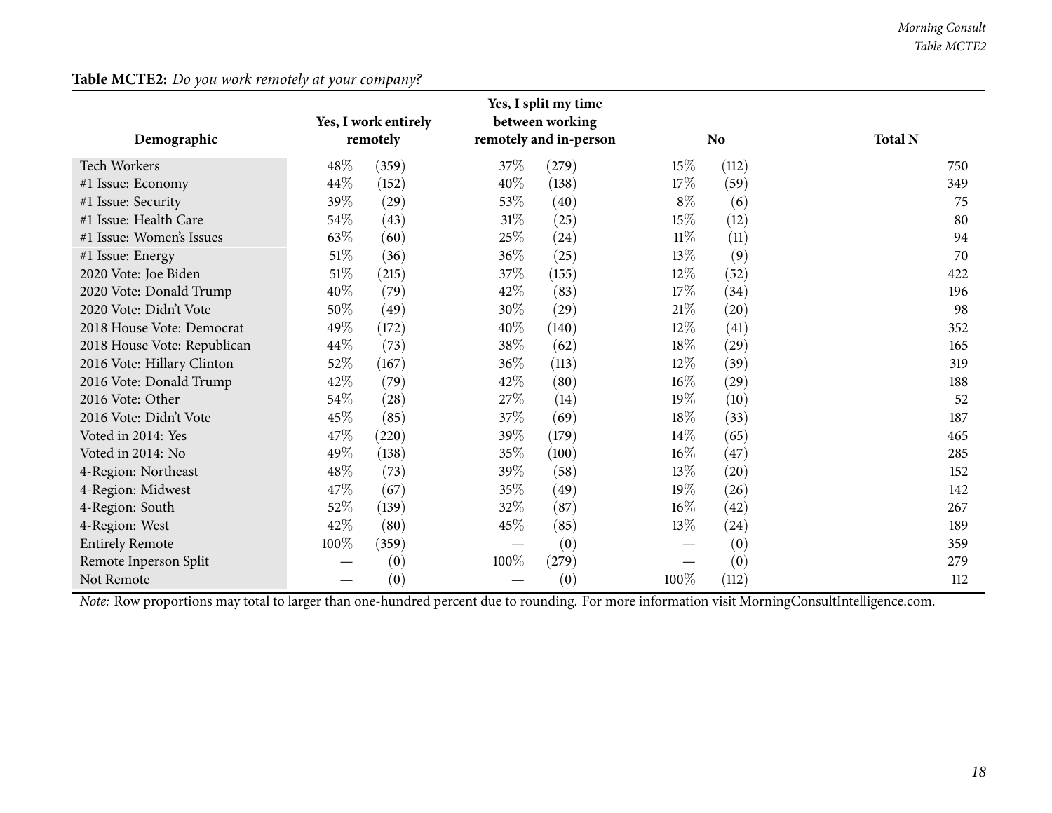**Table MCTE2:** *Do you work remotely at your company?*

| Demographic | Yes, I work entirely remotely | | Yes, I split my time between working remotely and in-person | | No | | Total N |
|---|---|---|---|---|---|---|---|
| Tech Workers | 48% | (359) | 37% | (279) | 15% | (112) | 750 |
| #1 Issue: Economy | 44% | (152) | 40% | (138) | 17% | (59) | 349 |
| #1 Issue: Security | 39% | (29) | 53% | (40) | 8% | (6) | 75 |
| #1 Issue: Health Care | 54% | (43) | 31% | (25) | 15% | (12) | 80 |
| #1 Issue: Women's Issues | 63% | (60) | 25% | (24) | 11% | (11) | 94 |
| #1 Issue: Energy | 51% | (36) | 36% | (25) | 13% | (9) | 70 |
| 2020 Vote: Joe Biden | 51% | (215) | 37% | (155) | 12% | (52) | 422 |
| 2020 Vote: Donald Trump | 40% | (79) | 42% | (83) | 17% | (34) | 196 |
| 2020 Vote: Didn't Vote | 50% | (49) | 30% | (29) | 21% | (20) | 98 |
| 2018 House Vote: Democrat | 49% | (172) | 40% | (140) | 12% | (41) | 352 |
| 2018 House Vote: Republican | 44% | (73) | 38% | (62) | 18% | (29) | 165 |
| 2016 Vote: Hillary Clinton | 52% | (167) | 36% | (113) | 12% | (39) | 319 |
| 2016 Vote: Donald Trump | 42% | (79) | 42% | (80) | 16% | (29) | 188 |
| 2016 Vote: Other | 54% | (28) | 27% | (14) | 19% | (10) | 52 |
| 2016 Vote: Didn't Vote | 45% | (85) | 37% | (69) | 18% | (33) | 187 |
| Voted in 2014: Yes | 47% | (220) | 39% | (179) | 14% | (65) | 465 |
| Voted in 2014: No | 49% | (138) | 35% | (100) | 16% | (47) | 285 |
| 4-Region: Northeast | 48% | (73) | 39% | (58) | 13% | (20) | 152 |
| 4-Region: Midwest | 47% | (67) | 35% | (49) | 19% | (26) | 142 |
| 4-Region: South | 52% | (139) | 32% | (87) | 16% | (42) | 267 |
| 4-Region: West | 42% | (80) | 45% | (85) | 13% | (24) | 189 |
| Entirely Remote | 100% | (359) | — | (0) | — | (0) | 359 |
| Remote Inperson Split | — | (0) | 100% | (279) | — | (0) | 279 |
| Not Remote | — | (0) | — | (0) | 100% | (112) | 112 |

*Note:* Row proportions may total to larger than one-hundred percent due to rounding. For more information visit MorningConsultIntelligence.com.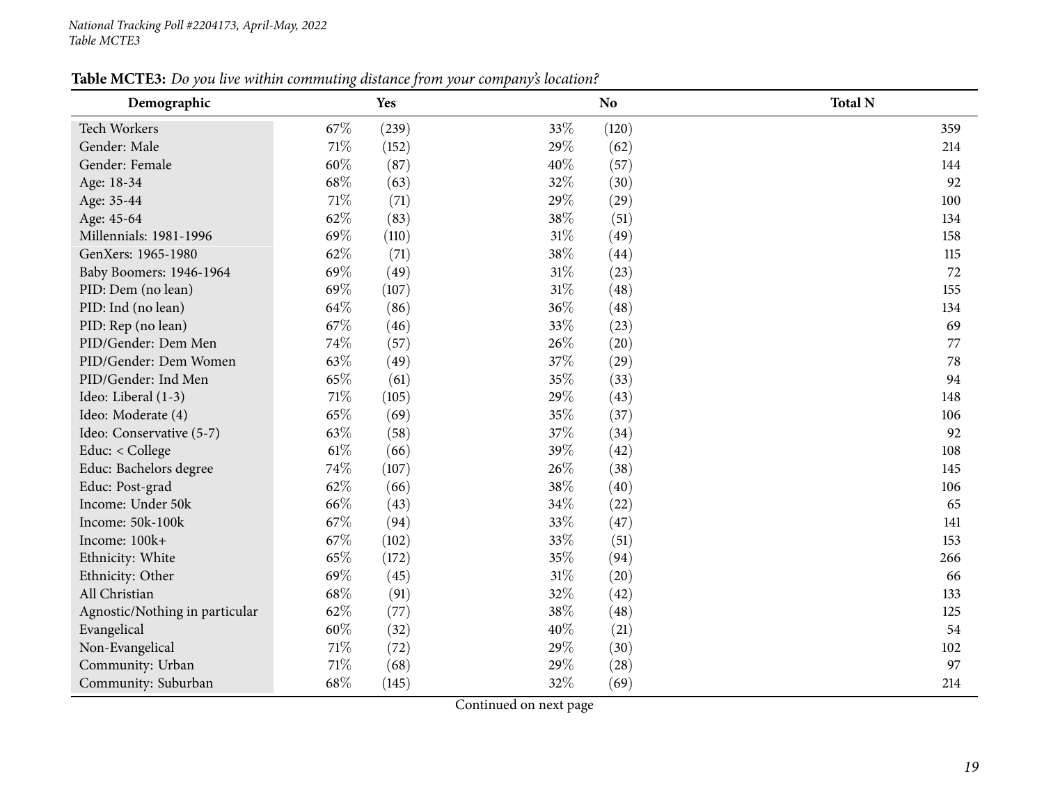**Table MCTE3:** *Do you live within commuting distance from your company's location?*

| Demographic | Yes | | No | | Total N |
|---|---|---|---|---|---|
| Tech Workers | 67% | (239) | 33% | (120) | 359 |
| Gender: Male | 71% | (152) | 29% | (62) | 214 |
| Gender: Female | 60% | (87) | 40% | (57) | 144 |
| Age: 18-34 | 68% | (63) | 32% | (30) | 92 |
| Age: 35-44 | 71% | (71) | 29% | (29) | 100 |
| Age: 45-64 | 62% | (83) | 38% | (51) | 134 |
| Millennials: 1981-1996 | 69% | (110) | 31% | (49) | 158 |
| GenXers: 1965-1980 | 62% | (71) | 38% | (44) | 115 |
| Baby Boomers: 1946-1964 | 69% | (49) | 31% | (23) | 72 |
| PID: Dem (no lean) | 69% | (107) | 31% | (48) | 155 |
| PID: Ind (no lean) | 64% | (86) | 36% | (48) | 134 |
| PID: Rep (no lean) | 67% | (46) | 33% | (23) | 69 |
| PID/Gender: Dem Men | 74% | (57) | 26% | (20) | 77 |
| PID/Gender: Dem Women | 63% | (49) | 37% | (29) | 78 |
| PID/Gender: Ind Men | 65% | (61) | 35% | (33) | 94 |
| Ideo: Liberal (1-3) | 71% | (105) | 29% | (43) | 148 |
| Ideo: Moderate (4) | 65% | (69) | 35% | (37) | 106 |
| Ideo: Conservative (5-7) | 63% | (58) | 37% | (34) | 92 |
| Educ: < College | 61% | (66) | 39% | (42) | 108 |
| Educ: Bachelors degree | 74% | (107) | 26% | (38) | 145 |
| Educ: Post-grad | 62% | (66) | 38% | (40) | 106 |
| Income: Under 50k | 66% | (43) | 34% | (22) | 65 |
| Income: 50k-100k | 67% | (94) | 33% | (47) | 141 |
| Income: 100k+ | 67% | (102) | 33% | (51) | 153 |
| Ethnicity: White | 65% | (172) | 35% | (94) | 266 |
| Ethnicity: Other | 69% | (45) | 31% | (20) | 66 |
| All Christian | 68% | (91) | 32% | (42) | 133 |
| Agnostic/Nothing in particular | 62% | (77) | 38% | (48) | 125 |
| Evangelical | 60% | (32) | 40% | (21) | 54 |
| Non-Evangelical | 71% | (72) | 29% | (30) | 102 |
| Community: Urban | 71% | (68) | 29% | (28) | 97 |
| Community: Suburban | 68% | (145) | 32% | (69) | 214 |

Continued on next page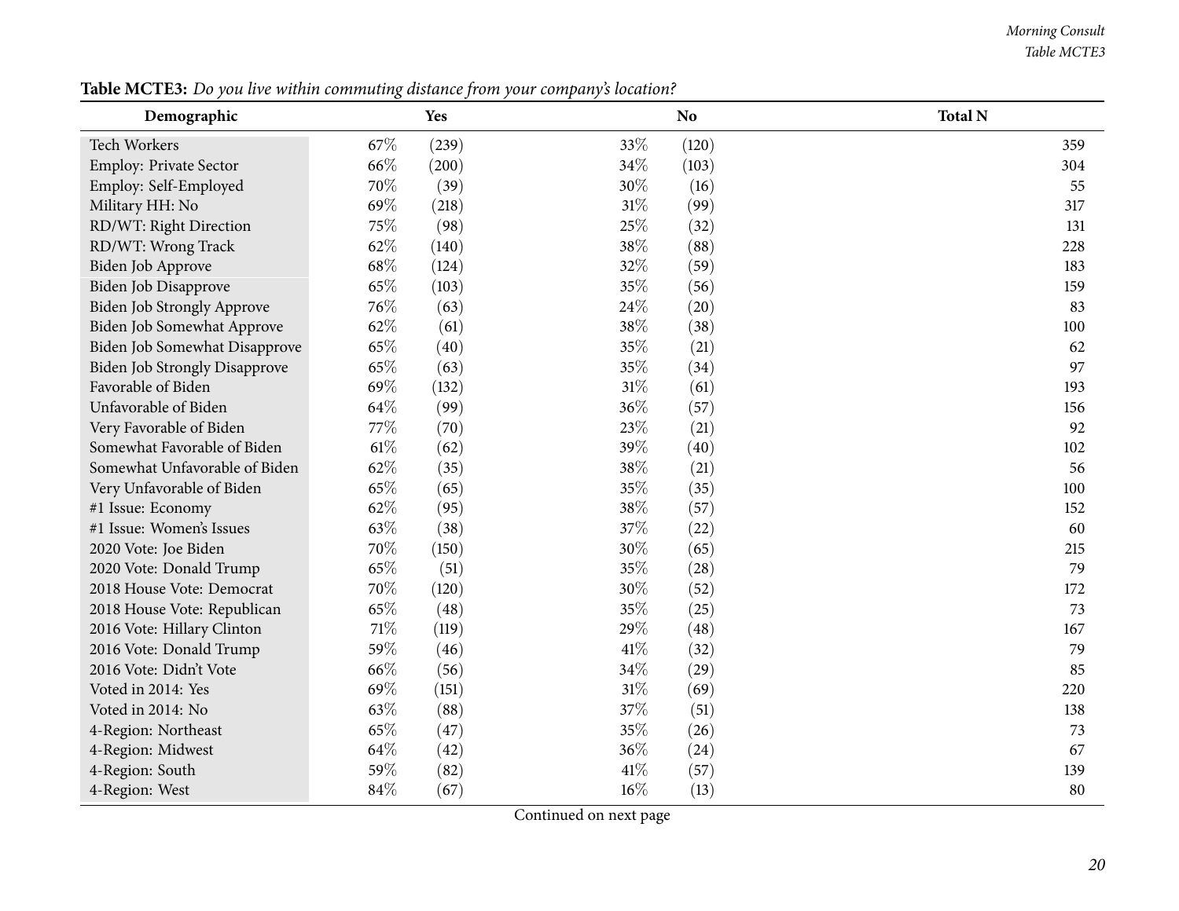**Table MCTE3:** *Do you live within commuting distance from your company's location?*

| Demographic | Yes | | No | | Total N |
|---|---|---|---|---|---|
| Tech Workers | 67% | (239) | 33% | (120) | 359 |
| Employ: Private Sector | 66% | (200) | 34% | (103) | 304 |
| Employ: Self-Employed | 70% | (39) | 30% | (16) | 55 |
| Military HH: No | 69% | (218) | 31% | (99) | 317 |
| RD/WT: Right Direction | 75% | (98) | 25% | (32) | 131 |
| RD/WT: Wrong Track | 62% | (140) | 38% | (88) | 228 |
| Biden Job Approve | 68% | (124) | 32% | (59) | 183 |
| Biden Job Disapprove | 65% | (103) | 35% | (56) | 159 |
| Biden Job Strongly Approve | 76% | (63) | 24% | (20) | 83 |
| Biden Job Somewhat Approve | 62% | (61) | 38% | (38) | 100 |
| Biden Job Somewhat Disapprove | 65% | (40) | 35% | (21) | 62 |
| Biden Job Strongly Disapprove | 65% | (63) | 35% | (34) | 97 |
| Favorable of Biden | 69% | (132) | 31% | (61) | 193 |
| Unfavorable of Biden | 64% | (99) | 36% | (57) | 156 |
| Very Favorable of Biden | 77% | (70) | 23% | (21) | 92 |
| Somewhat Favorable of Biden | 61% | (62) | 39% | (40) | 102 |
| Somewhat Unfavorable of Biden | 62% | (35) | 38% | (21) | 56 |
| Very Unfavorable of Biden | 65% | (65) | 35% | (35) | 100 |
| #1 Issue: Economy | 62% | (95) | 38% | (57) | 152 |
| #1 Issue: Women's Issues | 63% | (38) | 37% | (22) | 60 |
| 2020 Vote: Joe Biden | 70% | (150) | 30% | (65) | 215 |
| 2020 Vote: Donald Trump | 65% | (51) | 35% | (28) | 79 |
| 2018 House Vote: Democrat | 70% | (120) | 30% | (52) | 172 |
| 2018 House Vote: Republican | 65% | (48) | 35% | (25) | 73 |
| 2016 Vote: Hillary Clinton | 71% | (119) | 29% | (48) | 167 |
| 2016 Vote: Donald Trump | 59% | (46) | 41% | (32) | 79 |
| 2016 Vote: Didn't Vote | 66% | (56) | 34% | (29) | 85 |
| Voted in 2014: Yes | 69% | (151) | 31% | (69) | 220 |
| Voted in 2014: No | 63% | (88) | 37% | (51) | 138 |
| 4-Region: Northeast | 65% | (47) | 35% | (26) | 73 |
| 4-Region: Midwest | 64% | (42) | 36% | (24) | 67 |
| 4-Region: South | 59% | (82) | 41% | (57) | 139 |
| 4-Region: West | 84% | (67) | 16% | (13) | 80 |

Continued on next page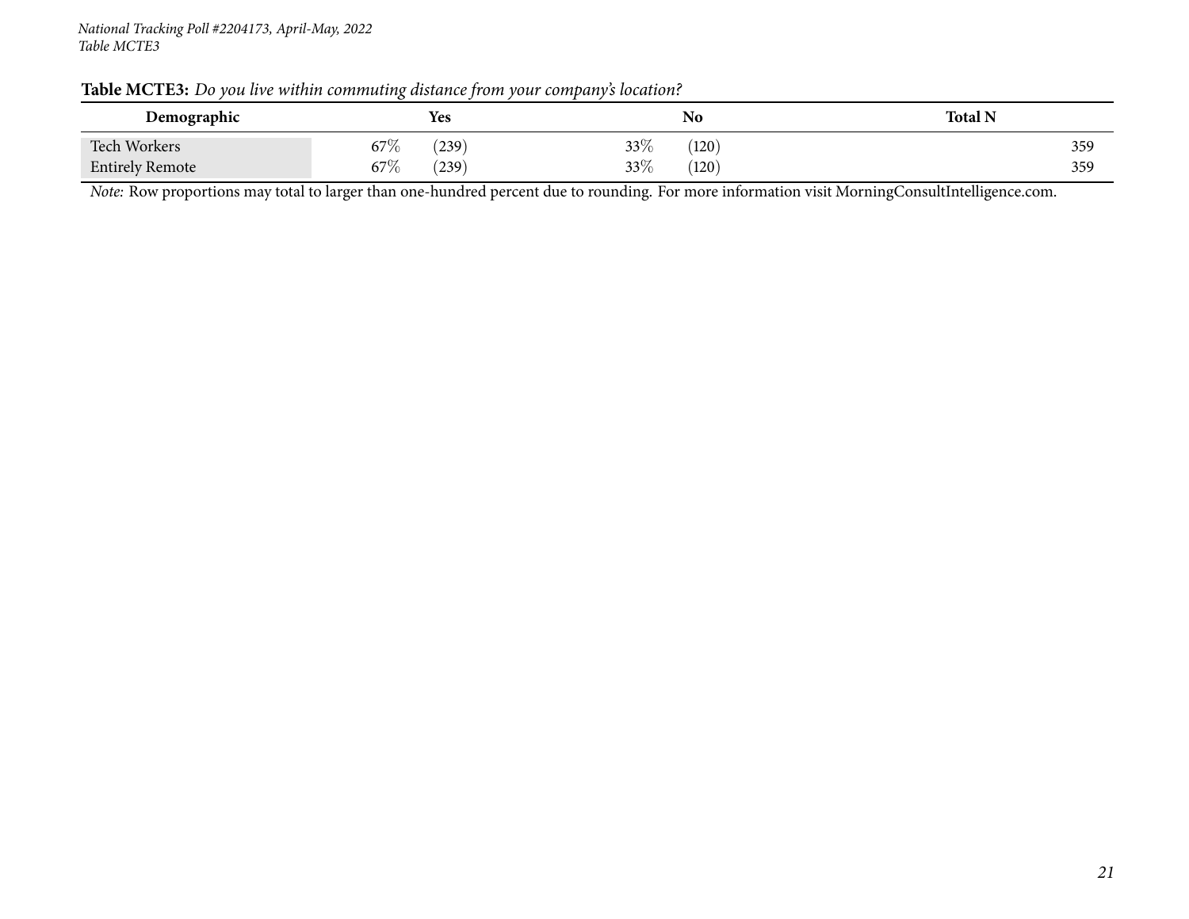**Table MCTE3:** *Do you live within commuting distance from your company's location?*

| Demographic | Yes | | No | | Total N |
|---|---|---|---|---|---|
| Tech Workers | 67% | (239) | 33% | (120) | 359 |
| Entirely Remote | 67% | (239) | 33% | (120) | 359 |

*Note:* Row proportions may total to larger than one-hundred percent due to rounding. For more information visit MorningConsultIntelligence.com.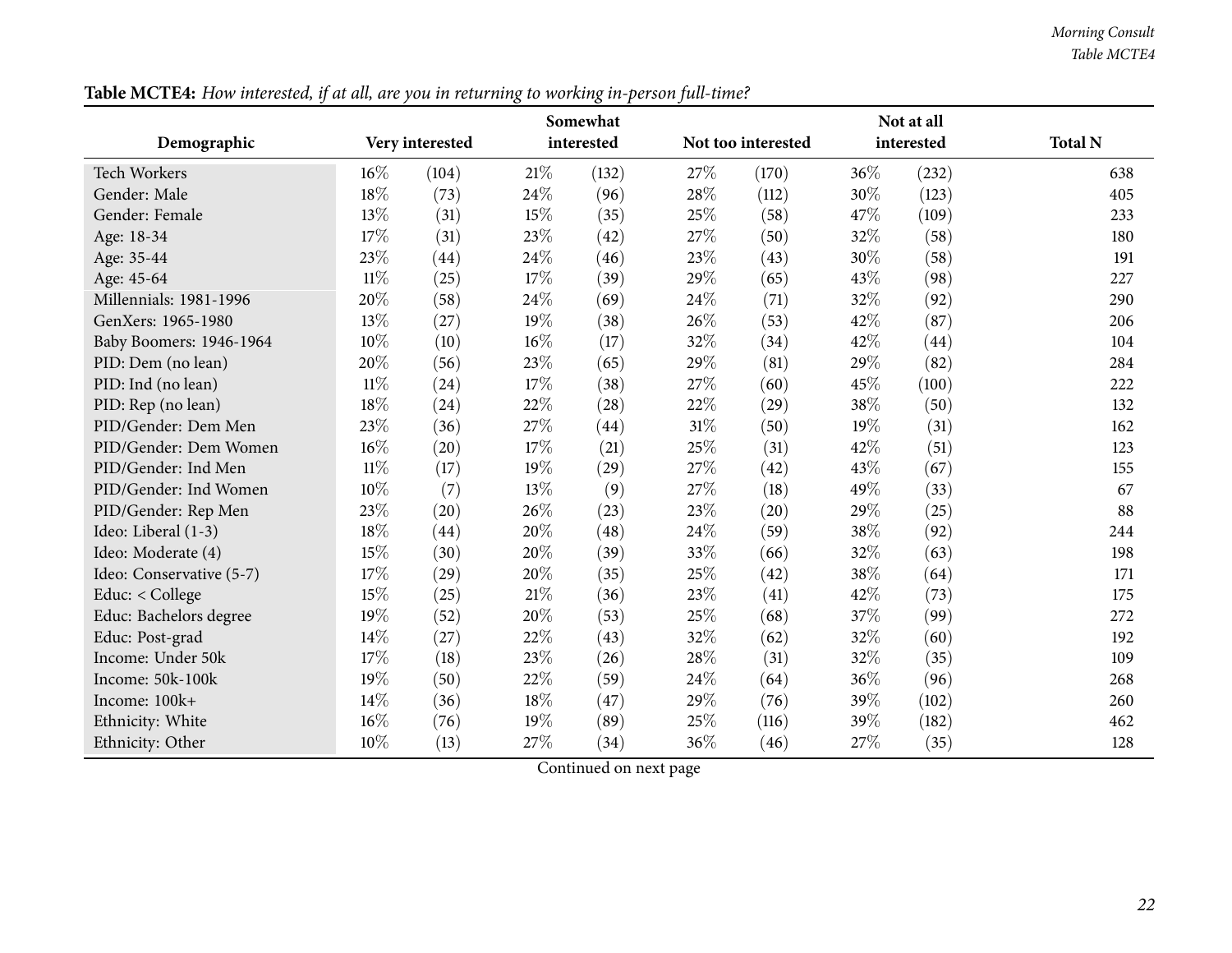**Table MCTE4:** *How interested, if at all, are you in returning to working in-person full-time?*

| Demographic | Very interested | | Somewhat interested | | Not too interested | | Not at all interested | | Total N |
|---|---|---|---|---|---|---|---|---|---|
| Tech Workers | 16% | (104) | 21% | (132) | 27% | (170) | 36% | (232) | 638 |
| Gender: Male | 18% | (73) | 24% | (96) | 28% | (112) | 30% | (123) | 405 |
| Gender: Female | 13% | (31) | 15% | (35) | 25% | (58) | 47% | (109) | 233 |
| Age: 18-34 | 17% | (31) | 23% | (42) | 27% | (50) | 32% | (58) | 180 |
| Age: 35-44 | 23% | (44) | 24% | (46) | 23% | (43) | 30% | (58) | 191 |
| Age: 45-64 | 11% | (25) | 17% | (39) | 29% | (65) | 43% | (98) | 227 |
| Millennials: 1981-1996 | 20% | (58) | 24% | (69) | 24% | (71) | 32% | (92) | 290 |
| GenXers: 1965-1980 | 13% | (27) | 19% | (38) | 26% | (53) | 42% | (87) | 206 |
| Baby Boomers: 1946-1964 | 10% | (10) | 16% | (17) | 32% | (34) | 42% | (44) | 104 |
| PID: Dem (no lean) | 20% | (56) | 23% | (65) | 29% | (81) | 29% | (82) | 284 |
| PID: Ind (no lean) | 11% | (24) | 17% | (38) | 27% | (60) | 45% | (100) | 222 |
| PID: Rep (no lean) | 18% | (24) | 22% | (28) | 22% | (29) | 38% | (50) | 132 |
| PID/Gender: Dem Men | 23% | (36) | 27% | (44) | 31% | (50) | 19% | (31) | 162 |
| PID/Gender: Dem Women | 16% | (20) | 17% | (21) | 25% | (31) | 42% | (51) | 123 |
| PID/Gender: Ind Men | 11% | (17) | 19% | (29) | 27% | (42) | 43% | (67) | 155 |
| PID/Gender: Ind Women | 10% | (7) | 13% | (9) | 27% | (18) | 49% | (33) | 67 |
| PID/Gender: Rep Men | 23% | (20) | 26% | (23) | 23% | (20) | 29% | (25) | 88 |
| Ideo: Liberal (1-3) | 18% | (44) | 20% | (48) | 24% | (59) | 38% | (92) | 244 |
| Ideo: Moderate (4) | 15% | (30) | 20% | (39) | 33% | (66) | 32% | (63) | 198 |
| Ideo: Conservative (5-7) | 17% | (29) | 20% | (35) | 25% | (42) | 38% | (64) | 171 |
| Educ: < College | 15% | (25) | 21% | (36) | 23% | (41) | 42% | (73) | 175 |
| Educ: Bachelors degree | 19% | (52) | 20% | (53) | 25% | (68) | 37% | (99) | 272 |
| Educ: Post-grad | 14% | (27) | 22% | (43) | 32% | (62) | 32% | (60) | 192 |
| Income: Under 50k | 17% | (18) | 23% | (26) | 28% | (31) | 32% | (35) | 109 |
| Income: 50k-100k | 19% | (50) | 22% | (59) | 24% | (64) | 36% | (96) | 268 |
| Income: 100k+ | 14% | (36) | 18% | (47) | 29% | (76) | 39% | (102) | 260 |
| Ethnicity: White | 16% | (76) | 19% | (89) | 25% | (116) | 39% | (182) | 462 |
| Ethnicity: Other | 10% | (13) | 27% | (34) | 36% | (46) | 27% | (35) | 128 |

Continued on next page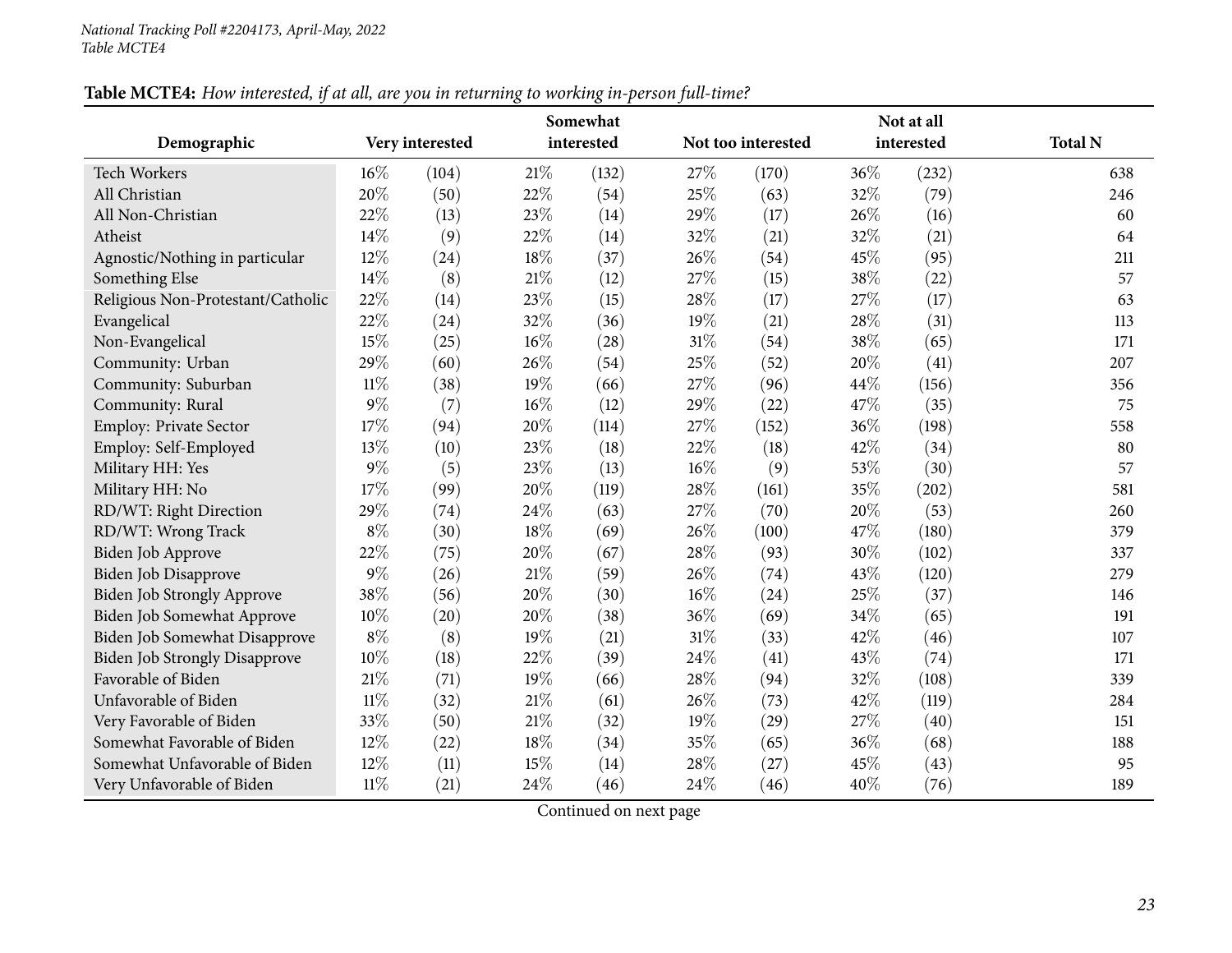*National Tracking Poll #2204173, April-May, 2022*
*Table MCTE4*

**Table MCTE4:** *How interested, if at all, are you in returning to working in-person full-time?*

| Demographic | Very interested | | Somewhat interested | | Not too interested | | Not at all interested | | Total N |
|---|---|---|---|---|---|---|---|---|---|
| Tech Workers | 16% | (104) | 21% | (132) | 27% | (170) | 36% | (232) | 638 |
| All Christian | 20% | (50) | 22% | (54) | 25% | (63) | 32% | (79) | 246 |
| All Non-Christian | 22% | (13) | 23% | (14) | 29% | (17) | 26% | (16) | 60 |
| Atheist | 14% | (9) | 22% | (14) | 32% | (21) | 32% | (21) | 64 |
| Agnostic/Nothing in particular | 12% | (24) | 18% | (37) | 26% | (54) | 45% | (95) | 211 |
| Something Else | 14% | (8) | 21% | (12) | 27% | (15) | 38% | (22) | 57 |
| Religious Non-Protestant/Catholic | 22% | (14) | 23% | (15) | 28% | (17) | 27% | (17) | 63 |
| Evangelical | 22% | (24) | 32% | (36) | 19% | (21) | 28% | (31) | 113 |
| Non-Evangelical | 15% | (25) | 16% | (28) | 31% | (54) | 38% | (65) | 171 |
| Community: Urban | 29% | (60) | 26% | (54) | 25% | (52) | 20% | (41) | 207 |
| Community: Suburban | 11% | (38) | 19% | (66) | 27% | (96) | 44% | (156) | 356 |
| Community: Rural | 9% | (7) | 16% | (12) | 29% | (22) | 47% | (35) | 75 |
| Employ: Private Sector | 17% | (94) | 20% | (114) | 27% | (152) | 36% | (198) | 558 |
| Employ: Self-Employed | 13% | (10) | 23% | (18) | 22% | (18) | 42% | (34) | 80 |
| Military HH: Yes | 9% | (5) | 23% | (13) | 16% | (9) | 53% | (30) | 57 |
| Military HH: No | 17% | (99) | 20% | (119) | 28% | (161) | 35% | (202) | 581 |
| RD/WT: Right Direction | 29% | (74) | 24% | (63) | 27% | (70) | 20% | (53) | 260 |
| RD/WT: Wrong Track | 8% | (30) | 18% | (69) | 26% | (100) | 47% | (180) | 379 |
| Biden Job Approve | 22% | (75) | 20% | (67) | 28% | (93) | 30% | (102) | 337 |
| Biden Job Disapprove | 9% | (26) | 21% | (59) | 26% | (74) | 43% | (120) | 279 |
| Biden Job Strongly Approve | 38% | (56) | 20% | (30) | 16% | (24) | 25% | (37) | 146 |
| Biden Job Somewhat Approve | 10% | (20) | 20% | (38) | 36% | (69) | 34% | (65) | 191 |
| Biden Job Somewhat Disapprove | 8% | (8) | 19% | (21) | 31% | (33) | 42% | (46) | 107 |
| Biden Job Strongly Disapprove | 10% | (18) | 22% | (39) | 24% | (41) | 43% | (74) | 171 |
| Favorable of Biden | 21% | (71) | 19% | (66) | 28% | (94) | 32% | (108) | 339 |
| Unfavorable of Biden | 11% | (32) | 21% | (61) | 26% | (73) | 42% | (119) | 284 |
| Very Favorable of Biden | 33% | (50) | 21% | (32) | 19% | (29) | 27% | (40) | 151 |
| Somewhat Favorable of Biden | 12% | (22) | 18% | (34) | 35% | (65) | 36% | (68) | 188 |
| Somewhat Unfavorable of Biden | 12% | (11) | 15% | (14) | 28% | (27) | 45% | (43) | 95 |
| Very Unfavorable of Biden | 11% | (21) | 24% | (46) | 24% | (46) | 40% | (76) | 189 |

Continued on next page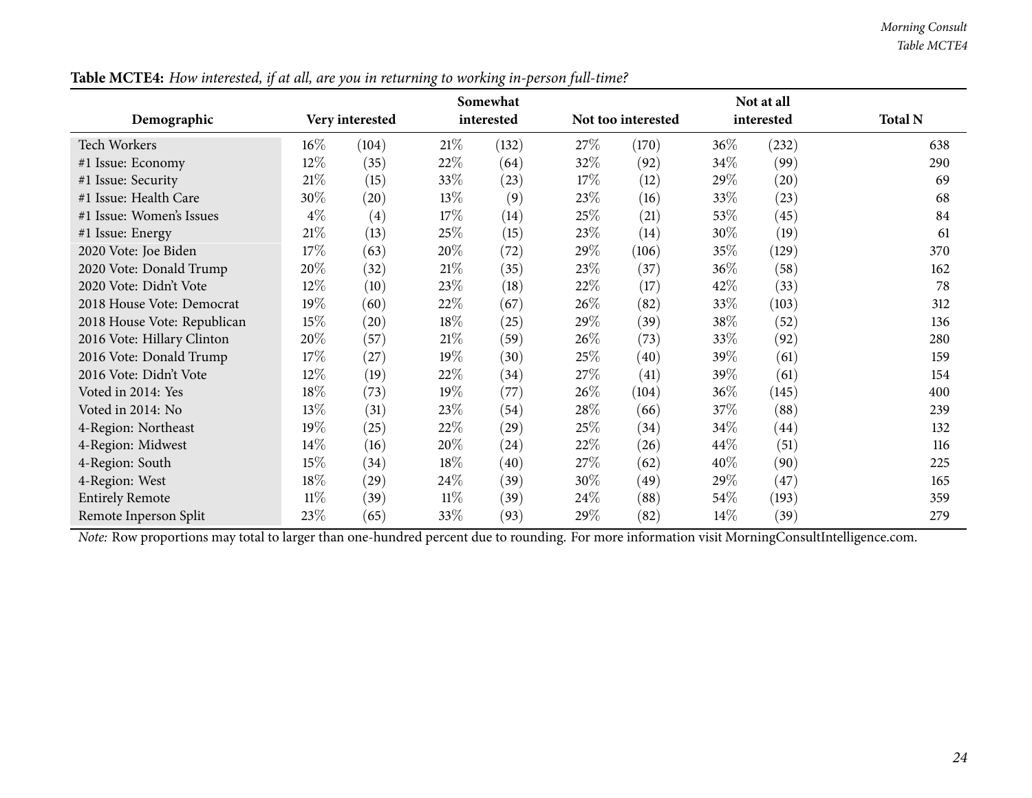**Table MCTE4:** *How interested, if at all, are you in returning to working in-person full-time?*

| Demographic | Very interested | | Somewhat interested | | Not too interested | | Not at all interested | | Total N |
|---|---|---|---|---|---|---|---|---|---|
| Tech Workers | 16% | (104) | 21% | (132) | 27% | (170) | 36% | (232) | 638 |
| #1 Issue: Economy | 12% | (35) | 22% | (64) | 32% | (92) | 34% | (99) | 290 |
| #1 Issue: Security | 21% | (15) | 33% | (23) | 17% | (12) | 29% | (20) | 69 |
| #1 Issue: Health Care | 30% | (20) | 13% | (9) | 23% | (16) | 33% | (23) | 68 |
| #1 Issue: Women's Issues | 4% | (4) | 17% | (14) | 25% | (21) | 53% | (45) | 84 |
| #1 Issue: Energy | 21% | (13) | 25% | (15) | 23% | (14) | 30% | (19) | 61 |
| 2020 Vote: Joe Biden | 17% | (63) | 20% | (72) | 29% | (106) | 35% | (129) | 370 |
| 2020 Vote: Donald Trump | 20% | (32) | 21% | (35) | 23% | (37) | 36% | (58) | 162 |
| 2020 Vote: Didn't Vote | 12% | (10) | 23% | (18) | 22% | (17) | 42% | (33) | 78 |
| 2018 House Vote: Democrat | 19% | (60) | 22% | (67) | 26% | (82) | 33% | (103) | 312 |
| 2018 House Vote: Republican | 15% | (20) | 18% | (25) | 29% | (39) | 38% | (52) | 136 |
| 2016 Vote: Hillary Clinton | 20% | (57) | 21% | (59) | 26% | (73) | 33% | (92) | 280 |
| 2016 Vote: Donald Trump | 17% | (27) | 19% | (30) | 25% | (40) | 39% | (61) | 159 |
| 2016 Vote: Didn't Vote | 12% | (19) | 22% | (34) | 27% | (41) | 39% | (61) | 154 |
| Voted in 2014: Yes | 18% | (73) | 19% | (77) | 26% | (104) | 36% | (145) | 400 |
| Voted in 2014: No | 13% | (31) | 23% | (54) | 28% | (66) | 37% | (88) | 239 |
| 4-Region: Northeast | 19% | (25) | 22% | (29) | 25% | (34) | 34% | (44) | 132 |
| 4-Region: Midwest | 14% | (16) | 20% | (24) | 22% | (26) | 44% | (51) | 116 |
| 4-Region: South | 15% | (34) | 18% | (40) | 27% | (62) | 40% | (90) | 225 |
| 4-Region: West | 18% | (29) | 24% | (39) | 30% | (49) | 29% | (47) | 165 |
| Entirely Remote | 11% | (39) | 11% | (39) | 24% | (88) | 54% | (193) | 359 |
| Remote Inperson Split | 23% | (65) | 33% | (93) | 29% | (82) | 14% | (39) | 279 |

*Note:* Row proportions may total to larger than one-hundred percent due to rounding. For more information visit MorningConsultIntelligence.com.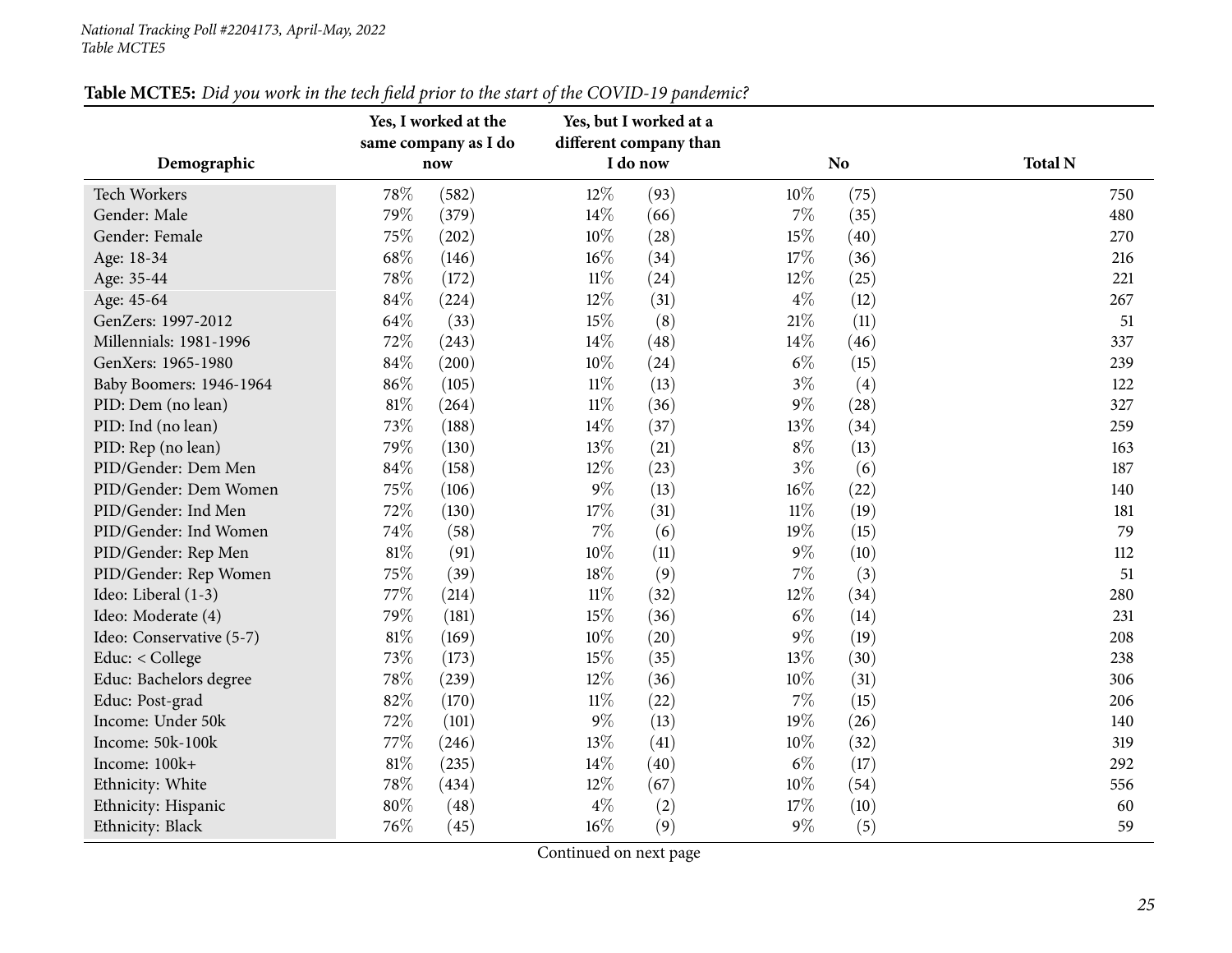**Table MCTE5:** *Did you work in the tech field prior to the start of the COVID-19 pandemic?*

| Demographic | Yes, I worked at the same company as I do now | | Yes, but I worked at a different company than I do now | | No | | Total N |
|---|---|---|---|---|---|---|---|
| Tech Workers | 78% | (582) | 12% | (93) | 10% | (75) | 750 |
| Gender: Male | 79% | (379) | 14% | (66) | 7% | (35) | 480 |
| Gender: Female | 75% | (202) | 10% | (28) | 15% | (40) | 270 |
| Age: 18-34 | 68% | (146) | 16% | (34) | 17% | (36) | 216 |
| Age: 35-44 | 78% | (172) | 11% | (24) | 12% | (25) | 221 |
| Age: 45-64 | 84% | (224) | 12% | (31) | 4% | (12) | 267 |
| GenZers: 1997-2012 | 64% | (33) | 15% | (8) | 21% | (11) | 51 |
| Millennials: 1981-1996 | 72% | (243) | 14% | (48) | 14% | (46) | 337 |
| GenXers: 1965-1980 | 84% | (200) | 10% | (24) | 6% | (15) | 239 |
| Baby Boomers: 1946-1964 | 86% | (105) | 11% | (13) | 3% | (4) | 122 |
| PID: Dem (no lean) | 81% | (264) | 11% | (36) | 9% | (28) | 327 |
| PID: Ind (no lean) | 73% | (188) | 14% | (37) | 13% | (34) | 259 |
| PID: Rep (no lean) | 79% | (130) | 13% | (21) | 8% | (13) | 163 |
| PID/Gender: Dem Men | 84% | (158) | 12% | (23) | 3% | (6) | 187 |
| PID/Gender: Dem Women | 75% | (106) | 9% | (13) | 16% | (22) | 140 |
| PID/Gender: Ind Men | 72% | (130) | 17% | (31) | 11% | (19) | 181 |
| PID/Gender: Ind Women | 74% | (58) | 7% | (6) | 19% | (15) | 79 |
| PID/Gender: Rep Men | 81% | (91) | 10% | (11) | 9% | (10) | 112 |
| PID/Gender: Rep Women | 75% | (39) | 18% | (9) | 7% | (3) | 51 |
| Ideo: Liberal (1-3) | 77% | (214) | 11% | (32) | 12% | (34) | 280 |
| Ideo: Moderate (4) | 79% | (181) | 15% | (36) | 6% | (14) | 231 |
| Ideo: Conservative (5-7) | 81% | (169) | 10% | (20) | 9% | (19) | 208 |
| Educ: < College | 73% | (173) | 15% | (35) | 13% | (30) | 238 |
| Educ: Bachelors degree | 78% | (239) | 12% | (36) | 10% | (31) | 306 |
| Educ: Post-grad | 82% | (170) | 11% | (22) | 7% | (15) | 206 |
| Income: Under 50k | 72% | (101) | 9% | (13) | 19% | (26) | 140 |
| Income: 50k-100k | 77% | (246) | 13% | (41) | 10% | (32) | 319 |
| Income: 100k+ | 81% | (235) | 14% | (40) | 6% | (17) | 292 |
| Ethnicity: White | 78% | (434) | 12% | (67) | 10% | (54) | 556 |
| Ethnicity: Hispanic | 80% | (48) | 4% | (2) | 17% | (10) | 60 |
| Ethnicity: Black | 76% | (45) | 16% | (9) | 9% | (5) | 59 |

Continued on next page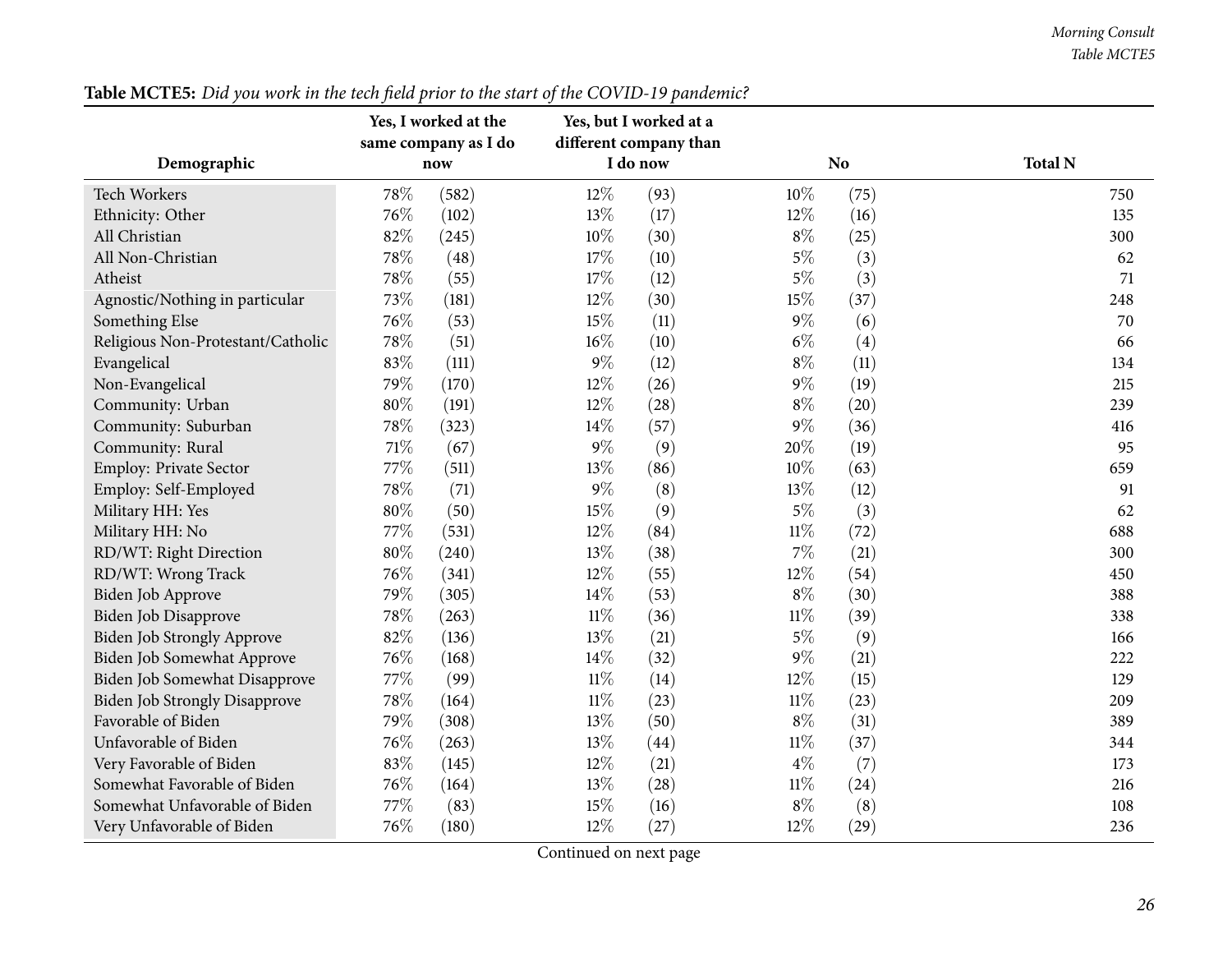**Table MCTE5:** *Did you work in the tech field prior to the start of the COVID-19 pandemic?*

| Demographic | Yes, I worked at the same company as I do now | | Yes, but I worked at a different company than I do now | | No | | Total N |
|---|---|---|---|---|---|---|---|
| Tech Workers | 78% | (582) | 12% | (93) | 10% | (75) | 750 |
| Ethnicity: Other | 76% | (102) | 13% | (17) | 12% | (16) | 135 |
| All Christian | 82% | (245) | 10% | (30) | 8% | (25) | 300 |
| All Non-Christian | 78% | (48) | 17% | (10) | 5% | (3) | 62 |
| Atheist | 78% | (55) | 17% | (12) | 5% | (3) | 71 |
| Agnostic/Nothing in particular | 73% | (181) | 12% | (30) | 15% | (37) | 248 |
| Something Else | 76% | (53) | 15% | (11) | 9% | (6) | 70 |
| Religious Non-Protestant/Catholic | 78% | (51) | 16% | (10) | 6% | (4) | 66 |
| Evangelical | 83% | (111) | 9% | (12) | 8% | (11) | 134 |
| Non-Evangelical | 79% | (170) | 12% | (26) | 9% | (19) | 215 |
| Community: Urban | 80% | (191) | 12% | (28) | 8% | (20) | 239 |
| Community: Suburban | 78% | (323) | 14% | (57) | 9% | (36) | 416 |
| Community: Rural | 71% | (67) | 9% | (9) | 20% | (19) | 95 |
| Employ: Private Sector | 77% | (511) | 13% | (86) | 10% | (63) | 659 |
| Employ: Self-Employed | 78% | (71) | 9% | (8) | 13% | (12) | 91 |
| Military HH: Yes | 80% | (50) | 15% | (9) | 5% | (3) | 62 |
| Military HH: No | 77% | (531) | 12% | (84) | 11% | (72) | 688 |
| RD/WT: Right Direction | 80% | (240) | 13% | (38) | 7% | (21) | 300 |
| RD/WT: Wrong Track | 76% | (341) | 12% | (55) | 12% | (54) | 450 |
| Biden Job Approve | 79% | (305) | 14% | (53) | 8% | (30) | 388 |
| Biden Job Disapprove | 78% | (263) | 11% | (36) | 11% | (39) | 338 |
| Biden Job Strongly Approve | 82% | (136) | 13% | (21) | 5% | (9) | 166 |
| Biden Job Somewhat Approve | 76% | (168) | 14% | (32) | 9% | (21) | 222 |
| Biden Job Somewhat Disapprove | 77% | (99) | 11% | (14) | 12% | (15) | 129 |
| Biden Job Strongly Disapprove | 78% | (164) | 11% | (23) | 11% | (23) | 209 |
| Favorable of Biden | 79% | (308) | 13% | (50) | 8% | (31) | 389 |
| Unfavorable of Biden | 76% | (263) | 13% | (44) | 11% | (37) | 344 |
| Very Favorable of Biden | 83% | (145) | 12% | (21) | 4% | (7) | 173 |
| Somewhat Favorable of Biden | 76% | (164) | 13% | (28) | 11% | (24) | 216 |
| Somewhat Unfavorable of Biden | 77% | (83) | 15% | (16) | 8% | (8) | 108 |
| Very Unfavorable of Biden | 76% | (180) | 12% | (27) | 12% | (29) | 236 |

Continued on next page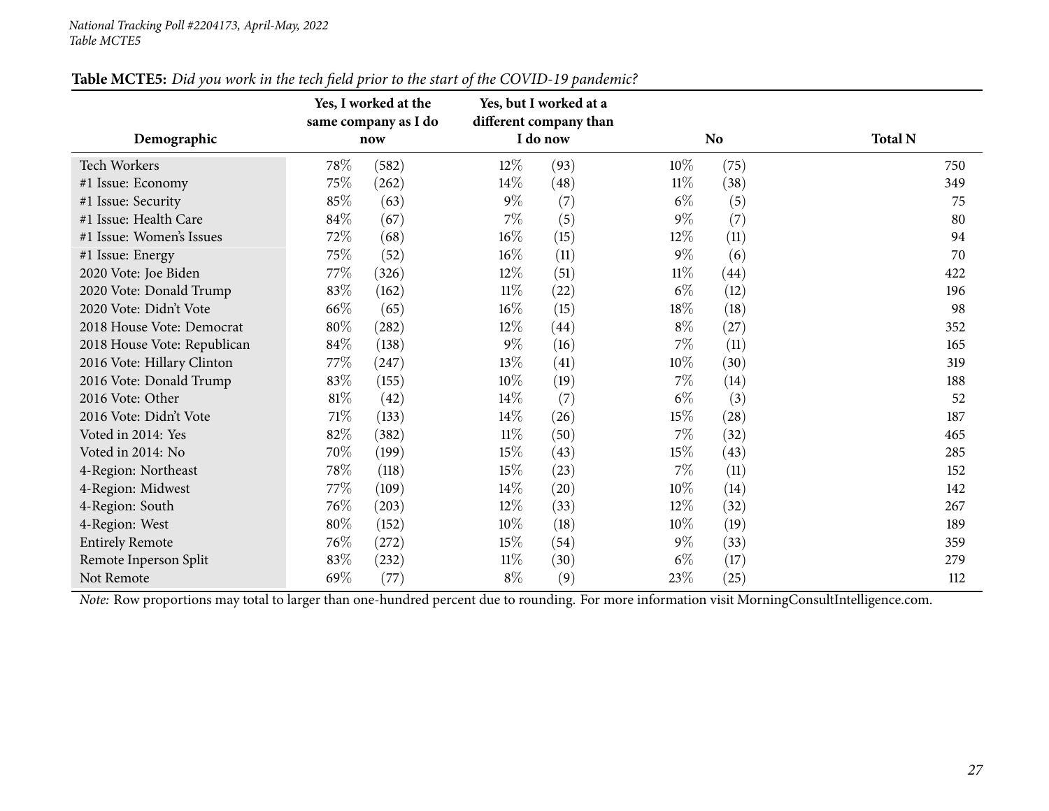*National Tracking Poll #2204173, April-May, 2022*
*Table MCTE5*

**Table MCTE5:** *Did you work in the tech field prior to the start of the COVID-19 pandemic?*

| Demographic | Yes, I worked at the same company as I do now | | Yes, but I worked at a different company than I do now | | No | | Total N |
|---|---|---|---|---|---|---|---|
| Tech Workers | 78% | (582) | 12% | (93) | 10% | (75) | 750 |
| #1 Issue: Economy | 75% | (262) | 14% | (48) | 11% | (38) | 349 |
| #1 Issue: Security | 85% | (63) | 9% | (7) | 6% | (5) | 75 |
| #1 Issue: Health Care | 84% | (67) | 7% | (5) | 9% | (7) | 80 |
| #1 Issue: Women's Issues | 72% | (68) | 16% | (15) | 12% | (11) | 94 |
| #1 Issue: Energy | 75% | (52) | 16% | (11) | 9% | (6) | 70 |
| 2020 Vote: Joe Biden | 77% | (326) | 12% | (51) | 11% | (44) | 422 |
| 2020 Vote: Donald Trump | 83% | (162) | 11% | (22) | 6% | (12) | 196 |
| 2020 Vote: Didn't Vote | 66% | (65) | 16% | (15) | 18% | (18) | 98 |
| 2018 House Vote: Democrat | 80% | (282) | 12% | (44) | 8% | (27) | 352 |
| 2018 House Vote: Republican | 84% | (138) | 9% | (16) | 7% | (11) | 165 |
| 2016 Vote: Hillary Clinton | 77% | (247) | 13% | (41) | 10% | (30) | 319 |
| 2016 Vote: Donald Trump | 83% | (155) | 10% | (19) | 7% | (14) | 188 |
| 2016 Vote: Other | 81% | (42) | 14% | (7) | 6% | (3) | 52 |
| 2016 Vote: Didn't Vote | 71% | (133) | 14% | (26) | 15% | (28) | 187 |
| Voted in 2014: Yes | 82% | (382) | 11% | (50) | 7% | (32) | 465 |
| Voted in 2014: No | 70% | (199) | 15% | (43) | 15% | (43) | 285 |
| 4-Region: Northeast | 78% | (118) | 15% | (23) | 7% | (11) | 152 |
| 4-Region: Midwest | 77% | (109) | 14% | (20) | 10% | (14) | 142 |
| 4-Region: South | 76% | (203) | 12% | (33) | 12% | (32) | 267 |
| 4-Region: West | 80% | (152) | 10% | (18) | 10% | (19) | 189 |
| Entirely Remote | 76% | (272) | 15% | (54) | 9% | (33) | 359 |
| Remote Inperson Split | 83% | (232) | 11% | (30) | 6% | (17) | 279 |
| Not Remote | 69% | (77) | 8% | (9) | 23% | (25) | 112 |

*Note:* Row proportions may total to larger than one-hundred percent due to rounding. For more information visit MorningConsultIntelligence.com.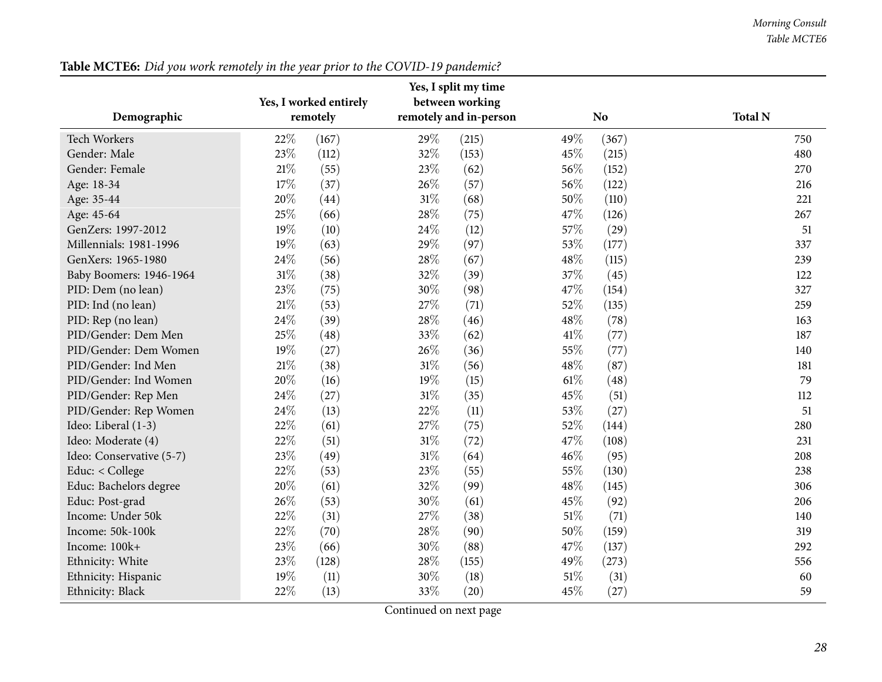**Table MCTE6:** *Did you work remotely in the year prior to the COVID-19 pandemic?*

| Demographic | Yes, I worked entirely remotely | | Yes, I split my time between working remotely and in-person | | No | | Total N |
|---|---|---|---|---|---|---|---|
| Tech Workers | 22% | (167) | 29% | (215) | 49% | (367) | 750 |
| Gender: Male | 23% | (112) | 32% | (153) | 45% | (215) | 480 |
| Gender: Female | 21% | (55) | 23% | (62) | 56% | (152) | 270 |
| Age: 18-34 | 17% | (37) | 26% | (57) | 56% | (122) | 216 |
| Age: 35-44 | 20% | (44) | 31% | (68) | 50% | (110) | 221 |
| Age: 45-64 | 25% | (66) | 28% | (75) | 47% | (126) | 267 |
| GenZers: 1997-2012 | 19% | (10) | 24% | (12) | 57% | (29) | 51 |
| Millennials: 1981-1996 | 19% | (63) | 29% | (97) | 53% | (177) | 337 |
| GenXers: 1965-1980 | 24% | (56) | 28% | (67) | 48% | (115) | 239 |
| Baby Boomers: 1946-1964 | 31% | (38) | 32% | (39) | 37% | (45) | 122 |
| PID: Dem (no lean) | 23% | (75) | 30% | (98) | 47% | (154) | 327 |
| PID: Ind (no lean) | 21% | (53) | 27% | (71) | 52% | (135) | 259 |
| PID: Rep (no lean) | 24% | (39) | 28% | (46) | 48% | (78) | 163 |
| PID/Gender: Dem Men | 25% | (48) | 33% | (62) | 41% | (77) | 187 |
| PID/Gender: Dem Women | 19% | (27) | 26% | (36) | 55% | (77) | 140 |
| PID/Gender: Ind Men | 21% | (38) | 31% | (56) | 48% | (87) | 181 |
| PID/Gender: Ind Women | 20% | (16) | 19% | (15) | 61% | (48) | 79 |
| PID/Gender: Rep Men | 24% | (27) | 31% | (35) | 45% | (51) | 112 |
| PID/Gender: Rep Women | 24% | (13) | 22% | (11) | 53% | (27) | 51 |
| Ideo: Liberal (1-3) | 22% | (61) | 27% | (75) | 52% | (144) | 280 |
| Ideo: Moderate (4) | 22% | (51) | 31% | (72) | 47% | (108) | 231 |
| Ideo: Conservative (5-7) | 23% | (49) | 31% | (64) | 46% | (95) | 208 |
| Educ: < College | 22% | (53) | 23% | (55) | 55% | (130) | 238 |
| Educ: Bachelors degree | 20% | (61) | 32% | (99) | 48% | (145) | 306 |
| Educ: Post-grad | 26% | (53) | 30% | (61) | 45% | (92) | 206 |
| Income: Under 50k | 22% | (31) | 27% | (38) | 51% | (71) | 140 |
| Income: 50k-100k | 22% | (70) | 28% | (90) | 50% | (159) | 319 |
| Income: 100k+ | 23% | (66) | 30% | (88) | 47% | (137) | 292 |
| Ethnicity: White | 23% | (128) | 28% | (155) | 49% | (273) | 556 |
| Ethnicity: Hispanic | 19% | (11) | 30% | (18) | 51% | (31) | 60 |
| Ethnicity: Black | 22% | (13) | 33% | (20) | 45% | (27) | 59 |

Continued on next page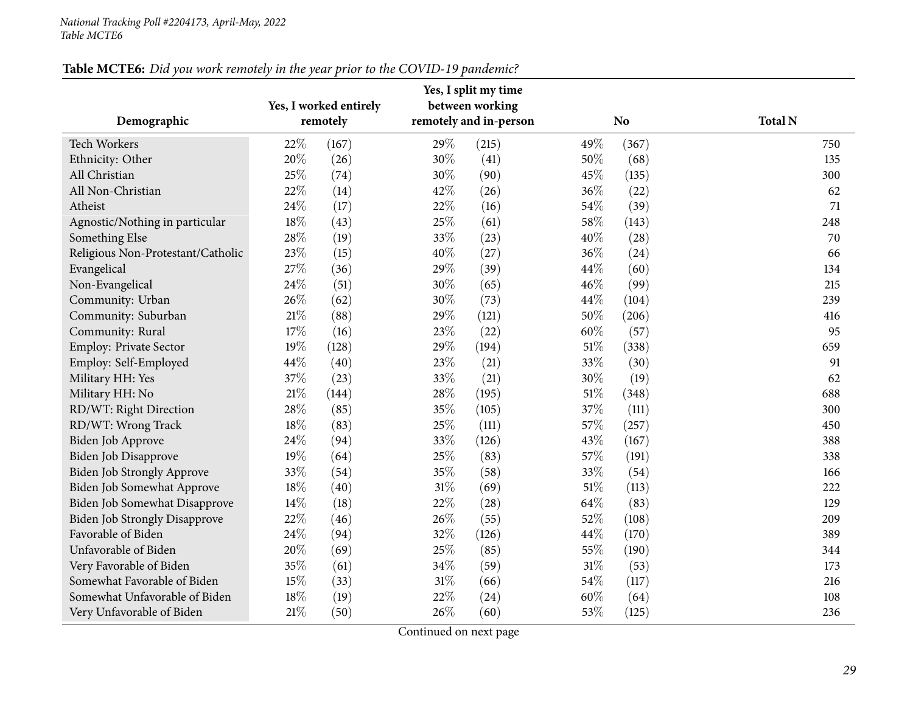**Table MCTE6:** *Did you work remotely in the year prior to the COVID-19 pandemic?*

| Demographic | Yes, I worked entirely remotely | | Yes, I split my time between working remotely and in-person | | No | | Total N |
|---|---|---|---|---|---|---|---|
| Tech Workers | 22% | (167) | 29% | (215) | 49% | (367) | 750 |
| Ethnicity: Other | 20% | (26) | 30% | (41) | 50% | (68) | 135 |
| All Christian | 25% | (74) | 30% | (90) | 45% | (135) | 300 |
| All Non-Christian | 22% | (14) | 42% | (26) | 36% | (22) | 62 |
| Atheist | 24% | (17) | 22% | (16) | 54% | (39) | 71 |
| Agnostic/Nothing in particular | 18% | (43) | 25% | (61) | 58% | (143) | 248 |
| Something Else | 28% | (19) | 33% | (23) | 40% | (28) | 70 |
| Religious Non-Protestant/Catholic | 23% | (15) | 40% | (27) | 36% | (24) | 66 |
| Evangelical | 27% | (36) | 29% | (39) | 44% | (60) | 134 |
| Non-Evangelical | 24% | (51) | 30% | (65) | 46% | (99) | 215 |
| Community: Urban | 26% | (62) | 30% | (73) | 44% | (104) | 239 |
| Community: Suburban | 21% | (88) | 29% | (121) | 50% | (206) | 416 |
| Community: Rural | 17% | (16) | 23% | (22) | 60% | (57) | 95 |
| Employ: Private Sector | 19% | (128) | 29% | (194) | 51% | (338) | 659 |
| Employ: Self-Employed | 44% | (40) | 23% | (21) | 33% | (30) | 91 |
| Military HH: Yes | 37% | (23) | 33% | (21) | 30% | (19) | 62 |
| Military HH: No | 21% | (144) | 28% | (195) | 51% | (348) | 688 |
| RD/WT: Right Direction | 28% | (85) | 35% | (105) | 37% | (111) | 300 |
| RD/WT: Wrong Track | 18% | (83) | 25% | (111) | 57% | (257) | 450 |
| Biden Job Approve | 24% | (94) | 33% | (126) | 43% | (167) | 388 |
| Biden Job Disapprove | 19% | (64) | 25% | (83) | 57% | (191) | 338 |
| Biden Job Strongly Approve | 33% | (54) | 35% | (58) | 33% | (54) | 166 |
| Biden Job Somewhat Approve | 18% | (40) | 31% | (69) | 51% | (113) | 222 |
| Biden Job Somewhat Disapprove | 14% | (18) | 22% | (28) | 64% | (83) | 129 |
| Biden Job Strongly Disapprove | 22% | (46) | 26% | (55) | 52% | (108) | 209 |
| Favorable of Biden | 24% | (94) | 32% | (126) | 44% | (170) | 389 |
| Unfavorable of Biden | 20% | (69) | 25% | (85) | 55% | (190) | 344 |
| Very Favorable of Biden | 35% | (61) | 34% | (59) | 31% | (53) | 173 |
| Somewhat Favorable of Biden | 15% | (33) | 31% | (66) | 54% | (117) | 216 |
| Somewhat Unfavorable of Biden | 18% | (19) | 22% | (24) | 60% | (64) | 108 |
| Very Unfavorable of Biden | 21% | (50) | 26% | (60) | 53% | (125) | 236 |

Continued on next page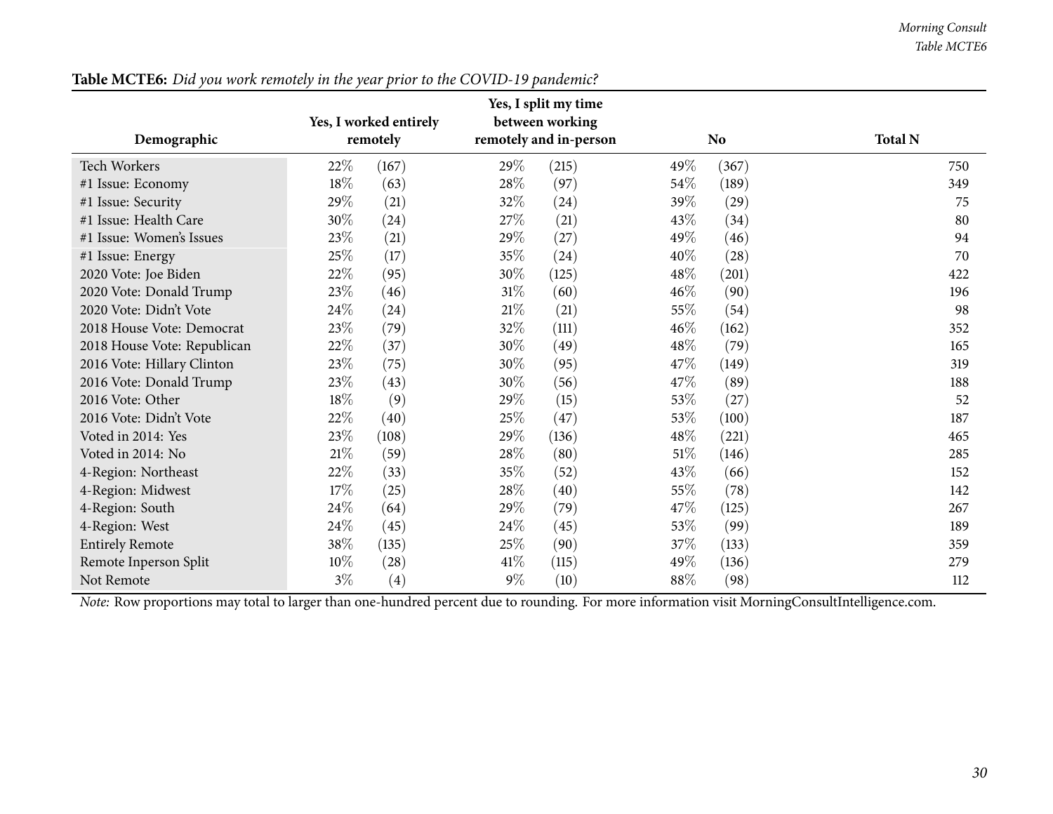**Table MCTE6:** *Did you work remotely in the year prior to the COVID-19 pandemic?*

| Demographic | Yes, I worked entirely remotely | | Yes, I split my time between working remotely and in-person | | No | | Total N |
|---|---|---|---|---|---|---|---|
| Tech Workers | 22% | (167) | 29% | (215) | 49% | (367) | 750 |
| #1 Issue: Economy | 18% | (63) | 28% | (97) | 54% | (189) | 349 |
| #1 Issue: Security | 29% | (21) | 32% | (24) | 39% | (29) | 75 |
| #1 Issue: Health Care | 30% | (24) | 27% | (21) | 43% | (34) | 80 |
| #1 Issue: Women's Issues | 23% | (21) | 29% | (27) | 49% | (46) | 94 |
| #1 Issue: Energy | 25% | (17) | 35% | (24) | 40% | (28) | 70 |
| 2020 Vote: Joe Biden | 22% | (95) | 30% | (125) | 48% | (201) | 422 |
| 2020 Vote: Donald Trump | 23% | (46) | 31% | (60) | 46% | (90) | 196 |
| 2020 Vote: Didn't Vote | 24% | (24) | 21% | (21) | 55% | (54) | 98 |
| 2018 House Vote: Democrat | 23% | (79) | 32% | (111) | 46% | (162) | 352 |
| 2018 House Vote: Republican | 22% | (37) | 30% | (49) | 48% | (79) | 165 |
| 2016 Vote: Hillary Clinton | 23% | (75) | 30% | (95) | 47% | (149) | 319 |
| 2016 Vote: Donald Trump | 23% | (43) | 30% | (56) | 47% | (89) | 188 |
| 2016 Vote: Other | 18% | (9) | 29% | (15) | 53% | (27) | 52 |
| 2016 Vote: Didn't Vote | 22% | (40) | 25% | (47) | 53% | (100) | 187 |
| Voted in 2014: Yes | 23% | (108) | 29% | (136) | 48% | (221) | 465 |
| Voted in 2014: No | 21% | (59) | 28% | (80) | 51% | (146) | 285 |
| 4-Region: Northeast | 22% | (33) | 35% | (52) | 43% | (66) | 152 |
| 4-Region: Midwest | 17% | (25) | 28% | (40) | 55% | (78) | 142 |
| 4-Region: South | 24% | (64) | 29% | (79) | 47% | (125) | 267 |
| 4-Region: West | 24% | (45) | 24% | (45) | 53% | (99) | 189 |
| Entirely Remote | 38% | (135) | 25% | (90) | 37% | (133) | 359 |
| Remote Inperson Split | 10% | (28) | 41% | (115) | 49% | (136) | 279 |
| Not Remote | 3% | (4) | 9% | (10) | 88% | (98) | 112 |

*Note:* Row proportions may total to larger than one-hundred percent due to rounding. For more information visit MorningConsultIntelligence.com.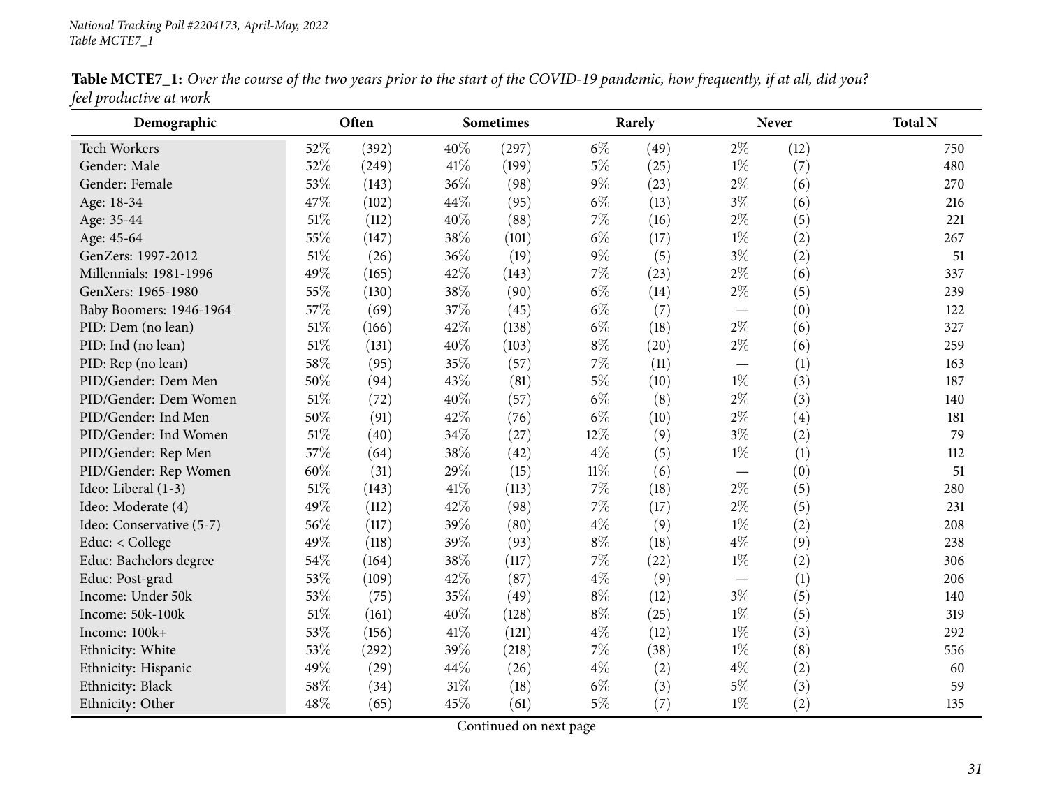National Tracking Poll #2204173, April-May, 2022
Table MCTE7_1

**Table MCTE7_1:** *Over the course of the two years prior to the start of the COVID-19 pandemic, how frequently, if at all, did you? feel productive at work*

| Demographic | Often | | Sometimes | | Rarely | | Never | | Total N |
|---|---|---|---|---|---|---|---|---|---|
| Tech Workers | 52% | (392) | 40% | (297) | 6% | (49) | 2% | (12) | 750 |
| Gender: Male | 52% | (249) | 41% | (199) | 5% | (25) | 1% | (7) | 480 |
| Gender: Female | 53% | (143) | 36% | (98) | 9% | (23) | 2% | (6) | 270 |
| Age: 18-34 | 47% | (102) | 44% | (95) | 6% | (13) | 3% | (6) | 216 |
| Age: 35-44 | 51% | (112) | 40% | (88) | 7% | (16) | 2% | (5) | 221 |
| Age: 45-64 | 55% | (147) | 38% | (101) | 6% | (17) | 1% | (2) | 267 |
| GenZers: 1997-2012 | 51% | (26) | 36% | (19) | 9% | (5) | 3% | (2) | 51 |
| Millennials: 1981-1996 | 49% | (165) | 42% | (143) | 7% | (23) | 2% | (6) | 337 |
| GenXers: 1965-1980 | 55% | (130) | 38% | (90) | 6% | (14) | 2% | (5) | 239 |
| Baby Boomers: 1946-1964 | 57% | (69) | 37% | (45) | 6% | (7) | — | (0) | 122 |
| PID: Dem (no lean) | 51% | (166) | 42% | (138) | 6% | (18) | 2% | (6) | 327 |
| PID: Ind (no lean) | 51% | (131) | 40% | (103) | 8% | (20) | 2% | (6) | 259 |
| PID: Rep (no lean) | 58% | (95) | 35% | (57) | 7% | (11) | — | (1) | 163 |
| PID/Gender: Dem Men | 50% | (94) | 43% | (81) | 5% | (10) | 1% | (3) | 187 |
| PID/Gender: Dem Women | 51% | (72) | 40% | (57) | 6% | (8) | 2% | (3) | 140 |
| PID/Gender: Ind Men | 50% | (91) | 42% | (76) | 6% | (10) | 2% | (4) | 181 |
| PID/Gender: Ind Women | 51% | (40) | 34% | (27) | 12% | (9) | 3% | (2) | 79 |
| PID/Gender: Rep Men | 57% | (64) | 38% | (42) | 4% | (5) | 1% | (1) | 112 |
| PID/Gender: Rep Women | 60% | (31) | 29% | (15) | 11% | (6) | — | (0) | 51 |
| Ideo: Liberal (1-3) | 51% | (143) | 41% | (113) | 7% | (18) | 2% | (5) | 280 |
| Ideo: Moderate (4) | 49% | (112) | 42% | (98) | 7% | (17) | 2% | (5) | 231 |
| Ideo: Conservative (5-7) | 56% | (117) | 39% | (80) | 4% | (9) | 1% | (2) | 208 |
| Educ: < College | 49% | (118) | 39% | (93) | 8% | (18) | 4% | (9) | 238 |
| Educ: Bachelors degree | 54% | (164) | 38% | (117) | 7% | (22) | 1% | (2) | 306 |
| Educ: Post-grad | 53% | (109) | 42% | (87) | 4% | (9) | — | (1) | 206 |
| Income: Under 50k | 53% | (75) | 35% | (49) | 8% | (12) | 3% | (5) | 140 |
| Income: 50k-100k | 51% | (161) | 40% | (128) | 8% | (25) | 1% | (5) | 319 |
| Income: 100k+ | 53% | (156) | 41% | (121) | 4% | (12) | 1% | (3) | 292 |
| Ethnicity: White | 53% | (292) | 39% | (218) | 7% | (38) | 1% | (8) | 556 |
| Ethnicity: Hispanic | 49% | (29) | 44% | (26) | 4% | (2) | 4% | (2) | 60 |
| Ethnicity: Black | 58% | (34) | 31% | (18) | 6% | (3) | 5% | (3) | 59 |
| Ethnicity: Other | 48% | (65) | 45% | (61) | 5% | (7) | 1% | (2) | 135 |

Continued on next page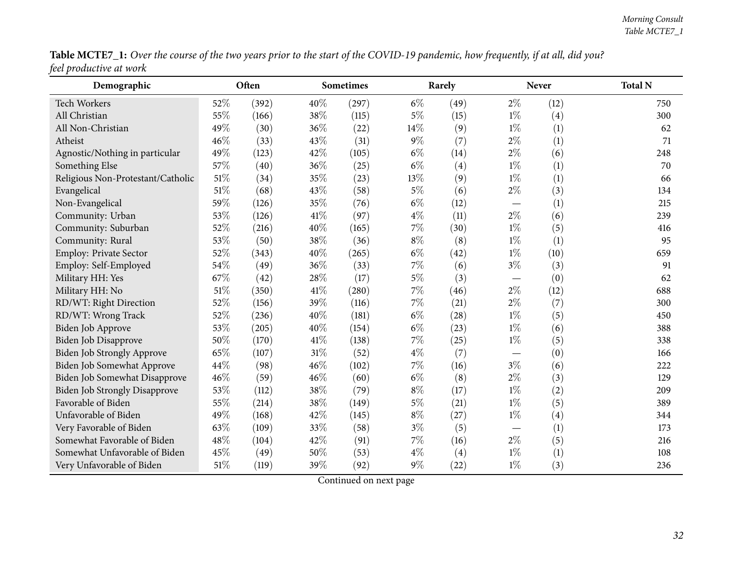**Table MCTE7_1:** *Over the course of the two years prior to the start of the COVID-19 pandemic, how frequently, if at all, did you? feel productive at work*

| Demographic | Often | | Sometimes | | Rarely | | Never | | Total N |
|---|---|---|---|---|---|---|---|---|---|
| Tech Workers | 52% | (392) | 40% | (297) | 6% | (49) | 2% | (12) | 750 |
| All Christian | 55% | (166) | 38% | (115) | 5% | (15) | 1% | (4) | 300 |
| All Non-Christian | 49% | (30) | 36% | (22) | 14% | (9) | 1% | (1) | 62 |
| Atheist | 46% | (33) | 43% | (31) | 9% | (7) | 2% | (1) | 71 |
| Agnostic/Nothing in particular | 49% | (123) | 42% | (105) | 6% | (14) | 2% | (6) | 248 |
| Something Else | 57% | (40) | 36% | (25) | 6% | (4) | 1% | (1) | 70 |
| Religious Non-Protestant/Catholic | 51% | (34) | 35% | (23) | 13% | (9) | 1% | (1) | 66 |
| Evangelical | 51% | (68) | 43% | (58) | 5% | (6) | 2% | (3) | 134 |
| Non-Evangelical | 59% | (126) | 35% | (76) | 6% | (12) | — | (1) | 215 |
| Community: Urban | 53% | (126) | 41% | (97) | 4% | (11) | 2% | (6) | 239 |
| Community: Suburban | 52% | (216) | 40% | (165) | 7% | (30) | 1% | (5) | 416 |
| Community: Rural | 53% | (50) | 38% | (36) | 8% | (8) | 1% | (1) | 95 |
| Employ: Private Sector | 52% | (343) | 40% | (265) | 6% | (42) | 1% | (10) | 659 |
| Employ: Self-Employed | 54% | (49) | 36% | (33) | 7% | (6) | 3% | (3) | 91 |
| Military HH: Yes | 67% | (42) | 28% | (17) | 5% | (3) | — | (0) | 62 |
| Military HH: No | 51% | (350) | 41% | (280) | 7% | (46) | 2% | (12) | 688 |
| RD/WT: Right Direction | 52% | (156) | 39% | (116) | 7% | (21) | 2% | (7) | 300 |
| RD/WT: Wrong Track | 52% | (236) | 40% | (181) | 6% | (28) | 1% | (5) | 450 |
| Biden Job Approve | 53% | (205) | 40% | (154) | 6% | (23) | 1% | (6) | 388 |
| Biden Job Disapprove | 50% | (170) | 41% | (138) | 7% | (25) | 1% | (5) | 338 |
| Biden Job Strongly Approve | 65% | (107) | 31% | (52) | 4% | (7) | — | (0) | 166 |
| Biden Job Somewhat Approve | 44% | (98) | 46% | (102) | 7% | (16) | 3% | (6) | 222 |
| Biden Job Somewhat Disapprove | 46% | (59) | 46% | (60) | 6% | (8) | 2% | (3) | 129 |
| Biden Job Strongly Disapprove | 53% | (112) | 38% | (79) | 8% | (17) | 1% | (2) | 209 |
| Favorable of Biden | 55% | (214) | 38% | (149) | 5% | (21) | 1% | (5) | 389 |
| Unfavorable of Biden | 49% | (168) | 42% | (145) | 8% | (27) | 1% | (4) | 344 |
| Very Favorable of Biden | 63% | (109) | 33% | (58) | 3% | (5) | — | (1) | 173 |
| Somewhat Favorable of Biden | 48% | (104) | 42% | (91) | 7% | (16) | 2% | (5) | 216 |
| Somewhat Unfavorable of Biden | 45% | (49) | 50% | (53) | 4% | (4) | 1% | (1) | 108 |
| Very Unfavorable of Biden | 51% | (119) | 39% | (92) | 9% | (22) | 1% | (3) | 236 |

Continued on next page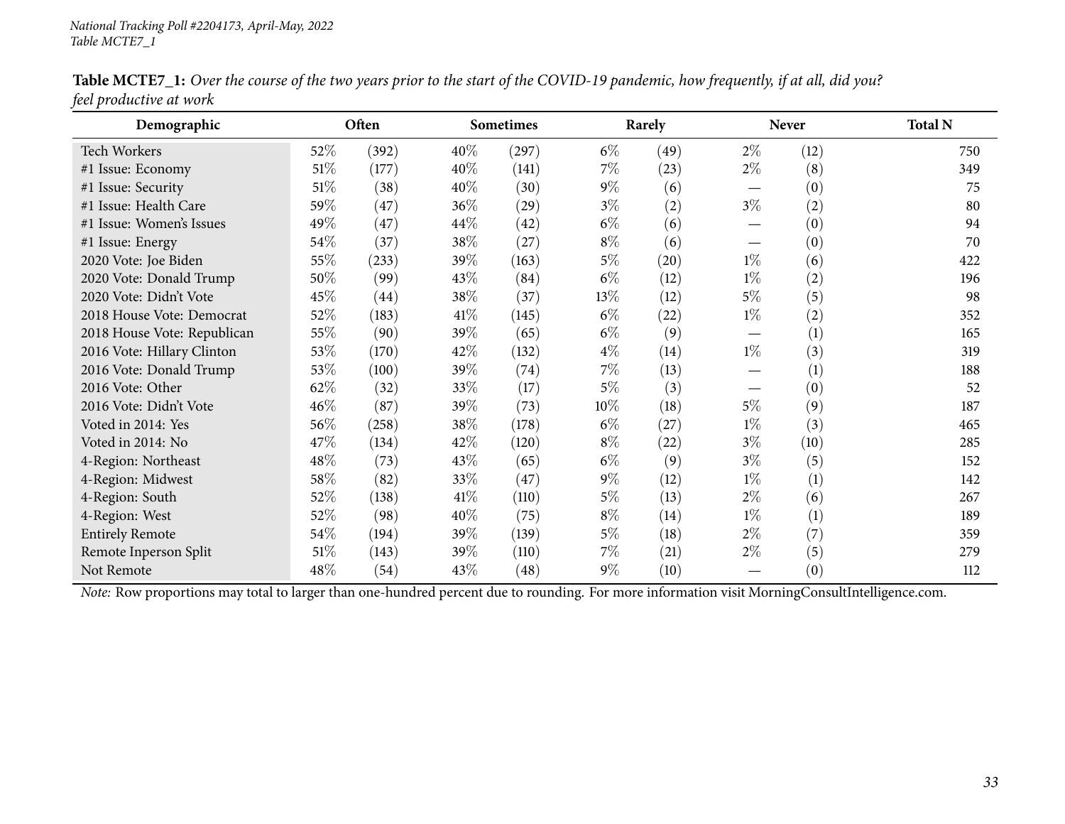*National Tracking Poll #2204173, April-May, 2022*
*Table MCTE7_1*

**Table MCTE7_1:** *Over the course of the two years prior to the start of the COVID-19 pandemic, how frequently, if at all, did you? feel productive at work*

| Demographic | Often | | Sometimes | | Rarely | | Never | | Total N |
|---|---|---|---|---|---|---|---|---|---|
| Tech Workers | 52% | (392) | 40% | (297) | 6% | (49) | 2% | (12) | 750 |
| #1 Issue: Economy | 51% | (177) | 40% | (141) | 7% | (23) | 2% | (8) | 349 |
| #1 Issue: Security | 51% | (38) | 40% | (30) | 9% | (6) | — | (0) | 75 |
| #1 Issue: Health Care | 59% | (47) | 36% | (29) | 3% | (2) | 3% | (2) | 80 |
| #1 Issue: Women's Issues | 49% | (47) | 44% | (42) | 6% | (6) | — | (0) | 94 |
| #1 Issue: Energy | 54% | (37) | 38% | (27) | 8% | (6) | — | (0) | 70 |
| 2020 Vote: Joe Biden | 55% | (233) | 39% | (163) | 5% | (20) | 1% | (6) | 422 |
| 2020 Vote: Donald Trump | 50% | (99) | 43% | (84) | 6% | (12) | 1% | (2) | 196 |
| 2020 Vote: Didn't Vote | 45% | (44) | 38% | (37) | 13% | (12) | 5% | (5) | 98 |
| 2018 House Vote: Democrat | 52% | (183) | 41% | (145) | 6% | (22) | 1% | (2) | 352 |
| 2018 House Vote: Republican | 55% | (90) | 39% | (65) | 6% | (9) | — | (1) | 165 |
| 2016 Vote: Hillary Clinton | 53% | (170) | 42% | (132) | 4% | (14) | 1% | (3) | 319 |
| 2016 Vote: Donald Trump | 53% | (100) | 39% | (74) | 7% | (13) | — | (1) | 188 |
| 2016 Vote: Other | 62% | (32) | 33% | (17) | 5% | (3) | — | (0) | 52 |
| 2016 Vote: Didn't Vote | 46% | (87) | 39% | (73) | 10% | (18) | 5% | (9) | 187 |
| Voted in 2014: Yes | 56% | (258) | 38% | (178) | 6% | (27) | 1% | (3) | 465 |
| Voted in 2014: No | 47% | (134) | 42% | (120) | 8% | (22) | 3% | (10) | 285 |
| 4-Region: Northeast | 48% | (73) | 43% | (65) | 6% | (9) | 3% | (5) | 152 |
| 4-Region: Midwest | 58% | (82) | 33% | (47) | 9% | (12) | 1% | (1) | 142 |
| 4-Region: South | 52% | (138) | 41% | (110) | 5% | (13) | 2% | (6) | 267 |
| 4-Region: West | 52% | (98) | 40% | (75) | 8% | (14) | 1% | (1) | 189 |
| Entirely Remote | 54% | (194) | 39% | (139) | 5% | (18) | 2% | (7) | 359 |
| Remote Inperson Split | 51% | (143) | 39% | (110) | 7% | (21) | 2% | (5) | 279 |
| Not Remote | 48% | (54) | 43% | (48) | 9% | (10) | — | (0) | 112 |

*Note:* Row proportions may total to larger than one-hundred percent due to rounding. For more information visit MorningConsultIntelligence.com.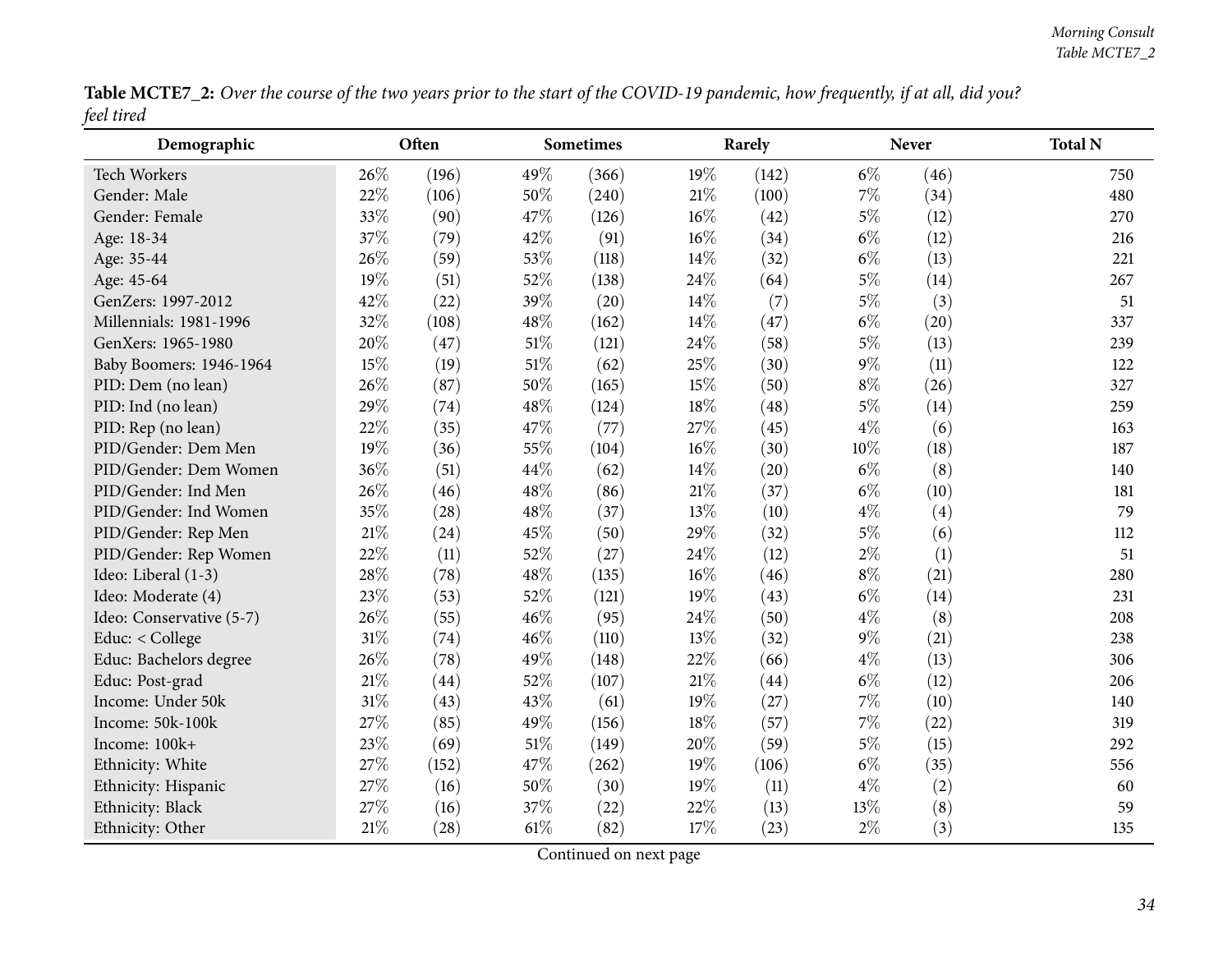**Table MCTE7_2:** *Over the course of the two years prior to the start of the COVID-19 pandemic, how frequently, if at all, did you? feel tired*

| Demographic | Often | | Sometimes | | Rarely | | Never | | Total N |
|---|---|---|---|---|---|---|---|---|---|
| Tech Workers | 26% | (196) | 49% | (366) | 19% | (142) | 6% | (46) | 750 |
| Gender: Male | 22% | (106) | 50% | (240) | 21% | (100) | 7% | (34) | 480 |
| Gender: Female | 33% | (90) | 47% | (126) | 16% | (42) | 5% | (12) | 270 |
| Age: 18-34 | 37% | (79) | 42% | (91) | 16% | (34) | 6% | (12) | 216 |
| Age: 35-44 | 26% | (59) | 53% | (118) | 14% | (32) | 6% | (13) | 221 |
| Age: 45-64 | 19% | (51) | 52% | (138) | 24% | (64) | 5% | (14) | 267 |
| GenZers: 1997-2012 | 42% | (22) | 39% | (20) | 14% | (7) | 5% | (3) | 51 |
| Millennials: 1981-1996 | 32% | (108) | 48% | (162) | 14% | (47) | 6% | (20) | 337 |
| GenXers: 1965-1980 | 20% | (47) | 51% | (121) | 24% | (58) | 5% | (13) | 239 |
| Baby Boomers: 1946-1964 | 15% | (19) | 51% | (62) | 25% | (30) | 9% | (11) | 122 |
| PID: Dem (no lean) | 26% | (87) | 50% | (165) | 15% | (50) | 8% | (26) | 327 |
| PID: Ind (no lean) | 29% | (74) | 48% | (124) | 18% | (48) | 5% | (14) | 259 |
| PID: Rep (no lean) | 22% | (35) | 47% | (77) | 27% | (45) | 4% | (6) | 163 |
| PID/Gender: Dem Men | 19% | (36) | 55% | (104) | 16% | (30) | 10% | (18) | 187 |
| PID/Gender: Dem Women | 36% | (51) | 44% | (62) | 14% | (20) | 6% | (8) | 140 |
| PID/Gender: Ind Men | 26% | (46) | 48% | (86) | 21% | (37) | 6% | (10) | 181 |
| PID/Gender: Ind Women | 35% | (28) | 48% | (37) | 13% | (10) | 4% | (4) | 79 |
| PID/Gender: Rep Men | 21% | (24) | 45% | (50) | 29% | (32) | 5% | (6) | 112 |
| PID/Gender: Rep Women | 22% | (11) | 52% | (27) | 24% | (12) | 2% | (1) | 51 |
| Ideo: Liberal (1-3) | 28% | (78) | 48% | (135) | 16% | (46) | 8% | (21) | 280 |
| Ideo: Moderate (4) | 23% | (53) | 52% | (121) | 19% | (43) | 6% | (14) | 231 |
| Ideo: Conservative (5-7) | 26% | (55) | 46% | (95) | 24% | (50) | 4% | (8) | 208 |
| Educ: < College | 31% | (74) | 46% | (110) | 13% | (32) | 9% | (21) | 238 |
| Educ: Bachelors degree | 26% | (78) | 49% | (148) | 22% | (66) | 4% | (13) | 306 |
| Educ: Post-grad | 21% | (44) | 52% | (107) | 21% | (44) | 6% | (12) | 206 |
| Income: Under 50k | 31% | (43) | 43% | (61) | 19% | (27) | 7% | (10) | 140 |
| Income: 50k-100k | 27% | (85) | 49% | (156) | 18% | (57) | 7% | (22) | 319 |
| Income: 100k+ | 23% | (69) | 51% | (149) | 20% | (59) | 5% | (15) | 292 |
| Ethnicity: White | 27% | (152) | 47% | (262) | 19% | (106) | 6% | (35) | 556 |
| Ethnicity: Hispanic | 27% | (16) | 50% | (30) | 19% | (11) | 4% | (2) | 60 |
| Ethnicity: Black | 27% | (16) | 37% | (22) | 22% | (13) | 13% | (8) | 59 |
| Ethnicity: Other | 21% | (28) | 61% | (82) | 17% | (23) | 2% | (3) | 135 |

Continued on next page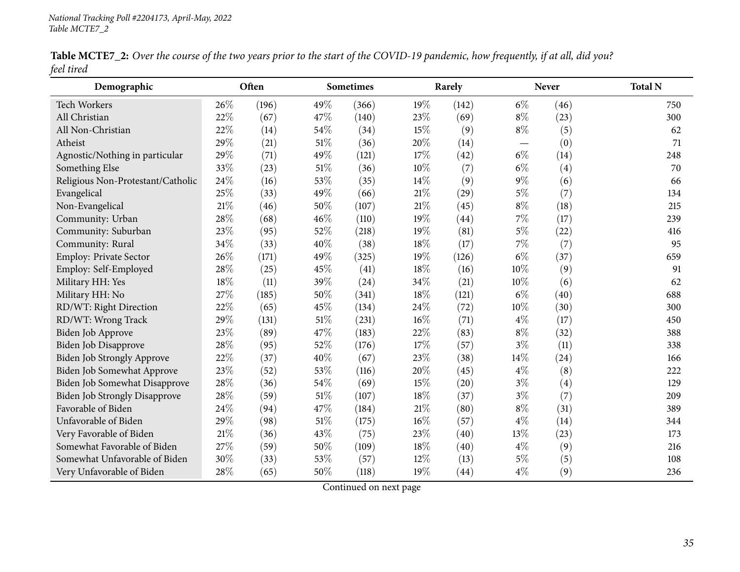**Table MCTE7_2:** *Over the course of the two years prior to the start of the COVID-19 pandemic, how frequently, if at all, did you? feel tired*

| Demographic | Often | | Sometimes | | Rarely | | Never | | Total N |
|---|---|---|---|---|---|---|---|---|---|
| Tech Workers | 26% | (196) | 49% | (366) | 19% | (142) | 6% | (46) | 750 |
| All Christian | 22% | (67) | 47% | (140) | 23% | (69) | 8% | (23) | 300 |
| All Non-Christian | 22% | (14) | 54% | (34) | 15% | (9) | 8% | (5) | 62 |
| Atheist | 29% | (21) | 51% | (36) | 20% | (14) | — | (0) | 71 |
| Agnostic/Nothing in particular | 29% | (71) | 49% | (121) | 17% | (42) | 6% | (14) | 248 |
| Something Else | 33% | (23) | 51% | (36) | 10% | (7) | 6% | (4) | 70 |
| Religious Non-Protestant/Catholic | 24% | (16) | 53% | (35) | 14% | (9) | 9% | (6) | 66 |
| Evangelical | 25% | (33) | 49% | (66) | 21% | (29) | 5% | (7) | 134 |
| Non-Evangelical | 21% | (46) | 50% | (107) | 21% | (45) | 8% | (18) | 215 |
| Community: Urban | 28% | (68) | 46% | (110) | 19% | (44) | 7% | (17) | 239 |
| Community: Suburban | 23% | (95) | 52% | (218) | 19% | (81) | 5% | (22) | 416 |
| Community: Rural | 34% | (33) | 40% | (38) | 18% | (17) | 7% | (7) | 95 |
| Employ: Private Sector | 26% | (171) | 49% | (325) | 19% | (126) | 6% | (37) | 659 |
| Employ: Self-Employed | 28% | (25) | 45% | (41) | 18% | (16) | 10% | (9) | 91 |
| Military HH: Yes | 18% | (11) | 39% | (24) | 34% | (21) | 10% | (6) | 62 |
| Military HH: No | 27% | (185) | 50% | (341) | 18% | (121) | 6% | (40) | 688 |
| RD/WT: Right Direction | 22% | (65) | 45% | (134) | 24% | (72) | 10% | (30) | 300 |
| RD/WT: Wrong Track | 29% | (131) | 51% | (231) | 16% | (71) | 4% | (17) | 450 |
| Biden Job Approve | 23% | (89) | 47% | (183) | 22% | (83) | 8% | (32) | 388 |
| Biden Job Disapprove | 28% | (95) | 52% | (176) | 17% | (57) | 3% | (11) | 338 |
| Biden Job Strongly Approve | 22% | (37) | 40% | (67) | 23% | (38) | 14% | (24) | 166 |
| Biden Job Somewhat Approve | 23% | (52) | 53% | (116) | 20% | (45) | 4% | (8) | 222 |
| Biden Job Somewhat Disapprove | 28% | (36) | 54% | (69) | 15% | (20) | 3% | (4) | 129 |
| Biden Job Strongly Disapprove | 28% | (59) | 51% | (107) | 18% | (37) | 3% | (7) | 209 |
| Favorable of Biden | 24% | (94) | 47% | (184) | 21% | (80) | 8% | (31) | 389 |
| Unfavorable of Biden | 29% | (98) | 51% | (175) | 16% | (57) | 4% | (14) | 344 |
| Very Favorable of Biden | 21% | (36) | 43% | (75) | 23% | (40) | 13% | (23) | 173 |
| Somewhat Favorable of Biden | 27% | (59) | 50% | (109) | 18% | (40) | 4% | (9) | 216 |
| Somewhat Unfavorable of Biden | 30% | (33) | 53% | (57) | 12% | (13) | 5% | (5) | 108 |
| Very Unfavorable of Biden | 28% | (65) | 50% | (118) | 19% | (44) | 4% | (9) | 236 |

Continued on next page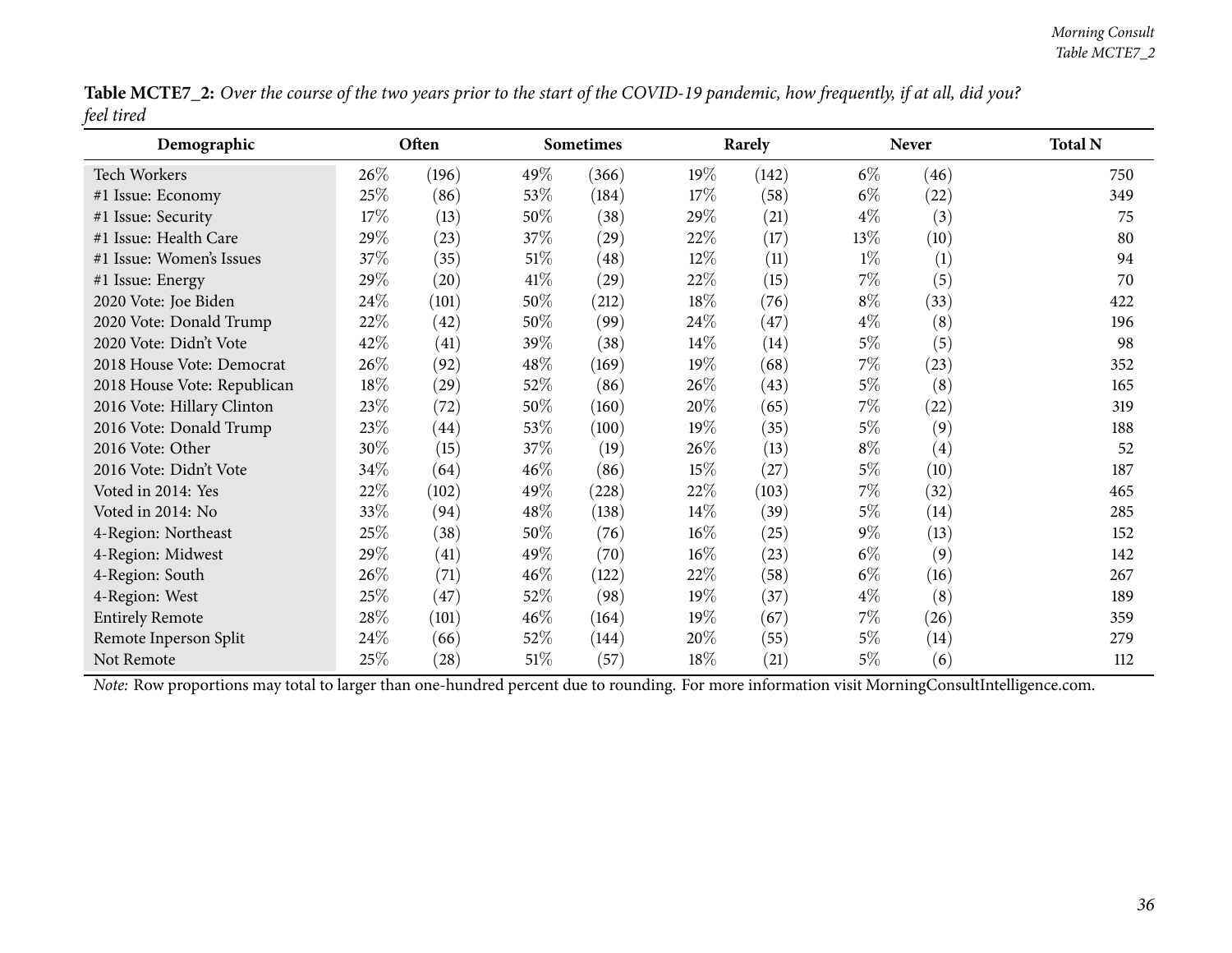**Table MCTE7_2:** *Over the course of the two years prior to the start of the COVID-19 pandemic, how frequently, if at all, did you? feel tired*

| Demographic | Often | | Sometimes | | Rarely | | Never | | Total N |
|---|---|---|---|---|---|---|---|---|---|
| Tech Workers | 26% | (196) | 49% | (366) | 19% | (142) | 6% | (46) | 750 |
| #1 Issue: Economy | 25% | (86) | 53% | (184) | 17% | (58) | 6% | (22) | 349 |
| #1 Issue: Security | 17% | (13) | 50% | (38) | 29% | (21) | 4% | (3) | 75 |
| #1 Issue: Health Care | 29% | (23) | 37% | (29) | 22% | (17) | 13% | (10) | 80 |
| #1 Issue: Women's Issues | 37% | (35) | 51% | (48) | 12% | (11) | 1% | (1) | 94 |
| #1 Issue: Energy | 29% | (20) | 41% | (29) | 22% | (15) | 7% | (5) | 70 |
| 2020 Vote: Joe Biden | 24% | (101) | 50% | (212) | 18% | (76) | 8% | (33) | 422 |
| 2020 Vote: Donald Trump | 22% | (42) | 50% | (99) | 24% | (47) | 4% | (8) | 196 |
| 2020 Vote: Didn't Vote | 42% | (41) | 39% | (38) | 14% | (14) | 5% | (5) | 98 |
| 2018 House Vote: Democrat | 26% | (92) | 48% | (169) | 19% | (68) | 7% | (23) | 352 |
| 2018 House Vote: Republican | 18% | (29) | 52% | (86) | 26% | (43) | 5% | (8) | 165 |
| 2016 Vote: Hillary Clinton | 23% | (72) | 50% | (160) | 20% | (65) | 7% | (22) | 319 |
| 2016 Vote: Donald Trump | 23% | (44) | 53% | (100) | 19% | (35) | 5% | (9) | 188 |
| 2016 Vote: Other | 30% | (15) | 37% | (19) | 26% | (13) | 8% | (4) | 52 |
| 2016 Vote: Didn't Vote | 34% | (64) | 46% | (86) | 15% | (27) | 5% | (10) | 187 |
| Voted in 2014: Yes | 22% | (102) | 49% | (228) | 22% | (103) | 7% | (32) | 465 |
| Voted in 2014: No | 33% | (94) | 48% | (138) | 14% | (39) | 5% | (14) | 285 |
| 4-Region: Northeast | 25% | (38) | 50% | (76) | 16% | (25) | 9% | (13) | 152 |
| 4-Region: Midwest | 29% | (41) | 49% | (70) | 16% | (23) | 6% | (9) | 142 |
| 4-Region: South | 26% | (71) | 46% | (122) | 22% | (58) | 6% | (16) | 267 |
| 4-Region: West | 25% | (47) | 52% | (98) | 19% | (37) | 4% | (8) | 189 |
| Entirely Remote | 28% | (101) | 46% | (164) | 19% | (67) | 7% | (26) | 359 |
| Remote Inperson Split | 24% | (66) | 52% | (144) | 20% | (55) | 5% | (14) | 279 |
| Not Remote | 25% | (28) | 51% | (57) | 18% | (21) | 5% | (6) | 112 |

*Note:* Row proportions may total to larger than one-hundred percent due to rounding. For more information visit MorningConsultIntelligence.com.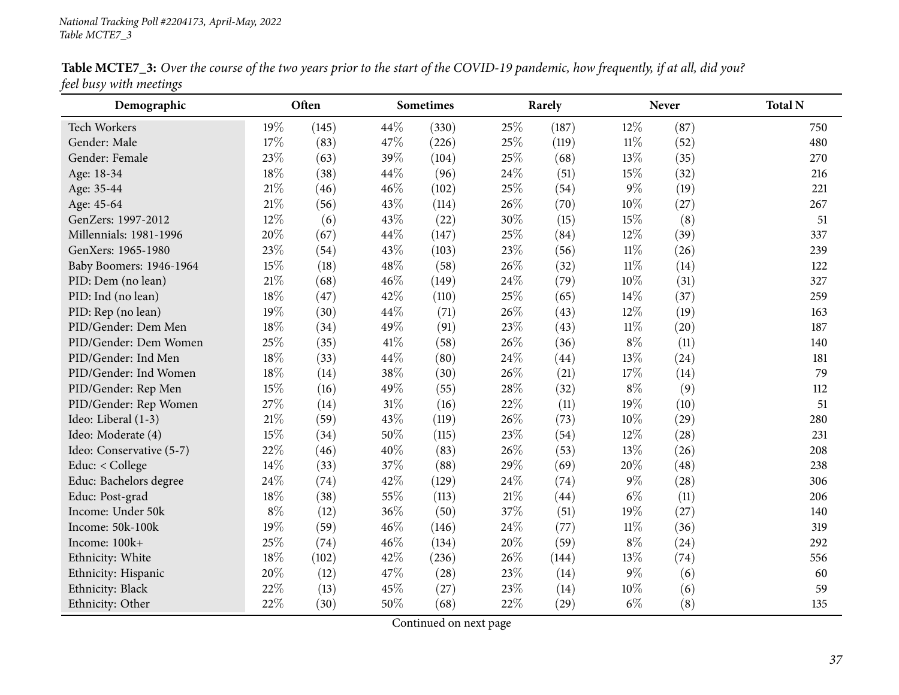National Tracking Poll #2204173, April-May, 2022
Table MCTE7_3

**Table MCTE7_3:** *Over the course of the two years prior to the start of the COVID-19 pandemic, how frequently, if at all, did you? feel busy with meetings*

| Demographic | Often | | Sometimes | | Rarely | | Never | | Total N |
|---|---|---|---|---|---|---|---|---|---|
| Tech Workers | 19% | (145) | 44% | (330) | 25% | (187) | 12% | (87) | 750 |
| Gender: Male | 17% | (83) | 47% | (226) | 25% | (119) | 11% | (52) | 480 |
| Gender: Female | 23% | (63) | 39% | (104) | 25% | (68) | 13% | (35) | 270 |
| Age: 18-34 | 18% | (38) | 44% | (96) | 24% | (51) | 15% | (32) | 216 |
| Age: 35-44 | 21% | (46) | 46% | (102) | 25% | (54) | 9% | (19) | 221 |
| Age: 45-64 | 21% | (56) | 43% | (114) | 26% | (70) | 10% | (27) | 267 |
| GenZers: 1997-2012 | 12% | (6) | 43% | (22) | 30% | (15) | 15% | (8) | 51 |
| Millennials: 1981-1996 | 20% | (67) | 44% | (147) | 25% | (84) | 12% | (39) | 337 |
| GenXers: 1965-1980 | 23% | (54) | 43% | (103) | 23% | (56) | 11% | (26) | 239 |
| Baby Boomers: 1946-1964 | 15% | (18) | 48% | (58) | 26% | (32) | 11% | (14) | 122 |
| PID: Dem (no lean) | 21% | (68) | 46% | (149) | 24% | (79) | 10% | (31) | 327 |
| PID: Ind (no lean) | 18% | (47) | 42% | (110) | 25% | (65) | 14% | (37) | 259 |
| PID: Rep (no lean) | 19% | (30) | 44% | (71) | 26% | (43) | 12% | (19) | 163 |
| PID/Gender: Dem Men | 18% | (34) | 49% | (91) | 23% | (43) | 11% | (20) | 187 |
| PID/Gender: Dem Women | 25% | (35) | 41% | (58) | 26% | (36) | 8% | (11) | 140 |
| PID/Gender: Ind Men | 18% | (33) | 44% | (80) | 24% | (44) | 13% | (24) | 181 |
| PID/Gender: Ind Women | 18% | (14) | 38% | (30) | 26% | (21) | 17% | (14) | 79 |
| PID/Gender: Rep Men | 15% | (16) | 49% | (55) | 28% | (32) | 8% | (9) | 112 |
| PID/Gender: Rep Women | 27% | (14) | 31% | (16) | 22% | (11) | 19% | (10) | 51 |
| Ideo: Liberal (1-3) | 21% | (59) | 43% | (119) | 26% | (73) | 10% | (29) | 280 |
| Ideo: Moderate (4) | 15% | (34) | 50% | (115) | 23% | (54) | 12% | (28) | 231 |
| Ideo: Conservative (5-7) | 22% | (46) | 40% | (83) | 26% | (53) | 13% | (26) | 208 |
| Educ: < College | 14% | (33) | 37% | (88) | 29% | (69) | 20% | (48) | 238 |
| Educ: Bachelors degree | 24% | (74) | 42% | (129) | 24% | (74) | 9% | (28) | 306 |
| Educ: Post-grad | 18% | (38) | 55% | (113) | 21% | (44) | 6% | (11) | 206 |
| Income: Under 50k | 8% | (12) | 36% | (50) | 37% | (51) | 19% | (27) | 140 |
| Income: 50k-100k | 19% | (59) | 46% | (146) | 24% | (77) | 11% | (36) | 319 |
| Income: 100k+ | 25% | (74) | 46% | (134) | 20% | (59) | 8% | (24) | 292 |
| Ethnicity: White | 18% | (102) | 42% | (236) | 26% | (144) | 13% | (74) | 556 |
| Ethnicity: Hispanic | 20% | (12) | 47% | (28) | 23% | (14) | 9% | (6) | 60 |
| Ethnicity: Black | 22% | (13) | 45% | (27) | 23% | (14) | 10% | (6) | 59 |
| Ethnicity: Other | 22% | (30) | 50% | (68) | 22% | (29) | 6% | (8) | 135 |

Continued on next page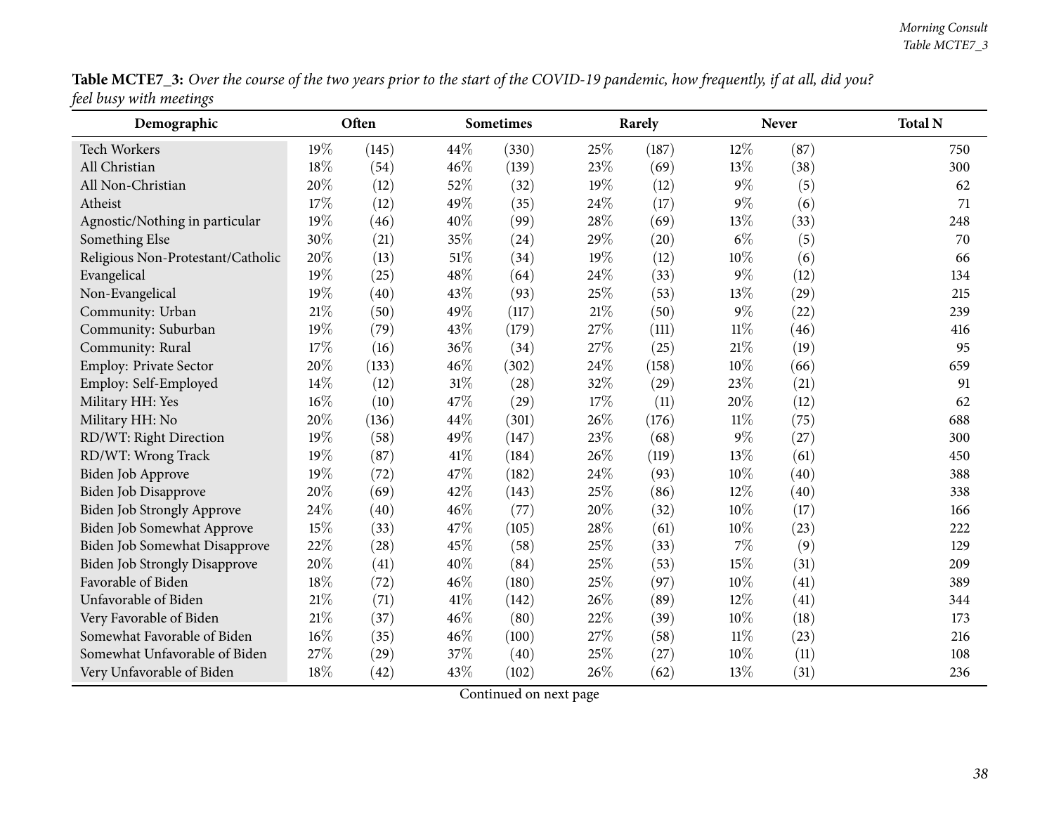**Table MCTE7_3:** *Over the course of the two years prior to the start of the COVID-19 pandemic, how frequently, if at all, did you? feel busy with meetings*

| Demographic | Often | | Sometimes | | Rarely | | Never | | Total N |
|---|---|---|---|---|---|---|---|---|---|
| Tech Workers | 19% | (145) | 44% | (330) | 25% | (187) | 12% | (87) | 750 |
| All Christian | 18% | (54) | 46% | (139) | 23% | (69) | 13% | (38) | 300 |
| All Non-Christian | 20% | (12) | 52% | (32) | 19% | (12) | 9% | (5) | 62 |
| Atheist | 17% | (12) | 49% | (35) | 24% | (17) | 9% | (6) | 71 |
| Agnostic/Nothing in particular | 19% | (46) | 40% | (99) | 28% | (69) | 13% | (33) | 248 |
| Something Else | 30% | (21) | 35% | (24) | 29% | (20) | 6% | (5) | 70 |
| Religious Non-Protestant/Catholic | 20% | (13) | 51% | (34) | 19% | (12) | 10% | (6) | 66 |
| Evangelical | 19% | (25) | 48% | (64) | 24% | (33) | 9% | (12) | 134 |
| Non-Evangelical | 19% | (40) | 43% | (93) | 25% | (53) | 13% | (29) | 215 |
| Community: Urban | 21% | (50) | 49% | (117) | 21% | (50) | 9% | (22) | 239 |
| Community: Suburban | 19% | (79) | 43% | (179) | 27% | (111) | 11% | (46) | 416 |
| Community: Rural | 17% | (16) | 36% | (34) | 27% | (25) | 21% | (19) | 95 |
| Employ: Private Sector | 20% | (133) | 46% | (302) | 24% | (158) | 10% | (66) | 659 |
| Employ: Self-Employed | 14% | (12) | 31% | (28) | 32% | (29) | 23% | (21) | 91 |
| Military HH: Yes | 16% | (10) | 47% | (29) | 17% | (11) | 20% | (12) | 62 |
| Military HH: No | 20% | (136) | 44% | (301) | 26% | (176) | 11% | (75) | 688 |
| RD/WT: Right Direction | 19% | (58) | 49% | (147) | 23% | (68) | 9% | (27) | 300 |
| RD/WT: Wrong Track | 19% | (87) | 41% | (184) | 26% | (119) | 13% | (61) | 450 |
| Biden Job Approve | 19% | (72) | 47% | (182) | 24% | (93) | 10% | (40) | 388 |
| Biden Job Disapprove | 20% | (69) | 42% | (143) | 25% | (86) | 12% | (40) | 338 |
| Biden Job Strongly Approve | 24% | (40) | 46% | (77) | 20% | (32) | 10% | (17) | 166 |
| Biden Job Somewhat Approve | 15% | (33) | 47% | (105) | 28% | (61) | 10% | (23) | 222 |
| Biden Job Somewhat Disapprove | 22% | (28) | 45% | (58) | 25% | (33) | 7% | (9) | 129 |
| Biden Job Strongly Disapprove | 20% | (41) | 40% | (84) | 25% | (53) | 15% | (31) | 209 |
| Favorable of Biden | 18% | (72) | 46% | (180) | 25% | (97) | 10% | (41) | 389 |
| Unfavorable of Biden | 21% | (71) | 41% | (142) | 26% | (89) | 12% | (41) | 344 |
| Very Favorable of Biden | 21% | (37) | 46% | (80) | 22% | (39) | 10% | (18) | 173 |
| Somewhat Favorable of Biden | 16% | (35) | 46% | (100) | 27% | (58) | 11% | (23) | 216 |
| Somewhat Unfavorable of Biden | 27% | (29) | 37% | (40) | 25% | (27) | 10% | (11) | 108 |
| Very Unfavorable of Biden | 18% | (42) | 43% | (102) | 26% | (62) | 13% | (31) | 236 |

Continued on next page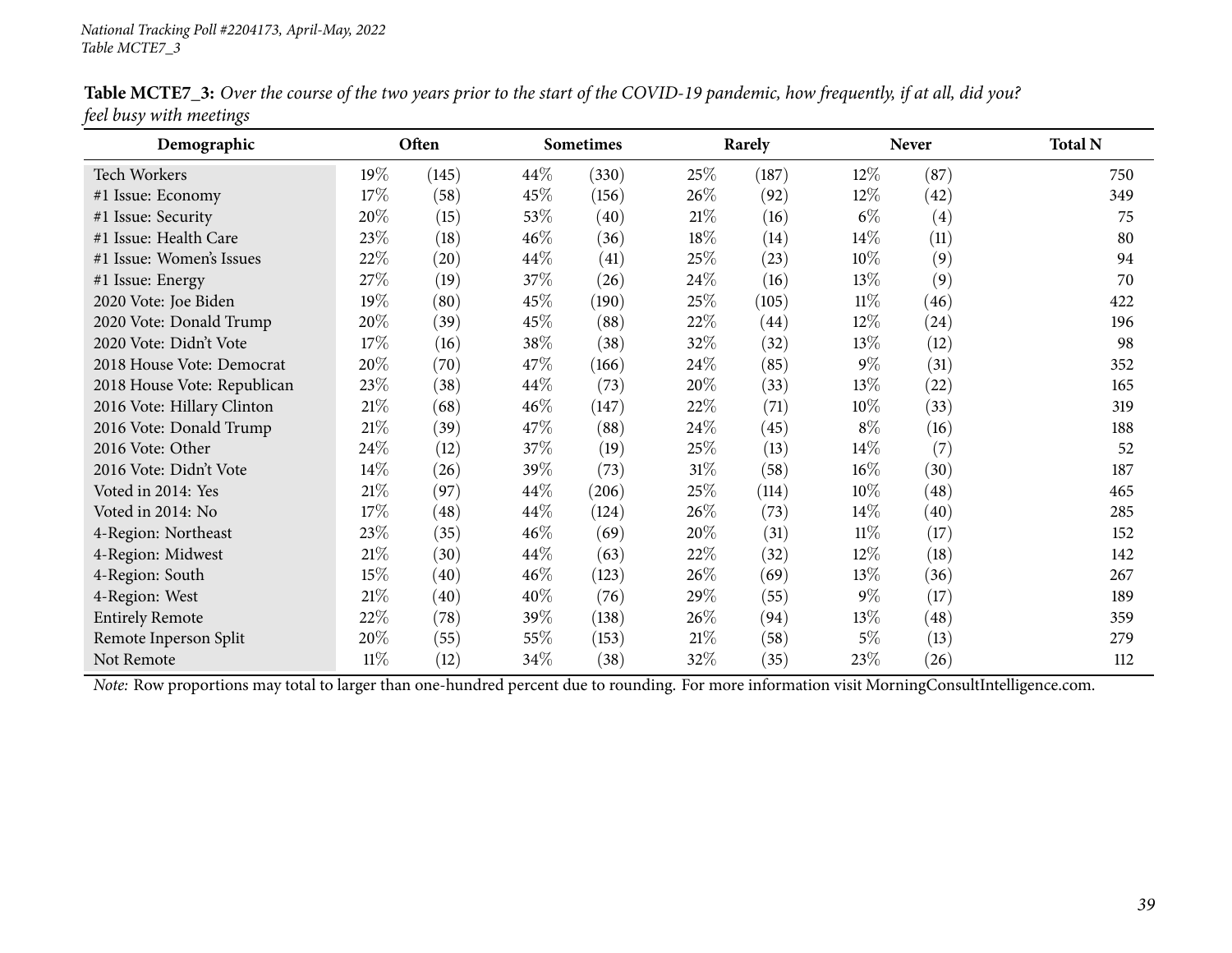National Tracking Poll #2204173, April-May, 2022
Table MCTE7_3

**Table MCTE7_3:** *Over the course of the two years prior to the start of the COVID-19 pandemic, how frequently, if at all, did you? feel busy with meetings*

| Demographic | Often | | Sometimes | | Rarely | | Never | | Total N |
|---|---|---|---|---|---|---|---|---|---|
| Tech Workers | 19% | (145) | 44% | (330) | 25% | (187) | 12% | (87) | 750 |
| #1 Issue: Economy | 17% | (58) | 45% | (156) | 26% | (92) | 12% | (42) | 349 |
| #1 Issue: Security | 20% | (15) | 53% | (40) | 21% | (16) | 6% | (4) | 75 |
| #1 Issue: Health Care | 23% | (18) | 46% | (36) | 18% | (14) | 14% | (11) | 80 |
| #1 Issue: Women's Issues | 22% | (20) | 44% | (41) | 25% | (23) | 10% | (9) | 94 |
| #1 Issue: Energy | 27% | (19) | 37% | (26) | 24% | (16) | 13% | (9) | 70 |
| 2020 Vote: Joe Biden | 19% | (80) | 45% | (190) | 25% | (105) | 11% | (46) | 422 |
| 2020 Vote: Donald Trump | 20% | (39) | 45% | (88) | 22% | (44) | 12% | (24) | 196 |
| 2020 Vote: Didn't Vote | 17% | (16) | 38% | (38) | 32% | (32) | 13% | (12) | 98 |
| 2018 House Vote: Democrat | 20% | (70) | 47% | (166) | 24% | (85) | 9% | (31) | 352 |
| 2018 House Vote: Republican | 23% | (38) | 44% | (73) | 20% | (33) | 13% | (22) | 165 |
| 2016 Vote: Hillary Clinton | 21% | (68) | 46% | (147) | 22% | (71) | 10% | (33) | 319 |
| 2016 Vote: Donald Trump | 21% | (39) | 47% | (88) | 24% | (45) | 8% | (16) | 188 |
| 2016 Vote: Other | 24% | (12) | 37% | (19) | 25% | (13) | 14% | (7) | 52 |
| 2016 Vote: Didn't Vote | 14% | (26) | 39% | (73) | 31% | (58) | 16% | (30) | 187 |
| Voted in 2014: Yes | 21% | (97) | 44% | (206) | 25% | (114) | 10% | (48) | 465 |
| Voted in 2014: No | 17% | (48) | 44% | (124) | 26% | (73) | 14% | (40) | 285 |
| 4-Region: Northeast | 23% | (35) | 46% | (69) | 20% | (31) | 11% | (17) | 152 |
| 4-Region: Midwest | 21% | (30) | 44% | (63) | 22% | (32) | 12% | (18) | 142 |
| 4-Region: South | 15% | (40) | 46% | (123) | 26% | (69) | 13% | (36) | 267 |
| 4-Region: West | 21% | (40) | 40% | (76) | 29% | (55) | 9% | (17) | 189 |
| Entirely Remote | 22% | (78) | 39% | (138) | 26% | (94) | 13% | (48) | 359 |
| Remote Inperson Split | 20% | (55) | 55% | (153) | 21% | (58) | 5% | (13) | 279 |
| Not Remote | 11% | (12) | 34% | (38) | 32% | (35) | 23% | (26) | 112 |

*Note:* Row proportions may total to larger than one-hundred percent due to rounding. For more information visit MorningConsultIntelligence.com.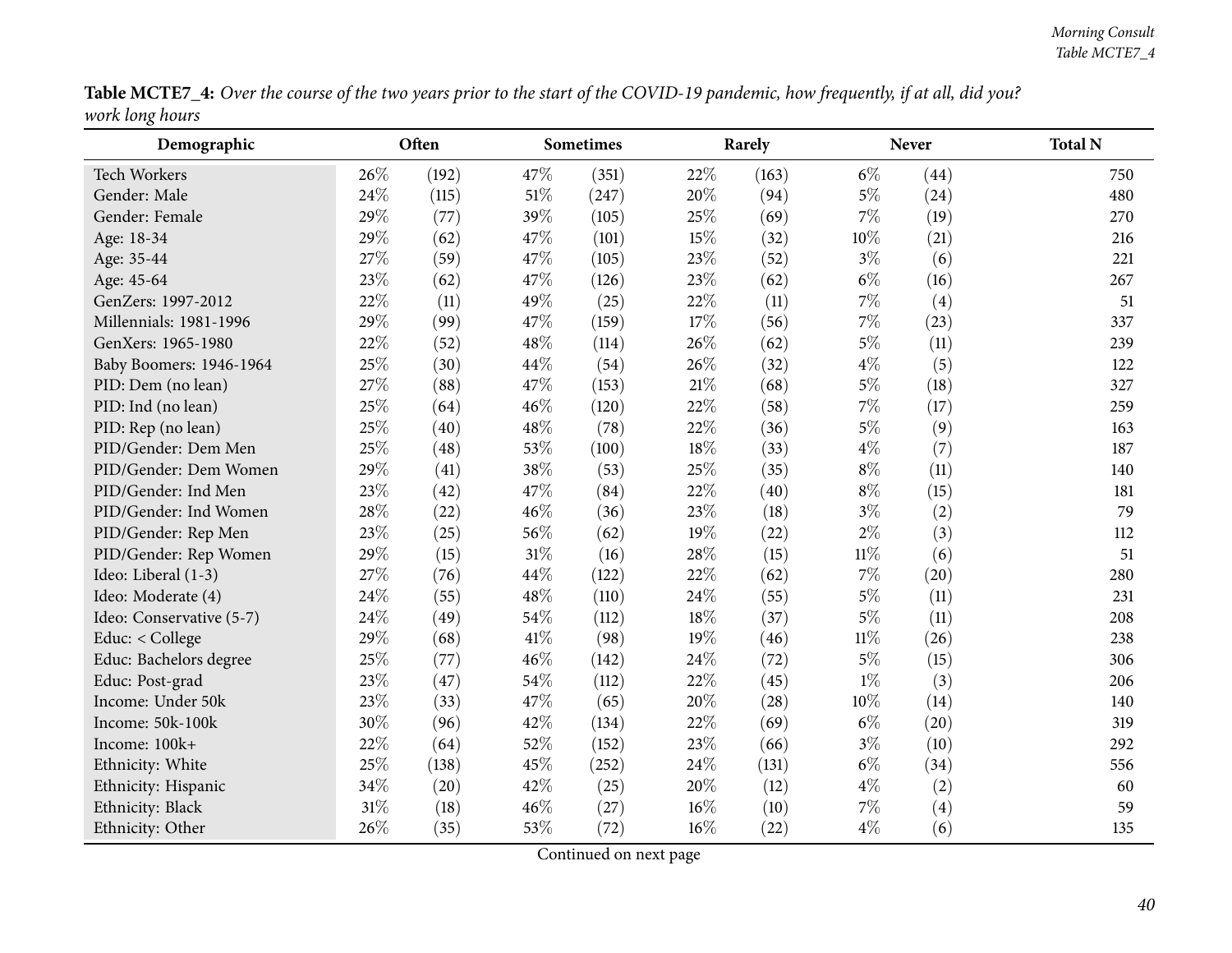**Table MCTE7_4:** *Over the course of the two years prior to the start of the COVID-19 pandemic, how frequently, if at all, did you? work long hours*

| Demographic | Often | | Sometimes | | Rarely | | Never | | Total N |
|---|---|---|---|---|---|---|---|---|---|
| Tech Workers | 26% | (192) | 47% | (351) | 22% | (163) | 6% | (44) | 750 |
| Gender: Male | 24% | (115) | 51% | (247) | 20% | (94) | 5% | (24) | 480 |
| Gender: Female | 29% | (77) | 39% | (105) | 25% | (69) | 7% | (19) | 270 |
| Age: 18-34 | 29% | (62) | 47% | (101) | 15% | (32) | 10% | (21) | 216 |
| Age: 35-44 | 27% | (59) | 47% | (105) | 23% | (52) | 3% | (6) | 221 |
| Age: 45-64 | 23% | (62) | 47% | (126) | 23% | (62) | 6% | (16) | 267 |
| GenZers: 1997-2012 | 22% | (11) | 49% | (25) | 22% | (11) | 7% | (4) | 51 |
| Millennials: 1981-1996 | 29% | (99) | 47% | (159) | 17% | (56) | 7% | (23) | 337 |
| GenXers: 1965-1980 | 22% | (52) | 48% | (114) | 26% | (62) | 5% | (11) | 239 |
| Baby Boomers: 1946-1964 | 25% | (30) | 44% | (54) | 26% | (32) | 4% | (5) | 122 |
| PID: Dem (no lean) | 27% | (88) | 47% | (153) | 21% | (68) | 5% | (18) | 327 |
| PID: Ind (no lean) | 25% | (64) | 46% | (120) | 22% | (58) | 7% | (17) | 259 |
| PID: Rep (no lean) | 25% | (40) | 48% | (78) | 22% | (36) | 5% | (9) | 163 |
| PID/Gender: Dem Men | 25% | (48) | 53% | (100) | 18% | (33) | 4% | (7) | 187 |
| PID/Gender: Dem Women | 29% | (41) | 38% | (53) | 25% | (35) | 8% | (11) | 140 |
| PID/Gender: Ind Men | 23% | (42) | 47% | (84) | 22% | (40) | 8% | (15) | 181 |
| PID/Gender: Ind Women | 28% | (22) | 46% | (36) | 23% | (18) | 3% | (2) | 79 |
| PID/Gender: Rep Men | 23% | (25) | 56% | (62) | 19% | (22) | 2% | (3) | 112 |
| PID/Gender: Rep Women | 29% | (15) | 31% | (16) | 28% | (15) | 11% | (6) | 51 |
| Ideo: Liberal (1-3) | 27% | (76) | 44% | (122) | 22% | (62) | 7% | (20) | 280 |
| Ideo: Moderate (4) | 24% | (55) | 48% | (110) | 24% | (55) | 5% | (11) | 231 |
| Ideo: Conservative (5-7) | 24% | (49) | 54% | (112) | 18% | (37) | 5% | (11) | 208 |
| Educ: < College | 29% | (68) | 41% | (98) | 19% | (46) | 11% | (26) | 238 |
| Educ: Bachelors degree | 25% | (77) | 46% | (142) | 24% | (72) | 5% | (15) | 306 |
| Educ: Post-grad | 23% | (47) | 54% | (112) | 22% | (45) | 1% | (3) | 206 |
| Income: Under 50k | 23% | (33) | 47% | (65) | 20% | (28) | 10% | (14) | 140 |
| Income: 50k-100k | 30% | (96) | 42% | (134) | 22% | (69) | 6% | (20) | 319 |
| Income: 100k+ | 22% | (64) | 52% | (152) | 23% | (66) | 3% | (10) | 292 |
| Ethnicity: White | 25% | (138) | 45% | (252) | 24% | (131) | 6% | (34) | 556 |
| Ethnicity: Hispanic | 34% | (20) | 42% | (25) | 20% | (12) | 4% | (2) | 60 |
| Ethnicity: Black | 31% | (18) | 46% | (27) | 16% | (10) | 7% | (4) | 59 |
| Ethnicity: Other | 26% | (35) | 53% | (72) | 16% | (22) | 4% | (6) | 135 |

Continued on next page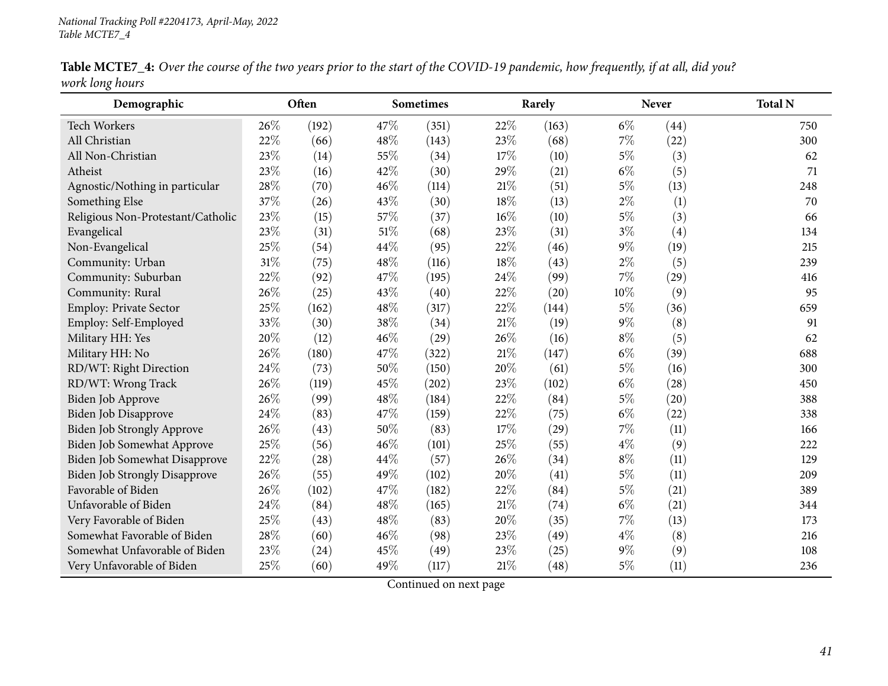**Table MCTE7_4:** *Over the course of the two years prior to the start of the COVID-19 pandemic, how frequently, if at all, did you? work long hours*

| Demographic | Often | | Sometimes | | Rarely | | Never | | Total N |
|---|---|---|---|---|---|---|---|---|---|
| Tech Workers | 26% | (192) | 47% | (351) | 22% | (163) | 6% | (44) | 750 |
| All Christian | 22% | (66) | 48% | (143) | 23% | (68) | 7% | (22) | 300 |
| All Non-Christian | 23% | (14) | 55% | (34) | 17% | (10) | 5% | (3) | 62 |
| Atheist | 23% | (16) | 42% | (30) | 29% | (21) | 6% | (5) | 71 |
| Agnostic/Nothing in particular | 28% | (70) | 46% | (114) | 21% | (51) | 5% | (13) | 248 |
| Something Else | 37% | (26) | 43% | (30) | 18% | (13) | 2% | (1) | 70 |
| Religious Non-Protestant/Catholic | 23% | (15) | 57% | (37) | 16% | (10) | 5% | (3) | 66 |
| Evangelical | 23% | (31) | 51% | (68) | 23% | (31) | 3% | (4) | 134 |
| Non-Evangelical | 25% | (54) | 44% | (95) | 22% | (46) | 9% | (19) | 215 |
| Community: Urban | 31% | (75) | 48% | (116) | 18% | (43) | 2% | (5) | 239 |
| Community: Suburban | 22% | (92) | 47% | (195) | 24% | (99) | 7% | (29) | 416 |
| Community: Rural | 26% | (25) | 43% | (40) | 22% | (20) | 10% | (9) | 95 |
| Employ: Private Sector | 25% | (162) | 48% | (317) | 22% | (144) | 5% | (36) | 659 |
| Employ: Self-Employed | 33% | (30) | 38% | (34) | 21% | (19) | 9% | (8) | 91 |
| Military HH: Yes | 20% | (12) | 46% | (29) | 26% | (16) | 8% | (5) | 62 |
| Military HH: No | 26% | (180) | 47% | (322) | 21% | (147) | 6% | (39) | 688 |
| RD/WT: Right Direction | 24% | (73) | 50% | (150) | 20% | (61) | 5% | (16) | 300 |
| RD/WT: Wrong Track | 26% | (119) | 45% | (202) | 23% | (102) | 6% | (28) | 450 |
| Biden Job Approve | 26% | (99) | 48% | (184) | 22% | (84) | 5% | (20) | 388 |
| Biden Job Disapprove | 24% | (83) | 47% | (159) | 22% | (75) | 6% | (22) | 338 |
| Biden Job Strongly Approve | 26% | (43) | 50% | (83) | 17% | (29) | 7% | (11) | 166 |
| Biden Job Somewhat Approve | 25% | (56) | 46% | (101) | 25% | (55) | 4% | (9) | 222 |
| Biden Job Somewhat Disapprove | 22% | (28) | 44% | (57) | 26% | (34) | 8% | (11) | 129 |
| Biden Job Strongly Disapprove | 26% | (55) | 49% | (102) | 20% | (41) | 5% | (11) | 209 |
| Favorable of Biden | 26% | (102) | 47% | (182) | 22% | (84) | 5% | (21) | 389 |
| Unfavorable of Biden | 24% | (84) | 48% | (165) | 21% | (74) | 6% | (21) | 344 |
| Very Favorable of Biden | 25% | (43) | 48% | (83) | 20% | (35) | 7% | (13) | 173 |
| Somewhat Favorable of Biden | 28% | (60) | 46% | (98) | 23% | (49) | 4% | (8) | 216 |
| Somewhat Unfavorable of Biden | 23% | (24) | 45% | (49) | 23% | (25) | 9% | (9) | 108 |
| Very Unfavorable of Biden | 25% | (60) | 49% | (117) | 21% | (48) | 5% | (11) | 236 |

Continued on next page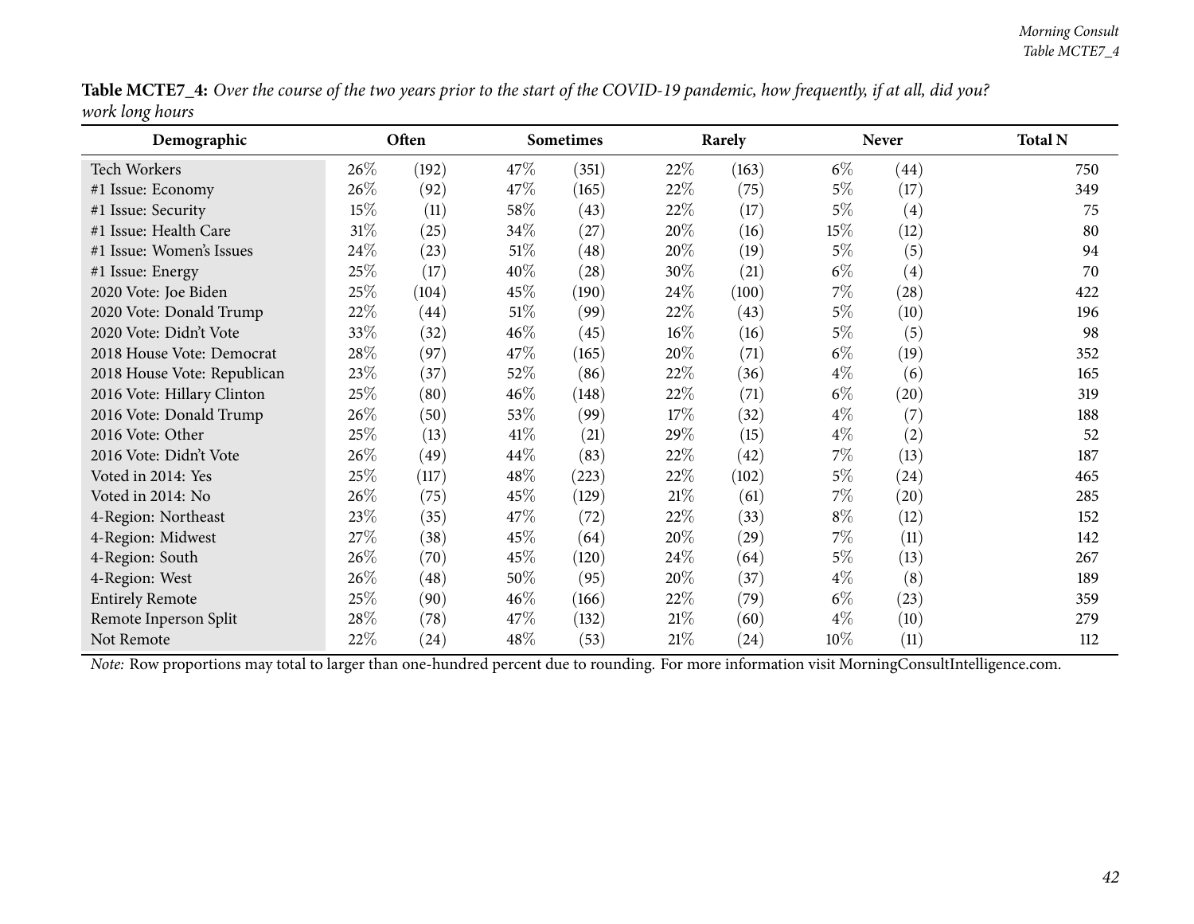**Table MCTE7_4:** *Over the course of the two years prior to the start of the COVID-19 pandemic, how frequently, if at all, did you? work long hours*

| Demographic | Often | | Sometimes | | Rarely | | Never | | Total N |
|---|---|---|---|---|---|---|---|---|---|
| Tech Workers | 26% | (192) | 47% | (351) | 22% | (163) | 6% | (44) | 750 |
| #1 Issue: Economy | 26% | (92) | 47% | (165) | 22% | (75) | 5% | (17) | 349 |
| #1 Issue: Security | 15% | (11) | 58% | (43) | 22% | (17) | 5% | (4) | 75 |
| #1 Issue: Health Care | 31% | (25) | 34% | (27) | 20% | (16) | 15% | (12) | 80 |
| #1 Issue: Women's Issues | 24% | (23) | 51% | (48) | 20% | (19) | 5% | (5) | 94 |
| #1 Issue: Energy | 25% | (17) | 40% | (28) | 30% | (21) | 6% | (4) | 70 |
| 2020 Vote: Joe Biden | 25% | (104) | 45% | (190) | 24% | (100) | 7% | (28) | 422 |
| 2020 Vote: Donald Trump | 22% | (44) | 51% | (99) | 22% | (43) | 5% | (10) | 196 |
| 2020 Vote: Didn't Vote | 33% | (32) | 46% | (45) | 16% | (16) | 5% | (5) | 98 |
| 2018 House Vote: Democrat | 28% | (97) | 47% | (165) | 20% | (71) | 6% | (19) | 352 |
| 2018 House Vote: Republican | 23% | (37) | 52% | (86) | 22% | (36) | 4% | (6) | 165 |
| 2016 Vote: Hillary Clinton | 25% | (80) | 46% | (148) | 22% | (71) | 6% | (20) | 319 |
| 2016 Vote: Donald Trump | 26% | (50) | 53% | (99) | 17% | (32) | 4% | (7) | 188 |
| 2016 Vote: Other | 25% | (13) | 41% | (21) | 29% | (15) | 4% | (2) | 52 |
| 2016 Vote: Didn't Vote | 26% | (49) | 44% | (83) | 22% | (42) | 7% | (13) | 187 |
| Voted in 2014: Yes | 25% | (117) | 48% | (223) | 22% | (102) | 5% | (24) | 465 |
| Voted in 2014: No | 26% | (75) | 45% | (129) | 21% | (61) | 7% | (20) | 285 |
| 4-Region: Northeast | 23% | (35) | 47% | (72) | 22% | (33) | 8% | (12) | 152 |
| 4-Region: Midwest | 27% | (38) | 45% | (64) | 20% | (29) | 7% | (11) | 142 |
| 4-Region: South | 26% | (70) | 45% | (120) | 24% | (64) | 5% | (13) | 267 |
| 4-Region: West | 26% | (48) | 50% | (95) | 20% | (37) | 4% | (8) | 189 |
| Entirely Remote | 25% | (90) | 46% | (166) | 22% | (79) | 6% | (23) | 359 |
| Remote Inperson Split | 28% | (78) | 47% | (132) | 21% | (60) | 4% | (10) | 279 |
| Not Remote | 22% | (24) | 48% | (53) | 21% | (24) | 10% | (11) | 112 |

*Note:* Row proportions may total to larger than one-hundred percent due to rounding. For more information visit MorningConsultIntelligence.com.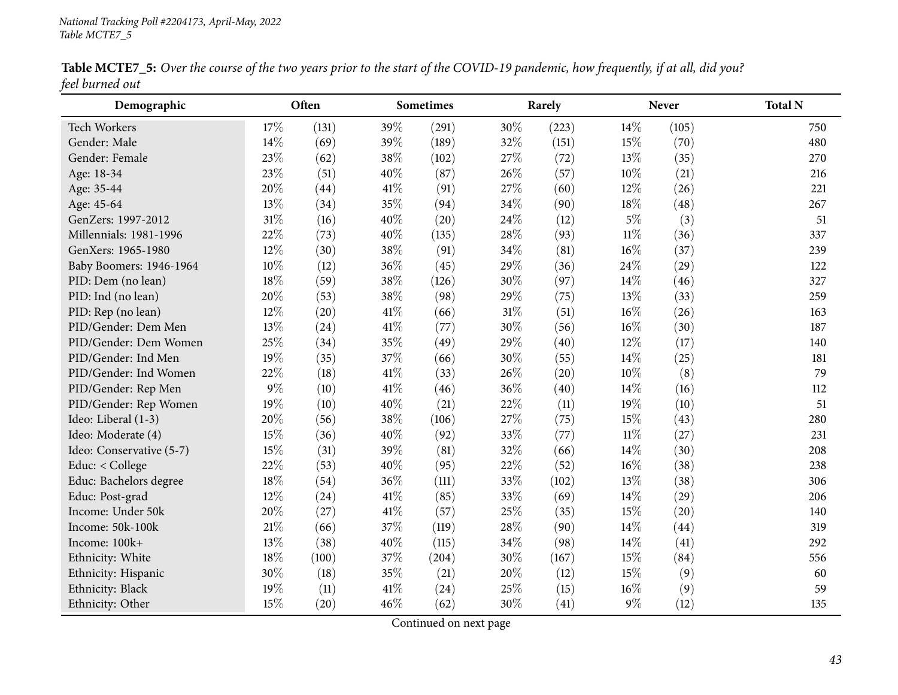*National Tracking Poll #2204173, April-May, 2022*
*Table MCTE7_5*

**Table MCTE7_5:** *Over the course of the two years prior to the start of the COVID-19 pandemic, how frequently, if at all, did you? feel burned out*

| Demographic | Often | | Sometimes | | Rarely | | Never | | Total N |
|---|---|---|---|---|---|---|---|---|---|
| Tech Workers | 17% | (131) | 39% | (291) | 30% | (223) | 14% | (105) | 750 |
| Gender: Male | 14% | (69) | 39% | (189) | 32% | (151) | 15% | (70) | 480 |
| Gender: Female | 23% | (62) | 38% | (102) | 27% | (72) | 13% | (35) | 270 |
| Age: 18-34 | 23% | (51) | 40% | (87) | 26% | (57) | 10% | (21) | 216 |
| Age: 35-44 | 20% | (44) | 41% | (91) | 27% | (60) | 12% | (26) | 221 |
| Age: 45-64 | 13% | (34) | 35% | (94) | 34% | (90) | 18% | (48) | 267 |
| GenZers: 1997-2012 | 31% | (16) | 40% | (20) | 24% | (12) | 5% | (3) | 51 |
| Millennials: 1981-1996 | 22% | (73) | 40% | (135) | 28% | (93) | 11% | (36) | 337 |
| GenXers: 1965-1980 | 12% | (30) | 38% | (91) | 34% | (81) | 16% | (37) | 239 |
| Baby Boomers: 1946-1964 | 10% | (12) | 36% | (45) | 29% | (36) | 24% | (29) | 122 |
| PID: Dem (no lean) | 18% | (59) | 38% | (126) | 30% | (97) | 14% | (46) | 327 |
| PID: Ind (no lean) | 20% | (53) | 38% | (98) | 29% | (75) | 13% | (33) | 259 |
| PID: Rep (no lean) | 12% | (20) | 41% | (66) | 31% | (51) | 16% | (26) | 163 |
| PID/Gender: Dem Men | 13% | (24) | 41% | (77) | 30% | (56) | 16% | (30) | 187 |
| PID/Gender: Dem Women | 25% | (34) | 35% | (49) | 29% | (40) | 12% | (17) | 140 |
| PID/Gender: Ind Men | 19% | (35) | 37% | (66) | 30% | (55) | 14% | (25) | 181 |
| PID/Gender: Ind Women | 22% | (18) | 41% | (33) | 26% | (20) | 10% | (8) | 79 |
| PID/Gender: Rep Men | 9% | (10) | 41% | (46) | 36% | (40) | 14% | (16) | 112 |
| PID/Gender: Rep Women | 19% | (10) | 40% | (21) | 22% | (11) | 19% | (10) | 51 |
| Ideo: Liberal (1-3) | 20% | (56) | 38% | (106) | 27% | (75) | 15% | (43) | 280 |
| Ideo: Moderate (4) | 15% | (36) | 40% | (92) | 33% | (77) | 11% | (27) | 231 |
| Ideo: Conservative (5-7) | 15% | (31) | 39% | (81) | 32% | (66) | 14% | (30) | 208 |
| Educ: < College | 22% | (53) | 40% | (95) | 22% | (52) | 16% | (38) | 238 |
| Educ: Bachelors degree | 18% | (54) | 36% | (111) | 33% | (102) | 13% | (38) | 306 |
| Educ: Post-grad | 12% | (24) | 41% | (85) | 33% | (69) | 14% | (29) | 206 |
| Income: Under 50k | 20% | (27) | 41% | (57) | 25% | (35) | 15% | (20) | 140 |
| Income: 50k-100k | 21% | (66) | 37% | (119) | 28% | (90) | 14% | (44) | 319 |
| Income: 100k+ | 13% | (38) | 40% | (115) | 34% | (98) | 14% | (41) | 292 |
| Ethnicity: White | 18% | (100) | 37% | (204) | 30% | (167) | 15% | (84) | 556 |
| Ethnicity: Hispanic | 30% | (18) | 35% | (21) | 20% | (12) | 15% | (9) | 60 |
| Ethnicity: Black | 19% | (11) | 41% | (24) | 25% | (15) | 16% | (9) | 59 |
| Ethnicity: Other | 15% | (20) | 46% | (62) | 30% | (41) | 9% | (12) | 135 |

Continued on next page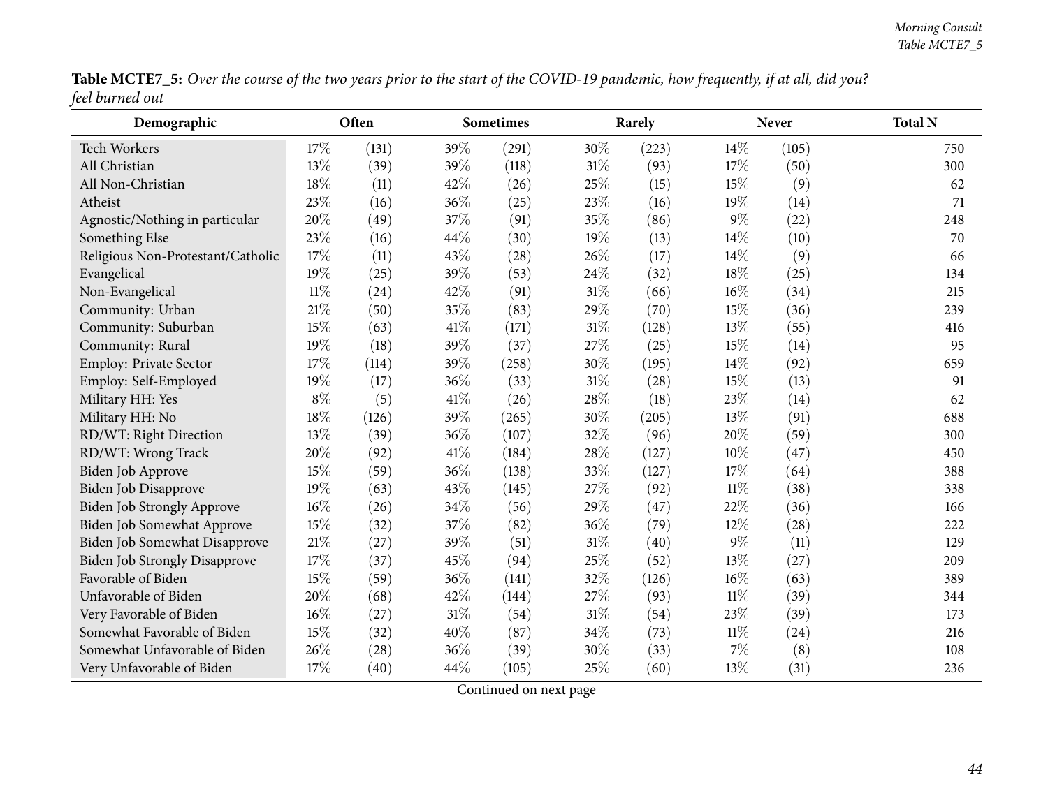**Table MCTE7_5:** *Over the course of the two years prior to the start of the COVID-19 pandemic, how frequently, if at all, did you? feel burned out*

| Demographic | Often | | Sometimes | | Rarely | | Never | | Total N |
|---|---|---|---|---|---|---|---|---|---|
| Tech Workers | 17% | (131) | 39% | (291) | 30% | (223) | 14% | (105) | 750 |
| All Christian | 13% | (39) | 39% | (118) | 31% | (93) | 17% | (50) | 300 |
| All Non-Christian | 18% | (11) | 42% | (26) | 25% | (15) | 15% | (9) | 62 |
| Atheist | 23% | (16) | 36% | (25) | 23% | (16) | 19% | (14) | 71 |
| Agnostic/Nothing in particular | 20% | (49) | 37% | (91) | 35% | (86) | 9% | (22) | 248 |
| Something Else | 23% | (16) | 44% | (30) | 19% | (13) | 14% | (10) | 70 |
| Religious Non-Protestant/Catholic | 17% | (11) | 43% | (28) | 26% | (17) | 14% | (9) | 66 |
| Evangelical | 19% | (25) | 39% | (53) | 24% | (32) | 18% | (25) | 134 |
| Non-Evangelical | 11% | (24) | 42% | (91) | 31% | (66) | 16% | (34) | 215 |
| Community: Urban | 21% | (50) | 35% | (83) | 29% | (70) | 15% | (36) | 239 |
| Community: Suburban | 15% | (63) | 41% | (171) | 31% | (128) | 13% | (55) | 416 |
| Community: Rural | 19% | (18) | 39% | (37) | 27% | (25) | 15% | (14) | 95 |
| Employ: Private Sector | 17% | (114) | 39% | (258) | 30% | (195) | 14% | (92) | 659 |
| Employ: Self-Employed | 19% | (17) | 36% | (33) | 31% | (28) | 15% | (13) | 91 |
| Military HH: Yes | 8% | (5) | 41% | (26) | 28% | (18) | 23% | (14) | 62 |
| Military HH: No | 18% | (126) | 39% | (265) | 30% | (205) | 13% | (91) | 688 |
| RD/WT: Right Direction | 13% | (39) | 36% | (107) | 32% | (96) | 20% | (59) | 300 |
| RD/WT: Wrong Track | 20% | (92) | 41% | (184) | 28% | (127) | 10% | (47) | 450 |
| Biden Job Approve | 15% | (59) | 36% | (138) | 33% | (127) | 17% | (64) | 388 |
| Biden Job Disapprove | 19% | (63) | 43% | (145) | 27% | (92) | 11% | (38) | 338 |
| Biden Job Strongly Approve | 16% | (26) | 34% | (56) | 29% | (47) | 22% | (36) | 166 |
| Biden Job Somewhat Approve | 15% | (32) | 37% | (82) | 36% | (79) | 12% | (28) | 222 |
| Biden Job Somewhat Disapprove | 21% | (27) | 39% | (51) | 31% | (40) | 9% | (11) | 129 |
| Biden Job Strongly Disapprove | 17% | (37) | 45% | (94) | 25% | (52) | 13% | (27) | 209 |
| Favorable of Biden | 15% | (59) | 36% | (141) | 32% | (126) | 16% | (63) | 389 |
| Unfavorable of Biden | 20% | (68) | 42% | (144) | 27% | (93) | 11% | (39) | 344 |
| Very Favorable of Biden | 16% | (27) | 31% | (54) | 31% | (54) | 23% | (39) | 173 |
| Somewhat Favorable of Biden | 15% | (32) | 40% | (87) | 34% | (73) | 11% | (24) | 216 |
| Somewhat Unfavorable of Biden | 26% | (28) | 36% | (39) | 30% | (33) | 7% | (8) | 108 |
| Very Unfavorable of Biden | 17% | (40) | 44% | (105) | 25% | (60) | 13% | (31) | 236 |

Continued on next page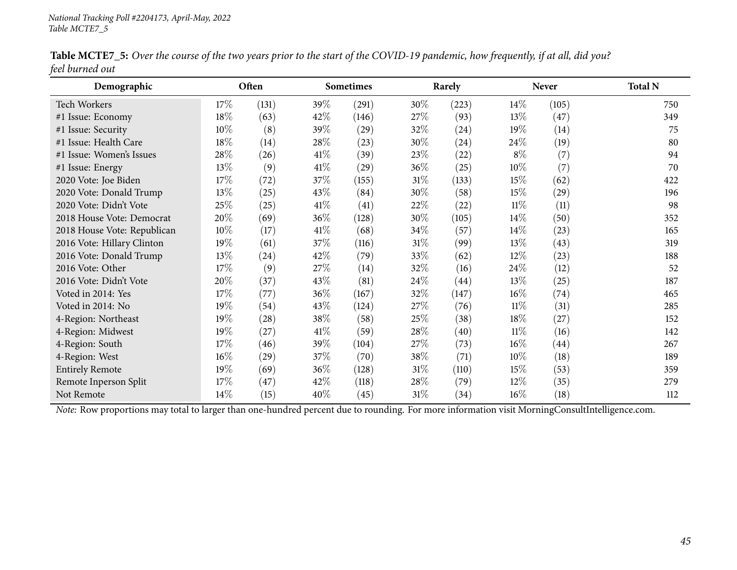*National Tracking Poll #2204173, April-May, 2022*
*Table MCTE7_5*

**Table MCTE7_5:** *Over the course of the two years prior to the start of the COVID-19 pandemic, how frequently, if at all, did you? feel burned out*

| Demographic | Often | | Sometimes | | Rarely | | Never | | Total N |
|---|---|---|---|---|---|---|---|---|---|
| Tech Workers | 17% | (131) | 39% | (291) | 30% | (223) | 14% | (105) | 750 |
| #1 Issue: Economy | 18% | (63) | 42% | (146) | 27% | (93) | 13% | (47) | 349 |
| #1 Issue: Security | 10% | (8) | 39% | (29) | 32% | (24) | 19% | (14) | 75 |
| #1 Issue: Health Care | 18% | (14) | 28% | (23) | 30% | (24) | 24% | (19) | 80 |
| #1 Issue: Women's Issues | 28% | (26) | 41% | (39) | 23% | (22) | 8% | (7) | 94 |
| #1 Issue: Energy | 13% | (9) | 41% | (29) | 36% | (25) | 10% | (7) | 70 |
| 2020 Vote: Joe Biden | 17% | (72) | 37% | (155) | 31% | (133) | 15% | (62) | 422 |
| 2020 Vote: Donald Trump | 13% | (25) | 43% | (84) | 30% | (58) | 15% | (29) | 196 |
| 2020 Vote: Didn't Vote | 25% | (25) | 41% | (41) | 22% | (22) | 11% | (11) | 98 |
| 2018 House Vote: Democrat | 20% | (69) | 36% | (128) | 30% | (105) | 14% | (50) | 352 |
| 2018 House Vote: Republican | 10% | (17) | 41% | (68) | 34% | (57) | 14% | (23) | 165 |
| 2016 Vote: Hillary Clinton | 19% | (61) | 37% | (116) | 31% | (99) | 13% | (43) | 319 |
| 2016 Vote: Donald Trump | 13% | (24) | 42% | (79) | 33% | (62) | 12% | (23) | 188 |
| 2016 Vote: Other | 17% | (9) | 27% | (14) | 32% | (16) | 24% | (12) | 52 |
| 2016 Vote: Didn't Vote | 20% | (37) | 43% | (81) | 24% | (44) | 13% | (25) | 187 |
| Voted in 2014: Yes | 17% | (77) | 36% | (167) | 32% | (147) | 16% | (74) | 465 |
| Voted in 2014: No | 19% | (54) | 43% | (124) | 27% | (76) | 11% | (31) | 285 |
| 4-Region: Northeast | 19% | (28) | 38% | (58) | 25% | (38) | 18% | (27) | 152 |
| 4-Region: Midwest | 19% | (27) | 41% | (59) | 28% | (40) | 11% | (16) | 142 |
| 4-Region: South | 17% | (46) | 39% | (104) | 27% | (73) | 16% | (44) | 267 |
| 4-Region: West | 16% | (29) | 37% | (70) | 38% | (71) | 10% | (18) | 189 |
| Entirely Remote | 19% | (69) | 36% | (128) | 31% | (110) | 15% | (53) | 359 |
| Remote Inperson Split | 17% | (47) | 42% | (118) | 28% | (79) | 12% | (35) | 279 |
| Not Remote | 14% | (15) | 40% | (45) | 31% | (34) | 16% | (18) | 112 |

*Note:* Row proportions may total to larger than one-hundred percent due to rounding. For more information visit MorningConsultIntelligence.com.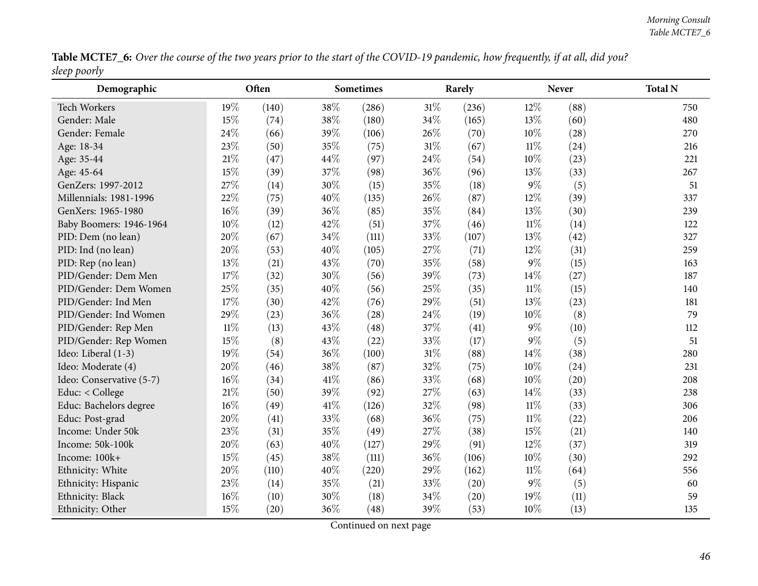**Table MCTE7_6:** *Over the course of the two years prior to the start of the COVID-19 pandemic, how frequently, if at all, did you? sleep poorly*

| Demographic | Often | | Sometimes | | Rarely | | Never | | Total N |
|---|---|---|---|---|---|---|---|---|---|
| Tech Workers | 19% | (140) | 38% | (286) | 31% | (236) | 12% | (88) | 750 |
| Gender: Male | 15% | (74) | 38% | (180) | 34% | (165) | 13% | (60) | 480 |
| Gender: Female | 24% | (66) | 39% | (106) | 26% | (70) | 10% | (28) | 270 |
| Age: 18-34 | 23% | (50) | 35% | (75) | 31% | (67) | 11% | (24) | 216 |
| Age: 35-44 | 21% | (47) | 44% | (97) | 24% | (54) | 10% | (23) | 221 |
| Age: 45-64 | 15% | (39) | 37% | (98) | 36% | (96) | 13% | (33) | 267 |
| GenZers: 1997-2012 | 27% | (14) | 30% | (15) | 35% | (18) | 9% | (5) | 51 |
| Millennials: 1981-1996 | 22% | (75) | 40% | (135) | 26% | (87) | 12% | (39) | 337 |
| GenXers: 1965-1980 | 16% | (39) | 36% | (85) | 35% | (84) | 13% | (30) | 239 |
| Baby Boomers: 1946-1964 | 10% | (12) | 42% | (51) | 37% | (46) | 11% | (14) | 122 |
| PID: Dem (no lean) | 20% | (67) | 34% | (111) | 33% | (107) | 13% | (42) | 327 |
| PID: Ind (no lean) | 20% | (53) | 40% | (105) | 27% | (71) | 12% | (31) | 259 |
| PID: Rep (no lean) | 13% | (21) | 43% | (70) | 35% | (58) | 9% | (15) | 163 |
| PID/Gender: Dem Men | 17% | (32) | 30% | (56) | 39% | (73) | 14% | (27) | 187 |
| PID/Gender: Dem Women | 25% | (35) | 40% | (56) | 25% | (35) | 11% | (15) | 140 |
| PID/Gender: Ind Men | 17% | (30) | 42% | (76) | 29% | (51) | 13% | (23) | 181 |
| PID/Gender: Ind Women | 29% | (23) | 36% | (28) | 24% | (19) | 10% | (8) | 79 |
| PID/Gender: Rep Men | 11% | (13) | 43% | (48) | 37% | (41) | 9% | (10) | 112 |
| PID/Gender: Rep Women | 15% | (8) | 43% | (22) | 33% | (17) | 9% | (5) | 51 |
| Ideo: Liberal (1-3) | 19% | (54) | 36% | (100) | 31% | (88) | 14% | (38) | 280 |
| Ideo: Moderate (4) | 20% | (46) | 38% | (87) | 32% | (75) | 10% | (24) | 231 |
| Ideo: Conservative (5-7) | 16% | (34) | 41% | (86) | 33% | (68) | 10% | (20) | 208 |
| Educ: < College | 21% | (50) | 39% | (92) | 27% | (63) | 14% | (33) | 238 |
| Educ: Bachelors degree | 16% | (49) | 41% | (126) | 32% | (98) | 11% | (33) | 306 |
| Educ: Post-grad | 20% | (41) | 33% | (68) | 36% | (75) | 11% | (22) | 206 |
| Income: Under 50k | 23% | (31) | 35% | (49) | 27% | (38) | 15% | (21) | 140 |
| Income: 50k-100k | 20% | (63) | 40% | (127) | 29% | (91) | 12% | (37) | 319 |
| Income: 100k+ | 15% | (45) | 38% | (111) | 36% | (106) | 10% | (30) | 292 |
| Ethnicity: White | 20% | (110) | 40% | (220) | 29% | (162) | 11% | (64) | 556 |
| Ethnicity: Hispanic | 23% | (14) | 35% | (21) | 33% | (20) | 9% | (5) | 60 |
| Ethnicity: Black | 16% | (10) | 30% | (18) | 34% | (20) | 19% | (11) | 59 |
| Ethnicity: Other | 15% | (20) | 36% | (48) | 39% | (53) | 10% | (13) | 135 |

Continued on next page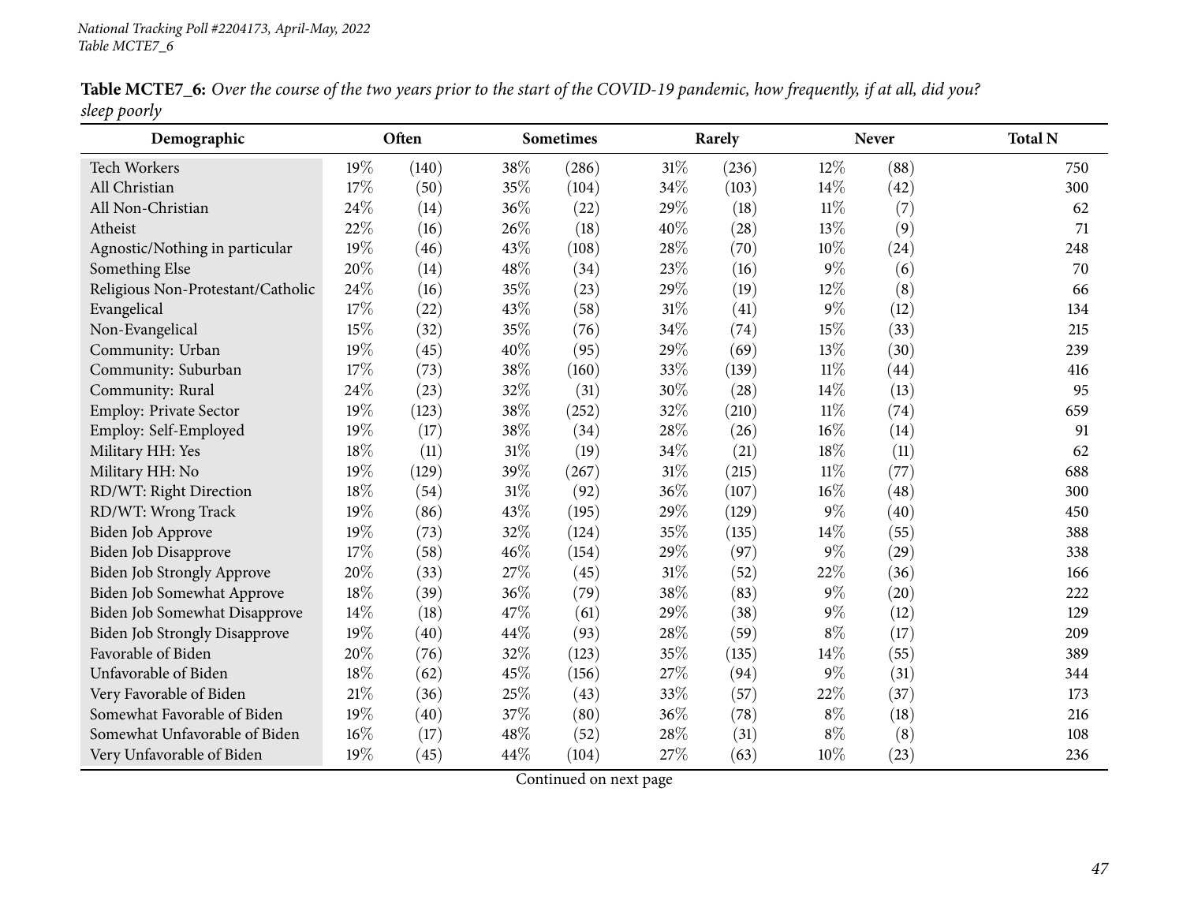**Table MCTE7_6:** *Over the course of the two years prior to the start of the COVID-19 pandemic, how frequently, if at all, did you? sleep poorly*

| Demographic | Often | | Sometimes | | Rarely | | Never | | Total N |
|---|---|---|---|---|---|---|---|---|---|
| Tech Workers | 19% | (140) | 38% | (286) | 31% | (236) | 12% | (88) | 750 |
| All Christian | 17% | (50) | 35% | (104) | 34% | (103) | 14% | (42) | 300 |
| All Non-Christian | 24% | (14) | 36% | (22) | 29% | (18) | 11% | (7) | 62 |
| Atheist | 22% | (16) | 26% | (18) | 40% | (28) | 13% | (9) | 71 |
| Agnostic/Nothing in particular | 19% | (46) | 43% | (108) | 28% | (70) | 10% | (24) | 248 |
| Something Else | 20% | (14) | 48% | (34) | 23% | (16) | 9% | (6) | 70 |
| Religious Non-Protestant/Catholic | 24% | (16) | 35% | (23) | 29% | (19) | 12% | (8) | 66 |
| Evangelical | 17% | (22) | 43% | (58) | 31% | (41) | 9% | (12) | 134 |
| Non-Evangelical | 15% | (32) | 35% | (76) | 34% | (74) | 15% | (33) | 215 |
| Community: Urban | 19% | (45) | 40% | (95) | 29% | (69) | 13% | (30) | 239 |
| Community: Suburban | 17% | (73) | 38% | (160) | 33% | (139) | 11% | (44) | 416 |
| Community: Rural | 24% | (23) | 32% | (31) | 30% | (28) | 14% | (13) | 95 |
| Employ: Private Sector | 19% | (123) | 38% | (252) | 32% | (210) | 11% | (74) | 659 |
| Employ: Self-Employed | 19% | (17) | 38% | (34) | 28% | (26) | 16% | (14) | 91 |
| Military HH: Yes | 18% | (11) | 31% | (19) | 34% | (21) | 18% | (11) | 62 |
| Military HH: No | 19% | (129) | 39% | (267) | 31% | (215) | 11% | (77) | 688 |
| RD/WT: Right Direction | 18% | (54) | 31% | (92) | 36% | (107) | 16% | (48) | 300 |
| RD/WT: Wrong Track | 19% | (86) | 43% | (195) | 29% | (129) | 9% | (40) | 450 |
| Biden Job Approve | 19% | (73) | 32% | (124) | 35% | (135) | 14% | (55) | 388 |
| Biden Job Disapprove | 17% | (58) | 46% | (154) | 29% | (97) | 9% | (29) | 338 |
| Biden Job Strongly Approve | 20% | (33) | 27% | (45) | 31% | (52) | 22% | (36) | 166 |
| Biden Job Somewhat Approve | 18% | (39) | 36% | (79) | 38% | (83) | 9% | (20) | 222 |
| Biden Job Somewhat Disapprove | 14% | (18) | 47% | (61) | 29% | (38) | 9% | (12) | 129 |
| Biden Job Strongly Disapprove | 19% | (40) | 44% | (93) | 28% | (59) | 8% | (17) | 209 |
| Favorable of Biden | 20% | (76) | 32% | (123) | 35% | (135) | 14% | (55) | 389 |
| Unfavorable of Biden | 18% | (62) | 45% | (156) | 27% | (94) | 9% | (31) | 344 |
| Very Favorable of Biden | 21% | (36) | 25% | (43) | 33% | (57) | 22% | (37) | 173 |
| Somewhat Favorable of Biden | 19% | (40) | 37% | (80) | 36% | (78) | 8% | (18) | 216 |
| Somewhat Unfavorable of Biden | 16% | (17) | 48% | (52) | 28% | (31) | 8% | (8) | 108 |
| Very Unfavorable of Biden | 19% | (45) | 44% | (104) | 27% | (63) | 10% | (23) | 236 |

Continued on next page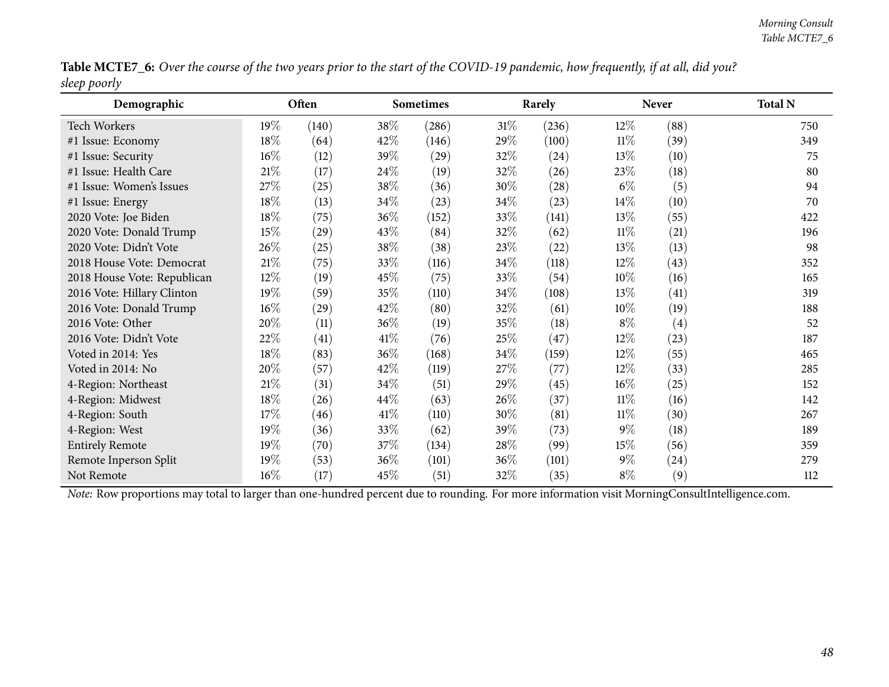**Table MCTE7_6:** *Over the course of the two years prior to the start of the COVID-19 pandemic, how frequently, if at all, did you? sleep poorly*

| Demographic | Often | | Sometimes | | Rarely | | Never | | Total N |
|---|---|---|---|---|---|---|---|---|---|
| Tech Workers | 19% | (140) | 38% | (286) | 31% | (236) | 12% | (88) | 750 |
| #1 Issue: Economy | 18% | (64) | 42% | (146) | 29% | (100) | 11% | (39) | 349 |
| #1 Issue: Security | 16% | (12) | 39% | (29) | 32% | (24) | 13% | (10) | 75 |
| #1 Issue: Health Care | 21% | (17) | 24% | (19) | 32% | (26) | 23% | (18) | 80 |
| #1 Issue: Women's Issues | 27% | (25) | 38% | (36) | 30% | (28) | 6% | (5) | 94 |
| #1 Issue: Energy | 18% | (13) | 34% | (23) | 34% | (23) | 14% | (10) | 70 |
| 2020 Vote: Joe Biden | 18% | (75) | 36% | (152) | 33% | (141) | 13% | (55) | 422 |
| 2020 Vote: Donald Trump | 15% | (29) | 43% | (84) | 32% | (62) | 11% | (21) | 196 |
| 2020 Vote: Didn't Vote | 26% | (25) | 38% | (38) | 23% | (22) | 13% | (13) | 98 |
| 2018 House Vote: Democrat | 21% | (75) | 33% | (116) | 34% | (118) | 12% | (43) | 352 |
| 2018 House Vote: Republican | 12% | (19) | 45% | (75) | 33% | (54) | 10% | (16) | 165 |
| 2016 Vote: Hillary Clinton | 19% | (59) | 35% | (110) | 34% | (108) | 13% | (41) | 319 |
| 2016 Vote: Donald Trump | 16% | (29) | 42% | (80) | 32% | (61) | 10% | (19) | 188 |
| 2016 Vote: Other | 20% | (11) | 36% | (19) | 35% | (18) | 8% | (4) | 52 |
| 2016 Vote: Didn't Vote | 22% | (41) | 41% | (76) | 25% | (47) | 12% | (23) | 187 |
| Voted in 2014: Yes | 18% | (83) | 36% | (168) | 34% | (159) | 12% | (55) | 465 |
| Voted in 2014: No | 20% | (57) | 42% | (119) | 27% | (77) | 12% | (33) | 285 |
| 4-Region: Northeast | 21% | (31) | 34% | (51) | 29% | (45) | 16% | (25) | 152 |
| 4-Region: Midwest | 18% | (26) | 44% | (63) | 26% | (37) | 11% | (16) | 142 |
| 4-Region: South | 17% | (46) | 41% | (110) | 30% | (81) | 11% | (30) | 267 |
| 4-Region: West | 19% | (36) | 33% | (62) | 39% | (73) | 9% | (18) | 189 |
| Entirely Remote | 19% | (70) | 37% | (134) | 28% | (99) | 15% | (56) | 359 |
| Remote Inperson Split | 19% | (53) | 36% | (101) | 36% | (101) | 9% | (24) | 279 |
| Not Remote | 16% | (17) | 45% | (51) | 32% | (35) | 8% | (9) | 112 |

*Note:* Row proportions may total to larger than one-hundred percent due to rounding. For more information visit MorningConsultIntelligence.com.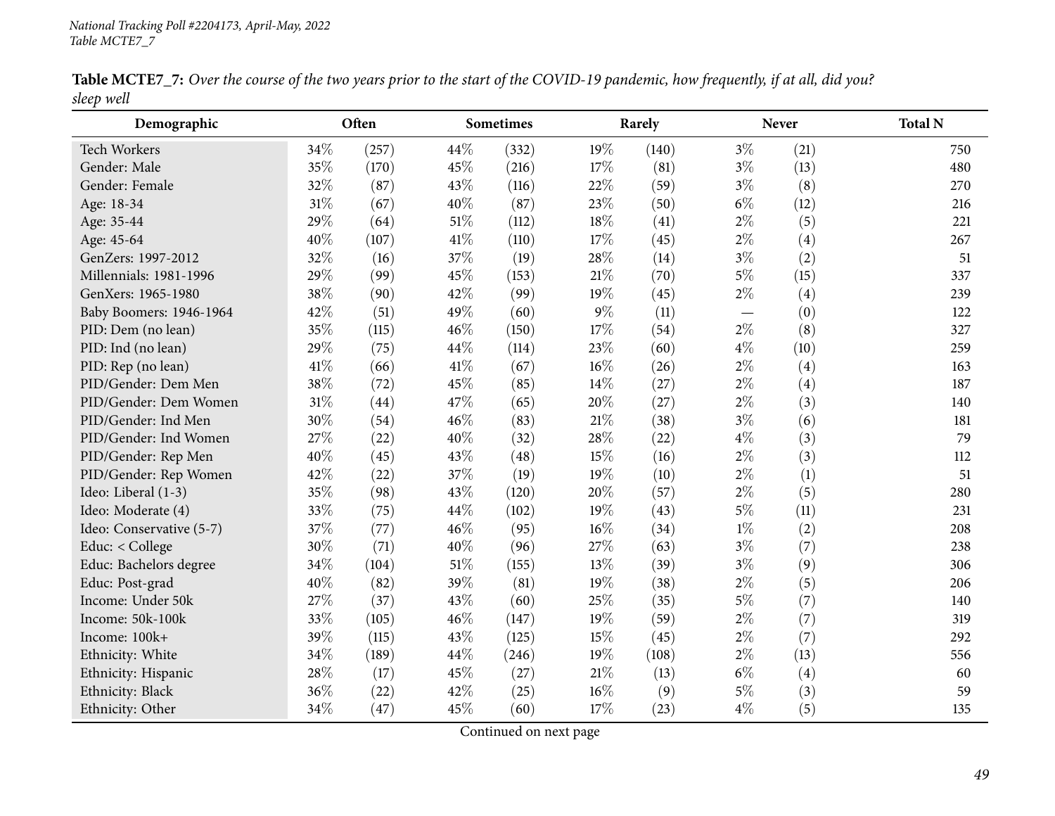National Tracking Poll #2204173, April-May, 2022
Table MCTE7_7

**Table MCTE7_7:** *Over the course of the two years prior to the start of the COVID-19 pandemic, how frequently, if at all, did you? sleep well*

| Demographic | Often | | Sometimes | | Rarely | | Never | | Total N |
|---|---|---|---|---|---|---|---|---|---|
| Tech Workers | 34% | (257) | 44% | (332) | 19% | (140) | 3% | (21) | 750 |
| Gender: Male | 35% | (170) | 45% | (216) | 17% | (81) | 3% | (13) | 480 |
| Gender: Female | 32% | (87) | 43% | (116) | 22% | (59) | 3% | (8) | 270 |
| Age: 18-34 | 31% | (67) | 40% | (87) | 23% | (50) | 6% | (12) | 216 |
| Age: 35-44 | 29% | (64) | 51% | (112) | 18% | (41) | 2% | (5) | 221 |
| Age: 45-64 | 40% | (107) | 41% | (110) | 17% | (45) | 2% | (4) | 267 |
| GenZers: 1997-2012 | 32% | (16) | 37% | (19) | 28% | (14) | 3% | (2) | 51 |
| Millennials: 1981-1996 | 29% | (99) | 45% | (153) | 21% | (70) | 5% | (15) | 337 |
| GenXers: 1965-1980 | 38% | (90) | 42% | (99) | 19% | (45) | 2% | (4) | 239 |
| Baby Boomers: 1946-1964 | 42% | (51) | 49% | (60) | 9% | (11) | — | (0) | 122 |
| PID: Dem (no lean) | 35% | (115) | 46% | (150) | 17% | (54) | 2% | (8) | 327 |
| PID: Ind (no lean) | 29% | (75) | 44% | (114) | 23% | (60) | 4% | (10) | 259 |
| PID: Rep (no lean) | 41% | (66) | 41% | (67) | 16% | (26) | 2% | (4) | 163 |
| PID/Gender: Dem Men | 38% | (72) | 45% | (85) | 14% | (27) | 2% | (4) | 187 |
| PID/Gender: Dem Women | 31% | (44) | 47% | (65) | 20% | (27) | 2% | (3) | 140 |
| PID/Gender: Ind Men | 30% | (54) | 46% | (83) | 21% | (38) | 3% | (6) | 181 |
| PID/Gender: Ind Women | 27% | (22) | 40% | (32) | 28% | (22) | 4% | (3) | 79 |
| PID/Gender: Rep Men | 40% | (45) | 43% | (48) | 15% | (16) | 2% | (3) | 112 |
| PID/Gender: Rep Women | 42% | (22) | 37% | (19) | 19% | (10) | 2% | (1) | 51 |
| Ideo: Liberal (1-3) | 35% | (98) | 43% | (120) | 20% | (57) | 2% | (5) | 280 |
| Ideo: Moderate (4) | 33% | (75) | 44% | (102) | 19% | (43) | 5% | (11) | 231 |
| Ideo: Conservative (5-7) | 37% | (77) | 46% | (95) | 16% | (34) | 1% | (2) | 208 |
| Educ: < College | 30% | (71) | 40% | (96) | 27% | (63) | 3% | (7) | 238 |
| Educ: Bachelors degree | 34% | (104) | 51% | (155) | 13% | (39) | 3% | (9) | 306 |
| Educ: Post-grad | 40% | (82) | 39% | (81) | 19% | (38) | 2% | (5) | 206 |
| Income: Under 50k | 27% | (37) | 43% | (60) | 25% | (35) | 5% | (7) | 140 |
| Income: 50k-100k | 33% | (105) | 46% | (147) | 19% | (59) | 2% | (7) | 319 |
| Income: 100k+ | 39% | (115) | 43% | (125) | 15% | (45) | 2% | (7) | 292 |
| Ethnicity: White | 34% | (189) | 44% | (246) | 19% | (108) | 2% | (13) | 556 |
| Ethnicity: Hispanic | 28% | (17) | 45% | (27) | 21% | (13) | 6% | (4) | 60 |
| Ethnicity: Black | 36% | (22) | 42% | (25) | 16% | (9) | 5% | (3) | 59 |
| Ethnicity: Other | 34% | (47) | 45% | (60) | 17% | (23) | 4% | (5) | 135 |

Continued on next page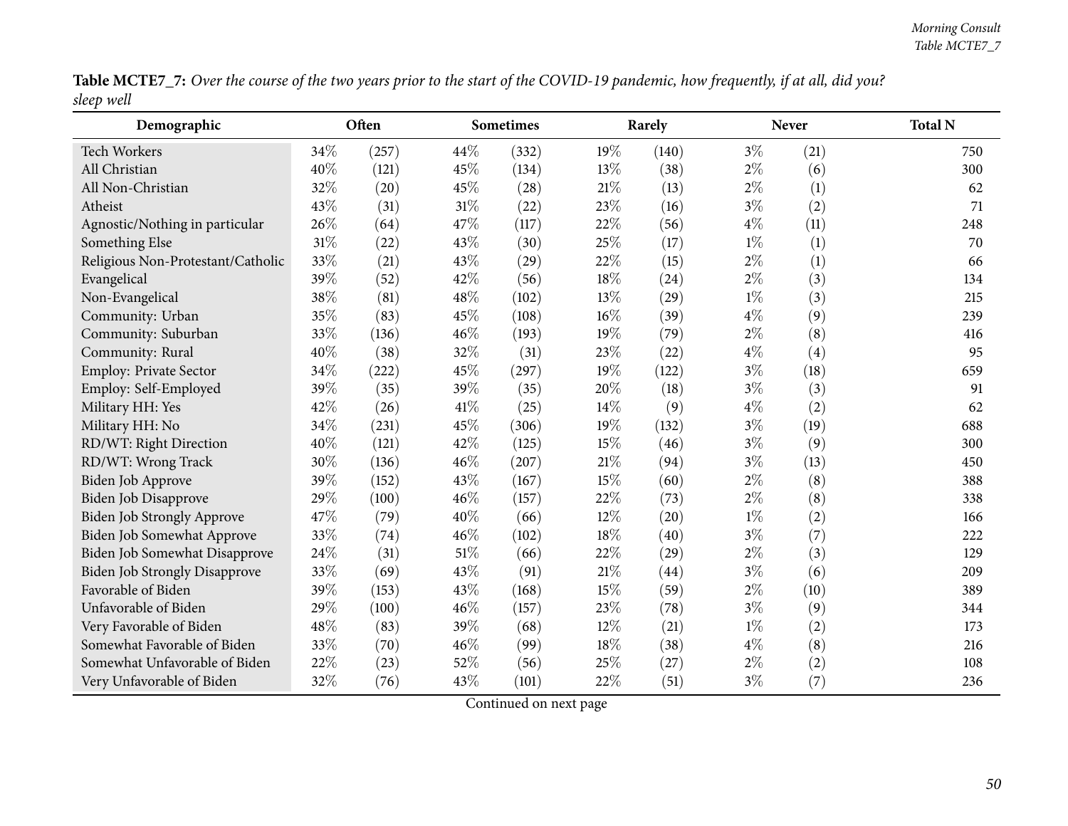**Table MCTE7_7:** *Over the course of the two years prior to the start of the COVID-19 pandemic, how frequently, if at all, did you? sleep well*

| Demographic | Often | | Sometimes | | Rarely | | Never | | Total N |
|---|---|---|---|---|---|---|---|---|---|
| Tech Workers | 34% | (257) | 44% | (332) | 19% | (140) | 3% | (21) | 750 |
| All Christian | 40% | (121) | 45% | (134) | 13% | (38) | 2% | (6) | 300 |
| All Non-Christian | 32% | (20) | 45% | (28) | 21% | (13) | 2% | (1) | 62 |
| Atheist | 43% | (31) | 31% | (22) | 23% | (16) | 3% | (2) | 71 |
| Agnostic/Nothing in particular | 26% | (64) | 47% | (117) | 22% | (56) | 4% | (11) | 248 |
| Something Else | 31% | (22) | 43% | (30) | 25% | (17) | 1% | (1) | 70 |
| Religious Non-Protestant/Catholic | 33% | (21) | 43% | (29) | 22% | (15) | 2% | (1) | 66 |
| Evangelical | 39% | (52) | 42% | (56) | 18% | (24) | 2% | (3) | 134 |
| Non-Evangelical | 38% | (81) | 48% | (102) | 13% | (29) | 1% | (3) | 215 |
| Community: Urban | 35% | (83) | 45% | (108) | 16% | (39) | 4% | (9) | 239 |
| Community: Suburban | 33% | (136) | 46% | (193) | 19% | (79) | 2% | (8) | 416 |
| Community: Rural | 40% | (38) | 32% | (31) | 23% | (22) | 4% | (4) | 95 |
| Employ: Private Sector | 34% | (222) | 45% | (297) | 19% | (122) | 3% | (18) | 659 |
| Employ: Self-Employed | 39% | (35) | 39% | (35) | 20% | (18) | 3% | (3) | 91 |
| Military HH: Yes | 42% | (26) | 41% | (25) | 14% | (9) | 4% | (2) | 62 |
| Military HH: No | 34% | (231) | 45% | (306) | 19% | (132) | 3% | (19) | 688 |
| RD/WT: Right Direction | 40% | (121) | 42% | (125) | 15% | (46) | 3% | (9) | 300 |
| RD/WT: Wrong Track | 30% | (136) | 46% | (207) | 21% | (94) | 3% | (13) | 450 |
| Biden Job Approve | 39% | (152) | 43% | (167) | 15% | (60) | 2% | (8) | 388 |
| Biden Job Disapprove | 29% | (100) | 46% | (157) | 22% | (73) | 2% | (8) | 338 |
| Biden Job Strongly Approve | 47% | (79) | 40% | (66) | 12% | (20) | 1% | (2) | 166 |
| Biden Job Somewhat Approve | 33% | (74) | 46% | (102) | 18% | (40) | 3% | (7) | 222 |
| Biden Job Somewhat Disapprove | 24% | (31) | 51% | (66) | 22% | (29) | 2% | (3) | 129 |
| Biden Job Strongly Disapprove | 33% | (69) | 43% | (91) | 21% | (44) | 3% | (6) | 209 |
| Favorable of Biden | 39% | (153) | 43% | (168) | 15% | (59) | 2% | (10) | 389 |
| Unfavorable of Biden | 29% | (100) | 46% | (157) | 23% | (78) | 3% | (9) | 344 |
| Very Favorable of Biden | 48% | (83) | 39% | (68) | 12% | (21) | 1% | (2) | 173 |
| Somewhat Favorable of Biden | 33% | (70) | 46% | (99) | 18% | (38) | 4% | (8) | 216 |
| Somewhat Unfavorable of Biden | 22% | (23) | 52% | (56) | 25% | (27) | 2% | (2) | 108 |
| Very Unfavorable of Biden | 32% | (76) | 43% | (101) | 22% | (51) | 3% | (7) | 236 |

Continued on next page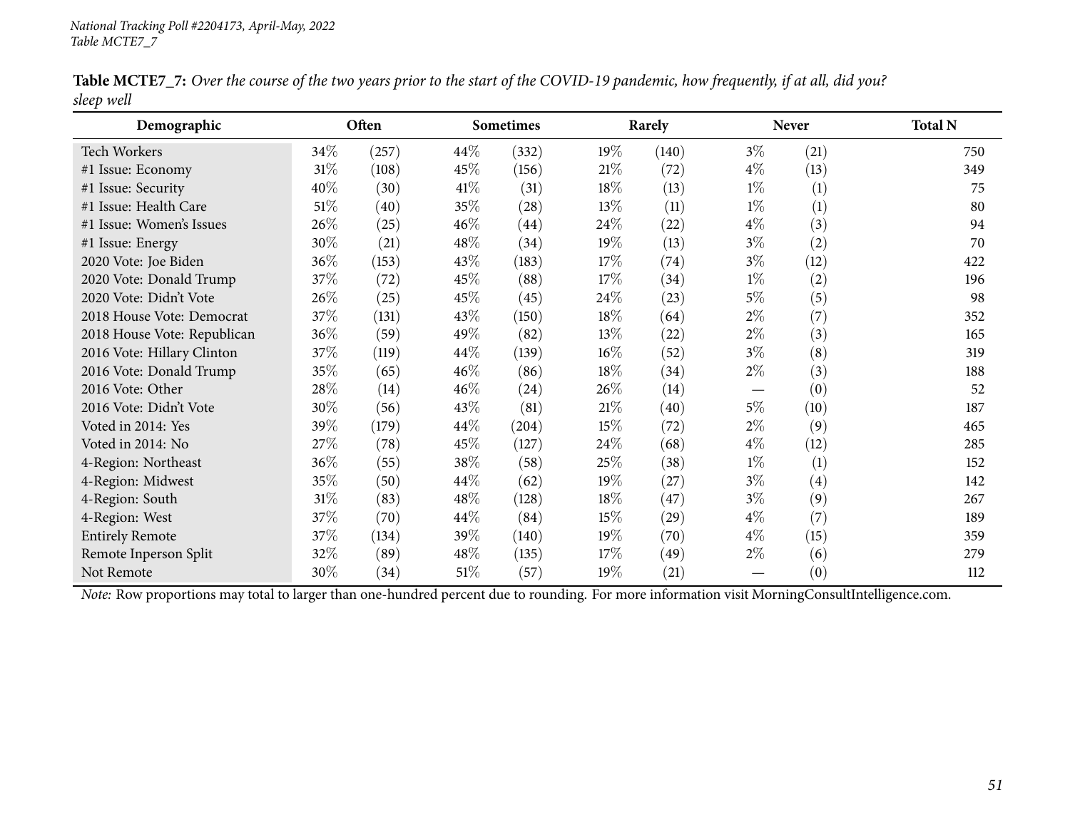*National Tracking Poll #2204173, April-May, 2022*
*Table MCTE7_7*

**Table MCTE7_7:** *Over the course of the two years prior to the start of the COVID-19 pandemic, how frequently, if at all, did you? sleep well*

| Demographic | Often | | Sometimes | | Rarely | | Never | | Total N |
|---|---|---|---|---|---|---|---|---|---|
| Tech Workers | 34% | (257) | 44% | (332) | 19% | (140) | 3% | (21) | 750 |
| #1 Issue: Economy | 31% | (108) | 45% | (156) | 21% | (72) | 4% | (13) | 349 |
| #1 Issue: Security | 40% | (30) | 41% | (31) | 18% | (13) | 1% | (1) | 75 |
| #1 Issue: Health Care | 51% | (40) | 35% | (28) | 13% | (11) | 1% | (1) | 80 |
| #1 Issue: Women's Issues | 26% | (25) | 46% | (44) | 24% | (22) | 4% | (3) | 94 |
| #1 Issue: Energy | 30% | (21) | 48% | (34) | 19% | (13) | 3% | (2) | 70 |
| 2020 Vote: Joe Biden | 36% | (153) | 43% | (183) | 17% | (74) | 3% | (12) | 422 |
| 2020 Vote: Donald Trump | 37% | (72) | 45% | (88) | 17% | (34) | 1% | (2) | 196 |
| 2020 Vote: Didn't Vote | 26% | (25) | 45% | (45) | 24% | (23) | 5% | (5) | 98 |
| 2018 House Vote: Democrat | 37% | (131) | 43% | (150) | 18% | (64) | 2% | (7) | 352 |
| 2018 House Vote: Republican | 36% | (59) | 49% | (82) | 13% | (22) | 2% | (3) | 165 |
| 2016 Vote: Hillary Clinton | 37% | (119) | 44% | (139) | 16% | (52) | 3% | (8) | 319 |
| 2016 Vote: Donald Trump | 35% | (65) | 46% | (86) | 18% | (34) | 2% | (3) | 188 |
| 2016 Vote: Other | 28% | (14) | 46% | (24) | 26% | (14) | — | (0) | 52 |
| 2016 Vote: Didn't Vote | 30% | (56) | 43% | (81) | 21% | (40) | 5% | (10) | 187 |
| Voted in 2014: Yes | 39% | (179) | 44% | (204) | 15% | (72) | 2% | (9) | 465 |
| Voted in 2014: No | 27% | (78) | 45% | (127) | 24% | (68) | 4% | (12) | 285 |
| 4-Region: Northeast | 36% | (55) | 38% | (58) | 25% | (38) | 1% | (1) | 152 |
| 4-Region: Midwest | 35% | (50) | 44% | (62) | 19% | (27) | 3% | (4) | 142 |
| 4-Region: South | 31% | (83) | 48% | (128) | 18% | (47) | 3% | (9) | 267 |
| 4-Region: West | 37% | (70) | 44% | (84) | 15% | (29) | 4% | (7) | 189 |
| Entirely Remote | 37% | (134) | 39% | (140) | 19% | (70) | 4% | (15) | 359 |
| Remote Inperson Split | 32% | (89) | 48% | (135) | 17% | (49) | 2% | (6) | 279 |
| Not Remote | 30% | (34) | 51% | (57) | 19% | (21) | — | (0) | 112 |

*Note:* Row proportions may total to larger than one-hundred percent due to rounding. For more information visit MorningConsultIntelligence.com.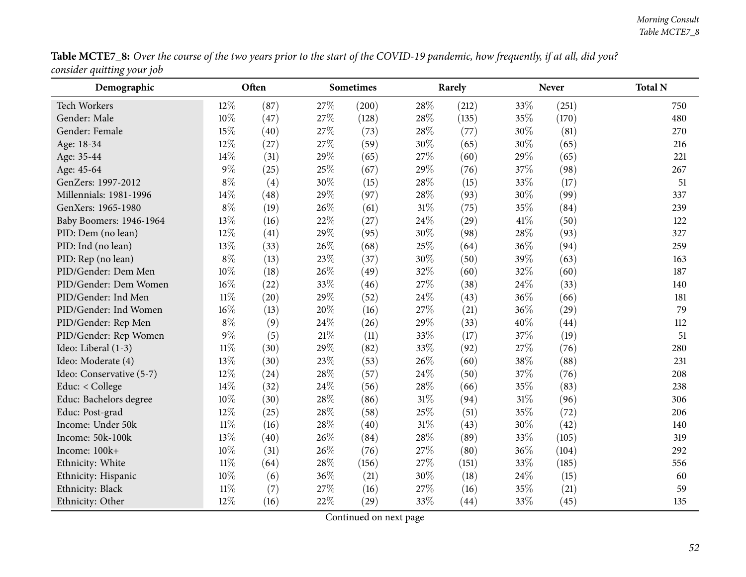**Table MCTE7_8:** *Over the course of the two years prior to the start of the COVID-19 pandemic, how frequently, if at all, did you? consider quitting your job*

| Demographic | Often | | Sometimes | | Rarely | | Never | | Total N |
|---|---|---|---|---|---|---|---|---|---|
| Tech Workers | 12% | (87) | 27% | (200) | 28% | (212) | 33% | (251) | 750 |
| Gender: Male | 10% | (47) | 27% | (128) | 28% | (135) | 35% | (170) | 480 |
| Gender: Female | 15% | (40) | 27% | (73) | 28% | (77) | 30% | (81) | 270 |
| Age: 18-34 | 12% | (27) | 27% | (59) | 30% | (65) | 30% | (65) | 216 |
| Age: 35-44 | 14% | (31) | 29% | (65) | 27% | (60) | 29% | (65) | 221 |
| Age: 45-64 | 9% | (25) | 25% | (67) | 29% | (76) | 37% | (98) | 267 |
| GenZers: 1997-2012 | 8% | (4) | 30% | (15) | 28% | (15) | 33% | (17) | 51 |
| Millennials: 1981-1996 | 14% | (48) | 29% | (97) | 28% | (93) | 30% | (99) | 337 |
| GenXers: 1965-1980 | 8% | (19) | 26% | (61) | 31% | (75) | 35% | (84) | 239 |
| Baby Boomers: 1946-1964 | 13% | (16) | 22% | (27) | 24% | (29) | 41% | (50) | 122 |
| PID: Dem (no lean) | 12% | (41) | 29% | (95) | 30% | (98) | 28% | (93) | 327 |
| PID: Ind (no lean) | 13% | (33) | 26% | (68) | 25% | (64) | 36% | (94) | 259 |
| PID: Rep (no lean) | 8% | (13) | 23% | (37) | 30% | (50) | 39% | (63) | 163 |
| PID/Gender: Dem Men | 10% | (18) | 26% | (49) | 32% | (60) | 32% | (60) | 187 |
| PID/Gender: Dem Women | 16% | (22) | 33% | (46) | 27% | (38) | 24% | (33) | 140 |
| PID/Gender: Ind Men | 11% | (20) | 29% | (52) | 24% | (43) | 36% | (66) | 181 |
| PID/Gender: Ind Women | 16% | (13) | 20% | (16) | 27% | (21) | 36% | (29) | 79 |
| PID/Gender: Rep Men | 8% | (9) | 24% | (26) | 29% | (33) | 40% | (44) | 112 |
| PID/Gender: Rep Women | 9% | (5) | 21% | (11) | 33% | (17) | 37% | (19) | 51 |
| Ideo: Liberal (1-3) | 11% | (30) | 29% | (82) | 33% | (92) | 27% | (76) | 280 |
| Ideo: Moderate (4) | 13% | (30) | 23% | (53) | 26% | (60) | 38% | (88) | 231 |
| Ideo: Conservative (5-7) | 12% | (24) | 28% | (57) | 24% | (50) | 37% | (76) | 208 |
| Educ: < College | 14% | (32) | 24% | (56) | 28% | (66) | 35% | (83) | 238 |
| Educ: Bachelors degree | 10% | (30) | 28% | (86) | 31% | (94) | 31% | (96) | 306 |
| Educ: Post-grad | 12% | (25) | 28% | (58) | 25% | (51) | 35% | (72) | 206 |
| Income: Under 50k | 11% | (16) | 28% | (40) | 31% | (43) | 30% | (42) | 140 |
| Income: 50k-100k | 13% | (40) | 26% | (84) | 28% | (89) | 33% | (105) | 319 |
| Income: 100k+ | 10% | (31) | 26% | (76) | 27% | (80) | 36% | (104) | 292 |
| Ethnicity: White | 11% | (64) | 28% | (156) | 27% | (151) | 33% | (185) | 556 |
| Ethnicity: Hispanic | 10% | (6) | 36% | (21) | 30% | (18) | 24% | (15) | 60 |
| Ethnicity: Black | 11% | (7) | 27% | (16) | 27% | (16) | 35% | (21) | 59 |
| Ethnicity: Other | 12% | (16) | 22% | (29) | 33% | (44) | 33% | (45) | 135 |

Continued on next page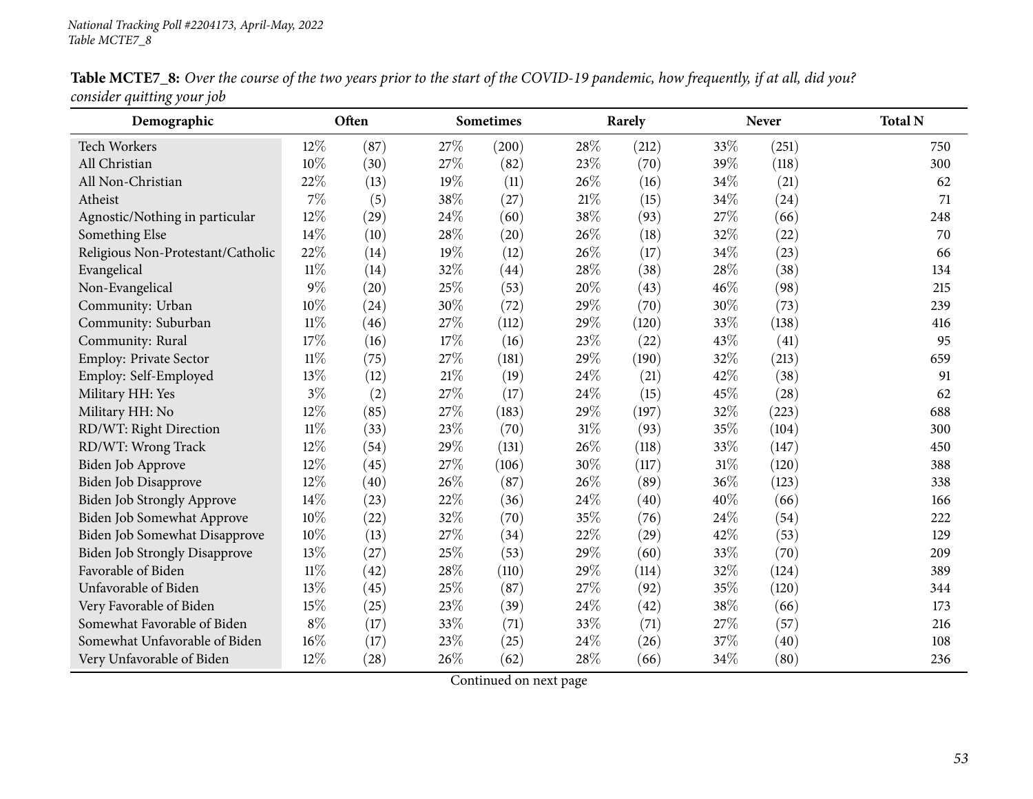**Table MCTE7_8:** *Over the course of the two years prior to the start of the COVID-19 pandemic, how frequently, if at all, did you? consider quitting your job*

| Demographic | Often | | Sometimes | | Rarely | | Never | | Total N |
|---|---|---|---|---|---|---|---|---|---|
| Tech Workers | 12% | (87) | 27% | (200) | 28% | (212) | 33% | (251) | 750 |
| All Christian | 10% | (30) | 27% | (82) | 23% | (70) | 39% | (118) | 300 |
| All Non-Christian | 22% | (13) | 19% | (11) | 26% | (16) | 34% | (21) | 62 |
| Atheist | 7% | (5) | 38% | (27) | 21% | (15) | 34% | (24) | 71 |
| Agnostic/Nothing in particular | 12% | (29) | 24% | (60) | 38% | (93) | 27% | (66) | 248 |
| Something Else | 14% | (10) | 28% | (20) | 26% | (18) | 32% | (22) | 70 |
| Religious Non-Protestant/Catholic | 22% | (14) | 19% | (12) | 26% | (17) | 34% | (23) | 66 |
| Evangelical | 11% | (14) | 32% | (44) | 28% | (38) | 28% | (38) | 134 |
| Non-Evangelical | 9% | (20) | 25% | (53) | 20% | (43) | 46% | (98) | 215 |
| Community: Urban | 10% | (24) | 30% | (72) | 29% | (70) | 30% | (73) | 239 |
| Community: Suburban | 11% | (46) | 27% | (112) | 29% | (120) | 33% | (138) | 416 |
| Community: Rural | 17% | (16) | 17% | (16) | 23% | (22) | 43% | (41) | 95 |
| Employ: Private Sector | 11% | (75) | 27% | (181) | 29% | (190) | 32% | (213) | 659 |
| Employ: Self-Employed | 13% | (12) | 21% | (19) | 24% | (21) | 42% | (38) | 91 |
| Military HH: Yes | 3% | (2) | 27% | (17) | 24% | (15) | 45% | (28) | 62 |
| Military HH: No | 12% | (85) | 27% | (183) | 29% | (197) | 32% | (223) | 688 |
| RD/WT: Right Direction | 11% | (33) | 23% | (70) | 31% | (93) | 35% | (104) | 300 |
| RD/WT: Wrong Track | 12% | (54) | 29% | (131) | 26% | (118) | 33% | (147) | 450 |
| Biden Job Approve | 12% | (45) | 27% | (106) | 30% | (117) | 31% | (120) | 388 |
| Biden Job Disapprove | 12% | (40) | 26% | (87) | 26% | (89) | 36% | (123) | 338 |
| Biden Job Strongly Approve | 14% | (23) | 22% | (36) | 24% | (40) | 40% | (66) | 166 |
| Biden Job Somewhat Approve | 10% | (22) | 32% | (70) | 35% | (76) | 24% | (54) | 222 |
| Biden Job Somewhat Disapprove | 10% | (13) | 27% | (34) | 22% | (29) | 42% | (53) | 129 |
| Biden Job Strongly Disapprove | 13% | (27) | 25% | (53) | 29% | (60) | 33% | (70) | 209 |
| Favorable of Biden | 11% | (42) | 28% | (110) | 29% | (114) | 32% | (124) | 389 |
| Unfavorable of Biden | 13% | (45) | 25% | (87) | 27% | (92) | 35% | (120) | 344 |
| Very Favorable of Biden | 15% | (25) | 23% | (39) | 24% | (42) | 38% | (66) | 173 |
| Somewhat Favorable of Biden | 8% | (17) | 33% | (71) | 33% | (71) | 27% | (57) | 216 |
| Somewhat Unfavorable of Biden | 16% | (17) | 23% | (25) | 24% | (26) | 37% | (40) | 108 |
| Very Unfavorable of Biden | 12% | (28) | 26% | (62) | 28% | (66) | 34% | (80) | 236 |

Continued on next page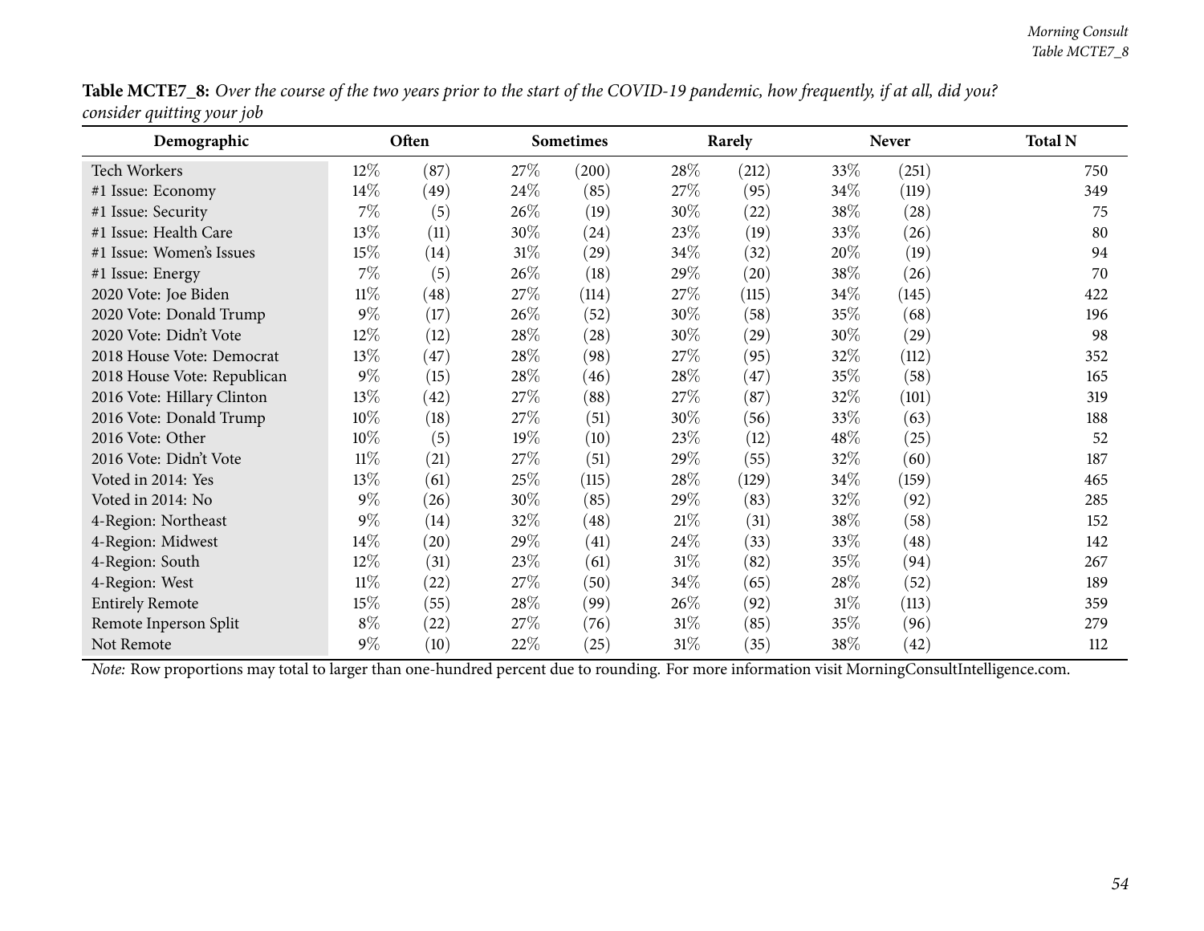**Table MCTE7_8:** *Over the course of the two years prior to the start of the COVID-19 pandemic, how frequently, if at all, did you? consider quitting your job*

| Demographic | Often | | Sometimes | | Rarely | | Never | | Total N |
|---|---|---|---|---|---|---|---|---|---|
| Tech Workers | 12% | (87) | 27% | (200) | 28% | (212) | 33% | (251) | 750 |
| #1 Issue: Economy | 14% | (49) | 24% | (85) | 27% | (95) | 34% | (119) | 349 |
| #1 Issue: Security | 7% | (5) | 26% | (19) | 30% | (22) | 38% | (28) | 75 |
| #1 Issue: Health Care | 13% | (11) | 30% | (24) | 23% | (19) | 33% | (26) | 80 |
| #1 Issue: Women's Issues | 15% | (14) | 31% | (29) | 34% | (32) | 20% | (19) | 94 |
| #1 Issue: Energy | 7% | (5) | 26% | (18) | 29% | (20) | 38% | (26) | 70 |
| 2020 Vote: Joe Biden | 11% | (48) | 27% | (114) | 27% | (115) | 34% | (145) | 422 |
| 2020 Vote: Donald Trump | 9% | (17) | 26% | (52) | 30% | (58) | 35% | (68) | 196 |
| 2020 Vote: Didn't Vote | 12% | (12) | 28% | (28) | 30% | (29) | 30% | (29) | 98 |
| 2018 House Vote: Democrat | 13% | (47) | 28% | (98) | 27% | (95) | 32% | (112) | 352 |
| 2018 House Vote: Republican | 9% | (15) | 28% | (46) | 28% | (47) | 35% | (58) | 165 |
| 2016 Vote: Hillary Clinton | 13% | (42) | 27% | (88) | 27% | (87) | 32% | (101) | 319 |
| 2016 Vote: Donald Trump | 10% | (18) | 27% | (51) | 30% | (56) | 33% | (63) | 188 |
| 2016 Vote: Other | 10% | (5) | 19% | (10) | 23% | (12) | 48% | (25) | 52 |
| 2016 Vote: Didn't Vote | 11% | (21) | 27% | (51) | 29% | (55) | 32% | (60) | 187 |
| Voted in 2014: Yes | 13% | (61) | 25% | (115) | 28% | (129) | 34% | (159) | 465 |
| Voted in 2014: No | 9% | (26) | 30% | (85) | 29% | (83) | 32% | (92) | 285 |
| 4-Region: Northeast | 9% | (14) | 32% | (48) | 21% | (31) | 38% | (58) | 152 |
| 4-Region: Midwest | 14% | (20) | 29% | (41) | 24% | (33) | 33% | (48) | 142 |
| 4-Region: South | 12% | (31) | 23% | (61) | 31% | (82) | 35% | (94) | 267 |
| 4-Region: West | 11% | (22) | 27% | (50) | 34% | (65) | 28% | (52) | 189 |
| Entirely Remote | 15% | (55) | 28% | (99) | 26% | (92) | 31% | (113) | 359 |
| Remote Inperson Split | 8% | (22) | 27% | (76) | 31% | (85) | 35% | (96) | 279 |
| Not Remote | 9% | (10) | 22% | (25) | 31% | (35) | 38% | (42) | 112 |

*Note:* Row proportions may total to larger than one-hundred percent due to rounding. For more information visit MorningConsultIntelligence.com.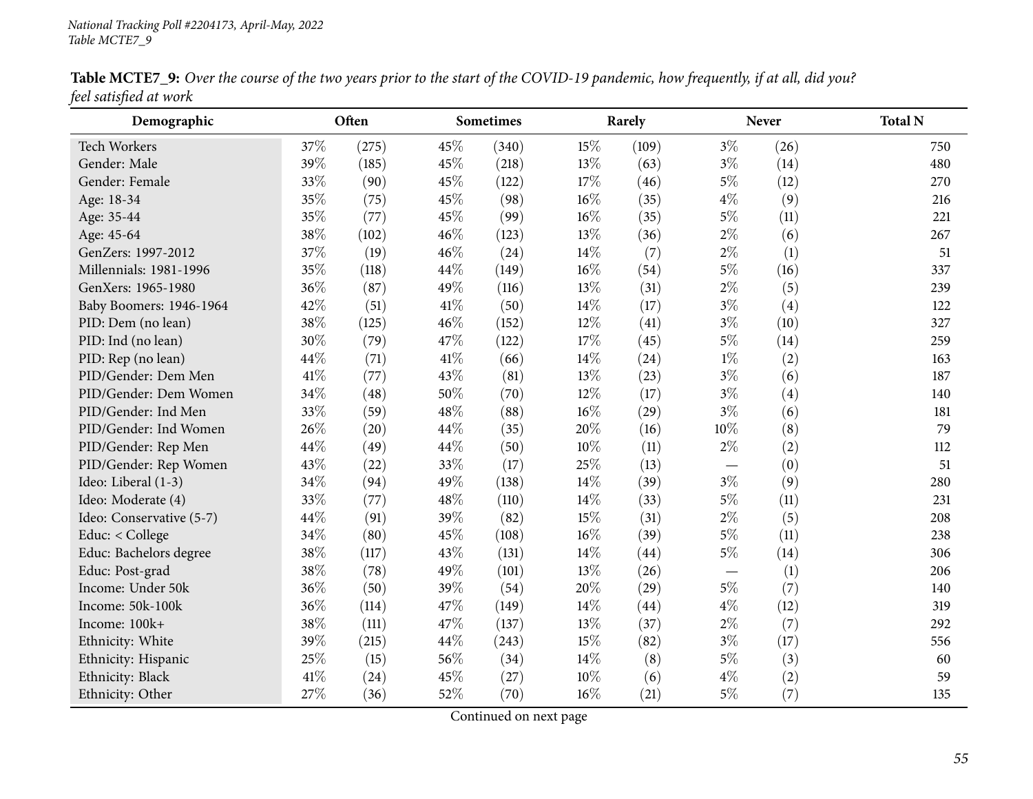National Tracking Poll #2204173, April-May, 2022
Table MCTE7_9

**Table MCTE7_9:** *Over the course of the two years prior to the start of the COVID-19 pandemic, how frequently, if at all, did you? feel satisfied at work*

| Demographic | Often | | Sometimes | | Rarely | | Never | | Total N |
|---|---|---|---|---|---|---|---|---|---|
| Tech Workers | 37% | (275) | 45% | (340) | 15% | (109) | 3% | (26) | 750 |
| Gender: Male | 39% | (185) | 45% | (218) | 13% | (63) | 3% | (14) | 480 |
| Gender: Female | 33% | (90) | 45% | (122) | 17% | (46) | 5% | (12) | 270 |
| Age: 18-34 | 35% | (75) | 45% | (98) | 16% | (35) | 4% | (9) | 216 |
| Age: 35-44 | 35% | (77) | 45% | (99) | 16% | (35) | 5% | (11) | 221 |
| Age: 45-64 | 38% | (102) | 46% | (123) | 13% | (36) | 2% | (6) | 267 |
| GenZers: 1997-2012 | 37% | (19) | 46% | (24) | 14% | (7) | 2% | (1) | 51 |
| Millennials: 1981-1996 | 35% | (118) | 44% | (149) | 16% | (54) | 5% | (16) | 337 |
| GenXers: 1965-1980 | 36% | (87) | 49% | (116) | 13% | (31) | 2% | (5) | 239 |
| Baby Boomers: 1946-1964 | 42% | (51) | 41% | (50) | 14% | (17) | 3% | (4) | 122 |
| PID: Dem (no lean) | 38% | (125) | 46% | (152) | 12% | (41) | 3% | (10) | 327 |
| PID: Ind (no lean) | 30% | (79) | 47% | (122) | 17% | (45) | 5% | (14) | 259 |
| PID: Rep (no lean) | 44% | (71) | 41% | (66) | 14% | (24) | 1% | (2) | 163 |
| PID/Gender: Dem Men | 41% | (77) | 43% | (81) | 13% | (23) | 3% | (6) | 187 |
| PID/Gender: Dem Women | 34% | (48) | 50% | (70) | 12% | (17) | 3% | (4) | 140 |
| PID/Gender: Ind Men | 33% | (59) | 48% | (88) | 16% | (29) | 3% | (6) | 181 |
| PID/Gender: Ind Women | 26% | (20) | 44% | (35) | 20% | (16) | 10% | (8) | 79 |
| PID/Gender: Rep Men | 44% | (49) | 44% | (50) | 10% | (11) | 2% | (2) | 112 |
| PID/Gender: Rep Women | 43% | (22) | 33% | (17) | 25% | (13) | — | (0) | 51 |
| Ideo: Liberal (1-3) | 34% | (94) | 49% | (138) | 14% | (39) | 3% | (9) | 280 |
| Ideo: Moderate (4) | 33% | (77) | 48% | (110) | 14% | (33) | 5% | (11) | 231 |
| Ideo: Conservative (5-7) | 44% | (91) | 39% | (82) | 15% | (31) | 2% | (5) | 208 |
| Educ: < College | 34% | (80) | 45% | (108) | 16% | (39) | 5% | (11) | 238 |
| Educ: Bachelors degree | 38% | (117) | 43% | (131) | 14% | (44) | 5% | (14) | 306 |
| Educ: Post-grad | 38% | (78) | 49% | (101) | 13% | (26) | — | (1) | 206 |
| Income: Under 50k | 36% | (50) | 39% | (54) | 20% | (29) | 5% | (7) | 140 |
| Income: 50k-100k | 36% | (114) | 47% | (149) | 14% | (44) | 4% | (12) | 319 |
| Income: 100k+ | 38% | (111) | 47% | (137) | 13% | (37) | 2% | (7) | 292 |
| Ethnicity: White | 39% | (215) | 44% | (243) | 15% | (82) | 3% | (17) | 556 |
| Ethnicity: Hispanic | 25% | (15) | 56% | (34) | 14% | (8) | 5% | (3) | 60 |
| Ethnicity: Black | 41% | (24) | 45% | (27) | 10% | (6) | 4% | (2) | 59 |
| Ethnicity: Other | 27% | (36) | 52% | (70) | 16% | (21) | 5% | (7) | 135 |

Continued on next page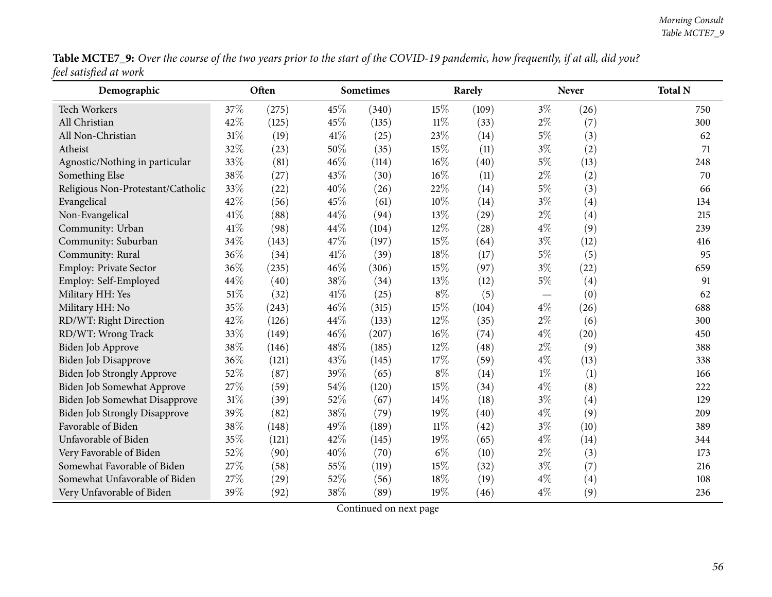**Table MCTE7_9:** *Over the course of the two years prior to the start of the COVID-19 pandemic, how frequently, if at all, did you? feel satisfied at work*

| Demographic | Often | | Sometimes | | Rarely | | Never | | Total N |
|---|---|---|---|---|---|---|---|---|---|
| Tech Workers | 37% | (275) | 45% | (340) | 15% | (109) | 3% | (26) | 750 |
| All Christian | 42% | (125) | 45% | (135) | 11% | (33) | 2% | (7) | 300 |
| All Non-Christian | 31% | (19) | 41% | (25) | 23% | (14) | 5% | (3) | 62 |
| Atheist | 32% | (23) | 50% | (35) | 15% | (11) | 3% | (2) | 71 |
| Agnostic/Nothing in particular | 33% | (81) | 46% | (114) | 16% | (40) | 5% | (13) | 248 |
| Something Else | 38% | (27) | 43% | (30) | 16% | (11) | 2% | (2) | 70 |
| Religious Non-Protestant/Catholic | 33% | (22) | 40% | (26) | 22% | (14) | 5% | (3) | 66 |
| Evangelical | 42% | (56) | 45% | (61) | 10% | (14) | 3% | (4) | 134 |
| Non-Evangelical | 41% | (88) | 44% | (94) | 13% | (29) | 2% | (4) | 215 |
| Community: Urban | 41% | (98) | 44% | (104) | 12% | (28) | 4% | (9) | 239 |
| Community: Suburban | 34% | (143) | 47% | (197) | 15% | (64) | 3% | (12) | 416 |
| Community: Rural | 36% | (34) | 41% | (39) | 18% | (17) | 5% | (5) | 95 |
| Employ: Private Sector | 36% | (235) | 46% | (306) | 15% | (97) | 3% | (22) | 659 |
| Employ: Self-Employed | 44% | (40) | 38% | (34) | 13% | (12) | 5% | (4) | 91 |
| Military HH: Yes | 51% | (32) | 41% | (25) | 8% | (5) | — | (0) | 62 |
| Military HH: No | 35% | (243) | 46% | (315) | 15% | (104) | 4% | (26) | 688 |
| RD/WT: Right Direction | 42% | (126) | 44% | (133) | 12% | (35) | 2% | (6) | 300 |
| RD/WT: Wrong Track | 33% | (149) | 46% | (207) | 16% | (74) | 4% | (20) | 450 |
| Biden Job Approve | 38% | (146) | 48% | (185) | 12% | (48) | 2% | (9) | 388 |
| Biden Job Disapprove | 36% | (121) | 43% | (145) | 17% | (59) | 4% | (13) | 338 |
| Biden Job Strongly Approve | 52% | (87) | 39% | (65) | 8% | (14) | 1% | (1) | 166 |
| Biden Job Somewhat Approve | 27% | (59) | 54% | (120) | 15% | (34) | 4% | (8) | 222 |
| Biden Job Somewhat Disapprove | 31% | (39) | 52% | (67) | 14% | (18) | 3% | (4) | 129 |
| Biden Job Strongly Disapprove | 39% | (82) | 38% | (79) | 19% | (40) | 4% | (9) | 209 |
| Favorable of Biden | 38% | (148) | 49% | (189) | 11% | (42) | 3% | (10) | 389 |
| Unfavorable of Biden | 35% | (121) | 42% | (145) | 19% | (65) | 4% | (14) | 344 |
| Very Favorable of Biden | 52% | (90) | 40% | (70) | 6% | (10) | 2% | (3) | 173 |
| Somewhat Favorable of Biden | 27% | (58) | 55% | (119) | 15% | (32) | 3% | (7) | 216 |
| Somewhat Unfavorable of Biden | 27% | (29) | 52% | (56) | 18% | (19) | 4% | (4) | 108 |
| Very Unfavorable of Biden | 39% | (92) | 38% | (89) | 19% | (46) | 4% | (9) | 236 |

Continued on next page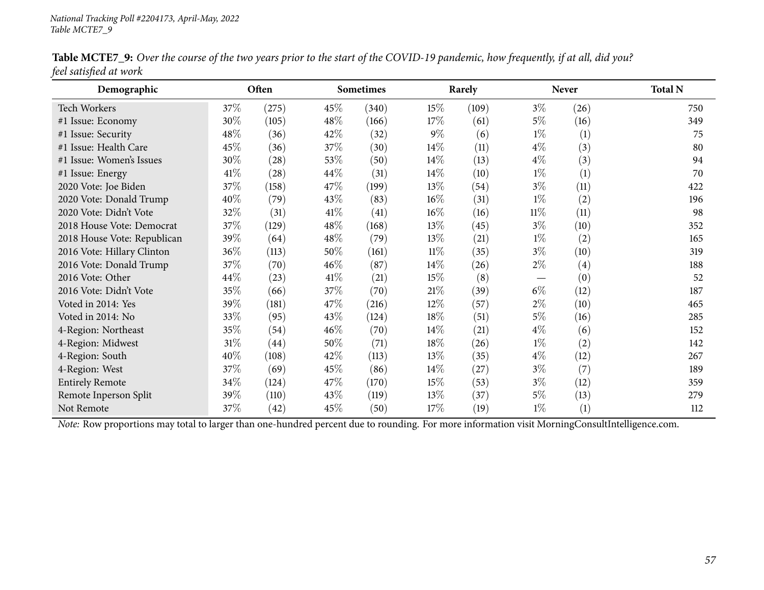National Tracking Poll #2204173, April-May, 2022
Table MCTE7_9

**Table MCTE7_9:** *Over the course of the two years prior to the start of the COVID-19 pandemic, how frequently, if at all, did you? feel satisfied at work*

| Demographic | Often | | Sometimes | | Rarely | | Never | | Total N |
|---|---|---|---|---|---|---|---|---|---|
| Tech Workers | 37% | (275) | 45% | (340) | 15% | (109) | 3% | (26) | 750 |
| #1 Issue: Economy | 30% | (105) | 48% | (166) | 17% | (61) | 5% | (16) | 349 |
| #1 Issue: Security | 48% | (36) | 42% | (32) | 9% | (6) | 1% | (1) | 75 |
| #1 Issue: Health Care | 45% | (36) | 37% | (30) | 14% | (11) | 4% | (3) | 80 |
| #1 Issue: Women's Issues | 30% | (28) | 53% | (50) | 14% | (13) | 4% | (3) | 94 |
| #1 Issue: Energy | 41% | (28) | 44% | (31) | 14% | (10) | 1% | (1) | 70 |
| 2020 Vote: Joe Biden | 37% | (158) | 47% | (199) | 13% | (54) | 3% | (11) | 422 |
| 2020 Vote: Donald Trump | 40% | (79) | 43% | (83) | 16% | (31) | 1% | (2) | 196 |
| 2020 Vote: Didn't Vote | 32% | (31) | 41% | (41) | 16% | (16) | 11% | (11) | 98 |
| 2018 House Vote: Democrat | 37% | (129) | 48% | (168) | 13% | (45) | 3% | (10) | 352 |
| 2018 House Vote: Republican | 39% | (64) | 48% | (79) | 13% | (21) | 1% | (2) | 165 |
| 2016 Vote: Hillary Clinton | 36% | (113) | 50% | (161) | 11% | (35) | 3% | (10) | 319 |
| 2016 Vote: Donald Trump | 37% | (70) | 46% | (87) | 14% | (26) | 2% | (4) | 188 |
| 2016 Vote: Other | 44% | (23) | 41% | (21) | 15% | (8) | — | (0) | 52 |
| 2016 Vote: Didn't Vote | 35% | (66) | 37% | (70) | 21% | (39) | 6% | (12) | 187 |
| Voted in 2014: Yes | 39% | (181) | 47% | (216) | 12% | (57) | 2% | (10) | 465 |
| Voted in 2014: No | 33% | (95) | 43% | (124) | 18% | (51) | 5% | (16) | 285 |
| 4-Region: Northeast | 35% | (54) | 46% | (70) | 14% | (21) | 4% | (6) | 152 |
| 4-Region: Midwest | 31% | (44) | 50% | (71) | 18% | (26) | 1% | (2) | 142 |
| 4-Region: South | 40% | (108) | 42% | (113) | 13% | (35) | 4% | (12) | 267 |
| 4-Region: West | 37% | (69) | 45% | (86) | 14% | (27) | 3% | (7) | 189 |
| Entirely Remote | 34% | (124) | 47% | (170) | 15% | (53) | 3% | (12) | 359 |
| Remote Inperson Split | 39% | (110) | 43% | (119) | 13% | (37) | 5% | (13) | 279 |
| Not Remote | 37% | (42) | 45% | (50) | 17% | (19) | 1% | (1) | 112 |

*Note:* Row proportions may total to larger than one-hundred percent due to rounding. For more information visit MorningConsultIntelligence.com.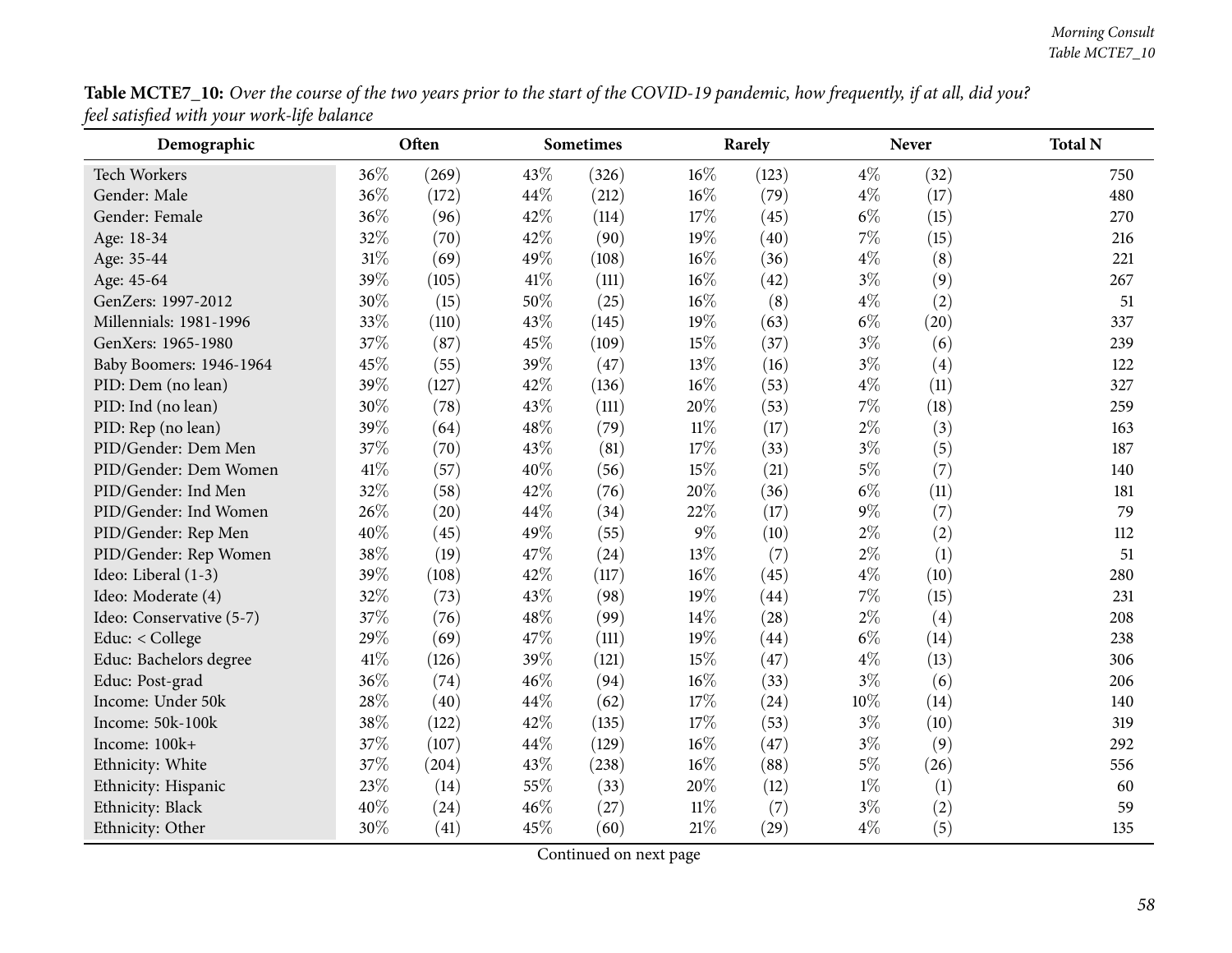**Table MCTE7_10:** *Over the course of the two years prior to the start of the COVID-19 pandemic, how frequently, if at all, did you? feel satisfied with your work-life balance*

| Demographic | Often | | Sometimes | | Rarely | | Never | | Total N |
|---|---|---|---|---|---|---|---|---|---|
| Tech Workers | 36% | (269) | 43% | (326) | 16% | (123) | 4% | (32) | 750 |
| Gender: Male | 36% | (172) | 44% | (212) | 16% | (79) | 4% | (17) | 480 |
| Gender: Female | 36% | (96) | 42% | (114) | 17% | (45) | 6% | (15) | 270 |
| Age: 18-34 | 32% | (70) | 42% | (90) | 19% | (40) | 7% | (15) | 216 |
| Age: 35-44 | 31% | (69) | 49% | (108) | 16% | (36) | 4% | (8) | 221 |
| Age: 45-64 | 39% | (105) | 41% | (111) | 16% | (42) | 3% | (9) | 267 |
| GenZers: 1997-2012 | 30% | (15) | 50% | (25) | 16% | (8) | 4% | (2) | 51 |
| Millennials: 1981-1996 | 33% | (110) | 43% | (145) | 19% | (63) | 6% | (20) | 337 |
| GenXers: 1965-1980 | 37% | (87) | 45% | (109) | 15% | (37) | 3% | (6) | 239 |
| Baby Boomers: 1946-1964 | 45% | (55) | 39% | (47) | 13% | (16) | 3% | (4) | 122 |
| PID: Dem (no lean) | 39% | (127) | 42% | (136) | 16% | (53) | 4% | (11) | 327 |
| PID: Ind (no lean) | 30% | (78) | 43% | (111) | 20% | (53) | 7% | (18) | 259 |
| PID: Rep (no lean) | 39% | (64) | 48% | (79) | 11% | (17) | 2% | (3) | 163 |
| PID/Gender: Dem Men | 37% | (70) | 43% | (81) | 17% | (33) | 3% | (5) | 187 |
| PID/Gender: Dem Women | 41% | (57) | 40% | (56) | 15% | (21) | 5% | (7) | 140 |
| PID/Gender: Ind Men | 32% | (58) | 42% | (76) | 20% | (36) | 6% | (11) | 181 |
| PID/Gender: Ind Women | 26% | (20) | 44% | (34) | 22% | (17) | 9% | (7) | 79 |
| PID/Gender: Rep Men | 40% | (45) | 49% | (55) | 9% | (10) | 2% | (2) | 112 |
| PID/Gender: Rep Women | 38% | (19) | 47% | (24) | 13% | (7) | 2% | (1) | 51 |
| Ideo: Liberal (1-3) | 39% | (108) | 42% | (117) | 16% | (45) | 4% | (10) | 280 |
| Ideo: Moderate (4) | 32% | (73) | 43% | (98) | 19% | (44) | 7% | (15) | 231 |
| Ideo: Conservative (5-7) | 37% | (76) | 48% | (99) | 14% | (28) | 2% | (4) | 208 |
| Educ: < College | 29% | (69) | 47% | (111) | 19% | (44) | 6% | (14) | 238 |
| Educ: Bachelors degree | 41% | (126) | 39% | (121) | 15% | (47) | 4% | (13) | 306 |
| Educ: Post-grad | 36% | (74) | 46% | (94) | 16% | (33) | 3% | (6) | 206 |
| Income: Under 50k | 28% | (40) | 44% | (62) | 17% | (24) | 10% | (14) | 140 |
| Income: 50k-100k | 38% | (122) | 42% | (135) | 17% | (53) | 3% | (10) | 319 |
| Income: 100k+ | 37% | (107) | 44% | (129) | 16% | (47) | 3% | (9) | 292 |
| Ethnicity: White | 37% | (204) | 43% | (238) | 16% | (88) | 5% | (26) | 556 |
| Ethnicity: Hispanic | 23% | (14) | 55% | (33) | 20% | (12) | 1% | (1) | 60 |
| Ethnicity: Black | 40% | (24) | 46% | (27) | 11% | (7) | 3% | (2) | 59 |
| Ethnicity: Other | 30% | (41) | 45% | (60) | 21% | (29) | 4% | (5) | 135 |

Continued on next page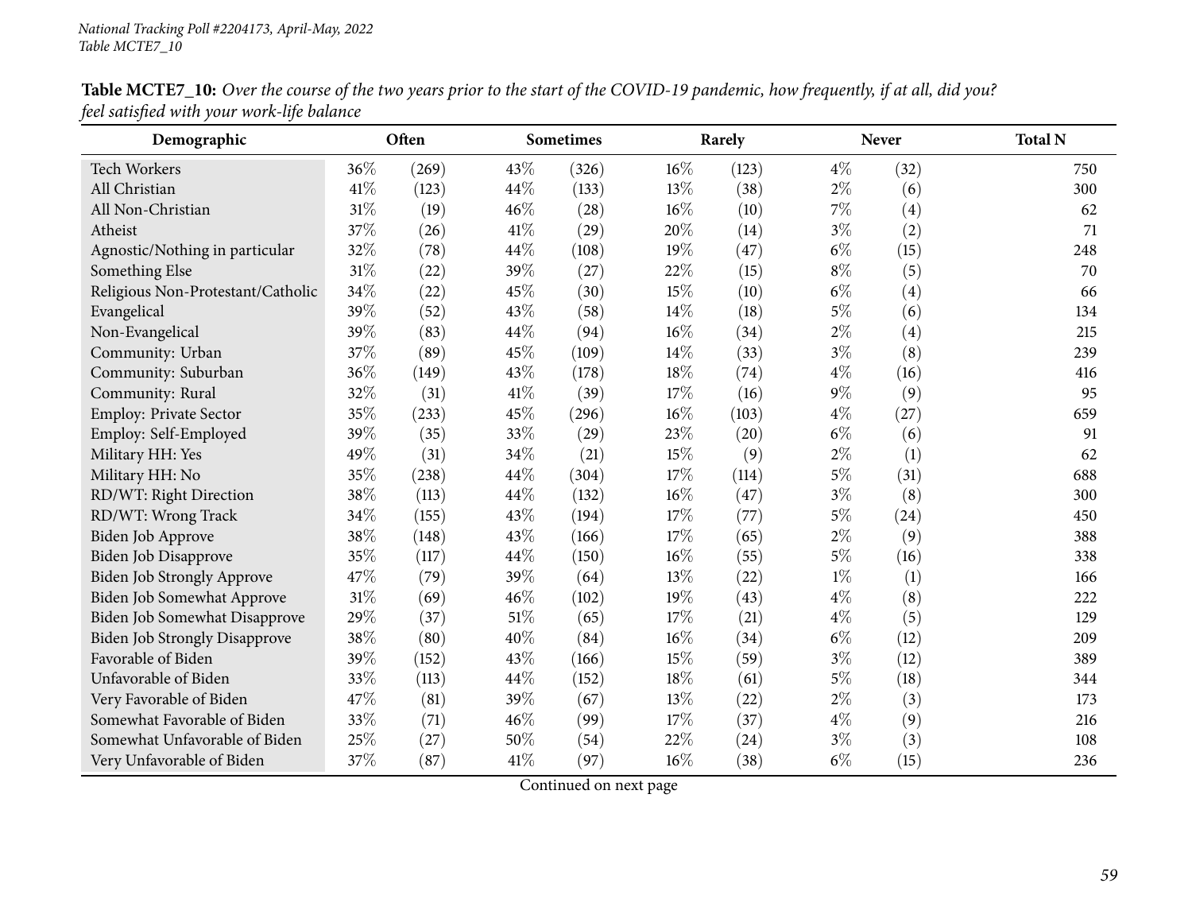**Table MCTE7_10:** *Over the course of the two years prior to the start of the COVID-19 pandemic, how frequently, if at all, did you? feel satisfied with your work-life balance*

| Demographic | Often | | Sometimes | | Rarely | | Never | | Total N |
|---|---|---|---|---|---|---|---|---|---|
| Tech Workers | 36% | (269) | 43% | (326) | 16% | (123) | 4% | (32) | 750 |
| All Christian | 41% | (123) | 44% | (133) | 13% | (38) | 2% | (6) | 300 |
| All Non-Christian | 31% | (19) | 46% | (28) | 16% | (10) | 7% | (4) | 62 |
| Atheist | 37% | (26) | 41% | (29) | 20% | (14) | 3% | (2) | 71 |
| Agnostic/Nothing in particular | 32% | (78) | 44% | (108) | 19% | (47) | 6% | (15) | 248 |
| Something Else | 31% | (22) | 39% | (27) | 22% | (15) | 8% | (5) | 70 |
| Religious Non-Protestant/Catholic | 34% | (22) | 45% | (30) | 15% | (10) | 6% | (4) | 66 |
| Evangelical | 39% | (52) | 43% | (58) | 14% | (18) | 5% | (6) | 134 |
| Non-Evangelical | 39% | (83) | 44% | (94) | 16% | (34) | 2% | (4) | 215 |
| Community: Urban | 37% | (89) | 45% | (109) | 14% | (33) | 3% | (8) | 239 |
| Community: Suburban | 36% | (149) | 43% | (178) | 18% | (74) | 4% | (16) | 416 |
| Community: Rural | 32% | (31) | 41% | (39) | 17% | (16) | 9% | (9) | 95 |
| Employ: Private Sector | 35% | (233) | 45% | (296) | 16% | (103) | 4% | (27) | 659 |
| Employ: Self-Employed | 39% | (35) | 33% | (29) | 23% | (20) | 6% | (6) | 91 |
| Military HH: Yes | 49% | (31) | 34% | (21) | 15% | (9) | 2% | (1) | 62 |
| Military HH: No | 35% | (238) | 44% | (304) | 17% | (114) | 5% | (31) | 688 |
| RD/WT: Right Direction | 38% | (113) | 44% | (132) | 16% | (47) | 3% | (8) | 300 |
| RD/WT: Wrong Track | 34% | (155) | 43% | (194) | 17% | (77) | 5% | (24) | 450 |
| Biden Job Approve | 38% | (148) | 43% | (166) | 17% | (65) | 2% | (9) | 388 |
| Biden Job Disapprove | 35% | (117) | 44% | (150) | 16% | (55) | 5% | (16) | 338 |
| Biden Job Strongly Approve | 47% | (79) | 39% | (64) | 13% | (22) | 1% | (1) | 166 |
| Biden Job Somewhat Approve | 31% | (69) | 46% | (102) | 19% | (43) | 4% | (8) | 222 |
| Biden Job Somewhat Disapprove | 29% | (37) | 51% | (65) | 17% | (21) | 4% | (5) | 129 |
| Biden Job Strongly Disapprove | 38% | (80) | 40% | (84) | 16% | (34) | 6% | (12) | 209 |
| Favorable of Biden | 39% | (152) | 43% | (166) | 15% | (59) | 3% | (12) | 389 |
| Unfavorable of Biden | 33% | (113) | 44% | (152) | 18% | (61) | 5% | (18) | 344 |
| Very Favorable of Biden | 47% | (81) | 39% | (67) | 13% | (22) | 2% | (3) | 173 |
| Somewhat Favorable of Biden | 33% | (71) | 46% | (99) | 17% | (37) | 4% | (9) | 216 |
| Somewhat Unfavorable of Biden | 25% | (27) | 50% | (54) | 22% | (24) | 3% | (3) | 108 |
| Very Unfavorable of Biden | 37% | (87) | 41% | (97) | 16% | (38) | 6% | (15) | 236 |

Continued on next page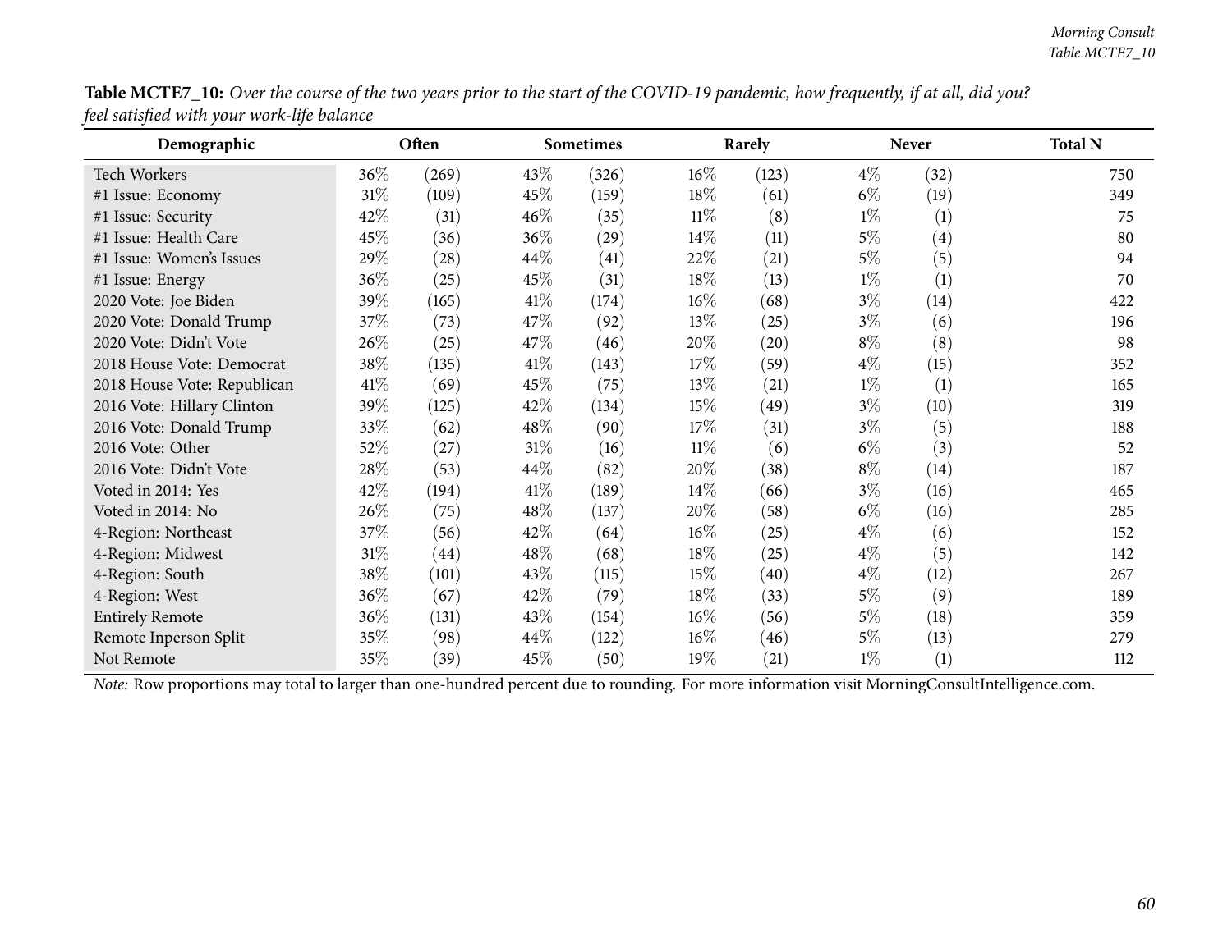**Table MCTE7_10:** *Over the course of the two years prior to the start of the COVID-19 pandemic, how frequently, if at all, did you? feel satisfied with your work-life balance*

| Demographic | Often | | Sometimes | | Rarely | | Never | | Total N |
|---|---|---|---|---|---|---|---|---|---|
| Tech Workers | 36% | (269) | 43% | (326) | 16% | (123) | 4% | (32) | 750 |
| #1 Issue: Economy | 31% | (109) | 45% | (159) | 18% | (61) | 6% | (19) | 349 |
| #1 Issue: Security | 42% | (31) | 46% | (35) | 11% | (8) | 1% | (1) | 75 |
| #1 Issue: Health Care | 45% | (36) | 36% | (29) | 14% | (11) | 5% | (4) | 80 |
| #1 Issue: Women's Issues | 29% | (28) | 44% | (41) | 22% | (21) | 5% | (5) | 94 |
| #1 Issue: Energy | 36% | (25) | 45% | (31) | 18% | (13) | 1% | (1) | 70 |
| 2020 Vote: Joe Biden | 39% | (165) | 41% | (174) | 16% | (68) | 3% | (14) | 422 |
| 2020 Vote: Donald Trump | 37% | (73) | 47% | (92) | 13% | (25) | 3% | (6) | 196 |
| 2020 Vote: Didn't Vote | 26% | (25) | 47% | (46) | 20% | (20) | 8% | (8) | 98 |
| 2018 House Vote: Democrat | 38% | (135) | 41% | (143) | 17% | (59) | 4% | (15) | 352 |
| 2018 House Vote: Republican | 41% | (69) | 45% | (75) | 13% | (21) | 1% | (1) | 165 |
| 2016 Vote: Hillary Clinton | 39% | (125) | 42% | (134) | 15% | (49) | 3% | (10) | 319 |
| 2016 Vote: Donald Trump | 33% | (62) | 48% | (90) | 17% | (31) | 3% | (5) | 188 |
| 2016 Vote: Other | 52% | (27) | 31% | (16) | 11% | (6) | 6% | (3) | 52 |
| 2016 Vote: Didn't Vote | 28% | (53) | 44% | (82) | 20% | (38) | 8% | (14) | 187 |
| Voted in 2014: Yes | 42% | (194) | 41% | (189) | 14% | (66) | 3% | (16) | 465 |
| Voted in 2014: No | 26% | (75) | 48% | (137) | 20% | (58) | 6% | (16) | 285 |
| 4-Region: Northeast | 37% | (56) | 42% | (64) | 16% | (25) | 4% | (6) | 152 |
| 4-Region: Midwest | 31% | (44) | 48% | (68) | 18% | (25) | 4% | (5) | 142 |
| 4-Region: South | 38% | (101) | 43% | (115) | 15% | (40) | 4% | (12) | 267 |
| 4-Region: West | 36% | (67) | 42% | (79) | 18% | (33) | 5% | (9) | 189 |
| Entirely Remote | 36% | (131) | 43% | (154) | 16% | (56) | 5% | (18) | 359 |
| Remote Inperson Split | 35% | (98) | 44% | (122) | 16% | (46) | 5% | (13) | 279 |
| Not Remote | 35% | (39) | 45% | (50) | 19% | (21) | 1% | (1) | 112 |

*Note:* Row proportions may total to larger than one-hundred percent due to rounding. For more information visit MorningConsultIntelligence.com.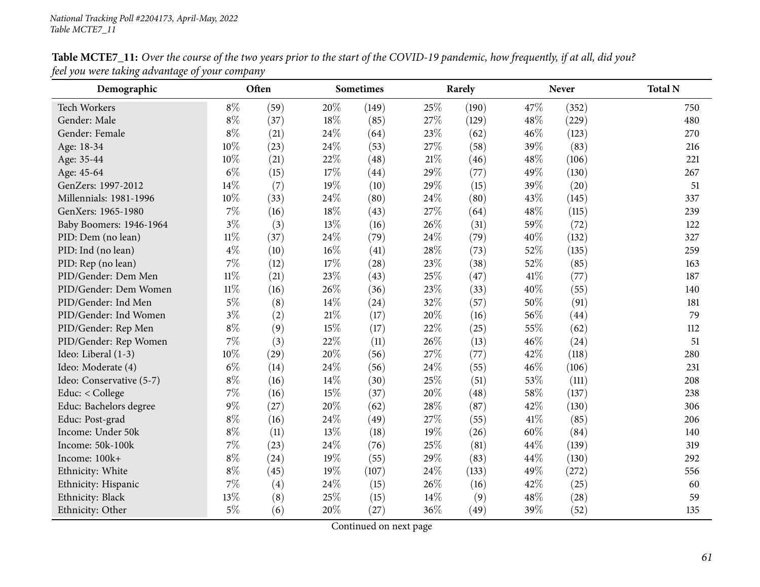**Table MCTE7_11:** *Over the course of the two years prior to the start of the COVID-19 pandemic, how frequently, if at all, did you? feel you were taking advantage of your company*

| Demographic | Often | | Sometimes | | Rarely | | Never | | Total N |
|---|---|---|---|---|---|---|---|---|---|
| Tech Workers | 8% | (59) | 20% | (149) | 25% | (190) | 47% | (352) | 750 |
| Gender: Male | 8% | (37) | 18% | (85) | 27% | (129) | 48% | (229) | 480 |
| Gender: Female | 8% | (21) | 24% | (64) | 23% | (62) | 46% | (123) | 270 |
| Age: 18-34 | 10% | (23) | 24% | (53) | 27% | (58) | 39% | (83) | 216 |
| Age: 35-44 | 10% | (21) | 22% | (48) | 21% | (46) | 48% | (106) | 221 |
| Age: 45-64 | 6% | (15) | 17% | (44) | 29% | (77) | 49% | (130) | 267 |
| GenZers: 1997-2012 | 14% | (7) | 19% | (10) | 29% | (15) | 39% | (20) | 51 |
| Millennials: 1981-1996 | 10% | (33) | 24% | (80) | 24% | (80) | 43% | (145) | 337 |
| GenXers: 1965-1980 | 7% | (16) | 18% | (43) | 27% | (64) | 48% | (115) | 239 |
| Baby Boomers: 1946-1964 | 3% | (3) | 13% | (16) | 26% | (31) | 59% | (72) | 122 |
| PID: Dem (no lean) | 11% | (37) | 24% | (79) | 24% | (79) | 40% | (132) | 327 |
| PID: Ind (no lean) | 4% | (10) | 16% | (41) | 28% | (73) | 52% | (135) | 259 |
| PID: Rep (no lean) | 7% | (12) | 17% | (28) | 23% | (38) | 52% | (85) | 163 |
| PID/Gender: Dem Men | 11% | (21) | 23% | (43) | 25% | (47) | 41% | (77) | 187 |
| PID/Gender: Dem Women | 11% | (16) | 26% | (36) | 23% | (33) | 40% | (55) | 140 |
| PID/Gender: Ind Men | 5% | (8) | 14% | (24) | 32% | (57) | 50% | (91) | 181 |
| PID/Gender: Ind Women | 3% | (2) | 21% | (17) | 20% | (16) | 56% | (44) | 79 |
| PID/Gender: Rep Men | 8% | (9) | 15% | (17) | 22% | (25) | 55% | (62) | 112 |
| PID/Gender: Rep Women | 7% | (3) | 22% | (11) | 26% | (13) | 46% | (24) | 51 |
| Ideo: Liberal (1-3) | 10% | (29) | 20% | (56) | 27% | (77) | 42% | (118) | 280 |
| Ideo: Moderate (4) | 6% | (14) | 24% | (56) | 24% | (55) | 46% | (106) | 231 |
| Ideo: Conservative (5-7) | 8% | (16) | 14% | (30) | 25% | (51) | 53% | (111) | 208 |
| Educ: < College | 7% | (16) | 15% | (37) | 20% | (48) | 58% | (137) | 238 |
| Educ: Bachelors degree | 9% | (27) | 20% | (62) | 28% | (87) | 42% | (130) | 306 |
| Educ: Post-grad | 8% | (16) | 24% | (49) | 27% | (55) | 41% | (85) | 206 |
| Income: Under 50k | 8% | (11) | 13% | (18) | 19% | (26) | 60% | (84) | 140 |
| Income: 50k-100k | 7% | (23) | 24% | (76) | 25% | (81) | 44% | (139) | 319 |
| Income: 100k+ | 8% | (24) | 19% | (55) | 29% | (83) | 44% | (130) | 292 |
| Ethnicity: White | 8% | (45) | 19% | (107) | 24% | (133) | 49% | (272) | 556 |
| Ethnicity: Hispanic | 7% | (4) | 24% | (15) | 26% | (16) | 42% | (25) | 60 |
| Ethnicity: Black | 13% | (8) | 25% | (15) | 14% | (9) | 48% | (28) | 59 |
| Ethnicity: Other | 5% | (6) | 20% | (27) | 36% | (49) | 39% | (52) | 135 |

Continued on next page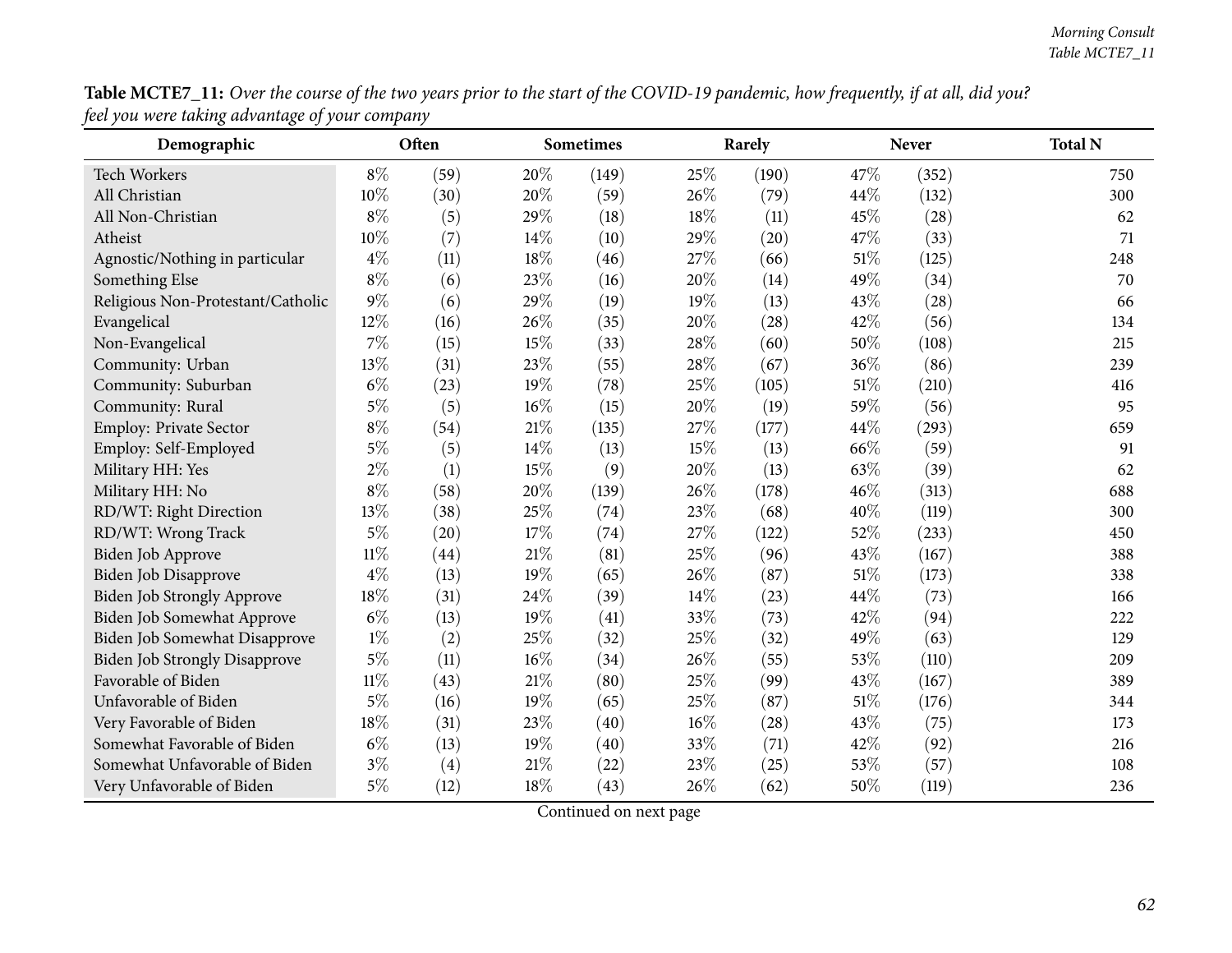**Table MCTE7_11:** *Over the course of the two years prior to the start of the COVID-19 pandemic, how frequently, if at all, did you? feel you were taking advantage of your company*

| Demographic | Often | | Sometimes | | Rarely | | Never | | Total N |
|---|---|---|---|---|---|---|---|---|---|
| Tech Workers | 8% | (59) | 20% | (149) | 25% | (190) | 47% | (352) | 750 |
| All Christian | 10% | (30) | 20% | (59) | 26% | (79) | 44% | (132) | 300 |
| All Non-Christian | 8% | (5) | 29% | (18) | 18% | (11) | 45% | (28) | 62 |
| Atheist | 10% | (7) | 14% | (10) | 29% | (20) | 47% | (33) | 71 |
| Agnostic/Nothing in particular | 4% | (11) | 18% | (46) | 27% | (66) | 51% | (125) | 248 |
| Something Else | 8% | (6) | 23% | (16) | 20% | (14) | 49% | (34) | 70 |
| Religious Non-Protestant/Catholic | 9% | (6) | 29% | (19) | 19% | (13) | 43% | (28) | 66 |
| Evangelical | 12% | (16) | 26% | (35) | 20% | (28) | 42% | (56) | 134 |
| Non-Evangelical | 7% | (15) | 15% | (33) | 28% | (60) | 50% | (108) | 215 |
| Community: Urban | 13% | (31) | 23% | (55) | 28% | (67) | 36% | (86) | 239 |
| Community: Suburban | 6% | (23) | 19% | (78) | 25% | (105) | 51% | (210) | 416 |
| Community: Rural | 5% | (5) | 16% | (15) | 20% | (19) | 59% | (56) | 95 |
| Employ: Private Sector | 8% | (54) | 21% | (135) | 27% | (177) | 44% | (293) | 659 |
| Employ: Self-Employed | 5% | (5) | 14% | (13) | 15% | (13) | 66% | (59) | 91 |
| Military HH: Yes | 2% | (1) | 15% | (9) | 20% | (13) | 63% | (39) | 62 |
| Military HH: No | 8% | (58) | 20% | (139) | 26% | (178) | 46% | (313) | 688 |
| RD/WT: Right Direction | 13% | (38) | 25% | (74) | 23% | (68) | 40% | (119) | 300 |
| RD/WT: Wrong Track | 5% | (20) | 17% | (74) | 27% | (122) | 52% | (233) | 450 |
| Biden Job Approve | 11% | (44) | 21% | (81) | 25% | (96) | 43% | (167) | 388 |
| Biden Job Disapprove | 4% | (13) | 19% | (65) | 26% | (87) | 51% | (173) | 338 |
| Biden Job Strongly Approve | 18% | (31) | 24% | (39) | 14% | (23) | 44% | (73) | 166 |
| Biden Job Somewhat Approve | 6% | (13) | 19% | (41) | 33% | (73) | 42% | (94) | 222 |
| Biden Job Somewhat Disapprove | 1% | (2) | 25% | (32) | 25% | (32) | 49% | (63) | 129 |
| Biden Job Strongly Disapprove | 5% | (11) | 16% | (34) | 26% | (55) | 53% | (110) | 209 |
| Favorable of Biden | 11% | (43) | 21% | (80) | 25% | (99) | 43% | (167) | 389 |
| Unfavorable of Biden | 5% | (16) | 19% | (65) | 25% | (87) | 51% | (176) | 344 |
| Very Favorable of Biden | 18% | (31) | 23% | (40) | 16% | (28) | 43% | (75) | 173 |
| Somewhat Favorable of Biden | 6% | (13) | 19% | (40) | 33% | (71) | 42% | (92) | 216 |
| Somewhat Unfavorable of Biden | 3% | (4) | 21% | (22) | 23% | (25) | 53% | (57) | 108 |
| Very Unfavorable of Biden | 5% | (12) | 18% | (43) | 26% | (62) | 50% | (119) | 236 |

Continued on next page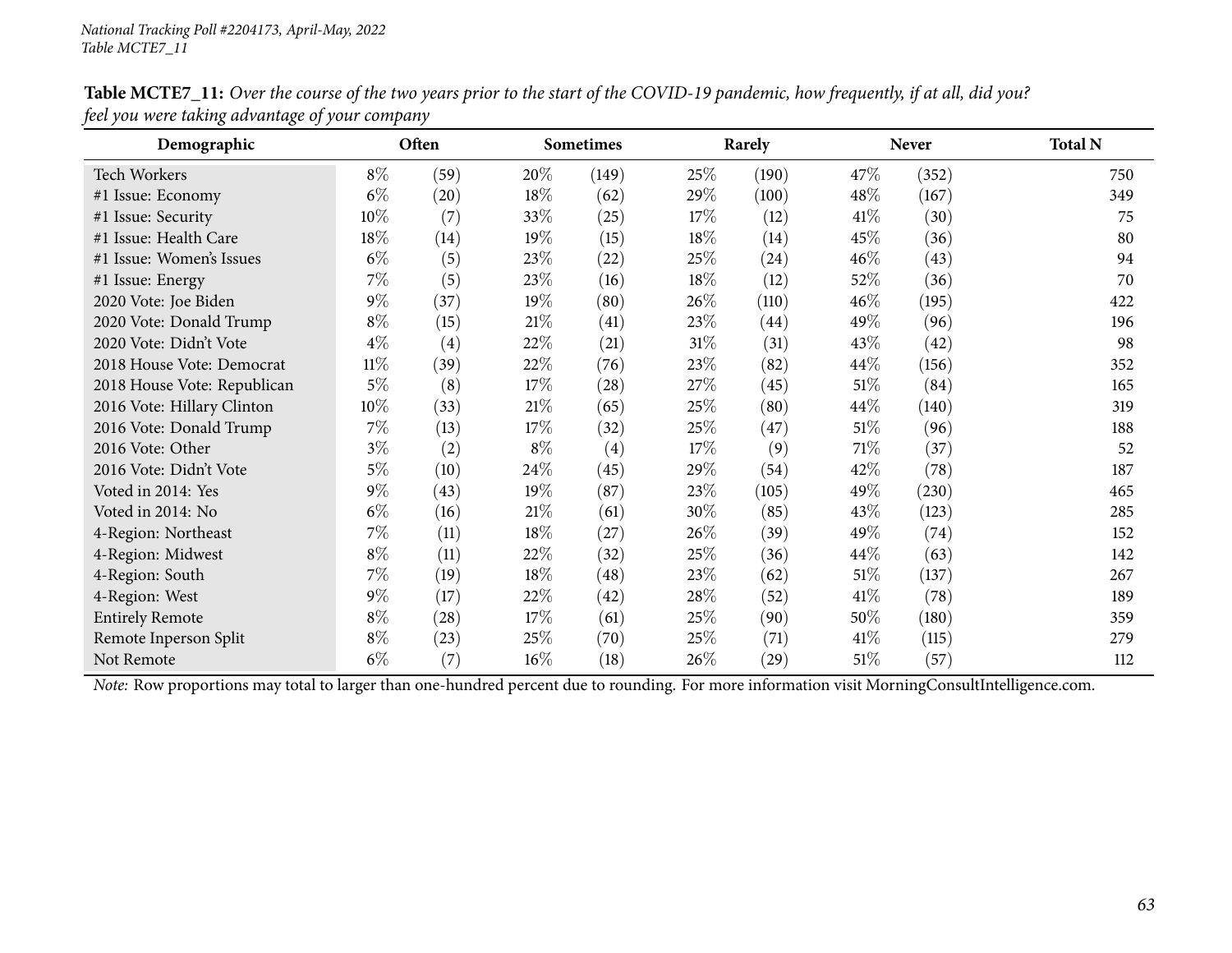National Tracking Poll #2204173, April-May, 2022
Table MCTE7_11

**Table MCTE7_11:** *Over the course of the two years prior to the start of the COVID-19 pandemic, how frequently, if at all, did you? feel you were taking advantage of your company*

| Demographic | Often | | Sometimes | | Rarely | | Never | | Total N |
|---|---|---|---|---|---|---|---|---|---|
| Tech Workers | 8% | (59) | 20% | (149) | 25% | (190) | 47% | (352) | 750 |
| #1 Issue: Economy | 6% | (20) | 18% | (62) | 29% | (100) | 48% | (167) | 349 |
| #1 Issue: Security | 10% | (7) | 33% | (25) | 17% | (12) | 41% | (30) | 75 |
| #1 Issue: Health Care | 18% | (14) | 19% | (15) | 18% | (14) | 45% | (36) | 80 |
| #1 Issue: Women's Issues | 6% | (5) | 23% | (22) | 25% | (24) | 46% | (43) | 94 |
| #1 Issue: Energy | 7% | (5) | 23% | (16) | 18% | (12) | 52% | (36) | 70 |
| 2020 Vote: Joe Biden | 9% | (37) | 19% | (80) | 26% | (110) | 46% | (195) | 422 |
| 2020 Vote: Donald Trump | 8% | (15) | 21% | (41) | 23% | (44) | 49% | (96) | 196 |
| 2020 Vote: Didn't Vote | 4% | (4) | 22% | (21) | 31% | (31) | 43% | (42) | 98 |
| 2018 House Vote: Democrat | 11% | (39) | 22% | (76) | 23% | (82) | 44% | (156) | 352 |
| 2018 House Vote: Republican | 5% | (8) | 17% | (28) | 27% | (45) | 51% | (84) | 165 |
| 2016 Vote: Hillary Clinton | 10% | (33) | 21% | (65) | 25% | (80) | 44% | (140) | 319 |
| 2016 Vote: Donald Trump | 7% | (13) | 17% | (32) | 25% | (47) | 51% | (96) | 188 |
| 2016 Vote: Other | 3% | (2) | 8% | (4) | 17% | (9) | 71% | (37) | 52 |
| 2016 Vote: Didn't Vote | 5% | (10) | 24% | (45) | 29% | (54) | 42% | (78) | 187 |
| Voted in 2014: Yes | 9% | (43) | 19% | (87) | 23% | (105) | 49% | (230) | 465 |
| Voted in 2014: No | 6% | (16) | 21% | (61) | 30% | (85) | 43% | (123) | 285 |
| 4-Region: Northeast | 7% | (11) | 18% | (27) | 26% | (39) | 49% | (74) | 152 |
| 4-Region: Midwest | 8% | (11) | 22% | (32) | 25% | (36) | 44% | (63) | 142 |
| 4-Region: South | 7% | (19) | 18% | (48) | 23% | (62) | 51% | (137) | 267 |
| 4-Region: West | 9% | (17) | 22% | (42) | 28% | (52) | 41% | (78) | 189 |
| Entirely Remote | 8% | (28) | 17% | (61) | 25% | (90) | 50% | (180) | 359 |
| Remote Inperson Split | 8% | (23) | 25% | (70) | 25% | (71) | 41% | (115) | 279 |
| Not Remote | 6% | (7) | 16% | (18) | 26% | (29) | 51% | (57) | 112 |

*Note:* Row proportions may total to larger than one-hundred percent due to rounding. For more information visit MorningConsultIntelligence.com.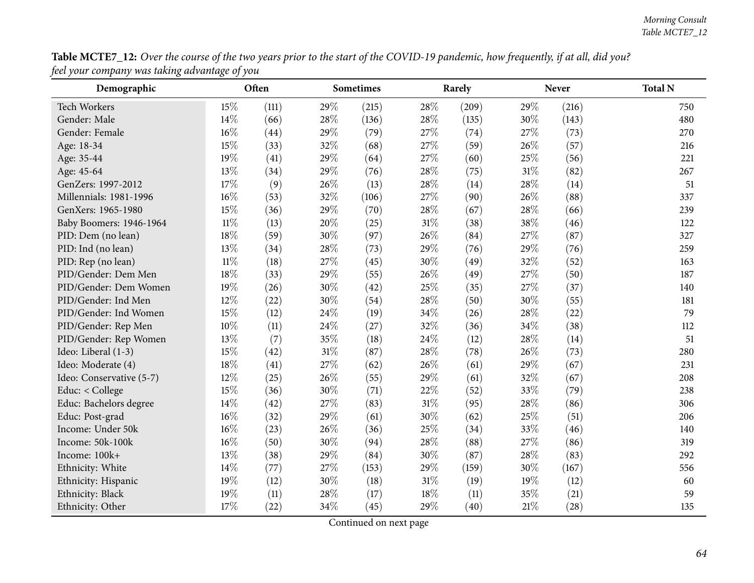**Table MCTE7_12:** *Over the course of the two years prior to the start of the COVID-19 pandemic, how frequently, if at all, did you? feel your company was taking advantage of you*

| Demographic | Often | | Sometimes | | Rarely | | Never | | Total N |
|---|---|---|---|---|---|---|---|---|---|
| Tech Workers | 15% | (111) | 29% | (215) | 28% | (209) | 29% | (216) | 750 |
| Gender: Male | 14% | (66) | 28% | (136) | 28% | (135) | 30% | (143) | 480 |
| Gender: Female | 16% | (44) | 29% | (79) | 27% | (74) | 27% | (73) | 270 |
| Age: 18-34 | 15% | (33) | 32% | (68) | 27% | (59) | 26% | (57) | 216 |
| Age: 35-44 | 19% | (41) | 29% | (64) | 27% | (60) | 25% | (56) | 221 |
| Age: 45-64 | 13% | (34) | 29% | (76) | 28% | (75) | 31% | (82) | 267 |
| GenZers: 1997-2012 | 17% | (9) | 26% | (13) | 28% | (14) | 28% | (14) | 51 |
| Millennials: 1981-1996 | 16% | (53) | 32% | (106) | 27% | (90) | 26% | (88) | 337 |
| GenXers: 1965-1980 | 15% | (36) | 29% | (70) | 28% | (67) | 28% | (66) | 239 |
| Baby Boomers: 1946-1964 | 11% | (13) | 20% | (25) | 31% | (38) | 38% | (46) | 122 |
| PID: Dem (no lean) | 18% | (59) | 30% | (97) | 26% | (84) | 27% | (87) | 327 |
| PID: Ind (no lean) | 13% | (34) | 28% | (73) | 29% | (76) | 29% | (76) | 259 |
| PID: Rep (no lean) | 11% | (18) | 27% | (45) | 30% | (49) | 32% | (52) | 163 |
| PID/Gender: Dem Men | 18% | (33) | 29% | (55) | 26% | (49) | 27% | (50) | 187 |
| PID/Gender: Dem Women | 19% | (26) | 30% | (42) | 25% | (35) | 27% | (37) | 140 |
| PID/Gender: Ind Men | 12% | (22) | 30% | (54) | 28% | (50) | 30% | (55) | 181 |
| PID/Gender: Ind Women | 15% | (12) | 24% | (19) | 34% | (26) | 28% | (22) | 79 |
| PID/Gender: Rep Men | 10% | (11) | 24% | (27) | 32% | (36) | 34% | (38) | 112 |
| PID/Gender: Rep Women | 13% | (7) | 35% | (18) | 24% | (12) | 28% | (14) | 51 |
| Ideo: Liberal (1-3) | 15% | (42) | 31% | (87) | 28% | (78) | 26% | (73) | 280 |
| Ideo: Moderate (4) | 18% | (41) | 27% | (62) | 26% | (61) | 29% | (67) | 231 |
| Ideo: Conservative (5-7) | 12% | (25) | 26% | (55) | 29% | (61) | 32% | (67) | 208 |
| Educ: < College | 15% | (36) | 30% | (71) | 22% | (52) | 33% | (79) | 238 |
| Educ: Bachelors degree | 14% | (42) | 27% | (83) | 31% | (95) | 28% | (86) | 306 |
| Educ: Post-grad | 16% | (32) | 29% | (61) | 30% | (62) | 25% | (51) | 206 |
| Income: Under 50k | 16% | (23) | 26% | (36) | 25% | (34) | 33% | (46) | 140 |
| Income: 50k-100k | 16% | (50) | 30% | (94) | 28% | (88) | 27% | (86) | 319 |
| Income: 100k+ | 13% | (38) | 29% | (84) | 30% | (87) | 28% | (83) | 292 |
| Ethnicity: White | 14% | (77) | 27% | (153) | 29% | (159) | 30% | (167) | 556 |
| Ethnicity: Hispanic | 19% | (12) | 30% | (18) | 31% | (19) | 19% | (12) | 60 |
| Ethnicity: Black | 19% | (11) | 28% | (17) | 18% | (11) | 35% | (21) | 59 |
| Ethnicity: Other | 17% | (22) | 34% | (45) | 29% | (40) | 21% | (28) | 135 |

Continued on next page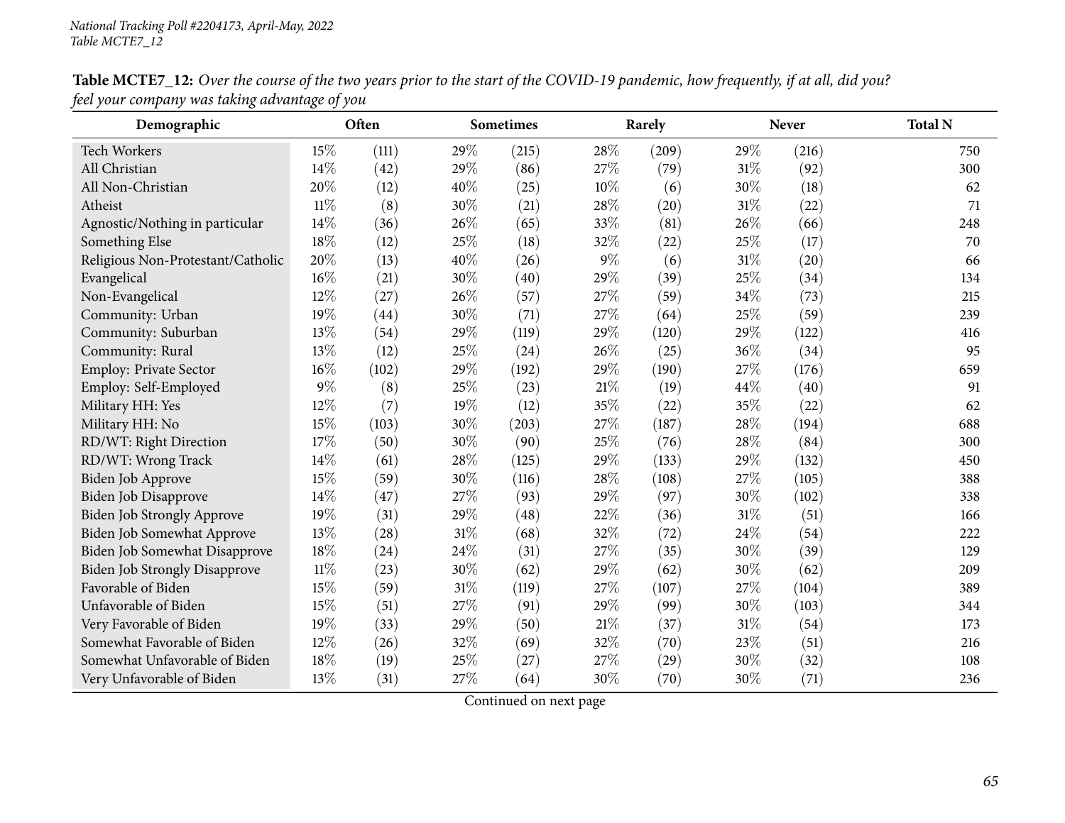National Tracking Poll #2204173, April-May, 2022
Table MCTE7_12

**Table MCTE7_12:** *Over the course of the two years prior to the start of the COVID-19 pandemic, how frequently, if at all, did you? feel your company was taking advantage of you*

| Demographic | Often | | Sometimes | | Rarely | | Never | | Total N |
|---|---|---|---|---|---|---|---|---|---|
| Tech Workers | 15% | (111) | 29% | (215) | 28% | (209) | 29% | (216) | 750 |
| All Christian | 14% | (42) | 29% | (86) | 27% | (79) | 31% | (92) | 300 |
| All Non-Christian | 20% | (12) | 40% | (25) | 10% | (6) | 30% | (18) | 62 |
| Atheist | 11% | (8) | 30% | (21) | 28% | (20) | 31% | (22) | 71 |
| Agnostic/Nothing in particular | 14% | (36) | 26% | (65) | 33% | (81) | 26% | (66) | 248 |
| Something Else | 18% | (12) | 25% | (18) | 32% | (22) | 25% | (17) | 70 |
| Religious Non-Protestant/Catholic | 20% | (13) | 40% | (26) | 9% | (6) | 31% | (20) | 66 |
| Evangelical | 16% | (21) | 30% | (40) | 29% | (39) | 25% | (34) | 134 |
| Non-Evangelical | 12% | (27) | 26% | (57) | 27% | (59) | 34% | (73) | 215 |
| Community: Urban | 19% | (44) | 30% | (71) | 27% | (64) | 25% | (59) | 239 |
| Community: Suburban | 13% | (54) | 29% | (119) | 29% | (120) | 29% | (122) | 416 |
| Community: Rural | 13% | (12) | 25% | (24) | 26% | (25) | 36% | (34) | 95 |
| Employ: Private Sector | 16% | (102) | 29% | (192) | 29% | (190) | 27% | (176) | 659 |
| Employ: Self-Employed | 9% | (8) | 25% | (23) | 21% | (19) | 44% | (40) | 91 |
| Military HH: Yes | 12% | (7) | 19% | (12) | 35% | (22) | 35% | (22) | 62 |
| Military HH: No | 15% | (103) | 30% | (203) | 27% | (187) | 28% | (194) | 688 |
| RD/WT: Right Direction | 17% | (50) | 30% | (90) | 25% | (76) | 28% | (84) | 300 |
| RD/WT: Wrong Track | 14% | (61) | 28% | (125) | 29% | (133) | 29% | (132) | 450 |
| Biden Job Approve | 15% | (59) | 30% | (116) | 28% | (108) | 27% | (105) | 388 |
| Biden Job Disapprove | 14% | (47) | 27% | (93) | 29% | (97) | 30% | (102) | 338 |
| Biden Job Strongly Approve | 19% | (31) | 29% | (48) | 22% | (36) | 31% | (51) | 166 |
| Biden Job Somewhat Approve | 13% | (28) | 31% | (68) | 32% | (72) | 24% | (54) | 222 |
| Biden Job Somewhat Disapprove | 18% | (24) | 24% | (31) | 27% | (35) | 30% | (39) | 129 |
| Biden Job Strongly Disapprove | 11% | (23) | 30% | (62) | 29% | (62) | 30% | (62) | 209 |
| Favorable of Biden | 15% | (59) | 31% | (119) | 27% | (107) | 27% | (104) | 389 |
| Unfavorable of Biden | 15% | (51) | 27% | (91) | 29% | (99) | 30% | (103) | 344 |
| Very Favorable of Biden | 19% | (33) | 29% | (50) | 21% | (37) | 31% | (54) | 173 |
| Somewhat Favorable of Biden | 12% | (26) | 32% | (69) | 32% | (70) | 23% | (51) | 216 |
| Somewhat Unfavorable of Biden | 18% | (19) | 25% | (27) | 27% | (29) | 30% | (32) | 108 |
| Very Unfavorable of Biden | 13% | (31) | 27% | (64) | 30% | (70) | 30% | (71) | 236 |

Continued on next page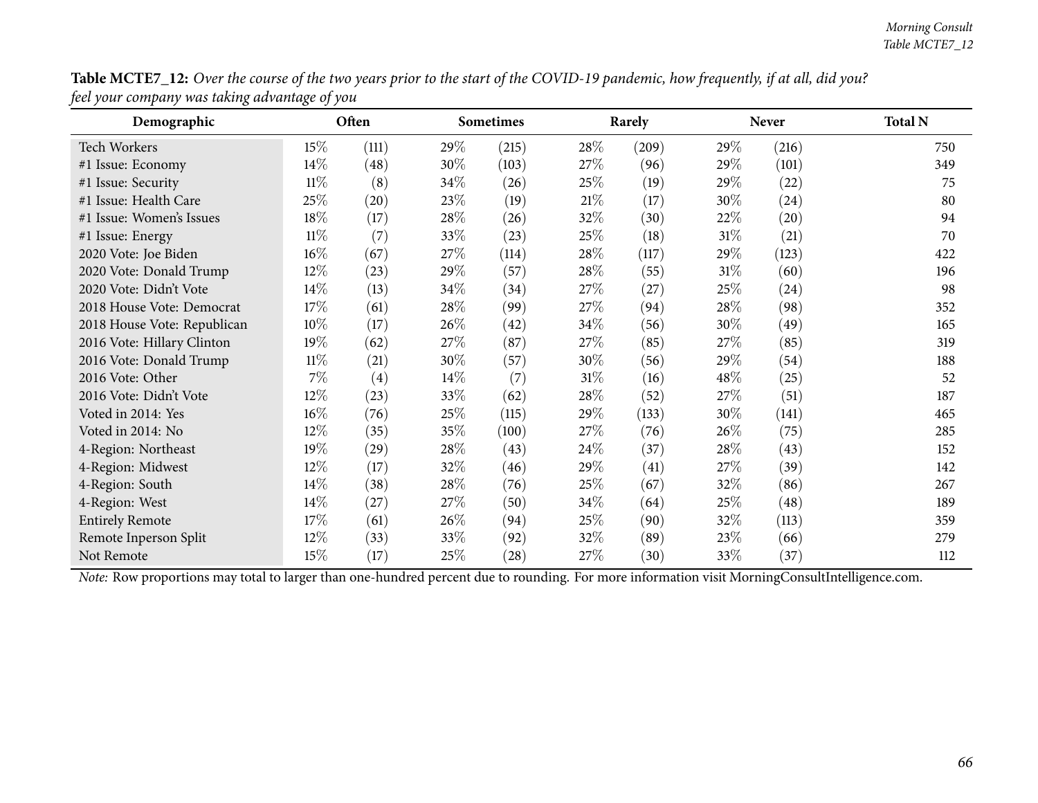**Table MCTE7_12:** *Over the course of the two years prior to the start of the COVID-19 pandemic, how frequently, if at all, did you? feel your company was taking advantage of you*

| Demographic | Often | | Sometimes | | Rarely | | Never | | Total N |
|---|---|---|---|---|---|---|---|---|---|
| Tech Workers | 15% | (111) | 29% | (215) | 28% | (209) | 29% | (216) | 750 |
| #1 Issue: Economy | 14% | (48) | 30% | (103) | 27% | (96) | 29% | (101) | 349 |
| #1 Issue: Security | 11% | (8) | 34% | (26) | 25% | (19) | 29% | (22) | 75 |
| #1 Issue: Health Care | 25% | (20) | 23% | (19) | 21% | (17) | 30% | (24) | 80 |
| #1 Issue: Women's Issues | 18% | (17) | 28% | (26) | 32% | (30) | 22% | (20) | 94 |
| #1 Issue: Energy | 11% | (7) | 33% | (23) | 25% | (18) | 31% | (21) | 70 |
| 2020 Vote: Joe Biden | 16% | (67) | 27% | (114) | 28% | (117) | 29% | (123) | 422 |
| 2020 Vote: Donald Trump | 12% | (23) | 29% | (57) | 28% | (55) | 31% | (60) | 196 |
| 2020 Vote: Didn't Vote | 14% | (13) | 34% | (34) | 27% | (27) | 25% | (24) | 98 |
| 2018 House Vote: Democrat | 17% | (61) | 28% | (99) | 27% | (94) | 28% | (98) | 352 |
| 2018 House Vote: Republican | 10% | (17) | 26% | (42) | 34% | (56) | 30% | (49) | 165 |
| 2016 Vote: Hillary Clinton | 19% | (62) | 27% | (87) | 27% | (85) | 27% | (85) | 319 |
| 2016 Vote: Donald Trump | 11% | (21) | 30% | (57) | 30% | (56) | 29% | (54) | 188 |
| 2016 Vote: Other | 7% | (4) | 14% | (7) | 31% | (16) | 48% | (25) | 52 |
| 2016 Vote: Didn't Vote | 12% | (23) | 33% | (62) | 28% | (52) | 27% | (51) | 187 |
| Voted in 2014: Yes | 16% | (76) | 25% | (115) | 29% | (133) | 30% | (141) | 465 |
| Voted in 2014: No | 12% | (35) | 35% | (100) | 27% | (76) | 26% | (75) | 285 |
| 4-Region: Northeast | 19% | (29) | 28% | (43) | 24% | (37) | 28% | (43) | 152 |
| 4-Region: Midwest | 12% | (17) | 32% | (46) | 29% | (41) | 27% | (39) | 142 |
| 4-Region: South | 14% | (38) | 28% | (76) | 25% | (67) | 32% | (86) | 267 |
| 4-Region: West | 14% | (27) | 27% | (50) | 34% | (64) | 25% | (48) | 189 |
| Entirely Remote | 17% | (61) | 26% | (94) | 25% | (90) | 32% | (113) | 359 |
| Remote Inperson Split | 12% | (33) | 33% | (92) | 32% | (89) | 23% | (66) | 279 |
| Not Remote | 15% | (17) | 25% | (28) | 27% | (30) | 33% | (37) | 112 |

*Note:* Row proportions may total to larger than one-hundred percent due to rounding. For more information visit MorningConsultIntelligence.com.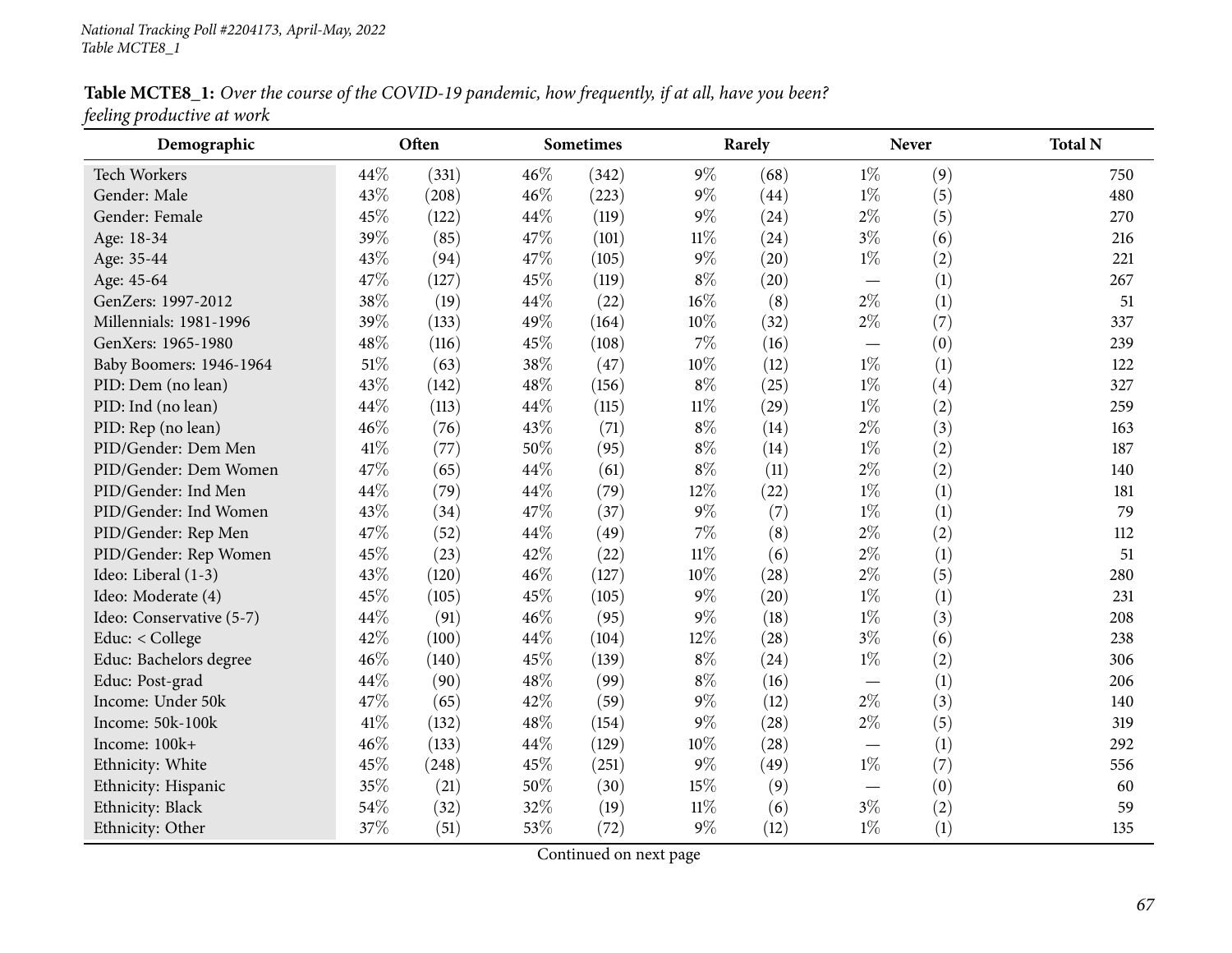**Table MCTE8_1:** *Over the course of the COVID-19 pandemic, how frequently, if at all, have you been? feeling productive at work*

| Demographic | Often | | Sometimes | | Rarely | | Never | | Total N |
|---|---|---|---|---|---|---|---|---|---|
| Tech Workers | 44% | (331) | 46% | (342) | 9% | (68) | 1% | (9) | 750 |
| Gender: Male | 43% | (208) | 46% | (223) | 9% | (44) | 1% | (5) | 480 |
| Gender: Female | 45% | (122) | 44% | (119) | 9% | (24) | 2% | (5) | 270 |
| Age: 18-34 | 39% | (85) | 47% | (101) | 11% | (24) | 3% | (6) | 216 |
| Age: 35-44 | 43% | (94) | 47% | (105) | 9% | (20) | 1% | (2) | 221 |
| Age: 45-64 | 47% | (127) | 45% | (119) | 8% | (20) | — | (1) | 267 |
| GenZers: 1997-2012 | 38% | (19) | 44% | (22) | 16% | (8) | 2% | (1) | 51 |
| Millennials: 1981-1996 | 39% | (133) | 49% | (164) | 10% | (32) | 2% | (7) | 337 |
| GenXers: 1965-1980 | 48% | (116) | 45% | (108) | 7% | (16) | — | (0) | 239 |
| Baby Boomers: 1946-1964 | 51% | (63) | 38% | (47) | 10% | (12) | 1% | (1) | 122 |
| PID: Dem (no lean) | 43% | (142) | 48% | (156) | 8% | (25) | 1% | (4) | 327 |
| PID: Ind (no lean) | 44% | (113) | 44% | (115) | 11% | (29) | 1% | (2) | 259 |
| PID: Rep (no lean) | 46% | (76) | 43% | (71) | 8% | (14) | 2% | (3) | 163 |
| PID/Gender: Dem Men | 41% | (77) | 50% | (95) | 8% | (14) | 1% | (2) | 187 |
| PID/Gender: Dem Women | 47% | (65) | 44% | (61) | 8% | (11) | 2% | (2) | 140 |
| PID/Gender: Ind Men | 44% | (79) | 44% | (79) | 12% | (22) | 1% | (1) | 181 |
| PID/Gender: Ind Women | 43% | (34) | 47% | (37) | 9% | (7) | 1% | (1) | 79 |
| PID/Gender: Rep Men | 47% | (52) | 44% | (49) | 7% | (8) | 2% | (2) | 112 |
| PID/Gender: Rep Women | 45% | (23) | 42% | (22) | 11% | (6) | 2% | (1) | 51 |
| Ideo: Liberal (1-3) | 43% | (120) | 46% | (127) | 10% | (28) | 2% | (5) | 280 |
| Ideo: Moderate (4) | 45% | (105) | 45% | (105) | 9% | (20) | 1% | (1) | 231 |
| Ideo: Conservative (5-7) | 44% | (91) | 46% | (95) | 9% | (18) | 1% | (3) | 208 |
| Educ: < College | 42% | (100) | 44% | (104) | 12% | (28) | 3% | (6) | 238 |
| Educ: Bachelors degree | 46% | (140) | 45% | (139) | 8% | (24) | 1% | (2) | 306 |
| Educ: Post-grad | 44% | (90) | 48% | (99) | 8% | (16) | — | (1) | 206 |
| Income: Under 50k | 47% | (65) | 42% | (59) | 9% | (12) | 2% | (3) | 140 |
| Income: 50k-100k | 41% | (132) | 48% | (154) | 9% | (28) | 2% | (5) | 319 |
| Income: 100k+ | 46% | (133) | 44% | (129) | 10% | (28) | — | (1) | 292 |
| Ethnicity: White | 45% | (248) | 45% | (251) | 9% | (49) | 1% | (7) | 556 |
| Ethnicity: Hispanic | 35% | (21) | 50% | (30) | 15% | (9) | — | (0) | 60 |
| Ethnicity: Black | 54% | (32) | 32% | (19) | 11% | (6) | 3% | (2) | 59 |
| Ethnicity: Other | 37% | (51) | 53% | (72) | 9% | (12) | 1% | (1) | 135 |

Continued on next page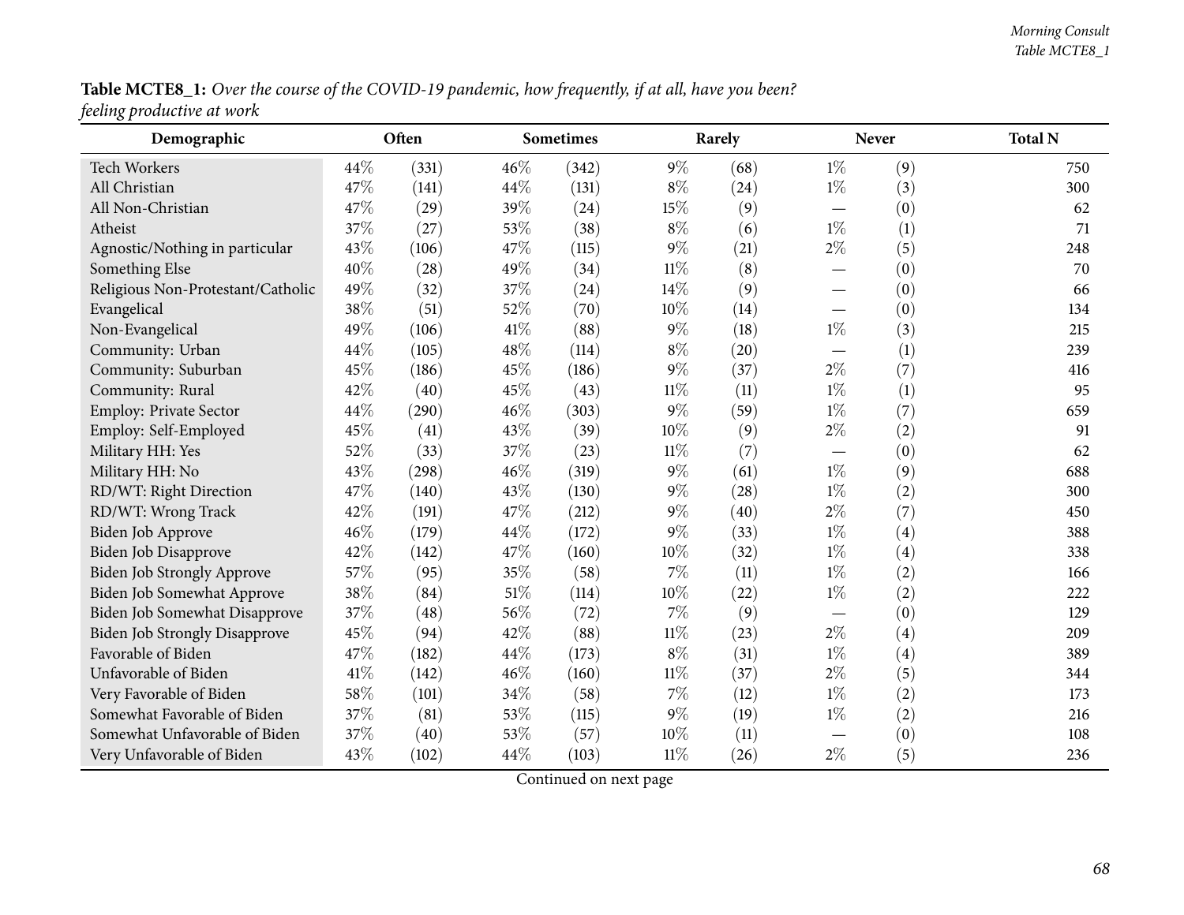**Table MCTE8_1:** *Over the course of the COVID-19 pandemic, how frequently, if at all, have you been? feeling productive at work*

| Demographic | Often | | Sometimes | | Rarely | | Never | | Total N |
|---|---|---|---|---|---|---|---|---|---|
| Tech Workers | 44% | (331) | 46% | (342) | 9% | (68) | 1% | (9) | 750 |
| All Christian | 47% | (141) | 44% | (131) | 8% | (24) | 1% | (3) | 300 |
| All Non-Christian | 47% | (29) | 39% | (24) | 15% | (9) | — | (0) | 62 |
| Atheist | 37% | (27) | 53% | (38) | 8% | (6) | 1% | (1) | 71 |
| Agnostic/Nothing in particular | 43% | (106) | 47% | (115) | 9% | (21) | 2% | (5) | 248 |
| Something Else | 40% | (28) | 49% | (34) | 11% | (8) | — | (0) | 70 |
| Religious Non-Protestant/Catholic | 49% | (32) | 37% | (24) | 14% | (9) | — | (0) | 66 |
| Evangelical | 38% | (51) | 52% | (70) | 10% | (14) | — | (0) | 134 |
| Non-Evangelical | 49% | (106) | 41% | (88) | 9% | (18) | 1% | (3) | 215 |
| Community: Urban | 44% | (105) | 48% | (114) | 8% | (20) | — | (1) | 239 |
| Community: Suburban | 45% | (186) | 45% | (186) | 9% | (37) | 2% | (7) | 416 |
| Community: Rural | 42% | (40) | 45% | (43) | 11% | (11) | 1% | (1) | 95 |
| Employ: Private Sector | 44% | (290) | 46% | (303) | 9% | (59) | 1% | (7) | 659 |
| Employ: Self-Employed | 45% | (41) | 43% | (39) | 10% | (9) | 2% | (2) | 91 |
| Military HH: Yes | 52% | (33) | 37% | (23) | 11% | (7) | — | (0) | 62 |
| Military HH: No | 43% | (298) | 46% | (319) | 9% | (61) | 1% | (9) | 688 |
| RD/WT: Right Direction | 47% | (140) | 43% | (130) | 9% | (28) | 1% | (2) | 300 |
| RD/WT: Wrong Track | 42% | (191) | 47% | (212) | 9% | (40) | 2% | (7) | 450 |
| Biden Job Approve | 46% | (179) | 44% | (172) | 9% | (33) | 1% | (4) | 388 |
| Biden Job Disapprove | 42% | (142) | 47% | (160) | 10% | (32) | 1% | (4) | 338 |
| Biden Job Strongly Approve | 57% | (95) | 35% | (58) | 7% | (11) | 1% | (2) | 166 |
| Biden Job Somewhat Approve | 38% | (84) | 51% | (114) | 10% | (22) | 1% | (2) | 222 |
| Biden Job Somewhat Disapprove | 37% | (48) | 56% | (72) | 7% | (9) | — | (0) | 129 |
| Biden Job Strongly Disapprove | 45% | (94) | 42% | (88) | 11% | (23) | 2% | (4) | 209 |
| Favorable of Biden | 47% | (182) | 44% | (173) | 8% | (31) | 1% | (4) | 389 |
| Unfavorable of Biden | 41% | (142) | 46% | (160) | 11% | (37) | 2% | (5) | 344 |
| Very Favorable of Biden | 58% | (101) | 34% | (58) | 7% | (12) | 1% | (2) | 173 |
| Somewhat Favorable of Biden | 37% | (81) | 53% | (115) | 9% | (19) | 1% | (2) | 216 |
| Somewhat Unfavorable of Biden | 37% | (40) | 53% | (57) | 10% | (11) | — | (0) | 108 |
| Very Unfavorable of Biden | 43% | (102) | 44% | (103) | 11% | (26) | 2% | (5) | 236 |

Continued on next page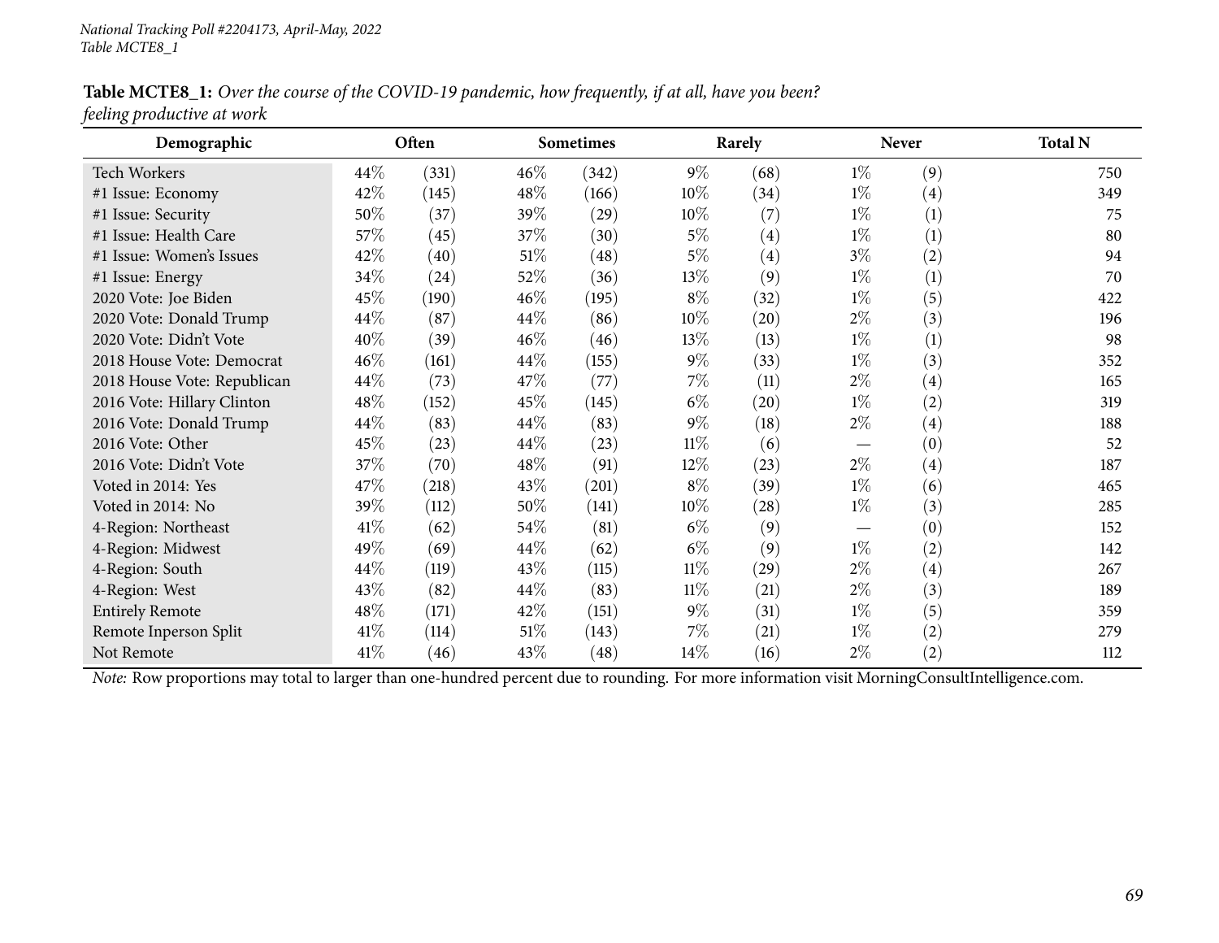National Tracking Poll #2204173, April-May, 2022
Table MCTE8_1

**Table MCTE8_1:** *Over the course of the COVID-19 pandemic, how frequently, if at all, have you been? feeling productive at work*

| Demographic | Often | | Sometimes | | Rarely | | Never | | Total N |
|---|---|---|---|---|---|---|---|---|---|
| Tech Workers | 44% | (331) | 46% | (342) | 9% | (68) | 1% | (9) | 750 |
| #1 Issue: Economy | 42% | (145) | 48% | (166) | 10% | (34) | 1% | (4) | 349 |
| #1 Issue: Security | 50% | (37) | 39% | (29) | 10% | (7) | 1% | (1) | 75 |
| #1 Issue: Health Care | 57% | (45) | 37% | (30) | 5% | (4) | 1% | (1) | 80 |
| #1 Issue: Women's Issues | 42% | (40) | 51% | (48) | 5% | (4) | 3% | (2) | 94 |
| #1 Issue: Energy | 34% | (24) | 52% | (36) | 13% | (9) | 1% | (1) | 70 |
| 2020 Vote: Joe Biden | 45% | (190) | 46% | (195) | 8% | (32) | 1% | (5) | 422 |
| 2020 Vote: Donald Trump | 44% | (87) | 44% | (86) | 10% | (20) | 2% | (3) | 196 |
| 2020 Vote: Didn't Vote | 40% | (39) | 46% | (46) | 13% | (13) | 1% | (1) | 98 |
| 2018 House Vote: Democrat | 46% | (161) | 44% | (155) | 9% | (33) | 1% | (3) | 352 |
| 2018 House Vote: Republican | 44% | (73) | 47% | (77) | 7% | (11) | 2% | (4) | 165 |
| 2016 Vote: Hillary Clinton | 48% | (152) | 45% | (145) | 6% | (20) | 1% | (2) | 319 |
| 2016 Vote: Donald Trump | 44% | (83) | 44% | (83) | 9% | (18) | 2% | (4) | 188 |
| 2016 Vote: Other | 45% | (23) | 44% | (23) | 11% | (6) | — | (0) | 52 |
| 2016 Vote: Didn't Vote | 37% | (70) | 48% | (91) | 12% | (23) | 2% | (4) | 187 |
| Voted in 2014: Yes | 47% | (218) | 43% | (201) | 8% | (39) | 1% | (6) | 465 |
| Voted in 2014: No | 39% | (112) | 50% | (141) | 10% | (28) | 1% | (3) | 285 |
| 4-Region: Northeast | 41% | (62) | 54% | (81) | 6% | (9) | — | (0) | 152 |
| 4-Region: Midwest | 49% | (69) | 44% | (62) | 6% | (9) | 1% | (2) | 142 |
| 4-Region: South | 44% | (119) | 43% | (115) | 11% | (29) | 2% | (4) | 267 |
| 4-Region: West | 43% | (82) | 44% | (83) | 11% | (21) | 2% | (3) | 189 |
| Entirely Remote | 48% | (171) | 42% | (151) | 9% | (31) | 1% | (5) | 359 |
| Remote Inperson Split | 41% | (114) | 51% | (143) | 7% | (21) | 1% | (2) | 279 |
| Not Remote | 41% | (46) | 43% | (48) | 14% | (16) | 2% | (2) | 112 |

*Note:* Row proportions may total to larger than one-hundred percent due to rounding. For more information visit MorningConsultIntelligence.com.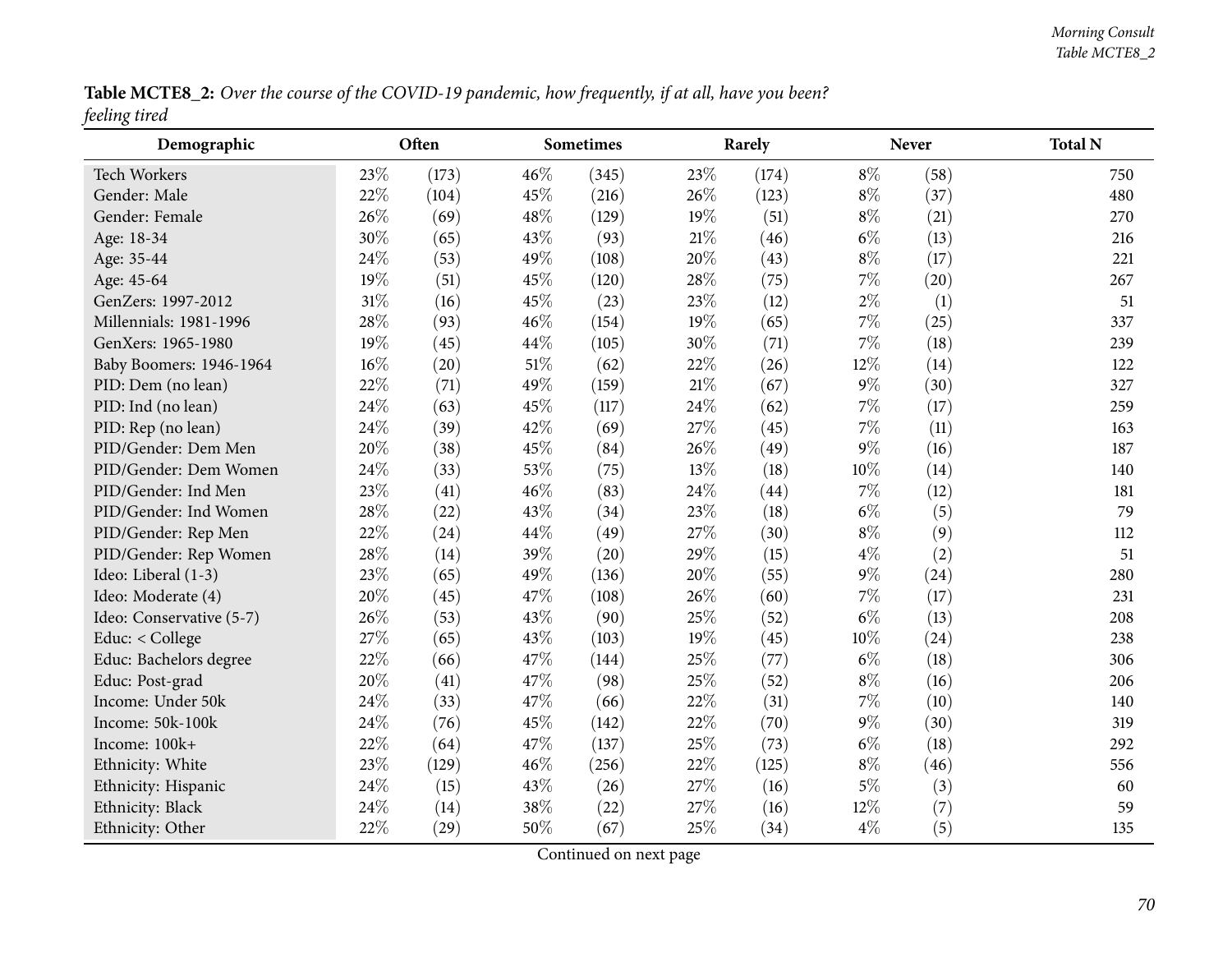**Table MCTE8_2:** *Over the course of the COVID-19 pandemic, how frequently, if at all, have you been? feeling tired*

| Demographic | Often | | Sometimes | | Rarely | | Never | | Total N |
|---|---|---|---|---|---|---|---|---|---|
| Tech Workers | 23% | (173) | 46% | (345) | 23% | (174) | 8% | (58) | 750 |
| Gender: Male | 22% | (104) | 45% | (216) | 26% | (123) | 8% | (37) | 480 |
| Gender: Female | 26% | (69) | 48% | (129) | 19% | (51) | 8% | (21) | 270 |
| Age: 18-34 | 30% | (65) | 43% | (93) | 21% | (46) | 6% | (13) | 216 |
| Age: 35-44 | 24% | (53) | 49% | (108) | 20% | (43) | 8% | (17) | 221 |
| Age: 45-64 | 19% | (51) | 45% | (120) | 28% | (75) | 7% | (20) | 267 |
| GenZers: 1997-2012 | 31% | (16) | 45% | (23) | 23% | (12) | 2% | (1) | 51 |
| Millennials: 1981-1996 | 28% | (93) | 46% | (154) | 19% | (65) | 7% | (25) | 337 |
| GenXers: 1965-1980 | 19% | (45) | 44% | (105) | 30% | (71) | 7% | (18) | 239 |
| Baby Boomers: 1946-1964 | 16% | (20) | 51% | (62) | 22% | (26) | 12% | (14) | 122 |
| PID: Dem (no lean) | 22% | (71) | 49% | (159) | 21% | (67) | 9% | (30) | 327 |
| PID: Ind (no lean) | 24% | (63) | 45% | (117) | 24% | (62) | 7% | (17) | 259 |
| PID: Rep (no lean) | 24% | (39) | 42% | (69) | 27% | (45) | 7% | (11) | 163 |
| PID/Gender: Dem Men | 20% | (38) | 45% | (84) | 26% | (49) | 9% | (16) | 187 |
| PID/Gender: Dem Women | 24% | (33) | 53% | (75) | 13% | (18) | 10% | (14) | 140 |
| PID/Gender: Ind Men | 23% | (41) | 46% | (83) | 24% | (44) | 7% | (12) | 181 |
| PID/Gender: Ind Women | 28% | (22) | 43% | (34) | 23% | (18) | 6% | (5) | 79 |
| PID/Gender: Rep Men | 22% | (24) | 44% | (49) | 27% | (30) | 8% | (9) | 112 |
| PID/Gender: Rep Women | 28% | (14) | 39% | (20) | 29% | (15) | 4% | (2) | 51 |
| Ideo: Liberal (1-3) | 23% | (65) | 49% | (136) | 20% | (55) | 9% | (24) | 280 |
| Ideo: Moderate (4) | 20% | (45) | 47% | (108) | 26% | (60) | 7% | (17) | 231 |
| Ideo: Conservative (5-7) | 26% | (53) | 43% | (90) | 25% | (52) | 6% | (13) | 208 |
| Educ: < College | 27% | (65) | 43% | (103) | 19% | (45) | 10% | (24) | 238 |
| Educ: Bachelors degree | 22% | (66) | 47% | (144) | 25% | (77) | 6% | (18) | 306 |
| Educ: Post-grad | 20% | (41) | 47% | (98) | 25% | (52) | 8% | (16) | 206 |
| Income: Under 50k | 24% | (33) | 47% | (66) | 22% | (31) | 7% | (10) | 140 |
| Income: 50k-100k | 24% | (76) | 45% | (142) | 22% | (70) | 9% | (30) | 319 |
| Income: 100k+ | 22% | (64) | 47% | (137) | 25% | (73) | 6% | (18) | 292 |
| Ethnicity: White | 23% | (129) | 46% | (256) | 22% | (125) | 8% | (46) | 556 |
| Ethnicity: Hispanic | 24% | (15) | 43% | (26) | 27% | (16) | 5% | (3) | 60 |
| Ethnicity: Black | 24% | (14) | 38% | (22) | 27% | (16) | 12% | (7) | 59 |
| Ethnicity: Other | 22% | (29) | 50% | (67) | 25% | (34) | 4% | (5) | 135 |

Continued on next page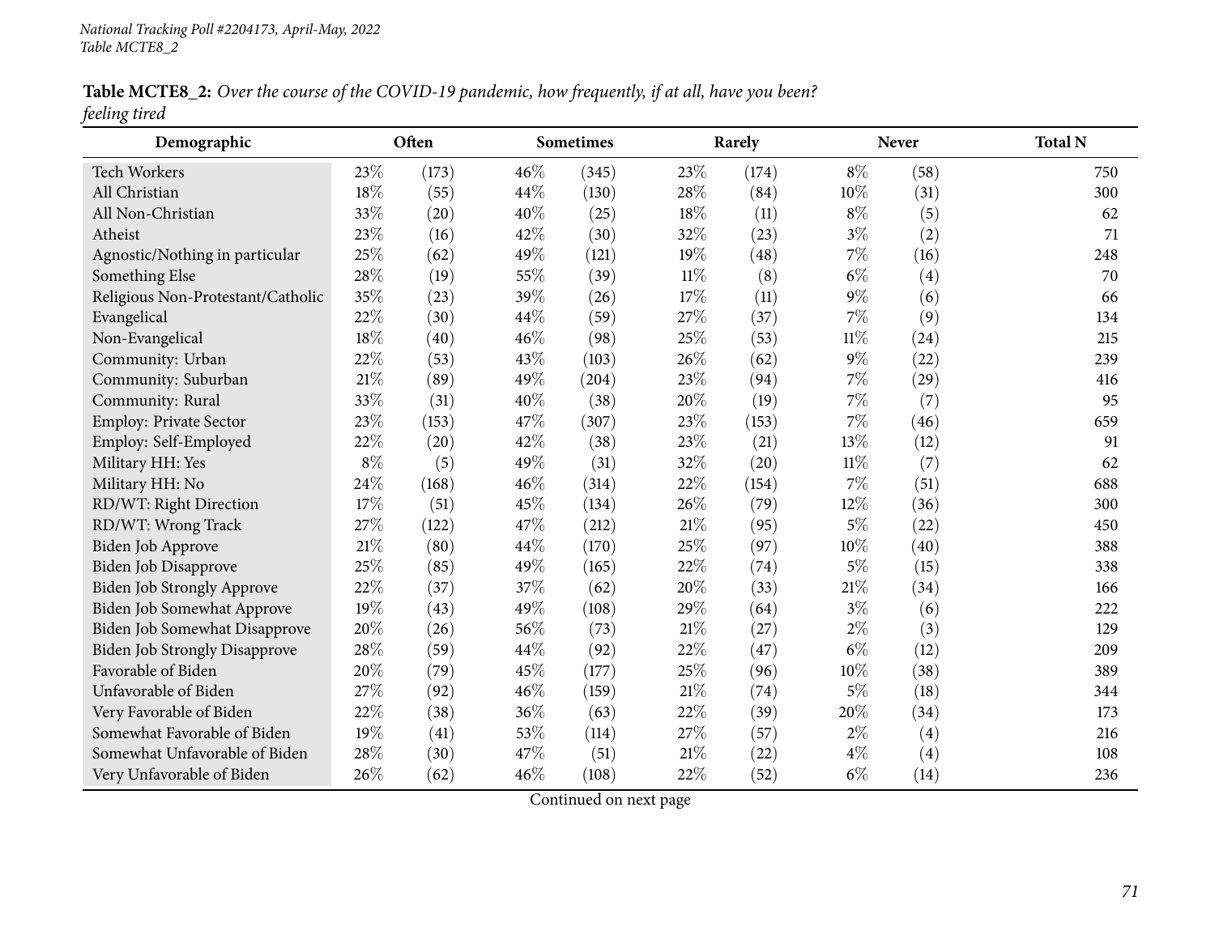*National Tracking Poll #2204173, April-May, 2022*
*Table MCTE8_2*

**Table MCTE8_2:** *Over the course of the COVID-19 pandemic, how frequently, if at all, have you been? feeling tired*

| Demographic | Often | | Sometimes | | Rarely | | Never | | Total N |
|---|---|---|---|---|---|---|---|---|---|
| Tech Workers | 23% | (173) | 46% | (345) | 23% | (174) | 8% | (58) | 750 |
| All Christian | 18% | (55) | 44% | (130) | 28% | (84) | 10% | (31) | 300 |
| All Non-Christian | 33% | (20) | 40% | (25) | 18% | (11) | 8% | (5) | 62 |
| Atheist | 23% | (16) | 42% | (30) | 32% | (23) | 3% | (2) | 71 |
| Agnostic/Nothing in particular | 25% | (62) | 49% | (121) | 19% | (48) | 7% | (16) | 248 |
| Something Else | 28% | (19) | 55% | (39) | 11% | (8) | 6% | (4) | 70 |
| Religious Non-Protestant/Catholic | 35% | (23) | 39% | (26) | 17% | (11) | 9% | (6) | 66 |
| Evangelical | 22% | (30) | 44% | (59) | 27% | (37) | 7% | (9) | 134 |
| Non-Evangelical | 18% | (40) | 46% | (98) | 25% | (53) | 11% | (24) | 215 |
| Community: Urban | 22% | (53) | 43% | (103) | 26% | (62) | 9% | (22) | 239 |
| Community: Suburban | 21% | (89) | 49% | (204) | 23% | (94) | 7% | (29) | 416 |
| Community: Rural | 33% | (31) | 40% | (38) | 20% | (19) | 7% | (7) | 95 |
| Employ: Private Sector | 23% | (153) | 47% | (307) | 23% | (153) | 7% | (46) | 659 |
| Employ: Self-Employed | 22% | (20) | 42% | (38) | 23% | (21) | 13% | (12) | 91 |
| Military HH: Yes | 8% | (5) | 49% | (31) | 32% | (20) | 11% | (7) | 62 |
| Military HH: No | 24% | (168) | 46% | (314) | 22% | (154) | 7% | (51) | 688 |
| RD/WT: Right Direction | 17% | (51) | 45% | (134) | 26% | (79) | 12% | (36) | 300 |
| RD/WT: Wrong Track | 27% | (122) | 47% | (212) | 21% | (95) | 5% | (22) | 450 |
| Biden Job Approve | 21% | (80) | 44% | (170) | 25% | (97) | 10% | (40) | 388 |
| Biden Job Disapprove | 25% | (85) | 49% | (165) | 22% | (74) | 5% | (15) | 338 |
| Biden Job Strongly Approve | 22% | (37) | 37% | (62) | 20% | (33) | 21% | (34) | 166 |
| Biden Job Somewhat Approve | 19% | (43) | 49% | (108) | 29% | (64) | 3% | (6) | 222 |
| Biden Job Somewhat Disapprove | 20% | (26) | 56% | (73) | 21% | (27) | 2% | (3) | 129 |
| Biden Job Strongly Disapprove | 28% | (59) | 44% | (92) | 22% | (47) | 6% | (12) | 209 |
| Favorable of Biden | 20% | (79) | 45% | (177) | 25% | (96) | 10% | (38) | 389 |
| Unfavorable of Biden | 27% | (92) | 46% | (159) | 21% | (74) | 5% | (18) | 344 |
| Very Favorable of Biden | 22% | (38) | 36% | (63) | 22% | (39) | 20% | (34) | 173 |
| Somewhat Favorable of Biden | 19% | (41) | 53% | (114) | 27% | (57) | 2% | (4) | 216 |
| Somewhat Unfavorable of Biden | 28% | (30) | 47% | (51) | 21% | (22) | 4% | (4) | 108 |
| Very Unfavorable of Biden | 26% | (62) | 46% | (108) | 22% | (52) | 6% | (14) | 236 |

Continued on next page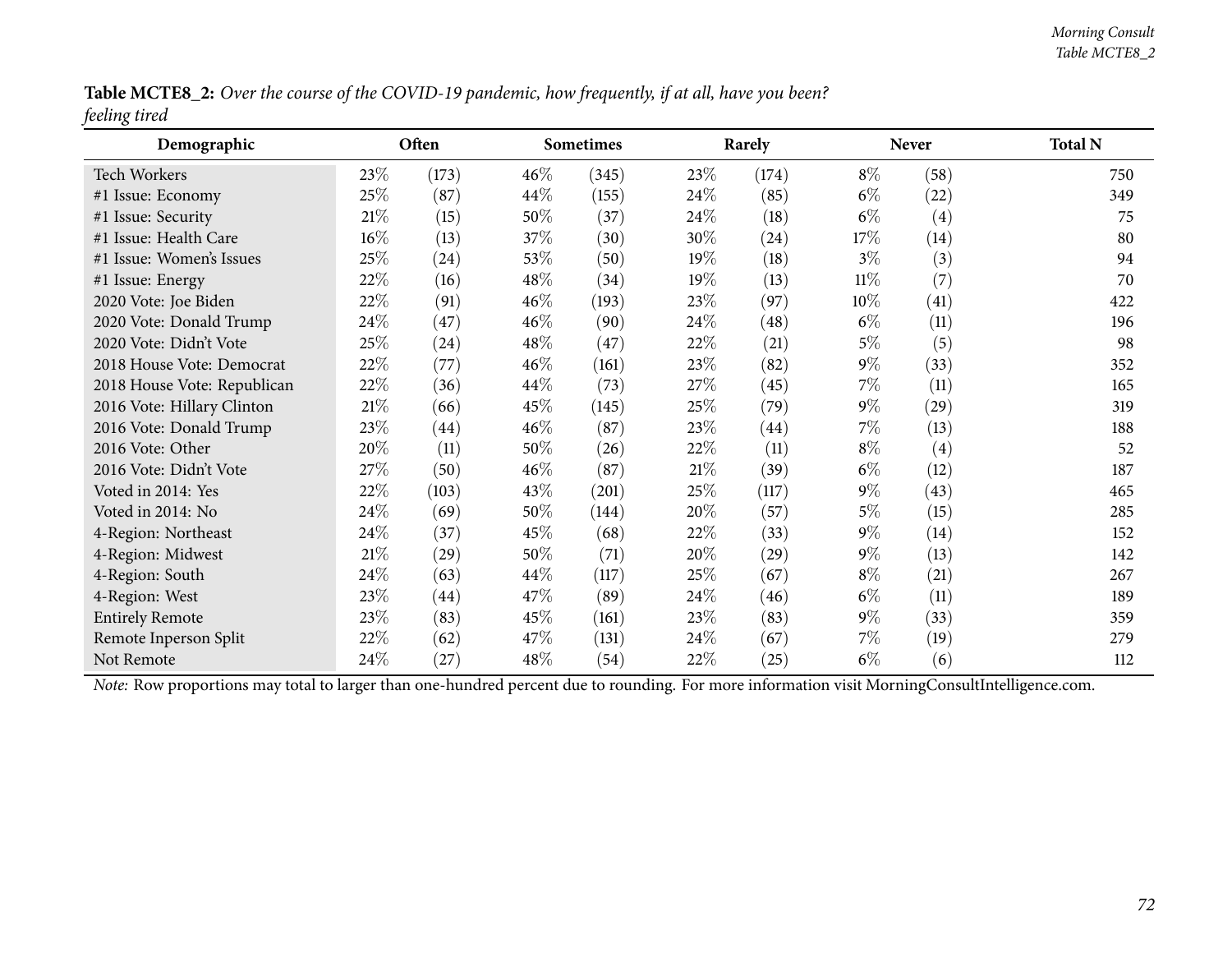**Table MCTE8_2:** *Over the course of the COVID-19 pandemic, how frequently, if at all, have you been? feeling tired*

| Demographic | Often | | Sometimes | | Rarely | | Never | | Total N |
|---|---|---|---|---|---|---|---|---|---|
| Tech Workers | 23% | (173) | 46% | (345) | 23% | (174) | 8% | (58) | 750 |
| #1 Issue: Economy | 25% | (87) | 44% | (155) | 24% | (85) | 6% | (22) | 349 |
| #1 Issue: Security | 21% | (15) | 50% | (37) | 24% | (18) | 6% | (4) | 75 |
| #1 Issue: Health Care | 16% | (13) | 37% | (30) | 30% | (24) | 17% | (14) | 80 |
| #1 Issue: Women's Issues | 25% | (24) | 53% | (50) | 19% | (18) | 3% | (3) | 94 |
| #1 Issue: Energy | 22% | (16) | 48% | (34) | 19% | (13) | 11% | (7) | 70 |
| 2020 Vote: Joe Biden | 22% | (91) | 46% | (193) | 23% | (97) | 10% | (41) | 422 |
| 2020 Vote: Donald Trump | 24% | (47) | 46% | (90) | 24% | (48) | 6% | (11) | 196 |
| 2020 Vote: Didn't Vote | 25% | (24) | 48% | (47) | 22% | (21) | 5% | (5) | 98 |
| 2018 House Vote: Democrat | 22% | (77) | 46% | (161) | 23% | (82) | 9% | (33) | 352 |
| 2018 House Vote: Republican | 22% | (36) | 44% | (73) | 27% | (45) | 7% | (11) | 165 |
| 2016 Vote: Hillary Clinton | 21% | (66) | 45% | (145) | 25% | (79) | 9% | (29) | 319 |
| 2016 Vote: Donald Trump | 23% | (44) | 46% | (87) | 23% | (44) | 7% | (13) | 188 |
| 2016 Vote: Other | 20% | (11) | 50% | (26) | 22% | (11) | 8% | (4) | 52 |
| 2016 Vote: Didn't Vote | 27% | (50) | 46% | (87) | 21% | (39) | 6% | (12) | 187 |
| Voted in 2014: Yes | 22% | (103) | 43% | (201) | 25% | (117) | 9% | (43) | 465 |
| Voted in 2014: No | 24% | (69) | 50% | (144) | 20% | (57) | 5% | (15) | 285 |
| 4-Region: Northeast | 24% | (37) | 45% | (68) | 22% | (33) | 9% | (14) | 152 |
| 4-Region: Midwest | 21% | (29) | 50% | (71) | 20% | (29) | 9% | (13) | 142 |
| 4-Region: South | 24% | (63) | 44% | (117) | 25% | (67) | 8% | (21) | 267 |
| 4-Region: West | 23% | (44) | 47% | (89) | 24% | (46) | 6% | (11) | 189 |
| Entirely Remote | 23% | (83) | 45% | (161) | 23% | (83) | 9% | (33) | 359 |
| Remote Inperson Split | 22% | (62) | 47% | (131) | 24% | (67) | 7% | (19) | 279 |
| Not Remote | 24% | (27) | 48% | (54) | 22% | (25) | 6% | (6) | 112 |

*Note:* Row proportions may total to larger than one-hundred percent due to rounding. For more information visit MorningConsultIntelligence.com.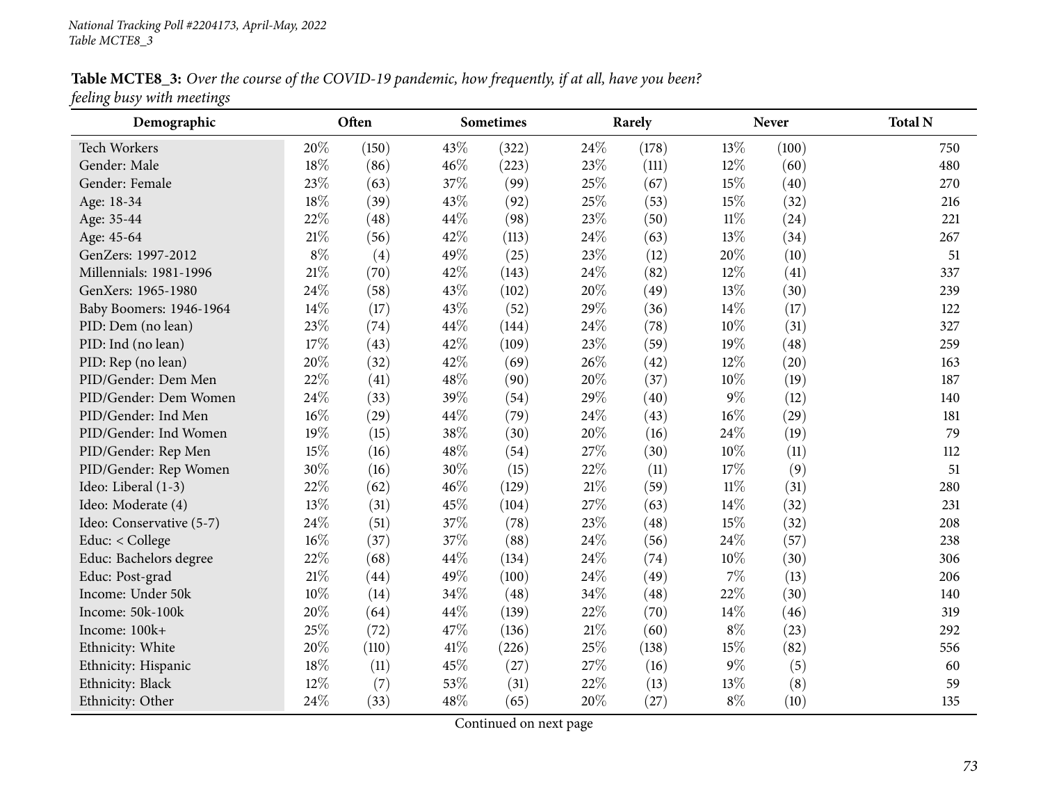National Tracking Poll #2204173, April-May, 2022
Table MCTE8_3

**Table MCTE8_3:** *Over the course of the COVID-19 pandemic, how frequently, if at all, have you been? feeling busy with meetings*

| Demographic | Often | | Sometimes | | Rarely | | Never | | Total N |
|---|---|---|---|---|---|---|---|---|---|
| Tech Workers | 20% | (150) | 43% | (322) | 24% | (178) | 13% | (100) | 750 |
| Gender: Male | 18% | (86) | 46% | (223) | 23% | (111) | 12% | (60) | 480 |
| Gender: Female | 23% | (63) | 37% | (99) | 25% | (67) | 15% | (40) | 270 |
| Age: 18-34 | 18% | (39) | 43% | (92) | 25% | (53) | 15% | (32) | 216 |
| Age: 35-44 | 22% | (48) | 44% | (98) | 23% | (50) | 11% | (24) | 221 |
| Age: 45-64 | 21% | (56) | 42% | (113) | 24% | (63) | 13% | (34) | 267 |
| GenZers: 1997-2012 | 8% | (4) | 49% | (25) | 23% | (12) | 20% | (10) | 51 |
| Millennials: 1981-1996 | 21% | (70) | 42% | (143) | 24% | (82) | 12% | (41) | 337 |
| GenXers: 1965-1980 | 24% | (58) | 43% | (102) | 20% | (49) | 13% | (30) | 239 |
| Baby Boomers: 1946-1964 | 14% | (17) | 43% | (52) | 29% | (36) | 14% | (17) | 122 |
| PID: Dem (no lean) | 23% | (74) | 44% | (144) | 24% | (78) | 10% | (31) | 327 |
| PID: Ind (no lean) | 17% | (43) | 42% | (109) | 23% | (59) | 19% | (48) | 259 |
| PID: Rep (no lean) | 20% | (32) | 42% | (69) | 26% | (42) | 12% | (20) | 163 |
| PID/Gender: Dem Men | 22% | (41) | 48% | (90) | 20% | (37) | 10% | (19) | 187 |
| PID/Gender: Dem Women | 24% | (33) | 39% | (54) | 29% | (40) | 9% | (12) | 140 |
| PID/Gender: Ind Men | 16% | (29) | 44% | (79) | 24% | (43) | 16% | (29) | 181 |
| PID/Gender: Ind Women | 19% | (15) | 38% | (30) | 20% | (16) | 24% | (19) | 79 |
| PID/Gender: Rep Men | 15% | (16) | 48% | (54) | 27% | (30) | 10% | (11) | 112 |
| PID/Gender: Rep Women | 30% | (16) | 30% | (15) | 22% | (11) | 17% | (9) | 51 |
| Ideo: Liberal (1-3) | 22% | (62) | 46% | (129) | 21% | (59) | 11% | (31) | 280 |
| Ideo: Moderate (4) | 13% | (31) | 45% | (104) | 27% | (63) | 14% | (32) | 231 |
| Ideo: Conservative (5-7) | 24% | (51) | 37% | (78) | 23% | (48) | 15% | (32) | 208 |
| Educ: < College | 16% | (37) | 37% | (88) | 24% | (56) | 24% | (57) | 238 |
| Educ: Bachelors degree | 22% | (68) | 44% | (134) | 24% | (74) | 10% | (30) | 306 |
| Educ: Post-grad | 21% | (44) | 49% | (100) | 24% | (49) | 7% | (13) | 206 |
| Income: Under 50k | 10% | (14) | 34% | (48) | 34% | (48) | 22% | (30) | 140 |
| Income: 50k-100k | 20% | (64) | 44% | (139) | 22% | (70) | 14% | (46) | 319 |
| Income: 100k+ | 25% | (72) | 47% | (136) | 21% | (60) | 8% | (23) | 292 |
| Ethnicity: White | 20% | (110) | 41% | (226) | 25% | (138) | 15% | (82) | 556 |
| Ethnicity: Hispanic | 18% | (11) | 45% | (27) | 27% | (16) | 9% | (5) | 60 |
| Ethnicity: Black | 12% | (7) | 53% | (31) | 22% | (13) | 13% | (8) | 59 |
| Ethnicity: Other | 24% | (33) | 48% | (65) | 20% | (27) | 8% | (10) | 135 |

Continued on next page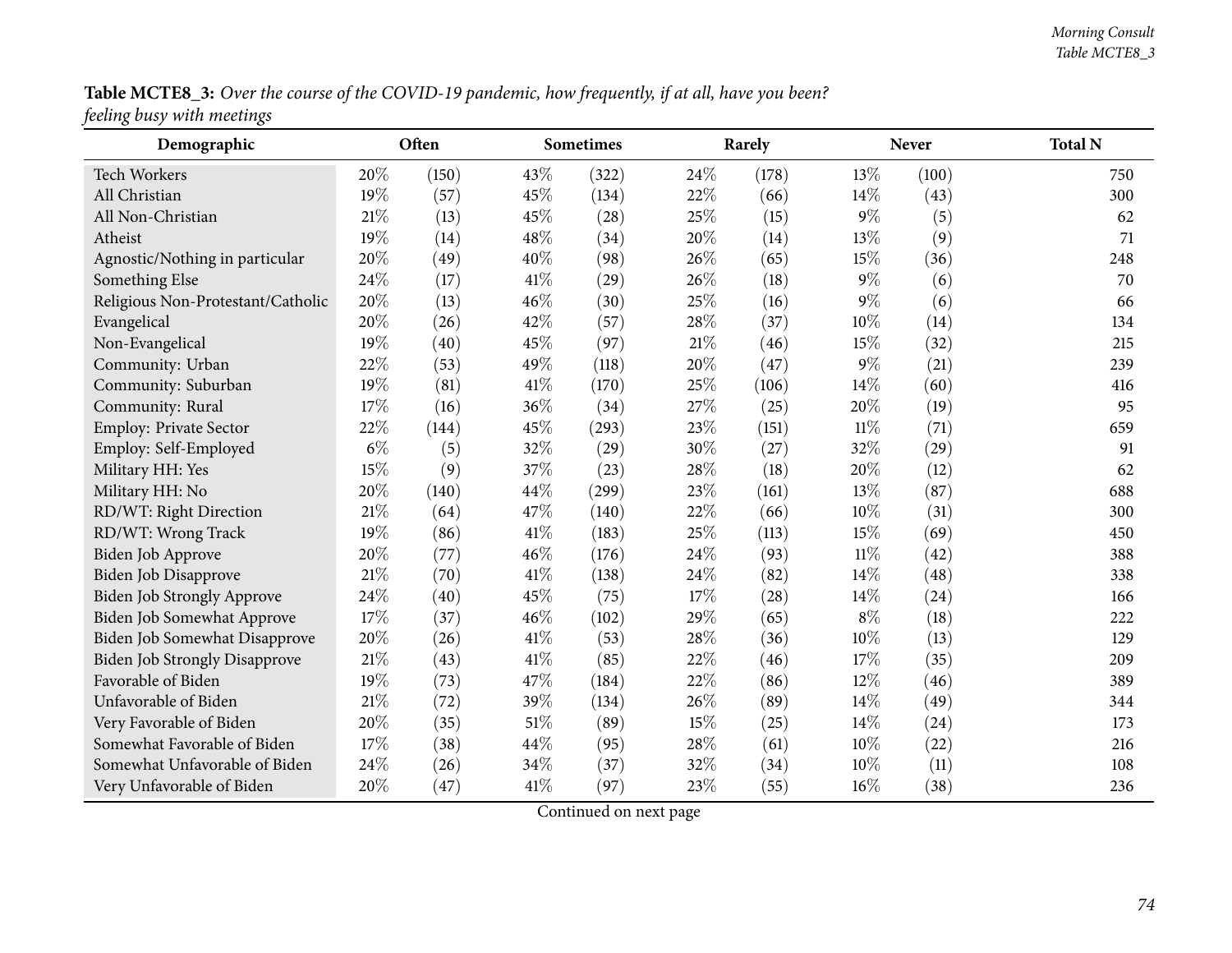**Table MCTE8_3:** *Over the course of the COVID-19 pandemic, how frequently, if at all, have you been? feeling busy with meetings*

| Demographic | Often | | Sometimes | | Rarely | | Never | | Total N |
|---|---|---|---|---|---|---|---|---|---|
| Tech Workers | 20% | (150) | 43% | (322) | 24% | (178) | 13% | (100) | 750 |
| All Christian | 19% | (57) | 45% | (134) | 22% | (66) | 14% | (43) | 300 |
| All Non-Christian | 21% | (13) | 45% | (28) | 25% | (15) | 9% | (5) | 62 |
| Atheist | 19% | (14) | 48% | (34) | 20% | (14) | 13% | (9) | 71 |
| Agnostic/Nothing in particular | 20% | (49) | 40% | (98) | 26% | (65) | 15% | (36) | 248 |
| Something Else | 24% | (17) | 41% | (29) | 26% | (18) | 9% | (6) | 70 |
| Religious Non-Protestant/Catholic | 20% | (13) | 46% | (30) | 25% | (16) | 9% | (6) | 66 |
| Evangelical | 20% | (26) | 42% | (57) | 28% | (37) | 10% | (14) | 134 |
| Non-Evangelical | 19% | (40) | 45% | (97) | 21% | (46) | 15% | (32) | 215 |
| Community: Urban | 22% | (53) | 49% | (118) | 20% | (47) | 9% | (21) | 239 |
| Community: Suburban | 19% | (81) | 41% | (170) | 25% | (106) | 14% | (60) | 416 |
| Community: Rural | 17% | (16) | 36% | (34) | 27% | (25) | 20% | (19) | 95 |
| Employ: Private Sector | 22% | (144) | 45% | (293) | 23% | (151) | 11% | (71) | 659 |
| Employ: Self-Employed | 6% | (5) | 32% | (29) | 30% | (27) | 32% | (29) | 91 |
| Military HH: Yes | 15% | (9) | 37% | (23) | 28% | (18) | 20% | (12) | 62 |
| Military HH: No | 20% | (140) | 44% | (299) | 23% | (161) | 13% | (87) | 688 |
| RD/WT: Right Direction | 21% | (64) | 47% | (140) | 22% | (66) | 10% | (31) | 300 |
| RD/WT: Wrong Track | 19% | (86) | 41% | (183) | 25% | (113) | 15% | (69) | 450 |
| Biden Job Approve | 20% | (77) | 46% | (176) | 24% | (93) | 11% | (42) | 388 |
| Biden Job Disapprove | 21% | (70) | 41% | (138) | 24% | (82) | 14% | (48) | 338 |
| Biden Job Strongly Approve | 24% | (40) | 45% | (75) | 17% | (28) | 14% | (24) | 166 |
| Biden Job Somewhat Approve | 17% | (37) | 46% | (102) | 29% | (65) | 8% | (18) | 222 |
| Biden Job Somewhat Disapprove | 20% | (26) | 41% | (53) | 28% | (36) | 10% | (13) | 129 |
| Biden Job Strongly Disapprove | 21% | (43) | 41% | (85) | 22% | (46) | 17% | (35) | 209 |
| Favorable of Biden | 19% | (73) | 47% | (184) | 22% | (86) | 12% | (46) | 389 |
| Unfavorable of Biden | 21% | (72) | 39% | (134) | 26% | (89) | 14% | (49) | 344 |
| Very Favorable of Biden | 20% | (35) | 51% | (89) | 15% | (25) | 14% | (24) | 173 |
| Somewhat Favorable of Biden | 17% | (38) | 44% | (95) | 28% | (61) | 10% | (22) | 216 |
| Somewhat Unfavorable of Biden | 24% | (26) | 34% | (37) | 32% | (34) | 10% | (11) | 108 |
| Very Unfavorable of Biden | 20% | (47) | 41% | (97) | 23% | (55) | 16% | (38) | 236 |

Continued on next page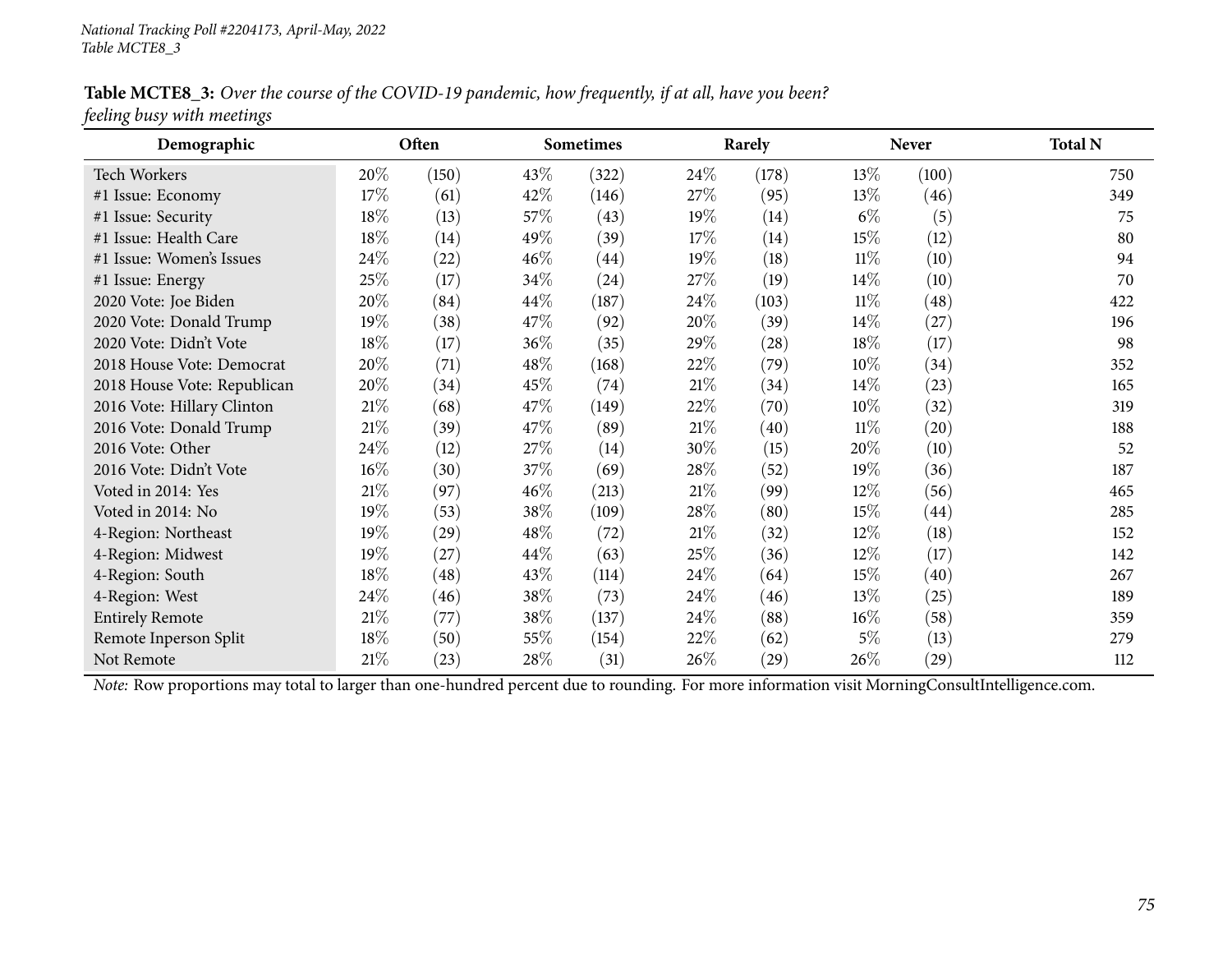**Table MCTE8_3:** *Over the course of the COVID-19 pandemic, how frequently, if at all, have you been? feeling busy with meetings*

| Demographic | Often | | Sometimes | | Rarely | | Never | | Total N |
|---|---|---|---|---|---|---|---|---|---|
| Tech Workers | 20% | (150) | 43% | (322) | 24% | (178) | 13% | (100) | 750 |
| #1 Issue: Economy | 17% | (61) | 42% | (146) | 27% | (95) | 13% | (46) | 349 |
| #1 Issue: Security | 18% | (13) | 57% | (43) | 19% | (14) | 6% | (5) | 75 |
| #1 Issue: Health Care | 18% | (14) | 49% | (39) | 17% | (14) | 15% | (12) | 80 |
| #1 Issue: Women's Issues | 24% | (22) | 46% | (44) | 19% | (18) | 11% | (10) | 94 |
| #1 Issue: Energy | 25% | (17) | 34% | (24) | 27% | (19) | 14% | (10) | 70 |
| 2020 Vote: Joe Biden | 20% | (84) | 44% | (187) | 24% | (103) | 11% | (48) | 422 |
| 2020 Vote: Donald Trump | 19% | (38) | 47% | (92) | 20% | (39) | 14% | (27) | 196 |
| 2020 Vote: Didn't Vote | 18% | (17) | 36% | (35) | 29% | (28) | 18% | (17) | 98 |
| 2018 House Vote: Democrat | 20% | (71) | 48% | (168) | 22% | (79) | 10% | (34) | 352 |
| 2018 House Vote: Republican | 20% | (34) | 45% | (74) | 21% | (34) | 14% | (23) | 165 |
| 2016 Vote: Hillary Clinton | 21% | (68) | 47% | (149) | 22% | (70) | 10% | (32) | 319 |
| 2016 Vote: Donald Trump | 21% | (39) | 47% | (89) | 21% | (40) | 11% | (20) | 188 |
| 2016 Vote: Other | 24% | (12) | 27% | (14) | 30% | (15) | 20% | (10) | 52 |
| 2016 Vote: Didn't Vote | 16% | (30) | 37% | (69) | 28% | (52) | 19% | (36) | 187 |
| Voted in 2014: Yes | 21% | (97) | 46% | (213) | 21% | (99) | 12% | (56) | 465 |
| Voted in 2014: No | 19% | (53) | 38% | (109) | 28% | (80) | 15% | (44) | 285 |
| 4-Region: Northeast | 19% | (29) | 48% | (72) | 21% | (32) | 12% | (18) | 152 |
| 4-Region: Midwest | 19% | (27) | 44% | (63) | 25% | (36) | 12% | (17) | 142 |
| 4-Region: South | 18% | (48) | 43% | (114) | 24% | (64) | 15% | (40) | 267 |
| 4-Region: West | 24% | (46) | 38% | (73) | 24% | (46) | 13% | (25) | 189 |
| Entirely Remote | 21% | (77) | 38% | (137) | 24% | (88) | 16% | (58) | 359 |
| Remote Inperson Split | 18% | (50) | 55% | (154) | 22% | (62) | 5% | (13) | 279 |
| Not Remote | 21% | (23) | 28% | (31) | 26% | (29) | 26% | (29) | 112 |

*Note:* Row proportions may total to larger than one-hundred percent due to rounding. For more information visit MorningConsultIntelligence.com.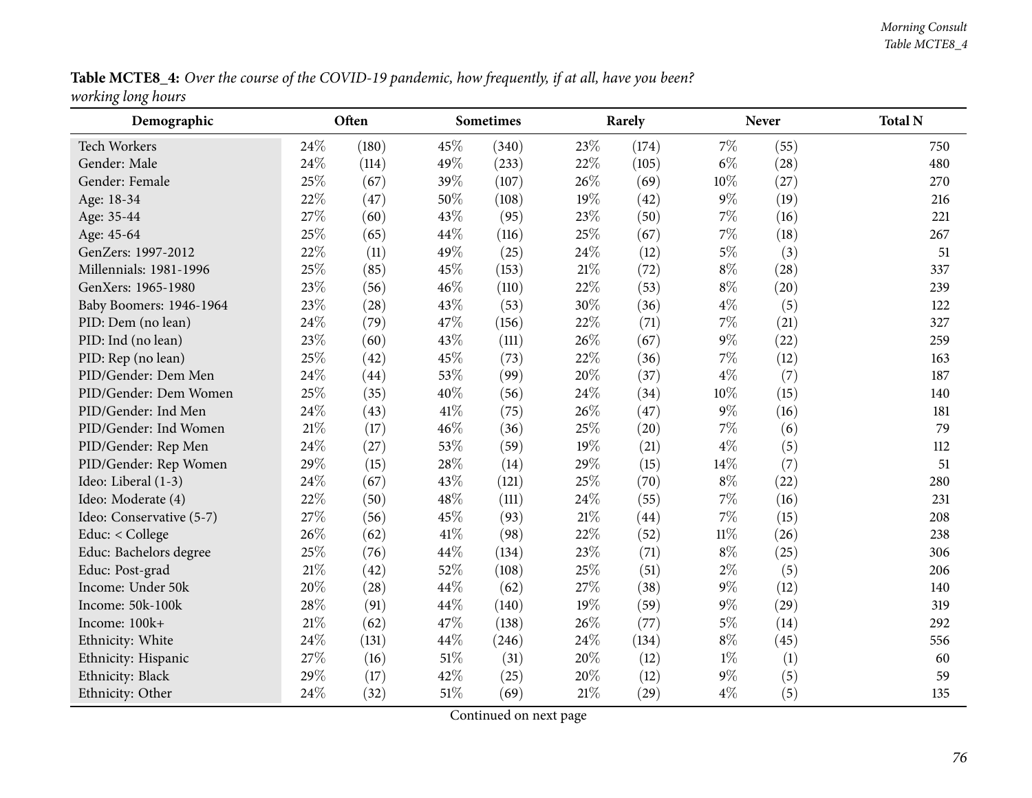**Table MCTE8_4:** *Over the course of the COVID-19 pandemic, how frequently, if at all, have you been? working long hours*

| Demographic | Often | | Sometimes | | Rarely | | Never | | Total N |
|---|---|---|---|---|---|---|---|---|---|
| Tech Workers | 24% | (180) | 45% | (340) | 23% | (174) | 7% | (55) | 750 |
| Gender: Male | 24% | (114) | 49% | (233) | 22% | (105) | 6% | (28) | 480 |
| Gender: Female | 25% | (67) | 39% | (107) | 26% | (69) | 10% | (27) | 270 |
| Age: 18-34 | 22% | (47) | 50% | (108) | 19% | (42) | 9% | (19) | 216 |
| Age: 35-44 | 27% | (60) | 43% | (95) | 23% | (50) | 7% | (16) | 221 |
| Age: 45-64 | 25% | (65) | 44% | (116) | 25% | (67) | 7% | (18) | 267 |
| GenZers: 1997-2012 | 22% | (11) | 49% | (25) | 24% | (12) | 5% | (3) | 51 |
| Millennials: 1981-1996 | 25% | (85) | 45% | (153) | 21% | (72) | 8% | (28) | 337 |
| GenXers: 1965-1980 | 23% | (56) | 46% | (110) | 22% | (53) | 8% | (20) | 239 |
| Baby Boomers: 1946-1964 | 23% | (28) | 43% | (53) | 30% | (36) | 4% | (5) | 122 |
| PID: Dem (no lean) | 24% | (79) | 47% | (156) | 22% | (71) | 7% | (21) | 327 |
| PID: Ind (no lean) | 23% | (60) | 43% | (111) | 26% | (67) | 9% | (22) | 259 |
| PID: Rep (no lean) | 25% | (42) | 45% | (73) | 22% | (36) | 7% | (12) | 163 |
| PID/Gender: Dem Men | 24% | (44) | 53% | (99) | 20% | (37) | 4% | (7) | 187 |
| PID/Gender: Dem Women | 25% | (35) | 40% | (56) | 24% | (34) | 10% | (15) | 140 |
| PID/Gender: Ind Men | 24% | (43) | 41% | (75) | 26% | (47) | 9% | (16) | 181 |
| PID/Gender: Ind Women | 21% | (17) | 46% | (36) | 25% | (20) | 7% | (6) | 79 |
| PID/Gender: Rep Men | 24% | (27) | 53% | (59) | 19% | (21) | 4% | (5) | 112 |
| PID/Gender: Rep Women | 29% | (15) | 28% | (14) | 29% | (15) | 14% | (7) | 51 |
| Ideo: Liberal (1-3) | 24% | (67) | 43% | (121) | 25% | (70) | 8% | (22) | 280 |
| Ideo: Moderate (4) | 22% | (50) | 48% | (111) | 24% | (55) | 7% | (16) | 231 |
| Ideo: Conservative (5-7) | 27% | (56) | 45% | (93) | 21% | (44) | 7% | (15) | 208 |
| Educ: < College | 26% | (62) | 41% | (98) | 22% | (52) | 11% | (26) | 238 |
| Educ: Bachelors degree | 25% | (76) | 44% | (134) | 23% | (71) | 8% | (25) | 306 |
| Educ: Post-grad | 21% | (42) | 52% | (108) | 25% | (51) | 2% | (5) | 206 |
| Income: Under 50k | 20% | (28) | 44% | (62) | 27% | (38) | 9% | (12) | 140 |
| Income: 50k-100k | 28% | (91) | 44% | (140) | 19% | (59) | 9% | (29) | 319 |
| Income: 100k+ | 21% | (62) | 47% | (138) | 26% | (77) | 5% | (14) | 292 |
| Ethnicity: White | 24% | (131) | 44% | (246) | 24% | (134) | 8% | (45) | 556 |
| Ethnicity: Hispanic | 27% | (16) | 51% | (31) | 20% | (12) | 1% | (1) | 60 |
| Ethnicity: Black | 29% | (17) | 42% | (25) | 20% | (12) | 9% | (5) | 59 |
| Ethnicity: Other | 24% | (32) | 51% | (69) | 21% | (29) | 4% | (5) | 135 |

Continued on next page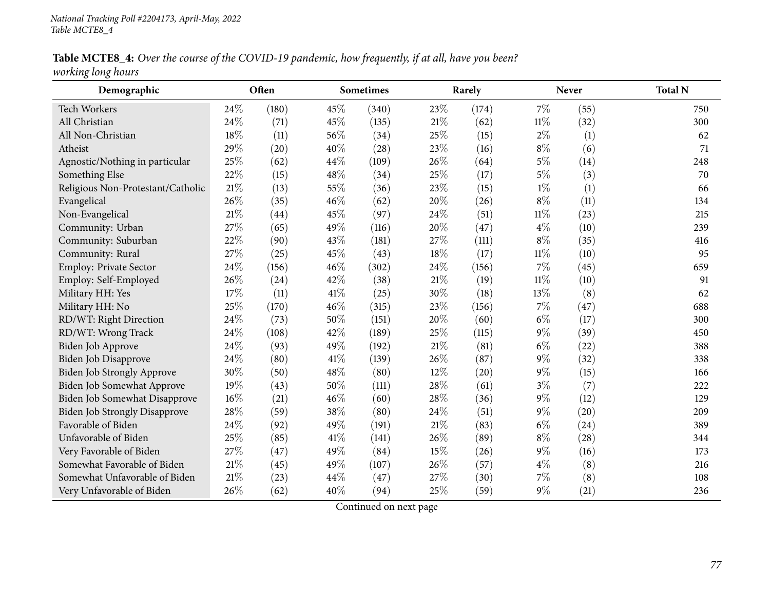**Table MCTE8_4:** *Over the course of the COVID-19 pandemic, how frequently, if at all, have you been? working long hours*

| Demographic | Often | | Sometimes | | Rarely | | Never | | Total N |
|---|---|---|---|---|---|---|---|---|---|
| Tech Workers | 24% | (180) | 45% | (340) | 23% | (174) | 7% | (55) | 750 |
| All Christian | 24% | (71) | 45% | (135) | 21% | (62) | 11% | (32) | 300 |
| All Non-Christian | 18% | (11) | 56% | (34) | 25% | (15) | 2% | (1) | 62 |
| Atheist | 29% | (20) | 40% | (28) | 23% | (16) | 8% | (6) | 71 |
| Agnostic/Nothing in particular | 25% | (62) | 44% | (109) | 26% | (64) | 5% | (14) | 248 |
| Something Else | 22% | (15) | 48% | (34) | 25% | (17) | 5% | (3) | 70 |
| Religious Non-Protestant/Catholic | 21% | (13) | 55% | (36) | 23% | (15) | 1% | (1) | 66 |
| Evangelical | 26% | (35) | 46% | (62) | 20% | (26) | 8% | (11) | 134 |
| Non-Evangelical | 21% | (44) | 45% | (97) | 24% | (51) | 11% | (23) | 215 |
| Community: Urban | 27% | (65) | 49% | (116) | 20% | (47) | 4% | (10) | 239 |
| Community: Suburban | 22% | (90) | 43% | (181) | 27% | (111) | 8% | (35) | 416 |
| Community: Rural | 27% | (25) | 45% | (43) | 18% | (17) | 11% | (10) | 95 |
| Employ: Private Sector | 24% | (156) | 46% | (302) | 24% | (156) | 7% | (45) | 659 |
| Employ: Self-Employed | 26% | (24) | 42% | (38) | 21% | (19) | 11% | (10) | 91 |
| Military HH: Yes | 17% | (11) | 41% | (25) | 30% | (18) | 13% | (8) | 62 |
| Military HH: No | 25% | (170) | 46% | (315) | 23% | (156) | 7% | (47) | 688 |
| RD/WT: Right Direction | 24% | (73) | 50% | (151) | 20% | (60) | 6% | (17) | 300 |
| RD/WT: Wrong Track | 24% | (108) | 42% | (189) | 25% | (115) | 9% | (39) | 450 |
| Biden Job Approve | 24% | (93) | 49% | (192) | 21% | (81) | 6% | (22) | 388 |
| Biden Job Disapprove | 24% | (80) | 41% | (139) | 26% | (87) | 9% | (32) | 338 |
| Biden Job Strongly Approve | 30% | (50) | 48% | (80) | 12% | (20) | 9% | (15) | 166 |
| Biden Job Somewhat Approve | 19% | (43) | 50% | (111) | 28% | (61) | 3% | (7) | 222 |
| Biden Job Somewhat Disapprove | 16% | (21) | 46% | (60) | 28% | (36) | 9% | (12) | 129 |
| Biden Job Strongly Disapprove | 28% | (59) | 38% | (80) | 24% | (51) | 9% | (20) | 209 |
| Favorable of Biden | 24% | (92) | 49% | (191) | 21% | (83) | 6% | (24) | 389 |
| Unfavorable of Biden | 25% | (85) | 41% | (141) | 26% | (89) | 8% | (28) | 344 |
| Very Favorable of Biden | 27% | (47) | 49% | (84) | 15% | (26) | 9% | (16) | 173 |
| Somewhat Favorable of Biden | 21% | (45) | 49% | (107) | 26% | (57) | 4% | (8) | 216 |
| Somewhat Unfavorable of Biden | 21% | (23) | 44% | (47) | 27% | (30) | 7% | (8) | 108 |
| Very Unfavorable of Biden | 26% | (62) | 40% | (94) | 25% | (59) | 9% | (21) | 236 |

Continued on next page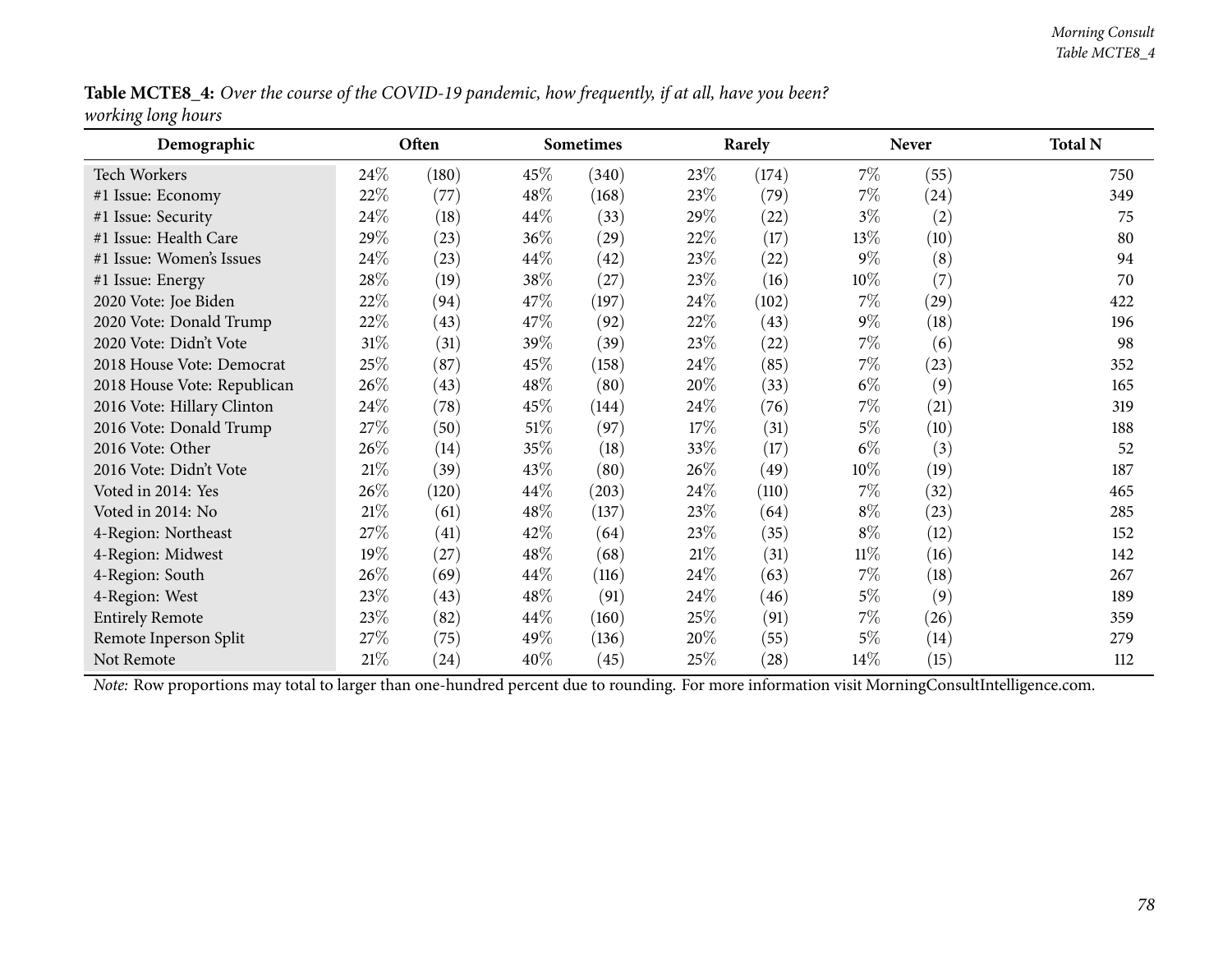**Table MCTE8_4:** *Over the course of the COVID-19 pandemic, how frequently, if at all, have you been? working long hours*

| Demographic | Often | | Sometimes | | Rarely | | Never | | Total N |
|---|---|---|---|---|---|---|---|---|---|
| Tech Workers | 24% | (180) | 45% | (340) | 23% | (174) | 7% | (55) | 750 |
| #1 Issue: Economy | 22% | (77) | 48% | (168) | 23% | (79) | 7% | (24) | 349 |
| #1 Issue: Security | 24% | (18) | 44% | (33) | 29% | (22) | 3% | (2) | 75 |
| #1 Issue: Health Care | 29% | (23) | 36% | (29) | 22% | (17) | 13% | (10) | 80 |
| #1 Issue: Women's Issues | 24% | (23) | 44% | (42) | 23% | (22) | 9% | (8) | 94 |
| #1 Issue: Energy | 28% | (19) | 38% | (27) | 23% | (16) | 10% | (7) | 70 |
| 2020 Vote: Joe Biden | 22% | (94) | 47% | (197) | 24% | (102) | 7% | (29) | 422 |
| 2020 Vote: Donald Trump | 22% | (43) | 47% | (92) | 22% | (43) | 9% | (18) | 196 |
| 2020 Vote: Didn't Vote | 31% | (31) | 39% | (39) | 23% | (22) | 7% | (6) | 98 |
| 2018 House Vote: Democrat | 25% | (87) | 45% | (158) | 24% | (85) | 7% | (23) | 352 |
| 2018 House Vote: Republican | 26% | (43) | 48% | (80) | 20% | (33) | 6% | (9) | 165 |
| 2016 Vote: Hillary Clinton | 24% | (78) | 45% | (144) | 24% | (76) | 7% | (21) | 319 |
| 2016 Vote: Donald Trump | 27% | (50) | 51% | (97) | 17% | (31) | 5% | (10) | 188 |
| 2016 Vote: Other | 26% | (14) | 35% | (18) | 33% | (17) | 6% | (3) | 52 |
| 2016 Vote: Didn't Vote | 21% | (39) | 43% | (80) | 26% | (49) | 10% | (19) | 187 |
| Voted in 2014: Yes | 26% | (120) | 44% | (203) | 24% | (110) | 7% | (32) | 465 |
| Voted in 2014: No | 21% | (61) | 48% | (137) | 23% | (64) | 8% | (23) | 285 |
| 4-Region: Northeast | 27% | (41) | 42% | (64) | 23% | (35) | 8% | (12) | 152 |
| 4-Region: Midwest | 19% | (27) | 48% | (68) | 21% | (31) | 11% | (16) | 142 |
| 4-Region: South | 26% | (69) | 44% | (116) | 24% | (63) | 7% | (18) | 267 |
| 4-Region: West | 23% | (43) | 48% | (91) | 24% | (46) | 5% | (9) | 189 |
| Entirely Remote | 23% | (82) | 44% | (160) | 25% | (91) | 7% | (26) | 359 |
| Remote Inperson Split | 27% | (75) | 49% | (136) | 20% | (55) | 5% | (14) | 279 |
| Not Remote | 21% | (24) | 40% | (45) | 25% | (28) | 14% | (15) | 112 |

*Note:* Row proportions may total to larger than one-hundred percent due to rounding. For more information visit MorningConsultIntelligence.com.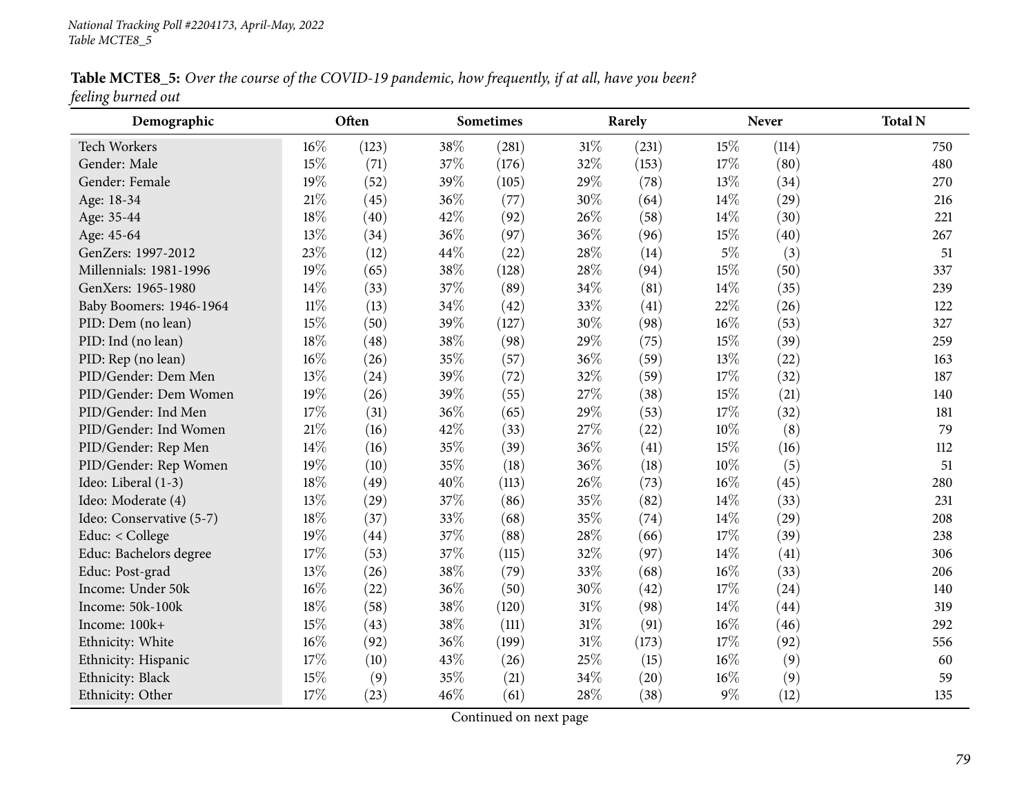**Table MCTE8_5:** *Over the course of the COVID-19 pandemic, how frequently, if at all, have you been? feeling burned out*

| Demographic | Often | | Sometimes | | Rarely | | Never | | Total N |
|---|---|---|---|---|---|---|---|---|---|
| Tech Workers | 16% | (123) | 38% | (281) | 31% | (231) | 15% | (114) | 750 |
| Gender: Male | 15% | (71) | 37% | (176) | 32% | (153) | 17% | (80) | 480 |
| Gender: Female | 19% | (52) | 39% | (105) | 29% | (78) | 13% | (34) | 270 |
| Age: 18-34 | 21% | (45) | 36% | (77) | 30% | (64) | 14% | (29) | 216 |
| Age: 35-44 | 18% | (40) | 42% | (92) | 26% | (58) | 14% | (30) | 221 |
| Age: 45-64 | 13% | (34) | 36% | (97) | 36% | (96) | 15% | (40) | 267 |
| GenZers: 1997-2012 | 23% | (12) | 44% | (22) | 28% | (14) | 5% | (3) | 51 |
| Millennials: 1981-1996 | 19% | (65) | 38% | (128) | 28% | (94) | 15% | (50) | 337 |
| GenXers: 1965-1980 | 14% | (33) | 37% | (89) | 34% | (81) | 14% | (35) | 239 |
| Baby Boomers: 1946-1964 | 11% | (13) | 34% | (42) | 33% | (41) | 22% | (26) | 122 |
| PID: Dem (no lean) | 15% | (50) | 39% | (127) | 30% | (98) | 16% | (53) | 327 |
| PID: Ind (no lean) | 18% | (48) | 38% | (98) | 29% | (75) | 15% | (39) | 259 |
| PID: Rep (no lean) | 16% | (26) | 35% | (57) | 36% | (59) | 13% | (22) | 163 |
| PID/Gender: Dem Men | 13% | (24) | 39% | (72) | 32% | (59) | 17% | (32) | 187 |
| PID/Gender: Dem Women | 19% | (26) | 39% | (55) | 27% | (38) | 15% | (21) | 140 |
| PID/Gender: Ind Men | 17% | (31) | 36% | (65) | 29% | (53) | 17% | (32) | 181 |
| PID/Gender: Ind Women | 21% | (16) | 42% | (33) | 27% | (22) | 10% | (8) | 79 |
| PID/Gender: Rep Men | 14% | (16) | 35% | (39) | 36% | (41) | 15% | (16) | 112 |
| PID/Gender: Rep Women | 19% | (10) | 35% | (18) | 36% | (18) | 10% | (5) | 51 |
| Ideo: Liberal (1-3) | 18% | (49) | 40% | (113) | 26% | (73) | 16% | (45) | 280 |
| Ideo: Moderate (4) | 13% | (29) | 37% | (86) | 35% | (82) | 14% | (33) | 231 |
| Ideo: Conservative (5-7) | 18% | (37) | 33% | (68) | 35% | (74) | 14% | (29) | 208 |
| Educ: < College | 19% | (44) | 37% | (88) | 28% | (66) | 17% | (39) | 238 |
| Educ: Bachelors degree | 17% | (53) | 37% | (115) | 32% | (97) | 14% | (41) | 306 |
| Educ: Post-grad | 13% | (26) | 38% | (79) | 33% | (68) | 16% | (33) | 206 |
| Income: Under 50k | 16% | (22) | 36% | (50) | 30% | (42) | 17% | (24) | 140 |
| Income: 50k-100k | 18% | (58) | 38% | (120) | 31% | (98) | 14% | (44) | 319 |
| Income: 100k+ | 15% | (43) | 38% | (111) | 31% | (91) | 16% | (46) | 292 |
| Ethnicity: White | 16% | (92) | 36% | (199) | 31% | (173) | 17% | (92) | 556 |
| Ethnicity: Hispanic | 17% | (10) | 43% | (26) | 25% | (15) | 16% | (9) | 60 |
| Ethnicity: Black | 15% | (9) | 35% | (21) | 34% | (20) | 16% | (9) | 59 |
| Ethnicity: Other | 17% | (23) | 46% | (61) | 28% | (38) | 9% | (12) | 135 |

Continued on next page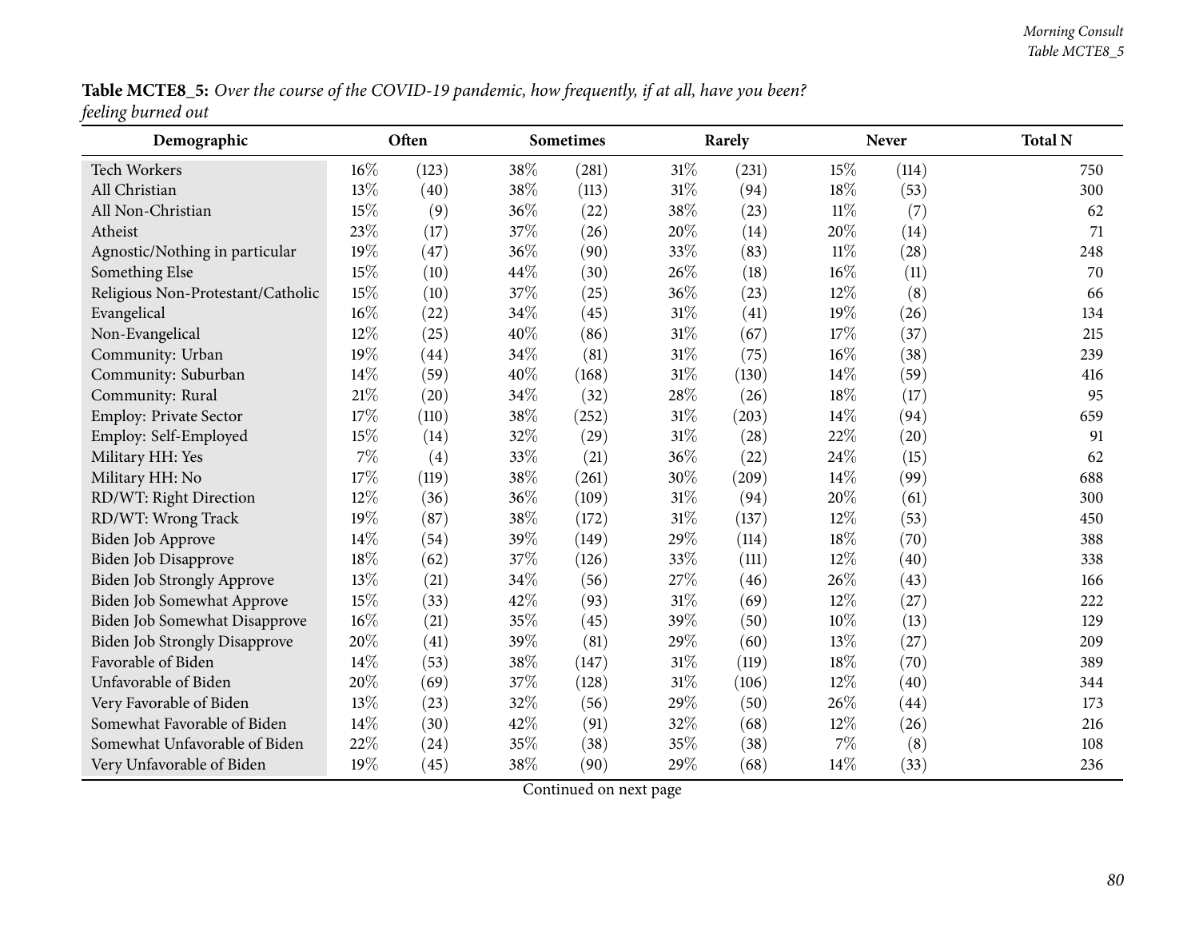**Table MCTE8_5:** *Over the course of the COVID-19 pandemic, how frequently, if at all, have you been? feeling burned out*

| Demographic | Often | | Sometimes | | Rarely | | Never | | Total N |
|---|---|---|---|---|---|---|---|---|---|
| Tech Workers | 16% | (123) | 38% | (281) | 31% | (231) | 15% | (114) | 750 |
| All Christian | 13% | (40) | 38% | (113) | 31% | (94) | 18% | (53) | 300 |
| All Non-Christian | 15% | (9) | 36% | (22) | 38% | (23) | 11% | (7) | 62 |
| Atheist | 23% | (17) | 37% | (26) | 20% | (14) | 20% | (14) | 71 |
| Agnostic/Nothing in particular | 19% | (47) | 36% | (90) | 33% | (83) | 11% | (28) | 248 |
| Something Else | 15% | (10) | 44% | (30) | 26% | (18) | 16% | (11) | 70 |
| Religious Non-Protestant/Catholic | 15% | (10) | 37% | (25) | 36% | (23) | 12% | (8) | 66 |
| Evangelical | 16% | (22) | 34% | (45) | 31% | (41) | 19% | (26) | 134 |
| Non-Evangelical | 12% | (25) | 40% | (86) | 31% | (67) | 17% | (37) | 215 |
| Community: Urban | 19% | (44) | 34% | (81) | 31% | (75) | 16% | (38) | 239 |
| Community: Suburban | 14% | (59) | 40% | (168) | 31% | (130) | 14% | (59) | 416 |
| Community: Rural | 21% | (20) | 34% | (32) | 28% | (26) | 18% | (17) | 95 |
| Employ: Private Sector | 17% | (110) | 38% | (252) | 31% | (203) | 14% | (94) | 659 |
| Employ: Self-Employed | 15% | (14) | 32% | (29) | 31% | (28) | 22% | (20) | 91 |
| Military HH: Yes | 7% | (4) | 33% | (21) | 36% | (22) | 24% | (15) | 62 |
| Military HH: No | 17% | (119) | 38% | (261) | 30% | (209) | 14% | (99) | 688 |
| RD/WT: Right Direction | 12% | (36) | 36% | (109) | 31% | (94) | 20% | (61) | 300 |
| RD/WT: Wrong Track | 19% | (87) | 38% | (172) | 31% | (137) | 12% | (53) | 450 |
| Biden Job Approve | 14% | (54) | 39% | (149) | 29% | (114) | 18% | (70) | 388 |
| Biden Job Disapprove | 18% | (62) | 37% | (126) | 33% | (111) | 12% | (40) | 338 |
| Biden Job Strongly Approve | 13% | (21) | 34% | (56) | 27% | (46) | 26% | (43) | 166 |
| Biden Job Somewhat Approve | 15% | (33) | 42% | (93) | 31% | (69) | 12% | (27) | 222 |
| Biden Job Somewhat Disapprove | 16% | (21) | 35% | (45) | 39% | (50) | 10% | (13) | 129 |
| Biden Job Strongly Disapprove | 20% | (41) | 39% | (81) | 29% | (60) | 13% | (27) | 209 |
| Favorable of Biden | 14% | (53) | 38% | (147) | 31% | (119) | 18% | (70) | 389 |
| Unfavorable of Biden | 20% | (69) | 37% | (128) | 31% | (106) | 12% | (40) | 344 |
| Very Favorable of Biden | 13% | (23) | 32% | (56) | 29% | (50) | 26% | (44) | 173 |
| Somewhat Favorable of Biden | 14% | (30) | 42% | (91) | 32% | (68) | 12% | (26) | 216 |
| Somewhat Unfavorable of Biden | 22% | (24) | 35% | (38) | 35% | (38) | 7% | (8) | 108 |
| Very Unfavorable of Biden | 19% | (45) | 38% | (90) | 29% | (68) | 14% | (33) | 236 |

Continued on next page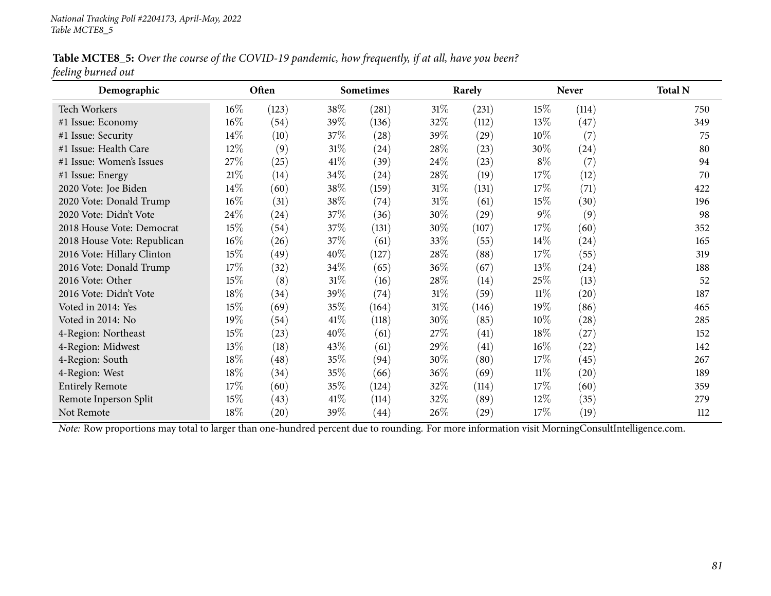*National Tracking Poll #2204173, April-May, 2022*
*Table MCTE8_5*

**Table MCTE8_5:** *Over the course of the COVID-19 pandemic, how frequently, if at all, have you been? feeling burned out*

| Demographic | Often | | Sometimes | | Rarely | | Never | | Total N |
|---|---|---|---|---|---|---|---|---|---|
| Tech Workers | 16% | (123) | 38% | (281) | 31% | (231) | 15% | (114) | 750 |
| #1 Issue: Economy | 16% | (54) | 39% | (136) | 32% | (112) | 13% | (47) | 349 |
| #1 Issue: Security | 14% | (10) | 37% | (28) | 39% | (29) | 10% | (7) | 75 |
| #1 Issue: Health Care | 12% | (9) | 31% | (24) | 28% | (23) | 30% | (24) | 80 |
| #1 Issue: Women's Issues | 27% | (25) | 41% | (39) | 24% | (23) | 8% | (7) | 94 |
| #1 Issue: Energy | 21% | (14) | 34% | (24) | 28% | (19) | 17% | (12) | 70 |
| 2020 Vote: Joe Biden | 14% | (60) | 38% | (159) | 31% | (131) | 17% | (71) | 422 |
| 2020 Vote: Donald Trump | 16% | (31) | 38% | (74) | 31% | (61) | 15% | (30) | 196 |
| 2020 Vote: Didn't Vote | 24% | (24) | 37% | (36) | 30% | (29) | 9% | (9) | 98 |
| 2018 House Vote: Democrat | 15% | (54) | 37% | (131) | 30% | (107) | 17% | (60) | 352 |
| 2018 House Vote: Republican | 16% | (26) | 37% | (61) | 33% | (55) | 14% | (24) | 165 |
| 2016 Vote: Hillary Clinton | 15% | (49) | 40% | (127) | 28% | (88) | 17% | (55) | 319 |
| 2016 Vote: Donald Trump | 17% | (32) | 34% | (65) | 36% | (67) | 13% | (24) | 188 |
| 2016 Vote: Other | 15% | (8) | 31% | (16) | 28% | (14) | 25% | (13) | 52 |
| 2016 Vote: Didn't Vote | 18% | (34) | 39% | (74) | 31% | (59) | 11% | (20) | 187 |
| Voted in 2014: Yes | 15% | (69) | 35% | (164) | 31% | (146) | 19% | (86) | 465 |
| Voted in 2014: No | 19% | (54) | 41% | (118) | 30% | (85) | 10% | (28) | 285 |
| 4-Region: Northeast | 15% | (23) | 40% | (61) | 27% | (41) | 18% | (27) | 152 |
| 4-Region: Midwest | 13% | (18) | 43% | (61) | 29% | (41) | 16% | (22) | 142 |
| 4-Region: South | 18% | (48) | 35% | (94) | 30% | (80) | 17% | (45) | 267 |
| 4-Region: West | 18% | (34) | 35% | (66) | 36% | (69) | 11% | (20) | 189 |
| Entirely Remote | 17% | (60) | 35% | (124) | 32% | (114) | 17% | (60) | 359 |
| Remote Inperson Split | 15% | (43) | 41% | (114) | 32% | (89) | 12% | (35) | 279 |
| Not Remote | 18% | (20) | 39% | (44) | 26% | (29) | 17% | (19) | 112 |

*Note:* Row proportions may total to larger than one-hundred percent due to rounding. For more information visit MorningConsultIntelligence.com.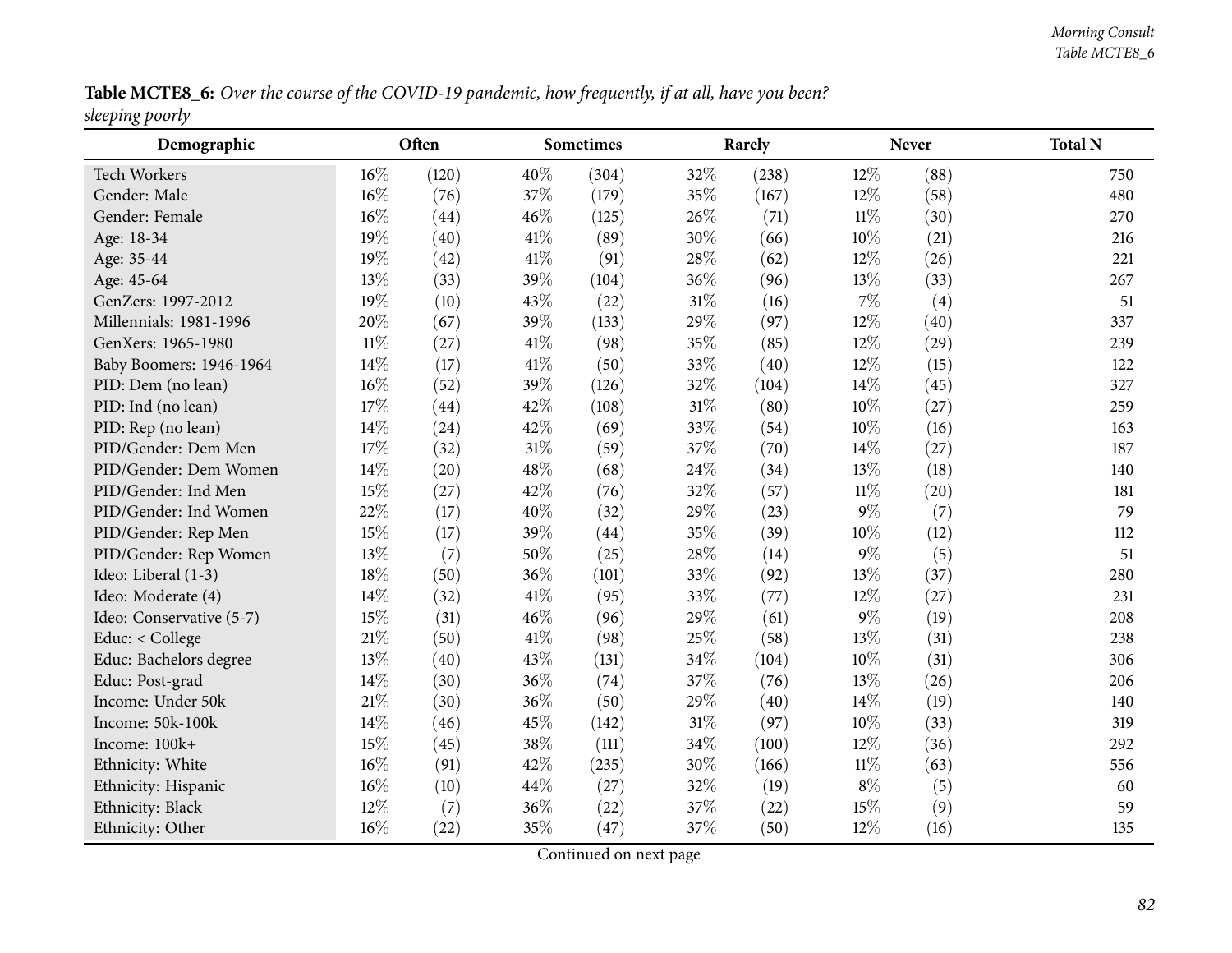**Table MCTE8_6:** *Over the course of the COVID-19 pandemic, how frequently, if at all, have you been? sleeping poorly*

| Demographic | Often | | Sometimes | | Rarely | | Never | | Total N |
|---|---|---|---|---|---|---|---|---|---|
| Tech Workers | 16% | (120) | 40% | (304) | 32% | (238) | 12% | (88) | 750 |
| Gender: Male | 16% | (76) | 37% | (179) | 35% | (167) | 12% | (58) | 480 |
| Gender: Female | 16% | (44) | 46% | (125) | 26% | (71) | 11% | (30) | 270 |
| Age: 18-34 | 19% | (40) | 41% | (89) | 30% | (66) | 10% | (21) | 216 |
| Age: 35-44 | 19% | (42) | 41% | (91) | 28% | (62) | 12% | (26) | 221 |
| Age: 45-64 | 13% | (33) | 39% | (104) | 36% | (96) | 13% | (33) | 267 |
| GenZers: 1997-2012 | 19% | (10) | 43% | (22) | 31% | (16) | 7% | (4) | 51 |
| Millennials: 1981-1996 | 20% | (67) | 39% | (133) | 29% | (97) | 12% | (40) | 337 |
| GenXers: 1965-1980 | 11% | (27) | 41% | (98) | 35% | (85) | 12% | (29) | 239 |
| Baby Boomers: 1946-1964 | 14% | (17) | 41% | (50) | 33% | (40) | 12% | (15) | 122 |
| PID: Dem (no lean) | 16% | (52) | 39% | (126) | 32% | (104) | 14% | (45) | 327 |
| PID: Ind (no lean) | 17% | (44) | 42% | (108) | 31% | (80) | 10% | (27) | 259 |
| PID: Rep (no lean) | 14% | (24) | 42% | (69) | 33% | (54) | 10% | (16) | 163 |
| PID/Gender: Dem Men | 17% | (32) | 31% | (59) | 37% | (70) | 14% | (27) | 187 |
| PID/Gender: Dem Women | 14% | (20) | 48% | (68) | 24% | (34) | 13% | (18) | 140 |
| PID/Gender: Ind Men | 15% | (27) | 42% | (76) | 32% | (57) | 11% | (20) | 181 |
| PID/Gender: Ind Women | 22% | (17) | 40% | (32) | 29% | (23) | 9% | (7) | 79 |
| PID/Gender: Rep Men | 15% | (17) | 39% | (44) | 35% | (39) | 10% | (12) | 112 |
| PID/Gender: Rep Women | 13% | (7) | 50% | (25) | 28% | (14) | 9% | (5) | 51 |
| Ideo: Liberal (1-3) | 18% | (50) | 36% | (101) | 33% | (92) | 13% | (37) | 280 |
| Ideo: Moderate (4) | 14% | (32) | 41% | (95) | 33% | (77) | 12% | (27) | 231 |
| Ideo: Conservative (5-7) | 15% | (31) | 46% | (96) | 29% | (61) | 9% | (19) | 208 |
| Educ: < College | 21% | (50) | 41% | (98) | 25% | (58) | 13% | (31) | 238 |
| Educ: Bachelors degree | 13% | (40) | 43% | (131) | 34% | (104) | 10% | (31) | 306 |
| Educ: Post-grad | 14% | (30) | 36% | (74) | 37% | (76) | 13% | (26) | 206 |
| Income: Under 50k | 21% | (30) | 36% | (50) | 29% | (40) | 14% | (19) | 140 |
| Income: 50k-100k | 14% | (46) | 45% | (142) | 31% | (97) | 10% | (33) | 319 |
| Income: 100k+ | 15% | (45) | 38% | (111) | 34% | (100) | 12% | (36) | 292 |
| Ethnicity: White | 16% | (91) | 42% | (235) | 30% | (166) | 11% | (63) | 556 |
| Ethnicity: Hispanic | 16% | (10) | 44% | (27) | 32% | (19) | 8% | (5) | 60 |
| Ethnicity: Black | 12% | (7) | 36% | (22) | 37% | (22) | 15% | (9) | 59 |
| Ethnicity: Other | 16% | (22) | 35% | (47) | 37% | (50) | 12% | (16) | 135 |

Continued on next page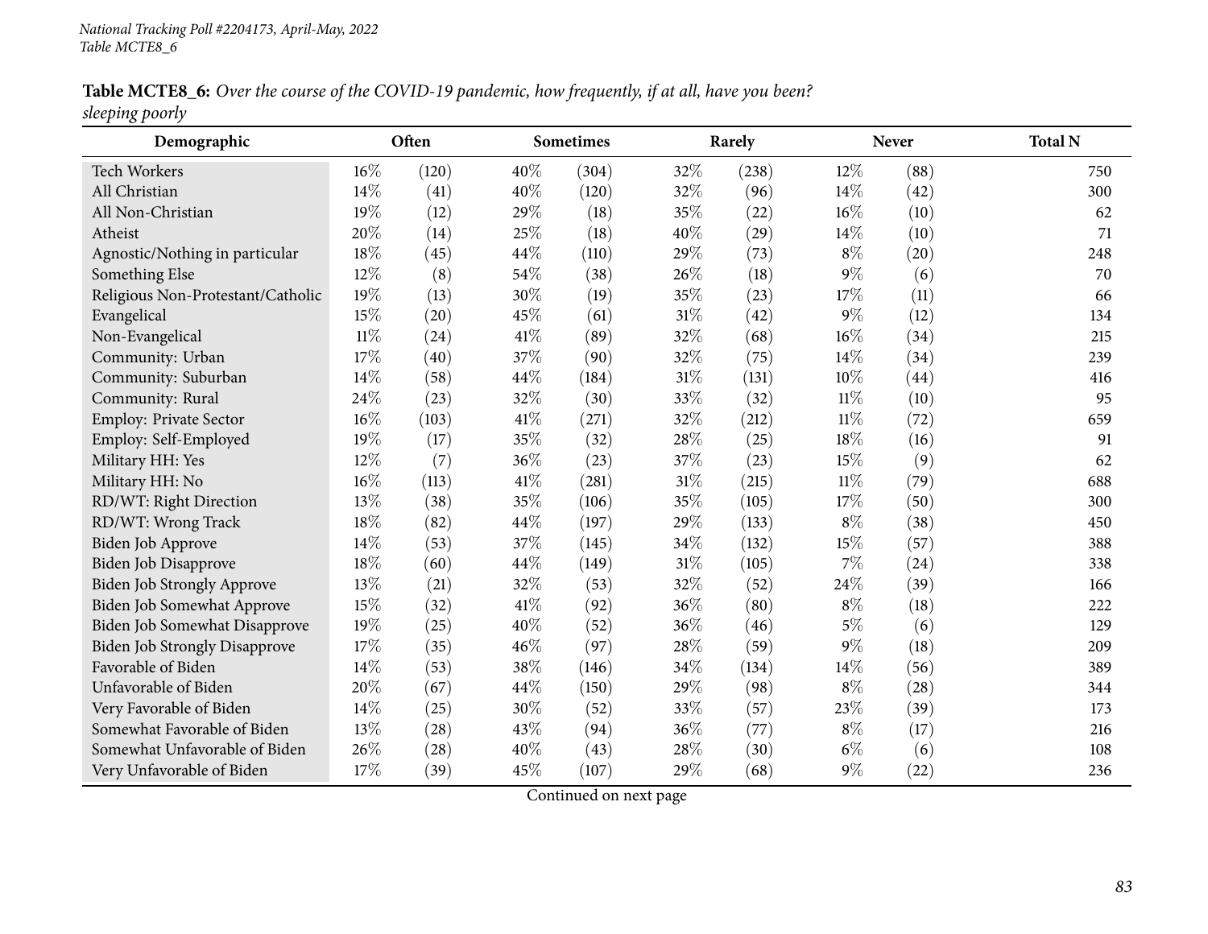National Tracking Poll #2204173, April-May, 2022
Table MCTE8_6

**Table MCTE8_6:** *Over the course of the COVID-19 pandemic, how frequently, if at all, have you been? sleeping poorly*

| Demographic | Often | | Sometimes | | Rarely | | Never | | Total N |
|---|---|---|---|---|---|---|---|---|---|
| Tech Workers | 16% | (120) | 40% | (304) | 32% | (238) | 12% | (88) | 750 |
| All Christian | 14% | (41) | 40% | (120) | 32% | (96) | 14% | (42) | 300 |
| All Non-Christian | 19% | (12) | 29% | (18) | 35% | (22) | 16% | (10) | 62 |
| Atheist | 20% | (14) | 25% | (18) | 40% | (29) | 14% | (10) | 71 |
| Agnostic/Nothing in particular | 18% | (45) | 44% | (110) | 29% | (73) | 8% | (20) | 248 |
| Something Else | 12% | (8) | 54% | (38) | 26% | (18) | 9% | (6) | 70 |
| Religious Non-Protestant/Catholic | 19% | (13) | 30% | (19) | 35% | (23) | 17% | (11) | 66 |
| Evangelical | 15% | (20) | 45% | (61) | 31% | (42) | 9% | (12) | 134 |
| Non-Evangelical | 11% | (24) | 41% | (89) | 32% | (68) | 16% | (34) | 215 |
| Community: Urban | 17% | (40) | 37% | (90) | 32% | (75) | 14% | (34) | 239 |
| Community: Suburban | 14% | (58) | 44% | (184) | 31% | (131) | 10% | (44) | 416 |
| Community: Rural | 24% | (23) | 32% | (30) | 33% | (32) | 11% | (10) | 95 |
| Employ: Private Sector | 16% | (103) | 41% | (271) | 32% | (212) | 11% | (72) | 659 |
| Employ: Self-Employed | 19% | (17) | 35% | (32) | 28% | (25) | 18% | (16) | 91 |
| Military HH: Yes | 12% | (7) | 36% | (23) | 37% | (23) | 15% | (9) | 62 |
| Military HH: No | 16% | (113) | 41% | (281) | 31% | (215) | 11% | (79) | 688 |
| RD/WT: Right Direction | 13% | (38) | 35% | (106) | 35% | (105) | 17% | (50) | 300 |
| RD/WT: Wrong Track | 18% | (82) | 44% | (197) | 29% | (133) | 8% | (38) | 450 |
| Biden Job Approve | 14% | (53) | 37% | (145) | 34% | (132) | 15% | (57) | 388 |
| Biden Job Disapprove | 18% | (60) | 44% | (149) | 31% | (105) | 7% | (24) | 338 |
| Biden Job Strongly Approve | 13% | (21) | 32% | (53) | 32% | (52) | 24% | (39) | 166 |
| Biden Job Somewhat Approve | 15% | (32) | 41% | (92) | 36% | (80) | 8% | (18) | 222 |
| Biden Job Somewhat Disapprove | 19% | (25) | 40% | (52) | 36% | (46) | 5% | (6) | 129 |
| Biden Job Strongly Disapprove | 17% | (35) | 46% | (97) | 28% | (59) | 9% | (18) | 209 |
| Favorable of Biden | 14% | (53) | 38% | (146) | 34% | (134) | 14% | (56) | 389 |
| Unfavorable of Biden | 20% | (67) | 44% | (150) | 29% | (98) | 8% | (28) | 344 |
| Very Favorable of Biden | 14% | (25) | 30% | (52) | 33% | (57) | 23% | (39) | 173 |
| Somewhat Favorable of Biden | 13% | (28) | 43% | (94) | 36% | (77) | 8% | (17) | 216 |
| Somewhat Unfavorable of Biden | 26% | (28) | 40% | (43) | 28% | (30) | 6% | (6) | 108 |
| Very Unfavorable of Biden | 17% | (39) | 45% | (107) | 29% | (68) | 9% | (22) | 236 |

Continued on next page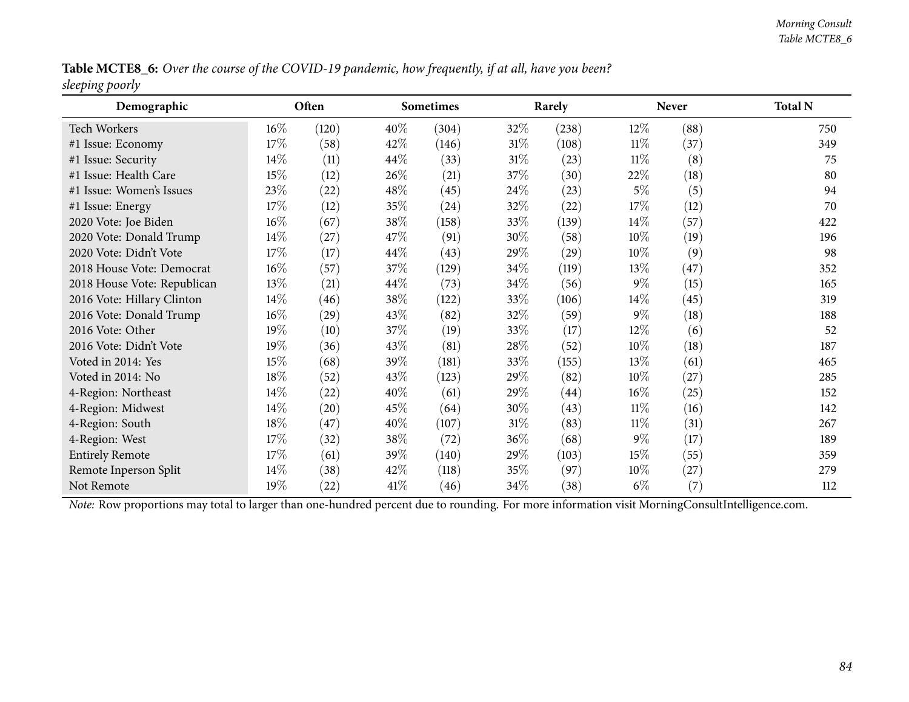**Table MCTE8_6:** *Over the course of the COVID-19 pandemic, how frequently, if at all, have you been? sleeping poorly*

| Demographic | Often | | Sometimes | | Rarely | | Never | | Total N |
|---|---|---|---|---|---|---|---|---|---|
| Tech Workers | 16% | (120) | 40% | (304) | 32% | (238) | 12% | (88) | 750 |
| #1 Issue: Economy | 17% | (58) | 42% | (146) | 31% | (108) | 11% | (37) | 349 |
| #1 Issue: Security | 14% | (11) | 44% | (33) | 31% | (23) | 11% | (8) | 75 |
| #1 Issue: Health Care | 15% | (12) | 26% | (21) | 37% | (30) | 22% | (18) | 80 |
| #1 Issue: Women's Issues | 23% | (22) | 48% | (45) | 24% | (23) | 5% | (5) | 94 |
| #1 Issue: Energy | 17% | (12) | 35% | (24) | 32% | (22) | 17% | (12) | 70 |
| 2020 Vote: Joe Biden | 16% | (67) | 38% | (158) | 33% | (139) | 14% | (57) | 422 |
| 2020 Vote: Donald Trump | 14% | (27) | 47% | (91) | 30% | (58) | 10% | (19) | 196 |
| 2020 Vote: Didn't Vote | 17% | (17) | 44% | (43) | 29% | (29) | 10% | (9) | 98 |
| 2018 House Vote: Democrat | 16% | (57) | 37% | (129) | 34% | (119) | 13% | (47) | 352 |
| 2018 House Vote: Republican | 13% | (21) | 44% | (73) | 34% | (56) | 9% | (15) | 165 |
| 2016 Vote: Hillary Clinton | 14% | (46) | 38% | (122) | 33% | (106) | 14% | (45) | 319 |
| 2016 Vote: Donald Trump | 16% | (29) | 43% | (82) | 32% | (59) | 9% | (18) | 188 |
| 2016 Vote: Other | 19% | (10) | 37% | (19) | 33% | (17) | 12% | (6) | 52 |
| 2016 Vote: Didn't Vote | 19% | (36) | 43% | (81) | 28% | (52) | 10% | (18) | 187 |
| Voted in 2014: Yes | 15% | (68) | 39% | (181) | 33% | (155) | 13% | (61) | 465 |
| Voted in 2014: No | 18% | (52) | 43% | (123) | 29% | (82) | 10% | (27) | 285 |
| 4-Region: Northeast | 14% | (22) | 40% | (61) | 29% | (44) | 16% | (25) | 152 |
| 4-Region: Midwest | 14% | (20) | 45% | (64) | 30% | (43) | 11% | (16) | 142 |
| 4-Region: South | 18% | (47) | 40% | (107) | 31% | (83) | 11% | (31) | 267 |
| 4-Region: West | 17% | (32) | 38% | (72) | 36% | (68) | 9% | (17) | 189 |
| Entirely Remote | 17% | (61) | 39% | (140) | 29% | (103) | 15% | (55) | 359 |
| Remote Inperson Split | 14% | (38) | 42% | (118) | 35% | (97) | 10% | (27) | 279 |
| Not Remote | 19% | (22) | 41% | (46) | 34% | (38) | 6% | (7) | 112 |

*Note:* Row proportions may total to larger than one-hundred percent due to rounding. For more information visit MorningConsultIntelligence.com.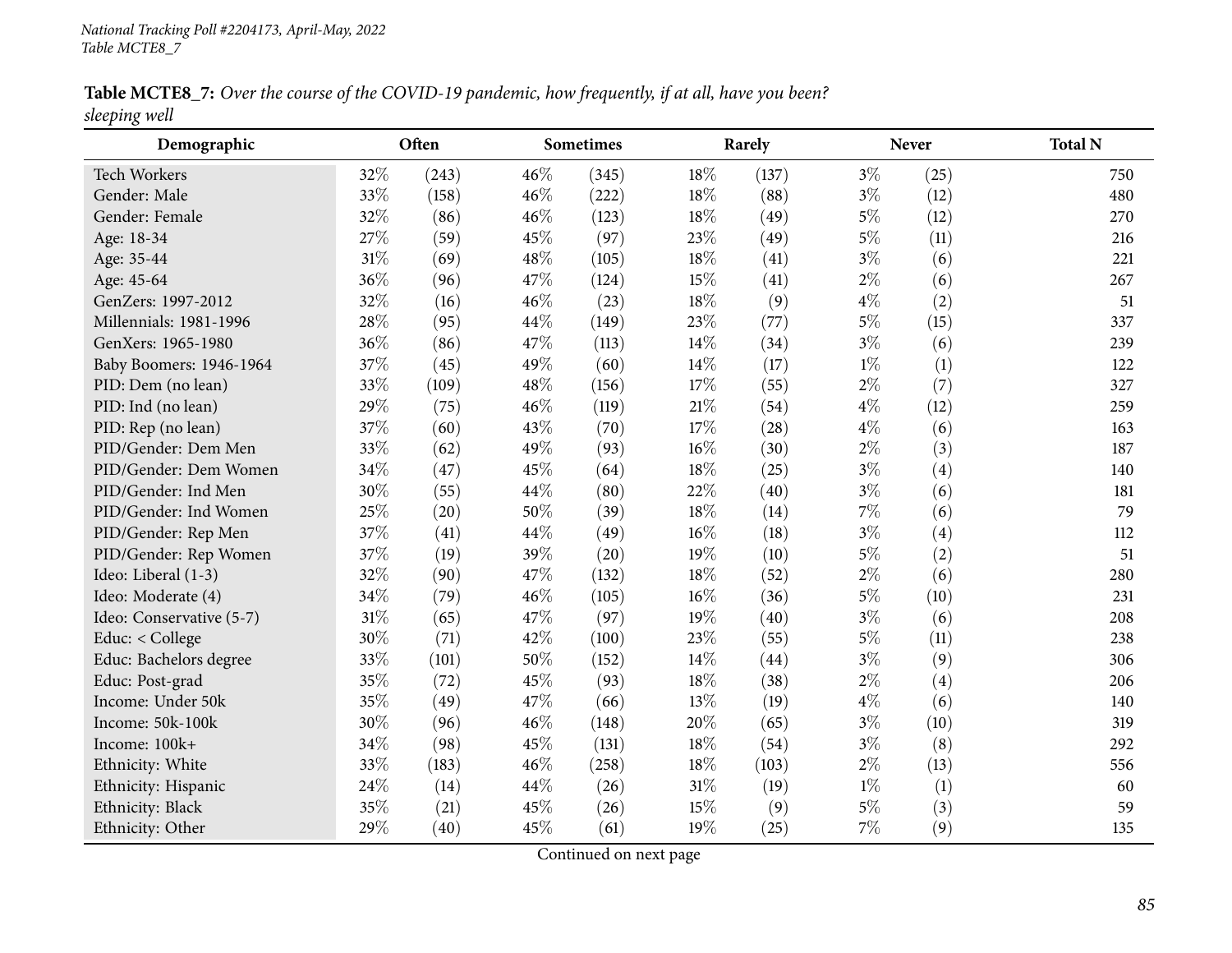*National Tracking Poll #2204173, April-May, 2022*
*Table MCTE8_7*

**Table MCTE8_7:** *Over the course of the COVID-19 pandemic, how frequently, if at all, have you been? sleeping well*

| Demographic | Often | | Sometimes | | Rarely | | Never | | Total N |
|---|---|---|---|---|---|---|---|---|---|
| Tech Workers | 32% | (243) | 46% | (345) | 18% | (137) | 3% | (25) | 750 |
| Gender: Male | 33% | (158) | 46% | (222) | 18% | (88) | 3% | (12) | 480 |
| Gender: Female | 32% | (86) | 46% | (123) | 18% | (49) | 5% | (12) | 270 |
| Age: 18-34 | 27% | (59) | 45% | (97) | 23% | (49) | 5% | (11) | 216 |
| Age: 35-44 | 31% | (69) | 48% | (105) | 18% | (41) | 3% | (6) | 221 |
| Age: 45-64 | 36% | (96) | 47% | (124) | 15% | (41) | 2% | (6) | 267 |
| GenZers: 1997-2012 | 32% | (16) | 46% | (23) | 18% | (9) | 4% | (2) | 51 |
| Millennials: 1981-1996 | 28% | (95) | 44% | (149) | 23% | (77) | 5% | (15) | 337 |
| GenXers: 1965-1980 | 36% | (86) | 47% | (113) | 14% | (34) | 3% | (6) | 239 |
| Baby Boomers: 1946-1964 | 37% | (45) | 49% | (60) | 14% | (17) | 1% | (1) | 122 |
| PID: Dem (no lean) | 33% | (109) | 48% | (156) | 17% | (55) | 2% | (7) | 327 |
| PID: Ind (no lean) | 29% | (75) | 46% | (119) | 21% | (54) | 4% | (12) | 259 |
| PID: Rep (no lean) | 37% | (60) | 43% | (70) | 17% | (28) | 4% | (6) | 163 |
| PID/Gender: Dem Men | 33% | (62) | 49% | (93) | 16% | (30) | 2% | (3) | 187 |
| PID/Gender: Dem Women | 34% | (47) | 45% | (64) | 18% | (25) | 3% | (4) | 140 |
| PID/Gender: Ind Men | 30% | (55) | 44% | (80) | 22% | (40) | 3% | (6) | 181 |
| PID/Gender: Ind Women | 25% | (20) | 50% | (39) | 18% | (14) | 7% | (6) | 79 |
| PID/Gender: Rep Men | 37% | (41) | 44% | (49) | 16% | (18) | 3% | (4) | 112 |
| PID/Gender: Rep Women | 37% | (19) | 39% | (20) | 19% | (10) | 5% | (2) | 51 |
| Ideo: Liberal (1-3) | 32% | (90) | 47% | (132) | 18% | (52) | 2% | (6) | 280 |
| Ideo: Moderate (4) | 34% | (79) | 46% | (105) | 16% | (36) | 5% | (10) | 231 |
| Ideo: Conservative (5-7) | 31% | (65) | 47% | (97) | 19% | (40) | 3% | (6) | 208 |
| Educ: < College | 30% | (71) | 42% | (100) | 23% | (55) | 5% | (11) | 238 |
| Educ: Bachelors degree | 33% | (101) | 50% | (152) | 14% | (44) | 3% | (9) | 306 |
| Educ: Post-grad | 35% | (72) | 45% | (93) | 18% | (38) | 2% | (4) | 206 |
| Income: Under 50k | 35% | (49) | 47% | (66) | 13% | (19) | 4% | (6) | 140 |
| Income: 50k-100k | 30% | (96) | 46% | (148) | 20% | (65) | 3% | (10) | 319 |
| Income: 100k+ | 34% | (98) | 45% | (131) | 18% | (54) | 3% | (8) | 292 |
| Ethnicity: White | 33% | (183) | 46% | (258) | 18% | (103) | 2% | (13) | 556 |
| Ethnicity: Hispanic | 24% | (14) | 44% | (26) | 31% | (19) | 1% | (1) | 60 |
| Ethnicity: Black | 35% | (21) | 45% | (26) | 15% | (9) | 5% | (3) | 59 |
| Ethnicity: Other | 29% | (40) | 45% | (61) | 19% | (25) | 7% | (9) | 135 |

Continued on next page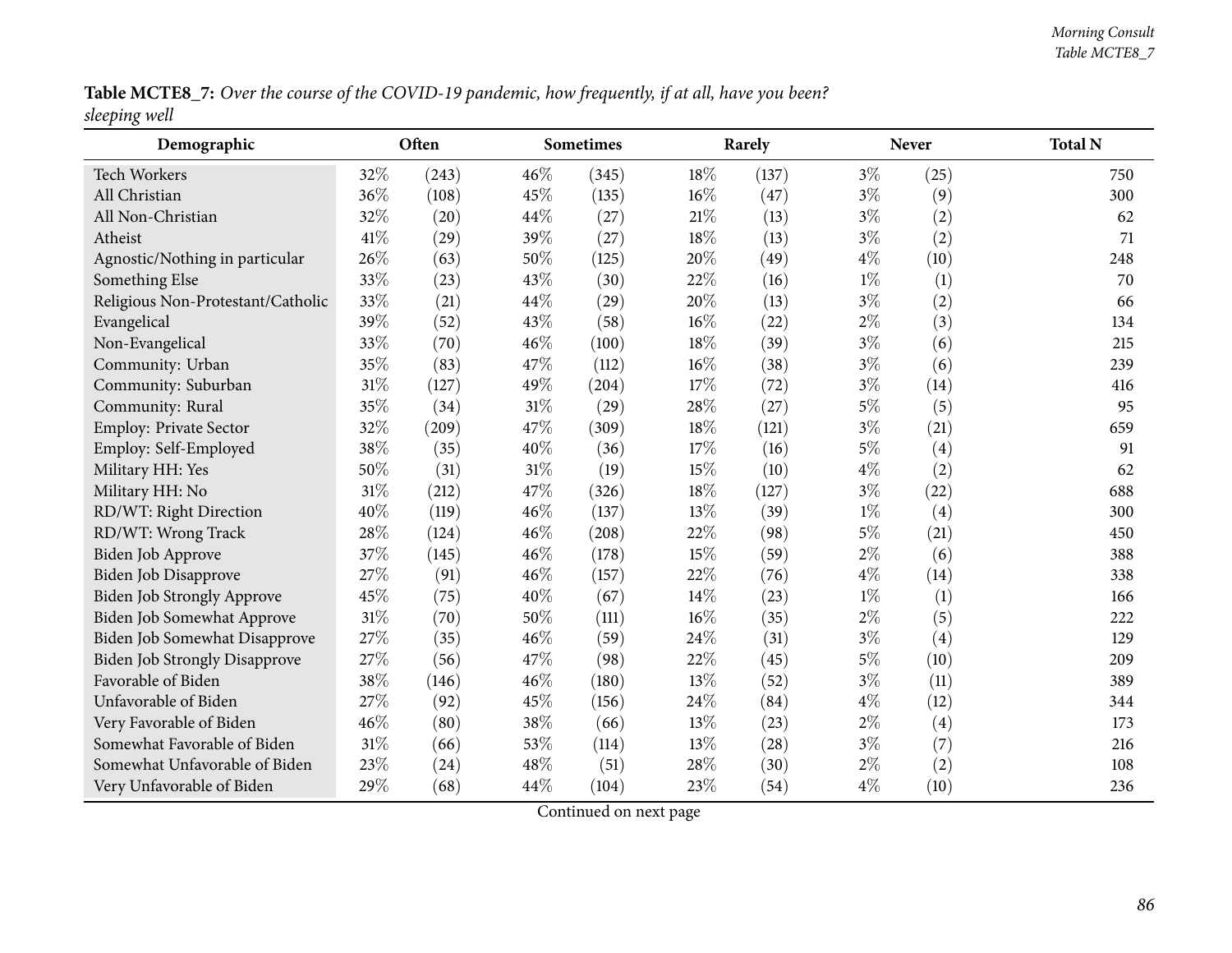**Table MCTE8_7:** *Over the course of the COVID-19 pandemic, how frequently, if at all, have you been? sleeping well*

| Demographic | Often | | Sometimes | | Rarely | | Never | | Total N |
|---|---|---|---|---|---|---|---|---|---|
| Tech Workers | 32% | (243) | 46% | (345) | 18% | (137) | 3% | (25) | 750 |
| All Christian | 36% | (108) | 45% | (135) | 16% | (47) | 3% | (9) | 300 |
| All Non-Christian | 32% | (20) | 44% | (27) | 21% | (13) | 3% | (2) | 62 |
| Atheist | 41% | (29) | 39% | (27) | 18% | (13) | 3% | (2) | 71 |
| Agnostic/Nothing in particular | 26% | (63) | 50% | (125) | 20% | (49) | 4% | (10) | 248 |
| Something Else | 33% | (23) | 43% | (30) | 22% | (16) | 1% | (1) | 70 |
| Religious Non-Protestant/Catholic | 33% | (21) | 44% | (29) | 20% | (13) | 3% | (2) | 66 |
| Evangelical | 39% | (52) | 43% | (58) | 16% | (22) | 2% | (3) | 134 |
| Non-Evangelical | 33% | (70) | 46% | (100) | 18% | (39) | 3% | (6) | 215 |
| Community: Urban | 35% | (83) | 47% | (112) | 16% | (38) | 3% | (6) | 239 |
| Community: Suburban | 31% | (127) | 49% | (204) | 17% | (72) | 3% | (14) | 416 |
| Community: Rural | 35% | (34) | 31% | (29) | 28% | (27) | 5% | (5) | 95 |
| Employ: Private Sector | 32% | (209) | 47% | (309) | 18% | (121) | 3% | (21) | 659 |
| Employ: Self-Employed | 38% | (35) | 40% | (36) | 17% | (16) | 5% | (4) | 91 |
| Military HH: Yes | 50% | (31) | 31% | (19) | 15% | (10) | 4% | (2) | 62 |
| Military HH: No | 31% | (212) | 47% | (326) | 18% | (127) | 3% | (22) | 688 |
| RD/WT: Right Direction | 40% | (119) | 46% | (137) | 13% | (39) | 1% | (4) | 300 |
| RD/WT: Wrong Track | 28% | (124) | 46% | (208) | 22% | (98) | 5% | (21) | 450 |
| Biden Job Approve | 37% | (145) | 46% | (178) | 15% | (59) | 2% | (6) | 388 |
| Biden Job Disapprove | 27% | (91) | 46% | (157) | 22% | (76) | 4% | (14) | 338 |
| Biden Job Strongly Approve | 45% | (75) | 40% | (67) | 14% | (23) | 1% | (1) | 166 |
| Biden Job Somewhat Approve | 31% | (70) | 50% | (111) | 16% | (35) | 2% | (5) | 222 |
| Biden Job Somewhat Disapprove | 27% | (35) | 46% | (59) | 24% | (31) | 3% | (4) | 129 |
| Biden Job Strongly Disapprove | 27% | (56) | 47% | (98) | 22% | (45) | 5% | (10) | 209 |
| Favorable of Biden | 38% | (146) | 46% | (180) | 13% | (52) | 3% | (11) | 389 |
| Unfavorable of Biden | 27% | (92) | 45% | (156) | 24% | (84) | 4% | (12) | 344 |
| Very Favorable of Biden | 46% | (80) | 38% | (66) | 13% | (23) | 2% | (4) | 173 |
| Somewhat Favorable of Biden | 31% | (66) | 53% | (114) | 13% | (28) | 3% | (7) | 216 |
| Somewhat Unfavorable of Biden | 23% | (24) | 48% | (51) | 28% | (30) | 2% | (2) | 108 |
| Very Unfavorable of Biden | 29% | (68) | 44% | (104) | 23% | (54) | 4% | (10) | 236 |

Continued on next page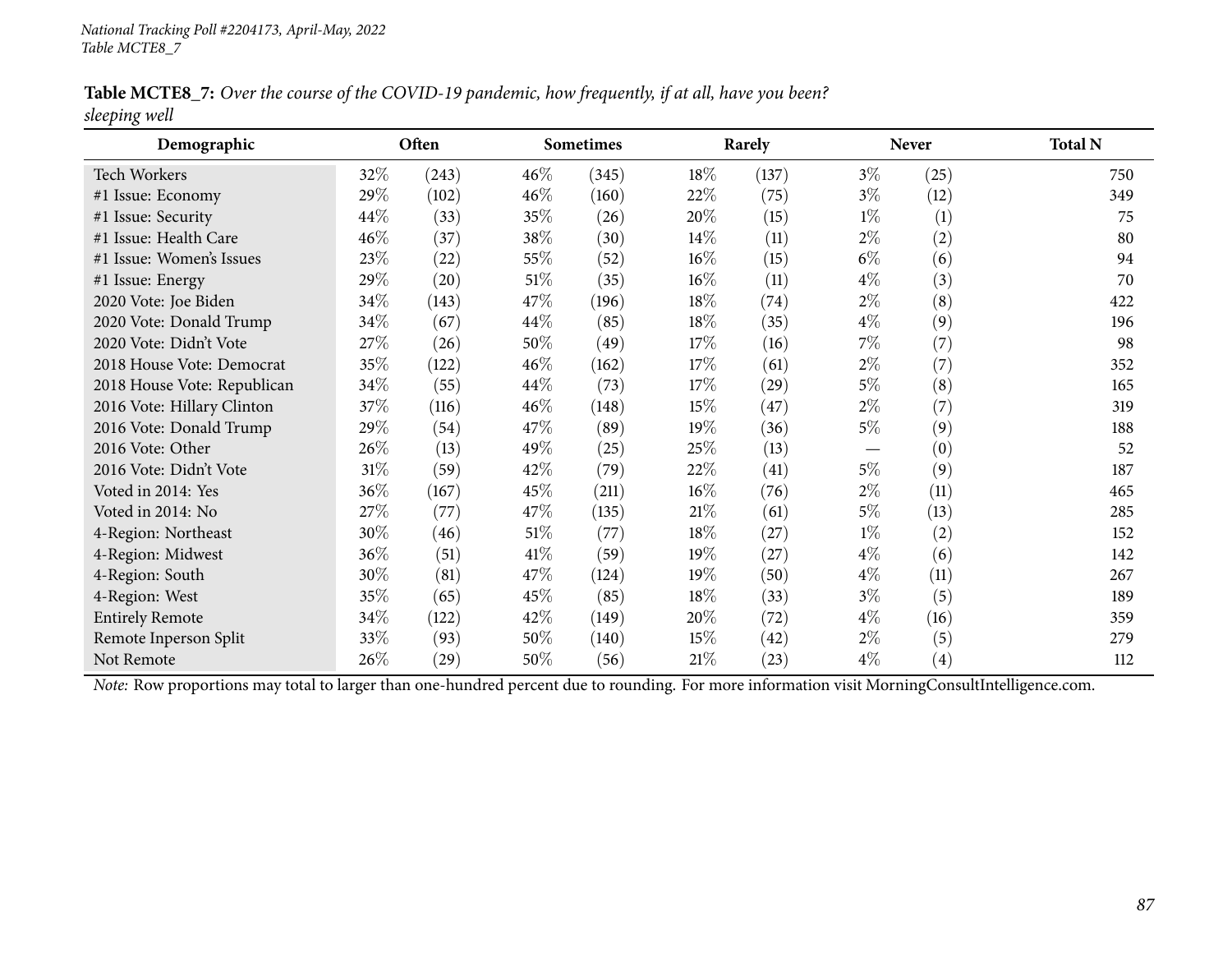National Tracking Poll #2204173, April-May, 2022
Table MCTE8_7

**Table MCTE8_7:** *Over the course of the COVID-19 pandemic, how frequently, if at all, have you been? sleeping well*

| Demographic | Often | | Sometimes | | Rarely | | Never | | Total N |
|---|---|---|---|---|---|---|---|---|---|
| Tech Workers | 32% | (243) | 46% | (345) | 18% | (137) | 3% | (25) | 750 |
| #1 Issue: Economy | 29% | (102) | 46% | (160) | 22% | (75) | 3% | (12) | 349 |
| #1 Issue: Security | 44% | (33) | 35% | (26) | 20% | (15) | 1% | (1) | 75 |
| #1 Issue: Health Care | 46% | (37) | 38% | (30) | 14% | (11) | 2% | (2) | 80 |
| #1 Issue: Women's Issues | 23% | (22) | 55% | (52) | 16% | (15) | 6% | (6) | 94 |
| #1 Issue: Energy | 29% | (20) | 51% | (35) | 16% | (11) | 4% | (3) | 70 |
| 2020 Vote: Joe Biden | 34% | (143) | 47% | (196) | 18% | (74) | 2% | (8) | 422 |
| 2020 Vote: Donald Trump | 34% | (67) | 44% | (85) | 18% | (35) | 4% | (9) | 196 |
| 2020 Vote: Didn't Vote | 27% | (26) | 50% | (49) | 17% | (16) | 7% | (7) | 98 |
| 2018 House Vote: Democrat | 35% | (122) | 46% | (162) | 17% | (61) | 2% | (7) | 352 |
| 2018 House Vote: Republican | 34% | (55) | 44% | (73) | 17% | (29) | 5% | (8) | 165 |
| 2016 Vote: Hillary Clinton | 37% | (116) | 46% | (148) | 15% | (47) | 2% | (7) | 319 |
| 2016 Vote: Donald Trump | 29% | (54) | 47% | (89) | 19% | (36) | 5% | (9) | 188 |
| 2016 Vote: Other | 26% | (13) | 49% | (25) | 25% | (13) | — | (0) | 52 |
| 2016 Vote: Didn't Vote | 31% | (59) | 42% | (79) | 22% | (41) | 5% | (9) | 187 |
| Voted in 2014: Yes | 36% | (167) | 45% | (211) | 16% | (76) | 2% | (11) | 465 |
| Voted in 2014: No | 27% | (77) | 47% | (135) | 21% | (61) | 5% | (13) | 285 |
| 4-Region: Northeast | 30% | (46) | 51% | (77) | 18% | (27) | 1% | (2) | 152 |
| 4-Region: Midwest | 36% | (51) | 41% | (59) | 19% | (27) | 4% | (6) | 142 |
| 4-Region: South | 30% | (81) | 47% | (124) | 19% | (50) | 4% | (11) | 267 |
| 4-Region: West | 35% | (65) | 45% | (85) | 18% | (33) | 3% | (5) | 189 |
| Entirely Remote | 34% | (122) | 42% | (149) | 20% | (72) | 4% | (16) | 359 |
| Remote Inperson Split | 33% | (93) | 50% | (140) | 15% | (42) | 2% | (5) | 279 |
| Not Remote | 26% | (29) | 50% | (56) | 21% | (23) | 4% | (4) | 112 |

*Note:* Row proportions may total to larger than one-hundred percent due to rounding. For more information visit MorningConsultIntelligence.com.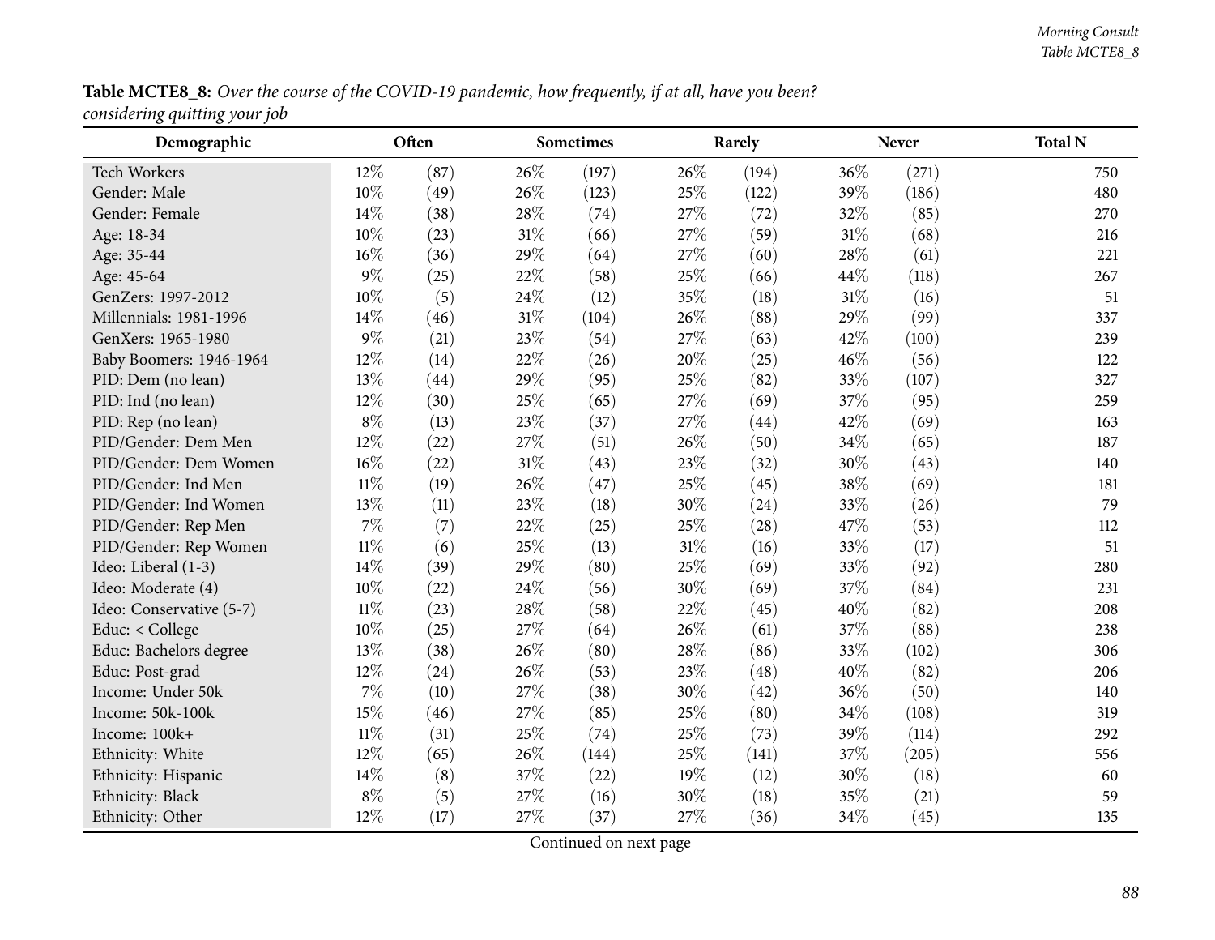**Table MCTE8_8:** *Over the course of the COVID-19 pandemic, how frequently, if at all, have you been? considering quitting your job*

| Demographic | Often | | Sometimes | | Rarely | | Never | | Total N |
|---|---|---|---|---|---|---|---|---|---|
| Tech Workers | 12% | (87) | 26% | (197) | 26% | (194) | 36% | (271) | 750 |
| Gender: Male | 10% | (49) | 26% | (123) | 25% | (122) | 39% | (186) | 480 |
| Gender: Female | 14% | (38) | 28% | (74) | 27% | (72) | 32% | (85) | 270 |
| Age: 18-34 | 10% | (23) | 31% | (66) | 27% | (59) | 31% | (68) | 216 |
| Age: 35-44 | 16% | (36) | 29% | (64) | 27% | (60) | 28% | (61) | 221 |
| Age: 45-64 | 9% | (25) | 22% | (58) | 25% | (66) | 44% | (118) | 267 |
| GenZers: 1997-2012 | 10% | (5) | 24% | (12) | 35% | (18) | 31% | (16) | 51 |
| Millennials: 1981-1996 | 14% | (46) | 31% | (104) | 26% | (88) | 29% | (99) | 337 |
| GenXers: 1965-1980 | 9% | (21) | 23% | (54) | 27% | (63) | 42% | (100) | 239 |
| Baby Boomers: 1946-1964 | 12% | (14) | 22% | (26) | 20% | (25) | 46% | (56) | 122 |
| PID: Dem (no lean) | 13% | (44) | 29% | (95) | 25% | (82) | 33% | (107) | 327 |
| PID: Ind (no lean) | 12% | (30) | 25% | (65) | 27% | (69) | 37% | (95) | 259 |
| PID: Rep (no lean) | 8% | (13) | 23% | (37) | 27% | (44) | 42% | (69) | 163 |
| PID/Gender: Dem Men | 12% | (22) | 27% | (51) | 26% | (50) | 34% | (65) | 187 |
| PID/Gender: Dem Women | 16% | (22) | 31% | (43) | 23% | (32) | 30% | (43) | 140 |
| PID/Gender: Ind Men | 11% | (19) | 26% | (47) | 25% | (45) | 38% | (69) | 181 |
| PID/Gender: Ind Women | 13% | (11) | 23% | (18) | 30% | (24) | 33% | (26) | 79 |
| PID/Gender: Rep Men | 7% | (7) | 22% | (25) | 25% | (28) | 47% | (53) | 112 |
| PID/Gender: Rep Women | 11% | (6) | 25% | (13) | 31% | (16) | 33% | (17) | 51 |
| Ideo: Liberal (1-3) | 14% | (39) | 29% | (80) | 25% | (69) | 33% | (92) | 280 |
| Ideo: Moderate (4) | 10% | (22) | 24% | (56) | 30% | (69) | 37% | (84) | 231 |
| Ideo: Conservative (5-7) | 11% | (23) | 28% | (58) | 22% | (45) | 40% | (82) | 208 |
| Educ: < College | 10% | (25) | 27% | (64) | 26% | (61) | 37% | (88) | 238 |
| Educ: Bachelors degree | 13% | (38) | 26% | (80) | 28% | (86) | 33% | (102) | 306 |
| Educ: Post-grad | 12% | (24) | 26% | (53) | 23% | (48) | 40% | (82) | 206 |
| Income: Under 50k | 7% | (10) | 27% | (38) | 30% | (42) | 36% | (50) | 140 |
| Income: 50k-100k | 15% | (46) | 27% | (85) | 25% | (80) | 34% | (108) | 319 |
| Income: 100k+ | 11% | (31) | 25% | (74) | 25% | (73) | 39% | (114) | 292 |
| Ethnicity: White | 12% | (65) | 26% | (144) | 25% | (141) | 37% | (205) | 556 |
| Ethnicity: Hispanic | 14% | (8) | 37% | (22) | 19% | (12) | 30% | (18) | 60 |
| Ethnicity: Black | 8% | (5) | 27% | (16) | 30% | (18) | 35% | (21) | 59 |
| Ethnicity: Other | 12% | (17) | 27% | (37) | 27% | (36) | 34% | (45) | 135 |

Continued on next page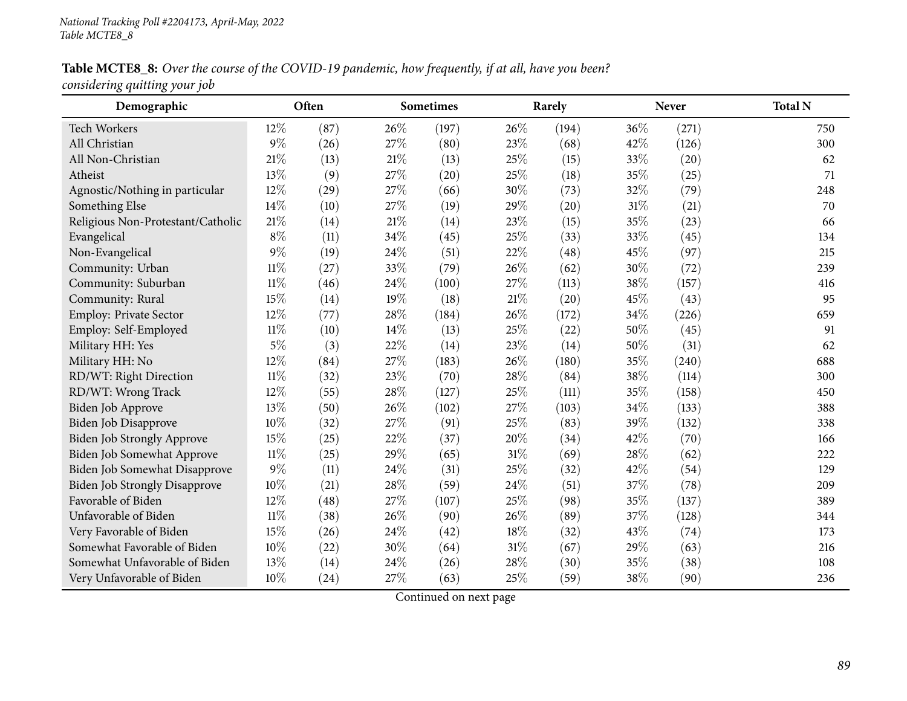National Tracking Poll #2204173, April-May, 2022
Table MCTE8_8

**Table MCTE8_8:** *Over the course of the COVID-19 pandemic, how frequently, if at all, have you been? considering quitting your job*

| Demographic | Often | | Sometimes | | Rarely | | Never | | Total N |
|---|---|---|---|---|---|---|---|---|---|
| Tech Workers | 12% | (87) | 26% | (197) | 26% | (194) | 36% | (271) | 750 |
| All Christian | 9% | (26) | 27% | (80) | 23% | (68) | 42% | (126) | 300 |
| All Non-Christian | 21% | (13) | 21% | (13) | 25% | (15) | 33% | (20) | 62 |
| Atheist | 13% | (9) | 27% | (20) | 25% | (18) | 35% | (25) | 71 |
| Agnostic/Nothing in particular | 12% | (29) | 27% | (66) | 30% | (73) | 32% | (79) | 248 |
| Something Else | 14% | (10) | 27% | (19) | 29% | (20) | 31% | (21) | 70 |
| Religious Non-Protestant/Catholic | 21% | (14) | 21% | (14) | 23% | (15) | 35% | (23) | 66 |
| Evangelical | 8% | (11) | 34% | (45) | 25% | (33) | 33% | (45) | 134 |
| Non-Evangelical | 9% | (19) | 24% | (51) | 22% | (48) | 45% | (97) | 215 |
| Community: Urban | 11% | (27) | 33% | (79) | 26% | (62) | 30% | (72) | 239 |
| Community: Suburban | 11% | (46) | 24% | (100) | 27% | (113) | 38% | (157) | 416 |
| Community: Rural | 15% | (14) | 19% | (18) | 21% | (20) | 45% | (43) | 95 |
| Employ: Private Sector | 12% | (77) | 28% | (184) | 26% | (172) | 34% | (226) | 659 |
| Employ: Self-Employed | 11% | (10) | 14% | (13) | 25% | (22) | 50% | (45) | 91 |
| Military HH: Yes | 5% | (3) | 22% | (14) | 23% | (14) | 50% | (31) | 62 |
| Military HH: No | 12% | (84) | 27% | (183) | 26% | (180) | 35% | (240) | 688 |
| RD/WT: Right Direction | 11% | (32) | 23% | (70) | 28% | (84) | 38% | (114) | 300 |
| RD/WT: Wrong Track | 12% | (55) | 28% | (127) | 25% | (111) | 35% | (158) | 450 |
| Biden Job Approve | 13% | (50) | 26% | (102) | 27% | (103) | 34% | (133) | 388 |
| Biden Job Disapprove | 10% | (32) | 27% | (91) | 25% | (83) | 39% | (132) | 338 |
| Biden Job Strongly Approve | 15% | (25) | 22% | (37) | 20% | (34) | 42% | (70) | 166 |
| Biden Job Somewhat Approve | 11% | (25) | 29% | (65) | 31% | (69) | 28% | (62) | 222 |
| Biden Job Somewhat Disapprove | 9% | (11) | 24% | (31) | 25% | (32) | 42% | (54) | 129 |
| Biden Job Strongly Disapprove | 10% | (21) | 28% | (59) | 24% | (51) | 37% | (78) | 209 |
| Favorable of Biden | 12% | (48) | 27% | (107) | 25% | (98) | 35% | (137) | 389 |
| Unfavorable of Biden | 11% | (38) | 26% | (90) | 26% | (89) | 37% | (128) | 344 |
| Very Favorable of Biden | 15% | (26) | 24% | (42) | 18% | (32) | 43% | (74) | 173 |
| Somewhat Favorable of Biden | 10% | (22) | 30% | (64) | 31% | (67) | 29% | (63) | 216 |
| Somewhat Unfavorable of Biden | 13% | (14) | 24% | (26) | 28% | (30) | 35% | (38) | 108 |
| Very Unfavorable of Biden | 10% | (24) | 27% | (63) | 25% | (59) | 38% | (90) | 236 |

Continued on next page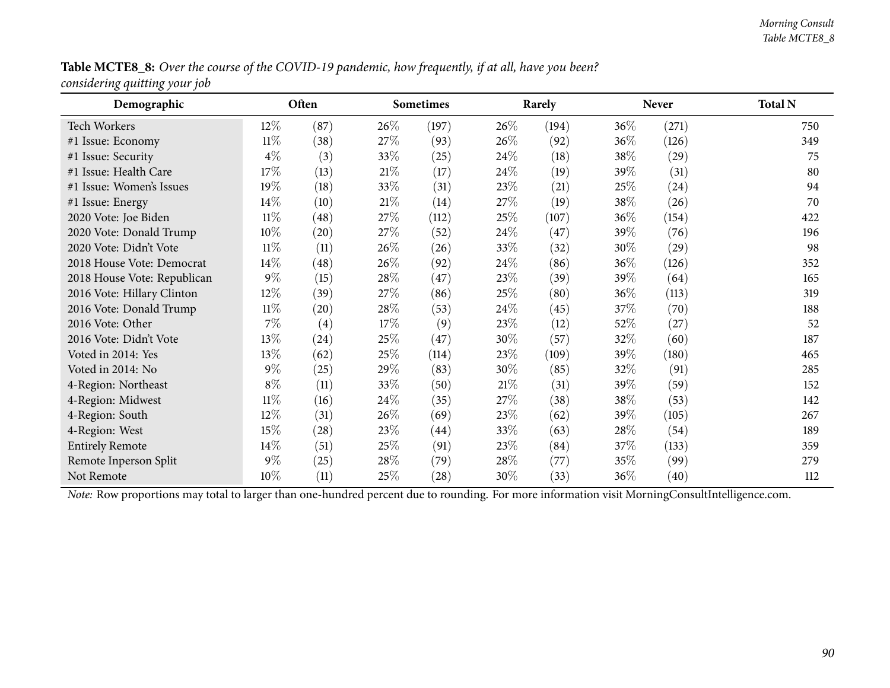**Table MCTE8_8:** *Over the course of the COVID-19 pandemic, how frequently, if at all, have you been? considering quitting your job*

| Demographic | Often | | Sometimes | | Rarely | | Never | | Total N |
|---|---|---|---|---|---|---|---|---|---|
| Tech Workers | 12% | (87) | 26% | (197) | 26% | (194) | 36% | (271) | 750 |
| #1 Issue: Economy | 11% | (38) | 27% | (93) | 26% | (92) | 36% | (126) | 349 |
| #1 Issue: Security | 4% | (3) | 33% | (25) | 24% | (18) | 38% | (29) | 75 |
| #1 Issue: Health Care | 17% | (13) | 21% | (17) | 24% | (19) | 39% | (31) | 80 |
| #1 Issue: Women's Issues | 19% | (18) | 33% | (31) | 23% | (21) | 25% | (24) | 94 |
| #1 Issue: Energy | 14% | (10) | 21% | (14) | 27% | (19) | 38% | (26) | 70 |
| 2020 Vote: Joe Biden | 11% | (48) | 27% | (112) | 25% | (107) | 36% | (154) | 422 |
| 2020 Vote: Donald Trump | 10% | (20) | 27% | (52) | 24% | (47) | 39% | (76) | 196 |
| 2020 Vote: Didn't Vote | 11% | (11) | 26% | (26) | 33% | (32) | 30% | (29) | 98 |
| 2018 House Vote: Democrat | 14% | (48) | 26% | (92) | 24% | (86) | 36% | (126) | 352 |
| 2018 House Vote: Republican | 9% | (15) | 28% | (47) | 23% | (39) | 39% | (64) | 165 |
| 2016 Vote: Hillary Clinton | 12% | (39) | 27% | (86) | 25% | (80) | 36% | (113) | 319 |
| 2016 Vote: Donald Trump | 11% | (20) | 28% | (53) | 24% | (45) | 37% | (70) | 188 |
| 2016 Vote: Other | 7% | (4) | 17% | (9) | 23% | (12) | 52% | (27) | 52 |
| 2016 Vote: Didn't Vote | 13% | (24) | 25% | (47) | 30% | (57) | 32% | (60) | 187 |
| Voted in 2014: Yes | 13% | (62) | 25% | (114) | 23% | (109) | 39% | (180) | 465 |
| Voted in 2014: No | 9% | (25) | 29% | (83) | 30% | (85) | 32% | (91) | 285 |
| 4-Region: Northeast | 8% | (11) | 33% | (50) | 21% | (31) | 39% | (59) | 152 |
| 4-Region: Midwest | 11% | (16) | 24% | (35) | 27% | (38) | 38% | (53) | 142 |
| 4-Region: South | 12% | (31) | 26% | (69) | 23% | (62) | 39% | (105) | 267 |
| 4-Region: West | 15% | (28) | 23% | (44) | 33% | (63) | 28% | (54) | 189 |
| Entirely Remote | 14% | (51) | 25% | (91) | 23% | (84) | 37% | (133) | 359 |
| Remote Inperson Split | 9% | (25) | 28% | (79) | 28% | (77) | 35% | (99) | 279 |
| Not Remote | 10% | (11) | 25% | (28) | 30% | (33) | 36% | (40) | 112 |

*Note:* Row proportions may total to larger than one-hundred percent due to rounding. For more information visit MorningConsultIntelligence.com.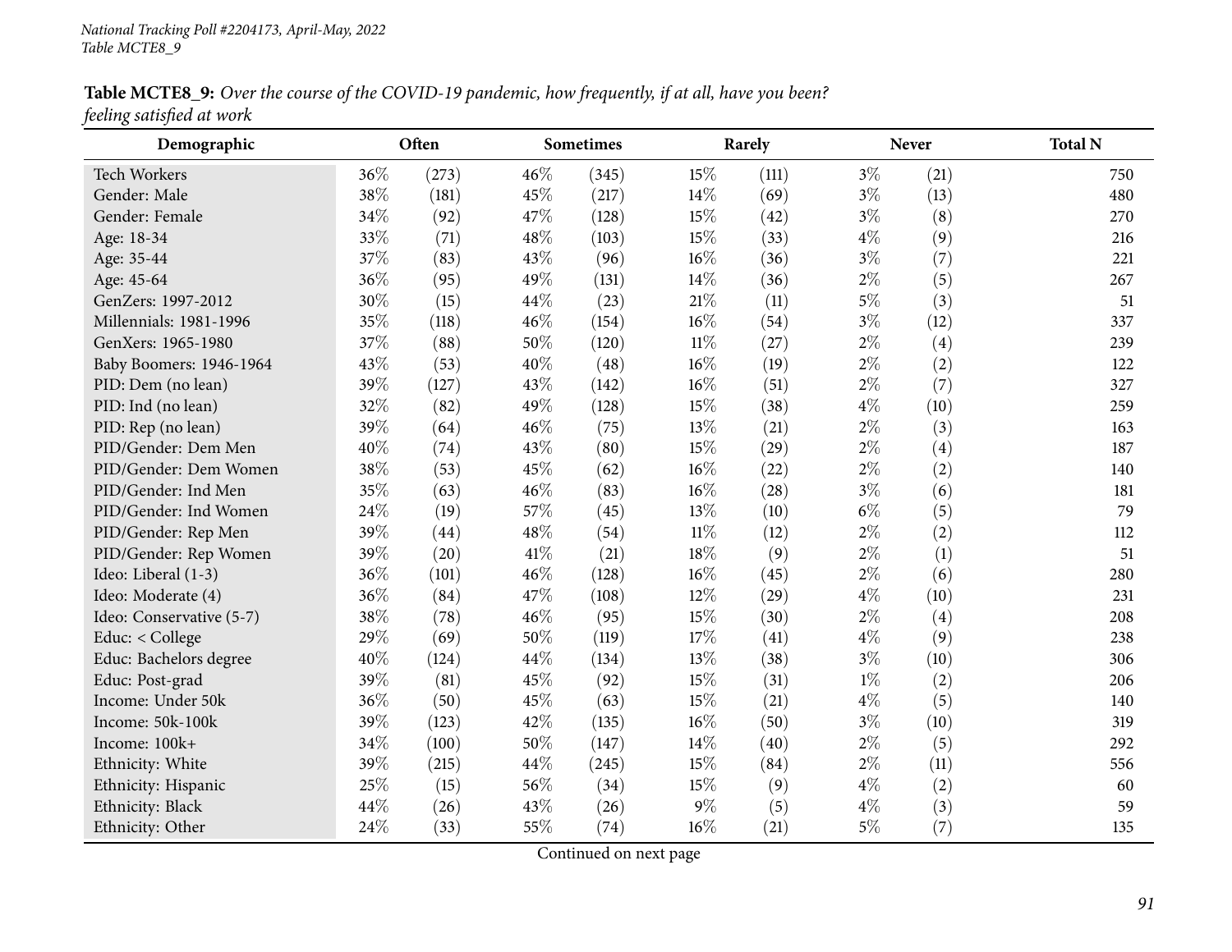National Tracking Poll #2204173, April-May, 2022
Table MCTE8_9

**Table MCTE8_9:** *Over the course of the COVID-19 pandemic, how frequently, if at all, have you been? feeling satisfied at work*

| Demographic | Often | | Sometimes | | Rarely | | Never | | Total N |
|---|---|---|---|---|---|---|---|---|---|
| Tech Workers | 36% | (273) | 46% | (345) | 15% | (111) | 3% | (21) | 750 |
| Gender: Male | 38% | (181) | 45% | (217) | 14% | (69) | 3% | (13) | 480 |
| Gender: Female | 34% | (92) | 47% | (128) | 15% | (42) | 3% | (8) | 270 |
| Age: 18-34 | 33% | (71) | 48% | (103) | 15% | (33) | 4% | (9) | 216 |
| Age: 35-44 | 37% | (83) | 43% | (96) | 16% | (36) | 3% | (7) | 221 |
| Age: 45-64 | 36% | (95) | 49% | (131) | 14% | (36) | 2% | (5) | 267 |
| GenZers: 1997-2012 | 30% | (15) | 44% | (23) | 21% | (11) | 5% | (3) | 51 |
| Millennials: 1981-1996 | 35% | (118) | 46% | (154) | 16% | (54) | 3% | (12) | 337 |
| GenXers: 1965-1980 | 37% | (88) | 50% | (120) | 11% | (27) | 2% | (4) | 239 |
| Baby Boomers: 1946-1964 | 43% | (53) | 40% | (48) | 16% | (19) | 2% | (2) | 122 |
| PID: Dem (no lean) | 39% | (127) | 43% | (142) | 16% | (51) | 2% | (7) | 327 |
| PID: Ind (no lean) | 32% | (82) | 49% | (128) | 15% | (38) | 4% | (10) | 259 |
| PID: Rep (no lean) | 39% | (64) | 46% | (75) | 13% | (21) | 2% | (3) | 163 |
| PID/Gender: Dem Men | 40% | (74) | 43% | (80) | 15% | (29) | 2% | (4) | 187 |
| PID/Gender: Dem Women | 38% | (53) | 45% | (62) | 16% | (22) | 2% | (2) | 140 |
| PID/Gender: Ind Men | 35% | (63) | 46% | (83) | 16% | (28) | 3% | (6) | 181 |
| PID/Gender: Ind Women | 24% | (19) | 57% | (45) | 13% | (10) | 6% | (5) | 79 |
| PID/Gender: Rep Men | 39% | (44) | 48% | (54) | 11% | (12) | 2% | (2) | 112 |
| PID/Gender: Rep Women | 39% | (20) | 41% | (21) | 18% | (9) | 2% | (1) | 51 |
| Ideo: Liberal (1-3) | 36% | (101) | 46% | (128) | 16% | (45) | 2% | (6) | 280 |
| Ideo: Moderate (4) | 36% | (84) | 47% | (108) | 12% | (29) | 4% | (10) | 231 |
| Ideo: Conservative (5-7) | 38% | (78) | 46% | (95) | 15% | (30) | 2% | (4) | 208 |
| Educ: < College | 29% | (69) | 50% | (119) | 17% | (41) | 4% | (9) | 238 |
| Educ: Bachelors degree | 40% | (124) | 44% | (134) | 13% | (38) | 3% | (10) | 306 |
| Educ: Post-grad | 39% | (81) | 45% | (92) | 15% | (31) | 1% | (2) | 206 |
| Income: Under 50k | 36% | (50) | 45% | (63) | 15% | (21) | 4% | (5) | 140 |
| Income: 50k-100k | 39% | (123) | 42% | (135) | 16% | (50) | 3% | (10) | 319 |
| Income: 100k+ | 34% | (100) | 50% | (147) | 14% | (40) | 2% | (5) | 292 |
| Ethnicity: White | 39% | (215) | 44% | (245) | 15% | (84) | 2% | (11) | 556 |
| Ethnicity: Hispanic | 25% | (15) | 56% | (34) | 15% | (9) | 4% | (2) | 60 |
| Ethnicity: Black | 44% | (26) | 43% | (26) | 9% | (5) | 4% | (3) | 59 |
| Ethnicity: Other | 24% | (33) | 55% | (74) | 16% | (21) | 5% | (7) | 135 |

Continued on next page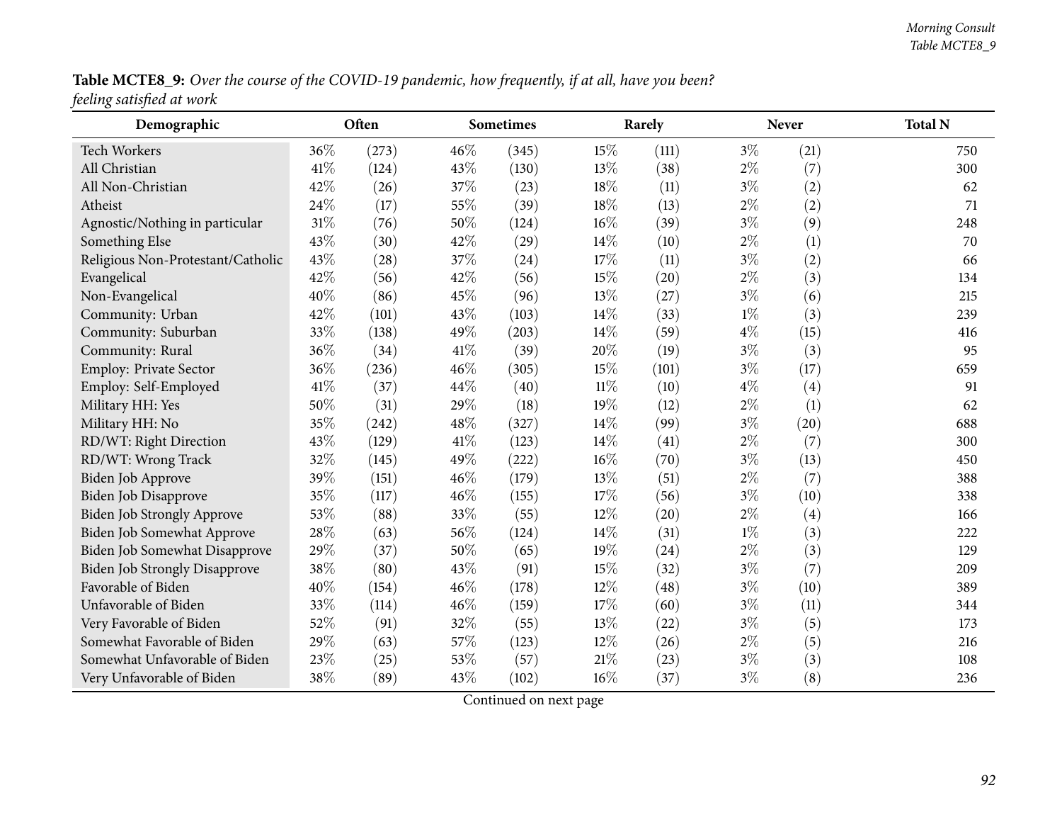**Table MCTE8_9:** *Over the course of the COVID-19 pandemic, how frequently, if at all, have you been? feeling satisfied at work*

| Demographic | Often | | Sometimes | | Rarely | | Never | | Total N |
|---|---|---|---|---|---|---|---|---|---|
| Tech Workers | 36% | (273) | 46% | (345) | 15% | (111) | 3% | (21) | 750 |
| All Christian | 41% | (124) | 43% | (130) | 13% | (38) | 2% | (7) | 300 |
| All Non-Christian | 42% | (26) | 37% | (23) | 18% | (11) | 3% | (2) | 62 |
| Atheist | 24% | (17) | 55% | (39) | 18% | (13) | 2% | (2) | 71 |
| Agnostic/Nothing in particular | 31% | (76) | 50% | (124) | 16% | (39) | 3% | (9) | 248 |
| Something Else | 43% | (30) | 42% | (29) | 14% | (10) | 2% | (1) | 70 |
| Religious Non-Protestant/Catholic | 43% | (28) | 37% | (24) | 17% | (11) | 3% | (2) | 66 |
| Evangelical | 42% | (56) | 42% | (56) | 15% | (20) | 2% | (3) | 134 |
| Non-Evangelical | 40% | (86) | 45% | (96) | 13% | (27) | 3% | (6) | 215 |
| Community: Urban | 42% | (101) | 43% | (103) | 14% | (33) | 1% | (3) | 239 |
| Community: Suburban | 33% | (138) | 49% | (203) | 14% | (59) | 4% | (15) | 416 |
| Community: Rural | 36% | (34) | 41% | (39) | 20% | (19) | 3% | (3) | 95 |
| Employ: Private Sector | 36% | (236) | 46% | (305) | 15% | (101) | 3% | (17) | 659 |
| Employ: Self-Employed | 41% | (37) | 44% | (40) | 11% | (10) | 4% | (4) | 91 |
| Military HH: Yes | 50% | (31) | 29% | (18) | 19% | (12) | 2% | (1) | 62 |
| Military HH: No | 35% | (242) | 48% | (327) | 14% | (99) | 3% | (20) | 688 |
| RD/WT: Right Direction | 43% | (129) | 41% | (123) | 14% | (41) | 2% | (7) | 300 |
| RD/WT: Wrong Track | 32% | (145) | 49% | (222) | 16% | (70) | 3% | (13) | 450 |
| Biden Job Approve | 39% | (151) | 46% | (179) | 13% | (51) | 2% | (7) | 388 |
| Biden Job Disapprove | 35% | (117) | 46% | (155) | 17% | (56) | 3% | (10) | 338 |
| Biden Job Strongly Approve | 53% | (88) | 33% | (55) | 12% | (20) | 2% | (4) | 166 |
| Biden Job Somewhat Approve | 28% | (63) | 56% | (124) | 14% | (31) | 1% | (3) | 222 |
| Biden Job Somewhat Disapprove | 29% | (37) | 50% | (65) | 19% | (24) | 2% | (3) | 129 |
| Biden Job Strongly Disapprove | 38% | (80) | 43% | (91) | 15% | (32) | 3% | (7) | 209 |
| Favorable of Biden | 40% | (154) | 46% | (178) | 12% | (48) | 3% | (10) | 389 |
| Unfavorable of Biden | 33% | (114) | 46% | (159) | 17% | (60) | 3% | (11) | 344 |
| Very Favorable of Biden | 52% | (91) | 32% | (55) | 13% | (22) | 3% | (5) | 173 |
| Somewhat Favorable of Biden | 29% | (63) | 57% | (123) | 12% | (26) | 2% | (5) | 216 |
| Somewhat Unfavorable of Biden | 23% | (25) | 53% | (57) | 21% | (23) | 3% | (3) | 108 |
| Very Unfavorable of Biden | 38% | (89) | 43% | (102) | 16% | (37) | 3% | (8) | 236 |

Continued on next page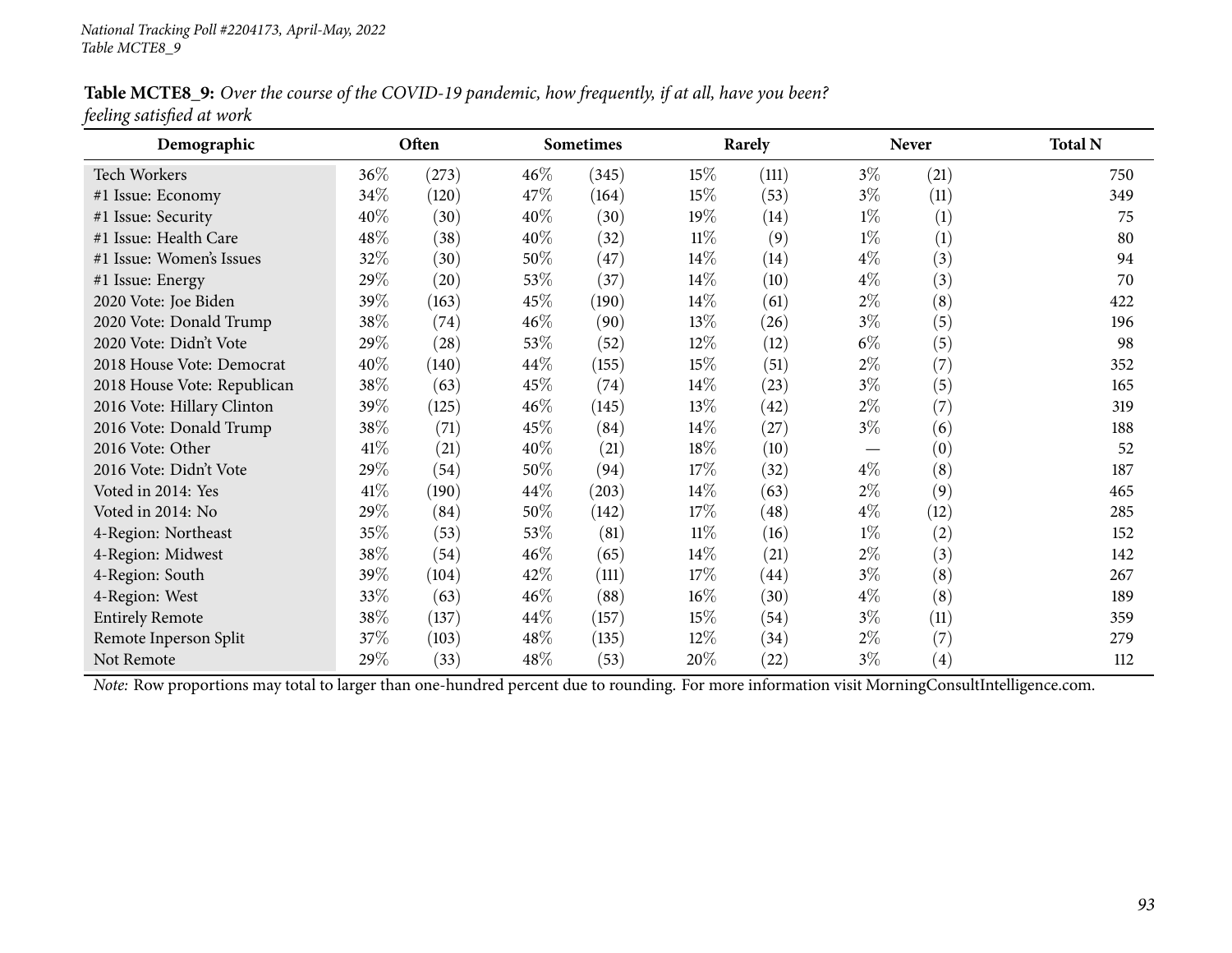National Tracking Poll #2204173, April-May, 2022
Table MCTE8_9

**Table MCTE8_9:** *Over the course of the COVID-19 pandemic, how frequently, if at all, have you been? feeling satisfied at work*

| Demographic | Often | | Sometimes | | Rarely | | Never | | Total N |
|---|---|---|---|---|---|---|---|---|---|
| Tech Workers | 36% | (273) | 46% | (345) | 15% | (111) | 3% | (21) | 750 |
| #1 Issue: Economy | 34% | (120) | 47% | (164) | 15% | (53) | 3% | (11) | 349 |
| #1 Issue: Security | 40% | (30) | 40% | (30) | 19% | (14) | 1% | (1) | 75 |
| #1 Issue: Health Care | 48% | (38) | 40% | (32) | 11% | (9) | 1% | (1) | 80 |
| #1 Issue: Women's Issues | 32% | (30) | 50% | (47) | 14% | (14) | 4% | (3) | 94 |
| #1 Issue: Energy | 29% | (20) | 53% | (37) | 14% | (10) | 4% | (3) | 70 |
| 2020 Vote: Joe Biden | 39% | (163) | 45% | (190) | 14% | (61) | 2% | (8) | 422 |
| 2020 Vote: Donald Trump | 38% | (74) | 46% | (90) | 13% | (26) | 3% | (5) | 196 |
| 2020 Vote: Didn't Vote | 29% | (28) | 53% | (52) | 12% | (12) | 6% | (5) | 98 |
| 2018 House Vote: Democrat | 40% | (140) | 44% | (155) | 15% | (51) | 2% | (7) | 352 |
| 2018 House Vote: Republican | 38% | (63) | 45% | (74) | 14% | (23) | 3% | (5) | 165 |
| 2016 Vote: Hillary Clinton | 39% | (125) | 46% | (145) | 13% | (42) | 2% | (7) | 319 |
| 2016 Vote: Donald Trump | 38% | (71) | 45% | (84) | 14% | (27) | 3% | (6) | 188 |
| 2016 Vote: Other | 41% | (21) | 40% | (21) | 18% | (10) | — | (0) | 52 |
| 2016 Vote: Didn't Vote | 29% | (54) | 50% | (94) | 17% | (32) | 4% | (8) | 187 |
| Voted in 2014: Yes | 41% | (190) | 44% | (203) | 14% | (63) | 2% | (9) | 465 |
| Voted in 2014: No | 29% | (84) | 50% | (142) | 17% | (48) | 4% | (12) | 285 |
| 4-Region: Northeast | 35% | (53) | 53% | (81) | 11% | (16) | 1% | (2) | 152 |
| 4-Region: Midwest | 38% | (54) | 46% | (65) | 14% | (21) | 2% | (3) | 142 |
| 4-Region: South | 39% | (104) | 42% | (111) | 17% | (44) | 3% | (8) | 267 |
| 4-Region: West | 33% | (63) | 46% | (88) | 16% | (30) | 4% | (8) | 189 |
| Entirely Remote | 38% | (137) | 44% | (157) | 15% | (54) | 3% | (11) | 359 |
| Remote Inperson Split | 37% | (103) | 48% | (135) | 12% | (34) | 2% | (7) | 279 |
| Not Remote | 29% | (33) | 48% | (53) | 20% | (22) | 3% | (4) | 112 |

*Note:* Row proportions may total to larger than one-hundred percent due to rounding. For more information visit MorningConsultIntelligence.com.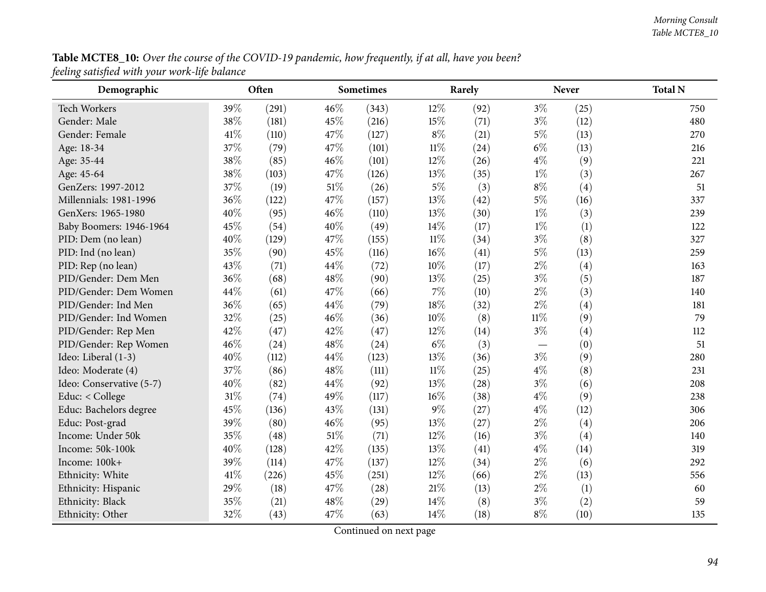**Table MCTE8_10:** *Over the course of the COVID-19 pandemic, how frequently, if at all, have you been? feeling satisfied with your work-life balance*

| Demographic | Often | | Sometimes | | Rarely | | Never | | Total N |
|---|---|---|---|---|---|---|---|---|---|
| Tech Workers | 39% | (291) | 46% | (343) | 12% | (92) | 3% | (25) | 750 |
| Gender: Male | 38% | (181) | 45% | (216) | 15% | (71) | 3% | (12) | 480 |
| Gender: Female | 41% | (110) | 47% | (127) | 8% | (21) | 5% | (13) | 270 |
| Age: 18-34 | 37% | (79) | 47% | (101) | 11% | (24) | 6% | (13) | 216 |
| Age: 35-44 | 38% | (85) | 46% | (101) | 12% | (26) | 4% | (9) | 221 |
| Age: 45-64 | 38% | (103) | 47% | (126) | 13% | (35) | 1% | (3) | 267 |
| GenZers: 1997-2012 | 37% | (19) | 51% | (26) | 5% | (3) | 8% | (4) | 51 |
| Millennials: 1981-1996 | 36% | (122) | 47% | (157) | 13% | (42) | 5% | (16) | 337 |
| GenXers: 1965-1980 | 40% | (95) | 46% | (110) | 13% | (30) | 1% | (3) | 239 |
| Baby Boomers: 1946-1964 | 45% | (54) | 40% | (49) | 14% | (17) | 1% | (1) | 122 |
| PID: Dem (no lean) | 40% | (129) | 47% | (155) | 11% | (34) | 3% | (8) | 327 |
| PID: Ind (no lean) | 35% | (90) | 45% | (116) | 16% | (41) | 5% | (13) | 259 |
| PID: Rep (no lean) | 43% | (71) | 44% | (72) | 10% | (17) | 2% | (4) | 163 |
| PID/Gender: Dem Men | 36% | (68) | 48% | (90) | 13% | (25) | 3% | (5) | 187 |
| PID/Gender: Dem Women | 44% | (61) | 47% | (66) | 7% | (10) | 2% | (3) | 140 |
| PID/Gender: Ind Men | 36% | (65) | 44% | (79) | 18% | (32) | 2% | (4) | 181 |
| PID/Gender: Ind Women | 32% | (25) | 46% | (36) | 10% | (8) | 11% | (9) | 79 |
| PID/Gender: Rep Men | 42% | (47) | 42% | (47) | 12% | (14) | 3% | (4) | 112 |
| PID/Gender: Rep Women | 46% | (24) | 48% | (24) | 6% | (3) | — | (0) | 51 |
| Ideo: Liberal (1-3) | 40% | (112) | 44% | (123) | 13% | (36) | 3% | (9) | 280 |
| Ideo: Moderate (4) | 37% | (86) | 48% | (111) | 11% | (25) | 4% | (8) | 231 |
| Ideo: Conservative (5-7) | 40% | (82) | 44% | (92) | 13% | (28) | 3% | (6) | 208 |
| Educ: < College | 31% | (74) | 49% | (117) | 16% | (38) | 4% | (9) | 238 |
| Educ: Bachelors degree | 45% | (136) | 43% | (131) | 9% | (27) | 4% | (12) | 306 |
| Educ: Post-grad | 39% | (80) | 46% | (95) | 13% | (27) | 2% | (4) | 206 |
| Income: Under 50k | 35% | (48) | 51% | (71) | 12% | (16) | 3% | (4) | 140 |
| Income: 50k-100k | 40% | (128) | 42% | (135) | 13% | (41) | 4% | (14) | 319 |
| Income: 100k+ | 39% | (114) | 47% | (137) | 12% | (34) | 2% | (6) | 292 |
| Ethnicity: White | 41% | (226) | 45% | (251) | 12% | (66) | 2% | (13) | 556 |
| Ethnicity: Hispanic | 29% | (18) | 47% | (28) | 21% | (13) | 2% | (1) | 60 |
| Ethnicity: Black | 35% | (21) | 48% | (29) | 14% | (8) | 3% | (2) | 59 |
| Ethnicity: Other | 32% | (43) | 47% | (63) | 14% | (18) | 8% | (10) | 135 |

Continued on next page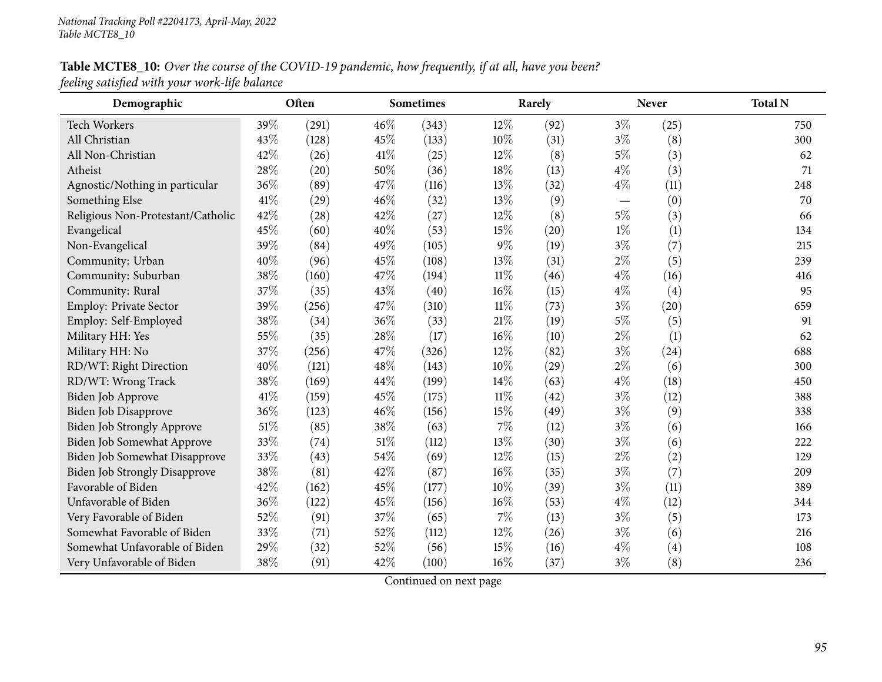**Table MCTE8_10:** *Over the course of the COVID-19 pandemic, how frequently, if at all, have you been? feeling satisfied with your work-life balance*

| Demographic | Often | | Sometimes | | Rarely | | Never | | Total N |
|---|---|---|---|---|---|---|---|---|---|
| Tech Workers | 39% | (291) | 46% | (343) | 12% | (92) | 3% | (25) | 750 |
| All Christian | 43% | (128) | 45% | (133) | 10% | (31) | 3% | (8) | 300 |
| All Non-Christian | 42% | (26) | 41% | (25) | 12% | (8) | 5% | (3) | 62 |
| Atheist | 28% | (20) | 50% | (36) | 18% | (13) | 4% | (3) | 71 |
| Agnostic/Nothing in particular | 36% | (89) | 47% | (116) | 13% | (32) | 4% | (11) | 248 |
| Something Else | 41% | (29) | 46% | (32) | 13% | (9) | — | (0) | 70 |
| Religious Non-Protestant/Catholic | 42% | (28) | 42% | (27) | 12% | (8) | 5% | (3) | 66 |
| Evangelical | 45% | (60) | 40% | (53) | 15% | (20) | 1% | (1) | 134 |
| Non-Evangelical | 39% | (84) | 49% | (105) | 9% | (19) | 3% | (7) | 215 |
| Community: Urban | 40% | (96) | 45% | (108) | 13% | (31) | 2% | (5) | 239 |
| Community: Suburban | 38% | (160) | 47% | (194) | 11% | (46) | 4% | (16) | 416 |
| Community: Rural | 37% | (35) | 43% | (40) | 16% | (15) | 4% | (4) | 95 |
| Employ: Private Sector | 39% | (256) | 47% | (310) | 11% | (73) | 3% | (20) | 659 |
| Employ: Self-Employed | 38% | (34) | 36% | (33) | 21% | (19) | 5% | (5) | 91 |
| Military HH: Yes | 55% | (35) | 28% | (17) | 16% | (10) | 2% | (1) | 62 |
| Military HH: No | 37% | (256) | 47% | (326) | 12% | (82) | 3% | (24) | 688 |
| RD/WT: Right Direction | 40% | (121) | 48% | (143) | 10% | (29) | 2% | (6) | 300 |
| RD/WT: Wrong Track | 38% | (169) | 44% | (199) | 14% | (63) | 4% | (18) | 450 |
| Biden Job Approve | 41% | (159) | 45% | (175) | 11% | (42) | 3% | (12) | 388 |
| Biden Job Disapprove | 36% | (123) | 46% | (156) | 15% | (49) | 3% | (9) | 338 |
| Biden Job Strongly Approve | 51% | (85) | 38% | (63) | 7% | (12) | 3% | (6) | 166 |
| Biden Job Somewhat Approve | 33% | (74) | 51% | (112) | 13% | (30) | 3% | (6) | 222 |
| Biden Job Somewhat Disapprove | 33% | (43) | 54% | (69) | 12% | (15) | 2% | (2) | 129 |
| Biden Job Strongly Disapprove | 38% | (81) | 42% | (87) | 16% | (35) | 3% | (7) | 209 |
| Favorable of Biden | 42% | (162) | 45% | (177) | 10% | (39) | 3% | (11) | 389 |
| Unfavorable of Biden | 36% | (122) | 45% | (156) | 16% | (53) | 4% | (12) | 344 |
| Very Favorable of Biden | 52% | (91) | 37% | (65) | 7% | (13) | 3% | (5) | 173 |
| Somewhat Favorable of Biden | 33% | (71) | 52% | (112) | 12% | (26) | 3% | (6) | 216 |
| Somewhat Unfavorable of Biden | 29% | (32) | 52% | (56) | 15% | (16) | 4% | (4) | 108 |
| Very Unfavorable of Biden | 38% | (91) | 42% | (100) | 16% | (37) | 3% | (8) | 236 |

Continued on next page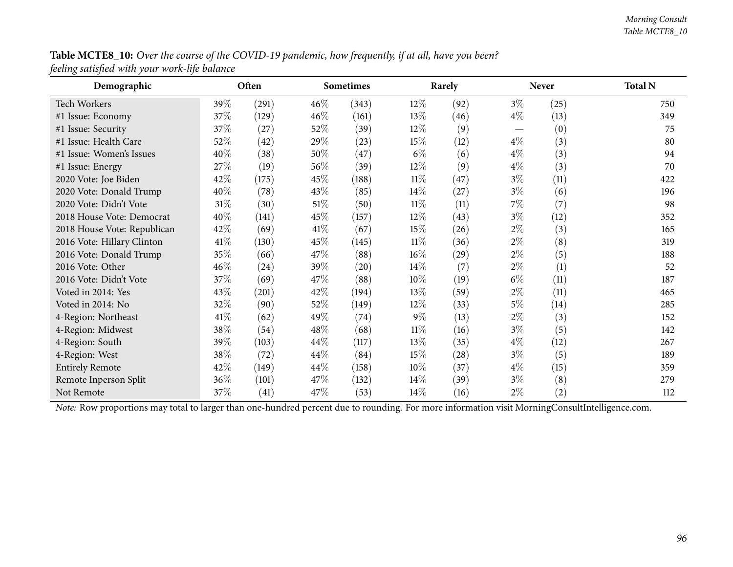**Table MCTE8_10:** *Over the course of the COVID-19 pandemic, how frequently, if at all, have you been? feeling satisfied with your work-life balance*

| Demographic | Often | | Sometimes | | Rarely | | Never | | Total N |
|---|---|---|---|---|---|---|---|---|---|
| Tech Workers | 39% | (291) | 46% | (343) | 12% | (92) | 3% | (25) | 750 |
| #1 Issue: Economy | 37% | (129) | 46% | (161) | 13% | (46) | 4% | (13) | 349 |
| #1 Issue: Security | 37% | (27) | 52% | (39) | 12% | (9) | — | (0) | 75 |
| #1 Issue: Health Care | 52% | (42) | 29% | (23) | 15% | (12) | 4% | (3) | 80 |
| #1 Issue: Women's Issues | 40% | (38) | 50% | (47) | 6% | (6) | 4% | (3) | 94 |
| #1 Issue: Energy | 27% | (19) | 56% | (39) | 12% | (9) | 4% | (3) | 70 |
| 2020 Vote: Joe Biden | 42% | (175) | 45% | (188) | 11% | (47) | 3% | (11) | 422 |
| 2020 Vote: Donald Trump | 40% | (78) | 43% | (85) | 14% | (27) | 3% | (6) | 196 |
| 2020 Vote: Didn't Vote | 31% | (30) | 51% | (50) | 11% | (11) | 7% | (7) | 98 |
| 2018 House Vote: Democrat | 40% | (141) | 45% | (157) | 12% | (43) | 3% | (12) | 352 |
| 2018 House Vote: Republican | 42% | (69) | 41% | (67) | 15% | (26) | 2% | (3) | 165 |
| 2016 Vote: Hillary Clinton | 41% | (130) | 45% | (145) | 11% | (36) | 2% | (8) | 319 |
| 2016 Vote: Donald Trump | 35% | (66) | 47% | (88) | 16% | (29) | 2% | (5) | 188 |
| 2016 Vote: Other | 46% | (24) | 39% | (20) | 14% | (7) | 2% | (1) | 52 |
| 2016 Vote: Didn't Vote | 37% | (69) | 47% | (88) | 10% | (19) | 6% | (11) | 187 |
| Voted in 2014: Yes | 43% | (201) | 42% | (194) | 13% | (59) | 2% | (11) | 465 |
| Voted in 2014: No | 32% | (90) | 52% | (149) | 12% | (33) | 5% | (14) | 285 |
| 4-Region: Northeast | 41% | (62) | 49% | (74) | 9% | (13) | 2% | (3) | 152 |
| 4-Region: Midwest | 38% | (54) | 48% | (68) | 11% | (16) | 3% | (5) | 142 |
| 4-Region: South | 39% | (103) | 44% | (117) | 13% | (35) | 4% | (12) | 267 |
| 4-Region: West | 38% | (72) | 44% | (84) | 15% | (28) | 3% | (5) | 189 |
| Entirely Remote | 42% | (149) | 44% | (158) | 10% | (37) | 4% | (15) | 359 |
| Remote Inperson Split | 36% | (101) | 47% | (132) | 14% | (39) | 3% | (8) | 279 |
| Not Remote | 37% | (41) | 47% | (53) | 14% | (16) | 2% | (2) | 112 |

*Note:* Row proportions may total to larger than one-hundred percent due to rounding. For more information visit MorningConsultIntelligence.com.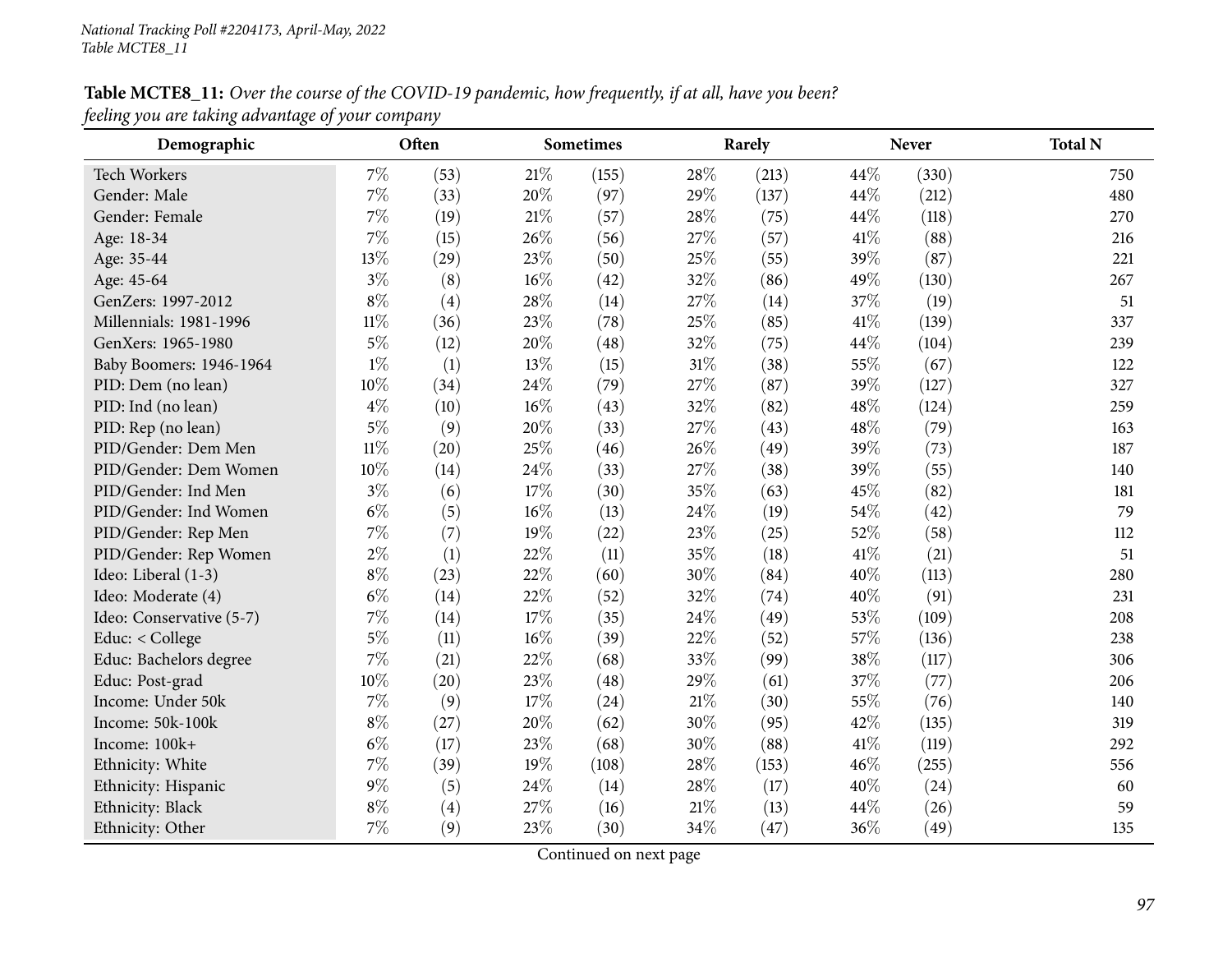**Table MCTE8_11:** *Over the course of the COVID-19 pandemic, how frequently, if at all, have you been? feeling you are taking advantage of your company*

| Demographic | Often | | Sometimes | | Rarely | | Never | | Total N |
|---|---|---|---|---|---|---|---|---|---|
| Tech Workers | 7% | (53) | 21% | (155) | 28% | (213) | 44% | (330) | 750 |
| Gender: Male | 7% | (33) | 20% | (97) | 29% | (137) | 44% | (212) | 480 |
| Gender: Female | 7% | (19) | 21% | (57) | 28% | (75) | 44% | (118) | 270 |
| Age: 18-34 | 7% | (15) | 26% | (56) | 27% | (57) | 41% | (88) | 216 |
| Age: 35-44 | 13% | (29) | 23% | (50) | 25% | (55) | 39% | (87) | 221 |
| Age: 45-64 | 3% | (8) | 16% | (42) | 32% | (86) | 49% | (130) | 267 |
| GenZers: 1997-2012 | 8% | (4) | 28% | (14) | 27% | (14) | 37% | (19) | 51 |
| Millennials: 1981-1996 | 11% | (36) | 23% | (78) | 25% | (85) | 41% | (139) | 337 |
| GenXers: 1965-1980 | 5% | (12) | 20% | (48) | 32% | (75) | 44% | (104) | 239 |
| Baby Boomers: 1946-1964 | 1% | (1) | 13% | (15) | 31% | (38) | 55% | (67) | 122 |
| PID: Dem (no lean) | 10% | (34) | 24% | (79) | 27% | (87) | 39% | (127) | 327 |
| PID: Ind (no lean) | 4% | (10) | 16% | (43) | 32% | (82) | 48% | (124) | 259 |
| PID: Rep (no lean) | 5% | (9) | 20% | (33) | 27% | (43) | 48% | (79) | 163 |
| PID/Gender: Dem Men | 11% | (20) | 25% | (46) | 26% | (49) | 39% | (73) | 187 |
| PID/Gender: Dem Women | 10% | (14) | 24% | (33) | 27% | (38) | 39% | (55) | 140 |
| PID/Gender: Ind Men | 3% | (6) | 17% | (30) | 35% | (63) | 45% | (82) | 181 |
| PID/Gender: Ind Women | 6% | (5) | 16% | (13) | 24% | (19) | 54% | (42) | 79 |
| PID/Gender: Rep Men | 7% | (7) | 19% | (22) | 23% | (25) | 52% | (58) | 112 |
| PID/Gender: Rep Women | 2% | (1) | 22% | (11) | 35% | (18) | 41% | (21) | 51 |
| Ideo: Liberal (1-3) | 8% | (23) | 22% | (60) | 30% | (84) | 40% | (113) | 280 |
| Ideo: Moderate (4) | 6% | (14) | 22% | (52) | 32% | (74) | 40% | (91) | 231 |
| Ideo: Conservative (5-7) | 7% | (14) | 17% | (35) | 24% | (49) | 53% | (109) | 208 |
| Educ: < College | 5% | (11) | 16% | (39) | 22% | (52) | 57% | (136) | 238 |
| Educ: Bachelors degree | 7% | (21) | 22% | (68) | 33% | (99) | 38% | (117) | 306 |
| Educ: Post-grad | 10% | (20) | 23% | (48) | 29% | (61) | 37% | (77) | 206 |
| Income: Under 50k | 7% | (9) | 17% | (24) | 21% | (30) | 55% | (76) | 140 |
| Income: 50k-100k | 8% | (27) | 20% | (62) | 30% | (95) | 42% | (135) | 319 |
| Income: 100k+ | 6% | (17) | 23% | (68) | 30% | (88) | 41% | (119) | 292 |
| Ethnicity: White | 7% | (39) | 19% | (108) | 28% | (153) | 46% | (255) | 556 |
| Ethnicity: Hispanic | 9% | (5) | 24% | (14) | 28% | (17) | 40% | (24) | 60 |
| Ethnicity: Black | 8% | (4) | 27% | (16) | 21% | (13) | 44% | (26) | 59 |
| Ethnicity: Other | 7% | (9) | 23% | (30) | 34% | (47) | 36% | (49) | 135 |

Continued on next page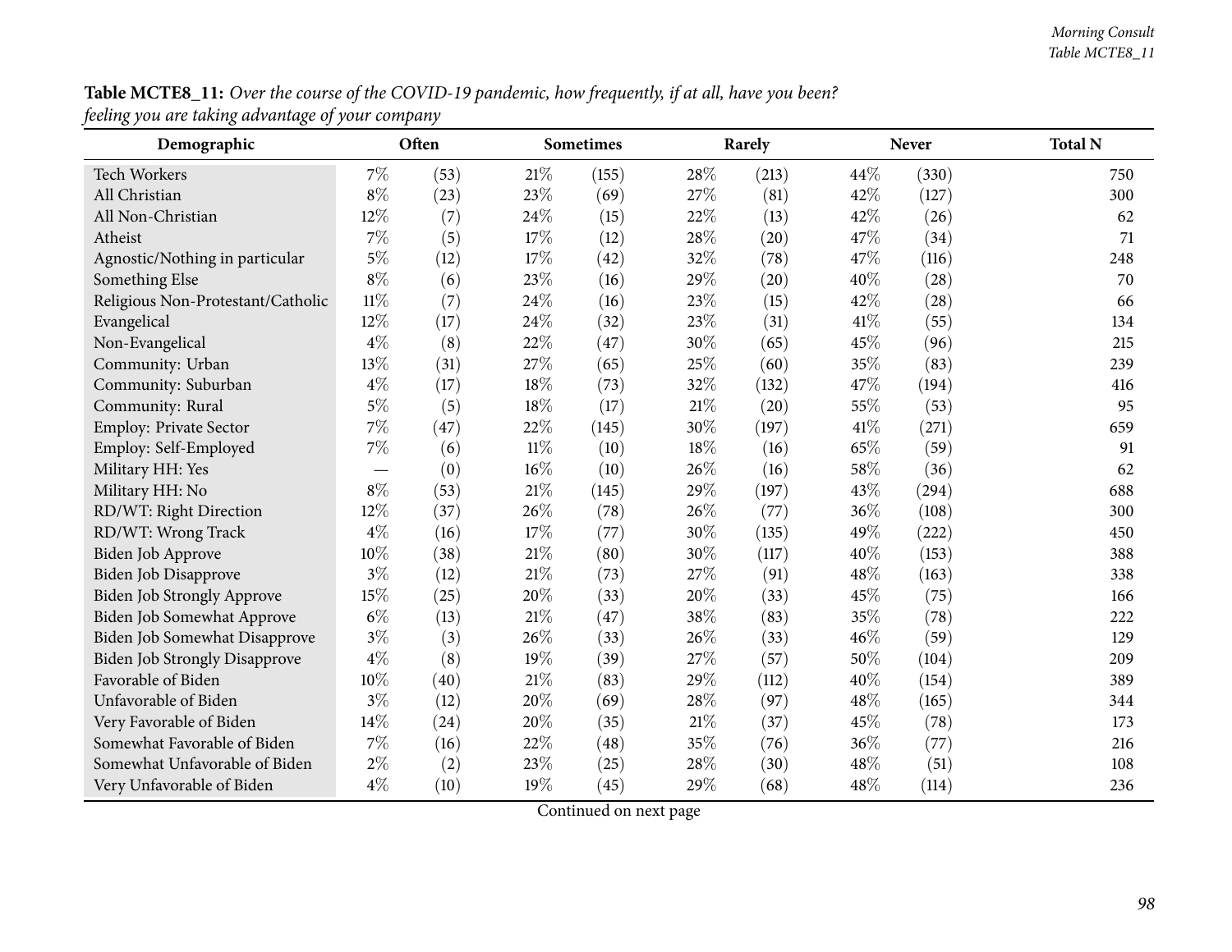**Table MCTE8_11:** *Over the course of the COVID-19 pandemic, how frequently, if at all, have you been? feeling you are taking advantage of your company*

| Demographic | Often | | Sometimes | | Rarely | | Never | | Total N |
|---|---|---|---|---|---|---|---|---|---|
| Tech Workers | 7% | (53) | 21% | (155) | 28% | (213) | 44% | (330) | 750 |
| All Christian | 8% | (23) | 23% | (69) | 27% | (81) | 42% | (127) | 300 |
| All Non-Christian | 12% | (7) | 24% | (15) | 22% | (13) | 42% | (26) | 62 |
| Atheist | 7% | (5) | 17% | (12) | 28% | (20) | 47% | (34) | 71 |
| Agnostic/Nothing in particular | 5% | (12) | 17% | (42) | 32% | (78) | 47% | (116) | 248 |
| Something Else | 8% | (6) | 23% | (16) | 29% | (20) | 40% | (28) | 70 |
| Religious Non-Protestant/Catholic | 11% | (7) | 24% | (16) | 23% | (15) | 42% | (28) | 66 |
| Evangelical | 12% | (17) | 24% | (32) | 23% | (31) | 41% | (55) | 134 |
| Non-Evangelical | 4% | (8) | 22% | (47) | 30% | (65) | 45% | (96) | 215 |
| Community: Urban | 13% | (31) | 27% | (65) | 25% | (60) | 35% | (83) | 239 |
| Community: Suburban | 4% | (17) | 18% | (73) | 32% | (132) | 47% | (194) | 416 |
| Community: Rural | 5% | (5) | 18% | (17) | 21% | (20) | 55% | (53) | 95 |
| Employ: Private Sector | 7% | (47) | 22% | (145) | 30% | (197) | 41% | (271) | 659 |
| Employ: Self-Employed | 7% | (6) | 11% | (10) | 18% | (16) | 65% | (59) | 91 |
| Military HH: Yes | — | (0) | 16% | (10) | 26% | (16) | 58% | (36) | 62 |
| Military HH: No | 8% | (53) | 21% | (145) | 29% | (197) | 43% | (294) | 688 |
| RD/WT: Right Direction | 12% | (37) | 26% | (78) | 26% | (77) | 36% | (108) | 300 |
| RD/WT: Wrong Track | 4% | (16) | 17% | (77) | 30% | (135) | 49% | (222) | 450 |
| Biden Job Approve | 10% | (38) | 21% | (80) | 30% | (117) | 40% | (153) | 388 |
| Biden Job Disapprove | 3% | (12) | 21% | (73) | 27% | (91) | 48% | (163) | 338 |
| Biden Job Strongly Approve | 15% | (25) | 20% | (33) | 20% | (33) | 45% | (75) | 166 |
| Biden Job Somewhat Approve | 6% | (13) | 21% | (47) | 38% | (83) | 35% | (78) | 222 |
| Biden Job Somewhat Disapprove | 3% | (3) | 26% | (33) | 26% | (33) | 46% | (59) | 129 |
| Biden Job Strongly Disapprove | 4% | (8) | 19% | (39) | 27% | (57) | 50% | (104) | 209 |
| Favorable of Biden | 10% | (40) | 21% | (83) | 29% | (112) | 40% | (154) | 389 |
| Unfavorable of Biden | 3% | (12) | 20% | (69) | 28% | (97) | 48% | (165) | 344 |
| Very Favorable of Biden | 14% | (24) | 20% | (35) | 21% | (37) | 45% | (78) | 173 |
| Somewhat Favorable of Biden | 7% | (16) | 22% | (48) | 35% | (76) | 36% | (77) | 216 |
| Somewhat Unfavorable of Biden | 2% | (2) | 23% | (25) | 28% | (30) | 48% | (51) | 108 |
| Very Unfavorable of Biden | 4% | (10) | 19% | (45) | 29% | (68) | 48% | (114) | 236 |

Continued on next page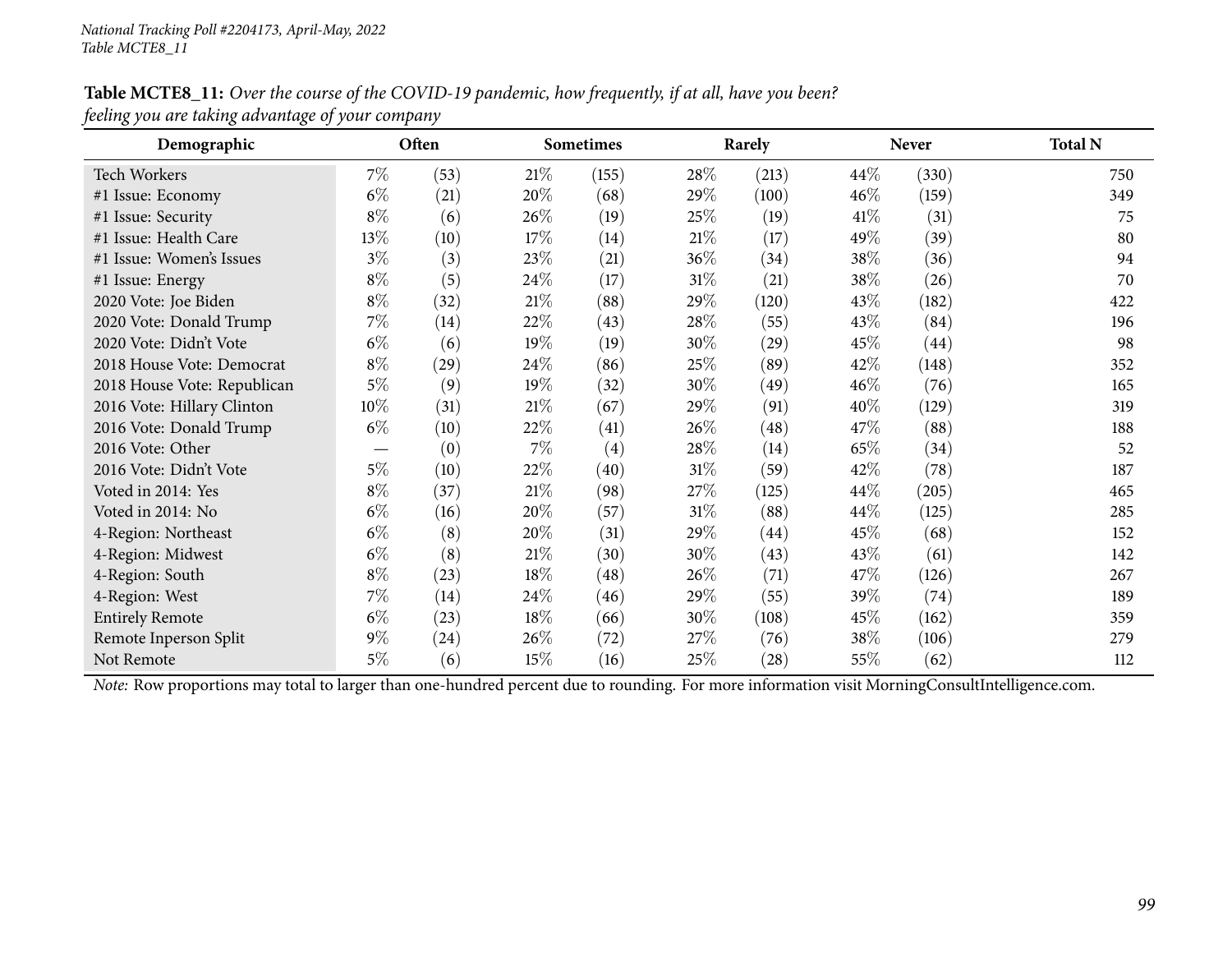*National Tracking Poll #2204173, April-May, 2022*
*Table MCTE8_11*

**Table MCTE8_11:** *Over the course of the COVID-19 pandemic, how frequently, if at all, have you been? feeling you are taking advantage of your company*

| Demographic | Often | | Sometimes | | Rarely | | Never | | Total N |
|---|---|---|---|---|---|---|---|---|---|
| Tech Workers | 7% | (53) | 21% | (155) | 28% | (213) | 44% | (330) | 750 |
| #1 Issue: Economy | 6% | (21) | 20% | (68) | 29% | (100) | 46% | (159) | 349 |
| #1 Issue: Security | 8% | (6) | 26% | (19) | 25% | (19) | 41% | (31) | 75 |
| #1 Issue: Health Care | 13% | (10) | 17% | (14) | 21% | (17) | 49% | (39) | 80 |
| #1 Issue: Women's Issues | 3% | (3) | 23% | (21) | 36% | (34) | 38% | (36) | 94 |
| #1 Issue: Energy | 8% | (5) | 24% | (17) | 31% | (21) | 38% | (26) | 70 |
| 2020 Vote: Joe Biden | 8% | (32) | 21% | (88) | 29% | (120) | 43% | (182) | 422 |
| 2020 Vote: Donald Trump | 7% | (14) | 22% | (43) | 28% | (55) | 43% | (84) | 196 |
| 2020 Vote: Didn't Vote | 6% | (6) | 19% | (19) | 30% | (29) | 45% | (44) | 98 |
| 2018 House Vote: Democrat | 8% | (29) | 24% | (86) | 25% | (89) | 42% | (148) | 352 |
| 2018 House Vote: Republican | 5% | (9) | 19% | (32) | 30% | (49) | 46% | (76) | 165 |
| 2016 Vote: Hillary Clinton | 10% | (31) | 21% | (67) | 29% | (91) | 40% | (129) | 319 |
| 2016 Vote: Donald Trump | 6% | (10) | 22% | (41) | 26% | (48) | 47% | (88) | 188 |
| 2016 Vote: Other | — | (0) | 7% | (4) | 28% | (14) | 65% | (34) | 52 |
| 2016 Vote: Didn't Vote | 5% | (10) | 22% | (40) | 31% | (59) | 42% | (78) | 187 |
| Voted in 2014: Yes | 8% | (37) | 21% | (98) | 27% | (125) | 44% | (205) | 465 |
| Voted in 2014: No | 6% | (16) | 20% | (57) | 31% | (88) | 44% | (125) | 285 |
| 4-Region: Northeast | 6% | (8) | 20% | (31) | 29% | (44) | 45% | (68) | 152 |
| 4-Region: Midwest | 6% | (8) | 21% | (30) | 30% | (43) | 43% | (61) | 142 |
| 4-Region: South | 8% | (23) | 18% | (48) | 26% | (71) | 47% | (126) | 267 |
| 4-Region: West | 7% | (14) | 24% | (46) | 29% | (55) | 39% | (74) | 189 |
| Entirely Remote | 6% | (23) | 18% | (66) | 30% | (108) | 45% | (162) | 359 |
| Remote Inperson Split | 9% | (24) | 26% | (72) | 27% | (76) | 38% | (106) | 279 |
| Not Remote | 5% | (6) | 15% | (16) | 25% | (28) | 55% | (62) | 112 |

*Note:* Row proportions may total to larger than one-hundred percent due to rounding. For more information visit MorningConsultIntelligence.com.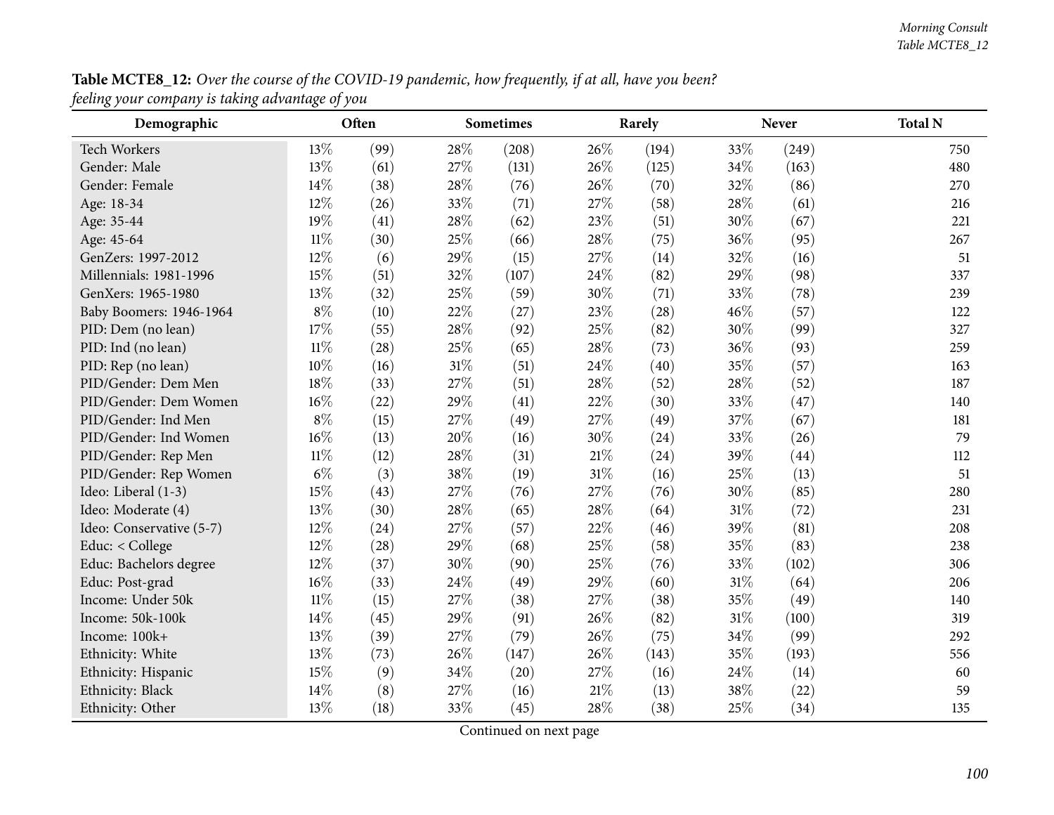**Table MCTE8_12:** *Over the course of the COVID-19 pandemic, how frequently, if at all, have you been? feeling your company is taking advantage of you*

| Demographic | Often | | Sometimes | | Rarely | | Never | | Total N |
|---|---|---|---|---|---|---|---|---|---|
| Tech Workers | 13% | (99) | 28% | (208) | 26% | (194) | 33% | (249) | 750 |
| Gender: Male | 13% | (61) | 27% | (131) | 26% | (125) | 34% | (163) | 480 |
| Gender: Female | 14% | (38) | 28% | (76) | 26% | (70) | 32% | (86) | 270 |
| Age: 18-34 | 12% | (26) | 33% | (71) | 27% | (58) | 28% | (61) | 216 |
| Age: 35-44 | 19% | (41) | 28% | (62) | 23% | (51) | 30% | (67) | 221 |
| Age: 45-64 | 11% | (30) | 25% | (66) | 28% | (75) | 36% | (95) | 267 |
| GenZers: 1997-2012 | 12% | (6) | 29% | (15) | 27% | (14) | 32% | (16) | 51 |
| Millennials: 1981-1996 | 15% | (51) | 32% | (107) | 24% | (82) | 29% | (98) | 337 |
| GenXers: 1965-1980 | 13% | (32) | 25% | (59) | 30% | (71) | 33% | (78) | 239 |
| Baby Boomers: 1946-1964 | 8% | (10) | 22% | (27) | 23% | (28) | 46% | (57) | 122 |
| PID: Dem (no lean) | 17% | (55) | 28% | (92) | 25% | (82) | 30% | (99) | 327 |
| PID: Ind (no lean) | 11% | (28) | 25% | (65) | 28% | (73) | 36% | (93) | 259 |
| PID: Rep (no lean) | 10% | (16) | 31% | (51) | 24% | (40) | 35% | (57) | 163 |
| PID/Gender: Dem Men | 18% | (33) | 27% | (51) | 28% | (52) | 28% | (52) | 187 |
| PID/Gender: Dem Women | 16% | (22) | 29% | (41) | 22% | (30) | 33% | (47) | 140 |
| PID/Gender: Ind Men | 8% | (15) | 27% | (49) | 27% | (49) | 37% | (67) | 181 |
| PID/Gender: Ind Women | 16% | (13) | 20% | (16) | 30% | (24) | 33% | (26) | 79 |
| PID/Gender: Rep Men | 11% | (12) | 28% | (31) | 21% | (24) | 39% | (44) | 112 |
| PID/Gender: Rep Women | 6% | (3) | 38% | (19) | 31% | (16) | 25% | (13) | 51 |
| Ideo: Liberal (1-3) | 15% | (43) | 27% | (76) | 27% | (76) | 30% | (85) | 280 |
| Ideo: Moderate (4) | 13% | (30) | 28% | (65) | 28% | (64) | 31% | (72) | 231 |
| Ideo: Conservative (5-7) | 12% | (24) | 27% | (57) | 22% | (46) | 39% | (81) | 208 |
| Educ: < College | 12% | (28) | 29% | (68) | 25% | (58) | 35% | (83) | 238 |
| Educ: Bachelors degree | 12% | (37) | 30% | (90) | 25% | (76) | 33% | (102) | 306 |
| Educ: Post-grad | 16% | (33) | 24% | (49) | 29% | (60) | 31% | (64) | 206 |
| Income: Under 50k | 11% | (15) | 27% | (38) | 27% | (38) | 35% | (49) | 140 |
| Income: 50k-100k | 14% | (45) | 29% | (91) | 26% | (82) | 31% | (100) | 319 |
| Income: 100k+ | 13% | (39) | 27% | (79) | 26% | (75) | 34% | (99) | 292 |
| Ethnicity: White | 13% | (73) | 26% | (147) | 26% | (143) | 35% | (193) | 556 |
| Ethnicity: Hispanic | 15% | (9) | 34% | (20) | 27% | (16) | 24% | (14) | 60 |
| Ethnicity: Black | 14% | (8) | 27% | (16) | 21% | (13) | 38% | (22) | 59 |
| Ethnicity: Other | 13% | (18) | 33% | (45) | 28% | (38) | 25% | (34) | 135 |

Continued on next page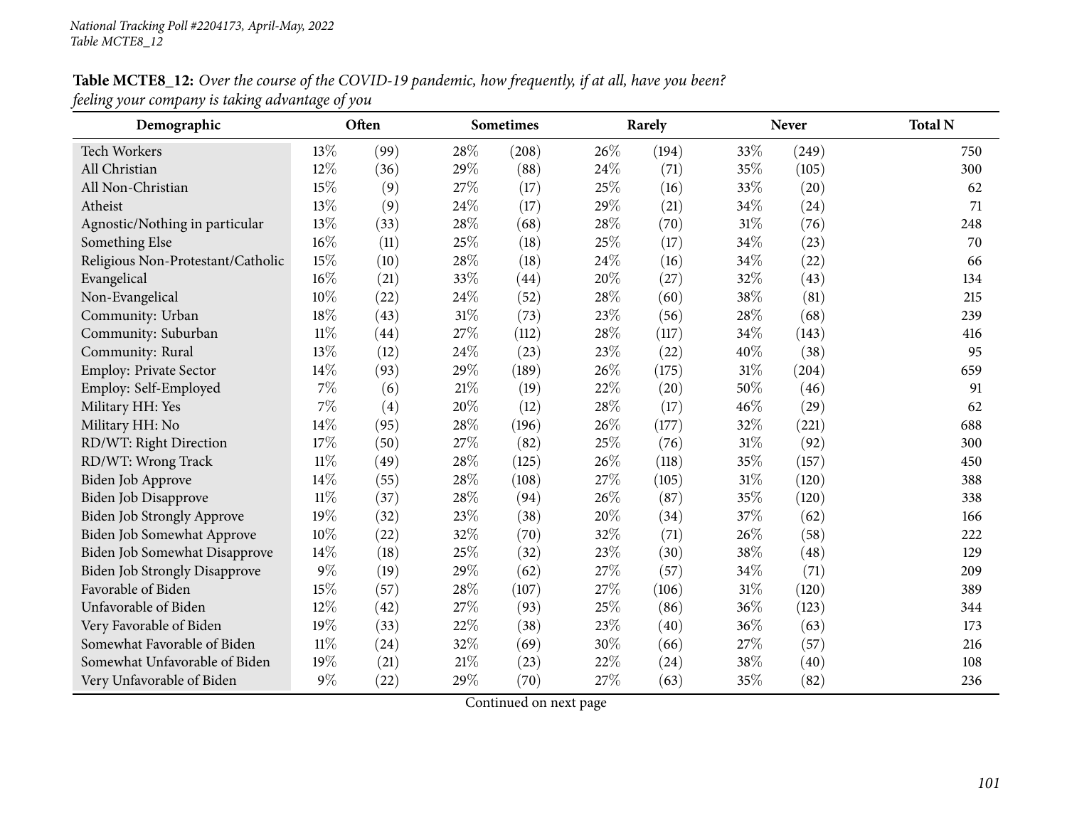**Table MCTE8_12:** *Over the course of the COVID-19 pandemic, how frequently, if at all, have you been? feeling your company is taking advantage of you*

| Demographic | Often | | Sometimes | | Rarely | | Never | | Total N |
|---|---|---|---|---|---|---|---|---|---|
| Tech Workers | 13% | (99) | 28% | (208) | 26% | (194) | 33% | (249) | 750 |
| All Christian | 12% | (36) | 29% | (88) | 24% | (71) | 35% | (105) | 300 |
| All Non-Christian | 15% | (9) | 27% | (17) | 25% | (16) | 33% | (20) | 62 |
| Atheist | 13% | (9) | 24% | (17) | 29% | (21) | 34% | (24) | 71 |
| Agnostic/Nothing in particular | 13% | (33) | 28% | (68) | 28% | (70) | 31% | (76) | 248 |
| Something Else | 16% | (11) | 25% | (18) | 25% | (17) | 34% | (23) | 70 |
| Religious Non-Protestant/Catholic | 15% | (10) | 28% | (18) | 24% | (16) | 34% | (22) | 66 |
| Evangelical | 16% | (21) | 33% | (44) | 20% | (27) | 32% | (43) | 134 |
| Non-Evangelical | 10% | (22) | 24% | (52) | 28% | (60) | 38% | (81) | 215 |
| Community: Urban | 18% | (43) | 31% | (73) | 23% | (56) | 28% | (68) | 239 |
| Community: Suburban | 11% | (44) | 27% | (112) | 28% | (117) | 34% | (143) | 416 |
| Community: Rural | 13% | (12) | 24% | (23) | 23% | (22) | 40% | (38) | 95 |
| Employ: Private Sector | 14% | (93) | 29% | (189) | 26% | (175) | 31% | (204) | 659 |
| Employ: Self-Employed | 7% | (6) | 21% | (19) | 22% | (20) | 50% | (46) | 91 |
| Military HH: Yes | 7% | (4) | 20% | (12) | 28% | (17) | 46% | (29) | 62 |
| Military HH: No | 14% | (95) | 28% | (196) | 26% | (177) | 32% | (221) | 688 |
| RD/WT: Right Direction | 17% | (50) | 27% | (82) | 25% | (76) | 31% | (92) | 300 |
| RD/WT: Wrong Track | 11% | (49) | 28% | (125) | 26% | (118) | 35% | (157) | 450 |
| Biden Job Approve | 14% | (55) | 28% | (108) | 27% | (105) | 31% | (120) | 388 |
| Biden Job Disapprove | 11% | (37) | 28% | (94) | 26% | (87) | 35% | (120) | 338 |
| Biden Job Strongly Approve | 19% | (32) | 23% | (38) | 20% | (34) | 37% | (62) | 166 |
| Biden Job Somewhat Approve | 10% | (22) | 32% | (70) | 32% | (71) | 26% | (58) | 222 |
| Biden Job Somewhat Disapprove | 14% | (18) | 25% | (32) | 23% | (30) | 38% | (48) | 129 |
| Biden Job Strongly Disapprove | 9% | (19) | 29% | (62) | 27% | (57) | 34% | (71) | 209 |
| Favorable of Biden | 15% | (57) | 28% | (107) | 27% | (106) | 31% | (120) | 389 |
| Unfavorable of Biden | 12% | (42) | 27% | (93) | 25% | (86) | 36% | (123) | 344 |
| Very Favorable of Biden | 19% | (33) | 22% | (38) | 23% | (40) | 36% | (63) | 173 |
| Somewhat Favorable of Biden | 11% | (24) | 32% | (69) | 30% | (66) | 27% | (57) | 216 |
| Somewhat Unfavorable of Biden | 19% | (21) | 21% | (23) | 22% | (24) | 38% | (40) | 108 |
| Very Unfavorable of Biden | 9% | (22) | 29% | (70) | 27% | (63) | 35% | (82) | 236 |

Continued on next page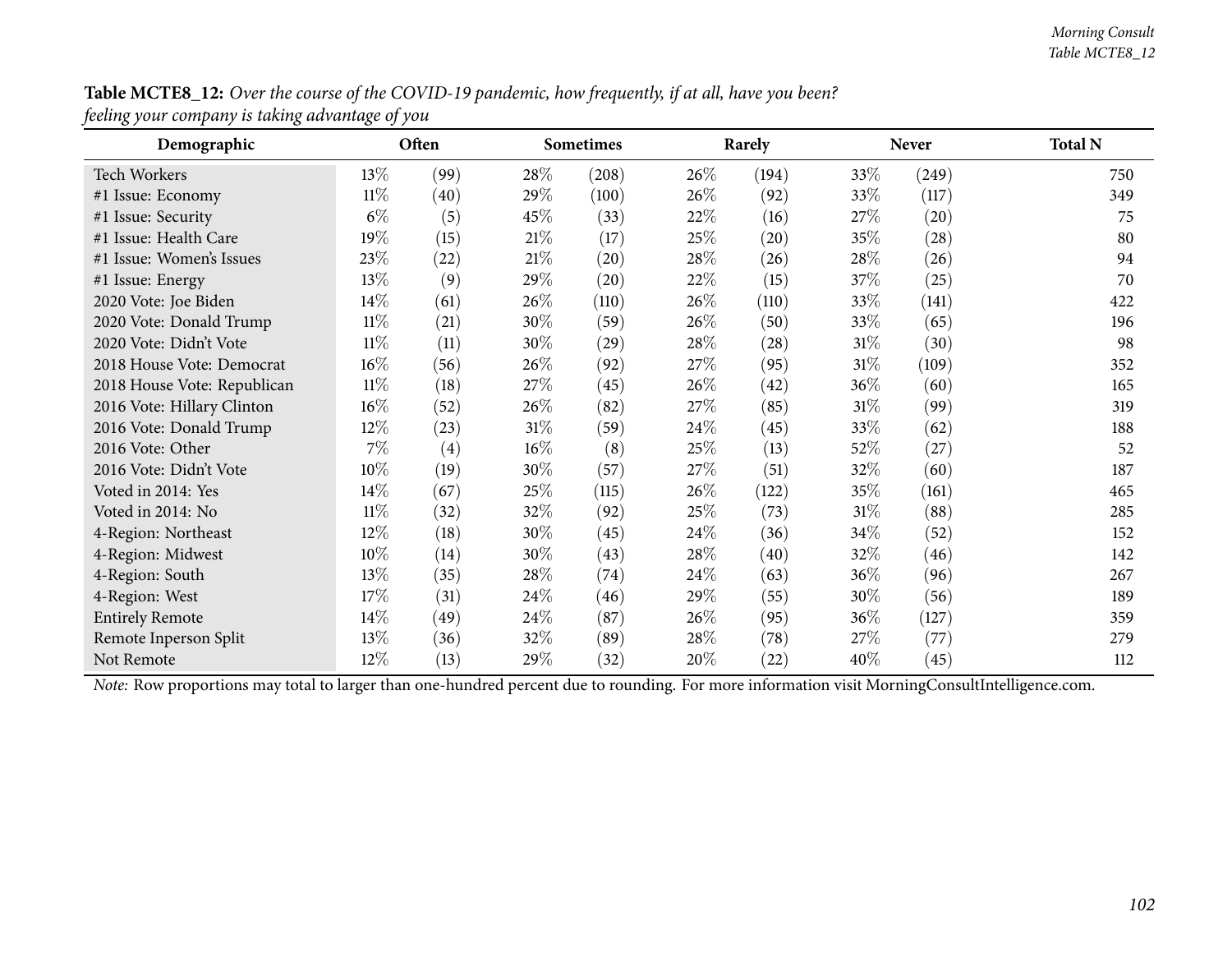**Table MCTE8_12:** *Over the course of the COVID-19 pandemic, how frequently, if at all, have you been? feeling your company is taking advantage of you*

| Demographic | Often | | Sometimes | | Rarely | | Never | | Total N |
|---|---|---|---|---|---|---|---|---|---|
| Tech Workers | 13% | (99) | 28% | (208) | 26% | (194) | 33% | (249) | 750 |
| #1 Issue: Economy | 11% | (40) | 29% | (100) | 26% | (92) | 33% | (117) | 349 |
| #1 Issue: Security | 6% | (5) | 45% | (33) | 22% | (16) | 27% | (20) | 75 |
| #1 Issue: Health Care | 19% | (15) | 21% | (17) | 25% | (20) | 35% | (28) | 80 |
| #1 Issue: Women's Issues | 23% | (22) | 21% | (20) | 28% | (26) | 28% | (26) | 94 |
| #1 Issue: Energy | 13% | (9) | 29% | (20) | 22% | (15) | 37% | (25) | 70 |
| 2020 Vote: Joe Biden | 14% | (61) | 26% | (110) | 26% | (110) | 33% | (141) | 422 |
| 2020 Vote: Donald Trump | 11% | (21) | 30% | (59) | 26% | (50) | 33% | (65) | 196 |
| 2020 Vote: Didn't Vote | 11% | (11) | 30% | (29) | 28% | (28) | 31% | (30) | 98 |
| 2018 House Vote: Democrat | 16% | (56) | 26% | (92) | 27% | (95) | 31% | (109) | 352 |
| 2018 House Vote: Republican | 11% | (18) | 27% | (45) | 26% | (42) | 36% | (60) | 165 |
| 2016 Vote: Hillary Clinton | 16% | (52) | 26% | (82) | 27% | (85) | 31% | (99) | 319 |
| 2016 Vote: Donald Trump | 12% | (23) | 31% | (59) | 24% | (45) | 33% | (62) | 188 |
| 2016 Vote: Other | 7% | (4) | 16% | (8) | 25% | (13) | 52% | (27) | 52 |
| 2016 Vote: Didn't Vote | 10% | (19) | 30% | (57) | 27% | (51) | 32% | (60) | 187 |
| Voted in 2014: Yes | 14% | (67) | 25% | (115) | 26% | (122) | 35% | (161) | 465 |
| Voted in 2014: No | 11% | (32) | 32% | (92) | 25% | (73) | 31% | (88) | 285 |
| 4-Region: Northeast | 12% | (18) | 30% | (45) | 24% | (36) | 34% | (52) | 152 |
| 4-Region: Midwest | 10% | (14) | 30% | (43) | 28% | (40) | 32% | (46) | 142 |
| 4-Region: South | 13% | (35) | 28% | (74) | 24% | (63) | 36% | (96) | 267 |
| 4-Region: West | 17% | (31) | 24% | (46) | 29% | (55) | 30% | (56) | 189 |
| Entirely Remote | 14% | (49) | 24% | (87) | 26% | (95) | 36% | (127) | 359 |
| Remote Inperson Split | 13% | (36) | 32% | (89) | 28% | (78) | 27% | (77) | 279 |
| Not Remote | 12% | (13) | 29% | (32) | 20% | (22) | 40% | (45) | 112 |

*Note:* Row proportions may total to larger than one-hundred percent due to rounding. For more information visit MorningConsultIntelligence.com.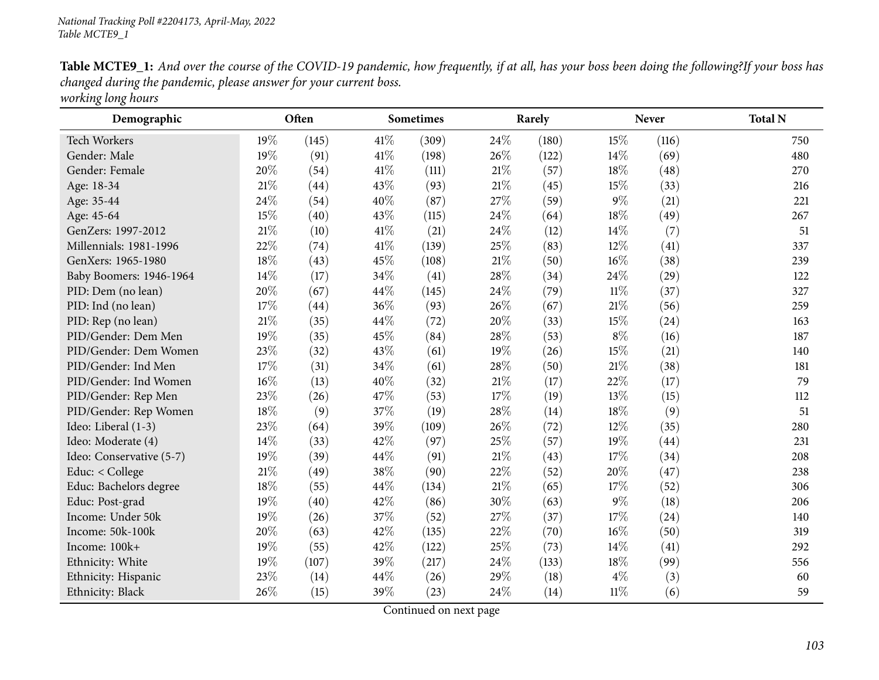**Table MCTE9_1:** *And over the course of the COVID-19 pandemic, how frequently, if at all, has your boss been doing the following?If your boss has changed during the pandemic, please answer for your current boss.*
*working long hours*

| Demographic | Often | | Sometimes | | Rarely | | Never | | Total N |
|---|---|---|---|---|---|---|---|---|---|
| Tech Workers | 19% | (145) | 41% | (309) | 24% | (180) | 15% | (116) | 750 |
| Gender: Male | 19% | (91) | 41% | (198) | 26% | (122) | 14% | (69) | 480 |
| Gender: Female | 20% | (54) | 41% | (111) | 21% | (57) | 18% | (48) | 270 |
| Age: 18-34 | 21% | (44) | 43% | (93) | 21% | (45) | 15% | (33) | 216 |
| Age: 35-44 | 24% | (54) | 40% | (87) | 27% | (59) | 9% | (21) | 221 |
| Age: 45-64 | 15% | (40) | 43% | (115) | 24% | (64) | 18% | (49) | 267 |
| GenZers: 1997-2012 | 21% | (10) | 41% | (21) | 24% | (12) | 14% | (7) | 51 |
| Millennials: 1981-1996 | 22% | (74) | 41% | (139) | 25% | (83) | 12% | (41) | 337 |
| GenXers: 1965-1980 | 18% | (43) | 45% | (108) | 21% | (50) | 16% | (38) | 239 |
| Baby Boomers: 1946-1964 | 14% | (17) | 34% | (41) | 28% | (34) | 24% | (29) | 122 |
| PID: Dem (no lean) | 20% | (67) | 44% | (145) | 24% | (79) | 11% | (37) | 327 |
| PID: Ind (no lean) | 17% | (44) | 36% | (93) | 26% | (67) | 21% | (56) | 259 |
| PID: Rep (no lean) | 21% | (35) | 44% | (72) | 20% | (33) | 15% | (24) | 163 |
| PID/Gender: Dem Men | 19% | (35) | 45% | (84) | 28% | (53) | 8% | (16) | 187 |
| PID/Gender: Dem Women | 23% | (32) | 43% | (61) | 19% | (26) | 15% | (21) | 140 |
| PID/Gender: Ind Men | 17% | (31) | 34% | (61) | 28% | (50) | 21% | (38) | 181 |
| PID/Gender: Ind Women | 16% | (13) | 40% | (32) | 21% | (17) | 22% | (17) | 79 |
| PID/Gender: Rep Men | 23% | (26) | 47% | (53) | 17% | (19) | 13% | (15) | 112 |
| PID/Gender: Rep Women | 18% | (9) | 37% | (19) | 28% | (14) | 18% | (9) | 51 |
| Ideo: Liberal (1-3) | 23% | (64) | 39% | (109) | 26% | (72) | 12% | (35) | 280 |
| Ideo: Moderate (4) | 14% | (33) | 42% | (97) | 25% | (57) | 19% | (44) | 231 |
| Ideo: Conservative (5-7) | 19% | (39) | 44% | (91) | 21% | (43) | 17% | (34) | 208 |
| Educ: < College | 21% | (49) | 38% | (90) | 22% | (52) | 20% | (47) | 238 |
| Educ: Bachelors degree | 18% | (55) | 44% | (134) | 21% | (65) | 17% | (52) | 306 |
| Educ: Post-grad | 19% | (40) | 42% | (86) | 30% | (63) | 9% | (18) | 206 |
| Income: Under 50k | 19% | (26) | 37% | (52) | 27% | (37) | 17% | (24) | 140 |
| Income: 50k-100k | 20% | (63) | 42% | (135) | 22% | (70) | 16% | (50) | 319 |
| Income: 100k+ | 19% | (55) | 42% | (122) | 25% | (73) | 14% | (41) | 292 |
| Ethnicity: White | 19% | (107) | 39% | (217) | 24% | (133) | 18% | (99) | 556 |
| Ethnicity: Hispanic | 23% | (14) | 44% | (26) | 29% | (18) | 4% | (3) | 60 |
| Ethnicity: Black | 26% | (15) | 39% | (23) | 24% | (14) | 11% | (6) | 59 |

Continued on next page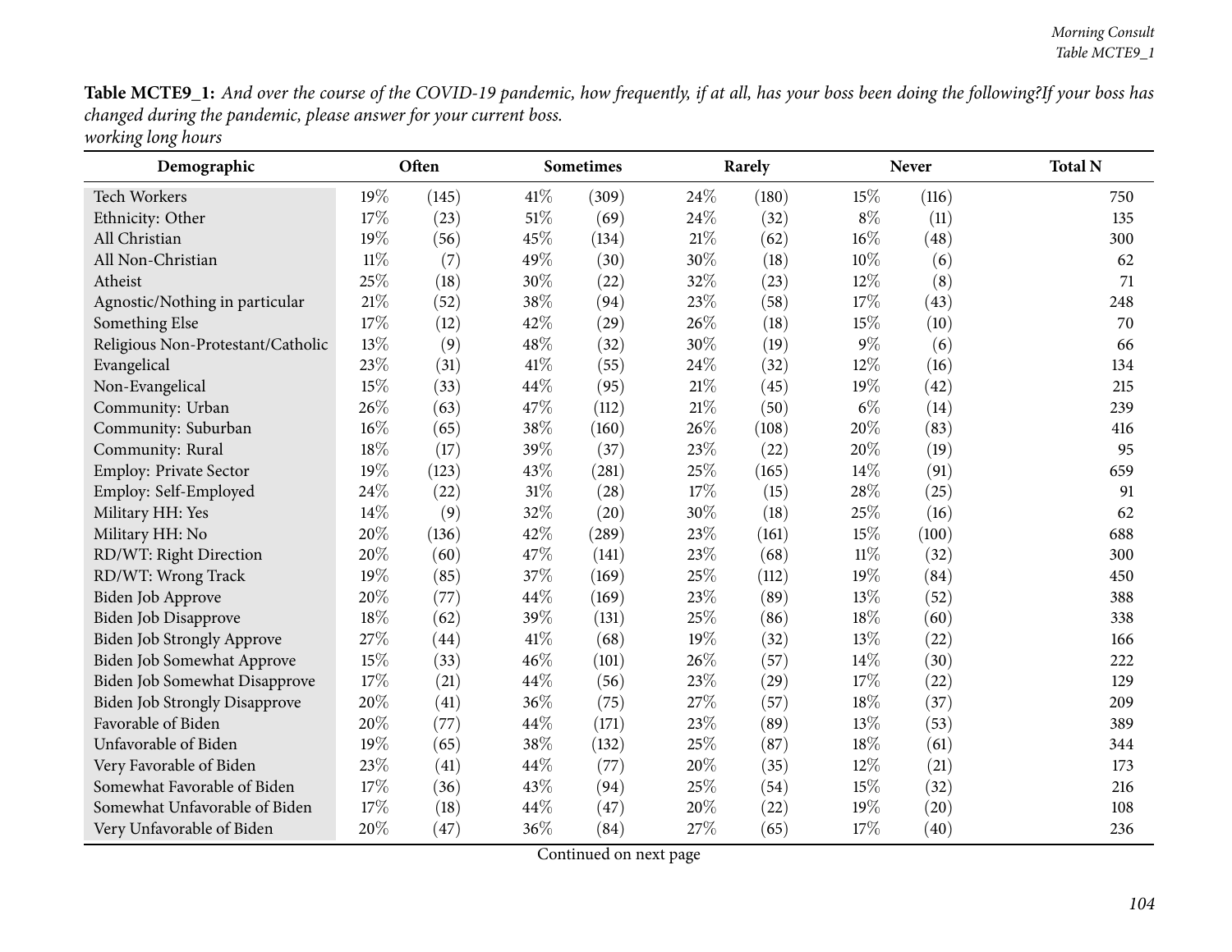**Table MCTE9_1:** *And over the course of the COVID-19 pandemic, how frequently, if at all, has your boss been doing the following?If your boss has changed during the pandemic, please answer for your current boss.*
*working long hours*

| Demographic | Often | | Sometimes | | Rarely | | Never | | Total N |
|---|---|---|---|---|---|---|---|---|---|
| Tech Workers | 19% | (145) | 41% | (309) | 24% | (180) | 15% | (116) | 750 |
| Ethnicity: Other | 17% | (23) | 51% | (69) | 24% | (32) | 8% | (11) | 135 |
| All Christian | 19% | (56) | 45% | (134) | 21% | (62) | 16% | (48) | 300 |
| All Non-Christian | 11% | (7) | 49% | (30) | 30% | (18) | 10% | (6) | 62 |
| Atheist | 25% | (18) | 30% | (22) | 32% | (23) | 12% | (8) | 71 |
| Agnostic/Nothing in particular | 21% | (52) | 38% | (94) | 23% | (58) | 17% | (43) | 248 |
| Something Else | 17% | (12) | 42% | (29) | 26% | (18) | 15% | (10) | 70 |
| Religious Non-Protestant/Catholic | 13% | (9) | 48% | (32) | 30% | (19) | 9% | (6) | 66 |
| Evangelical | 23% | (31) | 41% | (55) | 24% | (32) | 12% | (16) | 134 |
| Non-Evangelical | 15% | (33) | 44% | (95) | 21% | (45) | 19% | (42) | 215 |
| Community: Urban | 26% | (63) | 47% | (112) | 21% | (50) | 6% | (14) | 239 |
| Community: Suburban | 16% | (65) | 38% | (160) | 26% | (108) | 20% | (83) | 416 |
| Community: Rural | 18% | (17) | 39% | (37) | 23% | (22) | 20% | (19) | 95 |
| Employ: Private Sector | 19% | (123) | 43% | (281) | 25% | (165) | 14% | (91) | 659 |
| Employ: Self-Employed | 24% | (22) | 31% | (28) | 17% | (15) | 28% | (25) | 91 |
| Military HH: Yes | 14% | (9) | 32% | (20) | 30% | (18) | 25% | (16) | 62 |
| Military HH: No | 20% | (136) | 42% | (289) | 23% | (161) | 15% | (100) | 688 |
| RD/WT: Right Direction | 20% | (60) | 47% | (141) | 23% | (68) | 11% | (32) | 300 |
| RD/WT: Wrong Track | 19% | (85) | 37% | (169) | 25% | (112) | 19% | (84) | 450 |
| Biden Job Approve | 20% | (77) | 44% | (169) | 23% | (89) | 13% | (52) | 388 |
| Biden Job Disapprove | 18% | (62) | 39% | (131) | 25% | (86) | 18% | (60) | 338 |
| Biden Job Strongly Approve | 27% | (44) | 41% | (68) | 19% | (32) | 13% | (22) | 166 |
| Biden Job Somewhat Approve | 15% | (33) | 46% | (101) | 26% | (57) | 14% | (30) | 222 |
| Biden Job Somewhat Disapprove | 17% | (21) | 44% | (56) | 23% | (29) | 17% | (22) | 129 |
| Biden Job Strongly Disapprove | 20% | (41) | 36% | (75) | 27% | (57) | 18% | (37) | 209 |
| Favorable of Biden | 20% | (77) | 44% | (171) | 23% | (89) | 13% | (53) | 389 |
| Unfavorable of Biden | 19% | (65) | 38% | (132) | 25% | (87) | 18% | (61) | 344 |
| Very Favorable of Biden | 23% | (41) | 44% | (77) | 20% | (35) | 12% | (21) | 173 |
| Somewhat Favorable of Biden | 17% | (36) | 43% | (94) | 25% | (54) | 15% | (32) | 216 |
| Somewhat Unfavorable of Biden | 17% | (18) | 44% | (47) | 20% | (22) | 19% | (20) | 108 |
| Very Unfavorable of Biden | 20% | (47) | 36% | (84) | 27% | (65) | 17% | (40) | 236 |

Continued on next page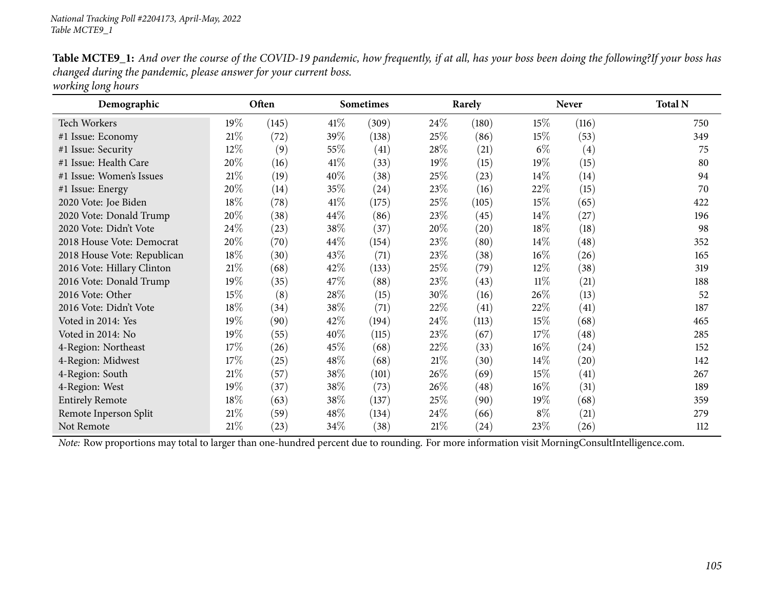**Table MCTE9_1:** *And over the course of the COVID-19 pandemic, how frequently, if at all, has your boss been doing the following?If your boss has changed during the pandemic, please answer for your current boss.*
*working long hours*

| Demographic | Often | | Sometimes | | Rarely | | Never | | Total N |
|---|---|---|---|---|---|---|---|---|---|
| Tech Workers | 19% | (145) | 41% | (309) | 24% | (180) | 15% | (116) | 750 |
| #1 Issue: Economy | 21% | (72) | 39% | (138) | 25% | (86) | 15% | (53) | 349 |
| #1 Issue: Security | 12% | (9) | 55% | (41) | 28% | (21) | 6% | (4) | 75 |
| #1 Issue: Health Care | 20% | (16) | 41% | (33) | 19% | (15) | 19% | (15) | 80 |
| #1 Issue: Women's Issues | 21% | (19) | 40% | (38) | 25% | (23) | 14% | (14) | 94 |
| #1 Issue: Energy | 20% | (14) | 35% | (24) | 23% | (16) | 22% | (15) | 70 |
| 2020 Vote: Joe Biden | 18% | (78) | 41% | (175) | 25% | (105) | 15% | (65) | 422 |
| 2020 Vote: Donald Trump | 20% | (38) | 44% | (86) | 23% | (45) | 14% | (27) | 196 |
| 2020 Vote: Didn't Vote | 24% | (23) | 38% | (37) | 20% | (20) | 18% | (18) | 98 |
| 2018 House Vote: Democrat | 20% | (70) | 44% | (154) | 23% | (80) | 14% | (48) | 352 |
| 2018 House Vote: Republican | 18% | (30) | 43% | (71) | 23% | (38) | 16% | (26) | 165 |
| 2016 Vote: Hillary Clinton | 21% | (68) | 42% | (133) | 25% | (79) | 12% | (38) | 319 |
| 2016 Vote: Donald Trump | 19% | (35) | 47% | (88) | 23% | (43) | 11% | (21) | 188 |
| 2016 Vote: Other | 15% | (8) | 28% | (15) | 30% | (16) | 26% | (13) | 52 |
| 2016 Vote: Didn't Vote | 18% | (34) | 38% | (71) | 22% | (41) | 22% | (41) | 187 |
| Voted in 2014: Yes | 19% | (90) | 42% | (194) | 24% | (113) | 15% | (68) | 465 |
| Voted in 2014: No | 19% | (55) | 40% | (115) | 23% | (67) | 17% | (48) | 285 |
| 4-Region: Northeast | 17% | (26) | 45% | (68) | 22% | (33) | 16% | (24) | 152 |
| 4-Region: Midwest | 17% | (25) | 48% | (68) | 21% | (30) | 14% | (20) | 142 |
| 4-Region: South | 21% | (57) | 38% | (101) | 26% | (69) | 15% | (41) | 267 |
| 4-Region: West | 19% | (37) | 38% | (73) | 26% | (48) | 16% | (31) | 189 |
| Entirely Remote | 18% | (63) | 38% | (137) | 25% | (90) | 19% | (68) | 359 |
| Remote Inperson Split | 21% | (59) | 48% | (134) | 24% | (66) | 8% | (21) | 279 |
| Not Remote | 21% | (23) | 34% | (38) | 21% | (24) | 23% | (26) | 112 |

*Note:* Row proportions may total to larger than one-hundred percent due to rounding. For more information visit MorningConsultIntelligence.com.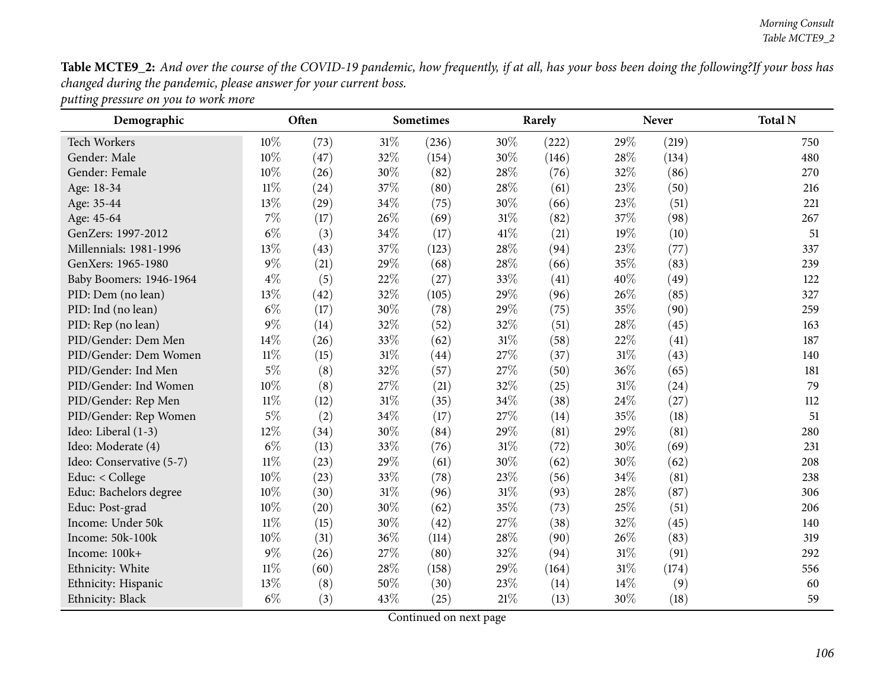**Table MCTE9_2:** *And over the course of the COVID-19 pandemic, how frequently, if at all, has your boss been doing the following?If your boss has changed during the pandemic, please answer for your current boss.*
*putting pressure on you to work more*

| Demographic | Often | | Sometimes | | Rarely | | Never | | Total N |
|---|---|---|---|---|---|---|---|---|---|
| Tech Workers | 10% | (73) | 31% | (236) | 30% | (222) | 29% | (219) | 750 |
| Gender: Male | 10% | (47) | 32% | (154) | 30% | (146) | 28% | (134) | 480 |
| Gender: Female | 10% | (26) | 30% | (82) | 28% | (76) | 32% | (86) | 270 |
| Age: 18-34 | 11% | (24) | 37% | (80) | 28% | (61) | 23% | (50) | 216 |
| Age: 35-44 | 13% | (29) | 34% | (75) | 30% | (66) | 23% | (51) | 221 |
| Age: 45-64 | 7% | (17) | 26% | (69) | 31% | (82) | 37% | (98) | 267 |
| GenZers: 1997-2012 | 6% | (3) | 34% | (17) | 41% | (21) | 19% | (10) | 51 |
| Millennials: 1981-1996 | 13% | (43) | 37% | (123) | 28% | (94) | 23% | (77) | 337 |
| GenXers: 1965-1980 | 9% | (21) | 29% | (68) | 28% | (66) | 35% | (83) | 239 |
| Baby Boomers: 1946-1964 | 4% | (5) | 22% | (27) | 33% | (41) | 40% | (49) | 122 |
| PID: Dem (no lean) | 13% | (42) | 32% | (105) | 29% | (96) | 26% | (85) | 327 |
| PID: Ind (no lean) | 6% | (17) | 30% | (78) | 29% | (75) | 35% | (90) | 259 |
| PID: Rep (no lean) | 9% | (14) | 32% | (52) | 32% | (51) | 28% | (45) | 163 |
| PID/Gender: Dem Men | 14% | (26) | 33% | (62) | 31% | (58) | 22% | (41) | 187 |
| PID/Gender: Dem Women | 11% | (15) | 31% | (44) | 27% | (37) | 31% | (43) | 140 |
| PID/Gender: Ind Men | 5% | (8) | 32% | (57) | 27% | (50) | 36% | (65) | 181 |
| PID/Gender: Ind Women | 10% | (8) | 27% | (21) | 32% | (25) | 31% | (24) | 79 |
| PID/Gender: Rep Men | 11% | (12) | 31% | (35) | 34% | (38) | 24% | (27) | 112 |
| PID/Gender: Rep Women | 5% | (2) | 34% | (17) | 27% | (14) | 35% | (18) | 51 |
| Ideo: Liberal (1-3) | 12% | (34) | 30% | (84) | 29% | (81) | 29% | (81) | 280 |
| Ideo: Moderate (4) | 6% | (13) | 33% | (76) | 31% | (72) | 30% | (69) | 231 |
| Ideo: Conservative (5-7) | 11% | (23) | 29% | (61) | 30% | (62) | 30% | (62) | 208 |
| Educ: < College | 10% | (23) | 33% | (78) | 23% | (56) | 34% | (81) | 238 |
| Educ: Bachelors degree | 10% | (30) | 31% | (96) | 31% | (93) | 28% | (87) | 306 |
| Educ: Post-grad | 10% | (20) | 30% | (62) | 35% | (73) | 25% | (51) | 206 |
| Income: Under 50k | 11% | (15) | 30% | (42) | 27% | (38) | 32% | (45) | 140 |
| Income: 50k-100k | 10% | (31) | 36% | (114) | 28% | (90) | 26% | (83) | 319 |
| Income: 100k+ | 9% | (26) | 27% | (80) | 32% | (94) | 31% | (91) | 292 |
| Ethnicity: White | 11% | (60) | 28% | (158) | 29% | (164) | 31% | (174) | 556 |
| Ethnicity: Hispanic | 13% | (8) | 50% | (30) | 23% | (14) | 14% | (9) | 60 |
| Ethnicity: Black | 6% | (3) | 43% | (25) | 21% | (13) | 30% | (18) | 59 |

Continued on next page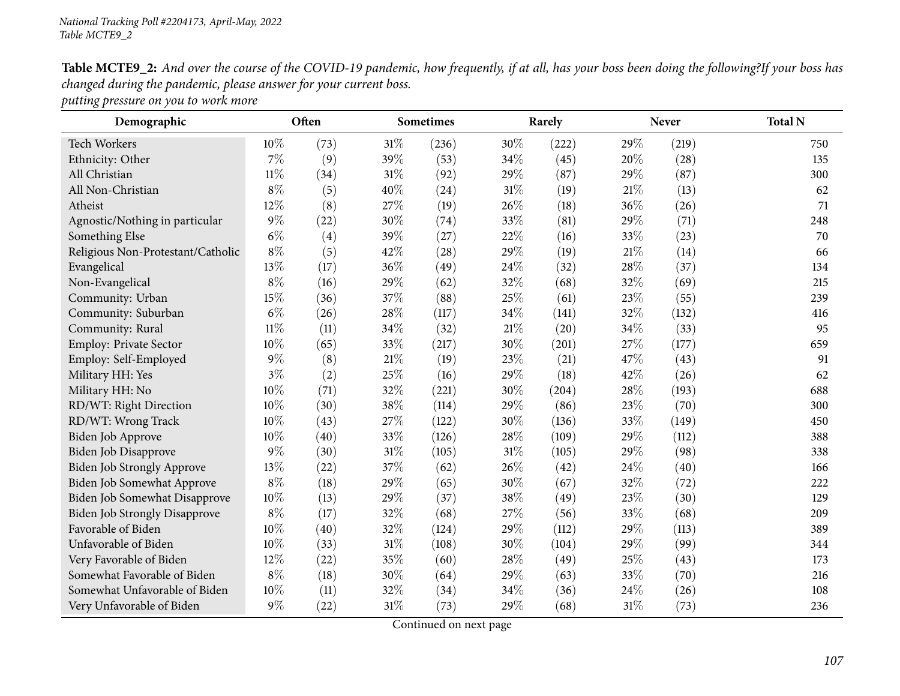*National Tracking Poll #2204173, April-May, 2022*
*Table MCTE9_2*

**Table MCTE9_2:** *And over the course of the COVID-19 pandemic, how frequently, if at all, has your boss been doing the following?If your boss has changed during the pandemic, please answer for your current boss.*
*putting pressure on you to work more*

| Demographic | Often | | Sometimes | | Rarely | | Never | | Total N |
|---|---|---|---|---|---|---|---|---|---|
| Tech Workers | 10% | (73) | 31% | (236) | 30% | (222) | 29% | (219) | 750 |
| Ethnicity: Other | 7% | (9) | 39% | (53) | 34% | (45) | 20% | (28) | 135 |
| All Christian | 11% | (34) | 31% | (92) | 29% | (87) | 29% | (87) | 300 |
| All Non-Christian | 8% | (5) | 40% | (24) | 31% | (19) | 21% | (13) | 62 |
| Atheist | 12% | (8) | 27% | (19) | 26% | (18) | 36% | (26) | 71 |
| Agnostic/Nothing in particular | 9% | (22) | 30% | (74) | 33% | (81) | 29% | (71) | 248 |
| Something Else | 6% | (4) | 39% | (27) | 22% | (16) | 33% | (23) | 70 |
| Religious Non-Protestant/Catholic | 8% | (5) | 42% | (28) | 29% | (19) | 21% | (14) | 66 |
| Evangelical | 13% | (17) | 36% | (49) | 24% | (32) | 28% | (37) | 134 |
| Non-Evangelical | 8% | (16) | 29% | (62) | 32% | (68) | 32% | (69) | 215 |
| Community: Urban | 15% | (36) | 37% | (88) | 25% | (61) | 23% | (55) | 239 |
| Community: Suburban | 6% | (26) | 28% | (117) | 34% | (141) | 32% | (132) | 416 |
| Community: Rural | 11% | (11) | 34% | (32) | 21% | (20) | 34% | (33) | 95 |
| Employ: Private Sector | 10% | (65) | 33% | (217) | 30% | (201) | 27% | (177) | 659 |
| Employ: Self-Employed | 9% | (8) | 21% | (19) | 23% | (21) | 47% | (43) | 91 |
| Military HH: Yes | 3% | (2) | 25% | (16) | 29% | (18) | 42% | (26) | 62 |
| Military HH: No | 10% | (71) | 32% | (221) | 30% | (204) | 28% | (193) | 688 |
| RD/WT: Right Direction | 10% | (30) | 38% | (114) | 29% | (86) | 23% | (70) | 300 |
| RD/WT: Wrong Track | 10% | (43) | 27% | (122) | 30% | (136) | 33% | (149) | 450 |
| Biden Job Approve | 10% | (40) | 33% | (126) | 28% | (109) | 29% | (112) | 388 |
| Biden Job Disapprove | 9% | (30) | 31% | (105) | 31% | (105) | 29% | (98) | 338 |
| Biden Job Strongly Approve | 13% | (22) | 37% | (62) | 26% | (42) | 24% | (40) | 166 |
| Biden Job Somewhat Approve | 8% | (18) | 29% | (65) | 30% | (67) | 32% | (72) | 222 |
| Biden Job Somewhat Disapprove | 10% | (13) | 29% | (37) | 38% | (49) | 23% | (30) | 129 |
| Biden Job Strongly Disapprove | 8% | (17) | 32% | (68) | 27% | (56) | 33% | (68) | 209 |
| Favorable of Biden | 10% | (40) | 32% | (124) | 29% | (112) | 29% | (113) | 389 |
| Unfavorable of Biden | 10% | (33) | 31% | (108) | 30% | (104) | 29% | (99) | 344 |
| Very Favorable of Biden | 12% | (22) | 35% | (60) | 28% | (49) | 25% | (43) | 173 |
| Somewhat Favorable of Biden | 8% | (18) | 30% | (64) | 29% | (63) | 33% | (70) | 216 |
| Somewhat Unfavorable of Biden | 10% | (11) | 32% | (34) | 34% | (36) | 24% | (26) | 108 |
| Very Unfavorable of Biden | 9% | (22) | 31% | (73) | 29% | (68) | 31% | (73) | 236 |

Continued on next page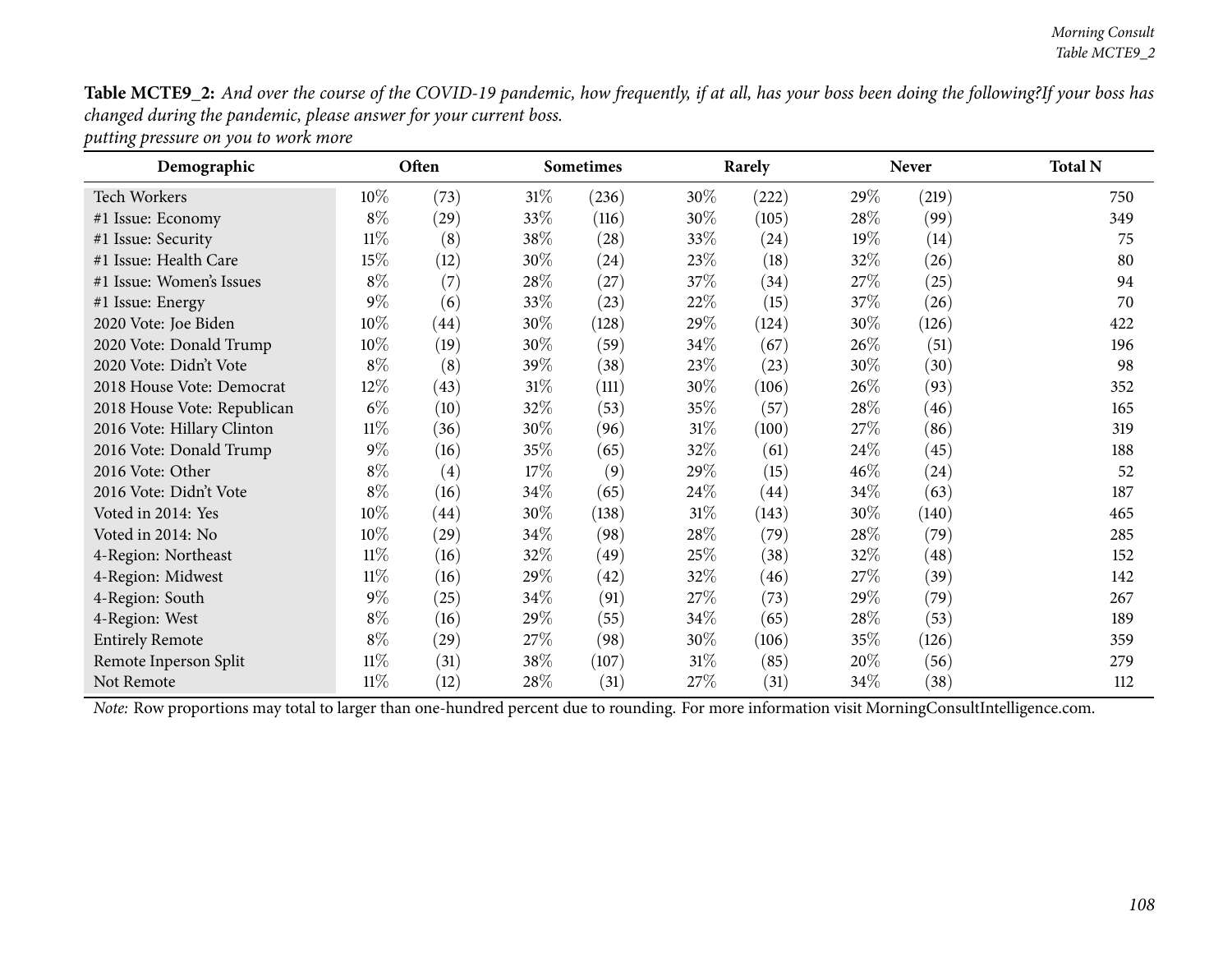**Table MCTE9_2:** *And over the course of the COVID-19 pandemic, how frequently, if at all, has your boss been doing the following?If your boss has changed during the pandemic, please answer for your current boss.*
*putting pressure on you to work more*

| Demographic | Often | | Sometimes | | Rarely | | Never | | Total N |
|---|---|---|---|---|---|---|---|---|---|
| Tech Workers | 10% | (73) | 31% | (236) | 30% | (222) | 29% | (219) | 750 |
| #1 Issue: Economy | 8% | (29) | 33% | (116) | 30% | (105) | 28% | (99) | 349 |
| #1 Issue: Security | 11% | (8) | 38% | (28) | 33% | (24) | 19% | (14) | 75 |
| #1 Issue: Health Care | 15% | (12) | 30% | (24) | 23% | (18) | 32% | (26) | 80 |
| #1 Issue: Women's Issues | 8% | (7) | 28% | (27) | 37% | (34) | 27% | (25) | 94 |
| #1 Issue: Energy | 9% | (6) | 33% | (23) | 22% | (15) | 37% | (26) | 70 |
| 2020 Vote: Joe Biden | 10% | (44) | 30% | (128) | 29% | (124) | 30% | (126) | 422 |
| 2020 Vote: Donald Trump | 10% | (19) | 30% | (59) | 34% | (67) | 26% | (51) | 196 |
| 2020 Vote: Didn't Vote | 8% | (8) | 39% | (38) | 23% | (23) | 30% | (30) | 98 |
| 2018 House Vote: Democrat | 12% | (43) | 31% | (111) | 30% | (106) | 26% | (93) | 352 |
| 2018 House Vote: Republican | 6% | (10) | 32% | (53) | 35% | (57) | 28% | (46) | 165 |
| 2016 Vote: Hillary Clinton | 11% | (36) | 30% | (96) | 31% | (100) | 27% | (86) | 319 |
| 2016 Vote: Donald Trump | 9% | (16) | 35% | (65) | 32% | (61) | 24% | (45) | 188 |
| 2016 Vote: Other | 8% | (4) | 17% | (9) | 29% | (15) | 46% | (24) | 52 |
| 2016 Vote: Didn't Vote | 8% | (16) | 34% | (65) | 24% | (44) | 34% | (63) | 187 |
| Voted in 2014: Yes | 10% | (44) | 30% | (138) | 31% | (143) | 30% | (140) | 465 |
| Voted in 2014: No | 10% | (29) | 34% | (98) | 28% | (79) | 28% | (79) | 285 |
| 4-Region: Northeast | 11% | (16) | 32% | (49) | 25% | (38) | 32% | (48) | 152 |
| 4-Region: Midwest | 11% | (16) | 29% | (42) | 32% | (46) | 27% | (39) | 142 |
| 4-Region: South | 9% | (25) | 34% | (91) | 27% | (73) | 29% | (79) | 267 |
| 4-Region: West | 8% | (16) | 29% | (55) | 34% | (65) | 28% | (53) | 189 |
| Entirely Remote | 8% | (29) | 27% | (98) | 30% | (106) | 35% | (126) | 359 |
| Remote Inperson Split | 11% | (31) | 38% | (107) | 31% | (85) | 20% | (56) | 279 |
| Not Remote | 11% | (12) | 28% | (31) | 27% | (31) | 34% | (38) | 112 |

*Note:* Row proportions may total to larger than one-hundred percent due to rounding. For more information visit MorningConsultIntelligence.com.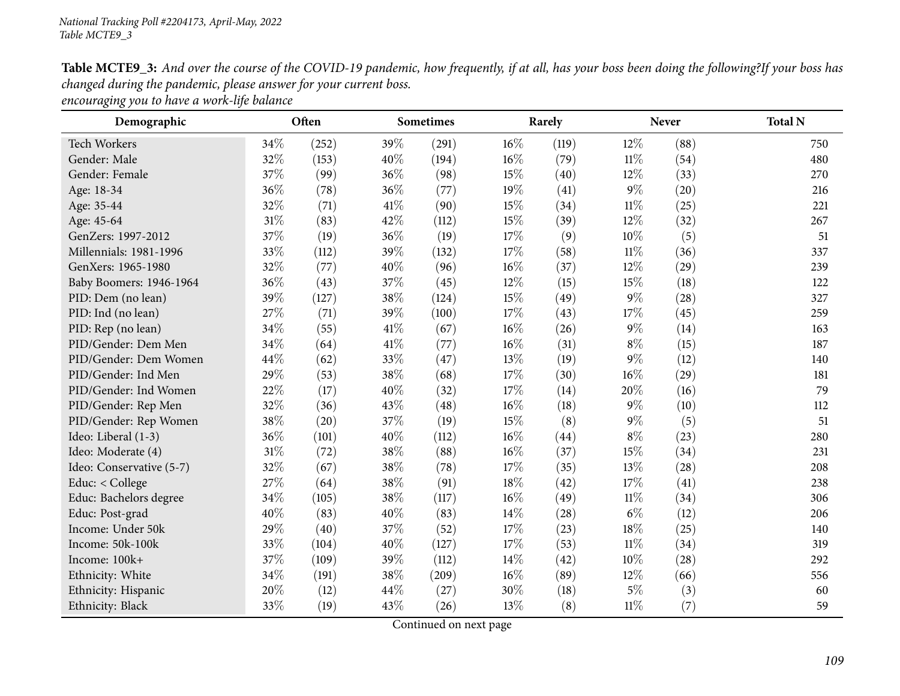**Table MCTE9_3:** *And over the course of the COVID-19 pandemic, how frequently, if at all, has your boss been doing the following?If your boss has changed during the pandemic, please answer for your current boss.*
*encouraging you to have a work-life balance*

| Demographic | Often | | Sometimes | | Rarely | | Never | | Total N |
|---|---|---|---|---|---|---|---|---|---|
| Tech Workers | 34% | (252) | 39% | (291) | 16% | (119) | 12% | (88) | 750 |
| Gender: Male | 32% | (153) | 40% | (194) | 16% | (79) | 11% | (54) | 480 |
| Gender: Female | 37% | (99) | 36% | (98) | 15% | (40) | 12% | (33) | 270 |
| Age: 18-34 | 36% | (78) | 36% | (77) | 19% | (41) | 9% | (20) | 216 |
| Age: 35-44 | 32% | (71) | 41% | (90) | 15% | (34) | 11% | (25) | 221 |
| Age: 45-64 | 31% | (83) | 42% | (112) | 15% | (39) | 12% | (32) | 267 |
| GenZers: 1997-2012 | 37% | (19) | 36% | (19) | 17% | (9) | 10% | (5) | 51 |
| Millennials: 1981-1996 | 33% | (112) | 39% | (132) | 17% | (58) | 11% | (36) | 337 |
| GenXers: 1965-1980 | 32% | (77) | 40% | (96) | 16% | (37) | 12% | (29) | 239 |
| Baby Boomers: 1946-1964 | 36% | (43) | 37% | (45) | 12% | (15) | 15% | (18) | 122 |
| PID: Dem (no lean) | 39% | (127) | 38% | (124) | 15% | (49) | 9% | (28) | 327 |
| PID: Ind (no lean) | 27% | (71) | 39% | (100) | 17% | (43) | 17% | (45) | 259 |
| PID: Rep (no lean) | 34% | (55) | 41% | (67) | 16% | (26) | 9% | (14) | 163 |
| PID/Gender: Dem Men | 34% | (64) | 41% | (77) | 16% | (31) | 8% | (15) | 187 |
| PID/Gender: Dem Women | 44% | (62) | 33% | (47) | 13% | (19) | 9% | (12) | 140 |
| PID/Gender: Ind Men | 29% | (53) | 38% | (68) | 17% | (30) | 16% | (29) | 181 |
| PID/Gender: Ind Women | 22% | (17) | 40% | (32) | 17% | (14) | 20% | (16) | 79 |
| PID/Gender: Rep Men | 32% | (36) | 43% | (48) | 16% | (18) | 9% | (10) | 112 |
| PID/Gender: Rep Women | 38% | (20) | 37% | (19) | 15% | (8) | 9% | (5) | 51 |
| Ideo: Liberal (1-3) | 36% | (101) | 40% | (112) | 16% | (44) | 8% | (23) | 280 |
| Ideo: Moderate (4) | 31% | (72) | 38% | (88) | 16% | (37) | 15% | (34) | 231 |
| Ideo: Conservative (5-7) | 32% | (67) | 38% | (78) | 17% | (35) | 13% | (28) | 208 |
| Educ: < College | 27% | (64) | 38% | (91) | 18% | (42) | 17% | (41) | 238 |
| Educ: Bachelors degree | 34% | (105) | 38% | (117) | 16% | (49) | 11% | (34) | 306 |
| Educ: Post-grad | 40% | (83) | 40% | (83) | 14% | (28) | 6% | (12) | 206 |
| Income: Under 50k | 29% | (40) | 37% | (52) | 17% | (23) | 18% | (25) | 140 |
| Income: 50k-100k | 33% | (104) | 40% | (127) | 17% | (53) | 11% | (34) | 319 |
| Income: 100k+ | 37% | (109) | 39% | (112) | 14% | (42) | 10% | (28) | 292 |
| Ethnicity: White | 34% | (191) | 38% | (209) | 16% | (89) | 12% | (66) | 556 |
| Ethnicity: Hispanic | 20% | (12) | 44% | (27) | 30% | (18) | 5% | (3) | 60 |
| Ethnicity: Black | 33% | (19) | 43% | (26) | 13% | (8) | 11% | (7) | 59 |

Continued on next page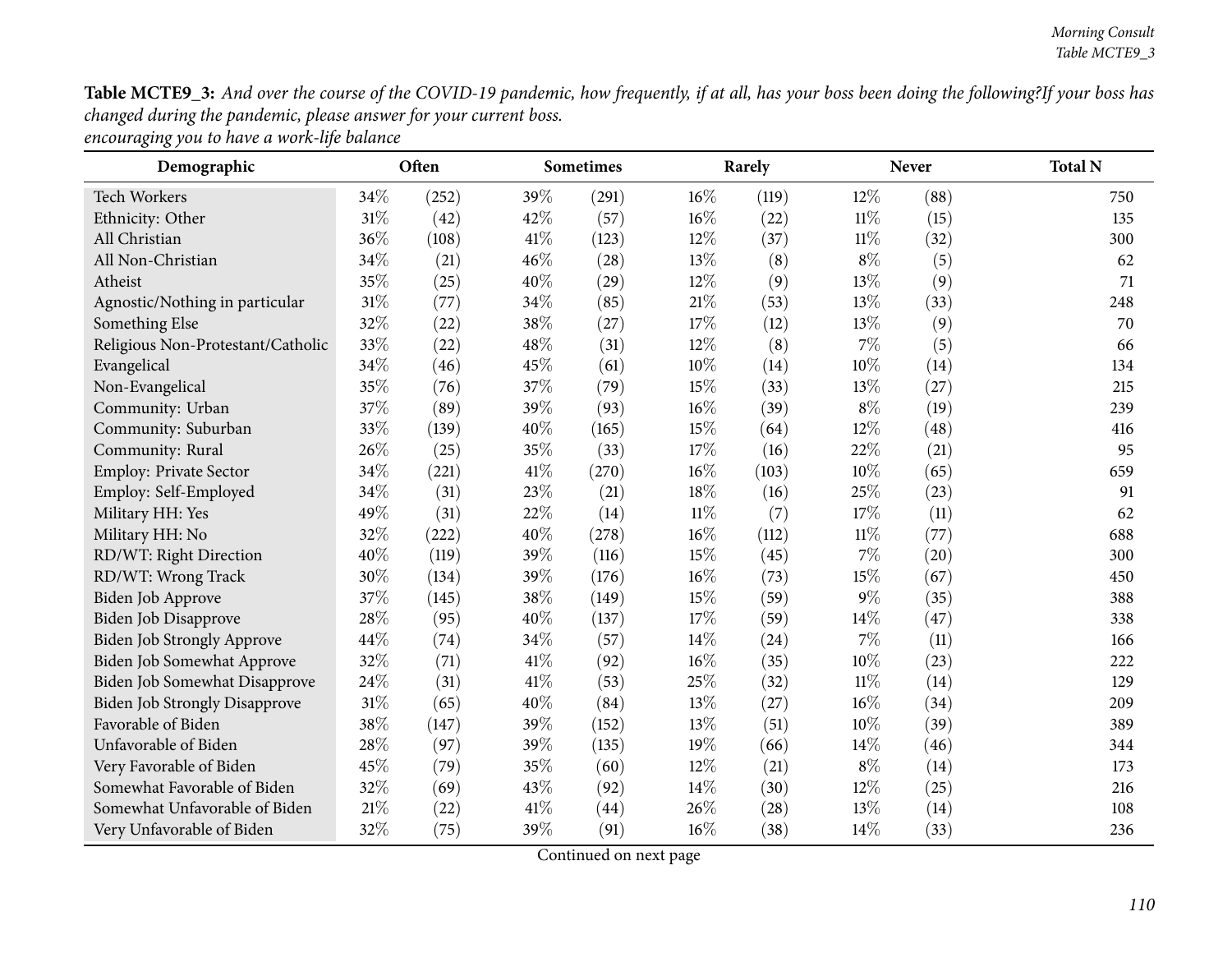**Table MCTE9_3:** *And over the course of the COVID-19 pandemic, how frequently, if at all, has your boss been doing the following?If your boss has changed during the pandemic, please answer for your current boss.*
*encouraging you to have a work-life balance*

| Demographic | Often | | Sometimes | | Rarely | | Never | | Total N |
|---|---|---|---|---|---|---|---|---|---|
| Tech Workers | 34% | (252) | 39% | (291) | 16% | (119) | 12% | (88) | 750 |
| Ethnicity: Other | 31% | (42) | 42% | (57) | 16% | (22) | 11% | (15) | 135 |
| All Christian | 36% | (108) | 41% | (123) | 12% | (37) | 11% | (32) | 300 |
| All Non-Christian | 34% | (21) | 46% | (28) | 13% | (8) | 8% | (5) | 62 |
| Atheist | 35% | (25) | 40% | (29) | 12% | (9) | 13% | (9) | 71 |
| Agnostic/Nothing in particular | 31% | (77) | 34% | (85) | 21% | (53) | 13% | (33) | 248 |
| Something Else | 32% | (22) | 38% | (27) | 17% | (12) | 13% | (9) | 70 |
| Religious Non-Protestant/Catholic | 33% | (22) | 48% | (31) | 12% | (8) | 7% | (5) | 66 |
| Evangelical | 34% | (46) | 45% | (61) | 10% | (14) | 10% | (14) | 134 |
| Non-Evangelical | 35% | (76) | 37% | (79) | 15% | (33) | 13% | (27) | 215 |
| Community: Urban | 37% | (89) | 39% | (93) | 16% | (39) | 8% | (19) | 239 |
| Community: Suburban | 33% | (139) | 40% | (165) | 15% | (64) | 12% | (48) | 416 |
| Community: Rural | 26% | (25) | 35% | (33) | 17% | (16) | 22% | (21) | 95 |
| Employ: Private Sector | 34% | (221) | 41% | (270) | 16% | (103) | 10% | (65) | 659 |
| Employ: Self-Employed | 34% | (31) | 23% | (21) | 18% | (16) | 25% | (23) | 91 |
| Military HH: Yes | 49% | (31) | 22% | (14) | 11% | (7) | 17% | (11) | 62 |
| Military HH: No | 32% | (222) | 40% | (278) | 16% | (112) | 11% | (77) | 688 |
| RD/WT: Right Direction | 40% | (119) | 39% | (116) | 15% | (45) | 7% | (20) | 300 |
| RD/WT: Wrong Track | 30% | (134) | 39% | (176) | 16% | (73) | 15% | (67) | 450 |
| Biden Job Approve | 37% | (145) | 38% | (149) | 15% | (59) | 9% | (35) | 388 |
| Biden Job Disapprove | 28% | (95) | 40% | (137) | 17% | (59) | 14% | (47) | 338 |
| Biden Job Strongly Approve | 44% | (74) | 34% | (57) | 14% | (24) | 7% | (11) | 166 |
| Biden Job Somewhat Approve | 32% | (71) | 41% | (92) | 16% | (35) | 10% | (23) | 222 |
| Biden Job Somewhat Disapprove | 24% | (31) | 41% | (53) | 25% | (32) | 11% | (14) | 129 |
| Biden Job Strongly Disapprove | 31% | (65) | 40% | (84) | 13% | (27) | 16% | (34) | 209 |
| Favorable of Biden | 38% | (147) | 39% | (152) | 13% | (51) | 10% | (39) | 389 |
| Unfavorable of Biden | 28% | (97) | 39% | (135) | 19% | (66) | 14% | (46) | 344 |
| Very Favorable of Biden | 45% | (79) | 35% | (60) | 12% | (21) | 8% | (14) | 173 |
| Somewhat Favorable of Biden | 32% | (69) | 43% | (92) | 14% | (30) | 12% | (25) | 216 |
| Somewhat Unfavorable of Biden | 21% | (22) | 41% | (44) | 26% | (28) | 13% | (14) | 108 |
| Very Unfavorable of Biden | 32% | (75) | 39% | (91) | 16% | (38) | 14% | (33) | 236 |

Continued on next page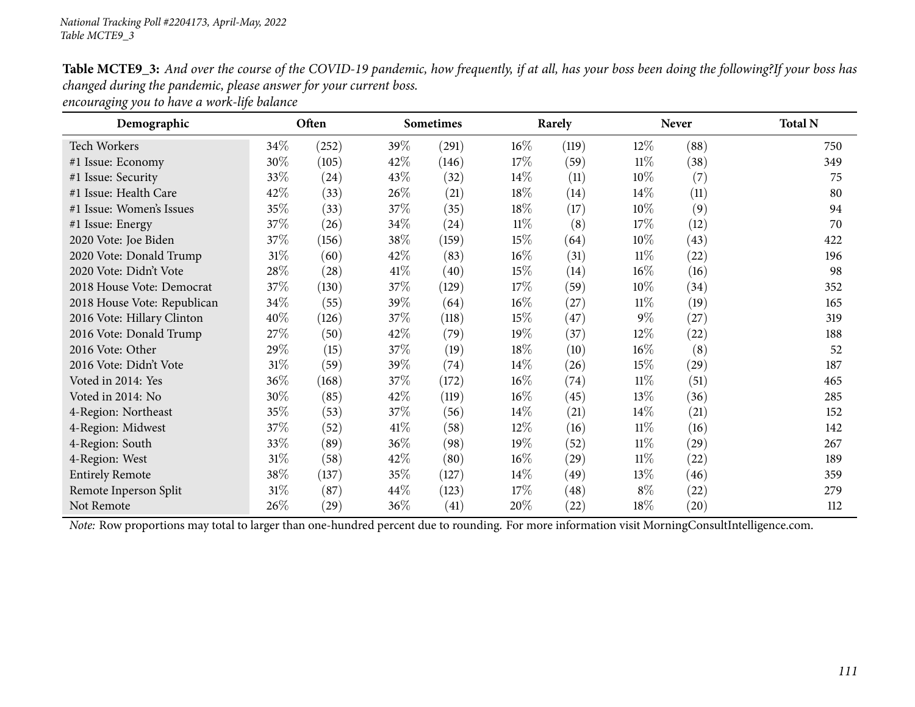**Table MCTE9_3:** *And over the course of the COVID-19 pandemic, how frequently, if at all, has your boss been doing the following?If your boss has changed during the pandemic, please answer for your current boss.*
*encouraging you to have a work-life balance*

| Demographic | Often | | Sometimes | | Rarely | | Never | | Total N |
|---|---|---|---|---|---|---|---|---|---|
| Tech Workers | 34% | (252) | 39% | (291) | 16% | (119) | 12% | (88) | 750 |
| #1 Issue: Economy | 30% | (105) | 42% | (146) | 17% | (59) | 11% | (38) | 349 |
| #1 Issue: Security | 33% | (24) | 43% | (32) | 14% | (11) | 10% | (7) | 75 |
| #1 Issue: Health Care | 42% | (33) | 26% | (21) | 18% | (14) | 14% | (11) | 80 |
| #1 Issue: Women's Issues | 35% | (33) | 37% | (35) | 18% | (17) | 10% | (9) | 94 |
| #1 Issue: Energy | 37% | (26) | 34% | (24) | 11% | (8) | 17% | (12) | 70 |
| 2020 Vote: Joe Biden | 37% | (156) | 38% | (159) | 15% | (64) | 10% | (43) | 422 |
| 2020 Vote: Donald Trump | 31% | (60) | 42% | (83) | 16% | (31) | 11% | (22) | 196 |
| 2020 Vote: Didn't Vote | 28% | (28) | 41% | (40) | 15% | (14) | 16% | (16) | 98 |
| 2018 House Vote: Democrat | 37% | (130) | 37% | (129) | 17% | (59) | 10% | (34) | 352 |
| 2018 House Vote: Republican | 34% | (55) | 39% | (64) | 16% | (27) | 11% | (19) | 165 |
| 2016 Vote: Hillary Clinton | 40% | (126) | 37% | (118) | 15% | (47) | 9% | (27) | 319 |
| 2016 Vote: Donald Trump | 27% | (50) | 42% | (79) | 19% | (37) | 12% | (22) | 188 |
| 2016 Vote: Other | 29% | (15) | 37% | (19) | 18% | (10) | 16% | (8) | 52 |
| 2016 Vote: Didn't Vote | 31% | (59) | 39% | (74) | 14% | (26) | 15% | (29) | 187 |
| Voted in 2014: Yes | 36% | (168) | 37% | (172) | 16% | (74) | 11% | (51) | 465 |
| Voted in 2014: No | 30% | (85) | 42% | (119) | 16% | (45) | 13% | (36) | 285 |
| 4-Region: Northeast | 35% | (53) | 37% | (56) | 14% | (21) | 14% | (21) | 152 |
| 4-Region: Midwest | 37% | (52) | 41% | (58) | 12% | (16) | 11% | (16) | 142 |
| 4-Region: South | 33% | (89) | 36% | (98) | 19% | (52) | 11% | (29) | 267 |
| 4-Region: West | 31% | (58) | 42% | (80) | 16% | (29) | 11% | (22) | 189 |
| Entirely Remote | 38% | (137) | 35% | (127) | 14% | (49) | 13% | (46) | 359 |
| Remote Inperson Split | 31% | (87) | 44% | (123) | 17% | (48) | 8% | (22) | 279 |
| Not Remote | 26% | (29) | 36% | (41) | 20% | (22) | 18% | (20) | 112 |

*Note:* Row proportions may total to larger than one-hundred percent due to rounding. For more information visit MorningConsultIntelligence.com.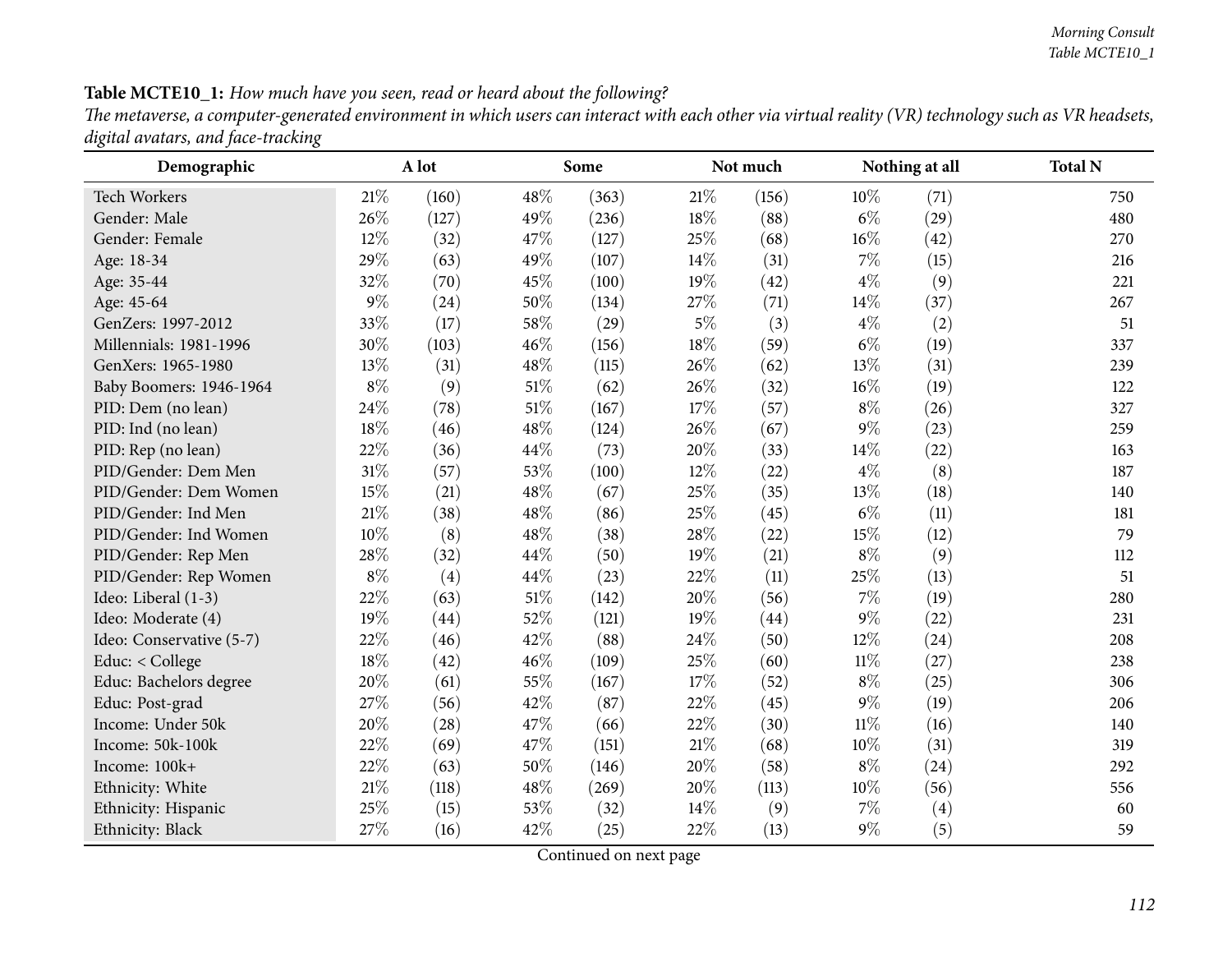**Table MCTE10_1:** *How much have you seen, read or heard about the following?*
*The metaverse, a computer-generated environment in which users can interact with each other via virtual reality (VR) technology such as VR headsets, digital avatars, and face-tracking*

| Demographic | A lot | | Some | | Not much | | Nothing at all | | Total N |
|---|---|---|---|---|---|---|---|---|---|
| Tech Workers | 21% | (160) | 48% | (363) | 21% | (156) | 10% | (71) | 750 |
| Gender: Male | 26% | (127) | 49% | (236) | 18% | (88) | 6% | (29) | 480 |
| Gender: Female | 12% | (32) | 47% | (127) | 25% | (68) | 16% | (42) | 270 |
| Age: 18-34 | 29% | (63) | 49% | (107) | 14% | (31) | 7% | (15) | 216 |
| Age: 35-44 | 32% | (70) | 45% | (100) | 19% | (42) | 4% | (9) | 221 |
| Age: 45-64 | 9% | (24) | 50% | (134) | 27% | (71) | 14% | (37) | 267 |
| GenZers: 1997-2012 | 33% | (17) | 58% | (29) | 5% | (3) | 4% | (2) | 51 |
| Millennials: 1981-1996 | 30% | (103) | 46% | (156) | 18% | (59) | 6% | (19) | 337 |
| GenXers: 1965-1980 | 13% | (31) | 48% | (115) | 26% | (62) | 13% | (31) | 239 |
| Baby Boomers: 1946-1964 | 8% | (9) | 51% | (62) | 26% | (32) | 16% | (19) | 122 |
| PID: Dem (no lean) | 24% | (78) | 51% | (167) | 17% | (57) | 8% | (26) | 327 |
| PID: Ind (no lean) | 18% | (46) | 48% | (124) | 26% | (67) | 9% | (23) | 259 |
| PID: Rep (no lean) | 22% | (36) | 44% | (73) | 20% | (33) | 14% | (22) | 163 |
| PID/Gender: Dem Men | 31% | (57) | 53% | (100) | 12% | (22) | 4% | (8) | 187 |
| PID/Gender: Dem Women | 15% | (21) | 48% | (67) | 25% | (35) | 13% | (18) | 140 |
| PID/Gender: Ind Men | 21% | (38) | 48% | (86) | 25% | (45) | 6% | (11) | 181 |
| PID/Gender: Ind Women | 10% | (8) | 48% | (38) | 28% | (22) | 15% | (12) | 79 |
| PID/Gender: Rep Men | 28% | (32) | 44% | (50) | 19% | (21) | 8% | (9) | 112 |
| PID/Gender: Rep Women | 8% | (4) | 44% | (23) | 22% | (11) | 25% | (13) | 51 |
| Ideo: Liberal (1-3) | 22% | (63) | 51% | (142) | 20% | (56) | 7% | (19) | 280 |
| Ideo: Moderate (4) | 19% | (44) | 52% | (121) | 19% | (44) | 9% | (22) | 231 |
| Ideo: Conservative (5-7) | 22% | (46) | 42% | (88) | 24% | (50) | 12% | (24) | 208 |
| Educ: < College | 18% | (42) | 46% | (109) | 25% | (60) | 11% | (27) | 238 |
| Educ: Bachelors degree | 20% | (61) | 55% | (167) | 17% | (52) | 8% | (25) | 306 |
| Educ: Post-grad | 27% | (56) | 42% | (87) | 22% | (45) | 9% | (19) | 206 |
| Income: Under 50k | 20% | (28) | 47% | (66) | 22% | (30) | 11% | (16) | 140 |
| Income: 50k-100k | 22% | (69) | 47% | (151) | 21% | (68) | 10% | (31) | 319 |
| Income: 100k+ | 22% | (63) | 50% | (146) | 20% | (58) | 8% | (24) | 292 |
| Ethnicity: White | 21% | (118) | 48% | (269) | 20% | (113) | 10% | (56) | 556 |
| Ethnicity: Hispanic | 25% | (15) | 53% | (32) | 14% | (9) | 7% | (4) | 60 |
| Ethnicity: Black | 27% | (16) | 42% | (25) | 22% | (13) | 9% | (5) | 59 |

Continued on next page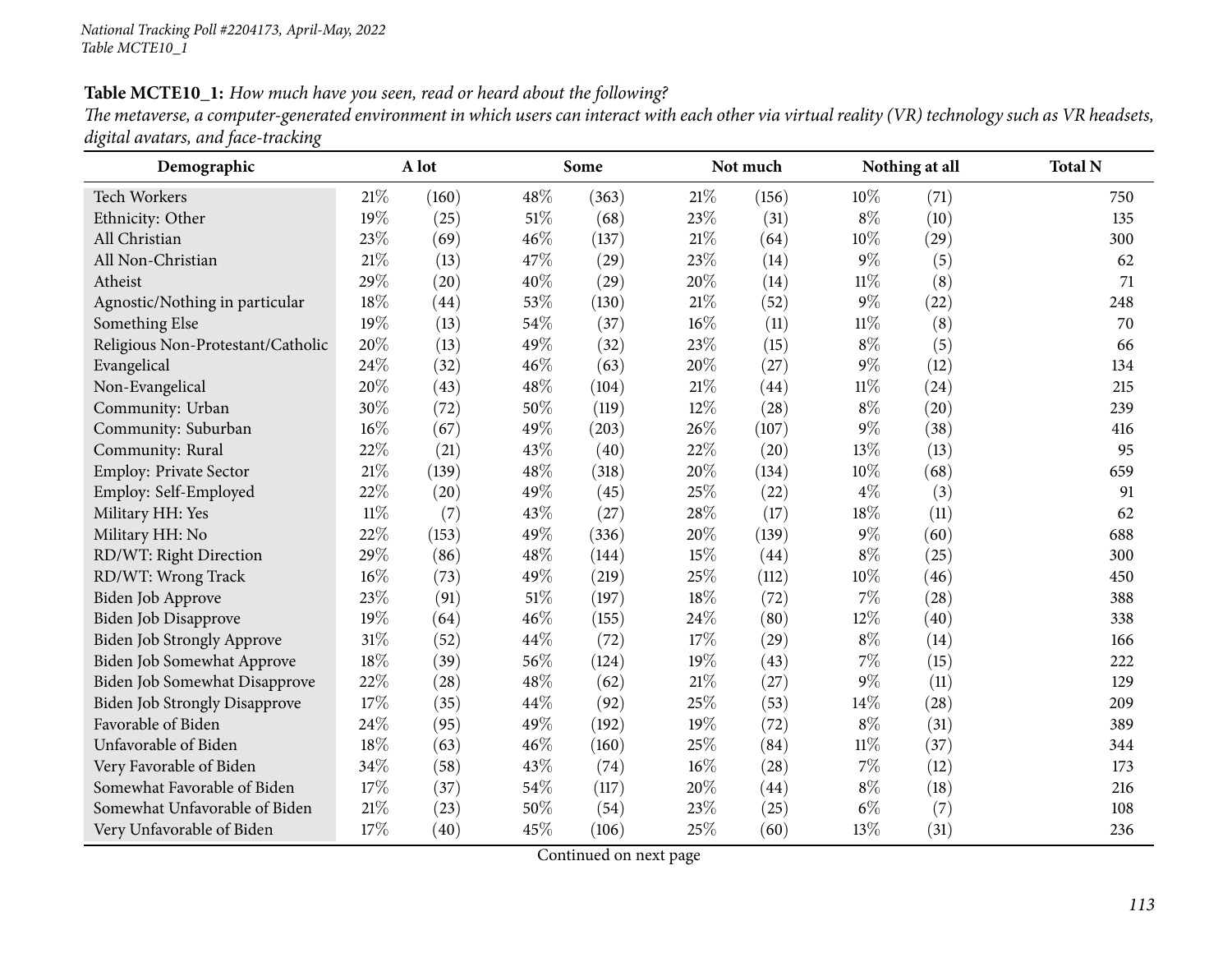**Table MCTE10_1:** *How much have you seen, read or heard about the following?*
*The metaverse, a computer-generated environment in which users can interact with each other via virtual reality (VR) technology such as VR headsets, digital avatars, and face-tracking*

| Demographic | A lot | | Some | | Not much | | Nothing at all | | Total N |
|---|---|---|---|---|---|---|---|---|---|
| Tech Workers | 21% | (160) | 48% | (363) | 21% | (156) | 10% | (71) | 750 |
| Ethnicity: Other | 19% | (25) | 51% | (68) | 23% | (31) | 8% | (10) | 135 |
| All Christian | 23% | (69) | 46% | (137) | 21% | (64) | 10% | (29) | 300 |
| All Non-Christian | 21% | (13) | 47% | (29) | 23% | (14) | 9% | (5) | 62 |
| Atheist | 29% | (20) | 40% | (29) | 20% | (14) | 11% | (8) | 71 |
| Agnostic/Nothing in particular | 18% | (44) | 53% | (130) | 21% | (52) | 9% | (22) | 248 |
| Something Else | 19% | (13) | 54% | (37) | 16% | (11) | 11% | (8) | 70 |
| Religious Non-Protestant/Catholic | 20% | (13) | 49% | (32) | 23% | (15) | 8% | (5) | 66 |
| Evangelical | 24% | (32) | 46% | (63) | 20% | (27) | 9% | (12) | 134 |
| Non-Evangelical | 20% | (43) | 48% | (104) | 21% | (44) | 11% | (24) | 215 |
| Community: Urban | 30% | (72) | 50% | (119) | 12% | (28) | 8% | (20) | 239 |
| Community: Suburban | 16% | (67) | 49% | (203) | 26% | (107) | 9% | (38) | 416 |
| Community: Rural | 22% | (21) | 43% | (40) | 22% | (20) | 13% | (13) | 95 |
| Employ: Private Sector | 21% | (139) | 48% | (318) | 20% | (134) | 10% | (68) | 659 |
| Employ: Self-Employed | 22% | (20) | 49% | (45) | 25% | (22) | 4% | (3) | 91 |
| Military HH: Yes | 11% | (7) | 43% | (27) | 28% | (17) | 18% | (11) | 62 |
| Military HH: No | 22% | (153) | 49% | (336) | 20% | (139) | 9% | (60) | 688 |
| RD/WT: Right Direction | 29% | (86) | 48% | (144) | 15% | (44) | 8% | (25) | 300 |
| RD/WT: Wrong Track | 16% | (73) | 49% | (219) | 25% | (112) | 10% | (46) | 450 |
| Biden Job Approve | 23% | (91) | 51% | (197) | 18% | (72) | 7% | (28) | 388 |
| Biden Job Disapprove | 19% | (64) | 46% | (155) | 24% | (80) | 12% | (40) | 338 |
| Biden Job Strongly Approve | 31% | (52) | 44% | (72) | 17% | (29) | 8% | (14) | 166 |
| Biden Job Somewhat Approve | 18% | (39) | 56% | (124) | 19% | (43) | 7% | (15) | 222 |
| Biden Job Somewhat Disapprove | 22% | (28) | 48% | (62) | 21% | (27) | 9% | (11) | 129 |
| Biden Job Strongly Disapprove | 17% | (35) | 44% | (92) | 25% | (53) | 14% | (28) | 209 |
| Favorable of Biden | 24% | (95) | 49% | (192) | 19% | (72) | 8% | (31) | 389 |
| Unfavorable of Biden | 18% | (63) | 46% | (160) | 25% | (84) | 11% | (37) | 344 |
| Very Favorable of Biden | 34% | (58) | 43% | (74) | 16% | (28) | 7% | (12) | 173 |
| Somewhat Favorable of Biden | 17% | (37) | 54% | (117) | 20% | (44) | 8% | (18) | 216 |
| Somewhat Unfavorable of Biden | 21% | (23) | 50% | (54) | 23% | (25) | 6% | (7) | 108 |
| Very Unfavorable of Biden | 17% | (40) | 45% | (106) | 25% | (60) | 13% | (31) | 236 |

Continued on next page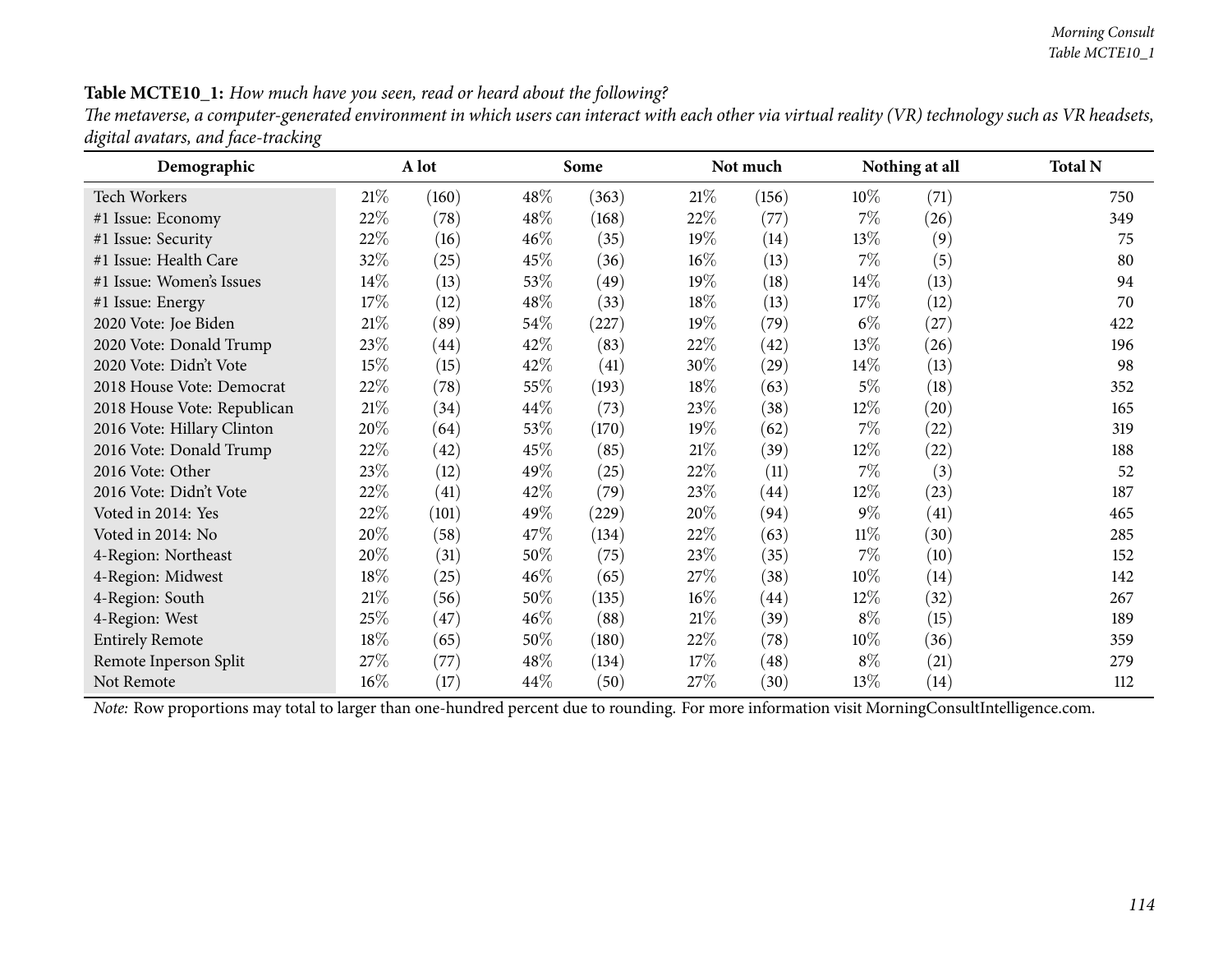**Table MCTE10_1:** *How much have you seen, read or heard about the following?*

*The metaverse, a computer-generated environment in which users can interact with each other via virtual reality (VR) technology such as VR headsets, digital avatars, and face-tracking*

| Demographic | A lot | | Some | | Not much | | Nothing at all | | Total N |
|---|---|---|---|---|---|---|---|---|---|
| Tech Workers | 21% | (160) | 48% | (363) | 21% | (156) | 10% | (71) | 750 |
| #1 Issue: Economy | 22% | (78) | 48% | (168) | 22% | (77) | 7% | (26) | 349 |
| #1 Issue: Security | 22% | (16) | 46% | (35) | 19% | (14) | 13% | (9) | 75 |
| #1 Issue: Health Care | 32% | (25) | 45% | (36) | 16% | (13) | 7% | (5) | 80 |
| #1 Issue: Women's Issues | 14% | (13) | 53% | (49) | 19% | (18) | 14% | (13) | 94 |
| #1 Issue: Energy | 17% | (12) | 48% | (33) | 18% | (13) | 17% | (12) | 70 |
| 2020 Vote: Joe Biden | 21% | (89) | 54% | (227) | 19% | (79) | 6% | (27) | 422 |
| 2020 Vote: Donald Trump | 23% | (44) | 42% | (83) | 22% | (42) | 13% | (26) | 196 |
| 2020 Vote: Didn't Vote | 15% | (15) | 42% | (41) | 30% | (29) | 14% | (13) | 98 |
| 2018 House Vote: Democrat | 22% | (78) | 55% | (193) | 18% | (63) | 5% | (18) | 352 |
| 2018 House Vote: Republican | 21% | (34) | 44% | (73) | 23% | (38) | 12% | (20) | 165 |
| 2016 Vote: Hillary Clinton | 20% | (64) | 53% | (170) | 19% | (62) | 7% | (22) | 319 |
| 2016 Vote: Donald Trump | 22% | (42) | 45% | (85) | 21% | (39) | 12% | (22) | 188 |
| 2016 Vote: Other | 23% | (12) | 49% | (25) | 22% | (11) | 7% | (3) | 52 |
| 2016 Vote: Didn't Vote | 22% | (41) | 42% | (79) | 23% | (44) | 12% | (23) | 187 |
| Voted in 2014: Yes | 22% | (101) | 49% | (229) | 20% | (94) | 9% | (41) | 465 |
| Voted in 2014: No | 20% | (58) | 47% | (134) | 22% | (63) | 11% | (30) | 285 |
| 4-Region: Northeast | 20% | (31) | 50% | (75) | 23% | (35) | 7% | (10) | 152 |
| 4-Region: Midwest | 18% | (25) | 46% | (65) | 27% | (38) | 10% | (14) | 142 |
| 4-Region: South | 21% | (56) | 50% | (135) | 16% | (44) | 12% | (32) | 267 |
| 4-Region: West | 25% | (47) | 46% | (88) | 21% | (39) | 8% | (15) | 189 |
| Entirely Remote | 18% | (65) | 50% | (180) | 22% | (78) | 10% | (36) | 359 |
| Remote Inperson Split | 27% | (77) | 48% | (134) | 17% | (48) | 8% | (21) | 279 |
| Not Remote | 16% | (17) | 44% | (50) | 27% | (30) | 13% | (14) | 112 |

*Note:* Row proportions may total to larger than one-hundred percent due to rounding. For more information visit MorningConsultIntelligence.com.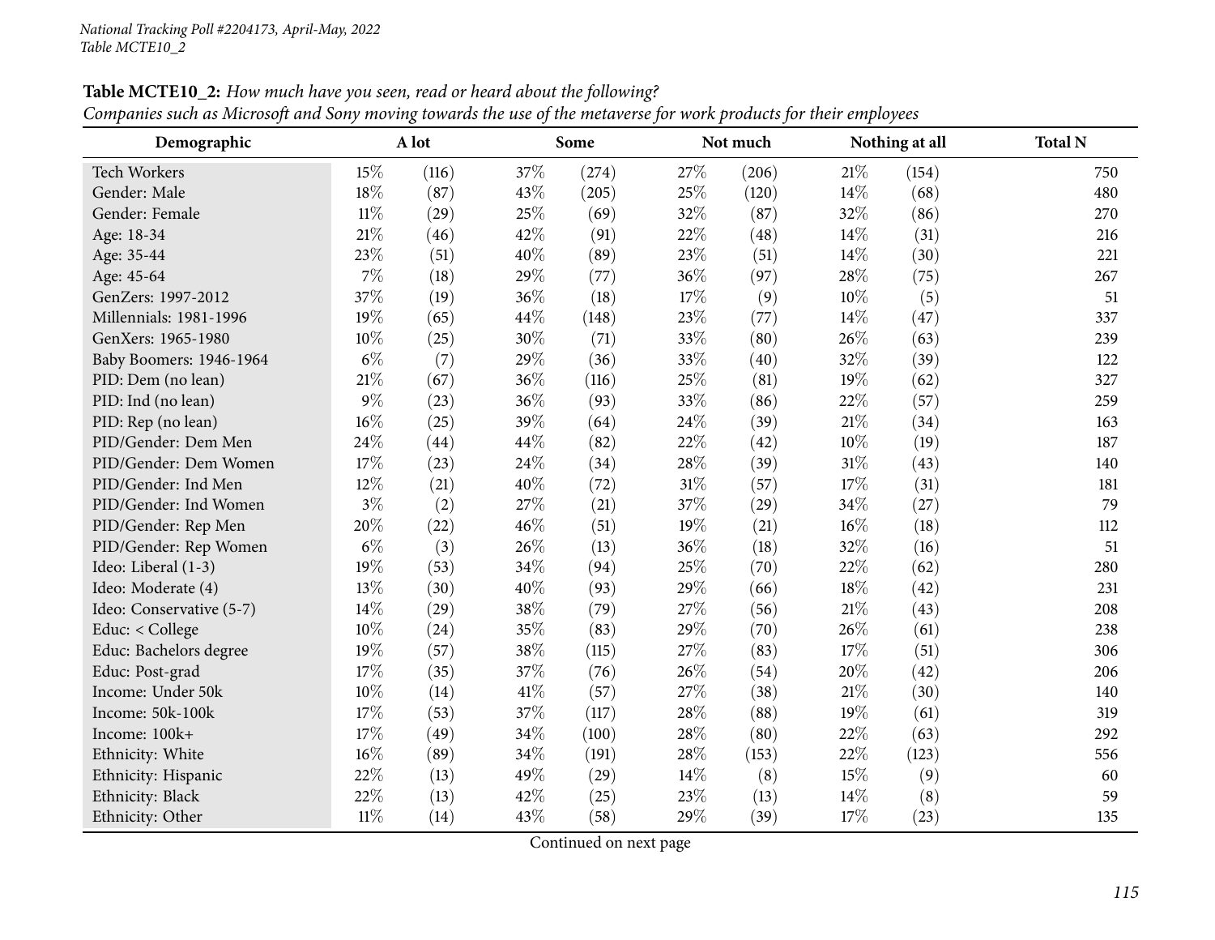**Table MCTE10_2:** *How much have you seen, read or heard about the following?*
*Companies such as Microsoft and Sony moving towards the use of the metaverse for work products for their employees*

| Demographic | A lot | | Some | | Not much | | Nothing at all | | Total N |
|---|---|---|---|---|---|---|---|---|---|
| Tech Workers | 15% | (116) | 37% | (274) | 27% | (206) | 21% | (154) | 750 |
| Gender: Male | 18% | (87) | 43% | (205) | 25% | (120) | 14% | (68) | 480 |
| Gender: Female | 11% | (29) | 25% | (69) | 32% | (87) | 32% | (86) | 270 |
| Age: 18-34 | 21% | (46) | 42% | (91) | 22% | (48) | 14% | (31) | 216 |
| Age: 35-44 | 23% | (51) | 40% | (89) | 23% | (51) | 14% | (30) | 221 |
| Age: 45-64 | 7% | (18) | 29% | (77) | 36% | (97) | 28% | (75) | 267 |
| GenZers: 1997-2012 | 37% | (19) | 36% | (18) | 17% | (9) | 10% | (5) | 51 |
| Millennials: 1981-1996 | 19% | (65) | 44% | (148) | 23% | (77) | 14% | (47) | 337 |
| GenXers: 1965-1980 | 10% | (25) | 30% | (71) | 33% | (80) | 26% | (63) | 239 |
| Baby Boomers: 1946-1964 | 6% | (7) | 29% | (36) | 33% | (40) | 32% | (39) | 122 |
| PID: Dem (no lean) | 21% | (67) | 36% | (116) | 25% | (81) | 19% | (62) | 327 |
| PID: Ind (no lean) | 9% | (23) | 36% | (93) | 33% | (86) | 22% | (57) | 259 |
| PID: Rep (no lean) | 16% | (25) | 39% | (64) | 24% | (39) | 21% | (34) | 163 |
| PID/Gender: Dem Men | 24% | (44) | 44% | (82) | 22% | (42) | 10% | (19) | 187 |
| PID/Gender: Dem Women | 17% | (23) | 24% | (34) | 28% | (39) | 31% | (43) | 140 |
| PID/Gender: Ind Men | 12% | (21) | 40% | (72) | 31% | (57) | 17% | (31) | 181 |
| PID/Gender: Ind Women | 3% | (2) | 27% | (21) | 37% | (29) | 34% | (27) | 79 |
| PID/Gender: Rep Men | 20% | (22) | 46% | (51) | 19% | (21) | 16% | (18) | 112 |
| PID/Gender: Rep Women | 6% | (3) | 26% | (13) | 36% | (18) | 32% | (16) | 51 |
| Ideo: Liberal (1-3) | 19% | (53) | 34% | (94) | 25% | (70) | 22% | (62) | 280 |
| Ideo: Moderate (4) | 13% | (30) | 40% | (93) | 29% | (66) | 18% | (42) | 231 |
| Ideo: Conservative (5-7) | 14% | (29) | 38% | (79) | 27% | (56) | 21% | (43) | 208 |
| Educ: < College | 10% | (24) | 35% | (83) | 29% | (70) | 26% | (61) | 238 |
| Educ: Bachelors degree | 19% | (57) | 38% | (115) | 27% | (83) | 17% | (51) | 306 |
| Educ: Post-grad | 17% | (35) | 37% | (76) | 26% | (54) | 20% | (42) | 206 |
| Income: Under 50k | 10% | (14) | 41% | (57) | 27% | (38) | 21% | (30) | 140 |
| Income: 50k-100k | 17% | (53) | 37% | (117) | 28% | (88) | 19% | (61) | 319 |
| Income: 100k+ | 17% | (49) | 34% | (100) | 28% | (80) | 22% | (63) | 292 |
| Ethnicity: White | 16% | (89) | 34% | (191) | 28% | (153) | 22% | (123) | 556 |
| Ethnicity: Hispanic | 22% | (13) | 49% | (29) | 14% | (8) | 15% | (9) | 60 |
| Ethnicity: Black | 22% | (13) | 42% | (25) | 23% | (13) | 14% | (8) | 59 |
| Ethnicity: Other | 11% | (14) | 43% | (58) | 29% | (39) | 17% | (23) | 135 |

Continued on next page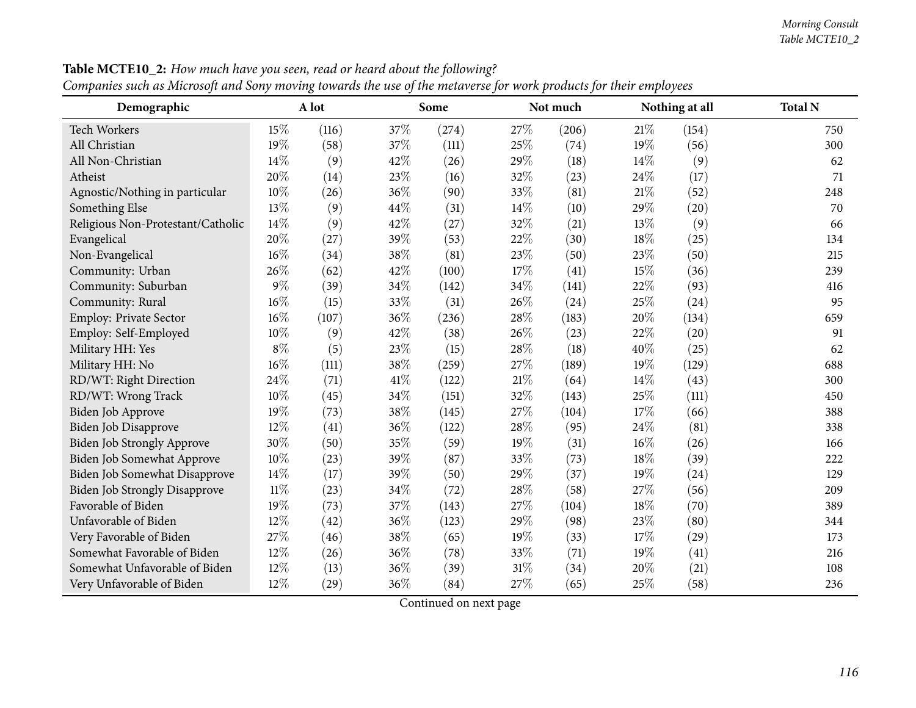**Table MCTE10_2:** *How much have you seen, read or heard about the following?*
*Companies such as Microsoft and Sony moving towards the use of the metaverse for work products for their employees*

| Demographic | A lot | | Some | | Not much | | Nothing at all | | Total N |
|---|---|---|---|---|---|---|---|---|---|
| Tech Workers | 15% | (116) | 37% | (274) | 27% | (206) | 21% | (154) | 750 |
| All Christian | 19% | (58) | 37% | (111) | 25% | (74) | 19% | (56) | 300 |
| All Non-Christian | 14% | (9) | 42% | (26) | 29% | (18) | 14% | (9) | 62 |
| Atheist | 20% | (14) | 23% | (16) | 32% | (23) | 24% | (17) | 71 |
| Agnostic/Nothing in particular | 10% | (26) | 36% | (90) | 33% | (81) | 21% | (52) | 248 |
| Something Else | 13% | (9) | 44% | (31) | 14% | (10) | 29% | (20) | 70 |
| Religious Non-Protestant/Catholic | 14% | (9) | 42% | (27) | 32% | (21) | 13% | (9) | 66 |
| Evangelical | 20% | (27) | 39% | (53) | 22% | (30) | 18% | (25) | 134 |
| Non-Evangelical | 16% | (34) | 38% | (81) | 23% | (50) | 23% | (50) | 215 |
| Community: Urban | 26% | (62) | 42% | (100) | 17% | (41) | 15% | (36) | 239 |
| Community: Suburban | 9% | (39) | 34% | (142) | 34% | (141) | 22% | (93) | 416 |
| Community: Rural | 16% | (15) | 33% | (31) | 26% | (24) | 25% | (24) | 95 |
| Employ: Private Sector | 16% | (107) | 36% | (236) | 28% | (183) | 20% | (134) | 659 |
| Employ: Self-Employed | 10% | (9) | 42% | (38) | 26% | (23) | 22% | (20) | 91 |
| Military HH: Yes | 8% | (5) | 23% | (15) | 28% | (18) | 40% | (25) | 62 |
| Military HH: No | 16% | (111) | 38% | (259) | 27% | (189) | 19% | (129) | 688 |
| RD/WT: Right Direction | 24% | (71) | 41% | (122) | 21% | (64) | 14% | (43) | 300 |
| RD/WT: Wrong Track | 10% | (45) | 34% | (151) | 32% | (143) | 25% | (111) | 450 |
| Biden Job Approve | 19% | (73) | 38% | (145) | 27% | (104) | 17% | (66) | 388 |
| Biden Job Disapprove | 12% | (41) | 36% | (122) | 28% | (95) | 24% | (81) | 338 |
| Biden Job Strongly Approve | 30% | (50) | 35% | (59) | 19% | (31) | 16% | (26) | 166 |
| Biden Job Somewhat Approve | 10% | (23) | 39% | (87) | 33% | (73) | 18% | (39) | 222 |
| Biden Job Somewhat Disapprove | 14% | (17) | 39% | (50) | 29% | (37) | 19% | (24) | 129 |
| Biden Job Strongly Disapprove | 11% | (23) | 34% | (72) | 28% | (58) | 27% | (56) | 209 |
| Favorable of Biden | 19% | (73) | 37% | (143) | 27% | (104) | 18% | (70) | 389 |
| Unfavorable of Biden | 12% | (42) | 36% | (123) | 29% | (98) | 23% | (80) | 344 |
| Very Favorable of Biden | 27% | (46) | 38% | (65) | 19% | (33) | 17% | (29) | 173 |
| Somewhat Favorable of Biden | 12% | (26) | 36% | (78) | 33% | (71) | 19% | (41) | 216 |
| Somewhat Unfavorable of Biden | 12% | (13) | 36% | (39) | 31% | (34) | 20% | (21) | 108 |
| Very Unfavorable of Biden | 12% | (29) | 36% | (84) | 27% | (65) | 25% | (58) | 236 |

Continued on next page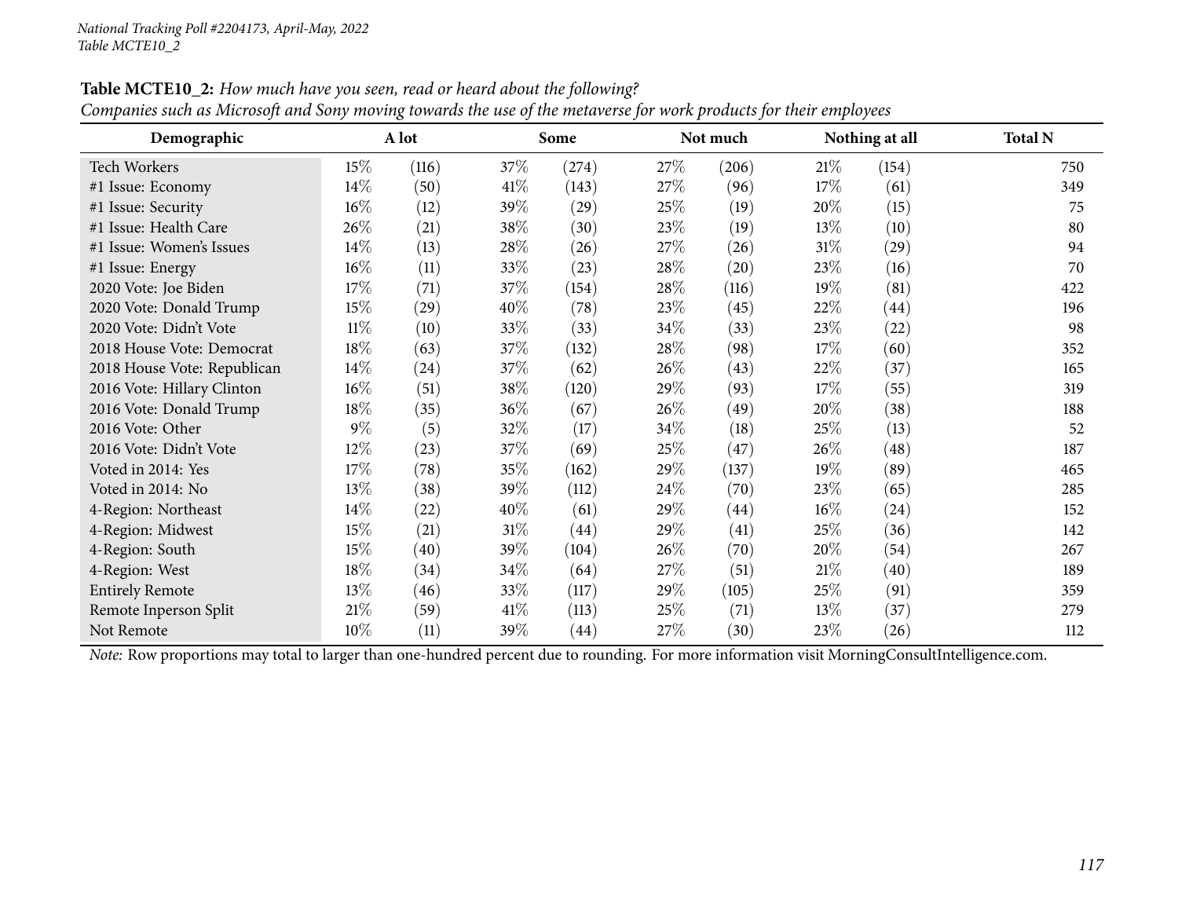**Table MCTE10_2:** *How much have you seen, read or heard about the following?*
*Companies such as Microsoft and Sony moving towards the use of the metaverse for work products for their employees*

| Demographic | A lot | | Some | | Not much | | Nothing at all | | Total N |
|---|---|---|---|---|---|---|---|---|---|
| Tech Workers | 15% | (116) | 37% | (274) | 27% | (206) | 21% | (154) | 750 |
| #1 Issue: Economy | 14% | (50) | 41% | (143) | 27% | (96) | 17% | (61) | 349 |
| #1 Issue: Security | 16% | (12) | 39% | (29) | 25% | (19) | 20% | (15) | 75 |
| #1 Issue: Health Care | 26% | (21) | 38% | (30) | 23% | (19) | 13% | (10) | 80 |
| #1 Issue: Women's Issues | 14% | (13) | 28% | (26) | 27% | (26) | 31% | (29) | 94 |
| #1 Issue: Energy | 16% | (11) | 33% | (23) | 28% | (20) | 23% | (16) | 70 |
| 2020 Vote: Joe Biden | 17% | (71) | 37% | (154) | 28% | (116) | 19% | (81) | 422 |
| 2020 Vote: Donald Trump | 15% | (29) | 40% | (78) | 23% | (45) | 22% | (44) | 196 |
| 2020 Vote: Didn't Vote | 11% | (10) | 33% | (33) | 34% | (33) | 23% | (22) | 98 |
| 2018 House Vote: Democrat | 18% | (63) | 37% | (132) | 28% | (98) | 17% | (60) | 352 |
| 2018 House Vote: Republican | 14% | (24) | 37% | (62) | 26% | (43) | 22% | (37) | 165 |
| 2016 Vote: Hillary Clinton | 16% | (51) | 38% | (120) | 29% | (93) | 17% | (55) | 319 |
| 2016 Vote: Donald Trump | 18% | (35) | 36% | (67) | 26% | (49) | 20% | (38) | 188 |
| 2016 Vote: Other | 9% | (5) | 32% | (17) | 34% | (18) | 25% | (13) | 52 |
| 2016 Vote: Didn't Vote | 12% | (23) | 37% | (69) | 25% | (47) | 26% | (48) | 187 |
| Voted in 2014: Yes | 17% | (78) | 35% | (162) | 29% | (137) | 19% | (89) | 465 |
| Voted in 2014: No | 13% | (38) | 39% | (112) | 24% | (70) | 23% | (65) | 285 |
| 4-Region: Northeast | 14% | (22) | 40% | (61) | 29% | (44) | 16% | (24) | 152 |
| 4-Region: Midwest | 15% | (21) | 31% | (44) | 29% | (41) | 25% | (36) | 142 |
| 4-Region: South | 15% | (40) | 39% | (104) | 26% | (70) | 20% | (54) | 267 |
| 4-Region: West | 18% | (34) | 34% | (64) | 27% | (51) | 21% | (40) | 189 |
| Entirely Remote | 13% | (46) | 33% | (117) | 29% | (105) | 25% | (91) | 359 |
| Remote Inperson Split | 21% | (59) | 41% | (113) | 25% | (71) | 13% | (37) | 279 |
| Not Remote | 10% | (11) | 39% | (44) | 27% | (30) | 23% | (26) | 112 |

*Note:* Row proportions may total to larger than one-hundred percent due to rounding. For more information visit MorningConsultIntelligence.com.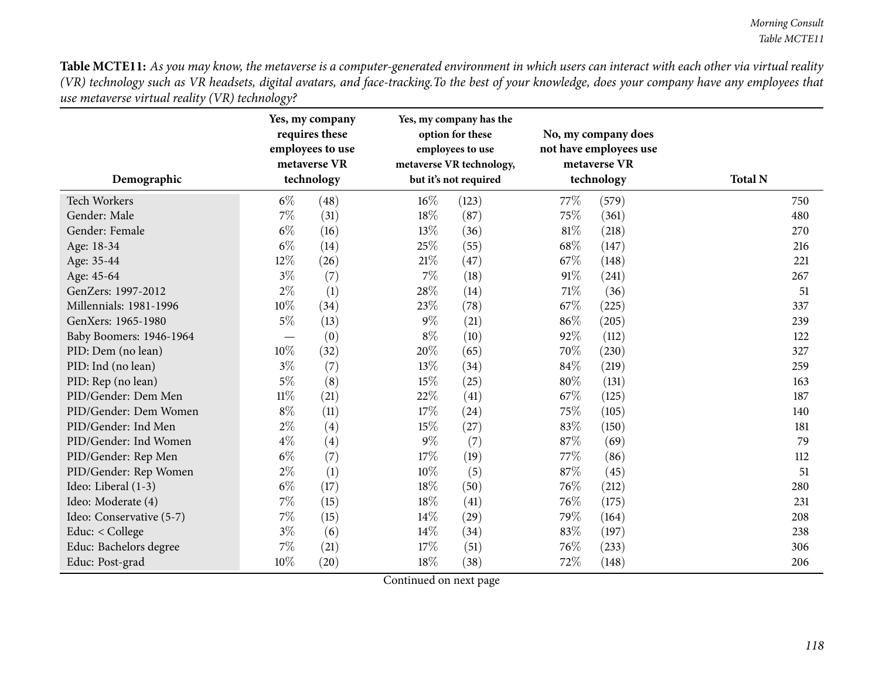**Table MCTE11:** *As you may know, the metaverse is a computer-generated environment in which users can interact with each other via virtual reality (VR) technology such as VR headsets, digital avatars, and face-tracking.To the best of your knowledge, does your company have any employees that use metaverse virtual reality (VR) technology?*

| Demographic | Yes, my company requires these employees to use metaverse VR technology | | Yes, my company has the option for these employees to use metaverse VR technology, but it's not required | | No, my company does not have employees use metaverse VR technology | | Total N |
|---|---|---|---|---|---|---|---|
| Tech Workers | 6% | (48) | 16% | (123) | 77% | (579) | 750 |
| Gender: Male | 7% | (31) | 18% | (87) | 75% | (361) | 480 |
| Gender: Female | 6% | (16) | 13% | (36) | 81% | (218) | 270 |
| Age: 18-34 | 6% | (14) | 25% | (55) | 68% | (147) | 216 |
| Age: 35-44 | 12% | (26) | 21% | (47) | 67% | (148) | 221 |
| Age: 45-64 | 3% | (7) | 7% | (18) | 91% | (241) | 267 |
| GenZers: 1997-2012 | 2% | (1) | 28% | (14) | 71% | (36) | 51 |
| Millennials: 1981-1996 | 10% | (34) | 23% | (78) | 67% | (225) | 337 |
| GenXers: 1965-1980 | 5% | (13) | 9% | (21) | 86% | (205) | 239 |
| Baby Boomers: 1946-1964 | — | (0) | 8% | (10) | 92% | (112) | 122 |
| PID: Dem (no lean) | 10% | (32) | 20% | (65) | 70% | (230) | 327 |
| PID: Ind (no lean) | 3% | (7) | 13% | (34) | 84% | (219) | 259 |
| PID: Rep (no lean) | 5% | (8) | 15% | (25) | 80% | (131) | 163 |
| PID/Gender: Dem Men | 11% | (21) | 22% | (41) | 67% | (125) | 187 |
| PID/Gender: Dem Women | 8% | (11) | 17% | (24) | 75% | (105) | 140 |
| PID/Gender: Ind Men | 2% | (4) | 15% | (27) | 83% | (150) | 181 |
| PID/Gender: Ind Women | 4% | (4) | 9% | (7) | 87% | (69) | 79 |
| PID/Gender: Rep Men | 6% | (7) | 17% | (19) | 77% | (86) | 112 |
| PID/Gender: Rep Women | 2% | (1) | 10% | (5) | 87% | (45) | 51 |
| Ideo: Liberal (1-3) | 6% | (17) | 18% | (50) | 76% | (212) | 280 |
| Ideo: Moderate (4) | 7% | (15) | 18% | (41) | 76% | (175) | 231 |
| Ideo: Conservative (5-7) | 7% | (15) | 14% | (29) | 79% | (164) | 208 |
| Educ: < College | 3% | (6) | 14% | (34) | 83% | (197) | 238 |
| Educ: Bachelors degree | 7% | (21) | 17% | (51) | 76% | (233) | 306 |
| Educ: Post-grad | 10% | (20) | 18% | (38) | 72% | (148) | 206 |

Continued on next page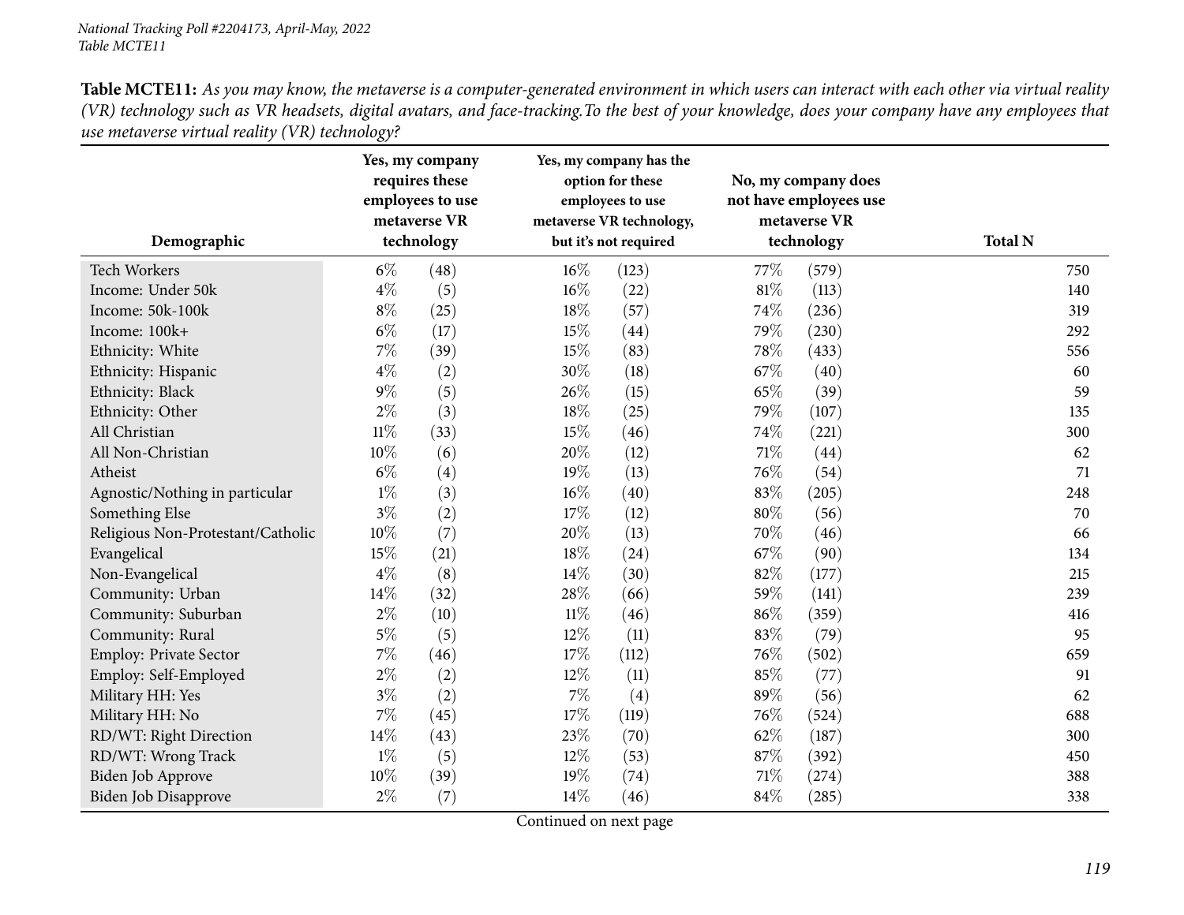**Table MCTE11:** *As you may know, the metaverse is a computer-generated environment in which users can interact with each other via virtual reality (VR) technology such as VR headsets, digital avatars, and face-tracking.To the best of your knowledge, does your company have any employees that use metaverse virtual reality (VR) technology?*

| Demographic | Yes, my company requires these employees to use metaverse VR technology | | Yes, my company has the option for these employees to use metaverse VR technology, but it's not required | | No, my company does not have employees use metaverse VR technology | | Total N |
|---|---|---|---|---|---|---|---|
| Tech Workers | 6% | (48) | 16% | (123) | 77% | (579) | 750 |
| Income: Under 50k | 4% | (5) | 16% | (22) | 81% | (113) | 140 |
| Income: 50k-100k | 8% | (25) | 18% | (57) | 74% | (236) | 319 |
| Income: 100k+ | 6% | (17) | 15% | (44) | 79% | (230) | 292 |
| Ethnicity: White | 7% | (39) | 15% | (83) | 78% | (433) | 556 |
| Ethnicity: Hispanic | 4% | (2) | 30% | (18) | 67% | (40) | 60 |
| Ethnicity: Black | 9% | (5) | 26% | (15) | 65% | (39) | 59 |
| Ethnicity: Other | 2% | (3) | 18% | (25) | 79% | (107) | 135 |
| All Christian | 11% | (33) | 15% | (46) | 74% | (221) | 300 |
| All Non-Christian | 10% | (6) | 20% | (12) | 71% | (44) | 62 |
| Atheist | 6% | (4) | 19% | (13) | 76% | (54) | 71 |
| Agnostic/Nothing in particular | 1% | (3) | 16% | (40) | 83% | (205) | 248 |
| Something Else | 3% | (2) | 17% | (12) | 80% | (56) | 70 |
| Religious Non-Protestant/Catholic | 10% | (7) | 20% | (13) | 70% | (46) | 66 |
| Evangelical | 15% | (21) | 18% | (24) | 67% | (90) | 134 |
| Non-Evangelical | 4% | (8) | 14% | (30) | 82% | (177) | 215 |
| Community: Urban | 14% | (32) | 28% | (66) | 59% | (141) | 239 |
| Community: Suburban | 2% | (10) | 11% | (46) | 86% | (359) | 416 |
| Community: Rural | 5% | (5) | 12% | (11) | 83% | (79) | 95 |
| Employ: Private Sector | 7% | (46) | 17% | (112) | 76% | (502) | 659 |
| Employ: Self-Employed | 2% | (2) | 12% | (11) | 85% | (77) | 91 |
| Military HH: Yes | 3% | (2) | 7% | (4) | 89% | (56) | 62 |
| Military HH: No | 7% | (45) | 17% | (119) | 76% | (524) | 688 |
| RD/WT: Right Direction | 14% | (43) | 23% | (70) | 62% | (187) | 300 |
| RD/WT: Wrong Track | 1% | (5) | 12% | (53) | 87% | (392) | 450 |
| Biden Job Approve | 10% | (39) | 19% | (74) | 71% | (274) | 388 |
| Biden Job Disapprove | 2% | (7) | 14% | (46) | 84% | (285) | 338 |

Continued on next page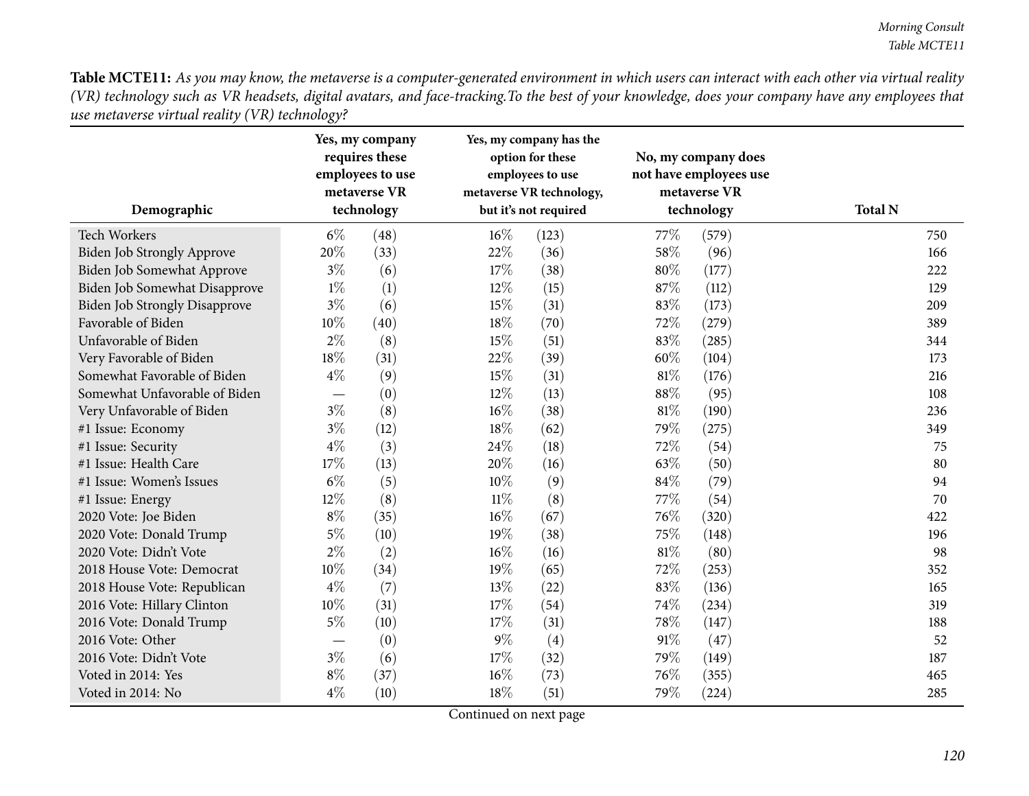**Table MCTE11:** *As you may know, the metaverse is a computer-generated environment in which users can interact with each other via virtual reality (VR) technology such as VR headsets, digital avatars, and face-tracking.To the best of your knowledge, does your company have any employees that use metaverse virtual reality (VR) technology?*

| Demographic | Yes, my company requires these employees to use metaverse VR technology | | Yes, my company has the option for these employees to use metaverse VR technology, but it's not required | | No, my company does not have employees use metaverse VR technology | | Total N |
|---|---|---|---|---|---|---|---|
| Tech Workers | 6% | (48) | 16% | (123) | 77% | (579) | 750 |
| Biden Job Strongly Approve | 20% | (33) | 22% | (36) | 58% | (96) | 166 |
| Biden Job Somewhat Approve | 3% | (6) | 17% | (38) | 80% | (177) | 222 |
| Biden Job Somewhat Disapprove | 1% | (1) | 12% | (15) | 87% | (112) | 129 |
| Biden Job Strongly Disapprove | 3% | (6) | 15% | (31) | 83% | (173) | 209 |
| Favorable of Biden | 10% | (40) | 18% | (70) | 72% | (279) | 389 |
| Unfavorable of Biden | 2% | (8) | 15% | (51) | 83% | (285) | 344 |
| Very Favorable of Biden | 18% | (31) | 22% | (39) | 60% | (104) | 173 |
| Somewhat Favorable of Biden | 4% | (9) | 15% | (31) | 81% | (176) | 216 |
| Somewhat Unfavorable of Biden | — | (0) | 12% | (13) | 88% | (95) | 108 |
| Very Unfavorable of Biden | 3% | (8) | 16% | (38) | 81% | (190) | 236 |
| #1 Issue: Economy | 3% | (12) | 18% | (62) | 79% | (275) | 349 |
| #1 Issue: Security | 4% | (3) | 24% | (18) | 72% | (54) | 75 |
| #1 Issue: Health Care | 17% | (13) | 20% | (16) | 63% | (50) | 80 |
| #1 Issue: Women's Issues | 6% | (5) | 10% | (9) | 84% | (79) | 94 |
| #1 Issue: Energy | 12% | (8) | 11% | (8) | 77% | (54) | 70 |
| 2020 Vote: Joe Biden | 8% | (35) | 16% | (67) | 76% | (320) | 422 |
| 2020 Vote: Donald Trump | 5% | (10) | 19% | (38) | 75% | (148) | 196 |
| 2020 Vote: Didn't Vote | 2% | (2) | 16% | (16) | 81% | (80) | 98 |
| 2018 House Vote: Democrat | 10% | (34) | 19% | (65) | 72% | (253) | 352 |
| 2018 House Vote: Republican | 4% | (7) | 13% | (22) | 83% | (136) | 165 |
| 2016 Vote: Hillary Clinton | 10% | (31) | 17% | (54) | 74% | (234) | 319 |
| 2016 Vote: Donald Trump | 5% | (10) | 17% | (31) | 78% | (147) | 188 |
| 2016 Vote: Other | — | (0) | 9% | (4) | 91% | (47) | 52 |
| 2016 Vote: Didn't Vote | 3% | (6) | 17% | (32) | 79% | (149) | 187 |
| Voted in 2014: Yes | 8% | (37) | 16% | (73) | 76% | (355) | 465 |
| Voted in 2014: No | 4% | (10) | 18% | (51) | 79% | (224) | 285 |

Continued on next page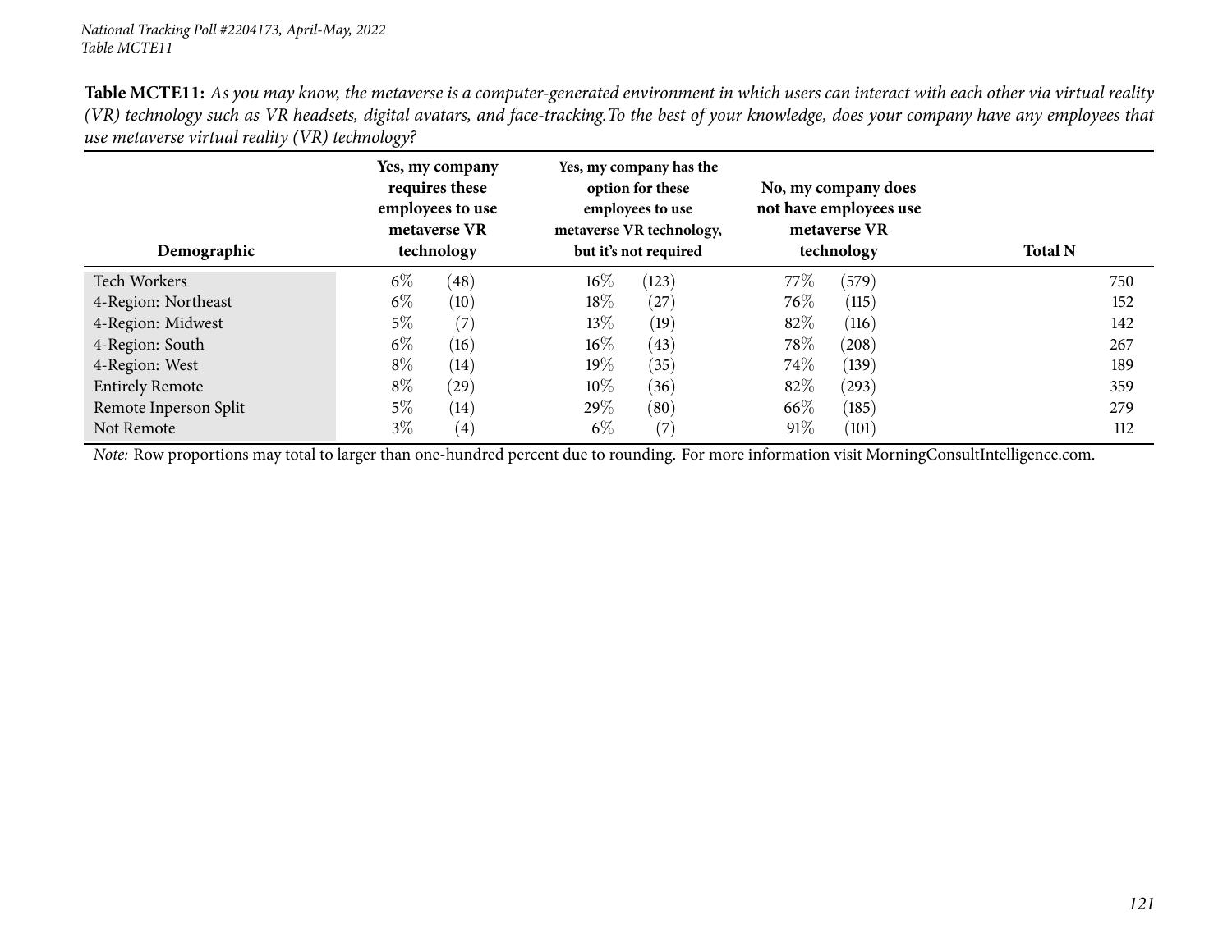**Table MCTE11:** *As you may know, the metaverse is a computer-generated environment in which users can interact with each other via virtual reality (VR) technology such as VR headsets, digital avatars, and face-tracking.To the best of your knowledge, does your company have any employees that use metaverse virtual reality (VR) technology?*

| Demographic | Yes, my company requires these employees to use metaverse VR technology | | Yes, my company has the option for these employees to use metaverse VR technology, but it's not required | | No, my company does not have employees use metaverse VR technology | | Total N |
|---|---|---|---|---|---|---|---|
| Tech Workers | 6% | (48) | 16% | (123) | 77% | (579) | 750 |
| 4-Region: Northeast | 6% | (10) | 18% | (27) | 76% | (115) | 152 |
| 4-Region: Midwest | 5% | (7) | 13% | (19) | 82% | (116) | 142 |
| 4-Region: South | 6% | (16) | 16% | (43) | 78% | (208) | 267 |
| 4-Region: West | 8% | (14) | 19% | (35) | 74% | (139) | 189 |
| Entirely Remote | 8% | (29) | 10% | (36) | 82% | (293) | 359 |
| Remote Inperson Split | 5% | (14) | 29% | (80) | 66% | (185) | 279 |
| Not Remote | 3% | (4) | 6% | (7) | 91% | (101) | 112 |

*Note:* Row proportions may total to larger than one-hundred percent due to rounding. For more information visit MorningConsultIntelligence.com.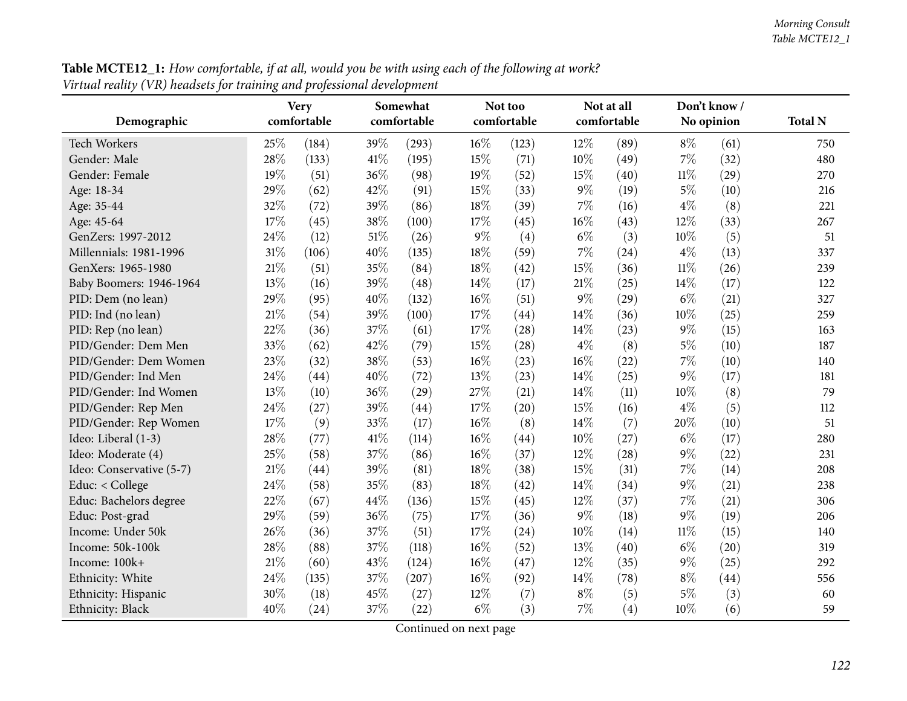**Table MCTE12_1:** *How comfortable, if at all, would you be with using each of the following at work? Virtual reality (VR) headsets for training and professional development*

| Demographic | Very comfortable | | Somewhat comfortable | | Not too comfortable | | Not at all comfortable | | Don't know / No opinion | | Total N |
|---|---|---|---|---|---|---|---|---|---|---|---|
| Tech Workers | 25% | (184) | 39% | (293) | 16% | (123) | 12% | (89) | 8% | (61) | 750 |
| Gender: Male | 28% | (133) | 41% | (195) | 15% | (71) | 10% | (49) | 7% | (32) | 480 |
| Gender: Female | 19% | (51) | 36% | (98) | 19% | (52) | 15% | (40) | 11% | (29) | 270 |
| Age: 18-34 | 29% | (62) | 42% | (91) | 15% | (33) | 9% | (19) | 5% | (10) | 216 |
| Age: 35-44 | 32% | (72) | 39% | (86) | 18% | (39) | 7% | (16) | 4% | (8) | 221 |
| Age: 45-64 | 17% | (45) | 38% | (100) | 17% | (45) | 16% | (43) | 12% | (33) | 267 |
| GenZers: 1997-2012 | 24% | (12) | 51% | (26) | 9% | (4) | 6% | (3) | 10% | (5) | 51 |
| Millennials: 1981-1996 | 31% | (106) | 40% | (135) | 18% | (59) | 7% | (24) | 4% | (13) | 337 |
| GenXers: 1965-1980 | 21% | (51) | 35% | (84) | 18% | (42) | 15% | (36) | 11% | (26) | 239 |
| Baby Boomers: 1946-1964 | 13% | (16) | 39% | (48) | 14% | (17) | 21% | (25) | 14% | (17) | 122 |
| PID: Dem (no lean) | 29% | (95) | 40% | (132) | 16% | (51) | 9% | (29) | 6% | (21) | 327 |
| PID: Ind (no lean) | 21% | (54) | 39% | (100) | 17% | (44) | 14% | (36) | 10% | (25) | 259 |
| PID: Rep (no lean) | 22% | (36) | 37% | (61) | 17% | (28) | 14% | (23) | 9% | (15) | 163 |
| PID/Gender: Dem Men | 33% | (62) | 42% | (79) | 15% | (28) | 4% | (8) | 5% | (10) | 187 |
| PID/Gender: Dem Women | 23% | (32) | 38% | (53) | 16% | (23) | 16% | (22) | 7% | (10) | 140 |
| PID/Gender: Ind Men | 24% | (44) | 40% | (72) | 13% | (23) | 14% | (25) | 9% | (17) | 181 |
| PID/Gender: Ind Women | 13% | (10) | 36% | (29) | 27% | (21) | 14% | (11) | 10% | (8) | 79 |
| PID/Gender: Rep Men | 24% | (27) | 39% | (44) | 17% | (20) | 15% | (16) | 4% | (5) | 112 |
| PID/Gender: Rep Women | 17% | (9) | 33% | (17) | 16% | (8) | 14% | (7) | 20% | (10) | 51 |
| Ideo: Liberal (1-3) | 28% | (77) | 41% | (114) | 16% | (44) | 10% | (27) | 6% | (17) | 280 |
| Ideo: Moderate (4) | 25% | (58) | 37% | (86) | 16% | (37) | 12% | (28) | 9% | (22) | 231 |
| Ideo: Conservative (5-7) | 21% | (44) | 39% | (81) | 18% | (38) | 15% | (31) | 7% | (14) | 208 |
| Educ: < College | 24% | (58) | 35% | (83) | 18% | (42) | 14% | (34) | 9% | (21) | 238 |
| Educ: Bachelors degree | 22% | (67) | 44% | (136) | 15% | (45) | 12% | (37) | 7% | (21) | 306 |
| Educ: Post-grad | 29% | (59) | 36% | (75) | 17% | (36) | 9% | (18) | 9% | (19) | 206 |
| Income: Under 50k | 26% | (36) | 37% | (51) | 17% | (24) | 10% | (14) | 11% | (15) | 140 |
| Income: 50k-100k | 28% | (88) | 37% | (118) | 16% | (52) | 13% | (40) | 6% | (20) | 319 |
| Income: 100k+ | 21% | (60) | 43% | (124) | 16% | (47) | 12% | (35) | 9% | (25) | 292 |
| Ethnicity: White | 24% | (135) | 37% | (207) | 16% | (92) | 14% | (78) | 8% | (44) | 556 |
| Ethnicity: Hispanic | 30% | (18) | 45% | (27) | 12% | (7) | 8% | (5) | 5% | (3) | 60 |
| Ethnicity: Black | 40% | (24) | 37% | (22) | 6% | (3) | 7% | (4) | 10% | (6) | 59 |

Continued on next page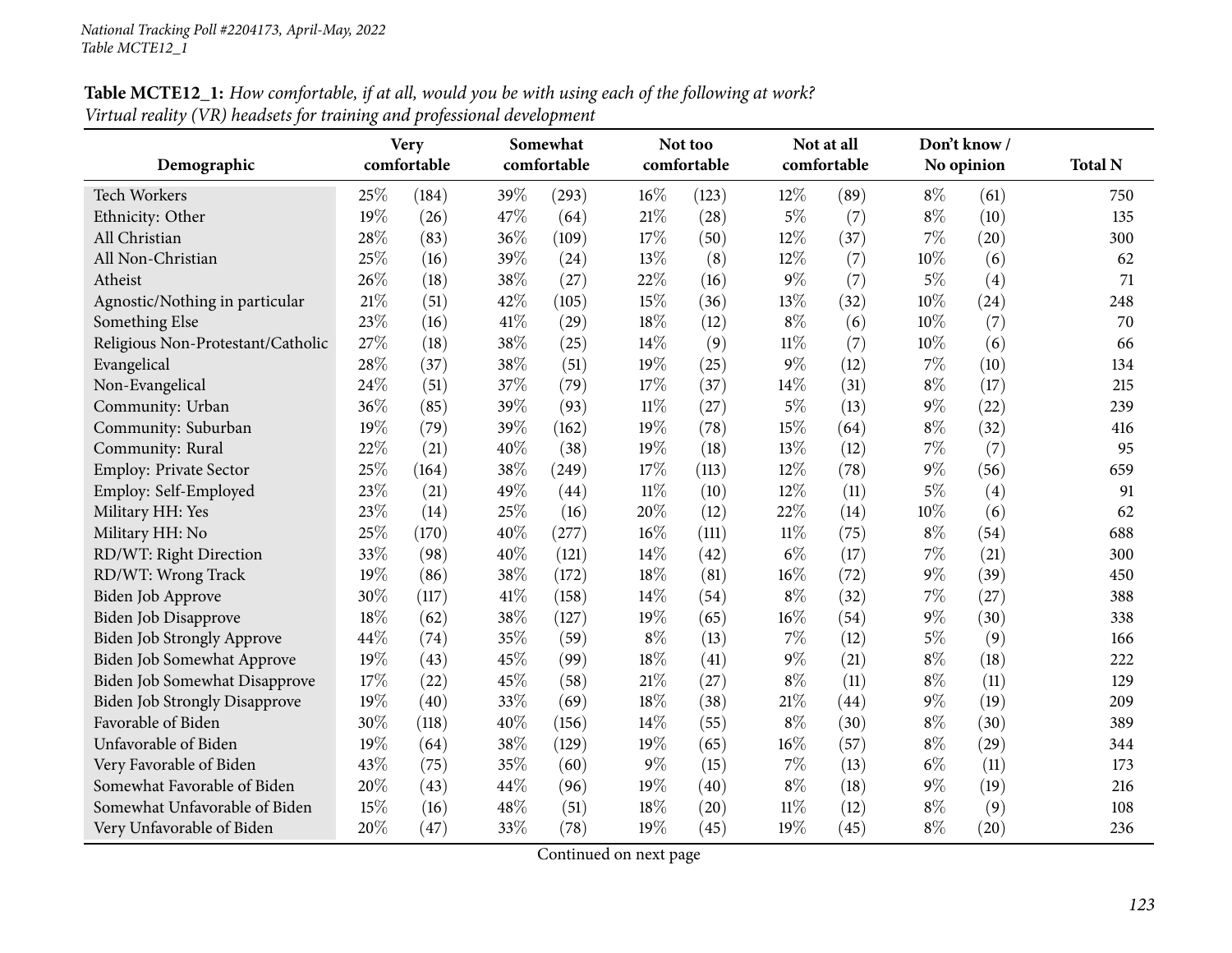**Table MCTE12_1:** *How comfortable, if at all, would you be with using each of the following at work?*
*Virtual reality (VR) headsets for training and professional development*

| Demographic | Very comfortable | | Somewhat comfortable | | Not too comfortable | | Not at all comfortable | | Don't know / No opinion | | Total N |
|---|---|---|---|---|---|---|---|---|---|---|---|
| Tech Workers | 25% | (184) | 39% | (293) | 16% | (123) | 12% | (89) | 8% | (61) | 750 |
| Ethnicity: Other | 19% | (26) | 47% | (64) | 21% | (28) | 5% | (7) | 8% | (10) | 135 |
| All Christian | 28% | (83) | 36% | (109) | 17% | (50) | 12% | (37) | 7% | (20) | 300 |
| All Non-Christian | 25% | (16) | 39% | (24) | 13% | (8) | 12% | (7) | 10% | (6) | 62 |
| Atheist | 26% | (18) | 38% | (27) | 22% | (16) | 9% | (7) | 5% | (4) | 71 |
| Agnostic/Nothing in particular | 21% | (51) | 42% | (105) | 15% | (36) | 13% | (32) | 10% | (24) | 248 |
| Something Else | 23% | (16) | 41% | (29) | 18% | (12) | 8% | (6) | 10% | (7) | 70 |
| Religious Non-Protestant/Catholic | 27% | (18) | 38% | (25) | 14% | (9) | 11% | (7) | 10% | (6) | 66 |
| Evangelical | 28% | (37) | 38% | (51) | 19% | (25) | 9% | (12) | 7% | (10) | 134 |
| Non-Evangelical | 24% | (51) | 37% | (79) | 17% | (37) | 14% | (31) | 8% | (17) | 215 |
| Community: Urban | 36% | (85) | 39% | (93) | 11% | (27) | 5% | (13) | 9% | (22) | 239 |
| Community: Suburban | 19% | (79) | 39% | (162) | 19% | (78) | 15% | (64) | 8% | (32) | 416 |
| Community: Rural | 22% | (21) | 40% | (38) | 19% | (18) | 13% | (12) | 7% | (7) | 95 |
| Employ: Private Sector | 25% | (164) | 38% | (249) | 17% | (113) | 12% | (78) | 9% | (56) | 659 |
| Employ: Self-Employed | 23% | (21) | 49% | (44) | 11% | (10) | 12% | (11) | 5% | (4) | 91 |
| Military HH: Yes | 23% | (14) | 25% | (16) | 20% | (12) | 22% | (14) | 10% | (6) | 62 |
| Military HH: No | 25% | (170) | 40% | (277) | 16% | (111) | 11% | (75) | 8% | (54) | 688 |
| RD/WT: Right Direction | 33% | (98) | 40% | (121) | 14% | (42) | 6% | (17) | 7% | (21) | 300 |
| RD/WT: Wrong Track | 19% | (86) | 38% | (172) | 18% | (81) | 16% | (72) | 9% | (39) | 450 |
| Biden Job Approve | 30% | (117) | 41% | (158) | 14% | (54) | 8% | (32) | 7% | (27) | 388 |
| Biden Job Disapprove | 18% | (62) | 38% | (127) | 19% | (65) | 16% | (54) | 9% | (30) | 338 |
| Biden Job Strongly Approve | 44% | (74) | 35% | (59) | 8% | (13) | 7% | (12) | 5% | (9) | 166 |
| Biden Job Somewhat Approve | 19% | (43) | 45% | (99) | 18% | (41) | 9% | (21) | 8% | (18) | 222 |
| Biden Job Somewhat Disapprove | 17% | (22) | 45% | (58) | 21% | (27) | 8% | (11) | 8% | (11) | 129 |
| Biden Job Strongly Disapprove | 19% | (40) | 33% | (69) | 18% | (38) | 21% | (44) | 9% | (19) | 209 |
| Favorable of Biden | 30% | (118) | 40% | (156) | 14% | (55) | 8% | (30) | 8% | (30) | 389 |
| Unfavorable of Biden | 19% | (64) | 38% | (129) | 19% | (65) | 16% | (57) | 8% | (29) | 344 |
| Very Favorable of Biden | 43% | (75) | 35% | (60) | 9% | (15) | 7% | (13) | 6% | (11) | 173 |
| Somewhat Favorable of Biden | 20% | (43) | 44% | (96) | 19% | (40) | 8% | (18) | 9% | (19) | 216 |
| Somewhat Unfavorable of Biden | 15% | (16) | 48% | (51) | 18% | (20) | 11% | (12) | 8% | (9) | 108 |
| Very Unfavorable of Biden | 20% | (47) | 33% | (78) | 19% | (45) | 19% | (45) | 8% | (20) | 236 |

Continued on next page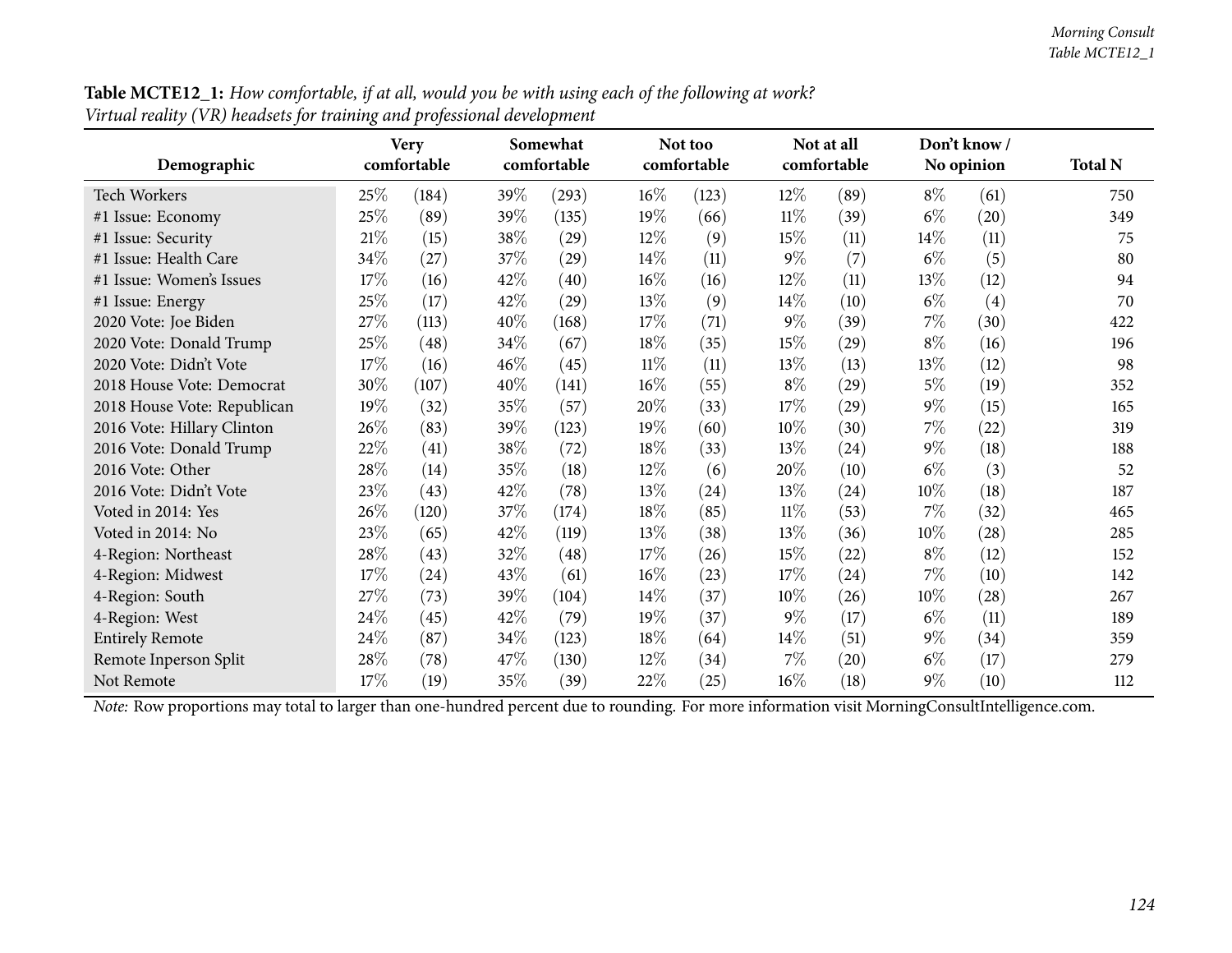**Table MCTE12_1:** *How comfortable, if at all, would you be with using each of the following at work?*
*Virtual reality (VR) headsets for training and professional development*

| Demographic | Very comfortable | | Somewhat comfortable | | Not too comfortable | | Not at all comfortable | | Don't know / No opinion | | Total N |
|---|---|---|---|---|---|---|---|---|---|---|---|
| Tech Workers | 25% | (184) | 39% | (293) | 16% | (123) | 12% | (89) | 8% | (61) | 750 |
| #1 Issue: Economy | 25% | (89) | 39% | (135) | 19% | (66) | 11% | (39) | 6% | (20) | 349 |
| #1 Issue: Security | 21% | (15) | 38% | (29) | 12% | (9) | 15% | (11) | 14% | (11) | 75 |
| #1 Issue: Health Care | 34% | (27) | 37% | (29) | 14% | (11) | 9% | (7) | 6% | (5) | 80 |
| #1 Issue: Women's Issues | 17% | (16) | 42% | (40) | 16% | (16) | 12% | (11) | 13% | (12) | 94 |
| #1 Issue: Energy | 25% | (17) | 42% | (29) | 13% | (9) | 14% | (10) | 6% | (4) | 70 |
| 2020 Vote: Joe Biden | 27% | (113) | 40% | (168) | 17% | (71) | 9% | (39) | 7% | (30) | 422 |
| 2020 Vote: Donald Trump | 25% | (48) | 34% | (67) | 18% | (35) | 15% | (29) | 8% | (16) | 196 |
| 2020 Vote: Didn't Vote | 17% | (16) | 46% | (45) | 11% | (11) | 13% | (13) | 13% | (12) | 98 |
| 2018 House Vote: Democrat | 30% | (107) | 40% | (141) | 16% | (55) | 8% | (29) | 5% | (19) | 352 |
| 2018 House Vote: Republican | 19% | (32) | 35% | (57) | 20% | (33) | 17% | (29) | 9% | (15) | 165 |
| 2016 Vote: Hillary Clinton | 26% | (83) | 39% | (123) | 19% | (60) | 10% | (30) | 7% | (22) | 319 |
| 2016 Vote: Donald Trump | 22% | (41) | 38% | (72) | 18% | (33) | 13% | (24) | 9% | (18) | 188 |
| 2016 Vote: Other | 28% | (14) | 35% | (18) | 12% | (6) | 20% | (10) | 6% | (3) | 52 |
| 2016 Vote: Didn't Vote | 23% | (43) | 42% | (78) | 13% | (24) | 13% | (24) | 10% | (18) | 187 |
| Voted in 2014: Yes | 26% | (120) | 37% | (174) | 18% | (85) | 11% | (53) | 7% | (32) | 465 |
| Voted in 2014: No | 23% | (65) | 42% | (119) | 13% | (38) | 13% | (36) | 10% | (28) | 285 |
| 4-Region: Northeast | 28% | (43) | 32% | (48) | 17% | (26) | 15% | (22) | 8% | (12) | 152 |
| 4-Region: Midwest | 17% | (24) | 43% | (61) | 16% | (23) | 17% | (24) | 7% | (10) | 142 |
| 4-Region: South | 27% | (73) | 39% | (104) | 14% | (37) | 10% | (26) | 10% | (28) | 267 |
| 4-Region: West | 24% | (45) | 42% | (79) | 19% | (37) | 9% | (17) | 6% | (11) | 189 |
| Entirely Remote | 24% | (87) | 34% | (123) | 18% | (64) | 14% | (51) | 9% | (34) | 359 |
| Remote Inperson Split | 28% | (78) | 47% | (130) | 12% | (34) | 7% | (20) | 6% | (17) | 279 |
| Not Remote | 17% | (19) | 35% | (39) | 22% | (25) | 16% | (18) | 9% | (10) | 112 |

*Note:* Row proportions may total to larger than one-hundred percent due to rounding. For more information visit MorningConsultIntelligence.com.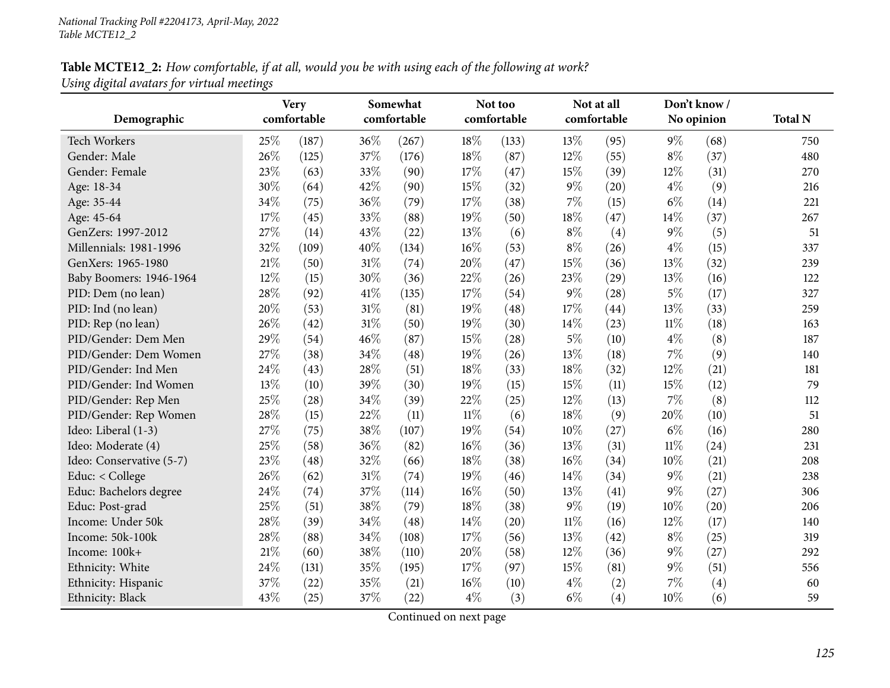*National Tracking Poll #2204173, April-May, 2022*
*Table MCTE12_2*

**Table MCTE12_2:** *How comfortable, if at all, would you be with using each of the following at work?*
*Using digital avatars for virtual meetings*

| Demographic | Very comfortable | | Somewhat comfortable | | Not too comfortable | | Not at all comfortable | | Don't know / No opinion | | Total N |
|---|---|---|---|---|---|---|---|---|---|---|---|
| Tech Workers | 25% | (187) | 36% | (267) | 18% | (133) | 13% | (95) | 9% | (68) | 750 |
| Gender: Male | 26% | (125) | 37% | (176) | 18% | (87) | 12% | (55) | 8% | (37) | 480 |
| Gender: Female | 23% | (63) | 33% | (90) | 17% | (47) | 15% | (39) | 12% | (31) | 270 |
| Age: 18-34 | 30% | (64) | 42% | (90) | 15% | (32) | 9% | (20) | 4% | (9) | 216 |
| Age: 35-44 | 34% | (75) | 36% | (79) | 17% | (38) | 7% | (15) | 6% | (14) | 221 |
| Age: 45-64 | 17% | (45) | 33% | (88) | 19% | (50) | 18% | (47) | 14% | (37) | 267 |
| GenZers: 1997-2012 | 27% | (14) | 43% | (22) | 13% | (6) | 8% | (4) | 9% | (5) | 51 |
| Millennials: 1981-1996 | 32% | (109) | 40% | (134) | 16% | (53) | 8% | (26) | 4% | (15) | 337 |
| GenXers: 1965-1980 | 21% | (50) | 31% | (74) | 20% | (47) | 15% | (36) | 13% | (32) | 239 |
| Baby Boomers: 1946-1964 | 12% | (15) | 30% | (36) | 22% | (26) | 23% | (29) | 13% | (16) | 122 |
| PID: Dem (no lean) | 28% | (92) | 41% | (135) | 17% | (54) | 9% | (28) | 5% | (17) | 327 |
| PID: Ind (no lean) | 20% | (53) | 31% | (81) | 19% | (48) | 17% | (44) | 13% | (33) | 259 |
| PID: Rep (no lean) | 26% | (42) | 31% | (50) | 19% | (30) | 14% | (23) | 11% | (18) | 163 |
| PID/Gender: Dem Men | 29% | (54) | 46% | (87) | 15% | (28) | 5% | (10) | 4% | (8) | 187 |
| PID/Gender: Dem Women | 27% | (38) | 34% | (48) | 19% | (26) | 13% | (18) | 7% | (9) | 140 |
| PID/Gender: Ind Men | 24% | (43) | 28% | (51) | 18% | (33) | 18% | (32) | 12% | (21) | 181 |
| PID/Gender: Ind Women | 13% | (10) | 39% | (30) | 19% | (15) | 15% | (11) | 15% | (12) | 79 |
| PID/Gender: Rep Men | 25% | (28) | 34% | (39) | 22% | (25) | 12% | (13) | 7% | (8) | 112 |
| PID/Gender: Rep Women | 28% | (15) | 22% | (11) | 11% | (6) | 18% | (9) | 20% | (10) | 51 |
| Ideo: Liberal (1-3) | 27% | (75) | 38% | (107) | 19% | (54) | 10% | (27) | 6% | (16) | 280 |
| Ideo: Moderate (4) | 25% | (58) | 36% | (82) | 16% | (36) | 13% | (31) | 11% | (24) | 231 |
| Ideo: Conservative (5-7) | 23% | (48) | 32% | (66) | 18% | (38) | 16% | (34) | 10% | (21) | 208 |
| Educ: < College | 26% | (62) | 31% | (74) | 19% | (46) | 14% | (34) | 9% | (21) | 238 |
| Educ: Bachelors degree | 24% | (74) | 37% | (114) | 16% | (50) | 13% | (41) | 9% | (27) | 306 |
| Educ: Post-grad | 25% | (51) | 38% | (79) | 18% | (38) | 9% | (19) | 10% | (20) | 206 |
| Income: Under 50k | 28% | (39) | 34% | (48) | 14% | (20) | 11% | (16) | 12% | (17) | 140 |
| Income: 50k-100k | 28% | (88) | 34% | (108) | 17% | (56) | 13% | (42) | 8% | (25) | 319 |
| Income: 100k+ | 21% | (60) | 38% | (110) | 20% | (58) | 12% | (36) | 9% | (27) | 292 |
| Ethnicity: White | 24% | (131) | 35% | (195) | 17% | (97) | 15% | (81) | 9% | (51) | 556 |
| Ethnicity: Hispanic | 37% | (22) | 35% | (21) | 16% | (10) | 4% | (2) | 7% | (4) | 60 |
| Ethnicity: Black | 43% | (25) | 37% | (22) | 4% | (3) | 6% | (4) | 10% | (6) | 59 |

Continued on next page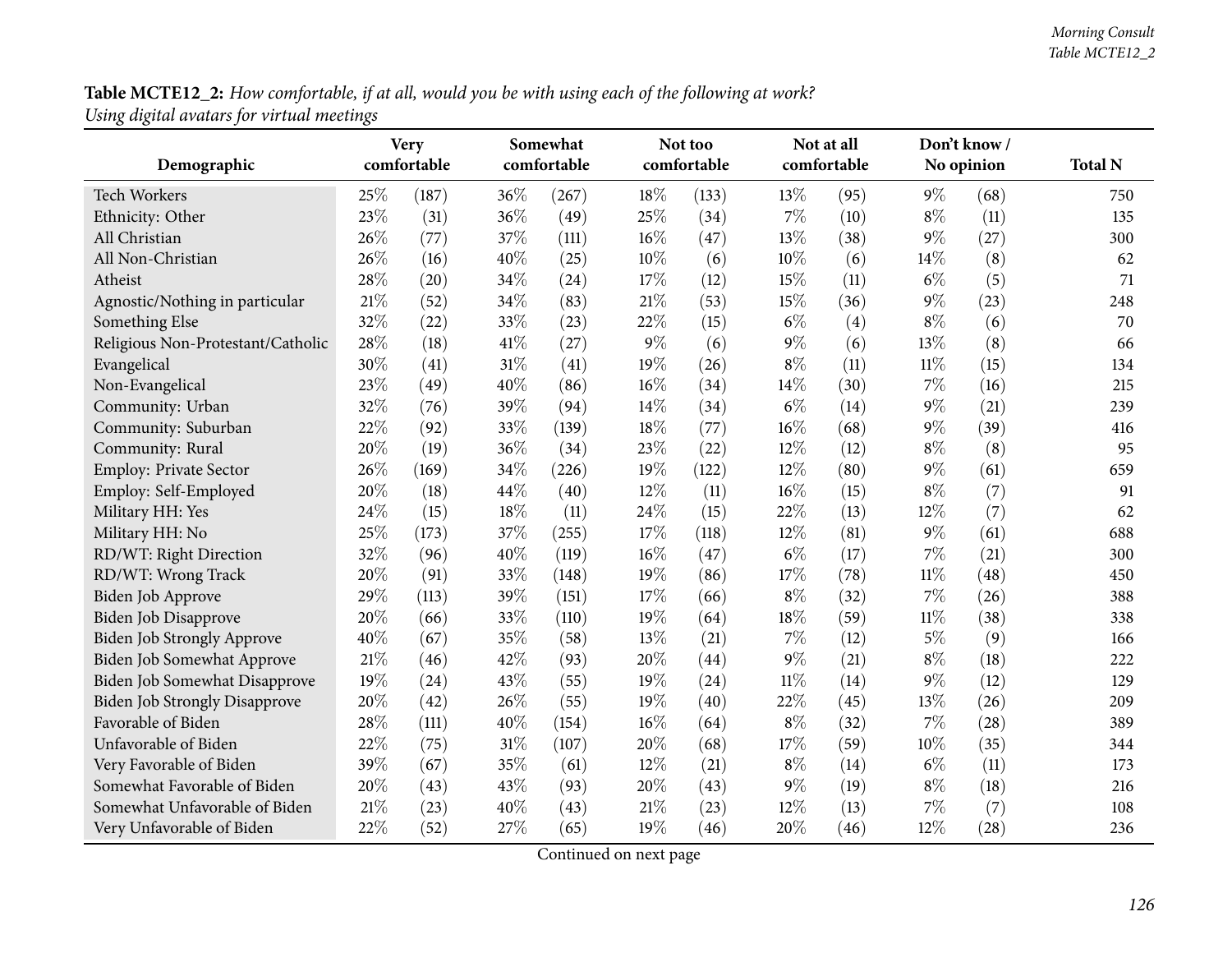**Table MCTE12_2:** *How comfortable, if at all, would you be with using each of the following at work?*
*Using digital avatars for virtual meetings*

| Demographic | Very comfortable | | Somewhat comfortable | | Not too comfortable | | Not at all comfortable | | Don't know / No opinion | | Total N |
|---|---|---|---|---|---|---|---|---|---|---|---|
| Tech Workers | 25% | (187) | 36% | (267) | 18% | (133) | 13% | (95) | 9% | (68) | 750 |
| Ethnicity: Other | 23% | (31) | 36% | (49) | 25% | (34) | 7% | (10) | 8% | (11) | 135 |
| All Christian | 26% | (77) | 37% | (111) | 16% | (47) | 13% | (38) | 9% | (27) | 300 |
| All Non-Christian | 26% | (16) | 40% | (25) | 10% | (6) | 10% | (6) | 14% | (8) | 62 |
| Atheist | 28% | (20) | 34% | (24) | 17% | (12) | 15% | (11) | 6% | (5) | 71 |
| Agnostic/Nothing in particular | 21% | (52) | 34% | (83) | 21% | (53) | 15% | (36) | 9% | (23) | 248 |
| Something Else | 32% | (22) | 33% | (23) | 22% | (15) | 6% | (4) | 8% | (6) | 70 |
| Religious Non-Protestant/Catholic | 28% | (18) | 41% | (27) | 9% | (6) | 9% | (6) | 13% | (8) | 66 |
| Evangelical | 30% | (41) | 31% | (41) | 19% | (26) | 8% | (11) | 11% | (15) | 134 |
| Non-Evangelical | 23% | (49) | 40% | (86) | 16% | (34) | 14% | (30) | 7% | (16) | 215 |
| Community: Urban | 32% | (76) | 39% | (94) | 14% | (34) | 6% | (14) | 9% | (21) | 239 |
| Community: Suburban | 22% | (92) | 33% | (139) | 18% | (77) | 16% | (68) | 9% | (39) | 416 |
| Community: Rural | 20% | (19) | 36% | (34) | 23% | (22) | 12% | (12) | 8% | (8) | 95 |
| Employ: Private Sector | 26% | (169) | 34% | (226) | 19% | (122) | 12% | (80) | 9% | (61) | 659 |
| Employ: Self-Employed | 20% | (18) | 44% | (40) | 12% | (11) | 16% | (15) | 8% | (7) | 91 |
| Military HH: Yes | 24% | (15) | 18% | (11) | 24% | (15) | 22% | (13) | 12% | (7) | 62 |
| Military HH: No | 25% | (173) | 37% | (255) | 17% | (118) | 12% | (81) | 9% | (61) | 688 |
| RD/WT: Right Direction | 32% | (96) | 40% | (119) | 16% | (47) | 6% | (17) | 7% | (21) | 300 |
| RD/WT: Wrong Track | 20% | (91) | 33% | (148) | 19% | (86) | 17% | (78) | 11% | (48) | 450 |
| Biden Job Approve | 29% | (113) | 39% | (151) | 17% | (66) | 8% | (32) | 7% | (26) | 388 |
| Biden Job Disapprove | 20% | (66) | 33% | (110) | 19% | (64) | 18% | (59) | 11% | (38) | 338 |
| Biden Job Strongly Approve | 40% | (67) | 35% | (58) | 13% | (21) | 7% | (12) | 5% | (9) | 166 |
| Biden Job Somewhat Approve | 21% | (46) | 42% | (93) | 20% | (44) | 9% | (21) | 8% | (18) | 222 |
| Biden Job Somewhat Disapprove | 19% | (24) | 43% | (55) | 19% | (24) | 11% | (14) | 9% | (12) | 129 |
| Biden Job Strongly Disapprove | 20% | (42) | 26% | (55) | 19% | (40) | 22% | (45) | 13% | (26) | 209 |
| Favorable of Biden | 28% | (111) | 40% | (154) | 16% | (64) | 8% | (32) | 7% | (28) | 389 |
| Unfavorable of Biden | 22% | (75) | 31% | (107) | 20% | (68) | 17% | (59) | 10% | (35) | 344 |
| Very Favorable of Biden | 39% | (67) | 35% | (61) | 12% | (21) | 8% | (14) | 6% | (11) | 173 |
| Somewhat Favorable of Biden | 20% | (43) | 43% | (93) | 20% | (43) | 9% | (19) | 8% | (18) | 216 |
| Somewhat Unfavorable of Biden | 21% | (23) | 40% | (43) | 21% | (23) | 12% | (13) | 7% | (7) | 108 |
| Very Unfavorable of Biden | 22% | (52) | 27% | (65) | 19% | (46) | 20% | (46) | 12% | (28) | 236 |

Continued on next page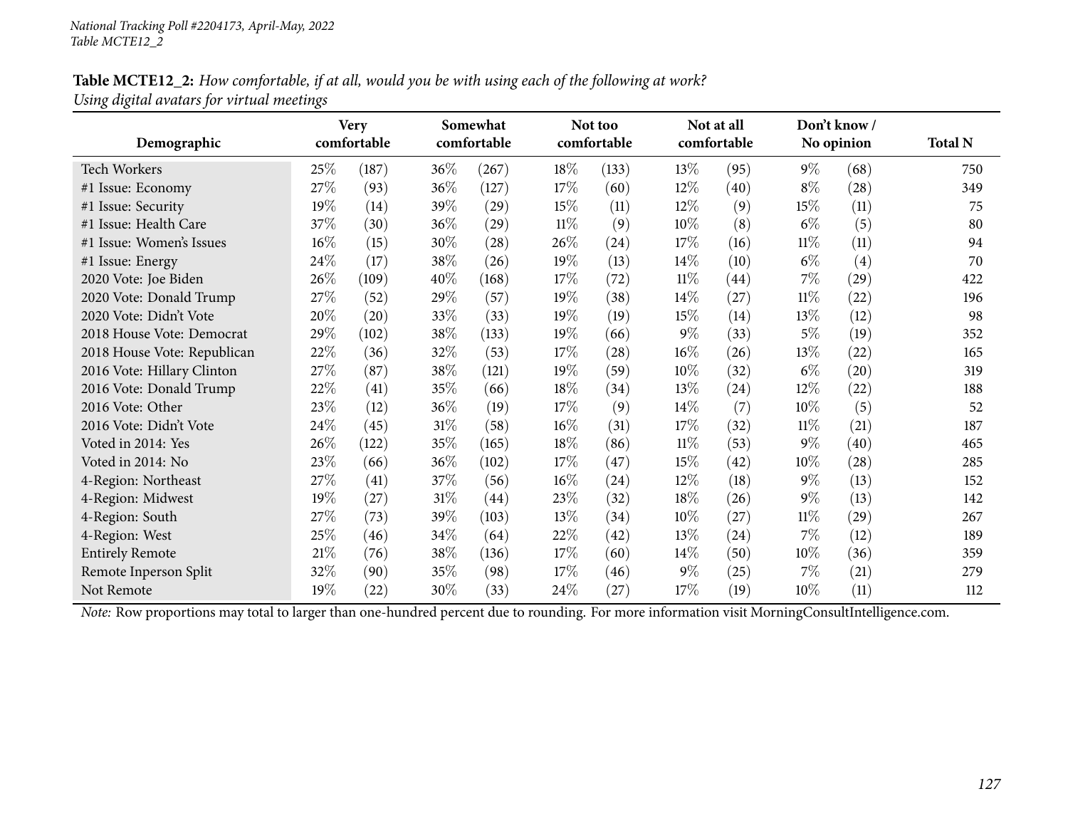**Table MCTE12_2:** *How comfortable, if at all, would you be with using each of the following at work?*
*Using digital avatars for virtual meetings*

| Demographic | Very comfortable | | Somewhat comfortable | | Not too comfortable | | Not at all comfortable | | Don't know / No opinion | | Total N |
|---|---|---|---|---|---|---|---|---|---|---|---|
| Tech Workers | 25% | (187) | 36% | (267) | 18% | (133) | 13% | (95) | 9% | (68) | 750 |
| #1 Issue: Economy | 27% | (93) | 36% | (127) | 17% | (60) | 12% | (40) | 8% | (28) | 349 |
| #1 Issue: Security | 19% | (14) | 39% | (29) | 15% | (11) | 12% | (9) | 15% | (11) | 75 |
| #1 Issue: Health Care | 37% | (30) | 36% | (29) | 11% | (9) | 10% | (8) | 6% | (5) | 80 |
| #1 Issue: Women's Issues | 16% | (15) | 30% | (28) | 26% | (24) | 17% | (16) | 11% | (11) | 94 |
| #1 Issue: Energy | 24% | (17) | 38% | (26) | 19% | (13) | 14% | (10) | 6% | (4) | 70 |
| 2020 Vote: Joe Biden | 26% | (109) | 40% | (168) | 17% | (72) | 11% | (44) | 7% | (29) | 422 |
| 2020 Vote: Donald Trump | 27% | (52) | 29% | (57) | 19% | (38) | 14% | (27) | 11% | (22) | 196 |
| 2020 Vote: Didn't Vote | 20% | (20) | 33% | (33) | 19% | (19) | 15% | (14) | 13% | (12) | 98 |
| 2018 House Vote: Democrat | 29% | (102) | 38% | (133) | 19% | (66) | 9% | (33) | 5% | (19) | 352 |
| 2018 House Vote: Republican | 22% | (36) | 32% | (53) | 17% | (28) | 16% | (26) | 13% | (22) | 165 |
| 2016 Vote: Hillary Clinton | 27% | (87) | 38% | (121) | 19% | (59) | 10% | (32) | 6% | (20) | 319 |
| 2016 Vote: Donald Trump | 22% | (41) | 35% | (66) | 18% | (34) | 13% | (24) | 12% | (22) | 188 |
| 2016 Vote: Other | 23% | (12) | 36% | (19) | 17% | (9) | 14% | (7) | 10% | (5) | 52 |
| 2016 Vote: Didn't Vote | 24% | (45) | 31% | (58) | 16% | (31) | 17% | (32) | 11% | (21) | 187 |
| Voted in 2014: Yes | 26% | (122) | 35% | (165) | 18% | (86) | 11% | (53) | 9% | (40) | 465 |
| Voted in 2014: No | 23% | (66) | 36% | (102) | 17% | (47) | 15% | (42) | 10% | (28) | 285 |
| 4-Region: Northeast | 27% | (41) | 37% | (56) | 16% | (24) | 12% | (18) | 9% | (13) | 152 |
| 4-Region: Midwest | 19% | (27) | 31% | (44) | 23% | (32) | 18% | (26) | 9% | (13) | 142 |
| 4-Region: South | 27% | (73) | 39% | (103) | 13% | (34) | 10% | (27) | 11% | (29) | 267 |
| 4-Region: West | 25% | (46) | 34% | (64) | 22% | (42) | 13% | (24) | 7% | (12) | 189 |
| Entirely Remote | 21% | (76) | 38% | (136) | 17% | (60) | 14% | (50) | 10% | (36) | 359 |
| Remote Inperson Split | 32% | (90) | 35% | (98) | 17% | (46) | 9% | (25) | 7% | (21) | 279 |
| Not Remote | 19% | (22) | 30% | (33) | 24% | (27) | 17% | (19) | 10% | (11) | 112 |

*Note:* Row proportions may total to larger than one-hundred percent due to rounding. For more information visit MorningConsultIntelligence.com.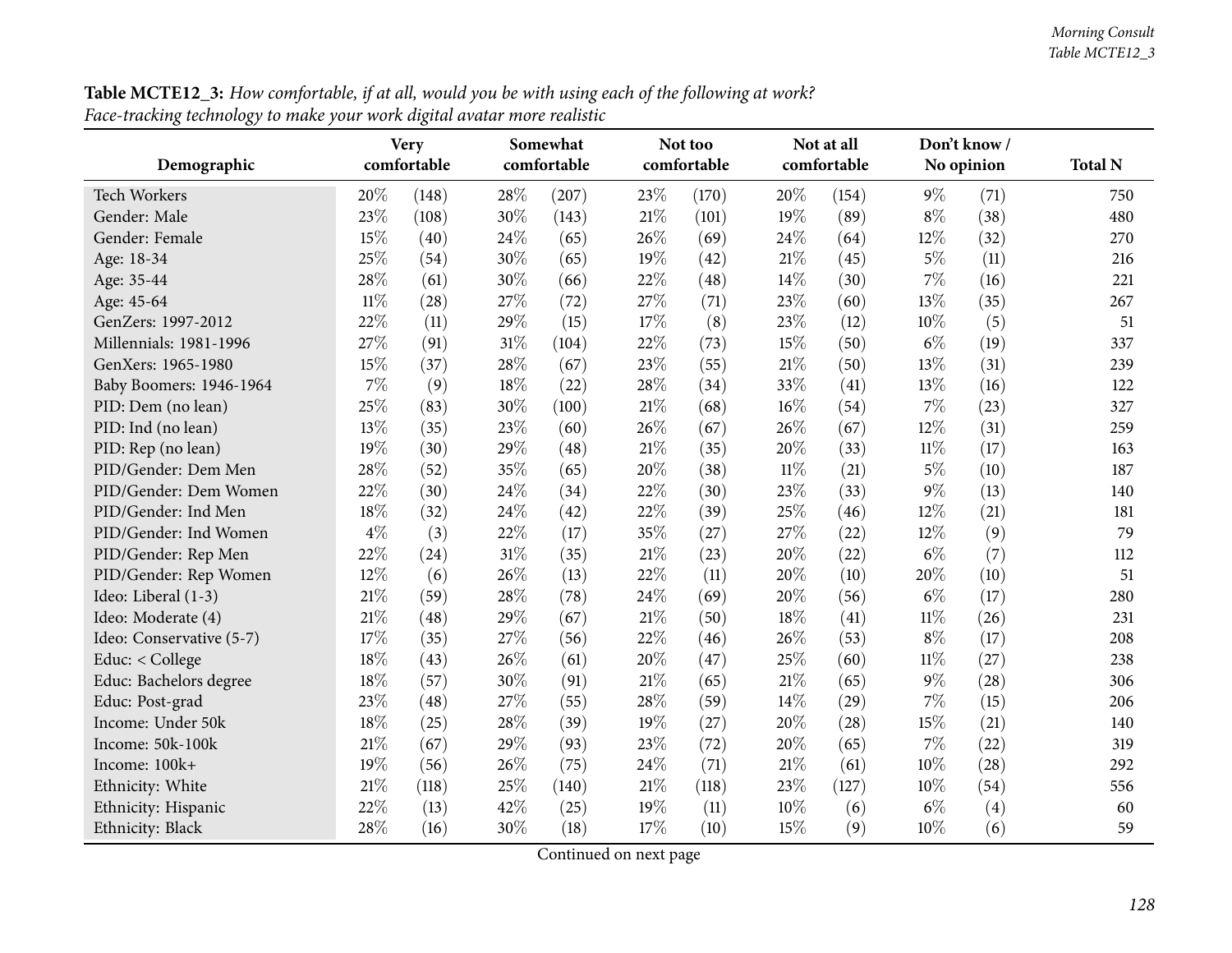**Table MCTE12_3:** *How comfortable, if at all, would you be with using each of the following at work? Face-tracking technology to make your work digital avatar more realistic*

| Demographic | Very comfortable | | Somewhat comfortable | | Not too comfortable | | Not at all comfortable | | Don't know / No opinion | | Total N |
|---|---|---|---|---|---|---|---|---|---|---|---|
| Tech Workers | 20% | (148) | 28% | (207) | 23% | (170) | 20% | (154) | 9% | (71) | 750 |
| Gender: Male | 23% | (108) | 30% | (143) | 21% | (101) | 19% | (89) | 8% | (38) | 480 |
| Gender: Female | 15% | (40) | 24% | (65) | 26% | (69) | 24% | (64) | 12% | (32) | 270 |
| Age: 18-34 | 25% | (54) | 30% | (65) | 19% | (42) | 21% | (45) | 5% | (11) | 216 |
| Age: 35-44 | 28% | (61) | 30% | (66) | 22% | (48) | 14% | (30) | 7% | (16) | 221 |
| Age: 45-64 | 11% | (28) | 27% | (72) | 27% | (71) | 23% | (60) | 13% | (35) | 267 |
| GenZers: 1997-2012 | 22% | (11) | 29% | (15) | 17% | (8) | 23% | (12) | 10% | (5) | 51 |
| Millennials: 1981-1996 | 27% | (91) | 31% | (104) | 22% | (73) | 15% | (50) | 6% | (19) | 337 |
| GenXers: 1965-1980 | 15% | (37) | 28% | (67) | 23% | (55) | 21% | (50) | 13% | (31) | 239 |
| Baby Boomers: 1946-1964 | 7% | (9) | 18% | (22) | 28% | (34) | 33% | (41) | 13% | (16) | 122 |
| PID: Dem (no lean) | 25% | (83) | 30% | (100) | 21% | (68) | 16% | (54) | 7% | (23) | 327 |
| PID: Ind (no lean) | 13% | (35) | 23% | (60) | 26% | (67) | 26% | (67) | 12% | (31) | 259 |
| PID: Rep (no lean) | 19% | (30) | 29% | (48) | 21% | (35) | 20% | (33) | 11% | (17) | 163 |
| PID/Gender: Dem Men | 28% | (52) | 35% | (65) | 20% | (38) | 11% | (21) | 5% | (10) | 187 |
| PID/Gender: Dem Women | 22% | (30) | 24% | (34) | 22% | (30) | 23% | (33) | 9% | (13) | 140 |
| PID/Gender: Ind Men | 18% | (32) | 24% | (42) | 22% | (39) | 25% | (46) | 12% | (21) | 181 |
| PID/Gender: Ind Women | 4% | (3) | 22% | (17) | 35% | (27) | 27% | (22) | 12% | (9) | 79 |
| PID/Gender: Rep Men | 22% | (24) | 31% | (35) | 21% | (23) | 20% | (22) | 6% | (7) | 112 |
| PID/Gender: Rep Women | 12% | (6) | 26% | (13) | 22% | (11) | 20% | (10) | 20% | (10) | 51 |
| Ideo: Liberal (1-3) | 21% | (59) | 28% | (78) | 24% | (69) | 20% | (56) | 6% | (17) | 280 |
| Ideo: Moderate (4) | 21% | (48) | 29% | (67) | 21% | (50) | 18% | (41) | 11% | (26) | 231 |
| Ideo: Conservative (5-7) | 17% | (35) | 27% | (56) | 22% | (46) | 26% | (53) | 8% | (17) | 208 |
| Educ: < College | 18% | (43) | 26% | (61) | 20% | (47) | 25% | (60) | 11% | (27) | 238 |
| Educ: Bachelors degree | 18% | (57) | 30% | (91) | 21% | (65) | 21% | (65) | 9% | (28) | 306 |
| Educ: Post-grad | 23% | (48) | 27% | (55) | 28% | (59) | 14% | (29) | 7% | (15) | 206 |
| Income: Under 50k | 18% | (25) | 28% | (39) | 19% | (27) | 20% | (28) | 15% | (21) | 140 |
| Income: 50k-100k | 21% | (67) | 29% | (93) | 23% | (72) | 20% | (65) | 7% | (22) | 319 |
| Income: 100k+ | 19% | (56) | 26% | (75) | 24% | (71) | 21% | (61) | 10% | (28) | 292 |
| Ethnicity: White | 21% | (118) | 25% | (140) | 21% | (118) | 23% | (127) | 10% | (54) | 556 |
| Ethnicity: Hispanic | 22% | (13) | 42% | (25) | 19% | (11) | 10% | (6) | 6% | (4) | 60 |
| Ethnicity: Black | 28% | (16) | 30% | (18) | 17% | (10) | 15% | (9) | 10% | (6) | 59 |

Continued on next page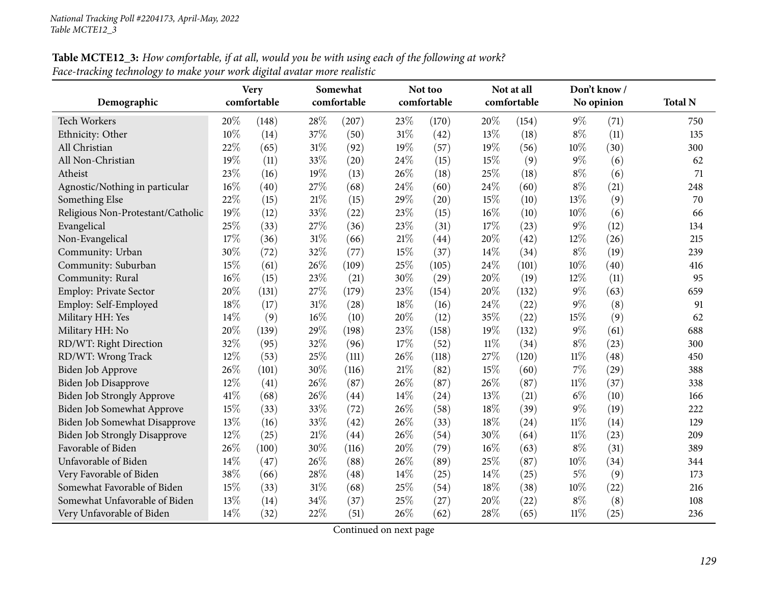**Table MCTE12_3:** *How comfortable, if at all, would you be with using each of the following at work? Face-tracking technology to make your work digital avatar more realistic*

| Demographic | Very comfortable | | Somewhat comfortable | | Not too comfortable | | Not at all comfortable | | Don't know / No opinion | | Total N |
|---|---|---|---|---|---|---|---|---|---|---|---|
| Tech Workers | 20% | (148) | 28% | (207) | 23% | (170) | 20% | (154) | 9% | (71) | 750 |
| Ethnicity: Other | 10% | (14) | 37% | (50) | 31% | (42) | 13% | (18) | 8% | (11) | 135 |
| All Christian | 22% | (65) | 31% | (92) | 19% | (57) | 19% | (56) | 10% | (30) | 300 |
| All Non-Christian | 19% | (11) | 33% | (20) | 24% | (15) | 15% | (9) | 9% | (6) | 62 |
| Atheist | 23% | (16) | 19% | (13) | 26% | (18) | 25% | (18) | 8% | (6) | 71 |
| Agnostic/Nothing in particular | 16% | (40) | 27% | (68) | 24% | (60) | 24% | (60) | 8% | (21) | 248 |
| Something Else | 22% | (15) | 21% | (15) | 29% | (20) | 15% | (10) | 13% | (9) | 70 |
| Religious Non-Protestant/Catholic | 19% | (12) | 33% | (22) | 23% | (15) | 16% | (10) | 10% | (6) | 66 |
| Evangelical | 25% | (33) | 27% | (36) | 23% | (31) | 17% | (23) | 9% | (12) | 134 |
| Non-Evangelical | 17% | (36) | 31% | (66) | 21% | (44) | 20% | (42) | 12% | (26) | 215 |
| Community: Urban | 30% | (72) | 32% | (77) | 15% | (37) | 14% | (34) | 8% | (19) | 239 |
| Community: Suburban | 15% | (61) | 26% | (109) | 25% | (105) | 24% | (101) | 10% | (40) | 416 |
| Community: Rural | 16% | (15) | 23% | (21) | 30% | (29) | 20% | (19) | 12% | (11) | 95 |
| Employ: Private Sector | 20% | (131) | 27% | (179) | 23% | (154) | 20% | (132) | 9% | (63) | 659 |
| Employ: Self-Employed | 18% | (17) | 31% | (28) | 18% | (16) | 24% | (22) | 9% | (8) | 91 |
| Military HH: Yes | 14% | (9) | 16% | (10) | 20% | (12) | 35% | (22) | 15% | (9) | 62 |
| Military HH: No | 20% | (139) | 29% | (198) | 23% | (158) | 19% | (132) | 9% | (61) | 688 |
| RD/WT: Right Direction | 32% | (95) | 32% | (96) | 17% | (52) | 11% | (34) | 8% | (23) | 300 |
| RD/WT: Wrong Track | 12% | (53) | 25% | (111) | 26% | (118) | 27% | (120) | 11% | (48) | 450 |
| Biden Job Approve | 26% | (101) | 30% | (116) | 21% | (82) | 15% | (60) | 7% | (29) | 388 |
| Biden Job Disapprove | 12% | (41) | 26% | (87) | 26% | (87) | 26% | (87) | 11% | (37) | 338 |
| Biden Job Strongly Approve | 41% | (68) | 26% | (44) | 14% | (24) | 13% | (21) | 6% | (10) | 166 |
| Biden Job Somewhat Approve | 15% | (33) | 33% | (72) | 26% | (58) | 18% | (39) | 9% | (19) | 222 |
| Biden Job Somewhat Disapprove | 13% | (16) | 33% | (42) | 26% | (33) | 18% | (24) | 11% | (14) | 129 |
| Biden Job Strongly Disapprove | 12% | (25) | 21% | (44) | 26% | (54) | 30% | (64) | 11% | (23) | 209 |
| Favorable of Biden | 26% | (100) | 30% | (116) | 20% | (79) | 16% | (63) | 8% | (31) | 389 |
| Unfavorable of Biden | 14% | (47) | 26% | (88) | 26% | (89) | 25% | (87) | 10% | (34) | 344 |
| Very Favorable of Biden | 38% | (66) | 28% | (48) | 14% | (25) | 14% | (25) | 5% | (9) | 173 |
| Somewhat Favorable of Biden | 15% | (33) | 31% | (68) | 25% | (54) | 18% | (38) | 10% | (22) | 216 |
| Somewhat Unfavorable of Biden | 13% | (14) | 34% | (37) | 25% | (27) | 20% | (22) | 8% | (8) | 108 |
| Very Unfavorable of Biden | 14% | (32) | 22% | (51) | 26% | (62) | 28% | (65) | 11% | (25) | 236 |

Continued on next page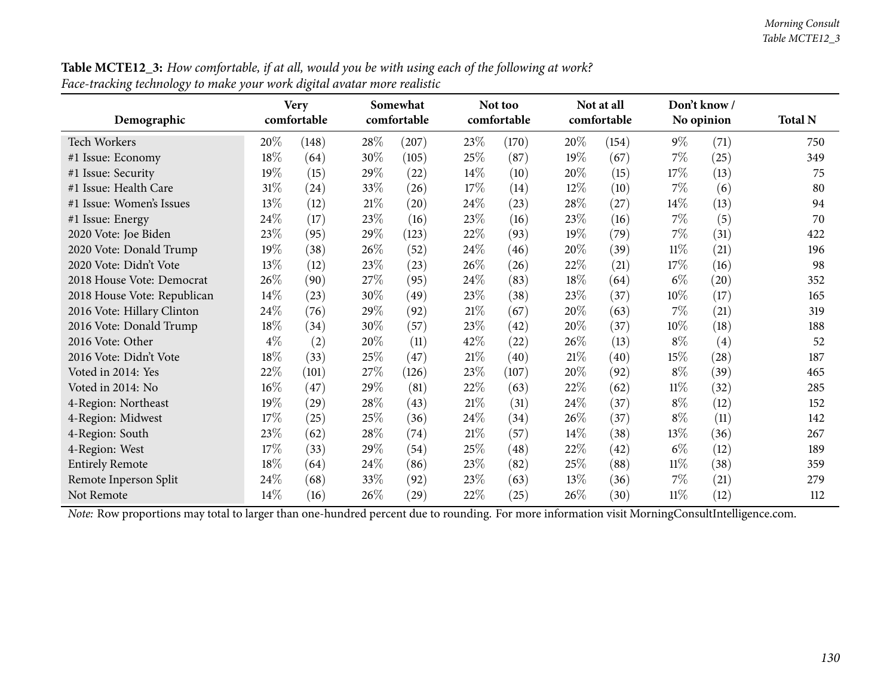**Table MCTE12_3:** *How comfortable, if at all, would you be with using each of the following at work?*
*Face-tracking technology to make your work digital avatar more realistic*

| Demographic | Very comfortable | | Somewhat comfortable | | Not too comfortable | | Not at all comfortable | | Don't know / No opinion | | Total N |
|---|---|---|---|---|---|---|---|---|---|---|---|
| Tech Workers | 20% | (148) | 28% | (207) | 23% | (170) | 20% | (154) | 9% | (71) | 750 |
| #1 Issue: Economy | 18% | (64) | 30% | (105) | 25% | (87) | 19% | (67) | 7% | (25) | 349 |
| #1 Issue: Security | 19% | (15) | 29% | (22) | 14% | (10) | 20% | (15) | 17% | (13) | 75 |
| #1 Issue: Health Care | 31% | (24) | 33% | (26) | 17% | (14) | 12% | (10) | 7% | (6) | 80 |
| #1 Issue: Women's Issues | 13% | (12) | 21% | (20) | 24% | (23) | 28% | (27) | 14% | (13) | 94 |
| #1 Issue: Energy | 24% | (17) | 23% | (16) | 23% | (16) | 23% | (16) | 7% | (5) | 70 |
| 2020 Vote: Joe Biden | 23% | (95) | 29% | (123) | 22% | (93) | 19% | (79) | 7% | (31) | 422 |
| 2020 Vote: Donald Trump | 19% | (38) | 26% | (52) | 24% | (46) | 20% | (39) | 11% | (21) | 196 |
| 2020 Vote: Didn't Vote | 13% | (12) | 23% | (23) | 26% | (26) | 22% | (21) | 17% | (16) | 98 |
| 2018 House Vote: Democrat | 26% | (90) | 27% | (95) | 24% | (83) | 18% | (64) | 6% | (20) | 352 |
| 2018 House Vote: Republican | 14% | (23) | 30% | (49) | 23% | (38) | 23% | (37) | 10% | (17) | 165 |
| 2016 Vote: Hillary Clinton | 24% | (76) | 29% | (92) | 21% | (67) | 20% | (63) | 7% | (21) | 319 |
| 2016 Vote: Donald Trump | 18% | (34) | 30% | (57) | 23% | (42) | 20% | (37) | 10% | (18) | 188 |
| 2016 Vote: Other | 4% | (2) | 20% | (11) | 42% | (22) | 26% | (13) | 8% | (4) | 52 |
| 2016 Vote: Didn't Vote | 18% | (33) | 25% | (47) | 21% | (40) | 21% | (40) | 15% | (28) | 187 |
| Voted in 2014: Yes | 22% | (101) | 27% | (126) | 23% | (107) | 20% | (92) | 8% | (39) | 465 |
| Voted in 2014: No | 16% | (47) | 29% | (81) | 22% | (63) | 22% | (62) | 11% | (32) | 285 |
| 4-Region: Northeast | 19% | (29) | 28% | (43) | 21% | (31) | 24% | (37) | 8% | (12) | 152 |
| 4-Region: Midwest | 17% | (25) | 25% | (36) | 24% | (34) | 26% | (37) | 8% | (11) | 142 |
| 4-Region: South | 23% | (62) | 28% | (74) | 21% | (57) | 14% | (38) | 13% | (36) | 267 |
| 4-Region: West | 17% | (33) | 29% | (54) | 25% | (48) | 22% | (42) | 6% | (12) | 189 |
| Entirely Remote | 18% | (64) | 24% | (86) | 23% | (82) | 25% | (88) | 11% | (38) | 359 |
| Remote Inperson Split | 24% | (68) | 33% | (92) | 23% | (63) | 13% | (36) | 7% | (21) | 279 |
| Not Remote | 14% | (16) | 26% | (29) | 22% | (25) | 26% | (30) | 11% | (12) | 112 |

*Note:* Row proportions may total to larger than one-hundred percent due to rounding. For more information visit MorningConsultIntelligence.com.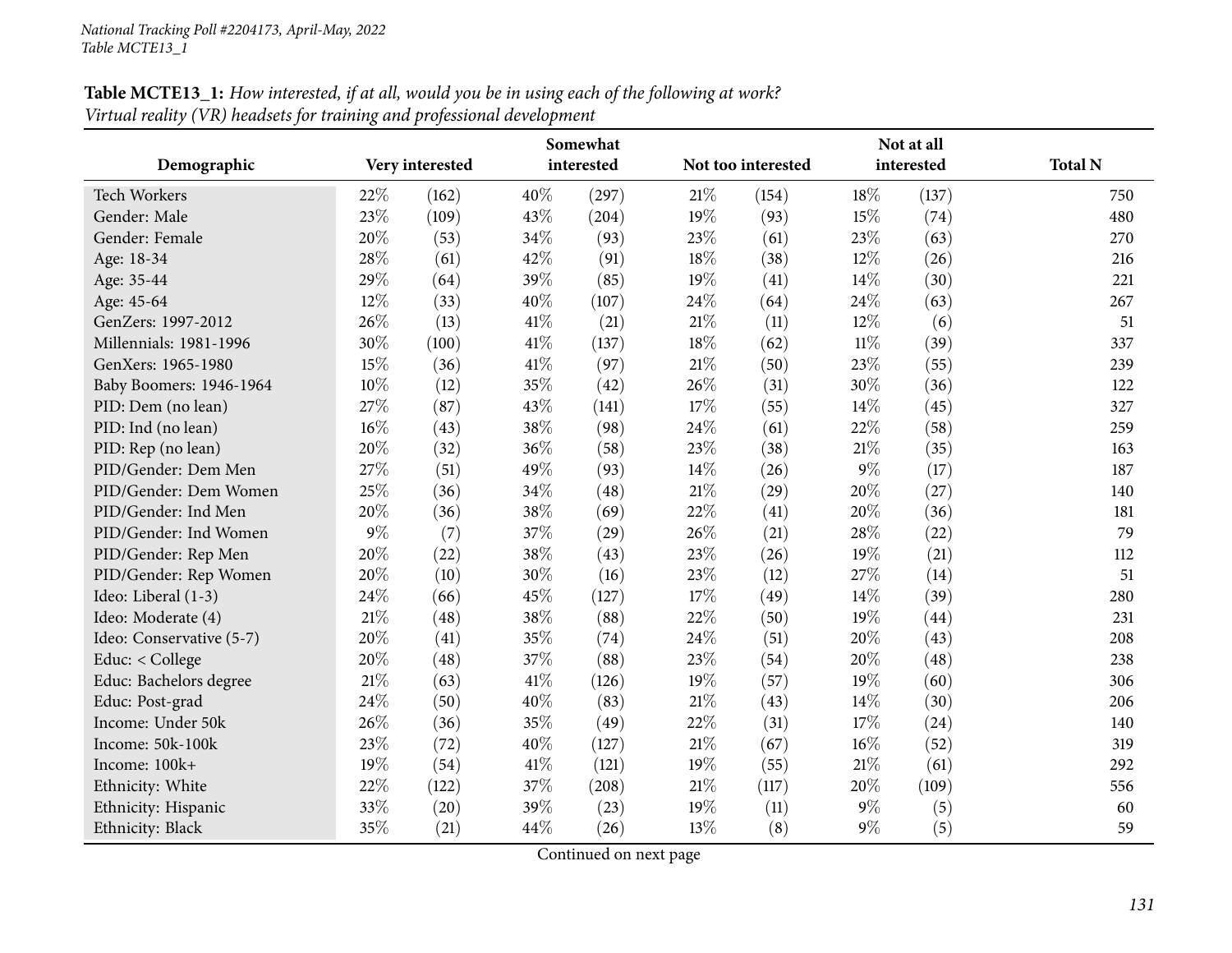**Table MCTE13_1:** *How interested, if at all, would you be in using each of the following at work? Virtual reality (VR) headsets for training and professional development*

| Demographic | Very interested | | Somewhat interested | | Not too interested | | Not at all interested | | Total N |
|---|---|---|---|---|---|---|---|---|---|
| Tech Workers | 22% | (162) | 40% | (297) | 21% | (154) | 18% | (137) | 750 |
| Gender: Male | 23% | (109) | 43% | (204) | 19% | (93) | 15% | (74) | 480 |
| Gender: Female | 20% | (53) | 34% | (93) | 23% | (61) | 23% | (63) | 270 |
| Age: 18-34 | 28% | (61) | 42% | (91) | 18% | (38) | 12% | (26) | 216 |
| Age: 35-44 | 29% | (64) | 39% | (85) | 19% | (41) | 14% | (30) | 221 |
| Age: 45-64 | 12% | (33) | 40% | (107) | 24% | (64) | 24% | (63) | 267 |
| GenZers: 1997-2012 | 26% | (13) | 41% | (21) | 21% | (11) | 12% | (6) | 51 |
| Millennials: 1981-1996 | 30% | (100) | 41% | (137) | 18% | (62) | 11% | (39) | 337 |
| GenXers: 1965-1980 | 15% | (36) | 41% | (97) | 21% | (50) | 23% | (55) | 239 |
| Baby Boomers: 1946-1964 | 10% | (12) | 35% | (42) | 26% | (31) | 30% | (36) | 122 |
| PID: Dem (no lean) | 27% | (87) | 43% | (141) | 17% | (55) | 14% | (45) | 327 |
| PID: Ind (no lean) | 16% | (43) | 38% | (98) | 24% | (61) | 22% | (58) | 259 |
| PID: Rep (no lean) | 20% | (32) | 36% | (58) | 23% | (38) | 21% | (35) | 163 |
| PID/Gender: Dem Men | 27% | (51) | 49% | (93) | 14% | (26) | 9% | (17) | 187 |
| PID/Gender: Dem Women | 25% | (36) | 34% | (48) | 21% | (29) | 20% | (27) | 140 |
| PID/Gender: Ind Men | 20% | (36) | 38% | (69) | 22% | (41) | 20% | (36) | 181 |
| PID/Gender: Ind Women | 9% | (7) | 37% | (29) | 26% | (21) | 28% | (22) | 79 |
| PID/Gender: Rep Men | 20% | (22) | 38% | (43) | 23% | (26) | 19% | (21) | 112 |
| PID/Gender: Rep Women | 20% | (10) | 30% | (16) | 23% | (12) | 27% | (14) | 51 |
| Ideo: Liberal (1-3) | 24% | (66) | 45% | (127) | 17% | (49) | 14% | (39) | 280 |
| Ideo: Moderate (4) | 21% | (48) | 38% | (88) | 22% | (50) | 19% | (44) | 231 |
| Ideo: Conservative (5-7) | 20% | (41) | 35% | (74) | 24% | (51) | 20% | (43) | 208 |
| Educ: < College | 20% | (48) | 37% | (88) | 23% | (54) | 20% | (48) | 238 |
| Educ: Bachelors degree | 21% | (63) | 41% | (126) | 19% | (57) | 19% | (60) | 306 |
| Educ: Post-grad | 24% | (50) | 40% | (83) | 21% | (43) | 14% | (30) | 206 |
| Income: Under 50k | 26% | (36) | 35% | (49) | 22% | (31) | 17% | (24) | 140 |
| Income: 50k-100k | 23% | (72) | 40% | (127) | 21% | (67) | 16% | (52) | 319 |
| Income: 100k+ | 19% | (54) | 41% | (121) | 19% | (55) | 21% | (61) | 292 |
| Ethnicity: White | 22% | (122) | 37% | (208) | 21% | (117) | 20% | (109) | 556 |
| Ethnicity: Hispanic | 33% | (20) | 39% | (23) | 19% | (11) | 9% | (5) | 60 |
| Ethnicity: Black | 35% | (21) | 44% | (26) | 13% | (8) | 9% | (5) | 59 |

Continued on next page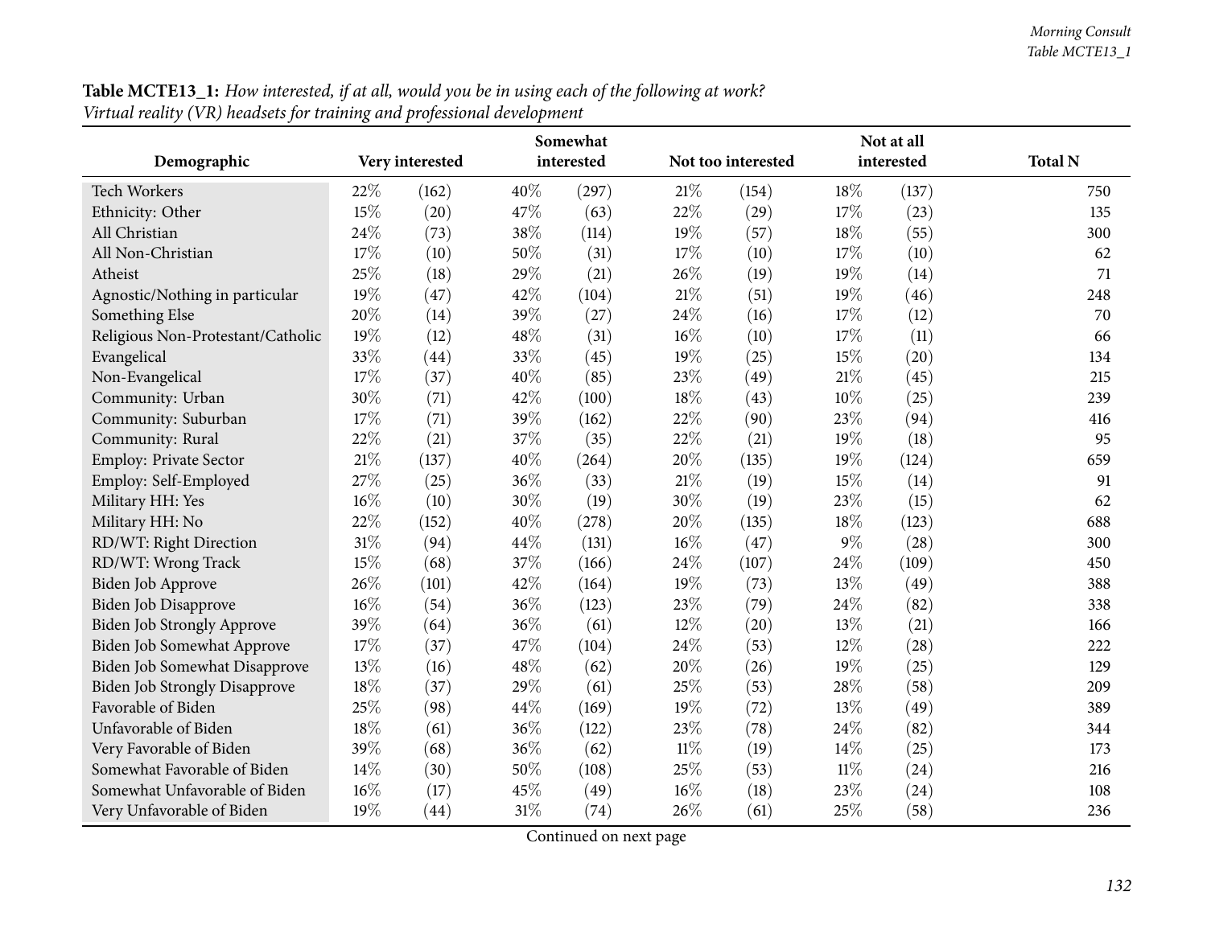**Table MCTE13_1:** *How interested, if at all, would you be in using each of the following at work? Virtual reality (VR) headsets for training and professional development*

| Demographic | Very interested | | Somewhat interested | | Not too interested | | Not at all interested | | Total N |
|---|---|---|---|---|---|---|---|---|---|
| Tech Workers | 22% | (162) | 40% | (297) | 21% | (154) | 18% | (137) | 750 |
| Ethnicity: Other | 15% | (20) | 47% | (63) | 22% | (29) | 17% | (23) | 135 |
| All Christian | 24% | (73) | 38% | (114) | 19% | (57) | 18% | (55) | 300 |
| All Non-Christian | 17% | (10) | 50% | (31) | 17% | (10) | 17% | (10) | 62 |
| Atheist | 25% | (18) | 29% | (21) | 26% | (19) | 19% | (14) | 71 |
| Agnostic/Nothing in particular | 19% | (47) | 42% | (104) | 21% | (51) | 19% | (46) | 248 |
| Something Else | 20% | (14) | 39% | (27) | 24% | (16) | 17% | (12) | 70 |
| Religious Non-Protestant/Catholic | 19% | (12) | 48% | (31) | 16% | (10) | 17% | (11) | 66 |
| Evangelical | 33% | (44) | 33% | (45) | 19% | (25) | 15% | (20) | 134 |
| Non-Evangelical | 17% | (37) | 40% | (85) | 23% | (49) | 21% | (45) | 215 |
| Community: Urban | 30% | (71) | 42% | (100) | 18% | (43) | 10% | (25) | 239 |
| Community: Suburban | 17% | (71) | 39% | (162) | 22% | (90) | 23% | (94) | 416 |
| Community: Rural | 22% | (21) | 37% | (35) | 22% | (21) | 19% | (18) | 95 |
| Employ: Private Sector | 21% | (137) | 40% | (264) | 20% | (135) | 19% | (124) | 659 |
| Employ: Self-Employed | 27% | (25) | 36% | (33) | 21% | (19) | 15% | (14) | 91 |
| Military HH: Yes | 16% | (10) | 30% | (19) | 30% | (19) | 23% | (15) | 62 |
| Military HH: No | 22% | (152) | 40% | (278) | 20% | (135) | 18% | (123) | 688 |
| RD/WT: Right Direction | 31% | (94) | 44% | (131) | 16% | (47) | 9% | (28) | 300 |
| RD/WT: Wrong Track | 15% | (68) | 37% | (166) | 24% | (107) | 24% | (109) | 450 |
| Biden Job Approve | 26% | (101) | 42% | (164) | 19% | (73) | 13% | (49) | 388 |
| Biden Job Disapprove | 16% | (54) | 36% | (123) | 23% | (79) | 24% | (82) | 338 |
| Biden Job Strongly Approve | 39% | (64) | 36% | (61) | 12% | (20) | 13% | (21) | 166 |
| Biden Job Somewhat Approve | 17% | (37) | 47% | (104) | 24% | (53) | 12% | (28) | 222 |
| Biden Job Somewhat Disapprove | 13% | (16) | 48% | (62) | 20% | (26) | 19% | (25) | 129 |
| Biden Job Strongly Disapprove | 18% | (37) | 29% | (61) | 25% | (53) | 28% | (58) | 209 |
| Favorable of Biden | 25% | (98) | 44% | (169) | 19% | (72) | 13% | (49) | 389 |
| Unfavorable of Biden | 18% | (61) | 36% | (122) | 23% | (78) | 24% | (82) | 344 |
| Very Favorable of Biden | 39% | (68) | 36% | (62) | 11% | (19) | 14% | (25) | 173 |
| Somewhat Favorable of Biden | 14% | (30) | 50% | (108) | 25% | (53) | 11% | (24) | 216 |
| Somewhat Unfavorable of Biden | 16% | (17) | 45% | (49) | 16% | (18) | 23% | (24) | 108 |
| Very Unfavorable of Biden | 19% | (44) | 31% | (74) | 26% | (61) | 25% | (58) | 236 |

Continued on next page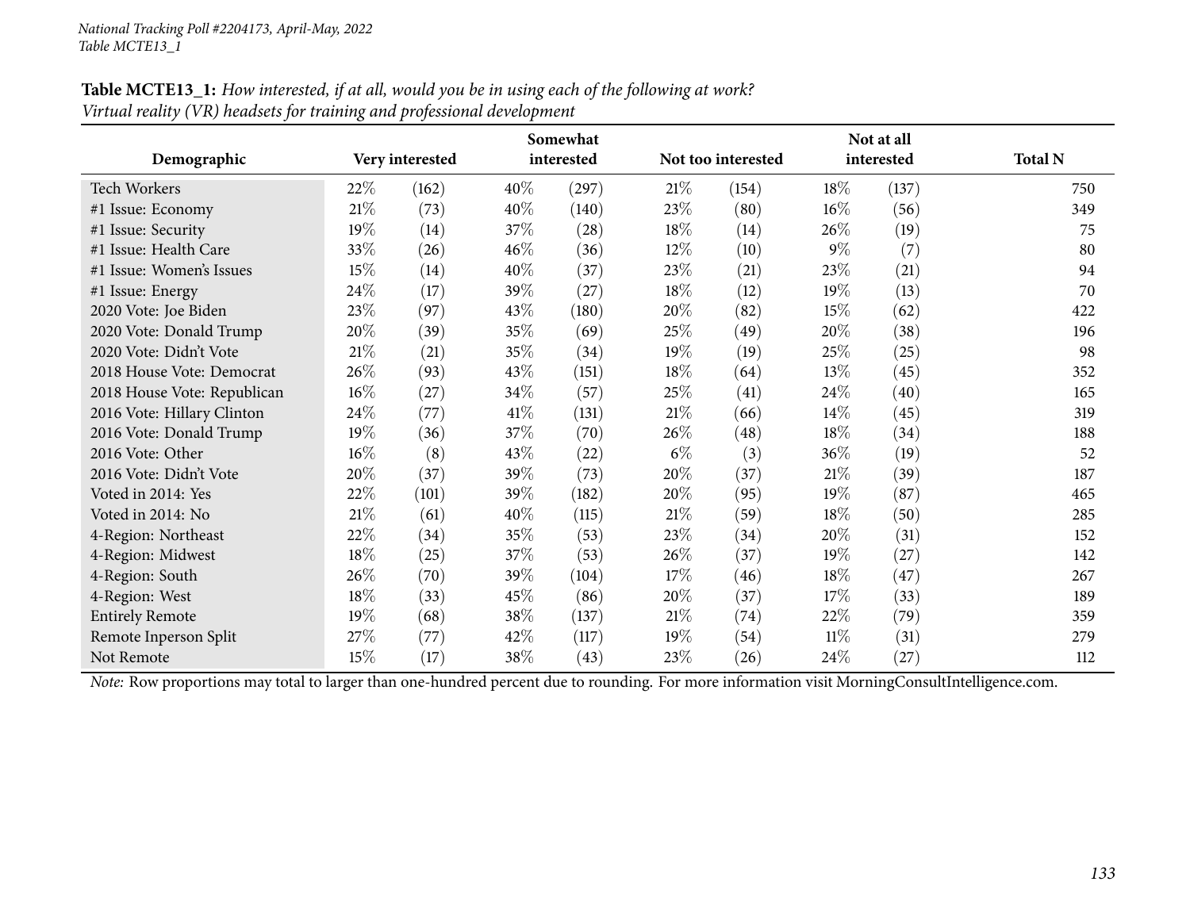National Tracking Poll #2204173, April-May, 2022
Table MCTE13_1

**Table MCTE13_1:** *How interested, if at all, would you be in using each of the following at work? Virtual reality (VR) headsets for training and professional development*

| Demographic | Very interested | | Somewhat interested | | Not too interested | | Not at all interested | | Total N |
|---|---|---|---|---|---|---|---|---|---|
| Tech Workers | 22% | (162) | 40% | (297) | 21% | (154) | 18% | (137) | 750 |
| #1 Issue: Economy | 21% | (73) | 40% | (140) | 23% | (80) | 16% | (56) | 349 |
| #1 Issue: Security | 19% | (14) | 37% | (28) | 18% | (14) | 26% | (19) | 75 |
| #1 Issue: Health Care | 33% | (26) | 46% | (36) | 12% | (10) | 9% | (7) | 80 |
| #1 Issue: Women's Issues | 15% | (14) | 40% | (37) | 23% | (21) | 23% | (21) | 94 |
| #1 Issue: Energy | 24% | (17) | 39% | (27) | 18% | (12) | 19% | (13) | 70 |
| 2020 Vote: Joe Biden | 23% | (97) | 43% | (180) | 20% | (82) | 15% | (62) | 422 |
| 2020 Vote: Donald Trump | 20% | (39) | 35% | (69) | 25% | (49) | 20% | (38) | 196 |
| 2020 Vote: Didn't Vote | 21% | (21) | 35% | (34) | 19% | (19) | 25% | (25) | 98 |
| 2018 House Vote: Democrat | 26% | (93) | 43% | (151) | 18% | (64) | 13% | (45) | 352 |
| 2018 House Vote: Republican | 16% | (27) | 34% | (57) | 25% | (41) | 24% | (40) | 165 |
| 2016 Vote: Hillary Clinton | 24% | (77) | 41% | (131) | 21% | (66) | 14% | (45) | 319 |
| 2016 Vote: Donald Trump | 19% | (36) | 37% | (70) | 26% | (48) | 18% | (34) | 188 |
| 2016 Vote: Other | 16% | (8) | 43% | (22) | 6% | (3) | 36% | (19) | 52 |
| 2016 Vote: Didn't Vote | 20% | (37) | 39% | (73) | 20% | (37) | 21% | (39) | 187 |
| Voted in 2014: Yes | 22% | (101) | 39% | (182) | 20% | (95) | 19% | (87) | 465 |
| Voted in 2014: No | 21% | (61) | 40% | (115) | 21% | (59) | 18% | (50) | 285 |
| 4-Region: Northeast | 22% | (34) | 35% | (53) | 23% | (34) | 20% | (31) | 152 |
| 4-Region: Midwest | 18% | (25) | 37% | (53) | 26% | (37) | 19% | (27) | 142 |
| 4-Region: South | 26% | (70) | 39% | (104) | 17% | (46) | 18% | (47) | 267 |
| 4-Region: West | 18% | (33) | 45% | (86) | 20% | (37) | 17% | (33) | 189 |
| Entirely Remote | 19% | (68) | 38% | (137) | 21% | (74) | 22% | (79) | 359 |
| Remote Inperson Split | 27% | (77) | 42% | (117) | 19% | (54) | 11% | (31) | 279 |
| Not Remote | 15% | (17) | 38% | (43) | 23% | (26) | 24% | (27) | 112 |

*Note:* Row proportions may total to larger than one-hundred percent due to rounding. For more information visit MorningConsultIntelligence.com.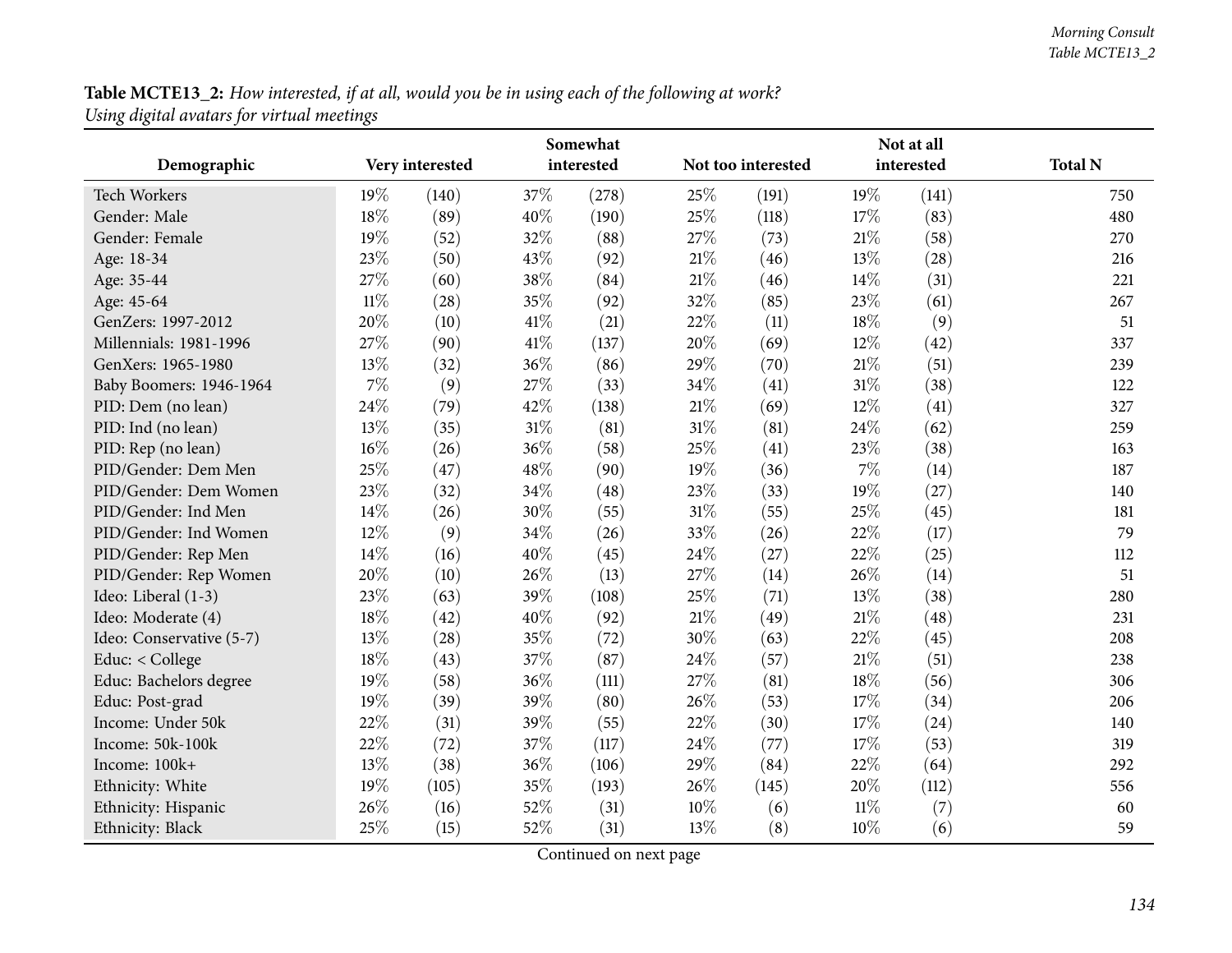**Table MCTE13_2:** *How interested, if at all, would you be in using each of the following at work?*
*Using digital avatars for virtual meetings*

| Demographic | Very interested | | Somewhat interested | | Not too interested | | Not at all interested | | Total N |
|---|---|---|---|---|---|---|---|---|---|
| Tech Workers | 19% | (140) | 37% | (278) | 25% | (191) | 19% | (141) | 750 |
| Gender: Male | 18% | (89) | 40% | (190) | 25% | (118) | 17% | (83) | 480 |
| Gender: Female | 19% | (52) | 32% | (88) | 27% | (73) | 21% | (58) | 270 |
| Age: 18-34 | 23% | (50) | 43% | (92) | 21% | (46) | 13% | (28) | 216 |
| Age: 35-44 | 27% | (60) | 38% | (84) | 21% | (46) | 14% | (31) | 221 |
| Age: 45-64 | 11% | (28) | 35% | (92) | 32% | (85) | 23% | (61) | 267 |
| GenZers: 1997-2012 | 20% | (10) | 41% | (21) | 22% | (11) | 18% | (9) | 51 |
| Millennials: 1981-1996 | 27% | (90) | 41% | (137) | 20% | (69) | 12% | (42) | 337 |
| GenXers: 1965-1980 | 13% | (32) | 36% | (86) | 29% | (70) | 21% | (51) | 239 |
| Baby Boomers: 1946-1964 | 7% | (9) | 27% | (33) | 34% | (41) | 31% | (38) | 122 |
| PID: Dem (no lean) | 24% | (79) | 42% | (138) | 21% | (69) | 12% | (41) | 327 |
| PID: Ind (no lean) | 13% | (35) | 31% | (81) | 31% | (81) | 24% | (62) | 259 |
| PID: Rep (no lean) | 16% | (26) | 36% | (58) | 25% | (41) | 23% | (38) | 163 |
| PID/Gender: Dem Men | 25% | (47) | 48% | (90) | 19% | (36) | 7% | (14) | 187 |
| PID/Gender: Dem Women | 23% | (32) | 34% | (48) | 23% | (33) | 19% | (27) | 140 |
| PID/Gender: Ind Men | 14% | (26) | 30% | (55) | 31% | (55) | 25% | (45) | 181 |
| PID/Gender: Ind Women | 12% | (9) | 34% | (26) | 33% | (26) | 22% | (17) | 79 |
| PID/Gender: Rep Men | 14% | (16) | 40% | (45) | 24% | (27) | 22% | (25) | 112 |
| PID/Gender: Rep Women | 20% | (10) | 26% | (13) | 27% | (14) | 26% | (14) | 51 |
| Ideo: Liberal (1-3) | 23% | (63) | 39% | (108) | 25% | (71) | 13% | (38) | 280 |
| Ideo: Moderate (4) | 18% | (42) | 40% | (92) | 21% | (49) | 21% | (48) | 231 |
| Ideo: Conservative (5-7) | 13% | (28) | 35% | (72) | 30% | (63) | 22% | (45) | 208 |
| Educ: < College | 18% | (43) | 37% | (87) | 24% | (57) | 21% | (51) | 238 |
| Educ: Bachelors degree | 19% | (58) | 36% | (111) | 27% | (81) | 18% | (56) | 306 |
| Educ: Post-grad | 19% | (39) | 39% | (80) | 26% | (53) | 17% | (34) | 206 |
| Income: Under 50k | 22% | (31) | 39% | (55) | 22% | (30) | 17% | (24) | 140 |
| Income: 50k-100k | 22% | (72) | 37% | (117) | 24% | (77) | 17% | (53) | 319 |
| Income: 100k+ | 13% | (38) | 36% | (106) | 29% | (84) | 22% | (64) | 292 |
| Ethnicity: White | 19% | (105) | 35% | (193) | 26% | (145) | 20% | (112) | 556 |
| Ethnicity: Hispanic | 26% | (16) | 52% | (31) | 10% | (6) | 11% | (7) | 60 |
| Ethnicity: Black | 25% | (15) | 52% | (31) | 13% | (8) | 10% | (6) | 59 |

Continued on next page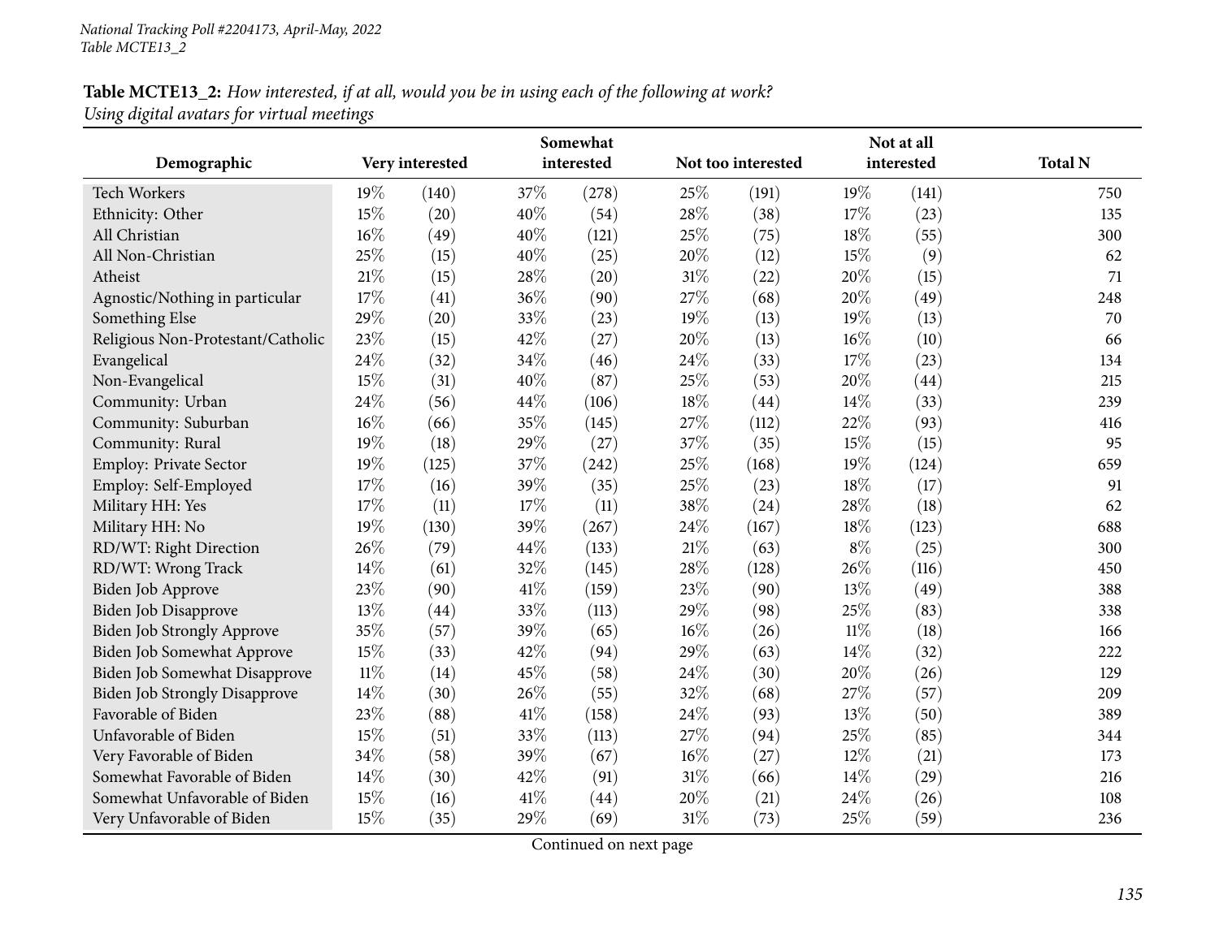National Tracking Poll #2204173, April-May, 2022
Table MCTE13_2

**Table MCTE13_2:** *How interested, if at all, would you be in using each of the following at work?*
*Using digital avatars for virtual meetings*

| Demographic | Very interested | | Somewhat interested | | Not too interested | | Not at all interested | | Total N |
|---|---|---|---|---|---|---|---|---|---|
| Tech Workers | 19% | (140) | 37% | (278) | 25% | (191) | 19% | (141) | 750 |
| Ethnicity: Other | 15% | (20) | 40% | (54) | 28% | (38) | 17% | (23) | 135 |
| All Christian | 16% | (49) | 40% | (121) | 25% | (75) | 18% | (55) | 300 |
| All Non-Christian | 25% | (15) | 40% | (25) | 20% | (12) | 15% | (9) | 62 |
| Atheist | 21% | (15) | 28% | (20) | 31% | (22) | 20% | (15) | 71 |
| Agnostic/Nothing in particular | 17% | (41) | 36% | (90) | 27% | (68) | 20% | (49) | 248 |
| Something Else | 29% | (20) | 33% | (23) | 19% | (13) | 19% | (13) | 70 |
| Religious Non-Protestant/Catholic | 23% | (15) | 42% | (27) | 20% | (13) | 16% | (10) | 66 |
| Evangelical | 24% | (32) | 34% | (46) | 24% | (33) | 17% | (23) | 134 |
| Non-Evangelical | 15% | (31) | 40% | (87) | 25% | (53) | 20% | (44) | 215 |
| Community: Urban | 24% | (56) | 44% | (106) | 18% | (44) | 14% | (33) | 239 |
| Community: Suburban | 16% | (66) | 35% | (145) | 27% | (112) | 22% | (93) | 416 |
| Community: Rural | 19% | (18) | 29% | (27) | 37% | (35) | 15% | (15) | 95 |
| Employ: Private Sector | 19% | (125) | 37% | (242) | 25% | (168) | 19% | (124) | 659 |
| Employ: Self-Employed | 17% | (16) | 39% | (35) | 25% | (23) | 18% | (17) | 91 |
| Military HH: Yes | 17% | (11) | 17% | (11) | 38% | (24) | 28% | (18) | 62 |
| Military HH: No | 19% | (130) | 39% | (267) | 24% | (167) | 18% | (123) | 688 |
| RD/WT: Right Direction | 26% | (79) | 44% | (133) | 21% | (63) | 8% | (25) | 300 |
| RD/WT: Wrong Track | 14% | (61) | 32% | (145) | 28% | (128) | 26% | (116) | 450 |
| Biden Job Approve | 23% | (90) | 41% | (159) | 23% | (90) | 13% | (49) | 388 |
| Biden Job Disapprove | 13% | (44) | 33% | (113) | 29% | (98) | 25% | (83) | 338 |
| Biden Job Strongly Approve | 35% | (57) | 39% | (65) | 16% | (26) | 11% | (18) | 166 |
| Biden Job Somewhat Approve | 15% | (33) | 42% | (94) | 29% | (63) | 14% | (32) | 222 |
| Biden Job Somewhat Disapprove | 11% | (14) | 45% | (58) | 24% | (30) | 20% | (26) | 129 |
| Biden Job Strongly Disapprove | 14% | (30) | 26% | (55) | 32% | (68) | 27% | (57) | 209 |
| Favorable of Biden | 23% | (88) | 41% | (158) | 24% | (93) | 13% | (50) | 389 |
| Unfavorable of Biden | 15% | (51) | 33% | (113) | 27% | (94) | 25% | (85) | 344 |
| Very Favorable of Biden | 34% | (58) | 39% | (67) | 16% | (27) | 12% | (21) | 173 |
| Somewhat Favorable of Biden | 14% | (30) | 42% | (91) | 31% | (66) | 14% | (29) | 216 |
| Somewhat Unfavorable of Biden | 15% | (16) | 41% | (44) | 20% | (21) | 24% | (26) | 108 |
| Very Unfavorable of Biden | 15% | (35) | 29% | (69) | 31% | (73) | 25% | (59) | 236 |

Continued on next page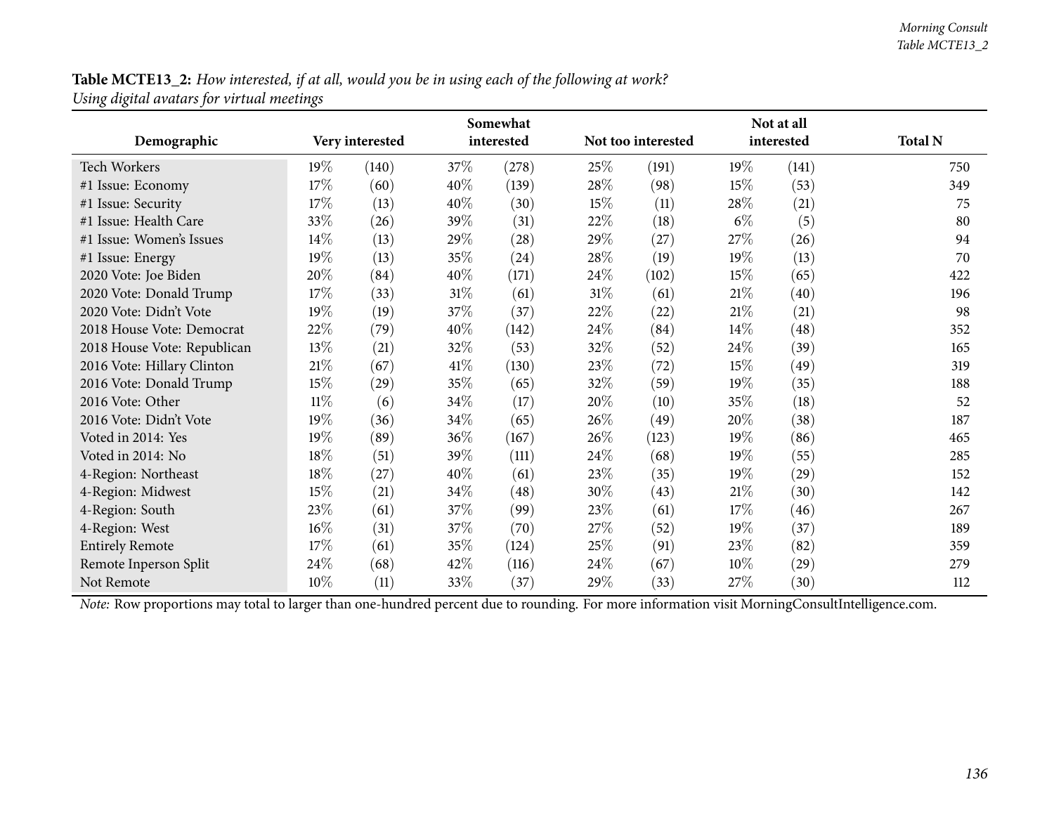**Table MCTE13_2:** *How interested, if at all, would you be in using each of the following at work?*
*Using digital avatars for virtual meetings*

| Demographic | Very interested | | Somewhat interested | | Not too interested | | Not at all interested | | Total N |
|---|---|---|---|---|---|---|---|---|---|
| Tech Workers | 19% | (140) | 37% | (278) | 25% | (191) | 19% | (141) | 750 |
| #1 Issue: Economy | 17% | (60) | 40% | (139) | 28% | (98) | 15% | (53) | 349 |
| #1 Issue: Security | 17% | (13) | 40% | (30) | 15% | (11) | 28% | (21) | 75 |
| #1 Issue: Health Care | 33% | (26) | 39% | (31) | 22% | (18) | 6% | (5) | 80 |
| #1 Issue: Women's Issues | 14% | (13) | 29% | (28) | 29% | (27) | 27% | (26) | 94 |
| #1 Issue: Energy | 19% | (13) | 35% | (24) | 28% | (19) | 19% | (13) | 70 |
| 2020 Vote: Joe Biden | 20% | (84) | 40% | (171) | 24% | (102) | 15% | (65) | 422 |
| 2020 Vote: Donald Trump | 17% | (33) | 31% | (61) | 31% | (61) | 21% | (40) | 196 |
| 2020 Vote: Didn't Vote | 19% | (19) | 37% | (37) | 22% | (22) | 21% | (21) | 98 |
| 2018 House Vote: Democrat | 22% | (79) | 40% | (142) | 24% | (84) | 14% | (48) | 352 |
| 2018 House Vote: Republican | 13% | (21) | 32% | (53) | 32% | (52) | 24% | (39) | 165 |
| 2016 Vote: Hillary Clinton | 21% | (67) | 41% | (130) | 23% | (72) | 15% | (49) | 319 |
| 2016 Vote: Donald Trump | 15% | (29) | 35% | (65) | 32% | (59) | 19% | (35) | 188 |
| 2016 Vote: Other | 11% | (6) | 34% | (17) | 20% | (10) | 35% | (18) | 52 |
| 2016 Vote: Didn't Vote | 19% | (36) | 34% | (65) | 26% | (49) | 20% | (38) | 187 |
| Voted in 2014: Yes | 19% | (89) | 36% | (167) | 26% | (123) | 19% | (86) | 465 |
| Voted in 2014: No | 18% | (51) | 39% | (111) | 24% | (68) | 19% | (55) | 285 |
| 4-Region: Northeast | 18% | (27) | 40% | (61) | 23% | (35) | 19% | (29) | 152 |
| 4-Region: Midwest | 15% | (21) | 34% | (48) | 30% | (43) | 21% | (30) | 142 |
| 4-Region: South | 23% | (61) | 37% | (99) | 23% | (61) | 17% | (46) | 267 |
| 4-Region: West | 16% | (31) | 37% | (70) | 27% | (52) | 19% | (37) | 189 |
| Entirely Remote | 17% | (61) | 35% | (124) | 25% | (91) | 23% | (82) | 359 |
| Remote Inperson Split | 24% | (68) | 42% | (116) | 24% | (67) | 10% | (29) | 279 |
| Not Remote | 10% | (11) | 33% | (37) | 29% | (33) | 27% | (30) | 112 |

*Note:* Row proportions may total to larger than one-hundred percent due to rounding. For more information visit MorningConsultIntelligence.com.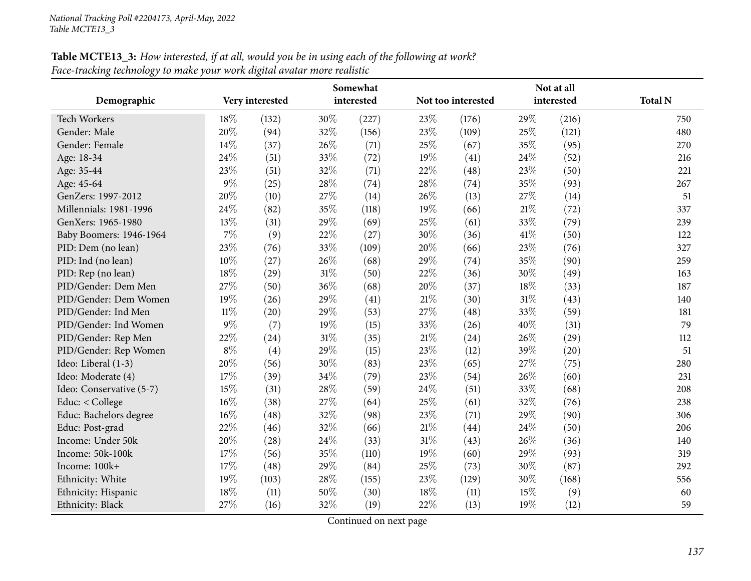**Table MCTE13_3:** *How interested, if at all, would you be in using each of the following at work?*
*Face-tracking technology to make your work digital avatar more realistic*

| Demographic | Very interested | | Somewhat interested | | Not too interested | | Not at all interested | | Total N |
|---|---|---|---|---|---|---|---|---|---|
| Tech Workers | 18% | (132) | 30% | (227) | 23% | (176) | 29% | (216) | 750 |
| Gender: Male | 20% | (94) | 32% | (156) | 23% | (109) | 25% | (121) | 480 |
| Gender: Female | 14% | (37) | 26% | (71) | 25% | (67) | 35% | (95) | 270 |
| Age: 18-34 | 24% | (51) | 33% | (72) | 19% | (41) | 24% | (52) | 216 |
| Age: 35-44 | 23% | (51) | 32% | (71) | 22% | (48) | 23% | (50) | 221 |
| Age: 45-64 | 9% | (25) | 28% | (74) | 28% | (74) | 35% | (93) | 267 |
| GenZers: 1997-2012 | 20% | (10) | 27% | (14) | 26% | (13) | 27% | (14) | 51 |
| Millennials: 1981-1996 | 24% | (82) | 35% | (118) | 19% | (66) | 21% | (72) | 337 |
| GenXers: 1965-1980 | 13% | (31) | 29% | (69) | 25% | (61) | 33% | (79) | 239 |
| Baby Boomers: 1946-1964 | 7% | (9) | 22% | (27) | 30% | (36) | 41% | (50) | 122 |
| PID: Dem (no lean) | 23% | (76) | 33% | (109) | 20% | (66) | 23% | (76) | 327 |
| PID: Ind (no lean) | 10% | (27) | 26% | (68) | 29% | (74) | 35% | (90) | 259 |
| PID: Rep (no lean) | 18% | (29) | 31% | (50) | 22% | (36) | 30% | (49) | 163 |
| PID/Gender: Dem Men | 27% | (50) | 36% | (68) | 20% | (37) | 18% | (33) | 187 |
| PID/Gender: Dem Women | 19% | (26) | 29% | (41) | 21% | (30) | 31% | (43) | 140 |
| PID/Gender: Ind Men | 11% | (20) | 29% | (53) | 27% | (48) | 33% | (59) | 181 |
| PID/Gender: Ind Women | 9% | (7) | 19% | (15) | 33% | (26) | 40% | (31) | 79 |
| PID/Gender: Rep Men | 22% | (24) | 31% | (35) | 21% | (24) | 26% | (29) | 112 |
| PID/Gender: Rep Women | 8% | (4) | 29% | (15) | 23% | (12) | 39% | (20) | 51 |
| Ideo: Liberal (1-3) | 20% | (56) | 30% | (83) | 23% | (65) | 27% | (75) | 280 |
| Ideo: Moderate (4) | 17% | (39) | 34% | (79) | 23% | (54) | 26% | (60) | 231 |
| Ideo: Conservative (5-7) | 15% | (31) | 28% | (59) | 24% | (51) | 33% | (68) | 208 |
| Educ: < College | 16% | (38) | 27% | (64) | 25% | (61) | 32% | (76) | 238 |
| Educ: Bachelors degree | 16% | (48) | 32% | (98) | 23% | (71) | 29% | (90) | 306 |
| Educ: Post-grad | 22% | (46) | 32% | (66) | 21% | (44) | 24% | (50) | 206 |
| Income: Under 50k | 20% | (28) | 24% | (33) | 31% | (43) | 26% | (36) | 140 |
| Income: 50k-100k | 17% | (56) | 35% | (110) | 19% | (60) | 29% | (93) | 319 |
| Income: 100k+ | 17% | (48) | 29% | (84) | 25% | (73) | 30% | (87) | 292 |
| Ethnicity: White | 19% | (103) | 28% | (155) | 23% | (129) | 30% | (168) | 556 |
| Ethnicity: Hispanic | 18% | (11) | 50% | (30) | 18% | (11) | 15% | (9) | 60 |
| Ethnicity: Black | 27% | (16) | 32% | (19) | 22% | (13) | 19% | (12) | 59 |

Continued on next page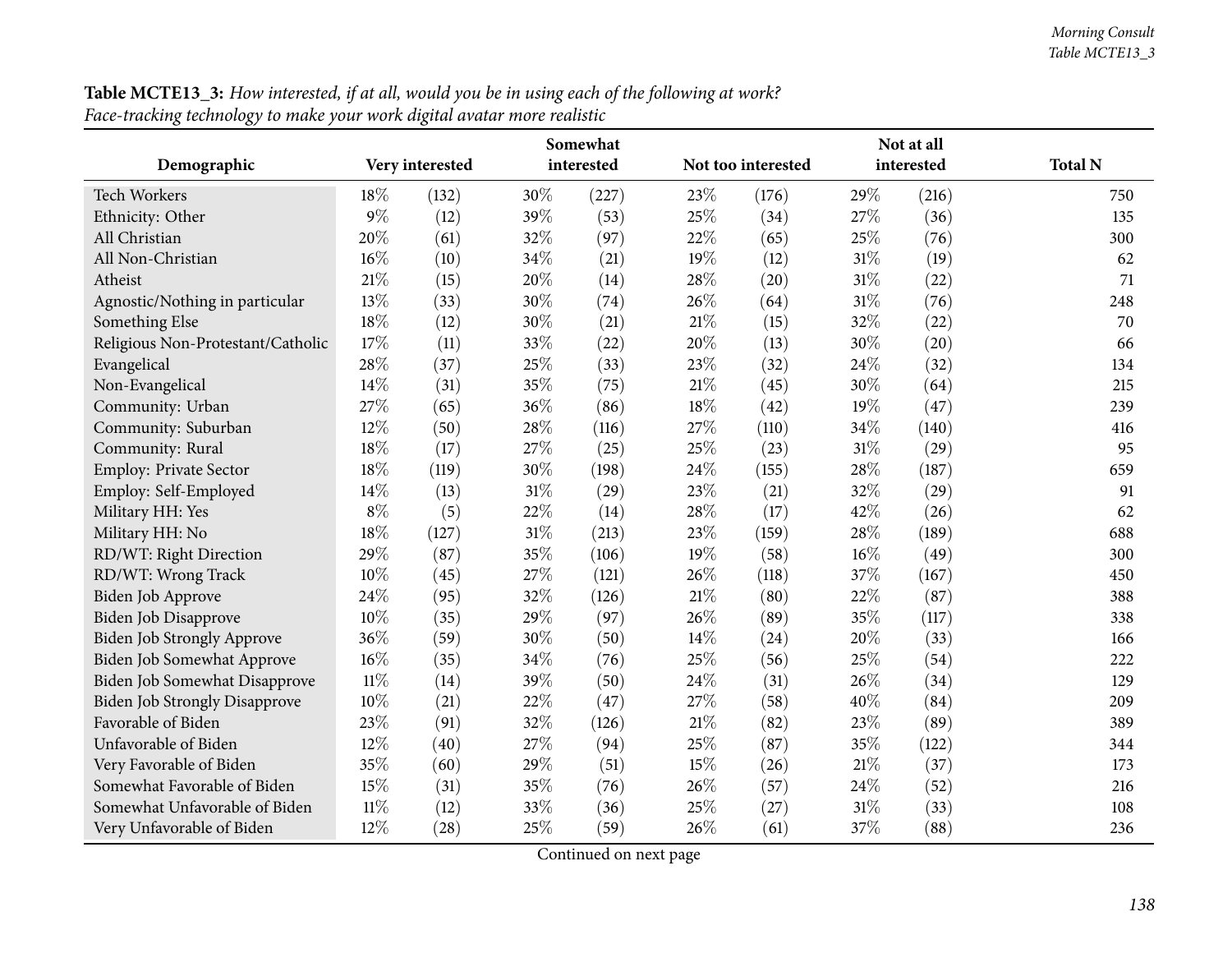**Table MCTE13_3:** *How interested, if at all, would you be in using each of the following at work?*
*Face-tracking technology to make your work digital avatar more realistic*

| Demographic | Very interested | | Somewhat interested | | Not too interested | | Not at all interested | | Total N |
|---|---|---|---|---|---|---|---|---|---|
| Tech Workers | 18% | (132) | 30% | (227) | 23% | (176) | 29% | (216) | 750 |
| Ethnicity: Other | 9% | (12) | 39% | (53) | 25% | (34) | 27% | (36) | 135 |
| All Christian | 20% | (61) | 32% | (97) | 22% | (65) | 25% | (76) | 300 |
| All Non-Christian | 16% | (10) | 34% | (21) | 19% | (12) | 31% | (19) | 62 |
| Atheist | 21% | (15) | 20% | (14) | 28% | (20) | 31% | (22) | 71 |
| Agnostic/Nothing in particular | 13% | (33) | 30% | (74) | 26% | (64) | 31% | (76) | 248 |
| Something Else | 18% | (12) | 30% | (21) | 21% | (15) | 32% | (22) | 70 |
| Religious Non-Protestant/Catholic | 17% | (11) | 33% | (22) | 20% | (13) | 30% | (20) | 66 |
| Evangelical | 28% | (37) | 25% | (33) | 23% | (32) | 24% | (32) | 134 |
| Non-Evangelical | 14% | (31) | 35% | (75) | 21% | (45) | 30% | (64) | 215 |
| Community: Urban | 27% | (65) | 36% | (86) | 18% | (42) | 19% | (47) | 239 |
| Community: Suburban | 12% | (50) | 28% | (116) | 27% | (110) | 34% | (140) | 416 |
| Community: Rural | 18% | (17) | 27% | (25) | 25% | (23) | 31% | (29) | 95 |
| Employ: Private Sector | 18% | (119) | 30% | (198) | 24% | (155) | 28% | (187) | 659 |
| Employ: Self-Employed | 14% | (13) | 31% | (29) | 23% | (21) | 32% | (29) | 91 |
| Military HH: Yes | 8% | (5) | 22% | (14) | 28% | (17) | 42% | (26) | 62 |
| Military HH: No | 18% | (127) | 31% | (213) | 23% | (159) | 28% | (189) | 688 |
| RD/WT: Right Direction | 29% | (87) | 35% | (106) | 19% | (58) | 16% | (49) | 300 |
| RD/WT: Wrong Track | 10% | (45) | 27% | (121) | 26% | (118) | 37% | (167) | 450 |
| Biden Job Approve | 24% | (95) | 32% | (126) | 21% | (80) | 22% | (87) | 388 |
| Biden Job Disapprove | 10% | (35) | 29% | (97) | 26% | (89) | 35% | (117) | 338 |
| Biden Job Strongly Approve | 36% | (59) | 30% | (50) | 14% | (24) | 20% | (33) | 166 |
| Biden Job Somewhat Approve | 16% | (35) | 34% | (76) | 25% | (56) | 25% | (54) | 222 |
| Biden Job Somewhat Disapprove | 11% | (14) | 39% | (50) | 24% | (31) | 26% | (34) | 129 |
| Biden Job Strongly Disapprove | 10% | (21) | 22% | (47) | 27% | (58) | 40% | (84) | 209 |
| Favorable of Biden | 23% | (91) | 32% | (126) | 21% | (82) | 23% | (89) | 389 |
| Unfavorable of Biden | 12% | (40) | 27% | (94) | 25% | (87) | 35% | (122) | 344 |
| Very Favorable of Biden | 35% | (60) | 29% | (51) | 15% | (26) | 21% | (37) | 173 |
| Somewhat Favorable of Biden | 15% | (31) | 35% | (76) | 26% | (57) | 24% | (52) | 216 |
| Somewhat Unfavorable of Biden | 11% | (12) | 33% | (36) | 25% | (27) | 31% | (33) | 108 |
| Very Unfavorable of Biden | 12% | (28) | 25% | (59) | 26% | (61) | 37% | (88) | 236 |

Continued on next page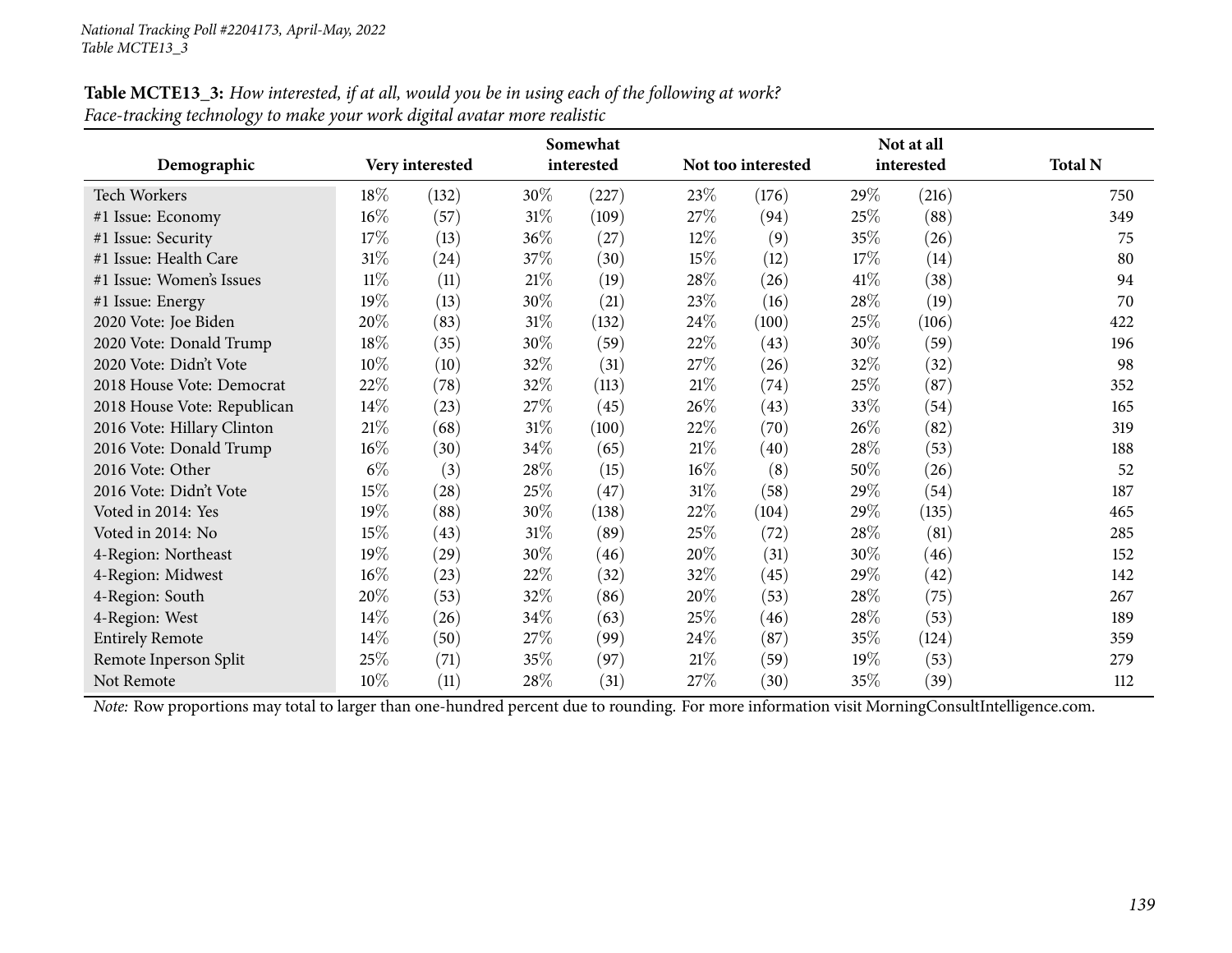*National Tracking Poll #2204173, April-May, 2022*
*Table MCTE13_3*

**Table MCTE13_3:** *How interested, if at all, would you be in using each of the following at work?*
*Face-tracking technology to make your work digital avatar more realistic*

| Demographic | Very interested | | Somewhat interested | | Not too interested | | Not at all interested | | Total N |
|---|---|---|---|---|---|---|---|---|---|
| Tech Workers | 18% | (132) | 30% | (227) | 23% | (176) | 29% | (216) | 750 |
| #1 Issue: Economy | 16% | (57) | 31% | (109) | 27% | (94) | 25% | (88) | 349 |
| #1 Issue: Security | 17% | (13) | 36% | (27) | 12% | (9) | 35% | (26) | 75 |
| #1 Issue: Health Care | 31% | (24) | 37% | (30) | 15% | (12) | 17% | (14) | 80 |
| #1 Issue: Women's Issues | 11% | (11) | 21% | (19) | 28% | (26) | 41% | (38) | 94 |
| #1 Issue: Energy | 19% | (13) | 30% | (21) | 23% | (16) | 28% | (19) | 70 |
| 2020 Vote: Joe Biden | 20% | (83) | 31% | (132) | 24% | (100) | 25% | (106) | 422 |
| 2020 Vote: Donald Trump | 18% | (35) | 30% | (59) | 22% | (43) | 30% | (59) | 196 |
| 2020 Vote: Didn't Vote | 10% | (10) | 32% | (31) | 27% | (26) | 32% | (32) | 98 |
| 2018 House Vote: Democrat | 22% | (78) | 32% | (113) | 21% | (74) | 25% | (87) | 352 |
| 2018 House Vote: Republican | 14% | (23) | 27% | (45) | 26% | (43) | 33% | (54) | 165 |
| 2016 Vote: Hillary Clinton | 21% | (68) | 31% | (100) | 22% | (70) | 26% | (82) | 319 |
| 2016 Vote: Donald Trump | 16% | (30) | 34% | (65) | 21% | (40) | 28% | (53) | 188 |
| 2016 Vote: Other | 6% | (3) | 28% | (15) | 16% | (8) | 50% | (26) | 52 |
| 2016 Vote: Didn't Vote | 15% | (28) | 25% | (47) | 31% | (58) | 29% | (54) | 187 |
| Voted in 2014: Yes | 19% | (88) | 30% | (138) | 22% | (104) | 29% | (135) | 465 |
| Voted in 2014: No | 15% | (43) | 31% | (89) | 25% | (72) | 28% | (81) | 285 |
| 4-Region: Northeast | 19% | (29) | 30% | (46) | 20% | (31) | 30% | (46) | 152 |
| 4-Region: Midwest | 16% | (23) | 22% | (32) | 32% | (45) | 29% | (42) | 142 |
| 4-Region: South | 20% | (53) | 32% | (86) | 20% | (53) | 28% | (75) | 267 |
| 4-Region: West | 14% | (26) | 34% | (63) | 25% | (46) | 28% | (53) | 189 |
| Entirely Remote | 14% | (50) | 27% | (99) | 24% | (87) | 35% | (124) | 359 |
| Remote Inperson Split | 25% | (71) | 35% | (97) | 21% | (59) | 19% | (53) | 279 |
| Not Remote | 10% | (11) | 28% | (31) | 27% | (30) | 35% | (39) | 112 |

*Note:* Row proportions may total to larger than one-hundred percent due to rounding. For more information visit MorningConsultIntelligence.com.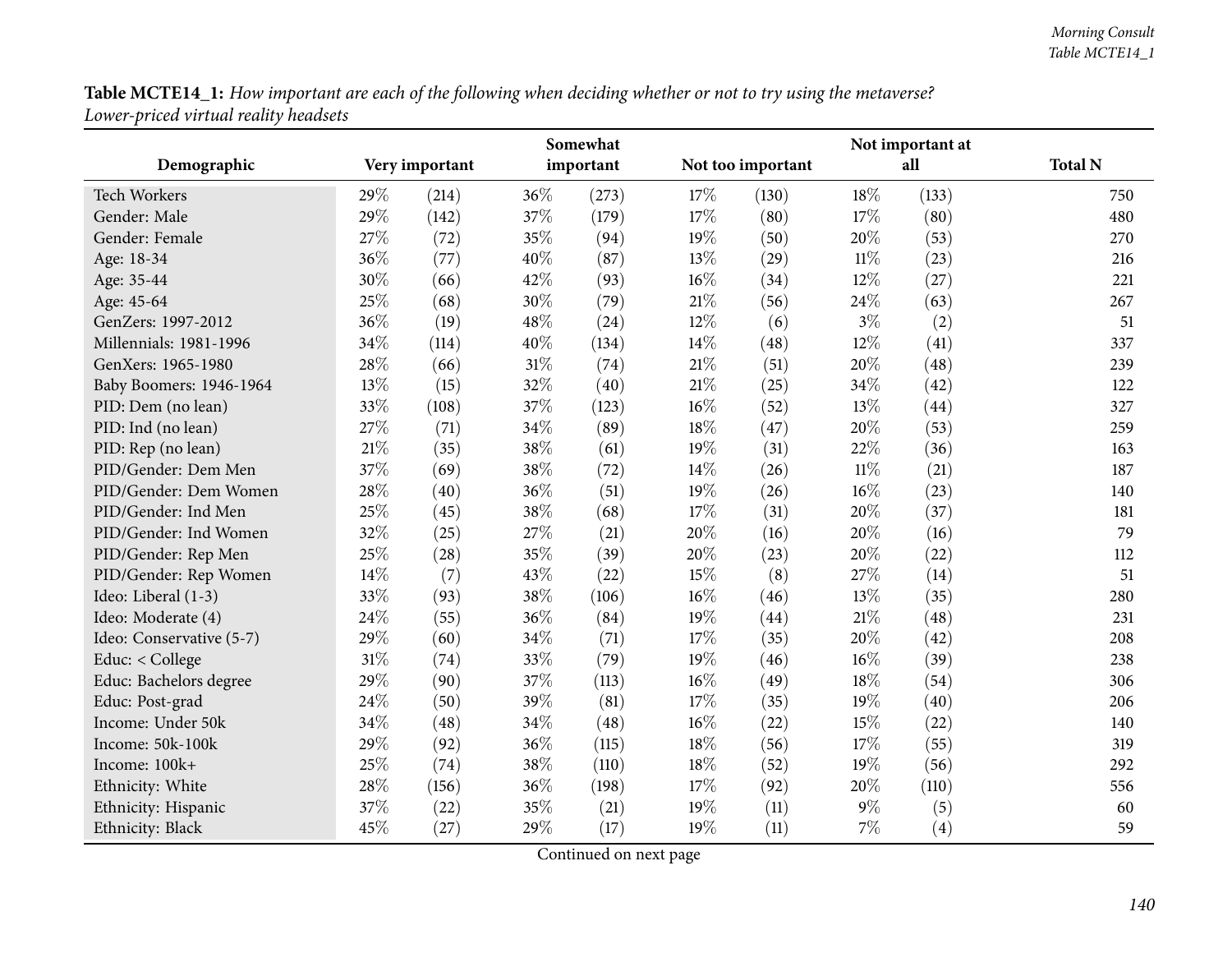**Table MCTE14_1:** *How important are each of the following when deciding whether or not to try using the metaverse? Lower-priced virtual reality headsets*

| Demographic | Very important | | Somewhat important | | Not too important | | Not important at all | | Total N |
|---|---|---|---|---|---|---|---|---|---|
| Tech Workers | 29% | (214) | 36% | (273) | 17% | (130) | 18% | (133) | 750 |
| Gender: Male | 29% | (142) | 37% | (179) | 17% | (80) | 17% | (80) | 480 |
| Gender: Female | 27% | (72) | 35% | (94) | 19% | (50) | 20% | (53) | 270 |
| Age: 18-34 | 36% | (77) | 40% | (87) | 13% | (29) | 11% | (23) | 216 |
| Age: 35-44 | 30% | (66) | 42% | (93) | 16% | (34) | 12% | (27) | 221 |
| Age: 45-64 | 25% | (68) | 30% | (79) | 21% | (56) | 24% | (63) | 267 |
| GenZers: 1997-2012 | 36% | (19) | 48% | (24) | 12% | (6) | 3% | (2) | 51 |
| Millennials: 1981-1996 | 34% | (114) | 40% | (134) | 14% | (48) | 12% | (41) | 337 |
| GenXers: 1965-1980 | 28% | (66) | 31% | (74) | 21% | (51) | 20% | (48) | 239 |
| Baby Boomers: 1946-1964 | 13% | (15) | 32% | (40) | 21% | (25) | 34% | (42) | 122 |
| PID: Dem (no lean) | 33% | (108) | 37% | (123) | 16% | (52) | 13% | (44) | 327 |
| PID: Ind (no lean) | 27% | (71) | 34% | (89) | 18% | (47) | 20% | (53) | 259 |
| PID: Rep (no lean) | 21% | (35) | 38% | (61) | 19% | (31) | 22% | (36) | 163 |
| PID/Gender: Dem Men | 37% | (69) | 38% | (72) | 14% | (26) | 11% | (21) | 187 |
| PID/Gender: Dem Women | 28% | (40) | 36% | (51) | 19% | (26) | 16% | (23) | 140 |
| PID/Gender: Ind Men | 25% | (45) | 38% | (68) | 17% | (31) | 20% | (37) | 181 |
| PID/Gender: Ind Women | 32% | (25) | 27% | (21) | 20% | (16) | 20% | (16) | 79 |
| PID/Gender: Rep Men | 25% | (28) | 35% | (39) | 20% | (23) | 20% | (22) | 112 |
| PID/Gender: Rep Women | 14% | (7) | 43% | (22) | 15% | (8) | 27% | (14) | 51 |
| Ideo: Liberal (1-3) | 33% | (93) | 38% | (106) | 16% | (46) | 13% | (35) | 280 |
| Ideo: Moderate (4) | 24% | (55) | 36% | (84) | 19% | (44) | 21% | (48) | 231 |
| Ideo: Conservative (5-7) | 29% | (60) | 34% | (71) | 17% | (35) | 20% | (42) | 208 |
| Educ: < College | 31% | (74) | 33% | (79) | 19% | (46) | 16% | (39) | 238 |
| Educ: Bachelors degree | 29% | (90) | 37% | (113) | 16% | (49) | 18% | (54) | 306 |
| Educ: Post-grad | 24% | (50) | 39% | (81) | 17% | (35) | 19% | (40) | 206 |
| Income: Under 50k | 34% | (48) | 34% | (48) | 16% | (22) | 15% | (22) | 140 |
| Income: 50k-100k | 29% | (92) | 36% | (115) | 18% | (56) | 17% | (55) | 319 |
| Income: 100k+ | 25% | (74) | 38% | (110) | 18% | (52) | 19% | (56) | 292 |
| Ethnicity: White | 28% | (156) | 36% | (198) | 17% | (92) | 20% | (110) | 556 |
| Ethnicity: Hispanic | 37% | (22) | 35% | (21) | 19% | (11) | 9% | (5) | 60 |
| Ethnicity: Black | 45% | (27) | 29% | (17) | 19% | (11) | 7% | (4) | 59 |

Continued on next page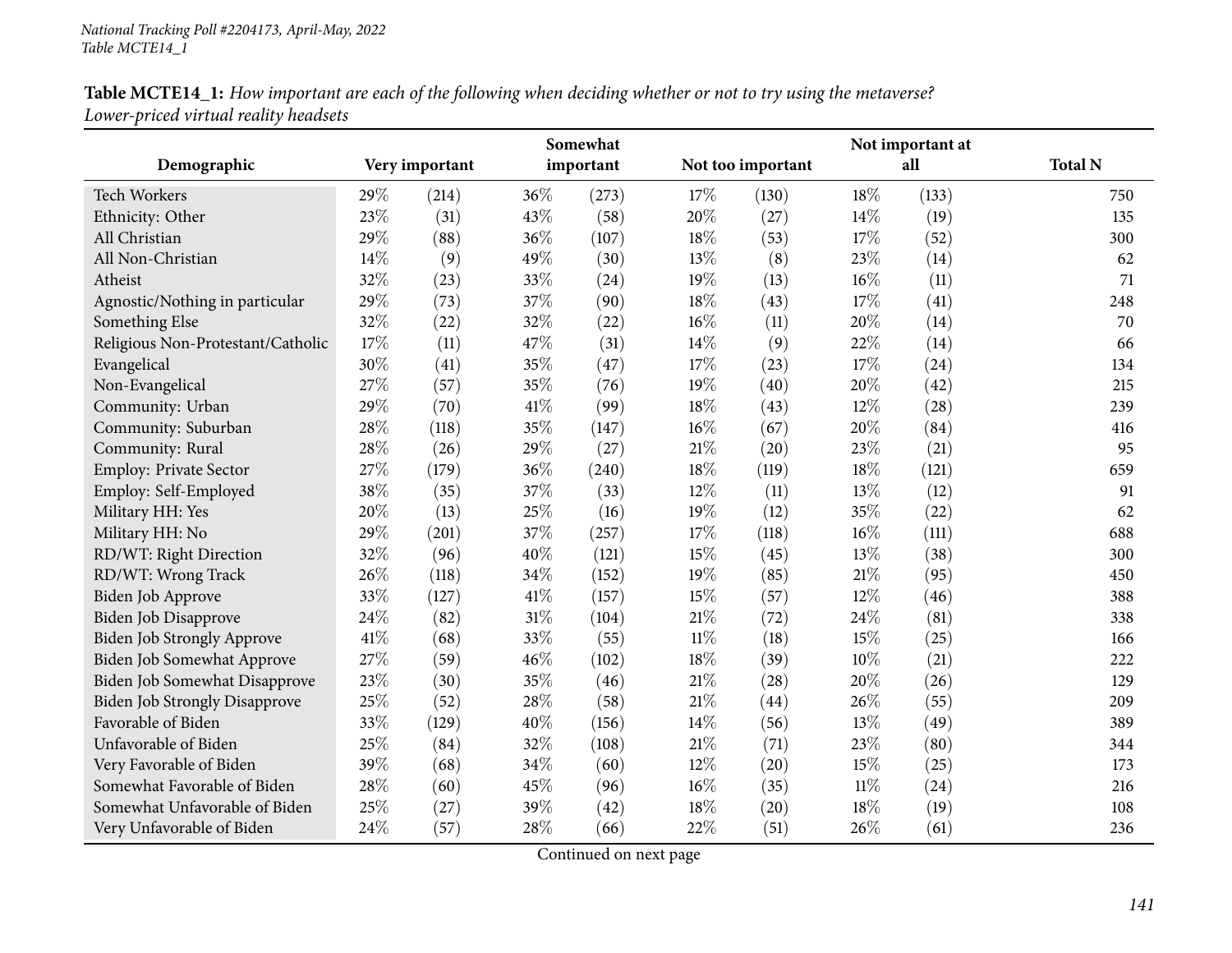*National Tracking Poll #2204173, April-May, 2022*
*Table MCTE14_1*

**Table MCTE14_1:** *How important are each of the following when deciding whether or not to try using the metaverse? Lower-priced virtual reality headsets*

| Demographic | Very important | | Somewhat important | | Not too important | | Not important at all | | Total N |
|---|---|---|---|---|---|---|---|---|---|
| Tech Workers | 29% | (214) | 36% | (273) | 17% | (130) | 18% | (133) | 750 |
| Ethnicity: Other | 23% | (31) | 43% | (58) | 20% | (27) | 14% | (19) | 135 |
| All Christian | 29% | (88) | 36% | (107) | 18% | (53) | 17% | (52) | 300 |
| All Non-Christian | 14% | (9) | 49% | (30) | 13% | (8) | 23% | (14) | 62 |
| Atheist | 32% | (23) | 33% | (24) | 19% | (13) | 16% | (11) | 71 |
| Agnostic/Nothing in particular | 29% | (73) | 37% | (90) | 18% | (43) | 17% | (41) | 248 |
| Something Else | 32% | (22) | 32% | (22) | 16% | (11) | 20% | (14) | 70 |
| Religious Non-Protestant/Catholic | 17% | (11) | 47% | (31) | 14% | (9) | 22% | (14) | 66 |
| Evangelical | 30% | (41) | 35% | (47) | 17% | (23) | 17% | (24) | 134 |
| Non-Evangelical | 27% | (57) | 35% | (76) | 19% | (40) | 20% | (42) | 215 |
| Community: Urban | 29% | (70) | 41% | (99) | 18% | (43) | 12% | (28) | 239 |
| Community: Suburban | 28% | (118) | 35% | (147) | 16% | (67) | 20% | (84) | 416 |
| Community: Rural | 28% | (26) | 29% | (27) | 21% | (20) | 23% | (21) | 95 |
| Employ: Private Sector | 27% | (179) | 36% | (240) | 18% | (119) | 18% | (121) | 659 |
| Employ: Self-Employed | 38% | (35) | 37% | (33) | 12% | (11) | 13% | (12) | 91 |
| Military HH: Yes | 20% | (13) | 25% | (16) | 19% | (12) | 35% | (22) | 62 |
| Military HH: No | 29% | (201) | 37% | (257) | 17% | (118) | 16% | (111) | 688 |
| RD/WT: Right Direction | 32% | (96) | 40% | (121) | 15% | (45) | 13% | (38) | 300 |
| RD/WT: Wrong Track | 26% | (118) | 34% | (152) | 19% | (85) | 21% | (95) | 450 |
| Biden Job Approve | 33% | (127) | 41% | (157) | 15% | (57) | 12% | (46) | 388 |
| Biden Job Disapprove | 24% | (82) | 31% | (104) | 21% | (72) | 24% | (81) | 338 |
| Biden Job Strongly Approve | 41% | (68) | 33% | (55) | 11% | (18) | 15% | (25) | 166 |
| Biden Job Somewhat Approve | 27% | (59) | 46% | (102) | 18% | (39) | 10% | (21) | 222 |
| Biden Job Somewhat Disapprove | 23% | (30) | 35% | (46) | 21% | (28) | 20% | (26) | 129 |
| Biden Job Strongly Disapprove | 25% | (52) | 28% | (58) | 21% | (44) | 26% | (55) | 209 |
| Favorable of Biden | 33% | (129) | 40% | (156) | 14% | (56) | 13% | (49) | 389 |
| Unfavorable of Biden | 25% | (84) | 32% | (108) | 21% | (71) | 23% | (80) | 344 |
| Very Favorable of Biden | 39% | (68) | 34% | (60) | 12% | (20) | 15% | (25) | 173 |
| Somewhat Favorable of Biden | 28% | (60) | 45% | (96) | 16% | (35) | 11% | (24) | 216 |
| Somewhat Unfavorable of Biden | 25% | (27) | 39% | (42) | 18% | (20) | 18% | (19) | 108 |
| Very Unfavorable of Biden | 24% | (57) | 28% | (66) | 22% | (51) | 26% | (61) | 236 |

Continued on next page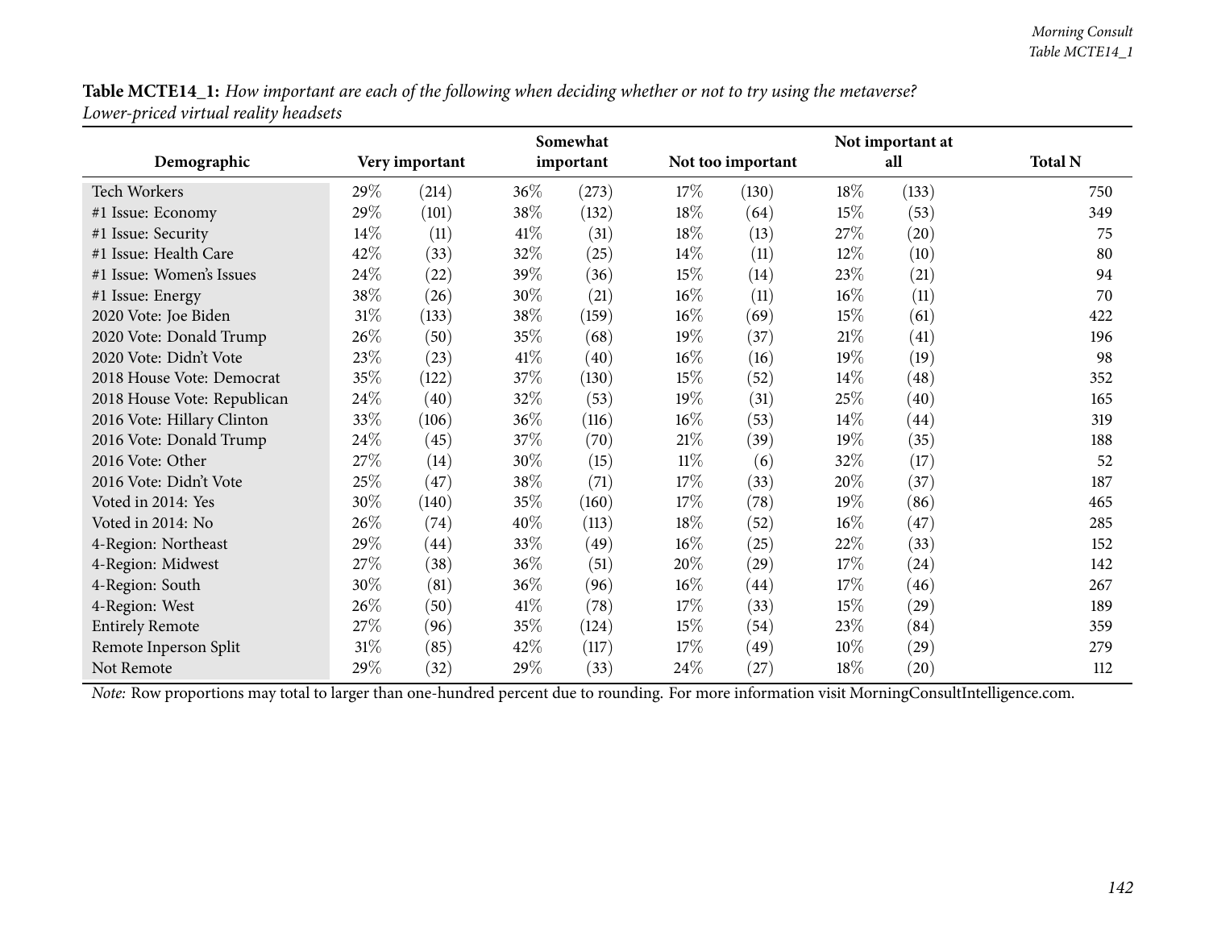**Table MCTE14_1:** *How important are each of the following when deciding whether or not to try using the metaverse? Lower-priced virtual reality headsets*

| Demographic | Very important | | Somewhat important | | Not too important | | Not important at all | | Total N |
|---|---|---|---|---|---|---|---|---|---|
| Tech Workers | 29% | (214) | 36% | (273) | 17% | (130) | 18% | (133) | 750 |
| #1 Issue: Economy | 29% | (101) | 38% | (132) | 18% | (64) | 15% | (53) | 349 |
| #1 Issue: Security | 14% | (11) | 41% | (31) | 18% | (13) | 27% | (20) | 75 |
| #1 Issue: Health Care | 42% | (33) | 32% | (25) | 14% | (11) | 12% | (10) | 80 |
| #1 Issue: Women's Issues | 24% | (22) | 39% | (36) | 15% | (14) | 23% | (21) | 94 |
| #1 Issue: Energy | 38% | (26) | 30% | (21) | 16% | (11) | 16% | (11) | 70 |
| 2020 Vote: Joe Biden | 31% | (133) | 38% | (159) | 16% | (69) | 15% | (61) | 422 |
| 2020 Vote: Donald Trump | 26% | (50) | 35% | (68) | 19% | (37) | 21% | (41) | 196 |
| 2020 Vote: Didn't Vote | 23% | (23) | 41% | (40) | 16% | (16) | 19% | (19) | 98 |
| 2018 House Vote: Democrat | 35% | (122) | 37% | (130) | 15% | (52) | 14% | (48) | 352 |
| 2018 House Vote: Republican | 24% | (40) | 32% | (53) | 19% | (31) | 25% | (40) | 165 |
| 2016 Vote: Hillary Clinton | 33% | (106) | 36% | (116) | 16% | (53) | 14% | (44) | 319 |
| 2016 Vote: Donald Trump | 24% | (45) | 37% | (70) | 21% | (39) | 19% | (35) | 188 |
| 2016 Vote: Other | 27% | (14) | 30% | (15) | 11% | (6) | 32% | (17) | 52 |
| 2016 Vote: Didn't Vote | 25% | (47) | 38% | (71) | 17% | (33) | 20% | (37) | 187 |
| Voted in 2014: Yes | 30% | (140) | 35% | (160) | 17% | (78) | 19% | (86) | 465 |
| Voted in 2014: No | 26% | (74) | 40% | (113) | 18% | (52) | 16% | (47) | 285 |
| 4-Region: Northeast | 29% | (44) | 33% | (49) | 16% | (25) | 22% | (33) | 152 |
| 4-Region: Midwest | 27% | (38) | 36% | (51) | 20% | (29) | 17% | (24) | 142 |
| 4-Region: South | 30% | (81) | 36% | (96) | 16% | (44) | 17% | (46) | 267 |
| 4-Region: West | 26% | (50) | 41% | (78) | 17% | (33) | 15% | (29) | 189 |
| Entirely Remote | 27% | (96) | 35% | (124) | 15% | (54) | 23% | (84) | 359 |
| Remote Inperson Split | 31% | (85) | 42% | (117) | 17% | (49) | 10% | (29) | 279 |
| Not Remote | 29% | (32) | 29% | (33) | 24% | (27) | 18% | (20) | 112 |

*Note:* Row proportions may total to larger than one-hundred percent due to rounding. For more information visit MorningConsultIntelligence.com.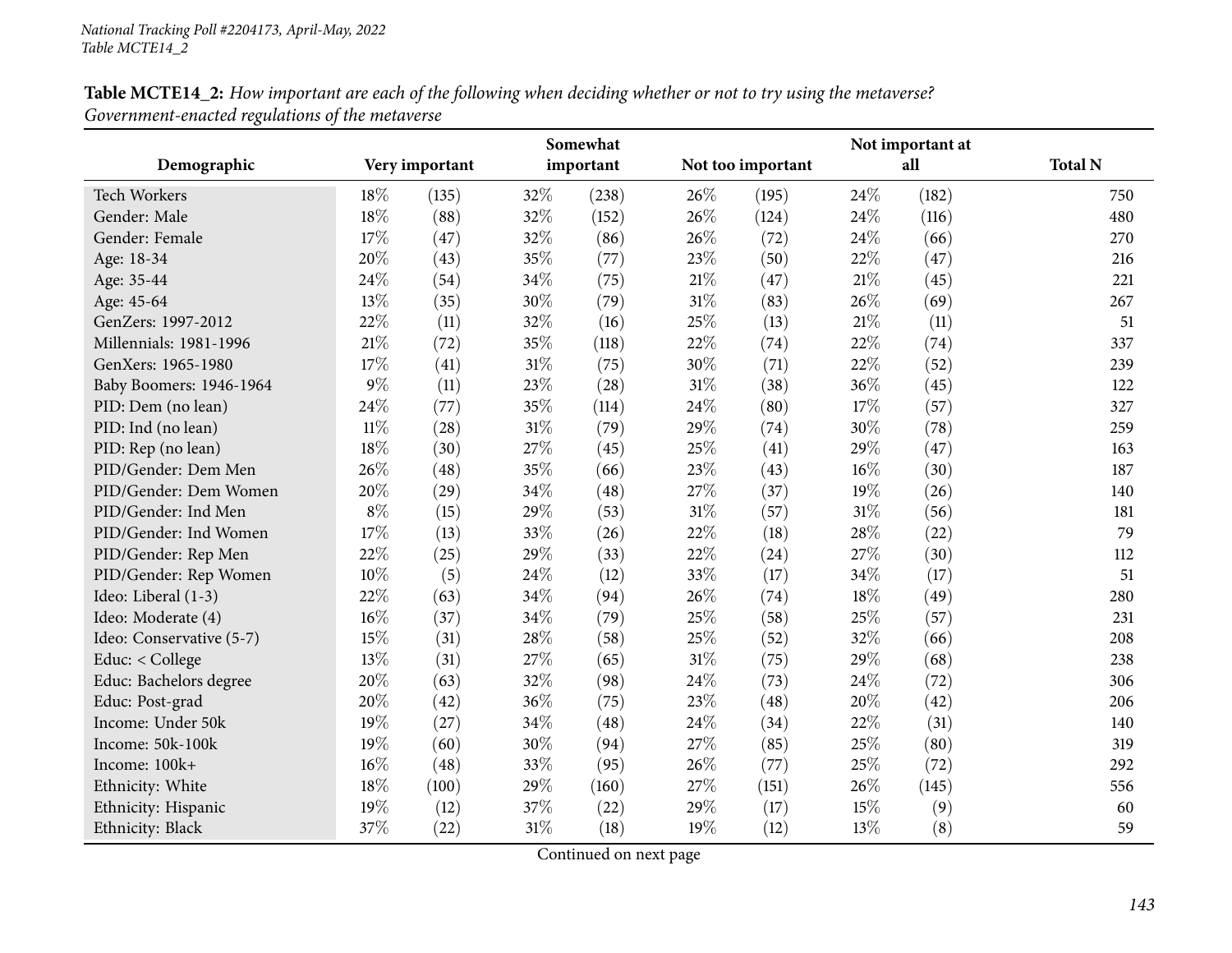*National Tracking Poll #2204173, April-May, 2022*
*Table MCTE14_2*

**Table MCTE14_2:** *How important are each of the following when deciding whether or not to try using the metaverse? Government-enacted regulations of the metaverse*

| Demographic | Very important | | Somewhat important | | Not too important | | Not important at all | | Total N |
|---|---|---|---|---|---|---|---|---|---|
| Tech Workers | 18% | (135) | 32% | (238) | 26% | (195) | 24% | (182) | 750 |
| Gender: Male | 18% | (88) | 32% | (152) | 26% | (124) | 24% | (116) | 480 |
| Gender: Female | 17% | (47) | 32% | (86) | 26% | (72) | 24% | (66) | 270 |
| Age: 18-34 | 20% | (43) | 35% | (77) | 23% | (50) | 22% | (47) | 216 |
| Age: 35-44 | 24% | (54) | 34% | (75) | 21% | (47) | 21% | (45) | 221 |
| Age: 45-64 | 13% | (35) | 30% | (79) | 31% | (83) | 26% | (69) | 267 |
| GenZers: 1997-2012 | 22% | (11) | 32% | (16) | 25% | (13) | 21% | (11) | 51 |
| Millennials: 1981-1996 | 21% | (72) | 35% | (118) | 22% | (74) | 22% | (74) | 337 |
| GenXers: 1965-1980 | 17% | (41) | 31% | (75) | 30% | (71) | 22% | (52) | 239 |
| Baby Boomers: 1946-1964 | 9% | (11) | 23% | (28) | 31% | (38) | 36% | (45) | 122 |
| PID: Dem (no lean) | 24% | (77) | 35% | (114) | 24% | (80) | 17% | (57) | 327 |
| PID: Ind (no lean) | 11% | (28) | 31% | (79) | 29% | (74) | 30% | (78) | 259 |
| PID: Rep (no lean) | 18% | (30) | 27% | (45) | 25% | (41) | 29% | (47) | 163 |
| PID/Gender: Dem Men | 26% | (48) | 35% | (66) | 23% | (43) | 16% | (30) | 187 |
| PID/Gender: Dem Women | 20% | (29) | 34% | (48) | 27% | (37) | 19% | (26) | 140 |
| PID/Gender: Ind Men | 8% | (15) | 29% | (53) | 31% | (57) | 31% | (56) | 181 |
| PID/Gender: Ind Women | 17% | (13) | 33% | (26) | 22% | (18) | 28% | (22) | 79 |
| PID/Gender: Rep Men | 22% | (25) | 29% | (33) | 22% | (24) | 27% | (30) | 112 |
| PID/Gender: Rep Women | 10% | (5) | 24% | (12) | 33% | (17) | 34% | (17) | 51 |
| Ideo: Liberal (1-3) | 22% | (63) | 34% | (94) | 26% | (74) | 18% | (49) | 280 |
| Ideo: Moderate (4) | 16% | (37) | 34% | (79) | 25% | (58) | 25% | (57) | 231 |
| Ideo: Conservative (5-7) | 15% | (31) | 28% | (58) | 25% | (52) | 32% | (66) | 208 |
| Educ: < College | 13% | (31) | 27% | (65) | 31% | (75) | 29% | (68) | 238 |
| Educ: Bachelors degree | 20% | (63) | 32% | (98) | 24% | (73) | 24% | (72) | 306 |
| Educ: Post-grad | 20% | (42) | 36% | (75) | 23% | (48) | 20% | (42) | 206 |
| Income: Under 50k | 19% | (27) | 34% | (48) | 24% | (34) | 22% | (31) | 140 |
| Income: 50k-100k | 19% | (60) | 30% | (94) | 27% | (85) | 25% | (80) | 319 |
| Income: 100k+ | 16% | (48) | 33% | (95) | 26% | (77) | 25% | (72) | 292 |
| Ethnicity: White | 18% | (100) | 29% | (160) | 27% | (151) | 26% | (145) | 556 |
| Ethnicity: Hispanic | 19% | (12) | 37% | (22) | 29% | (17) | 15% | (9) | 60 |
| Ethnicity: Black | 37% | (22) | 31% | (18) | 19% | (12) | 13% | (8) | 59 |

Continued on next page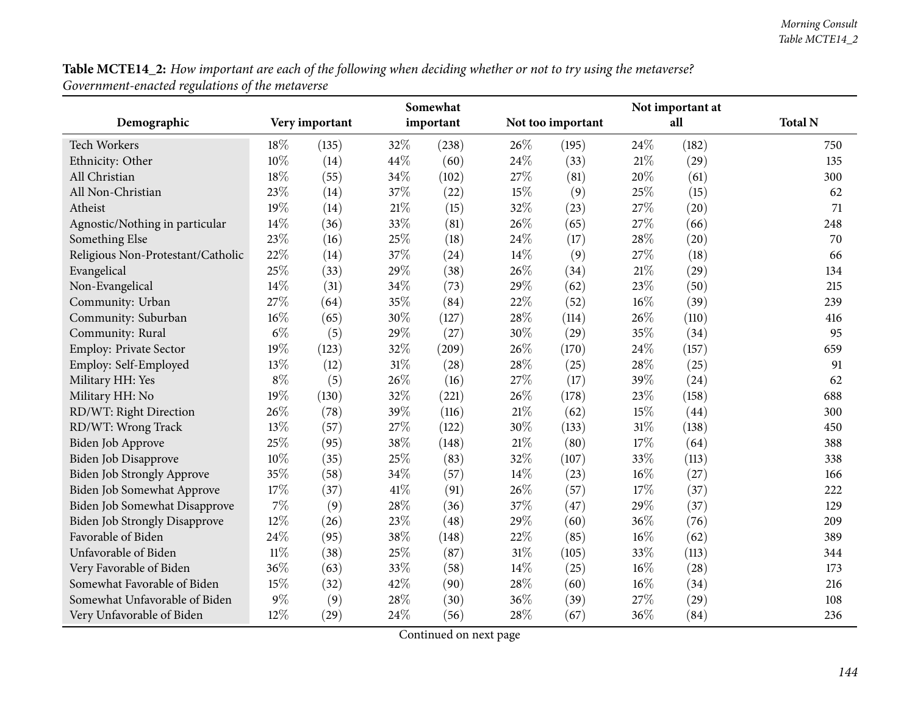**Table MCTE14_2:** *How important are each of the following when deciding whether or not to try using the metaverse? Government-enacted regulations of the metaverse*

| Demographic | Very important | | Somewhat important | | Not too important | | Not important at all | | Total N |
|---|---|---|---|---|---|---|---|---|---|
| Tech Workers | 18% | (135) | 32% | (238) | 26% | (195) | 24% | (182) | 750 |
| Ethnicity: Other | 10% | (14) | 44% | (60) | 24% | (33) | 21% | (29) | 135 |
| All Christian | 18% | (55) | 34% | (102) | 27% | (81) | 20% | (61) | 300 |
| All Non-Christian | 23% | (14) | 37% | (22) | 15% | (9) | 25% | (15) | 62 |
| Atheist | 19% | (14) | 21% | (15) | 32% | (23) | 27% | (20) | 71 |
| Agnostic/Nothing in particular | 14% | (36) | 33% | (81) | 26% | (65) | 27% | (66) | 248 |
| Something Else | 23% | (16) | 25% | (18) | 24% | (17) | 28% | (20) | 70 |
| Religious Non-Protestant/Catholic | 22% | (14) | 37% | (24) | 14% | (9) | 27% | (18) | 66 |
| Evangelical | 25% | (33) | 29% | (38) | 26% | (34) | 21% | (29) | 134 |
| Non-Evangelical | 14% | (31) | 34% | (73) | 29% | (62) | 23% | (50) | 215 |
| Community: Urban | 27% | (64) | 35% | (84) | 22% | (52) | 16% | (39) | 239 |
| Community: Suburban | 16% | (65) | 30% | (127) | 28% | (114) | 26% | (110) | 416 |
| Community: Rural | 6% | (5) | 29% | (27) | 30% | (29) | 35% | (34) | 95 |
| Employ: Private Sector | 19% | (123) | 32% | (209) | 26% | (170) | 24% | (157) | 659 |
| Employ: Self-Employed | 13% | (12) | 31% | (28) | 28% | (25) | 28% | (25) | 91 |
| Military HH: Yes | 8% | (5) | 26% | (16) | 27% | (17) | 39% | (24) | 62 |
| Military HH: No | 19% | (130) | 32% | (221) | 26% | (178) | 23% | (158) | 688 |
| RD/WT: Right Direction | 26% | (78) | 39% | (116) | 21% | (62) | 15% | (44) | 300 |
| RD/WT: Wrong Track | 13% | (57) | 27% | (122) | 30% | (133) | 31% | (138) | 450 |
| Biden Job Approve | 25% | (95) | 38% | (148) | 21% | (80) | 17% | (64) | 388 |
| Biden Job Disapprove | 10% | (35) | 25% | (83) | 32% | (107) | 33% | (113) | 338 |
| Biden Job Strongly Approve | 35% | (58) | 34% | (57) | 14% | (23) | 16% | (27) | 166 |
| Biden Job Somewhat Approve | 17% | (37) | 41% | (91) | 26% | (57) | 17% | (37) | 222 |
| Biden Job Somewhat Disapprove | 7% | (9) | 28% | (36) | 37% | (47) | 29% | (37) | 129 |
| Biden Job Strongly Disapprove | 12% | (26) | 23% | (48) | 29% | (60) | 36% | (76) | 209 |
| Favorable of Biden | 24% | (95) | 38% | (148) | 22% | (85) | 16% | (62) | 389 |
| Unfavorable of Biden | 11% | (38) | 25% | (87) | 31% | (105) | 33% | (113) | 344 |
| Very Favorable of Biden | 36% | (63) | 33% | (58) | 14% | (25) | 16% | (28) | 173 |
| Somewhat Favorable of Biden | 15% | (32) | 42% | (90) | 28% | (60) | 16% | (34) | 216 |
| Somewhat Unfavorable of Biden | 9% | (9) | 28% | (30) | 36% | (39) | 27% | (29) | 108 |
| Very Unfavorable of Biden | 12% | (29) | 24% | (56) | 28% | (67) | 36% | (84) | 236 |

Continued on next page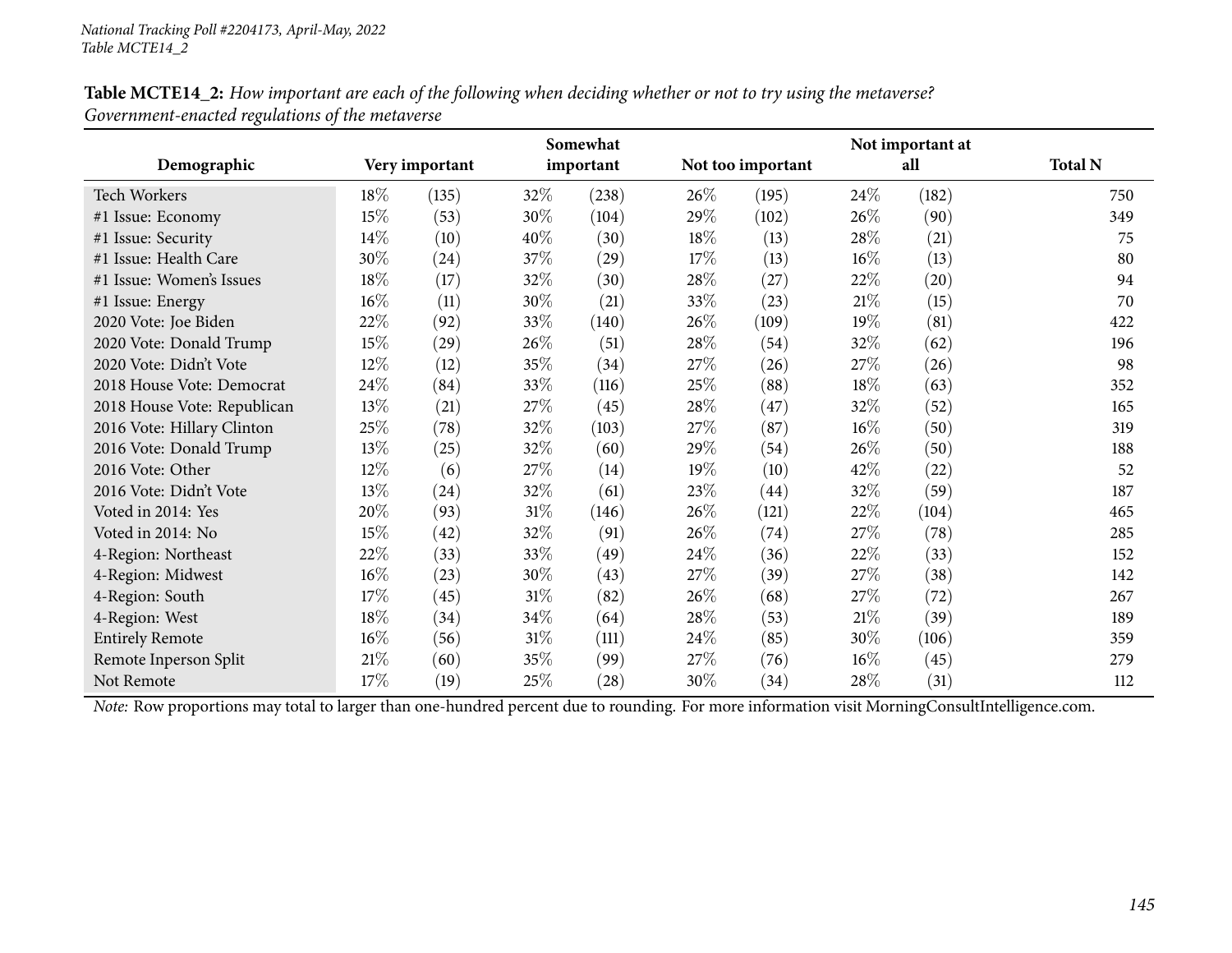National Tracking Poll #2204173, April-May, 2022
Table MCTE14_2

**Table MCTE14_2:** *How important are each of the following when deciding whether or not to try using the metaverse? Government-enacted regulations of the metaverse*

| Demographic | Very important | | Somewhat important | | Not too important | | Not important at all | | Total N |
|---|---|---|---|---|---|---|---|---|---|
| Tech Workers | 18% | (135) | 32% | (238) | 26% | (195) | 24% | (182) | 750 |
| #1 Issue: Economy | 15% | (53) | 30% | (104) | 29% | (102) | 26% | (90) | 349 |
| #1 Issue: Security | 14% | (10) | 40% | (30) | 18% | (13) | 28% | (21) | 75 |
| #1 Issue: Health Care | 30% | (24) | 37% | (29) | 17% | (13) | 16% | (13) | 80 |
| #1 Issue: Women's Issues | 18% | (17) | 32% | (30) | 28% | (27) | 22% | (20) | 94 |
| #1 Issue: Energy | 16% | (11) | 30% | (21) | 33% | (23) | 21% | (15) | 70 |
| 2020 Vote: Joe Biden | 22% | (92) | 33% | (140) | 26% | (109) | 19% | (81) | 422 |
| 2020 Vote: Donald Trump | 15% | (29) | 26% | (51) | 28% | (54) | 32% | (62) | 196 |
| 2020 Vote: Didn't Vote | 12% | (12) | 35% | (34) | 27% | (26) | 27% | (26) | 98 |
| 2018 House Vote: Democrat | 24% | (84) | 33% | (116) | 25% | (88) | 18% | (63) | 352 |
| 2018 House Vote: Republican | 13% | (21) | 27% | (45) | 28% | (47) | 32% | (52) | 165 |
| 2016 Vote: Hillary Clinton | 25% | (78) | 32% | (103) | 27% | (87) | 16% | (50) | 319 |
| 2016 Vote: Donald Trump | 13% | (25) | 32% | (60) | 29% | (54) | 26% | (50) | 188 |
| 2016 Vote: Other | 12% | (6) | 27% | (14) | 19% | (10) | 42% | (22) | 52 |
| 2016 Vote: Didn't Vote | 13% | (24) | 32% | (61) | 23% | (44) | 32% | (59) | 187 |
| Voted in 2014: Yes | 20% | (93) | 31% | (146) | 26% | (121) | 22% | (104) | 465 |
| Voted in 2014: No | 15% | (42) | 32% | (91) | 26% | (74) | 27% | (78) | 285 |
| 4-Region: Northeast | 22% | (33) | 33% | (49) | 24% | (36) | 22% | (33) | 152 |
| 4-Region: Midwest | 16% | (23) | 30% | (43) | 27% | (39) | 27% | (38) | 142 |
| 4-Region: South | 17% | (45) | 31% | (82) | 26% | (68) | 27% | (72) | 267 |
| 4-Region: West | 18% | (34) | 34% | (64) | 28% | (53) | 21% | (39) | 189 |
| Entirely Remote | 16% | (56) | 31% | (111) | 24% | (85) | 30% | (106) | 359 |
| Remote Inperson Split | 21% | (60) | 35% | (99) | 27% | (76) | 16% | (45) | 279 |
| Not Remote | 17% | (19) | 25% | (28) | 30% | (34) | 28% | (31) | 112 |

*Note:* Row proportions may total to larger than one-hundred percent due to rounding. For more information visit MorningConsultIntelligence.com.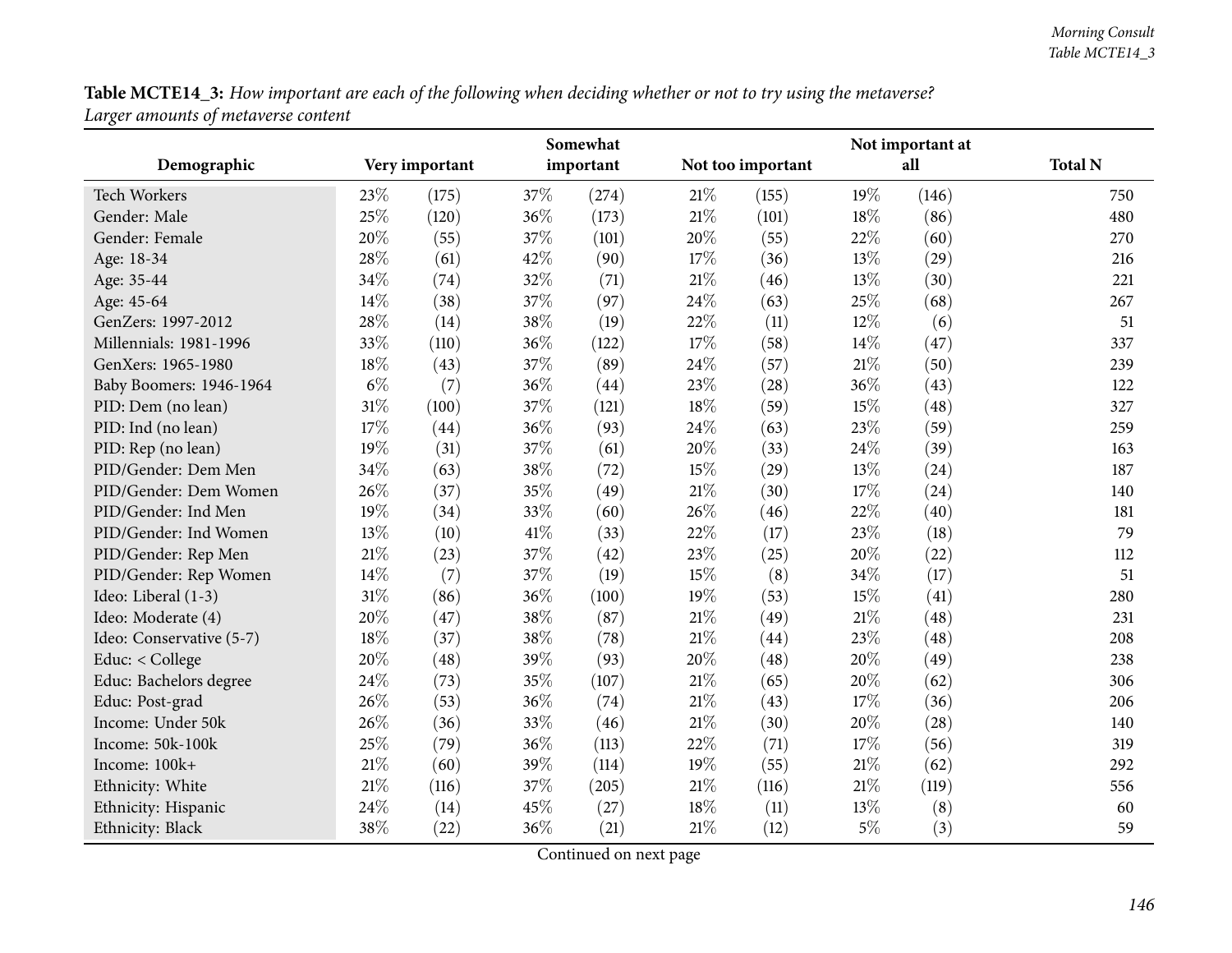**Table MCTE14_3:** *How important are each of the following when deciding whether or not to try using the metaverse? Larger amounts of metaverse content*

| Demographic | Very important | | Somewhat important | | Not too important | | Not important at all | | Total N |
|---|---|---|---|---|---|---|---|---|---|
| Tech Workers | 23% | (175) | 37% | (274) | 21% | (155) | 19% | (146) | 750 |
| Gender: Male | 25% | (120) | 36% | (173) | 21% | (101) | 18% | (86) | 480 |
| Gender: Female | 20% | (55) | 37% | (101) | 20% | (55) | 22% | (60) | 270 |
| Age: 18-34 | 28% | (61) | 42% | (90) | 17% | (36) | 13% | (29) | 216 |
| Age: 35-44 | 34% | (74) | 32% | (71) | 21% | (46) | 13% | (30) | 221 |
| Age: 45-64 | 14% | (38) | 37% | (97) | 24% | (63) | 25% | (68) | 267 |
| GenZers: 1997-2012 | 28% | (14) | 38% | (19) | 22% | (11) | 12% | (6) | 51 |
| Millennials: 1981-1996 | 33% | (110) | 36% | (122) | 17% | (58) | 14% | (47) | 337 |
| GenXers: 1965-1980 | 18% | (43) | 37% | (89) | 24% | (57) | 21% | (50) | 239 |
| Baby Boomers: 1946-1964 | 6% | (7) | 36% | (44) | 23% | (28) | 36% | (43) | 122 |
| PID: Dem (no lean) | 31% | (100) | 37% | (121) | 18% | (59) | 15% | (48) | 327 |
| PID: Ind (no lean) | 17% | (44) | 36% | (93) | 24% | (63) | 23% | (59) | 259 |
| PID: Rep (no lean) | 19% | (31) | 37% | (61) | 20% | (33) | 24% | (39) | 163 |
| PID/Gender: Dem Men | 34% | (63) | 38% | (72) | 15% | (29) | 13% | (24) | 187 |
| PID/Gender: Dem Women | 26% | (37) | 35% | (49) | 21% | (30) | 17% | (24) | 140 |
| PID/Gender: Ind Men | 19% | (34) | 33% | (60) | 26% | (46) | 22% | (40) | 181 |
| PID/Gender: Ind Women | 13% | (10) | 41% | (33) | 22% | (17) | 23% | (18) | 79 |
| PID/Gender: Rep Men | 21% | (23) | 37% | (42) | 23% | (25) | 20% | (22) | 112 |
| PID/Gender: Rep Women | 14% | (7) | 37% | (19) | 15% | (8) | 34% | (17) | 51 |
| Ideo: Liberal (1-3) | 31% | (86) | 36% | (100) | 19% | (53) | 15% | (41) | 280 |
| Ideo: Moderate (4) | 20% | (47) | 38% | (87) | 21% | (49) | 21% | (48) | 231 |
| Ideo: Conservative (5-7) | 18% | (37) | 38% | (78) | 21% | (44) | 23% | (48) | 208 |
| Educ: < College | 20% | (48) | 39% | (93) | 20% | (48) | 20% | (49) | 238 |
| Educ: Bachelors degree | 24% | (73) | 35% | (107) | 21% | (65) | 20% | (62) | 306 |
| Educ: Post-grad | 26% | (53) | 36% | (74) | 21% | (43) | 17% | (36) | 206 |
| Income: Under 50k | 26% | (36) | 33% | (46) | 21% | (30) | 20% | (28) | 140 |
| Income: 50k-100k | 25% | (79) | 36% | (113) | 22% | (71) | 17% | (56) | 319 |
| Income: 100k+ | 21% | (60) | 39% | (114) | 19% | (55) | 21% | (62) | 292 |
| Ethnicity: White | 21% | (116) | 37% | (205) | 21% | (116) | 21% | (119) | 556 |
| Ethnicity: Hispanic | 24% | (14) | 45% | (27) | 18% | (11) | 13% | (8) | 60 |
| Ethnicity: Black | 38% | (22) | 36% | (21) | 21% | (12) | 5% | (3) | 59 |

Continued on next page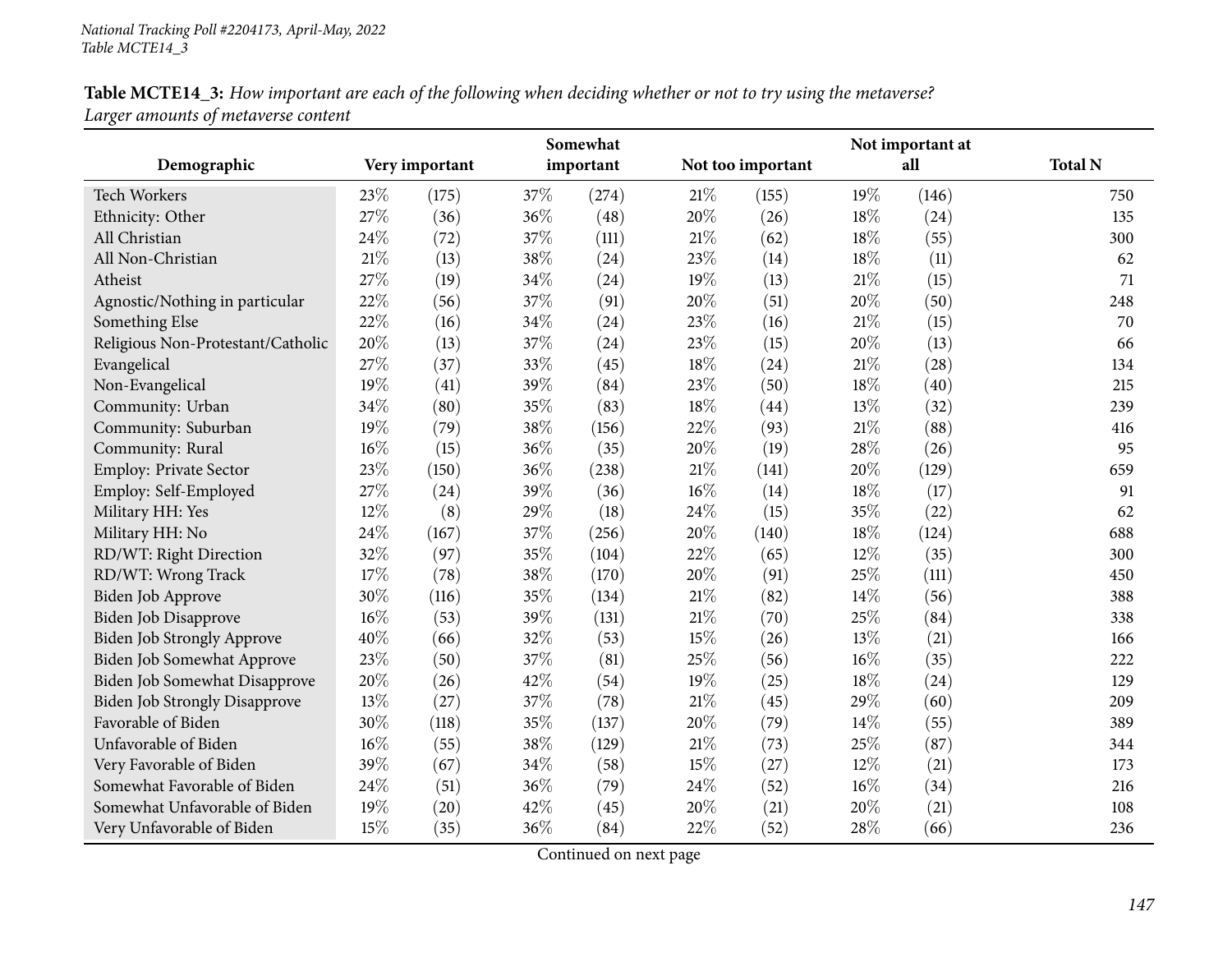**Table MCTE14_3:** *How important are each of the following when deciding whether or not to try using the metaverse? Larger amounts of metaverse content*

| Demographic | Very important | | Somewhat important | | Not too important | | Not important at all | | Total N |
|---|---|---|---|---|---|---|---|---|---|
| Tech Workers | 23% | (175) | 37% | (274) | 21% | (155) | 19% | (146) | 750 |
| Ethnicity: Other | 27% | (36) | 36% | (48) | 20% | (26) | 18% | (24) | 135 |
| All Christian | 24% | (72) | 37% | (111) | 21% | (62) | 18% | (55) | 300 |
| All Non-Christian | 21% | (13) | 38% | (24) | 23% | (14) | 18% | (11) | 62 |
| Atheist | 27% | (19) | 34% | (24) | 19% | (13) | 21% | (15) | 71 |
| Agnostic/Nothing in particular | 22% | (56) | 37% | (91) | 20% | (51) | 20% | (50) | 248 |
| Something Else | 22% | (16) | 34% | (24) | 23% | (16) | 21% | (15) | 70 |
| Religious Non-Protestant/Catholic | 20% | (13) | 37% | (24) | 23% | (15) | 20% | (13) | 66 |
| Evangelical | 27% | (37) | 33% | (45) | 18% | (24) | 21% | (28) | 134 |
| Non-Evangelical | 19% | (41) | 39% | (84) | 23% | (50) | 18% | (40) | 215 |
| Community: Urban | 34% | (80) | 35% | (83) | 18% | (44) | 13% | (32) | 239 |
| Community: Suburban | 19% | (79) | 38% | (156) | 22% | (93) | 21% | (88) | 416 |
| Community: Rural | 16% | (15) | 36% | (35) | 20% | (19) | 28% | (26) | 95 |
| Employ: Private Sector | 23% | (150) | 36% | (238) | 21% | (141) | 20% | (129) | 659 |
| Employ: Self-Employed | 27% | (24) | 39% | (36) | 16% | (14) | 18% | (17) | 91 |
| Military HH: Yes | 12% | (8) | 29% | (18) | 24% | (15) | 35% | (22) | 62 |
| Military HH: No | 24% | (167) | 37% | (256) | 20% | (140) | 18% | (124) | 688 |
| RD/WT: Right Direction | 32% | (97) | 35% | (104) | 22% | (65) | 12% | (35) | 300 |
| RD/WT: Wrong Track | 17% | (78) | 38% | (170) | 20% | (91) | 25% | (111) | 450 |
| Biden Job Approve | 30% | (116) | 35% | (134) | 21% | (82) | 14% | (56) | 388 |
| Biden Job Disapprove | 16% | (53) | 39% | (131) | 21% | (70) | 25% | (84) | 338 |
| Biden Job Strongly Approve | 40% | (66) | 32% | (53) | 15% | (26) | 13% | (21) | 166 |
| Biden Job Somewhat Approve | 23% | (50) | 37% | (81) | 25% | (56) | 16% | (35) | 222 |
| Biden Job Somewhat Disapprove | 20% | (26) | 42% | (54) | 19% | (25) | 18% | (24) | 129 |
| Biden Job Strongly Disapprove | 13% | (27) | 37% | (78) | 21% | (45) | 29% | (60) | 209 |
| Favorable of Biden | 30% | (118) | 35% | (137) | 20% | (79) | 14% | (55) | 389 |
| Unfavorable of Biden | 16% | (55) | 38% | (129) | 21% | (73) | 25% | (87) | 344 |
| Very Favorable of Biden | 39% | (67) | 34% | (58) | 15% | (27) | 12% | (21) | 173 |
| Somewhat Favorable of Biden | 24% | (51) | 36% | (79) | 24% | (52) | 16% | (34) | 216 |
| Somewhat Unfavorable of Biden | 19% | (20) | 42% | (45) | 20% | (21) | 20% | (21) | 108 |
| Very Unfavorable of Biden | 15% | (35) | 36% | (84) | 22% | (52) | 28% | (66) | 236 |

Continued on next page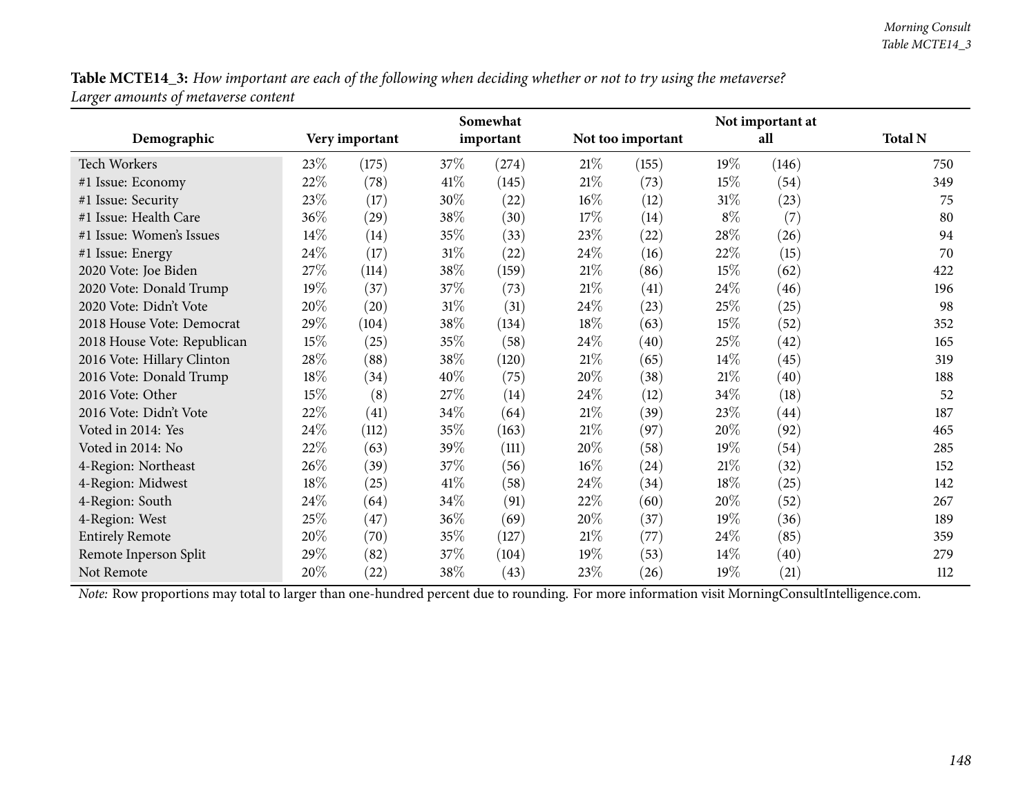**Table MCTE14_3:** *How important are each of the following when deciding whether or not to try using the metaverse?*
*Larger amounts of metaverse content*

| Demographic | Very important | | Somewhat important | | Not too important | | Not important at all | | Total N |
|---|---|---|---|---|---|---|---|---|---|
| Tech Workers | 23% | (175) | 37% | (274) | 21% | (155) | 19% | (146) | 750 |
| #1 Issue: Economy | 22% | (78) | 41% | (145) | 21% | (73) | 15% | (54) | 349 |
| #1 Issue: Security | 23% | (17) | 30% | (22) | 16% | (12) | 31% | (23) | 75 |
| #1 Issue: Health Care | 36% | (29) | 38% | (30) | 17% | (14) | 8% | (7) | 80 |
| #1 Issue: Women's Issues | 14% | (14) | 35% | (33) | 23% | (22) | 28% | (26) | 94 |
| #1 Issue: Energy | 24% | (17) | 31% | (22) | 24% | (16) | 22% | (15) | 70 |
| 2020 Vote: Joe Biden | 27% | (114) | 38% | (159) | 21% | (86) | 15% | (62) | 422 |
| 2020 Vote: Donald Trump | 19% | (37) | 37% | (73) | 21% | (41) | 24% | (46) | 196 |
| 2020 Vote: Didn't Vote | 20% | (20) | 31% | (31) | 24% | (23) | 25% | (25) | 98 |
| 2018 House Vote: Democrat | 29% | (104) | 38% | (134) | 18% | (63) | 15% | (52) | 352 |
| 2018 House Vote: Republican | 15% | (25) | 35% | (58) | 24% | (40) | 25% | (42) | 165 |
| 2016 Vote: Hillary Clinton | 28% | (88) | 38% | (120) | 21% | (65) | 14% | (45) | 319 |
| 2016 Vote: Donald Trump | 18% | (34) | 40% | (75) | 20% | (38) | 21% | (40) | 188 |
| 2016 Vote: Other | 15% | (8) | 27% | (14) | 24% | (12) | 34% | (18) | 52 |
| 2016 Vote: Didn't Vote | 22% | (41) | 34% | (64) | 21% | (39) | 23% | (44) | 187 |
| Voted in 2014: Yes | 24% | (112) | 35% | (163) | 21% | (97) | 20% | (92) | 465 |
| Voted in 2014: No | 22% | (63) | 39% | (111) | 20% | (58) | 19% | (54) | 285 |
| 4-Region: Northeast | 26% | (39) | 37% | (56) | 16% | (24) | 21% | (32) | 152 |
| 4-Region: Midwest | 18% | (25) | 41% | (58) | 24% | (34) | 18% | (25) | 142 |
| 4-Region: South | 24% | (64) | 34% | (91) | 22% | (60) | 20% | (52) | 267 |
| 4-Region: West | 25% | (47) | 36% | (69) | 20% | (37) | 19% | (36) | 189 |
| Entirely Remote | 20% | (70) | 35% | (127) | 21% | (77) | 24% | (85) | 359 |
| Remote Inperson Split | 29% | (82) | 37% | (104) | 19% | (53) | 14% | (40) | 279 |
| Not Remote | 20% | (22) | 38% | (43) | 23% | (26) | 19% | (21) | 112 |

*Note:* Row proportions may total to larger than one-hundred percent due to rounding. For more information visit MorningConsultIntelligence.com.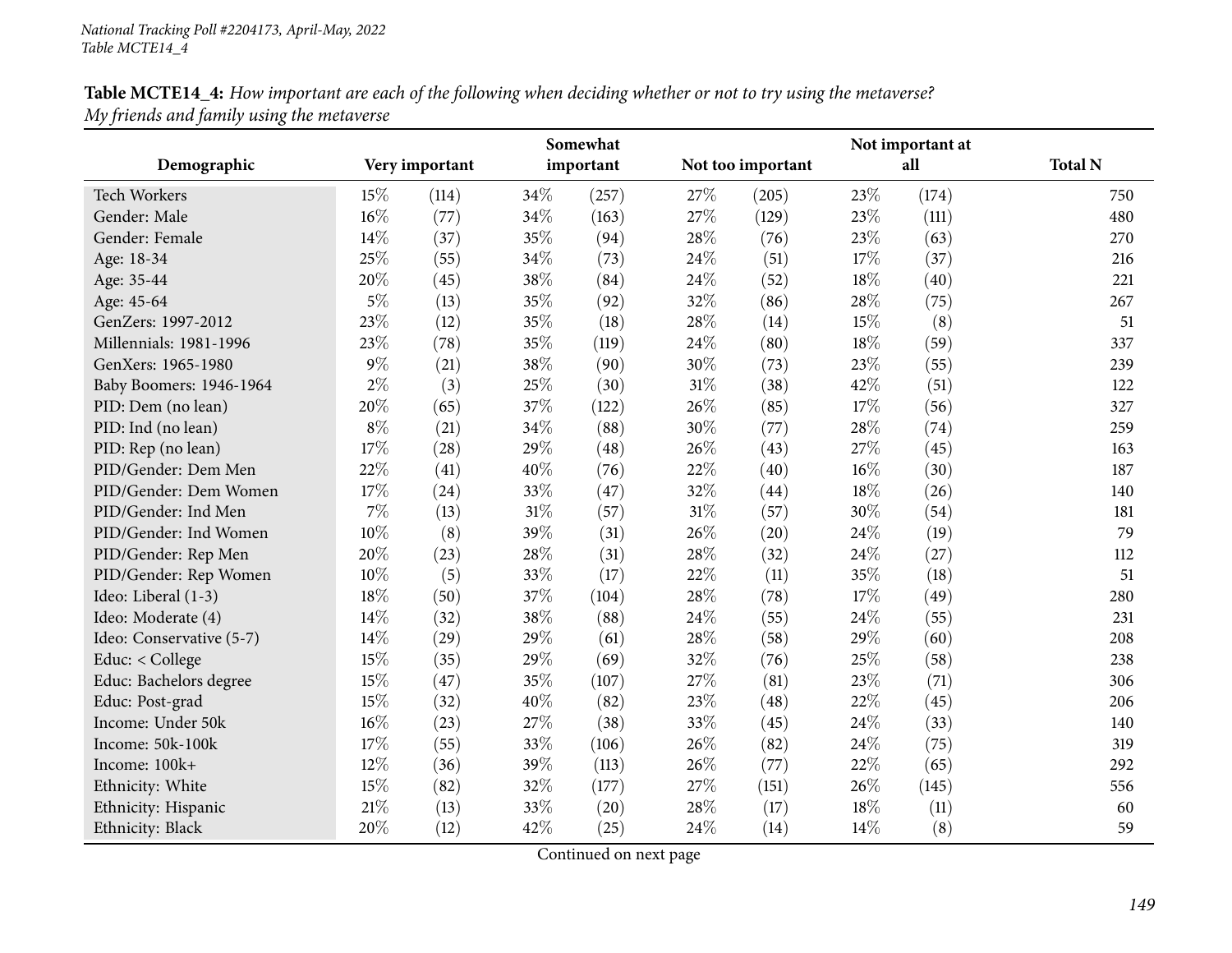*National Tracking Poll #2204173, April-May, 2022*
*Table MCTE14_4*

**Table MCTE14_4:** *How important are each of the following when deciding whether or not to try using the metaverse? My friends and family using the metaverse*

| Demographic | Very important | | Somewhat important | | Not too important | | Not important at all | | Total N |
|---|---|---|---|---|---|---|---|---|---|
| Tech Workers | 15% | (114) | 34% | (257) | 27% | (205) | 23% | (174) | 750 |
| Gender: Male | 16% | (77) | 34% | (163) | 27% | (129) | 23% | (111) | 480 |
| Gender: Female | 14% | (37) | 35% | (94) | 28% | (76) | 23% | (63) | 270 |
| Age: 18-34 | 25% | (55) | 34% | (73) | 24% | (51) | 17% | (37) | 216 |
| Age: 35-44 | 20% | (45) | 38% | (84) | 24% | (52) | 18% | (40) | 221 |
| Age: 45-64 | 5% | (13) | 35% | (92) | 32% | (86) | 28% | (75) | 267 |
| GenZers: 1997-2012 | 23% | (12) | 35% | (18) | 28% | (14) | 15% | (8) | 51 |
| Millennials: 1981-1996 | 23% | (78) | 35% | (119) | 24% | (80) | 18% | (59) | 337 |
| GenXers: 1965-1980 | 9% | (21) | 38% | (90) | 30% | (73) | 23% | (55) | 239 |
| Baby Boomers: 1946-1964 | 2% | (3) | 25% | (30) | 31% | (38) | 42% | (51) | 122 |
| PID: Dem (no lean) | 20% | (65) | 37% | (122) | 26% | (85) | 17% | (56) | 327 |
| PID: Ind (no lean) | 8% | (21) | 34% | (88) | 30% | (77) | 28% | (74) | 259 |
| PID: Rep (no lean) | 17% | (28) | 29% | (48) | 26% | (43) | 27% | (45) | 163 |
| PID/Gender: Dem Men | 22% | (41) | 40% | (76) | 22% | (40) | 16% | (30) | 187 |
| PID/Gender: Dem Women | 17% | (24) | 33% | (47) | 32% | (44) | 18% | (26) | 140 |
| PID/Gender: Ind Men | 7% | (13) | 31% | (57) | 31% | (57) | 30% | (54) | 181 |
| PID/Gender: Ind Women | 10% | (8) | 39% | (31) | 26% | (20) | 24% | (19) | 79 |
| PID/Gender: Rep Men | 20% | (23) | 28% | (31) | 28% | (32) | 24% | (27) | 112 |
| PID/Gender: Rep Women | 10% | (5) | 33% | (17) | 22% | (11) | 35% | (18) | 51 |
| Ideo: Liberal (1-3) | 18% | (50) | 37% | (104) | 28% | (78) | 17% | (49) | 280 |
| Ideo: Moderate (4) | 14% | (32) | 38% | (88) | 24% | (55) | 24% | (55) | 231 |
| Ideo: Conservative (5-7) | 14% | (29) | 29% | (61) | 28% | (58) | 29% | (60) | 208 |
| Educ: < College | 15% | (35) | 29% | (69) | 32% | (76) | 25% | (58) | 238 |
| Educ: Bachelors degree | 15% | (47) | 35% | (107) | 27% | (81) | 23% | (71) | 306 |
| Educ: Post-grad | 15% | (32) | 40% | (82) | 23% | (48) | 22% | (45) | 206 |
| Income: Under 50k | 16% | (23) | 27% | (38) | 33% | (45) | 24% | (33) | 140 |
| Income: 50k-100k | 17% | (55) | 33% | (106) | 26% | (82) | 24% | (75) | 319 |
| Income: 100k+ | 12% | (36) | 39% | (113) | 26% | (77) | 22% | (65) | 292 |
| Ethnicity: White | 15% | (82) | 32% | (177) | 27% | (151) | 26% | (145) | 556 |
| Ethnicity: Hispanic | 21% | (13) | 33% | (20) | 28% | (17) | 18% | (11) | 60 |
| Ethnicity: Black | 20% | (12) | 42% | (25) | 24% | (14) | 14% | (8) | 59 |

Continued on next page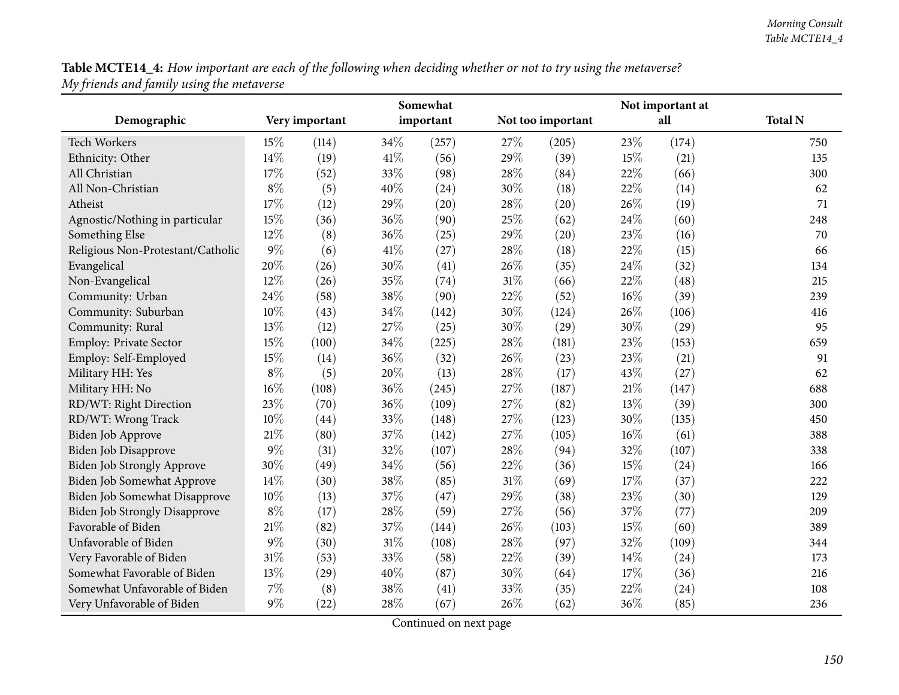**Table MCTE14_4:** *How important are each of the following when deciding whether or not to try using the metaverse? My friends and family using the metaverse*

| Demographic | Very important | | Somewhat important | | Not too important | | Not important at all | | Total N |
|---|---|---|---|---|---|---|---|---|---|
| Tech Workers | 15% | (114) | 34% | (257) | 27% | (205) | 23% | (174) | 750 |
| Ethnicity: Other | 14% | (19) | 41% | (56) | 29% | (39) | 15% | (21) | 135 |
| All Christian | 17% | (52) | 33% | (98) | 28% | (84) | 22% | (66) | 300 |
| All Non-Christian | 8% | (5) | 40% | (24) | 30% | (18) | 22% | (14) | 62 |
| Atheist | 17% | (12) | 29% | (20) | 28% | (20) | 26% | (19) | 71 |
| Agnostic/Nothing in particular | 15% | (36) | 36% | (90) | 25% | (62) | 24% | (60) | 248 |
| Something Else | 12% | (8) | 36% | (25) | 29% | (20) | 23% | (16) | 70 |
| Religious Non-Protestant/Catholic | 9% | (6) | 41% | (27) | 28% | (18) | 22% | (15) | 66 |
| Evangelical | 20% | (26) | 30% | (41) | 26% | (35) | 24% | (32) | 134 |
| Non-Evangelical | 12% | (26) | 35% | (74) | 31% | (66) | 22% | (48) | 215 |
| Community: Urban | 24% | (58) | 38% | (90) | 22% | (52) | 16% | (39) | 239 |
| Community: Suburban | 10% | (43) | 34% | (142) | 30% | (124) | 26% | (106) | 416 |
| Community: Rural | 13% | (12) | 27% | (25) | 30% | (29) | 30% | (29) | 95 |
| Employ: Private Sector | 15% | (100) | 34% | (225) | 28% | (181) | 23% | (153) | 659 |
| Employ: Self-Employed | 15% | (14) | 36% | (32) | 26% | (23) | 23% | (21) | 91 |
| Military HH: Yes | 8% | (5) | 20% | (13) | 28% | (17) | 43% | (27) | 62 |
| Military HH: No | 16% | (108) | 36% | (245) | 27% | (187) | 21% | (147) | 688 |
| RD/WT: Right Direction | 23% | (70) | 36% | (109) | 27% | (82) | 13% | (39) | 300 |
| RD/WT: Wrong Track | 10% | (44) | 33% | (148) | 27% | (123) | 30% | (135) | 450 |
| Biden Job Approve | 21% | (80) | 37% | (142) | 27% | (105) | 16% | (61) | 388 |
| Biden Job Disapprove | 9% | (31) | 32% | (107) | 28% | (94) | 32% | (107) | 338 |
| Biden Job Strongly Approve | 30% | (49) | 34% | (56) | 22% | (36) | 15% | (24) | 166 |
| Biden Job Somewhat Approve | 14% | (30) | 38% | (85) | 31% | (69) | 17% | (37) | 222 |
| Biden Job Somewhat Disapprove | 10% | (13) | 37% | (47) | 29% | (38) | 23% | (30) | 129 |
| Biden Job Strongly Disapprove | 8% | (17) | 28% | (59) | 27% | (56) | 37% | (77) | 209 |
| Favorable of Biden | 21% | (82) | 37% | (144) | 26% | (103) | 15% | (60) | 389 |
| Unfavorable of Biden | 9% | (30) | 31% | (108) | 28% | (97) | 32% | (109) | 344 |
| Very Favorable of Biden | 31% | (53) | 33% | (58) | 22% | (39) | 14% | (24) | 173 |
| Somewhat Favorable of Biden | 13% | (29) | 40% | (87) | 30% | (64) | 17% | (36) | 216 |
| Somewhat Unfavorable of Biden | 7% | (8) | 38% | (41) | 33% | (35) | 22% | (24) | 108 |
| Very Unfavorable of Biden | 9% | (22) | 28% | (67) | 26% | (62) | 36% | (85) | 236 |

Continued on next page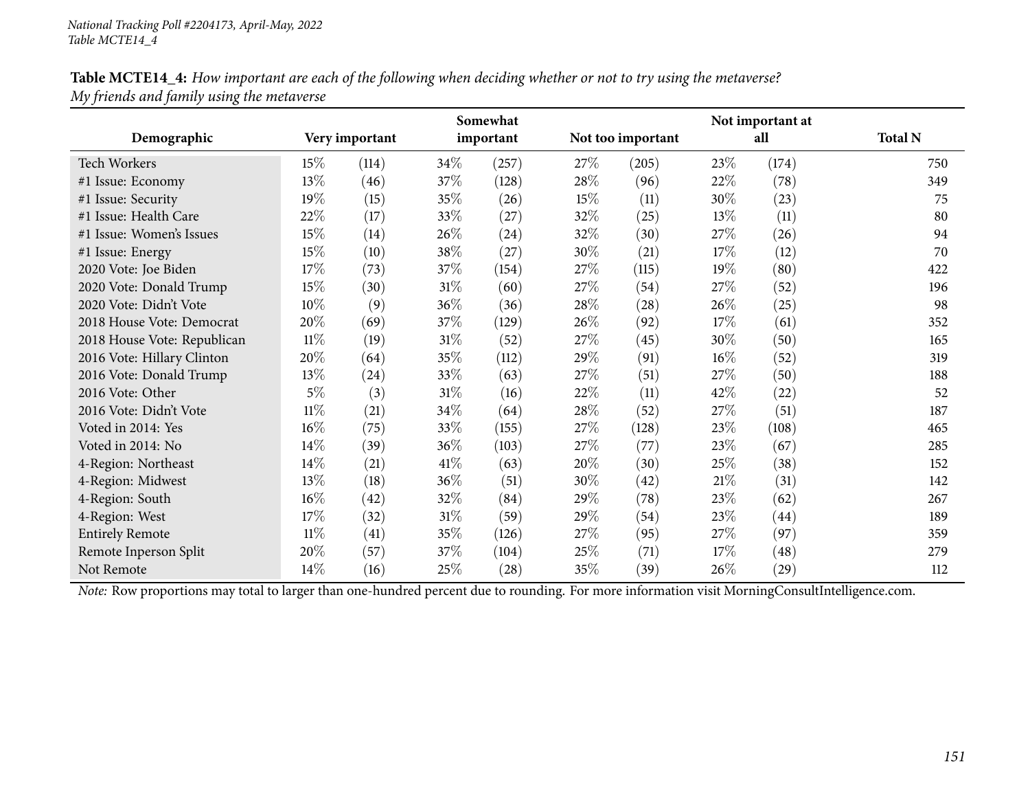National Tracking Poll #2204173, April-May, 2022
Table MCTE14_4

**Table MCTE14_4:** *How important are each of the following when deciding whether or not to try using the metaverse? My friends and family using the metaverse*

| Demographic | Very important | | Somewhat important | | Not too important | | Not important at all | | Total N |
|---|---|---|---|---|---|---|---|---|---|
| Tech Workers | 15% | (114) | 34% | (257) | 27% | (205) | 23% | (174) | 750 |
| #1 Issue: Economy | 13% | (46) | 37% | (128) | 28% | (96) | 22% | (78) | 349 |
| #1 Issue: Security | 19% | (15) | 35% | (26) | 15% | (11) | 30% | (23) | 75 |
| #1 Issue: Health Care | 22% | (17) | 33% | (27) | 32% | (25) | 13% | (11) | 80 |
| #1 Issue: Women's Issues | 15% | (14) | 26% | (24) | 32% | (30) | 27% | (26) | 94 |
| #1 Issue: Energy | 15% | (10) | 38% | (27) | 30% | (21) | 17% | (12) | 70 |
| 2020 Vote: Joe Biden | 17% | (73) | 37% | (154) | 27% | (115) | 19% | (80) | 422 |
| 2020 Vote: Donald Trump | 15% | (30) | 31% | (60) | 27% | (54) | 27% | (52) | 196 |
| 2020 Vote: Didn't Vote | 10% | (9) | 36% | (36) | 28% | (28) | 26% | (25) | 98 |
| 2018 House Vote: Democrat | 20% | (69) | 37% | (129) | 26% | (92) | 17% | (61) | 352 |
| 2018 House Vote: Republican | 11% | (19) | 31% | (52) | 27% | (45) | 30% | (50) | 165 |
| 2016 Vote: Hillary Clinton | 20% | (64) | 35% | (112) | 29% | (91) | 16% | (52) | 319 |
| 2016 Vote: Donald Trump | 13% | (24) | 33% | (63) | 27% | (51) | 27% | (50) | 188 |
| 2016 Vote: Other | 5% | (3) | 31% | (16) | 22% | (11) | 42% | (22) | 52 |
| 2016 Vote: Didn't Vote | 11% | (21) | 34% | (64) | 28% | (52) | 27% | (51) | 187 |
| Voted in 2014: Yes | 16% | (75) | 33% | (155) | 27% | (128) | 23% | (108) | 465 |
| Voted in 2014: No | 14% | (39) | 36% | (103) | 27% | (77) | 23% | (67) | 285 |
| 4-Region: Northeast | 14% | (21) | 41% | (63) | 20% | (30) | 25% | (38) | 152 |
| 4-Region: Midwest | 13% | (18) | 36% | (51) | 30% | (42) | 21% | (31) | 142 |
| 4-Region: South | 16% | (42) | 32% | (84) | 29% | (78) | 23% | (62) | 267 |
| 4-Region: West | 17% | (32) | 31% | (59) | 29% | (54) | 23% | (44) | 189 |
| Entirely Remote | 11% | (41) | 35% | (126) | 27% | (95) | 27% | (97) | 359 |
| Remote Inperson Split | 20% | (57) | 37% | (104) | 25% | (71) | 17% | (48) | 279 |
| Not Remote | 14% | (16) | 25% | (28) | 35% | (39) | 26% | (29) | 112 |

*Note:* Row proportions may total to larger than one-hundred percent due to rounding. For more information visit MorningConsultIntelligence.com.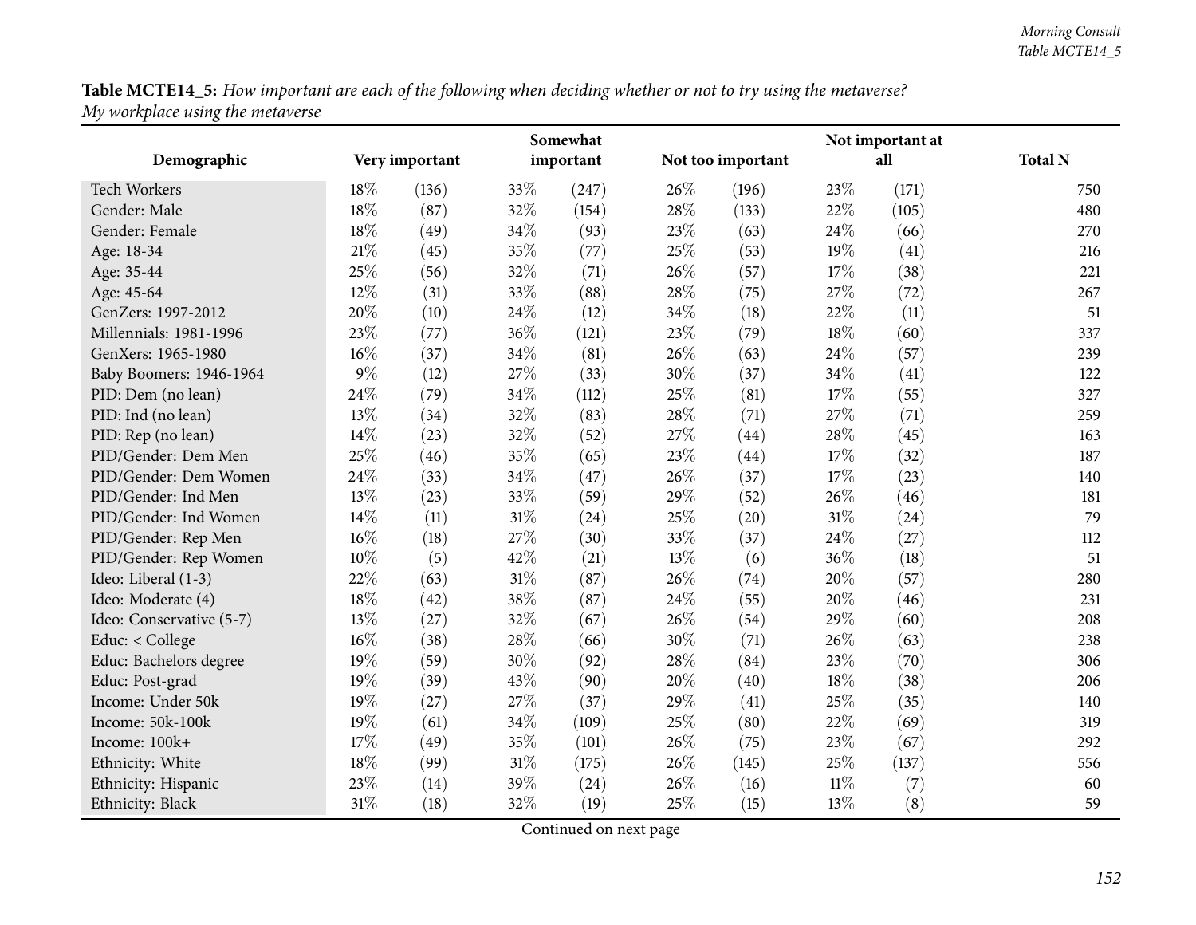**Table MCTE14_5:** *How important are each of the following when deciding whether or not to try using the metaverse? My workplace using the metaverse*

| Demographic | Very important | | Somewhat important | | Not too important | | Not important at all | | Total N |
|---|---|---|---|---|---|---|---|---|---|
| Tech Workers | 18% | (136) | 33% | (247) | 26% | (196) | 23% | (171) | 750 |
| Gender: Male | 18% | (87) | 32% | (154) | 28% | (133) | 22% | (105) | 480 |
| Gender: Female | 18% | (49) | 34% | (93) | 23% | (63) | 24% | (66) | 270 |
| Age: 18-34 | 21% | (45) | 35% | (77) | 25% | (53) | 19% | (41) | 216 |
| Age: 35-44 | 25% | (56) | 32% | (71) | 26% | (57) | 17% | (38) | 221 |
| Age: 45-64 | 12% | (31) | 33% | (88) | 28% | (75) | 27% | (72) | 267 |
| GenZers: 1997-2012 | 20% | (10) | 24% | (12) | 34% | (18) | 22% | (11) | 51 |
| Millennials: 1981-1996 | 23% | (77) | 36% | (121) | 23% | (79) | 18% | (60) | 337 |
| GenXers: 1965-1980 | 16% | (37) | 34% | (81) | 26% | (63) | 24% | (57) | 239 |
| Baby Boomers: 1946-1964 | 9% | (12) | 27% | (33) | 30% | (37) | 34% | (41) | 122 |
| PID: Dem (no lean) | 24% | (79) | 34% | (112) | 25% | (81) | 17% | (55) | 327 |
| PID: Ind (no lean) | 13% | (34) | 32% | (83) | 28% | (71) | 27% | (71) | 259 |
| PID: Rep (no lean) | 14% | (23) | 32% | (52) | 27% | (44) | 28% | (45) | 163 |
| PID/Gender: Dem Men | 25% | (46) | 35% | (65) | 23% | (44) | 17% | (32) | 187 |
| PID/Gender: Dem Women | 24% | (33) | 34% | (47) | 26% | (37) | 17% | (23) | 140 |
| PID/Gender: Ind Men | 13% | (23) | 33% | (59) | 29% | (52) | 26% | (46) | 181 |
| PID/Gender: Ind Women | 14% | (11) | 31% | (24) | 25% | (20) | 31% | (24) | 79 |
| PID/Gender: Rep Men | 16% | (18) | 27% | (30) | 33% | (37) | 24% | (27) | 112 |
| PID/Gender: Rep Women | 10% | (5) | 42% | (21) | 13% | (6) | 36% | (18) | 51 |
| Ideo: Liberal (1-3) | 22% | (63) | 31% | (87) | 26% | (74) | 20% | (57) | 280 |
| Ideo: Moderate (4) | 18% | (42) | 38% | (87) | 24% | (55) | 20% | (46) | 231 |
| Ideo: Conservative (5-7) | 13% | (27) | 32% | (67) | 26% | (54) | 29% | (60) | 208 |
| Educ: < College | 16% | (38) | 28% | (66) | 30% | (71) | 26% | (63) | 238 |
| Educ: Bachelors degree | 19% | (59) | 30% | (92) | 28% | (84) | 23% | (70) | 306 |
| Educ: Post-grad | 19% | (39) | 43% | (90) | 20% | (40) | 18% | (38) | 206 |
| Income: Under 50k | 19% | (27) | 27% | (37) | 29% | (41) | 25% | (35) | 140 |
| Income: 50k-100k | 19% | (61) | 34% | (109) | 25% | (80) | 22% | (69) | 319 |
| Income: 100k+ | 17% | (49) | 35% | (101) | 26% | (75) | 23% | (67) | 292 |
| Ethnicity: White | 18% | (99) | 31% | (175) | 26% | (145) | 25% | (137) | 556 |
| Ethnicity: Hispanic | 23% | (14) | 39% | (24) | 26% | (16) | 11% | (7) | 60 |
| Ethnicity: Black | 31% | (18) | 32% | (19) | 25% | (15) | 13% | (8) | 59 |

Continued on next page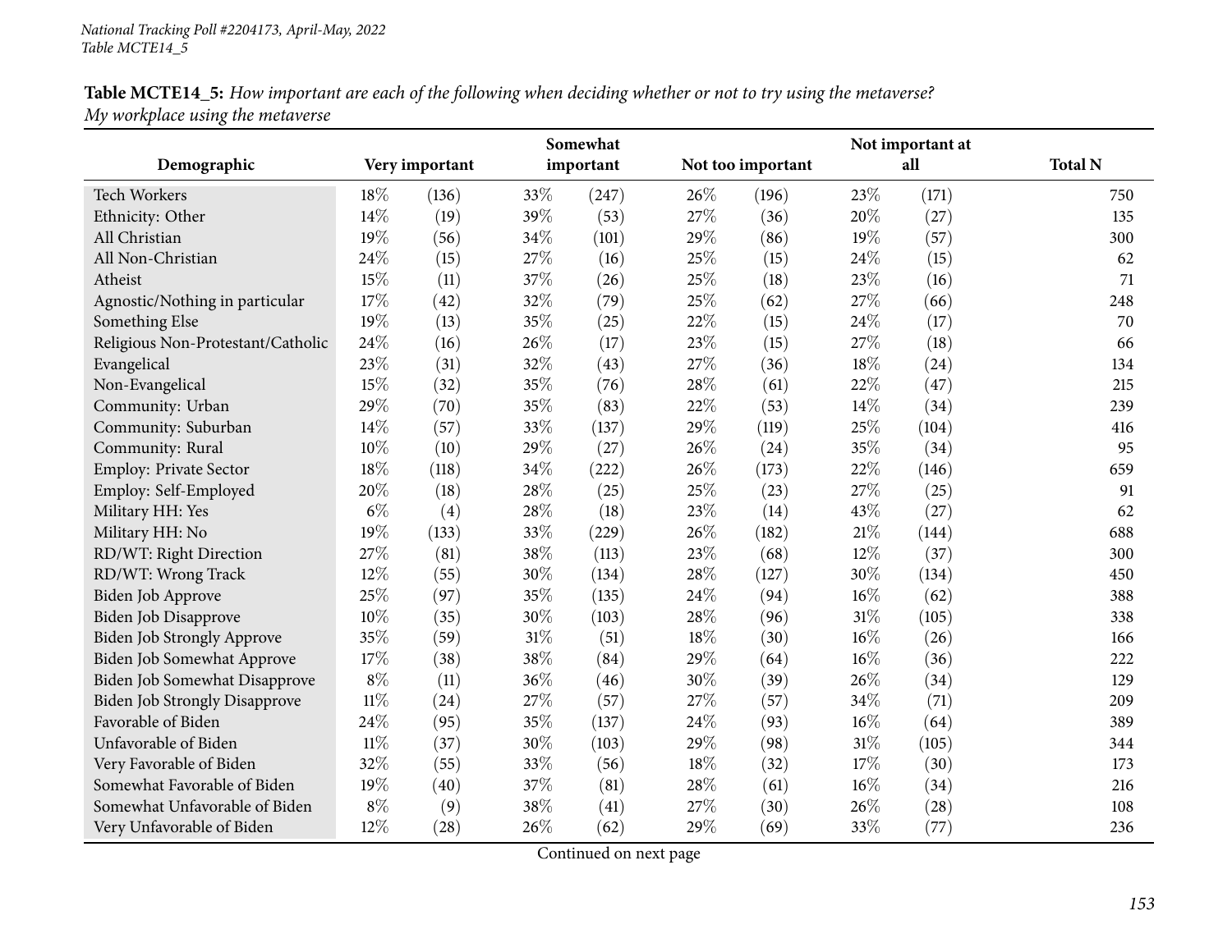*National Tracking Poll #2204173, April-May, 2022*
*Table MCTE14_5*

**Table MCTE14_5:** *How important are each of the following when deciding whether or not to try using the metaverse? My workplace using the metaverse*

| Demographic | Very important | | Somewhat important | | Not too important | | Not important at all | | Total N |
|---|---|---|---|---|---|---|---|---|---|
| Tech Workers | 18% | (136) | 33% | (247) | 26% | (196) | 23% | (171) | 750 |
| Ethnicity: Other | 14% | (19) | 39% | (53) | 27% | (36) | 20% | (27) | 135 |
| All Christian | 19% | (56) | 34% | (101) | 29% | (86) | 19% | (57) | 300 |
| All Non-Christian | 24% | (15) | 27% | (16) | 25% | (15) | 24% | (15) | 62 |
| Atheist | 15% | (11) | 37% | (26) | 25% | (18) | 23% | (16) | 71 |
| Agnostic/Nothing in particular | 17% | (42) | 32% | (79) | 25% | (62) | 27% | (66) | 248 |
| Something Else | 19% | (13) | 35% | (25) | 22% | (15) | 24% | (17) | 70 |
| Religious Non-Protestant/Catholic | 24% | (16) | 26% | (17) | 23% | (15) | 27% | (18) | 66 |
| Evangelical | 23% | (31) | 32% | (43) | 27% | (36) | 18% | (24) | 134 |
| Non-Evangelical | 15% | (32) | 35% | (76) | 28% | (61) | 22% | (47) | 215 |
| Community: Urban | 29% | (70) | 35% | (83) | 22% | (53) | 14% | (34) | 239 |
| Community: Suburban | 14% | (57) | 33% | (137) | 29% | (119) | 25% | (104) | 416 |
| Community: Rural | 10% | (10) | 29% | (27) | 26% | (24) | 35% | (34) | 95 |
| Employ: Private Sector | 18% | (118) | 34% | (222) | 26% | (173) | 22% | (146) | 659 |
| Employ: Self-Employed | 20% | (18) | 28% | (25) | 25% | (23) | 27% | (25) | 91 |
| Military HH: Yes | 6% | (4) | 28% | (18) | 23% | (14) | 43% | (27) | 62 |
| Military HH: No | 19% | (133) | 33% | (229) | 26% | (182) | 21% | (144) | 688 |
| RD/WT: Right Direction | 27% | (81) | 38% | (113) | 23% | (68) | 12% | (37) | 300 |
| RD/WT: Wrong Track | 12% | (55) | 30% | (134) | 28% | (127) | 30% | (134) | 450 |
| Biden Job Approve | 25% | (97) | 35% | (135) | 24% | (94) | 16% | (62) | 388 |
| Biden Job Disapprove | 10% | (35) | 30% | (103) | 28% | (96) | 31% | (105) | 338 |
| Biden Job Strongly Approve | 35% | (59) | 31% | (51) | 18% | (30) | 16% | (26) | 166 |
| Biden Job Somewhat Approve | 17% | (38) | 38% | (84) | 29% | (64) | 16% | (36) | 222 |
| Biden Job Somewhat Disapprove | 8% | (11) | 36% | (46) | 30% | (39) | 26% | (34) | 129 |
| Biden Job Strongly Disapprove | 11% | (24) | 27% | (57) | 27% | (57) | 34% | (71) | 209 |
| Favorable of Biden | 24% | (95) | 35% | (137) | 24% | (93) | 16% | (64) | 389 |
| Unfavorable of Biden | 11% | (37) | 30% | (103) | 29% | (98) | 31% | (105) | 344 |
| Very Favorable of Biden | 32% | (55) | 33% | (56) | 18% | (32) | 17% | (30) | 173 |
| Somewhat Favorable of Biden | 19% | (40) | 37% | (81) | 28% | (61) | 16% | (34) | 216 |
| Somewhat Unfavorable of Biden | 8% | (9) | 38% | (41) | 27% | (30) | 26% | (28) | 108 |
| Very Unfavorable of Biden | 12% | (28) | 26% | (62) | 29% | (69) | 33% | (77) | 236 |

Continued on next page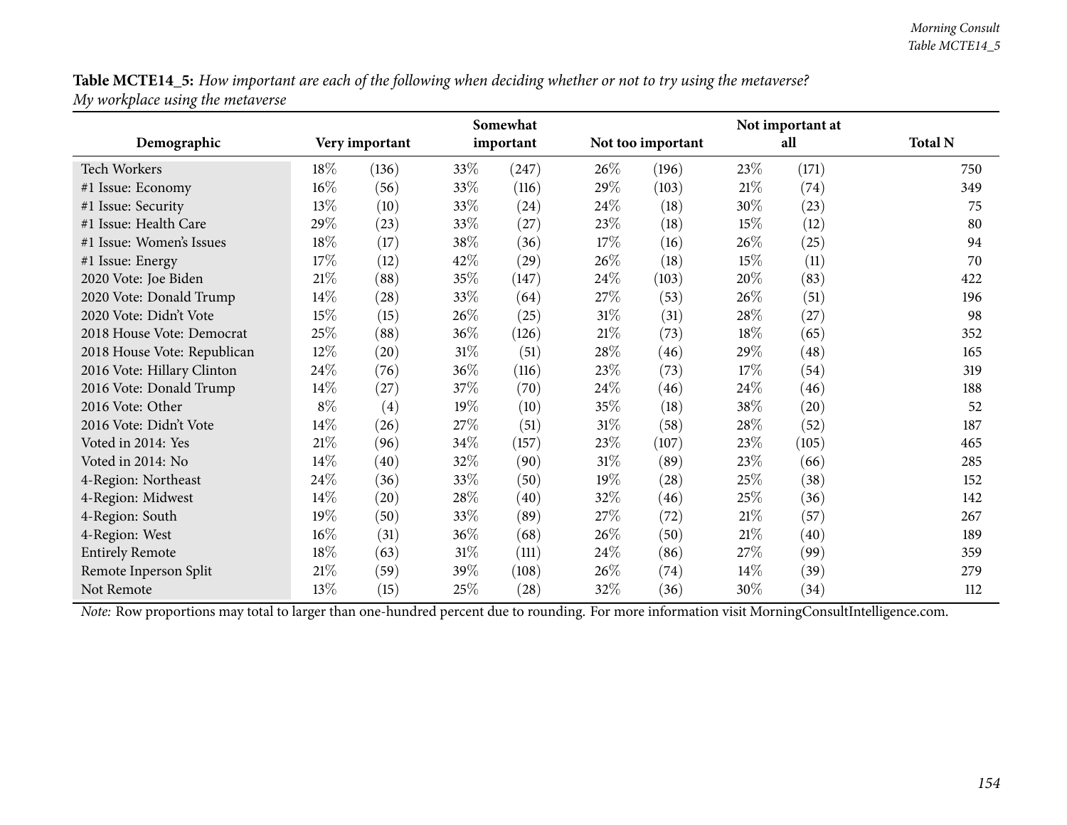**Table MCTE14_5:** *How important are each of the following when deciding whether or not to try using the metaverse? My workplace using the metaverse*

| Demographic | Very important | | Somewhat important | | Not too important | | Not important at all | | Total N |
|---|---|---|---|---|---|---|---|---|---|
| Tech Workers | 18% | (136) | 33% | (247) | 26% | (196) | 23% | (171) | 750 |
| #1 Issue: Economy | 16% | (56) | 33% | (116) | 29% | (103) | 21% | (74) | 349 |
| #1 Issue: Security | 13% | (10) | 33% | (24) | 24% | (18) | 30% | (23) | 75 |
| #1 Issue: Health Care | 29% | (23) | 33% | (27) | 23% | (18) | 15% | (12) | 80 |
| #1 Issue: Women's Issues | 18% | (17) | 38% | (36) | 17% | (16) | 26% | (25) | 94 |
| #1 Issue: Energy | 17% | (12) | 42% | (29) | 26% | (18) | 15% | (11) | 70 |
| 2020 Vote: Joe Biden | 21% | (88) | 35% | (147) | 24% | (103) | 20% | (83) | 422 |
| 2020 Vote: Donald Trump | 14% | (28) | 33% | (64) | 27% | (53) | 26% | (51) | 196 |
| 2020 Vote: Didn't Vote | 15% | (15) | 26% | (25) | 31% | (31) | 28% | (27) | 98 |
| 2018 House Vote: Democrat | 25% | (88) | 36% | (126) | 21% | (73) | 18% | (65) | 352 |
| 2018 House Vote: Republican | 12% | (20) | 31% | (51) | 28% | (46) | 29% | (48) | 165 |
| 2016 Vote: Hillary Clinton | 24% | (76) | 36% | (116) | 23% | (73) | 17% | (54) | 319 |
| 2016 Vote: Donald Trump | 14% | (27) | 37% | (70) | 24% | (46) | 24% | (46) | 188 |
| 2016 Vote: Other | 8% | (4) | 19% | (10) | 35% | (18) | 38% | (20) | 52 |
| 2016 Vote: Didn't Vote | 14% | (26) | 27% | (51) | 31% | (58) | 28% | (52) | 187 |
| Voted in 2014: Yes | 21% | (96) | 34% | (157) | 23% | (107) | 23% | (105) | 465 |
| Voted in 2014: No | 14% | (40) | 32% | (90) | 31% | (89) | 23% | (66) | 285 |
| 4-Region: Northeast | 24% | (36) | 33% | (50) | 19% | (28) | 25% | (38) | 152 |
| 4-Region: Midwest | 14% | (20) | 28% | (40) | 32% | (46) | 25% | (36) | 142 |
| 4-Region: South | 19% | (50) | 33% | (89) | 27% | (72) | 21% | (57) | 267 |
| 4-Region: West | 16% | (31) | 36% | (68) | 26% | (50) | 21% | (40) | 189 |
| Entirely Remote | 18% | (63) | 31% | (111) | 24% | (86) | 27% | (99) | 359 |
| Remote Inperson Split | 21% | (59) | 39% | (108) | 26% | (74) | 14% | (39) | 279 |
| Not Remote | 13% | (15) | 25% | (28) | 32% | (36) | 30% | (34) | 112 |

*Note:* Row proportions may total to larger than one-hundred percent due to rounding. For more information visit MorningConsultIntelligence.com.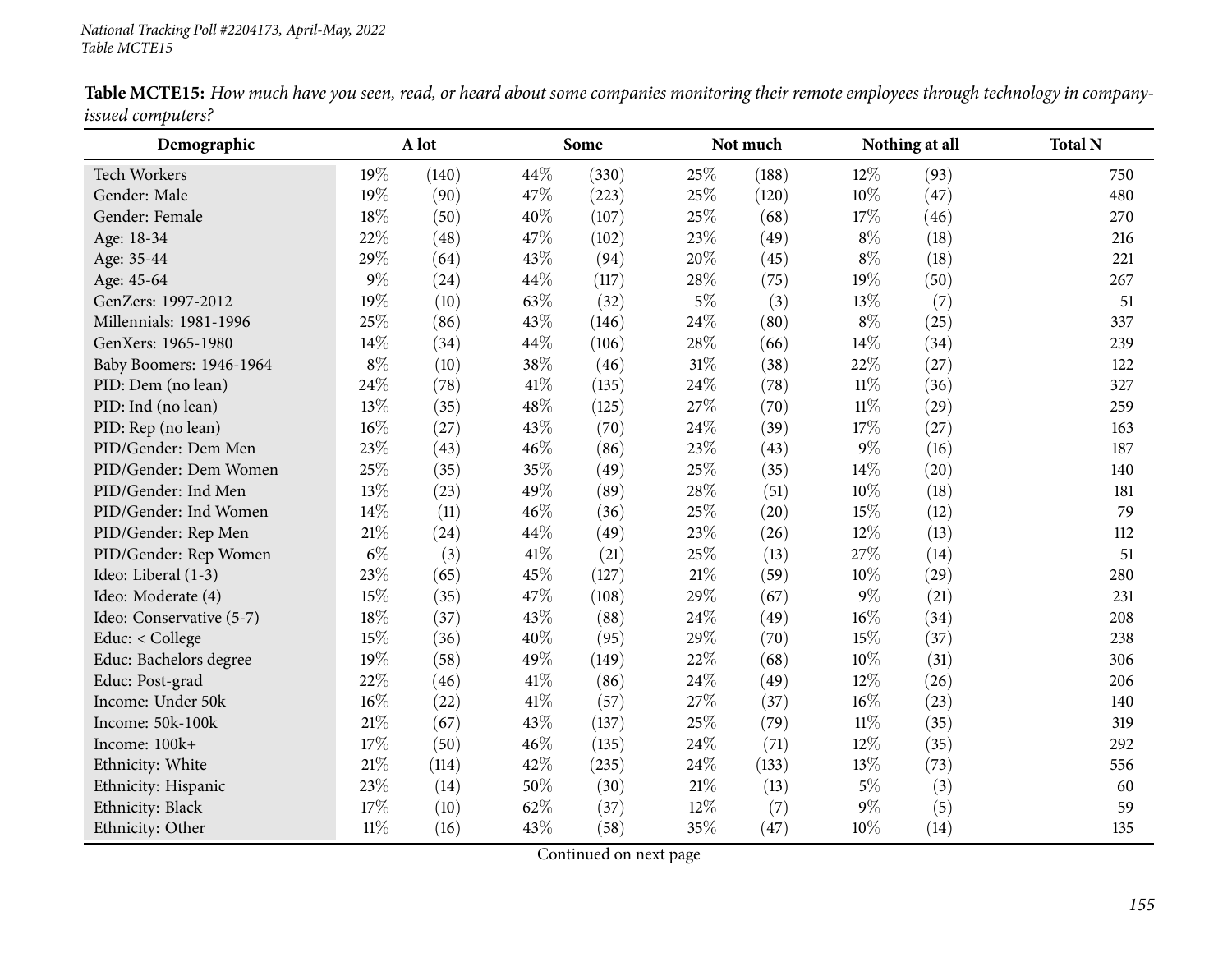**Table MCTE15:** *How much have you seen, read, or heard about some companies monitoring their remote employees through technology in company-issued computers?*

| Demographic | A lot | | Some | | Not much | | Nothing at all | | Total N |
|---|---|---|---|---|---|---|---|---|---|
| Tech Workers | 19% | (140) | 44% | (330) | 25% | (188) | 12% | (93) | 750 |
| Gender: Male | 19% | (90) | 47% | (223) | 25% | (120) | 10% | (47) | 480 |
| Gender: Female | 18% | (50) | 40% | (107) | 25% | (68) | 17% | (46) | 270 |
| Age: 18-34 | 22% | (48) | 47% | (102) | 23% | (49) | 8% | (18) | 216 |
| Age: 35-44 | 29% | (64) | 43% | (94) | 20% | (45) | 8% | (18) | 221 |
| Age: 45-64 | 9% | (24) | 44% | (117) | 28% | (75) | 19% | (50) | 267 |
| GenZers: 1997-2012 | 19% | (10) | 63% | (32) | 5% | (3) | 13% | (7) | 51 |
| Millennials: 1981-1996 | 25% | (86) | 43% | (146) | 24% | (80) | 8% | (25) | 337 |
| GenXers: 1965-1980 | 14% | (34) | 44% | (106) | 28% | (66) | 14% | (34) | 239 |
| Baby Boomers: 1946-1964 | 8% | (10) | 38% | (46) | 31% | (38) | 22% | (27) | 122 |
| PID: Dem (no lean) | 24% | (78) | 41% | (135) | 24% | (78) | 11% | (36) | 327 |
| PID: Ind (no lean) | 13% | (35) | 48% | (125) | 27% | (70) | 11% | (29) | 259 |
| PID: Rep (no lean) | 16% | (27) | 43% | (70) | 24% | (39) | 17% | (27) | 163 |
| PID/Gender: Dem Men | 23% | (43) | 46% | (86) | 23% | (43) | 9% | (16) | 187 |
| PID/Gender: Dem Women | 25% | (35) | 35% | (49) | 25% | (35) | 14% | (20) | 140 |
| PID/Gender: Ind Men | 13% | (23) | 49% | (89) | 28% | (51) | 10% | (18) | 181 |
| PID/Gender: Ind Women | 14% | (11) | 46% | (36) | 25% | (20) | 15% | (12) | 79 |
| PID/Gender: Rep Men | 21% | (24) | 44% | (49) | 23% | (26) | 12% | (13) | 112 |
| PID/Gender: Rep Women | 6% | (3) | 41% | (21) | 25% | (13) | 27% | (14) | 51 |
| Ideo: Liberal (1-3) | 23% | (65) | 45% | (127) | 21% | (59) | 10% | (29) | 280 |
| Ideo: Moderate (4) | 15% | (35) | 47% | (108) | 29% | (67) | 9% | (21) | 231 |
| Ideo: Conservative (5-7) | 18% | (37) | 43% | (88) | 24% | (49) | 16% | (34) | 208 |
| Educ: < College | 15% | (36) | 40% | (95) | 29% | (70) | 15% | (37) | 238 |
| Educ: Bachelors degree | 19% | (58) | 49% | (149) | 22% | (68) | 10% | (31) | 306 |
| Educ: Post-grad | 22% | (46) | 41% | (86) | 24% | (49) | 12% | (26) | 206 |
| Income: Under 50k | 16% | (22) | 41% | (57) | 27% | (37) | 16% | (23) | 140 |
| Income: 50k-100k | 21% | (67) | 43% | (137) | 25% | (79) | 11% | (35) | 319 |
| Income: 100k+ | 17% | (50) | 46% | (135) | 24% | (71) | 12% | (35) | 292 |
| Ethnicity: White | 21% | (114) | 42% | (235) | 24% | (133) | 13% | (73) | 556 |
| Ethnicity: Hispanic | 23% | (14) | 50% | (30) | 21% | (13) | 5% | (3) | 60 |
| Ethnicity: Black | 17% | (10) | 62% | (37) | 12% | (7) | 9% | (5) | 59 |
| Ethnicity: Other | 11% | (16) | 43% | (58) | 35% | (47) | 10% | (14) | 135 |

Continued on next page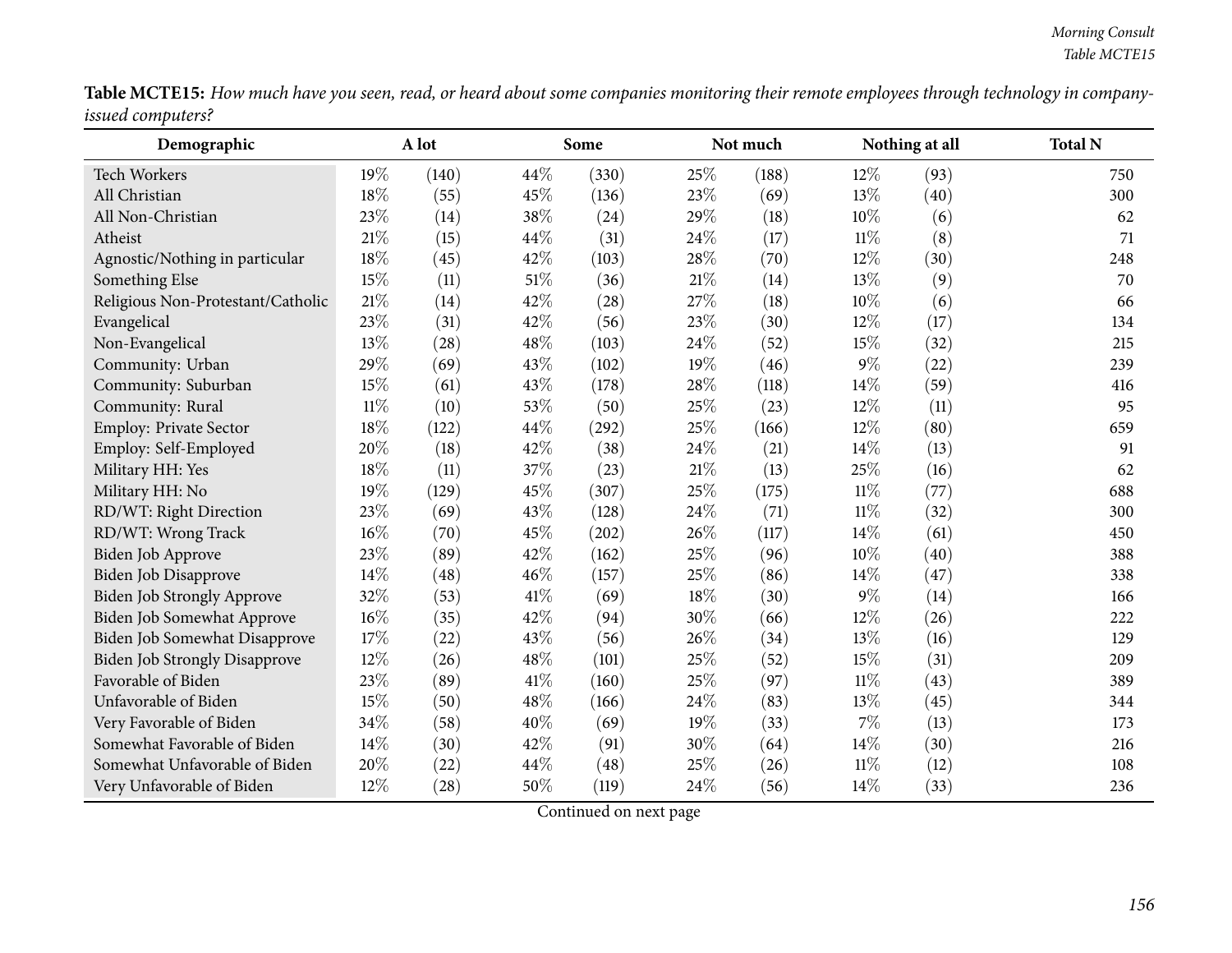**Table MCTE15:** *How much have you seen, read, or heard about some companies monitoring their remote employees through technology in company-issued computers?*

| Demographic | A lot | | Some | | Not much | | Nothing at all | | Total N |
|---|---|---|---|---|---|---|---|---|---|
| Tech Workers | 19% | (140) | 44% | (330) | 25% | (188) | 12% | (93) | 750 |
| All Christian | 18% | (55) | 45% | (136) | 23% | (69) | 13% | (40) | 300 |
| All Non-Christian | 23% | (14) | 38% | (24) | 29% | (18) | 10% | (6) | 62 |
| Atheist | 21% | (15) | 44% | (31) | 24% | (17) | 11% | (8) | 71 |
| Agnostic/Nothing in particular | 18% | (45) | 42% | (103) | 28% | (70) | 12% | (30) | 248 |
| Something Else | 15% | (11) | 51% | (36) | 21% | (14) | 13% | (9) | 70 |
| Religious Non-Protestant/Catholic | 21% | (14) | 42% | (28) | 27% | (18) | 10% | (6) | 66 |
| Evangelical | 23% | (31) | 42% | (56) | 23% | (30) | 12% | (17) | 134 |
| Non-Evangelical | 13% | (28) | 48% | (103) | 24% | (52) | 15% | (32) | 215 |
| Community: Urban | 29% | (69) | 43% | (102) | 19% | (46) | 9% | (22) | 239 |
| Community: Suburban | 15% | (61) | 43% | (178) | 28% | (118) | 14% | (59) | 416 |
| Community: Rural | 11% | (10) | 53% | (50) | 25% | (23) | 12% | (11) | 95 |
| Employ: Private Sector | 18% | (122) | 44% | (292) | 25% | (166) | 12% | (80) | 659 |
| Employ: Self-Employed | 20% | (18) | 42% | (38) | 24% | (21) | 14% | (13) | 91 |
| Military HH: Yes | 18% | (11) | 37% | (23) | 21% | (13) | 25% | (16) | 62 |
| Military HH: No | 19% | (129) | 45% | (307) | 25% | (175) | 11% | (77) | 688 |
| RD/WT: Right Direction | 23% | (69) | 43% | (128) | 24% | (71) | 11% | (32) | 300 |
| RD/WT: Wrong Track | 16% | (70) | 45% | (202) | 26% | (117) | 14% | (61) | 450 |
| Biden Job Approve | 23% | (89) | 42% | (162) | 25% | (96) | 10% | (40) | 388 |
| Biden Job Disapprove | 14% | (48) | 46% | (157) | 25% | (86) | 14% | (47) | 338 |
| Biden Job Strongly Approve | 32% | (53) | 41% | (69) | 18% | (30) | 9% | (14) | 166 |
| Biden Job Somewhat Approve | 16% | (35) | 42% | (94) | 30% | (66) | 12% | (26) | 222 |
| Biden Job Somewhat Disapprove | 17% | (22) | 43% | (56) | 26% | (34) | 13% | (16) | 129 |
| Biden Job Strongly Disapprove | 12% | (26) | 48% | (101) | 25% | (52) | 15% | (31) | 209 |
| Favorable of Biden | 23% | (89) | 41% | (160) | 25% | (97) | 11% | (43) | 389 |
| Unfavorable of Biden | 15% | (50) | 48% | (166) | 24% | (83) | 13% | (45) | 344 |
| Very Favorable of Biden | 34% | (58) | 40% | (69) | 19% | (33) | 7% | (13) | 173 |
| Somewhat Favorable of Biden | 14% | (30) | 42% | (91) | 30% | (64) | 14% | (30) | 216 |
| Somewhat Unfavorable of Biden | 20% | (22) | 44% | (48) | 25% | (26) | 11% | (12) | 108 |
| Very Unfavorable of Biden | 12% | (28) | 50% | (119) | 24% | (56) | 14% | (33) | 236 |

Continued on next page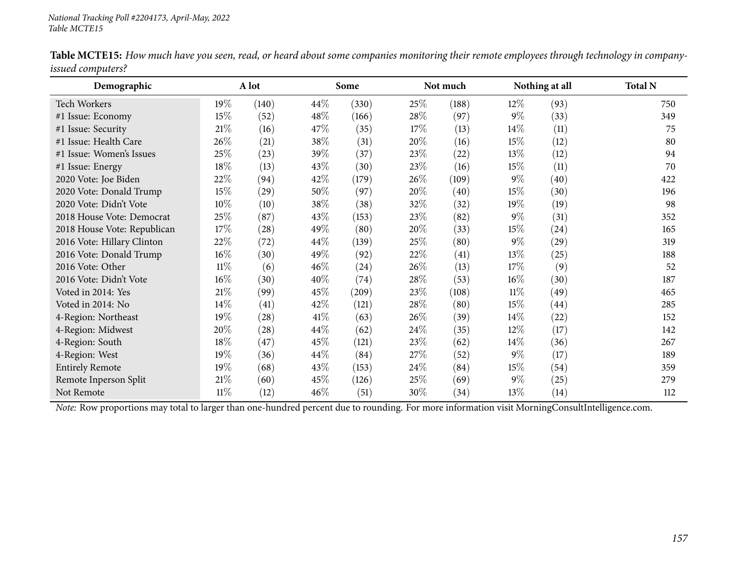*National Tracking Poll #2204173, April-May, 2022*
*Table MCTE15*

**Table MCTE15:** *How much have you seen, read, or heard about some companies monitoring their remote employees through technology in company-issued computers?*

| Demographic | A lot | | Some | | Not much | | Nothing at all | | Total N |
|---|---|---|---|---|---|---|---|---|---|
| Tech Workers | 19% | (140) | 44% | (330) | 25% | (188) | 12% | (93) | 750 |
| #1 Issue: Economy | 15% | (52) | 48% | (166) | 28% | (97) | 9% | (33) | 349 |
| #1 Issue: Security | 21% | (16) | 47% | (35) | 17% | (13) | 14% | (11) | 75 |
| #1 Issue: Health Care | 26% | (21) | 38% | (31) | 20% | (16) | 15% | (12) | 80 |
| #1 Issue: Women's Issues | 25% | (23) | 39% | (37) | 23% | (22) | 13% | (12) | 94 |
| #1 Issue: Energy | 18% | (13) | 43% | (30) | 23% | (16) | 15% | (11) | 70 |
| 2020 Vote: Joe Biden | 22% | (94) | 42% | (179) | 26% | (109) | 9% | (40) | 422 |
| 2020 Vote: Donald Trump | 15% | (29) | 50% | (97) | 20% | (40) | 15% | (30) | 196 |
| 2020 Vote: Didn't Vote | 10% | (10) | 38% | (38) | 32% | (32) | 19% | (19) | 98 |
| 2018 House Vote: Democrat | 25% | (87) | 43% | (153) | 23% | (82) | 9% | (31) | 352 |
| 2018 House Vote: Republican | 17% | (28) | 49% | (80) | 20% | (33) | 15% | (24) | 165 |
| 2016 Vote: Hillary Clinton | 22% | (72) | 44% | (139) | 25% | (80) | 9% | (29) | 319 |
| 2016 Vote: Donald Trump | 16% | (30) | 49% | (92) | 22% | (41) | 13% | (25) | 188 |
| 2016 Vote: Other | 11% | (6) | 46% | (24) | 26% | (13) | 17% | (9) | 52 |
| 2016 Vote: Didn't Vote | 16% | (30) | 40% | (74) | 28% | (53) | 16% | (30) | 187 |
| Voted in 2014: Yes | 21% | (99) | 45% | (209) | 23% | (108) | 11% | (49) | 465 |
| Voted in 2014: No | 14% | (41) | 42% | (121) | 28% | (80) | 15% | (44) | 285 |
| 4-Region: Northeast | 19% | (28) | 41% | (63) | 26% | (39) | 14% | (22) | 152 |
| 4-Region: Midwest | 20% | (28) | 44% | (62) | 24% | (35) | 12% | (17) | 142 |
| 4-Region: South | 18% | (47) | 45% | (121) | 23% | (62) | 14% | (36) | 267 |
| 4-Region: West | 19% | (36) | 44% | (84) | 27% | (52) | 9% | (17) | 189 |
| Entirely Remote | 19% | (68) | 43% | (153) | 24% | (84) | 15% | (54) | 359 |
| Remote Inperson Split | 21% | (60) | 45% | (126) | 25% | (69) | 9% | (25) | 279 |
| Not Remote | 11% | (12) | 46% | (51) | 30% | (34) | 13% | (14) | 112 |

*Note:* Row proportions may total to larger than one-hundred percent due to rounding. For more information visit MorningConsultIntelligence.com.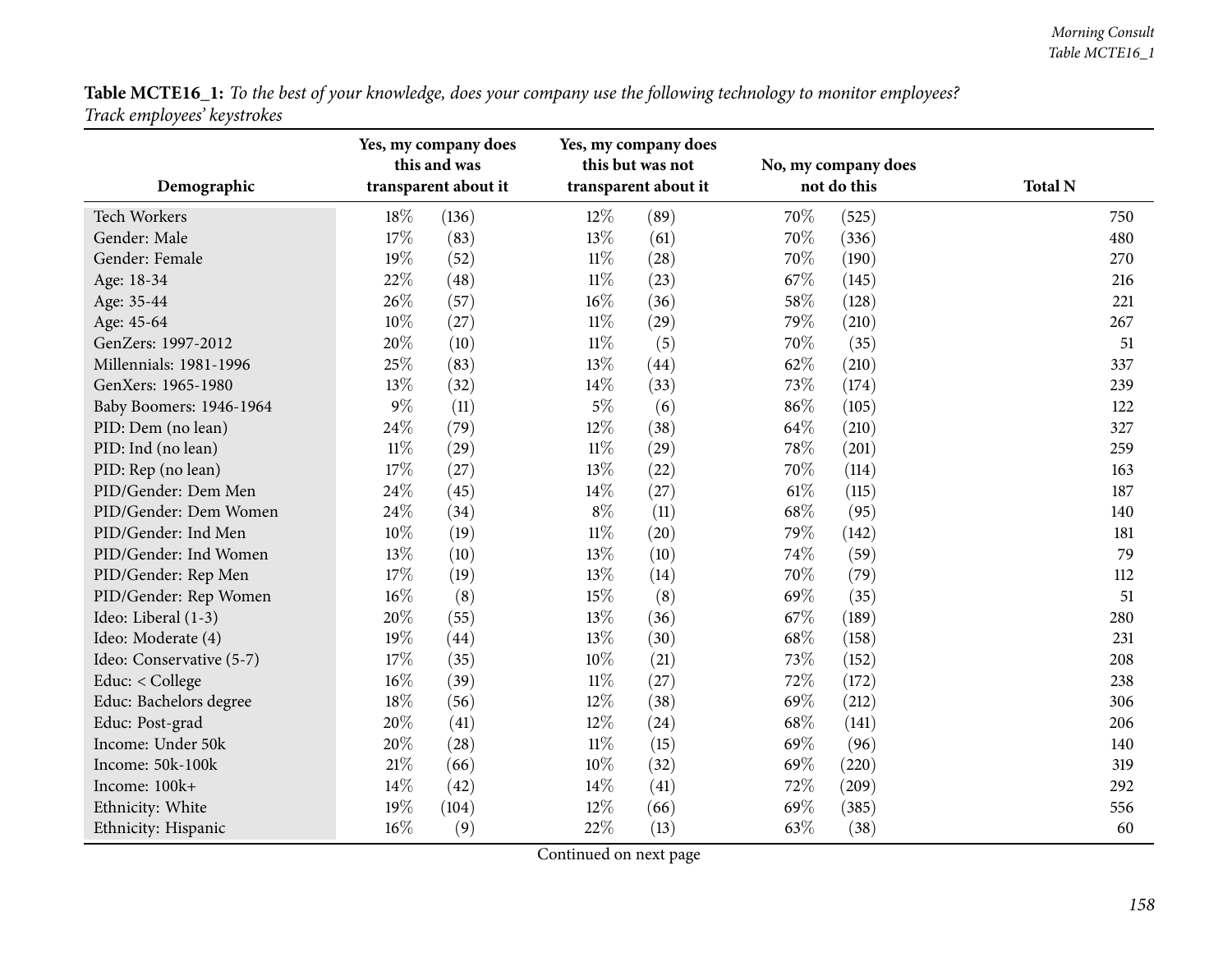**Table MCTE16_1:** *To the best of your knowledge, does your company use the following technology to monitor employees?*
*Track employees' keystrokes*

| Demographic | Yes, my company does this and was transparent about it | | Yes, my company does this but was not transparent about it | | No, my company does not do this | | Total N |
|---|---|---|---|---|---|---|---|
| Tech Workers | 18% | (136) | 12% | (89) | 70% | (525) | 750 |
| Gender: Male | 17% | (83) | 13% | (61) | 70% | (336) | 480 |
| Gender: Female | 19% | (52) | 11% | (28) | 70% | (190) | 270 |
| Age: 18-34 | 22% | (48) | 11% | (23) | 67% | (145) | 216 |
| Age: 35-44 | 26% | (57) | 16% | (36) | 58% | (128) | 221 |
| Age: 45-64 | 10% | (27) | 11% | (29) | 79% | (210) | 267 |
| GenZers: 1997-2012 | 20% | (10) | 11% | (5) | 70% | (35) | 51 |
| Millennials: 1981-1996 | 25% | (83) | 13% | (44) | 62% | (210) | 337 |
| GenXers: 1965-1980 | 13% | (32) | 14% | (33) | 73% | (174) | 239 |
| Baby Boomers: 1946-1964 | 9% | (11) | 5% | (6) | 86% | (105) | 122 |
| PID: Dem (no lean) | 24% | (79) | 12% | (38) | 64% | (210) | 327 |
| PID: Ind (no lean) | 11% | (29) | 11% | (29) | 78% | (201) | 259 |
| PID: Rep (no lean) | 17% | (27) | 13% | (22) | 70% | (114) | 163 |
| PID/Gender: Dem Men | 24% | (45) | 14% | (27) | 61% | (115) | 187 |
| PID/Gender: Dem Women | 24% | (34) | 8% | (11) | 68% | (95) | 140 |
| PID/Gender: Ind Men | 10% | (19) | 11% | (20) | 79% | (142) | 181 |
| PID/Gender: Ind Women | 13% | (10) | 13% | (10) | 74% | (59) | 79 |
| PID/Gender: Rep Men | 17% | (19) | 13% | (14) | 70% | (79) | 112 |
| PID/Gender: Rep Women | 16% | (8) | 15% | (8) | 69% | (35) | 51 |
| Ideo: Liberal (1-3) | 20% | (55) | 13% | (36) | 67% | (189) | 280 |
| Ideo: Moderate (4) | 19% | (44) | 13% | (30) | 68% | (158) | 231 |
| Ideo: Conservative (5-7) | 17% | (35) | 10% | (21) | 73% | (152) | 208 |
| Educ: < College | 16% | (39) | 11% | (27) | 72% | (172) | 238 |
| Educ: Bachelors degree | 18% | (56) | 12% | (38) | 69% | (212) | 306 |
| Educ: Post-grad | 20% | (41) | 12% | (24) | 68% | (141) | 206 |
| Income: Under 50k | 20% | (28) | 11% | (15) | 69% | (96) | 140 |
| Income: 50k-100k | 21% | (66) | 10% | (32) | 69% | (220) | 319 |
| Income: 100k+ | 14% | (42) | 14% | (41) | 72% | (209) | 292 |
| Ethnicity: White | 19% | (104) | 12% | (66) | 69% | (385) | 556 |
| Ethnicity: Hispanic | 16% | (9) | 22% | (13) | 63% | (38) | 60 |

Continued on next page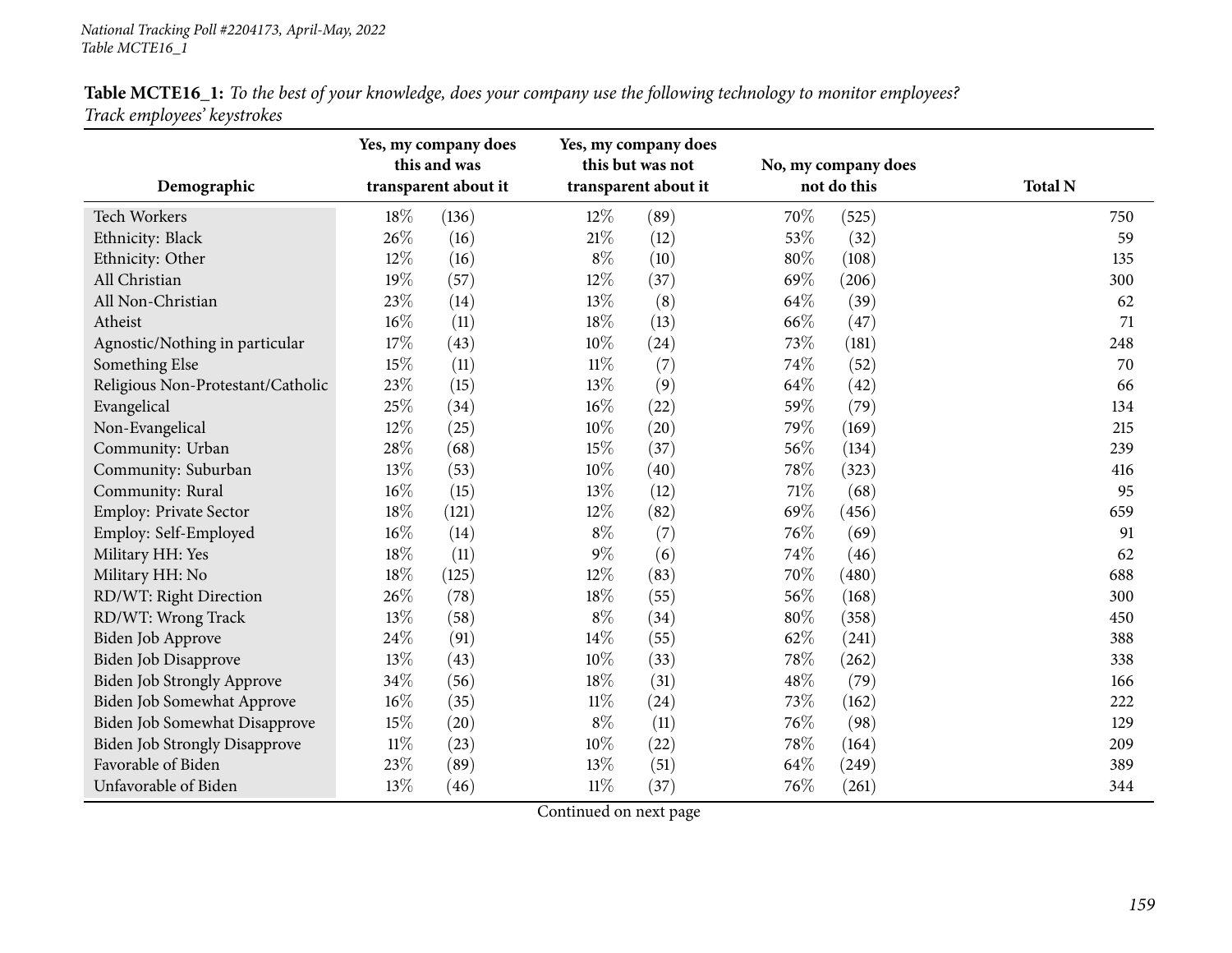**Table MCTE16_1:** *To the best of your knowledge, does your company use the following technology to monitor employees? Track employees' keystrokes*

| Demographic | Yes, my company does this and was transparent about it | | Yes, my company does this but was not transparent about it | | No, my company does not do this | | Total N |
|---|---|---|---|---|---|---|---|
| Tech Workers | 18% | (136) | 12% | (89) | 70% | (525) | 750 |
| Ethnicity: Black | 26% | (16) | 21% | (12) | 53% | (32) | 59 |
| Ethnicity: Other | 12% | (16) | 8% | (10) | 80% | (108) | 135 |
| All Christian | 19% | (57) | 12% | (37) | 69% | (206) | 300 |
| All Non-Christian | 23% | (14) | 13% | (8) | 64% | (39) | 62 |
| Atheist | 16% | (11) | 18% | (13) | 66% | (47) | 71 |
| Agnostic/Nothing in particular | 17% | (43) | 10% | (24) | 73% | (181) | 248 |
| Something Else | 15% | (11) | 11% | (7) | 74% | (52) | 70 |
| Religious Non-Protestant/Catholic | 23% | (15) | 13% | (9) | 64% | (42) | 66 |
| Evangelical | 25% | (34) | 16% | (22) | 59% | (79) | 134 |
| Non-Evangelical | 12% | (25) | 10% | (20) | 79% | (169) | 215 |
| Community: Urban | 28% | (68) | 15% | (37) | 56% | (134) | 239 |
| Community: Suburban | 13% | (53) | 10% | (40) | 78% | (323) | 416 |
| Community: Rural | 16% | (15) | 13% | (12) | 71% | (68) | 95 |
| Employ: Private Sector | 18% | (121) | 12% | (82) | 69% | (456) | 659 |
| Employ: Self-Employed | 16% | (14) | 8% | (7) | 76% | (69) | 91 |
| Military HH: Yes | 18% | (11) | 9% | (6) | 74% | (46) | 62 |
| Military HH: No | 18% | (125) | 12% | (83) | 70% | (480) | 688 |
| RD/WT: Right Direction | 26% | (78) | 18% | (55) | 56% | (168) | 300 |
| RD/WT: Wrong Track | 13% | (58) | 8% | (34) | 80% | (358) | 450 |
| Biden Job Approve | 24% | (91) | 14% | (55) | 62% | (241) | 388 |
| Biden Job Disapprove | 13% | (43) | 10% | (33) | 78% | (262) | 338 |
| Biden Job Strongly Approve | 34% | (56) | 18% | (31) | 48% | (79) | 166 |
| Biden Job Somewhat Approve | 16% | (35) | 11% | (24) | 73% | (162) | 222 |
| Biden Job Somewhat Disapprove | 15% | (20) | 8% | (11) | 76% | (98) | 129 |
| Biden Job Strongly Disapprove | 11% | (23) | 10% | (22) | 78% | (164) | 209 |
| Favorable of Biden | 23% | (89) | 13% | (51) | 64% | (249) | 389 |
| Unfavorable of Biden | 13% | (46) | 11% | (37) | 76% | (261) | 344 |

Continued on next page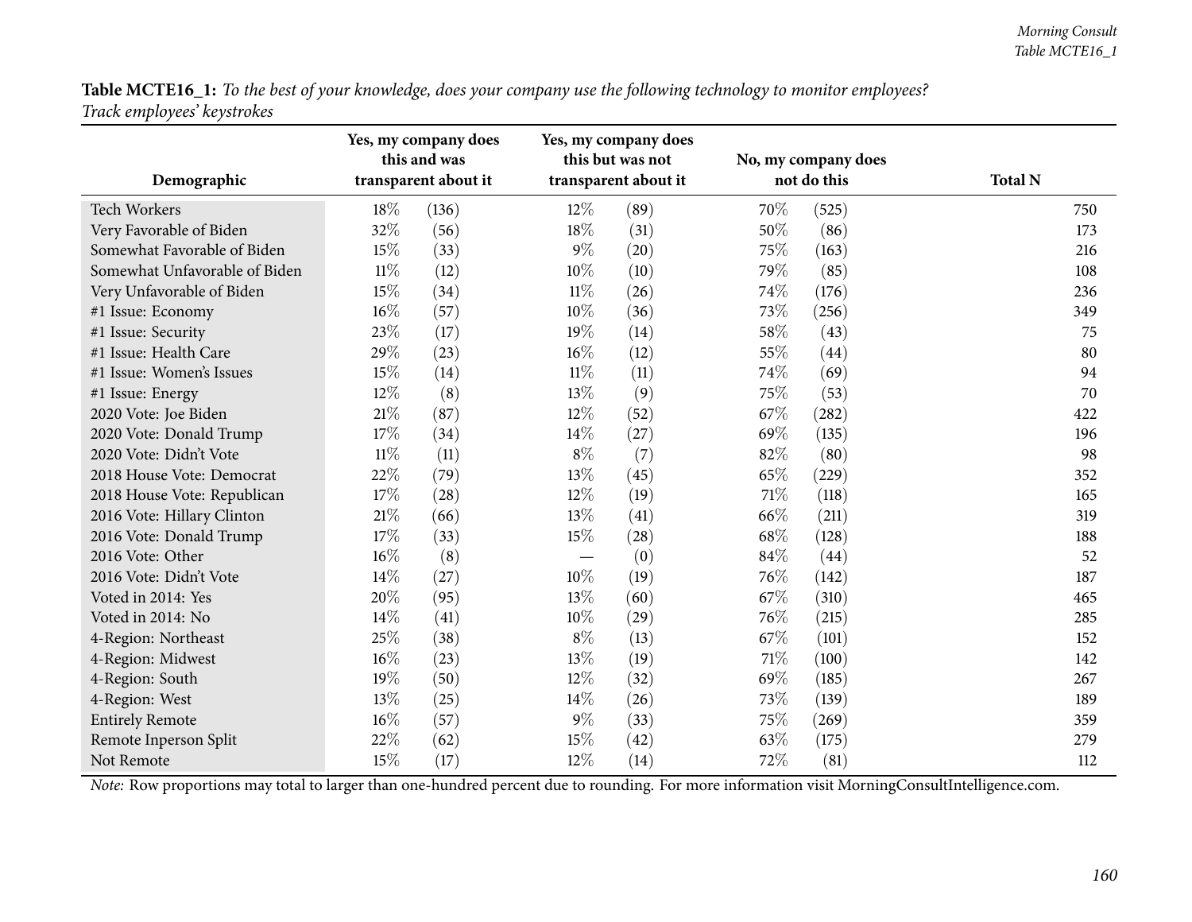**Table MCTE16_1:** *To the best of your knowledge, does your company use the following technology to monitor employees? Track employees' keystrokes*

| Demographic | Yes, my company does this and was transparent about it | | Yes, my company does this but was not transparent about it | | No, my company does not do this | | Total N |
|---|---|---|---|---|---|---|---|
| Tech Workers | 18% | (136) | 12% | (89) | 70% | (525) | 750 |
| Very Favorable of Biden | 32% | (56) | 18% | (31) | 50% | (86) | 173 |
| Somewhat Favorable of Biden | 15% | (33) | 9% | (20) | 75% | (163) | 216 |
| Somewhat Unfavorable of Biden | 11% | (12) | 10% | (10) | 79% | (85) | 108 |
| Very Unfavorable of Biden | 15% | (34) | 11% | (26) | 74% | (176) | 236 |
| #1 Issue: Economy | 16% | (57) | 10% | (36) | 73% | (256) | 349 |
| #1 Issue: Security | 23% | (17) | 19% | (14) | 58% | (43) | 75 |
| #1 Issue: Health Care | 29% | (23) | 16% | (12) | 55% | (44) | 80 |
| #1 Issue: Women's Issues | 15% | (14) | 11% | (11) | 74% | (69) | 94 |
| #1 Issue: Energy | 12% | (8) | 13% | (9) | 75% | (53) | 70 |
| 2020 Vote: Joe Biden | 21% | (87) | 12% | (52) | 67% | (282) | 422 |
| 2020 Vote: Donald Trump | 17% | (34) | 14% | (27) | 69% | (135) | 196 |
| 2020 Vote: Didn't Vote | 11% | (11) | 8% | (7) | 82% | (80) | 98 |
| 2018 House Vote: Democrat | 22% | (79) | 13% | (45) | 65% | (229) | 352 |
| 2018 House Vote: Republican | 17% | (28) | 12% | (19) | 71% | (118) | 165 |
| 2016 Vote: Hillary Clinton | 21% | (66) | 13% | (41) | 66% | (211) | 319 |
| 2016 Vote: Donald Trump | 17% | (33) | 15% | (28) | 68% | (128) | 188 |
| 2016 Vote: Other | 16% | (8) | — | (0) | 84% | (44) | 52 |
| 2016 Vote: Didn't Vote | 14% | (27) | 10% | (19) | 76% | (142) | 187 |
| Voted in 2014: Yes | 20% | (95) | 13% | (60) | 67% | (310) | 465 |
| Voted in 2014: No | 14% | (41) | 10% | (29) | 76% | (215) | 285 |
| 4-Region: Northeast | 25% | (38) | 8% | (13) | 67% | (101) | 152 |
| 4-Region: Midwest | 16% | (23) | 13% | (19) | 71% | (100) | 142 |
| 4-Region: South | 19% | (50) | 12% | (32) | 69% | (185) | 267 |
| 4-Region: West | 13% | (25) | 14% | (26) | 73% | (139) | 189 |
| Entirely Remote | 16% | (57) | 9% | (33) | 75% | (269) | 359 |
| Remote Inperson Split | 22% | (62) | 15% | (42) | 63% | (175) | 279 |
| Not Remote | 15% | (17) | 12% | (14) | 72% | (81) | 112 |

*Note:* Row proportions may total to larger than one-hundred percent due to rounding. For more information visit MorningConsultIntelligence.com.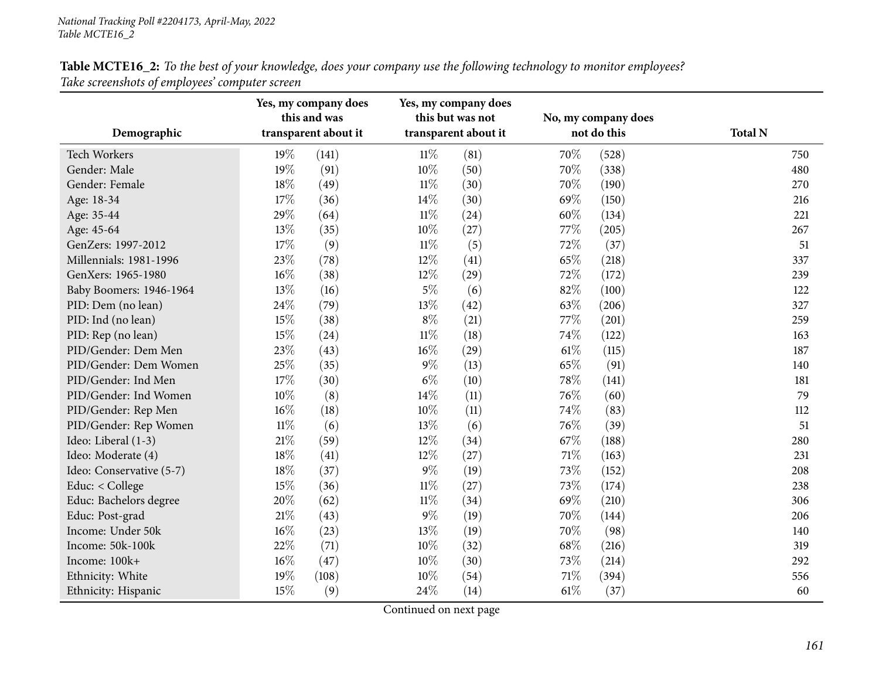**Table MCTE16_2:** *To the best of your knowledge, does your company use the following technology to monitor employees? Take screenshots of employees' computer screen*

| Demographic | Yes, my company does this and was transparent about it | | Yes, my company does this but was not transparent about it | | No, my company does not do this | | Total N |
|---|---|---|---|---|---|---|---|
| Tech Workers | 19% | (141) | 11% | (81) | 70% | (528) | 750 |
| Gender: Male | 19% | (91) | 10% | (50) | 70% | (338) | 480 |
| Gender: Female | 18% | (49) | 11% | (30) | 70% | (190) | 270 |
| Age: 18-34 | 17% | (36) | 14% | (30) | 69% | (150) | 216 |
| Age: 35-44 | 29% | (64) | 11% | (24) | 60% | (134) | 221 |
| Age: 45-64 | 13% | (35) | 10% | (27) | 77% | (205) | 267 |
| GenZers: 1997-2012 | 17% | (9) | 11% | (5) | 72% | (37) | 51 |
| Millennials: 1981-1996 | 23% | (78) | 12% | (41) | 65% | (218) | 337 |
| GenXers: 1965-1980 | 16% | (38) | 12% | (29) | 72% | (172) | 239 |
| Baby Boomers: 1946-1964 | 13% | (16) | 5% | (6) | 82% | (100) | 122 |
| PID: Dem (no lean) | 24% | (79) | 13% | (42) | 63% | (206) | 327 |
| PID: Ind (no lean) | 15% | (38) | 8% | (21) | 77% | (201) | 259 |
| PID: Rep (no lean) | 15% | (24) | 11% | (18) | 74% | (122) | 163 |
| PID/Gender: Dem Men | 23% | (43) | 16% | (29) | 61% | (115) | 187 |
| PID/Gender: Dem Women | 25% | (35) | 9% | (13) | 65% | (91) | 140 |
| PID/Gender: Ind Men | 17% | (30) | 6% | (10) | 78% | (141) | 181 |
| PID/Gender: Ind Women | 10% | (8) | 14% | (11) | 76% | (60) | 79 |
| PID/Gender: Rep Men | 16% | (18) | 10% | (11) | 74% | (83) | 112 |
| PID/Gender: Rep Women | 11% | (6) | 13% | (6) | 76% | (39) | 51 |
| Ideo: Liberal (1-3) | 21% | (59) | 12% | (34) | 67% | (188) | 280 |
| Ideo: Moderate (4) | 18% | (41) | 12% | (27) | 71% | (163) | 231 |
| Ideo: Conservative (5-7) | 18% | (37) | 9% | (19) | 73% | (152) | 208 |
| Educ: < College | 15% | (36) | 11% | (27) | 73% | (174) | 238 |
| Educ: Bachelors degree | 20% | (62) | 11% | (34) | 69% | (210) | 306 |
| Educ: Post-grad | 21% | (43) | 9% | (19) | 70% | (144) | 206 |
| Income: Under 50k | 16% | (23) | 13% | (19) | 70% | (98) | 140 |
| Income: 50k-100k | 22% | (71) | 10% | (32) | 68% | (216) | 319 |
| Income: 100k+ | 16% | (47) | 10% | (30) | 73% | (214) | 292 |
| Ethnicity: White | 19% | (108) | 10% | (54) | 71% | (394) | 556 |
| Ethnicity: Hispanic | 15% | (9) | 24% | (14) | 61% | (37) | 60 |

Continued on next page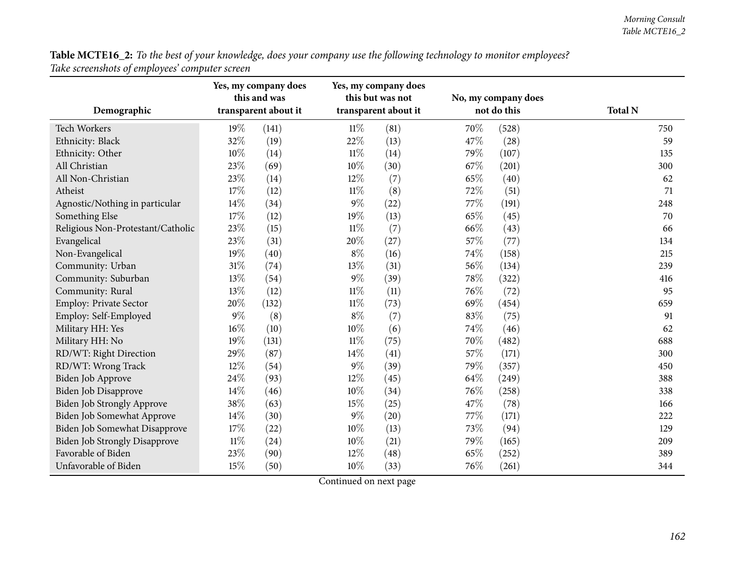**Table MCTE16_2:** *To the best of your knowledge, does your company use the following technology to monitor employees? Take screenshots of employees' computer screen*

| Demographic | Yes, my company does this and was transparent about it | | Yes, my company does this but was not transparent about it | | No, my company does not do this | | Total N |
|---|---|---|---|---|---|---|---|
| Tech Workers | 19% | (141) | 11% | (81) | 70% | (528) | 750 |
| Ethnicity: Black | 32% | (19) | 22% | (13) | 47% | (28) | 59 |
| Ethnicity: Other | 10% | (14) | 11% | (14) | 79% | (107) | 135 |
| All Christian | 23% | (69) | 10% | (30) | 67% | (201) | 300 |
| All Non-Christian | 23% | (14) | 12% | (7) | 65% | (40) | 62 |
| Atheist | 17% | (12) | 11% | (8) | 72% | (51) | 71 |
| Agnostic/Nothing in particular | 14% | (34) | 9% | (22) | 77% | (191) | 248 |
| Something Else | 17% | (12) | 19% | (13) | 65% | (45) | 70 |
| Religious Non-Protestant/Catholic | 23% | (15) | 11% | (7) | 66% | (43) | 66 |
| Evangelical | 23% | (31) | 20% | (27) | 57% | (77) | 134 |
| Non-Evangelical | 19% | (40) | 8% | (16) | 74% | (158) | 215 |
| Community: Urban | 31% | (74) | 13% | (31) | 56% | (134) | 239 |
| Community: Suburban | 13% | (54) | 9% | (39) | 78% | (322) | 416 |
| Community: Rural | 13% | (12) | 11% | (11) | 76% | (72) | 95 |
| Employ: Private Sector | 20% | (132) | 11% | (73) | 69% | (454) | 659 |
| Employ: Self-Employed | 9% | (8) | 8% | (7) | 83% | (75) | 91 |
| Military HH: Yes | 16% | (10) | 10% | (6) | 74% | (46) | 62 |
| Military HH: No | 19% | (131) | 11% | (75) | 70% | (482) | 688 |
| RD/WT: Right Direction | 29% | (87) | 14% | (41) | 57% | (171) | 300 |
| RD/WT: Wrong Track | 12% | (54) | 9% | (39) | 79% | (357) | 450 |
| Biden Job Approve | 24% | (93) | 12% | (45) | 64% | (249) | 388 |
| Biden Job Disapprove | 14% | (46) | 10% | (34) | 76% | (258) | 338 |
| Biden Job Strongly Approve | 38% | (63) | 15% | (25) | 47% | (78) | 166 |
| Biden Job Somewhat Approve | 14% | (30) | 9% | (20) | 77% | (171) | 222 |
| Biden Job Somewhat Disapprove | 17% | (22) | 10% | (13) | 73% | (94) | 129 |
| Biden Job Strongly Disapprove | 11% | (24) | 10% | (21) | 79% | (165) | 209 |
| Favorable of Biden | 23% | (90) | 12% | (48) | 65% | (252) | 389 |
| Unfavorable of Biden | 15% | (50) | 10% | (33) | 76% | (261) | 344 |

Continued on next page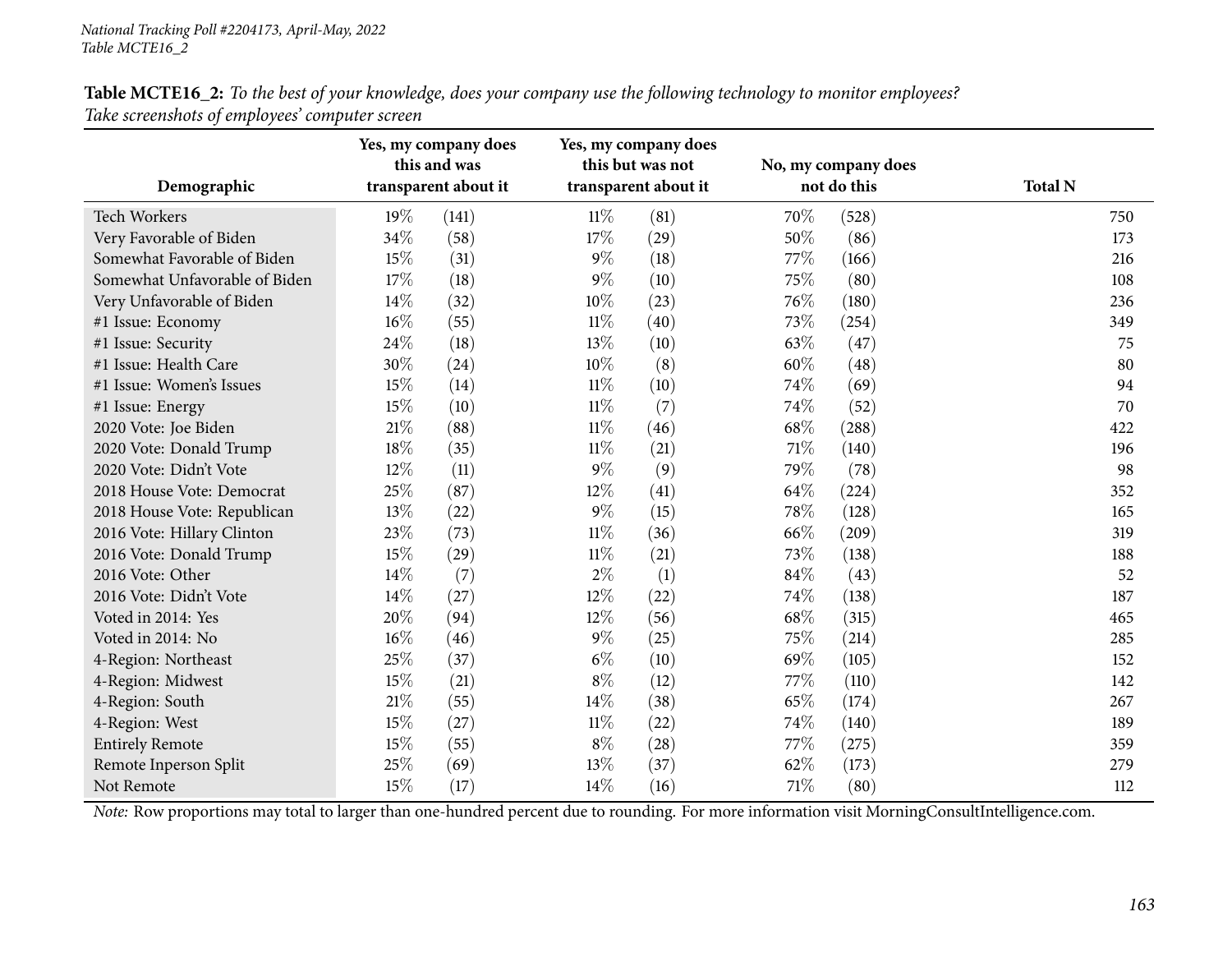**Table MCTE16_2:** *To the best of your knowledge, does your company use the following technology to monitor employees? Take screenshots of employees' computer screen*

| Demographic | Yes, my company does this and was transparent about it | | Yes, my company does this but was not transparent about it | | No, my company does not do this | | Total N |
|---|---|---|---|---|---|---|---|
| Tech Workers | 19% | (141) | 11% | (81) | 70% | (528) | 750 |
| Very Favorable of Biden | 34% | (58) | 17% | (29) | 50% | (86) | 173 |
| Somewhat Favorable of Biden | 15% | (31) | 9% | (18) | 77% | (166) | 216 |
| Somewhat Unfavorable of Biden | 17% | (18) | 9% | (10) | 75% | (80) | 108 |
| Very Unfavorable of Biden | 14% | (32) | 10% | (23) | 76% | (180) | 236 |
| #1 Issue: Economy | 16% | (55) | 11% | (40) | 73% | (254) | 349 |
| #1 Issue: Security | 24% | (18) | 13% | (10) | 63% | (47) | 75 |
| #1 Issue: Health Care | 30% | (24) | 10% | (8) | 60% | (48) | 80 |
| #1 Issue: Women's Issues | 15% | (14) | 11% | (10) | 74% | (69) | 94 |
| #1 Issue: Energy | 15% | (10) | 11% | (7) | 74% | (52) | 70 |
| 2020 Vote: Joe Biden | 21% | (88) | 11% | (46) | 68% | (288) | 422 |
| 2020 Vote: Donald Trump | 18% | (35) | 11% | (21) | 71% | (140) | 196 |
| 2020 Vote: Didn't Vote | 12% | (11) | 9% | (9) | 79% | (78) | 98 |
| 2018 House Vote: Democrat | 25% | (87) | 12% | (41) | 64% | (224) | 352 |
| 2018 House Vote: Republican | 13% | (22) | 9% | (15) | 78% | (128) | 165 |
| 2016 Vote: Hillary Clinton | 23% | (73) | 11% | (36) | 66% | (209) | 319 |
| 2016 Vote: Donald Trump | 15% | (29) | 11% | (21) | 73% | (138) | 188 |
| 2016 Vote: Other | 14% | (7) | 2% | (1) | 84% | (43) | 52 |
| 2016 Vote: Didn't Vote | 14% | (27) | 12% | (22) | 74% | (138) | 187 |
| Voted in 2014: Yes | 20% | (94) | 12% | (56) | 68% | (315) | 465 |
| Voted in 2014: No | 16% | (46) | 9% | (25) | 75% | (214) | 285 |
| 4-Region: Northeast | 25% | (37) | 6% | (10) | 69% | (105) | 152 |
| 4-Region: Midwest | 15% | (21) | 8% | (12) | 77% | (110) | 142 |
| 4-Region: South | 21% | (55) | 14% | (38) | 65% | (174) | 267 |
| 4-Region: West | 15% | (27) | 11% | (22) | 74% | (140) | 189 |
| Entirely Remote | 15% | (55) | 8% | (28) | 77% | (275) | 359 |
| Remote Inperson Split | 25% | (69) | 13% | (37) | 62% | (173) | 279 |
| Not Remote | 15% | (17) | 14% | (16) | 71% | (80) | 112 |

*Note:* Row proportions may total to larger than one-hundred percent due to rounding. For more information visit MorningConsultIntelligence.com.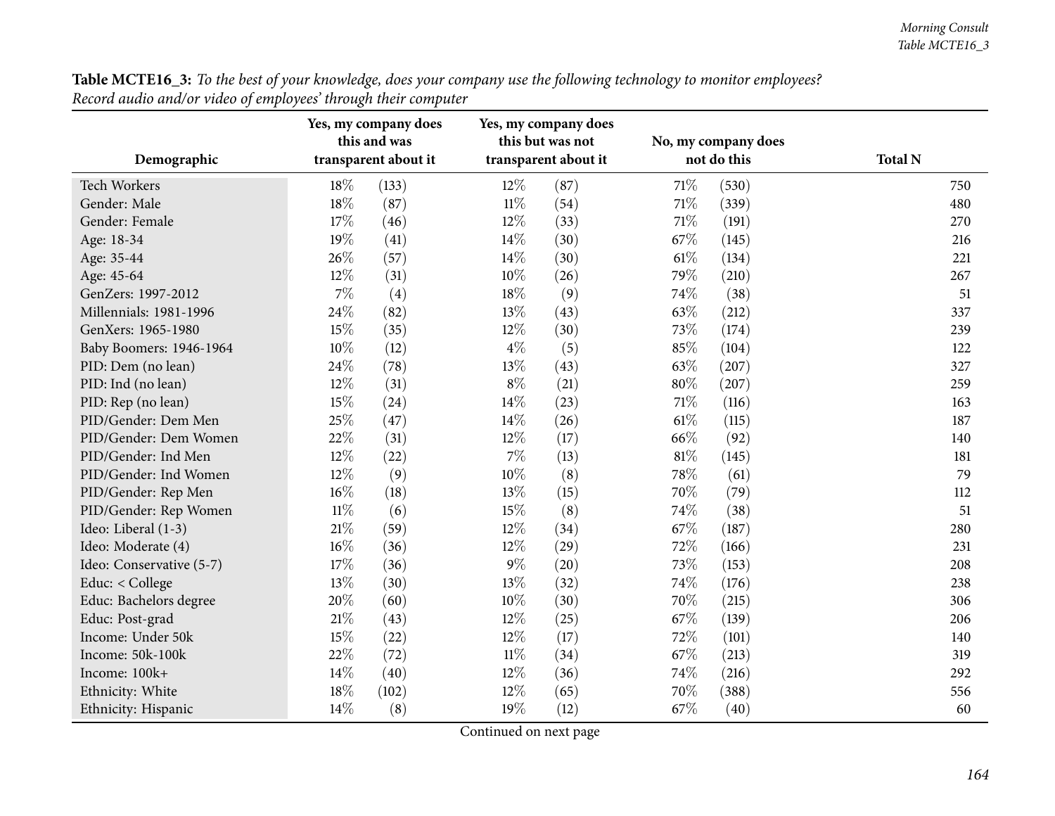**Table MCTE16_3:** *To the best of your knowledge, does your company use the following technology to monitor employees? Record audio and/or video of employees' through their computer*

| Demographic | Yes, my company does this and was transparent about it | | Yes, my company does this but was not transparent about it | | No, my company does not do this | | Total N |
|---|---|---|---|---|---|---|---|
| Tech Workers | 18% | (133) | 12% | (87) | 71% | (530) | 750 |
| Gender: Male | 18% | (87) | 11% | (54) | 71% | (339) | 480 |
| Gender: Female | 17% | (46) | 12% | (33) | 71% | (191) | 270 |
| Age: 18-34 | 19% | (41) | 14% | (30) | 67% | (145) | 216 |
| Age: 35-44 | 26% | (57) | 14% | (30) | 61% | (134) | 221 |
| Age: 45-64 | 12% | (31) | 10% | (26) | 79% | (210) | 267 |
| GenZers: 1997-2012 | 7% | (4) | 18% | (9) | 74% | (38) | 51 |
| Millennials: 1981-1996 | 24% | (82) | 13% | (43) | 63% | (212) | 337 |
| GenXers: 1965-1980 | 15% | (35) | 12% | (30) | 73% | (174) | 239 |
| Baby Boomers: 1946-1964 | 10% | (12) | 4% | (5) | 85% | (104) | 122 |
| PID: Dem (no lean) | 24% | (78) | 13% | (43) | 63% | (207) | 327 |
| PID: Ind (no lean) | 12% | (31) | 8% | (21) | 80% | (207) | 259 |
| PID: Rep (no lean) | 15% | (24) | 14% | (23) | 71% | (116) | 163 |
| PID/Gender: Dem Men | 25% | (47) | 14% | (26) | 61% | (115) | 187 |
| PID/Gender: Dem Women | 22% | (31) | 12% | (17) | 66% | (92) | 140 |
| PID/Gender: Ind Men | 12% | (22) | 7% | (13) | 81% | (145) | 181 |
| PID/Gender: Ind Women | 12% | (9) | 10% | (8) | 78% | (61) | 79 |
| PID/Gender: Rep Men | 16% | (18) | 13% | (15) | 70% | (79) | 112 |
| PID/Gender: Rep Women | 11% | (6) | 15% | (8) | 74% | (38) | 51 |
| Ideo: Liberal (1-3) | 21% | (59) | 12% | (34) | 67% | (187) | 280 |
| Ideo: Moderate (4) | 16% | (36) | 12% | (29) | 72% | (166) | 231 |
| Ideo: Conservative (5-7) | 17% | (36) | 9% | (20) | 73% | (153) | 208 |
| Educ: < College | 13% | (30) | 13% | (32) | 74% | (176) | 238 |
| Educ: Bachelors degree | 20% | (60) | 10% | (30) | 70% | (215) | 306 |
| Educ: Post-grad | 21% | (43) | 12% | (25) | 67% | (139) | 206 |
| Income: Under 50k | 15% | (22) | 12% | (17) | 72% | (101) | 140 |
| Income: 50k-100k | 22% | (72) | 11% | (34) | 67% | (213) | 319 |
| Income: 100k+ | 14% | (40) | 12% | (36) | 74% | (216) | 292 |
| Ethnicity: White | 18% | (102) | 12% | (65) | 70% | (388) | 556 |
| Ethnicity: Hispanic | 14% | (8) | 19% | (12) | 67% | (40) | 60 |

Continued on next page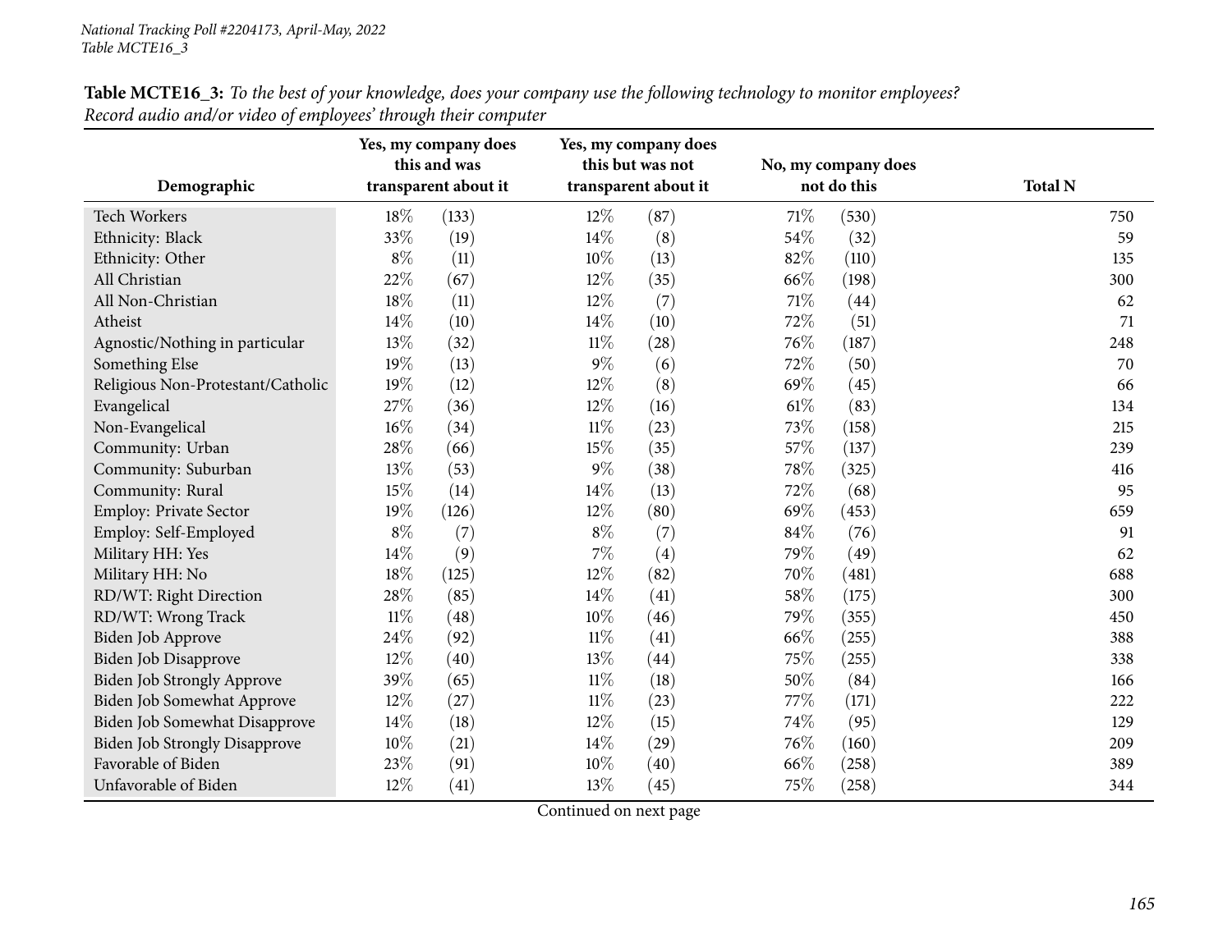**Table MCTE16_3:** *To the best of your knowledge, does your company use the following technology to monitor employees? Record audio and/or video of employees' through their computer*

| Demographic | Yes, my company does this and was transparent about it | | Yes, my company does this but was not transparent about it | | No, my company does not do this | | Total N |
|---|---|---|---|---|---|---|---|
| Tech Workers | 18% | (133) | 12% | (87) | 71% | (530) | 750 |
| Ethnicity: Black | 33% | (19) | 14% | (8) | 54% | (32) | 59 |
| Ethnicity: Other | 8% | (11) | 10% | (13) | 82% | (110) | 135 |
| All Christian | 22% | (67) | 12% | (35) | 66% | (198) | 300 |
| All Non-Christian | 18% | (11) | 12% | (7) | 71% | (44) | 62 |
| Atheist | 14% | (10) | 14% | (10) | 72% | (51) | 71 |
| Agnostic/Nothing in particular | 13% | (32) | 11% | (28) | 76% | (187) | 248 |
| Something Else | 19% | (13) | 9% | (6) | 72% | (50) | 70 |
| Religious Non-Protestant/Catholic | 19% | (12) | 12% | (8) | 69% | (45) | 66 |
| Evangelical | 27% | (36) | 12% | (16) | 61% | (83) | 134 |
| Non-Evangelical | 16% | (34) | 11% | (23) | 73% | (158) | 215 |
| Community: Urban | 28% | (66) | 15% | (35) | 57% | (137) | 239 |
| Community: Suburban | 13% | (53) | 9% | (38) | 78% | (325) | 416 |
| Community: Rural | 15% | (14) | 14% | (13) | 72% | (68) | 95 |
| Employ: Private Sector | 19% | (126) | 12% | (80) | 69% | (453) | 659 |
| Employ: Self-Employed | 8% | (7) | 8% | (7) | 84% | (76) | 91 |
| Military HH: Yes | 14% | (9) | 7% | (4) | 79% | (49) | 62 |
| Military HH: No | 18% | (125) | 12% | (82) | 70% | (481) | 688 |
| RD/WT: Right Direction | 28% | (85) | 14% | (41) | 58% | (175) | 300 |
| RD/WT: Wrong Track | 11% | (48) | 10% | (46) | 79% | (355) | 450 |
| Biden Job Approve | 24% | (92) | 11% | (41) | 66% | (255) | 388 |
| Biden Job Disapprove | 12% | (40) | 13% | (44) | 75% | (255) | 338 |
| Biden Job Strongly Approve | 39% | (65) | 11% | (18) | 50% | (84) | 166 |
| Biden Job Somewhat Approve | 12% | (27) | 11% | (23) | 77% | (171) | 222 |
| Biden Job Somewhat Disapprove | 14% | (18) | 12% | (15) | 74% | (95) | 129 |
| Biden Job Strongly Disapprove | 10% | (21) | 14% | (29) | 76% | (160) | 209 |
| Favorable of Biden | 23% | (91) | 10% | (40) | 66% | (258) | 389 |
| Unfavorable of Biden | 12% | (41) | 13% | (45) | 75% | (258) | 344 |

Continued on next page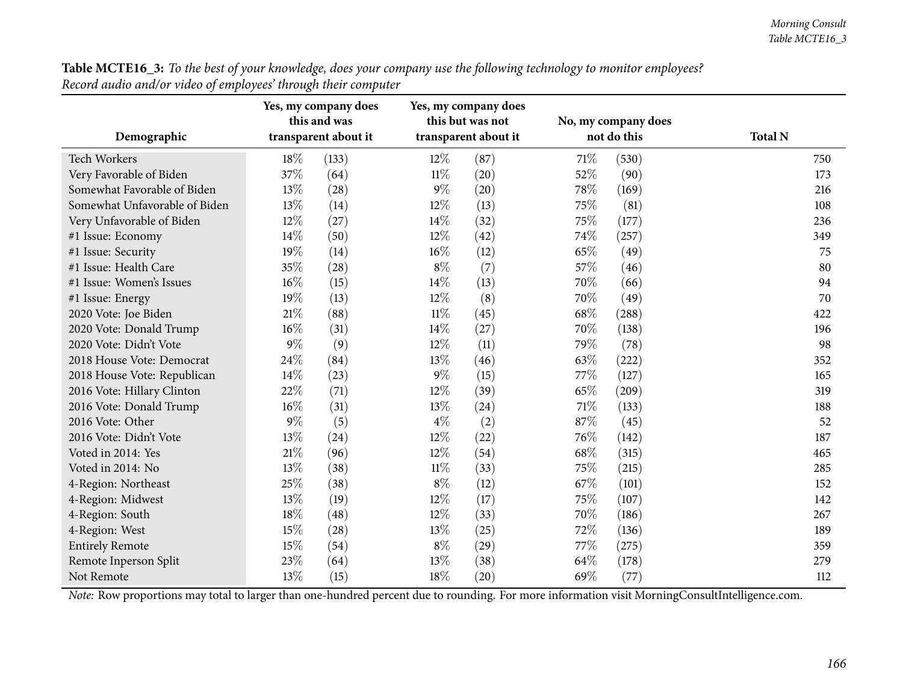**Table MCTE16_3:** *To the best of your knowledge, does your company use the following technology to monitor employees? Record audio and/or video of employees' through their computer*

| Demographic | Yes, my company does this and was transparent about it | | Yes, my company does this but was not transparent about it | | No, my company does not do this | | Total N |
|---|---|---|---|---|---|---|---|
| Tech Workers | 18% | (133) | 12% | (87) | 71% | (530) | 750 |
| Very Favorable of Biden | 37% | (64) | 11% | (20) | 52% | (90) | 173 |
| Somewhat Favorable of Biden | 13% | (28) | 9% | (20) | 78% | (169) | 216 |
| Somewhat Unfavorable of Biden | 13% | (14) | 12% | (13) | 75% | (81) | 108 |
| Very Unfavorable of Biden | 12% | (27) | 14% | (32) | 75% | (177) | 236 |
| #1 Issue: Economy | 14% | (50) | 12% | (42) | 74% | (257) | 349 |
| #1 Issue: Security | 19% | (14) | 16% | (12) | 65% | (49) | 75 |
| #1 Issue: Health Care | 35% | (28) | 8% | (7) | 57% | (46) | 80 |
| #1 Issue: Women's Issues | 16% | (15) | 14% | (13) | 70% | (66) | 94 |
| #1 Issue: Energy | 19% | (13) | 12% | (8) | 70% | (49) | 70 |
| 2020 Vote: Joe Biden | 21% | (88) | 11% | (45) | 68% | (288) | 422 |
| 2020 Vote: Donald Trump | 16% | (31) | 14% | (27) | 70% | (138) | 196 |
| 2020 Vote: Didn't Vote | 9% | (9) | 12% | (11) | 79% | (78) | 98 |
| 2018 House Vote: Democrat | 24% | (84) | 13% | (46) | 63% | (222) | 352 |
| 2018 House Vote: Republican | 14% | (23) | 9% | (15) | 77% | (127) | 165 |
| 2016 Vote: Hillary Clinton | 22% | (71) | 12% | (39) | 65% | (209) | 319 |
| 2016 Vote: Donald Trump | 16% | (31) | 13% | (24) | 71% | (133) | 188 |
| 2016 Vote: Other | 9% | (5) | 4% | (2) | 87% | (45) | 52 |
| 2016 Vote: Didn't Vote | 13% | (24) | 12% | (22) | 76% | (142) | 187 |
| Voted in 2014: Yes | 21% | (96) | 12% | (54) | 68% | (315) | 465 |
| Voted in 2014: No | 13% | (38) | 11% | (33) | 75% | (215) | 285 |
| 4-Region: Northeast | 25% | (38) | 8% | (12) | 67% | (101) | 152 |
| 4-Region: Midwest | 13% | (19) | 12% | (17) | 75% | (107) | 142 |
| 4-Region: South | 18% | (48) | 12% | (33) | 70% | (186) | 267 |
| 4-Region: West | 15% | (28) | 13% | (25) | 72% | (136) | 189 |
| Entirely Remote | 15% | (54) | 8% | (29) | 77% | (275) | 359 |
| Remote Inperson Split | 23% | (64) | 13% | (38) | 64% | (178) | 279 |
| Not Remote | 13% | (15) | 18% | (20) | 69% | (77) | 112 |

*Note:* Row proportions may total to larger than one-hundred percent due to rounding. For more information visit MorningConsultIntelligence.com.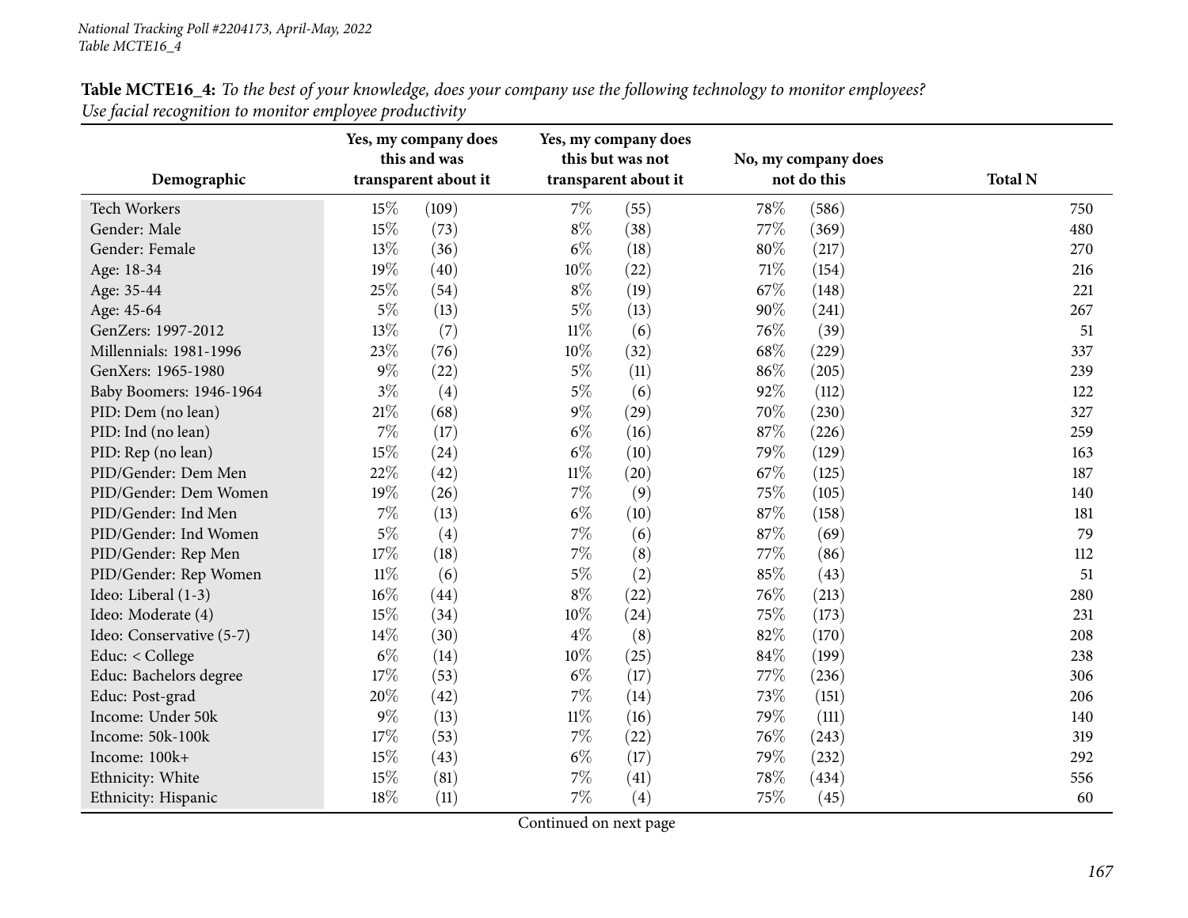**Table MCTE16_4:** *To the best of your knowledge, does your company use the following technology to monitor employees? Use facial recognition to monitor employee productivity*

| Demographic | Yes, my company does this and was transparent about it | | Yes, my company does this but was not transparent about it | | No, my company does not do this | | Total N |
|---|---|---|---|---|---|---|---|
| Tech Workers | 15% | (109) | 7% | (55) | 78% | (586) | 750 |
| Gender: Male | 15% | (73) | 8% | (38) | 77% | (369) | 480 |
| Gender: Female | 13% | (36) | 6% | (18) | 80% | (217) | 270 |
| Age: 18-34 | 19% | (40) | 10% | (22) | 71% | (154) | 216 |
| Age: 35-44 | 25% | (54) | 8% | (19) | 67% | (148) | 221 |
| Age: 45-64 | 5% | (13) | 5% | (13) | 90% | (241) | 267 |
| GenZers: 1997-2012 | 13% | (7) | 11% | (6) | 76% | (39) | 51 |
| Millennials: 1981-1996 | 23% | (76) | 10% | (32) | 68% | (229) | 337 |
| GenXers: 1965-1980 | 9% | (22) | 5% | (11) | 86% | (205) | 239 |
| Baby Boomers: 1946-1964 | 3% | (4) | 5% | (6) | 92% | (112) | 122 |
| PID: Dem (no lean) | 21% | (68) | 9% | (29) | 70% | (230) | 327 |
| PID: Ind (no lean) | 7% | (17) | 6% | (16) | 87% | (226) | 259 |
| PID: Rep (no lean) | 15% | (24) | 6% | (10) | 79% | (129) | 163 |
| PID/Gender: Dem Men | 22% | (42) | 11% | (20) | 67% | (125) | 187 |
| PID/Gender: Dem Women | 19% | (26) | 7% | (9) | 75% | (105) | 140 |
| PID/Gender: Ind Men | 7% | (13) | 6% | (10) | 87% | (158) | 181 |
| PID/Gender: Ind Women | 5% | (4) | 7% | (6) | 87% | (69) | 79 |
| PID/Gender: Rep Men | 17% | (18) | 7% | (8) | 77% | (86) | 112 |
| PID/Gender: Rep Women | 11% | (6) | 5% | (2) | 85% | (43) | 51 |
| Ideo: Liberal (1-3) | 16% | (44) | 8% | (22) | 76% | (213) | 280 |
| Ideo: Moderate (4) | 15% | (34) | 10% | (24) | 75% | (173) | 231 |
| Ideo: Conservative (5-7) | 14% | (30) | 4% | (8) | 82% | (170) | 208 |
| Educ: < College | 6% | (14) | 10% | (25) | 84% | (199) | 238 |
| Educ: Bachelors degree | 17% | (53) | 6% | (17) | 77% | (236) | 306 |
| Educ: Post-grad | 20% | (42) | 7% | (14) | 73% | (151) | 206 |
| Income: Under 50k | 9% | (13) | 11% | (16) | 79% | (111) | 140 |
| Income: 50k-100k | 17% | (53) | 7% | (22) | 76% | (243) | 319 |
| Income: 100k+ | 15% | (43) | 6% | (17) | 79% | (232) | 292 |
| Ethnicity: White | 15% | (81) | 7% | (41) | 78% | (434) | 556 |
| Ethnicity: Hispanic | 18% | (11) | 7% | (4) | 75% | (45) | 60 |

Continued on next page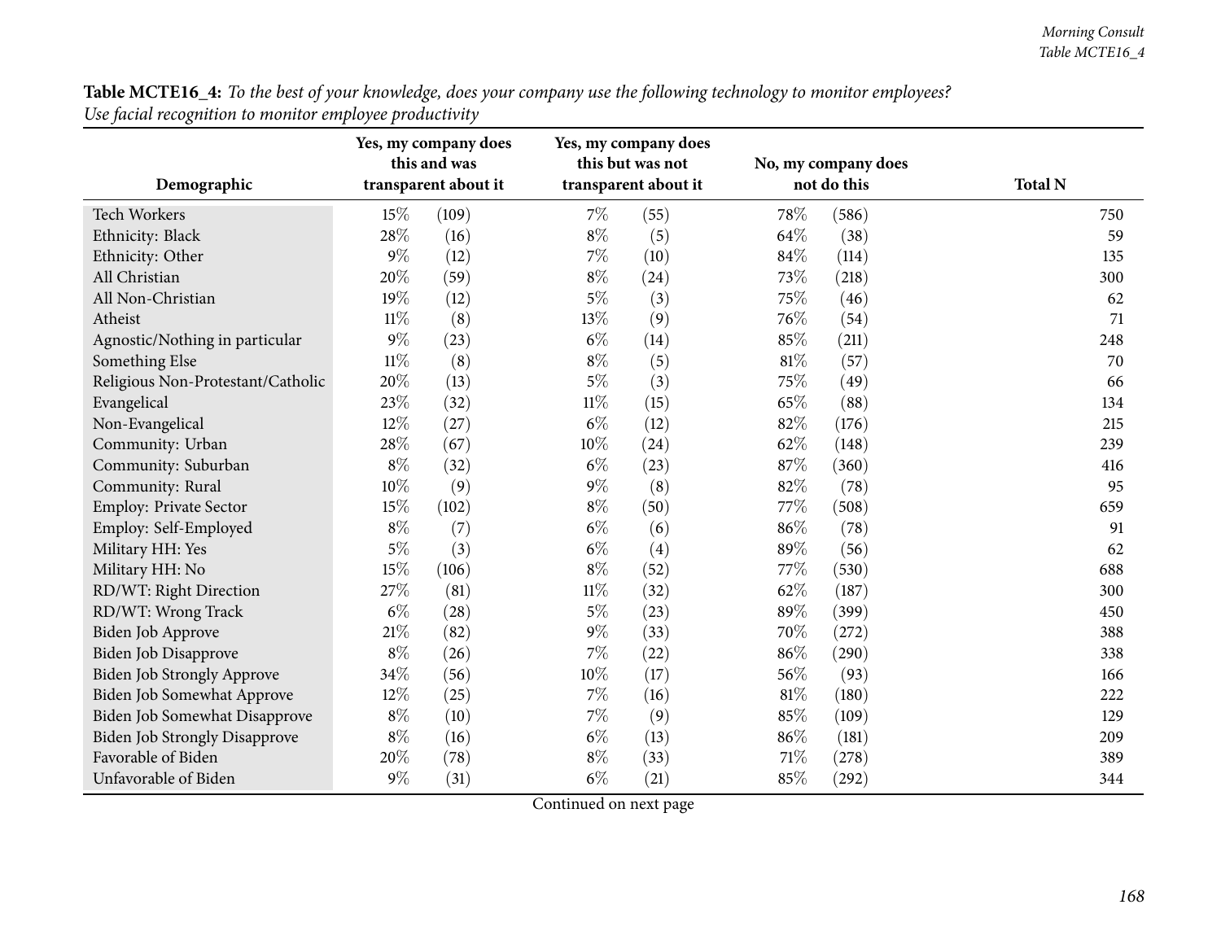**Table MCTE16_4:** *To the best of your knowledge, does your company use the following technology to monitor employees? Use facial recognition to monitor employee productivity*

| Demographic | Yes, my company does this and was transparent about it | | Yes, my company does this but was not transparent about it | | No, my company does not do this | | Total N |
|---|---|---|---|---|---|---|---|
| Tech Workers | 15% | (109) | 7% | (55) | 78% | (586) | 750 |
| Ethnicity: Black | 28% | (16) | 8% | (5) | 64% | (38) | 59 |
| Ethnicity: Other | 9% | (12) | 7% | (10) | 84% | (114) | 135 |
| All Christian | 20% | (59) | 8% | (24) | 73% | (218) | 300 |
| All Non-Christian | 19% | (12) | 5% | (3) | 75% | (46) | 62 |
| Atheist | 11% | (8) | 13% | (9) | 76% | (54) | 71 |
| Agnostic/Nothing in particular | 9% | (23) | 6% | (14) | 85% | (211) | 248 |
| Something Else | 11% | (8) | 8% | (5) | 81% | (57) | 70 |
| Religious Non-Protestant/Catholic | 20% | (13) | 5% | (3) | 75% | (49) | 66 |
| Evangelical | 23% | (32) | 11% | (15) | 65% | (88) | 134 |
| Non-Evangelical | 12% | (27) | 6% | (12) | 82% | (176) | 215 |
| Community: Urban | 28% | (67) | 10% | (24) | 62% | (148) | 239 |
| Community: Suburban | 8% | (32) | 6% | (23) | 87% | (360) | 416 |
| Community: Rural | 10% | (9) | 9% | (8) | 82% | (78) | 95 |
| Employ: Private Sector | 15% | (102) | 8% | (50) | 77% | (508) | 659 |
| Employ: Self-Employed | 8% | (7) | 6% | (6) | 86% | (78) | 91 |
| Military HH: Yes | 5% | (3) | 6% | (4) | 89% | (56) | 62 |
| Military HH: No | 15% | (106) | 8% | (52) | 77% | (530) | 688 |
| RD/WT: Right Direction | 27% | (81) | 11% | (32) | 62% | (187) | 300 |
| RD/WT: Wrong Track | 6% | (28) | 5% | (23) | 89% | (399) | 450 |
| Biden Job Approve | 21% | (82) | 9% | (33) | 70% | (272) | 388 |
| Biden Job Disapprove | 8% | (26) | 7% | (22) | 86% | (290) | 338 |
| Biden Job Strongly Approve | 34% | (56) | 10% | (17) | 56% | (93) | 166 |
| Biden Job Somewhat Approve | 12% | (25) | 7% | (16) | 81% | (180) | 222 |
| Biden Job Somewhat Disapprove | 8% | (10) | 7% | (9) | 85% | (109) | 129 |
| Biden Job Strongly Disapprove | 8% | (16) | 6% | (13) | 86% | (181) | 209 |
| Favorable of Biden | 20% | (78) | 8% | (33) | 71% | (278) | 389 |
| Unfavorable of Biden | 9% | (31) | 6% | (21) | 85% | (292) | 344 |

Continued on next page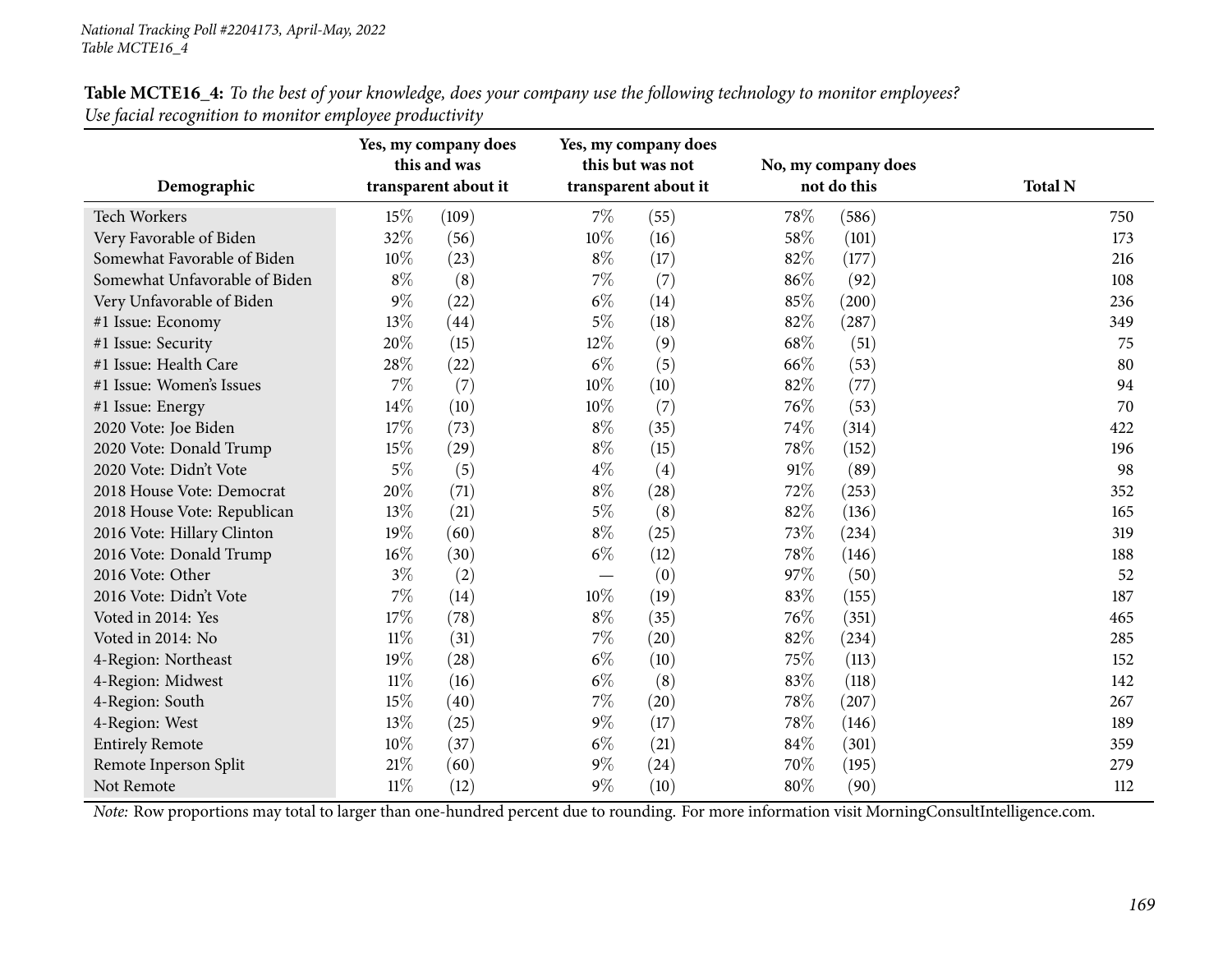**Table MCTE16_4:** *To the best of your knowledge, does your company use the following technology to monitor employees? Use facial recognition to monitor employee productivity*

| Demographic | Yes, my company does this and was transparent about it | | Yes, my company does this but was not transparent about it | | No, my company does not do this | | Total N |
|---|---|---|---|---|---|---|---|
| Tech Workers | 15% | (109) | 7% | (55) | 78% | (586) | 750 |
| Very Favorable of Biden | 32% | (56) | 10% | (16) | 58% | (101) | 173 |
| Somewhat Favorable of Biden | 10% | (23) | 8% | (17) | 82% | (177) | 216 |
| Somewhat Unfavorable of Biden | 8% | (8) | 7% | (7) | 86% | (92) | 108 |
| Very Unfavorable of Biden | 9% | (22) | 6% | (14) | 85% | (200) | 236 |
| #1 Issue: Economy | 13% | (44) | 5% | (18) | 82% | (287) | 349 |
| #1 Issue: Security | 20% | (15) | 12% | (9) | 68% | (51) | 75 |
| #1 Issue: Health Care | 28% | (22) | 6% | (5) | 66% | (53) | 80 |
| #1 Issue: Women's Issues | 7% | (7) | 10% | (10) | 82% | (77) | 94 |
| #1 Issue: Energy | 14% | (10) | 10% | (7) | 76% | (53) | 70 |
| 2020 Vote: Joe Biden | 17% | (73) | 8% | (35) | 74% | (314) | 422 |
| 2020 Vote: Donald Trump | 15% | (29) | 8% | (15) | 78% | (152) | 196 |
| 2020 Vote: Didn't Vote | 5% | (5) | 4% | (4) | 91% | (89) | 98 |
| 2018 House Vote: Democrat | 20% | (71) | 8% | (28) | 72% | (253) | 352 |
| 2018 House Vote: Republican | 13% | (21) | 5% | (8) | 82% | (136) | 165 |
| 2016 Vote: Hillary Clinton | 19% | (60) | 8% | (25) | 73% | (234) | 319 |
| 2016 Vote: Donald Trump | 16% | (30) | 6% | (12) | 78% | (146) | 188 |
| 2016 Vote: Other | 3% | (2) | — | (0) | 97% | (50) | 52 |
| 2016 Vote: Didn't Vote | 7% | (14) | 10% | (19) | 83% | (155) | 187 |
| Voted in 2014: Yes | 17% | (78) | 8% | (35) | 76% | (351) | 465 |
| Voted in 2014: No | 11% | (31) | 7% | (20) | 82% | (234) | 285 |
| 4-Region: Northeast | 19% | (28) | 6% | (10) | 75% | (113) | 152 |
| 4-Region: Midwest | 11% | (16) | 6% | (8) | 83% | (118) | 142 |
| 4-Region: South | 15% | (40) | 7% | (20) | 78% | (207) | 267 |
| 4-Region: West | 13% | (25) | 9% | (17) | 78% | (146) | 189 |
| Entirely Remote | 10% | (37) | 6% | (21) | 84% | (301) | 359 |
| Remote Inperson Split | 21% | (60) | 9% | (24) | 70% | (195) | 279 |
| Not Remote | 11% | (12) | 9% | (10) | 80% | (90) | 112 |

*Note:* Row proportions may total to larger than one-hundred percent due to rounding. For more information visit MorningConsultIntelligence.com.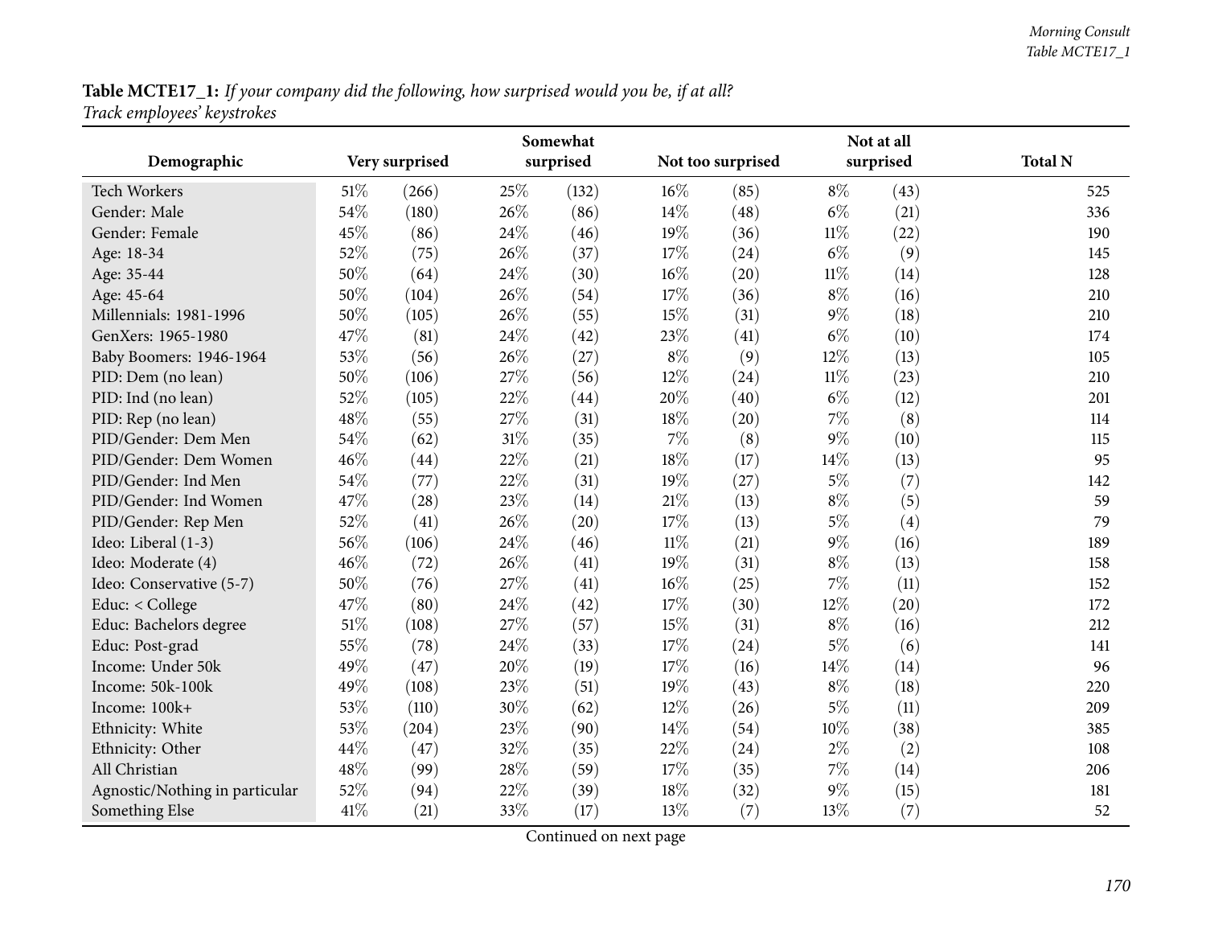**Table MCTE17_1:** *If your company did the following, how surprised would you be, if at all?*
*Track employees' keystrokes*

| Demographic | Very surprised | | Somewhat surprised | | Not too surprised | | Not at all surprised | | Total N |
|---|---|---|---|---|---|---|---|---|---|
| Tech Workers | 51% | (266) | 25% | (132) | 16% | (85) | 8% | (43) | 525 |
| Gender: Male | 54% | (180) | 26% | (86) | 14% | (48) | 6% | (21) | 336 |
| Gender: Female | 45% | (86) | 24% | (46) | 19% | (36) | 11% | (22) | 190 |
| Age: 18-34 | 52% | (75) | 26% | (37) | 17% | (24) | 6% | (9) | 145 |
| Age: 35-44 | 50% | (64) | 24% | (30) | 16% | (20) | 11% | (14) | 128 |
| Age: 45-64 | 50% | (104) | 26% | (54) | 17% | (36) | 8% | (16) | 210 |
| Millennials: 1981-1996 | 50% | (105) | 26% | (55) | 15% | (31) | 9% | (18) | 210 |
| GenXers: 1965-1980 | 47% | (81) | 24% | (42) | 23% | (41) | 6% | (10) | 174 |
| Baby Boomers: 1946-1964 | 53% | (56) | 26% | (27) | 8% | (9) | 12% | (13) | 105 |
| PID: Dem (no lean) | 50% | (106) | 27% | (56) | 12% | (24) | 11% | (23) | 210 |
| PID: Ind (no lean) | 52% | (105) | 22% | (44) | 20% | (40) | 6% | (12) | 201 |
| PID: Rep (no lean) | 48% | (55) | 27% | (31) | 18% | (20) | 7% | (8) | 114 |
| PID/Gender: Dem Men | 54% | (62) | 31% | (35) | 7% | (8) | 9% | (10) | 115 |
| PID/Gender: Dem Women | 46% | (44) | 22% | (21) | 18% | (17) | 14% | (13) | 95 |
| PID/Gender: Ind Men | 54% | (77) | 22% | (31) | 19% | (27) | 5% | (7) | 142 |
| PID/Gender: Ind Women | 47% | (28) | 23% | (14) | 21% | (13) | 8% | (5) | 59 |
| PID/Gender: Rep Men | 52% | (41) | 26% | (20) | 17% | (13) | 5% | (4) | 79 |
| Ideo: Liberal (1-3) | 56% | (106) | 24% | (46) | 11% | (21) | 9% | (16) | 189 |
| Ideo: Moderate (4) | 46% | (72) | 26% | (41) | 19% | (31) | 8% | (13) | 158 |
| Ideo: Conservative (5-7) | 50% | (76) | 27% | (41) | 16% | (25) | 7% | (11) | 152 |
| Educ: < College | 47% | (80) | 24% | (42) | 17% | (30) | 12% | (20) | 172 |
| Educ: Bachelors degree | 51% | (108) | 27% | (57) | 15% | (31) | 8% | (16) | 212 |
| Educ: Post-grad | 55% | (78) | 24% | (33) | 17% | (24) | 5% | (6) | 141 |
| Income: Under 50k | 49% | (47) | 20% | (19) | 17% | (16) | 14% | (14) | 96 |
| Income: 50k-100k | 49% | (108) | 23% | (51) | 19% | (43) | 8% | (18) | 220 |
| Income: 100k+ | 53% | (110) | 30% | (62) | 12% | (26) | 5% | (11) | 209 |
| Ethnicity: White | 53% | (204) | 23% | (90) | 14% | (54) | 10% | (38) | 385 |
| Ethnicity: Other | 44% | (47) | 32% | (35) | 22% | (24) | 2% | (2) | 108 |
| All Christian | 48% | (99) | 28% | (59) | 17% | (35) | 7% | (14) | 206 |
| Agnostic/Nothing in particular | 52% | (94) | 22% | (39) | 18% | (32) | 9% | (15) | 181 |
| Something Else | 41% | (21) | 33% | (17) | 13% | (7) | 13% | (7) | 52 |

Continued on next page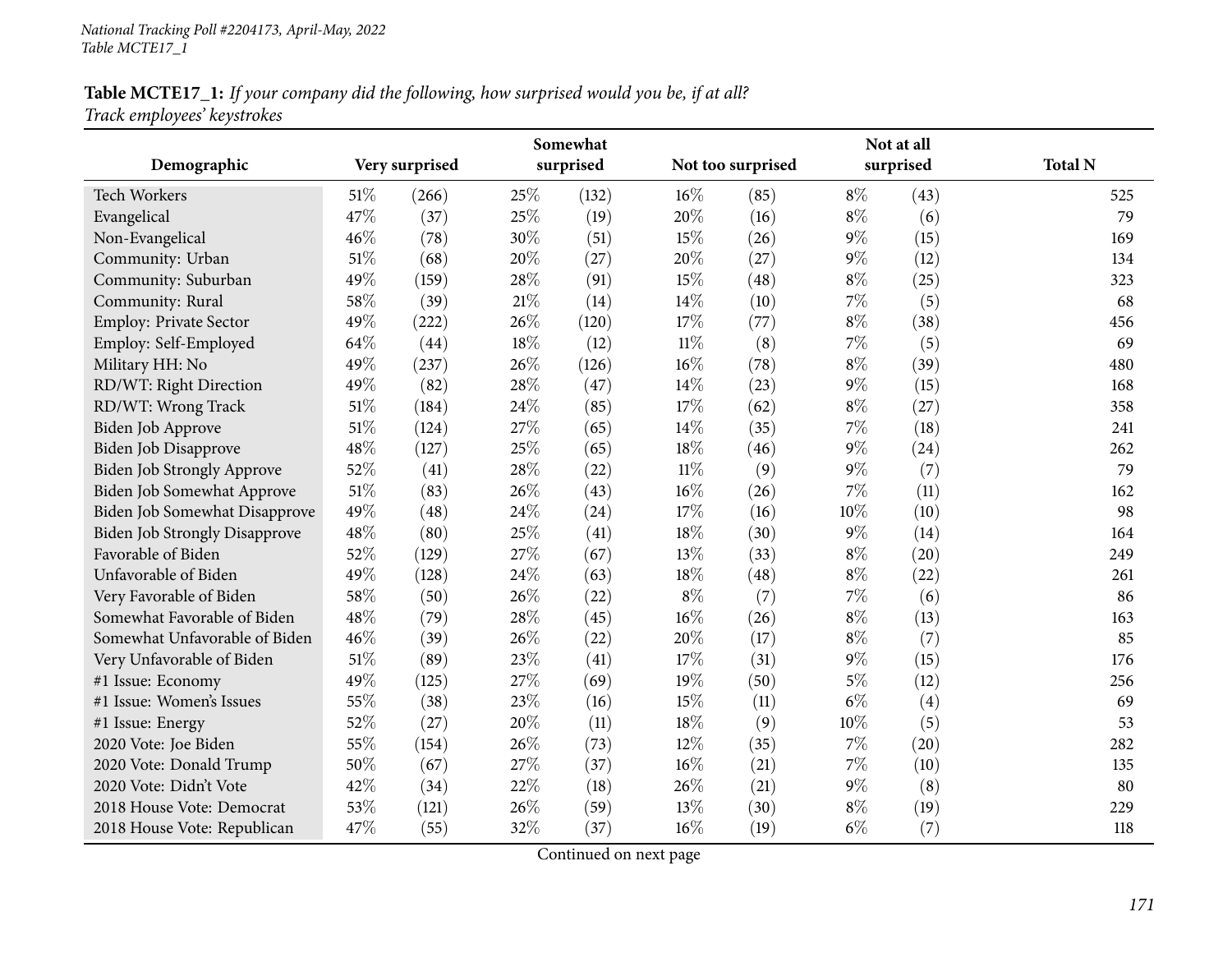*National Tracking Poll #2204173, April-May, 2022*
*Table MCTE17_1*

**Table MCTE17_1:** *If your company did the following, how surprised would you be, if at all?*
*Track employees' keystrokes*

| Demographic | Very surprised | | Somewhat surprised | | Not too surprised | | Not at all surprised | | Total N |
|---|---|---|---|---|---|---|---|---|---|
| Tech Workers | 51% | (266) | 25% | (132) | 16% | (85) | 8% | (43) | 525 |
| Evangelical | 47% | (37) | 25% | (19) | 20% | (16) | 8% | (6) | 79 |
| Non-Evangelical | 46% | (78) | 30% | (51) | 15% | (26) | 9% | (15) | 169 |
| Community: Urban | 51% | (68) | 20% | (27) | 20% | (27) | 9% | (12) | 134 |
| Community: Suburban | 49% | (159) | 28% | (91) | 15% | (48) | 8% | (25) | 323 |
| Community: Rural | 58% | (39) | 21% | (14) | 14% | (10) | 7% | (5) | 68 |
| Employ: Private Sector | 49% | (222) | 26% | (120) | 17% | (77) | 8% | (38) | 456 |
| Employ: Self-Employed | 64% | (44) | 18% | (12) | 11% | (8) | 7% | (5) | 69 |
| Military HH: No | 49% | (237) | 26% | (126) | 16% | (78) | 8% | (39) | 480 |
| RD/WT: Right Direction | 49% | (82) | 28% | (47) | 14% | (23) | 9% | (15) | 168 |
| RD/WT: Wrong Track | 51% | (184) | 24% | (85) | 17% | (62) | 8% | (27) | 358 |
| Biden Job Approve | 51% | (124) | 27% | (65) | 14% | (35) | 7% | (18) | 241 |
| Biden Job Disapprove | 48% | (127) | 25% | (65) | 18% | (46) | 9% | (24) | 262 |
| Biden Job Strongly Approve | 52% | (41) | 28% | (22) | 11% | (9) | 9% | (7) | 79 |
| Biden Job Somewhat Approve | 51% | (83) | 26% | (43) | 16% | (26) | 7% | (11) | 162 |
| Biden Job Somewhat Disapprove | 49% | (48) | 24% | (24) | 17% | (16) | 10% | (10) | 98 |
| Biden Job Strongly Disapprove | 48% | (80) | 25% | (41) | 18% | (30) | 9% | (14) | 164 |
| Favorable of Biden | 52% | (129) | 27% | (67) | 13% | (33) | 8% | (20) | 249 |
| Unfavorable of Biden | 49% | (128) | 24% | (63) | 18% | (48) | 8% | (22) | 261 |
| Very Favorable of Biden | 58% | (50) | 26% | (22) | 8% | (7) | 7% | (6) | 86 |
| Somewhat Favorable of Biden | 48% | (79) | 28% | (45) | 16% | (26) | 8% | (13) | 163 |
| Somewhat Unfavorable of Biden | 46% | (39) | 26% | (22) | 20% | (17) | 8% | (7) | 85 |
| Very Unfavorable of Biden | 51% | (89) | 23% | (41) | 17% | (31) | 9% | (15) | 176 |
| #1 Issue: Economy | 49% | (125) | 27% | (69) | 19% | (50) | 5% | (12) | 256 |
| #1 Issue: Women's Issues | 55% | (38) | 23% | (16) | 15% | (11) | 6% | (4) | 69 |
| #1 Issue: Energy | 52% | (27) | 20% | (11) | 18% | (9) | 10% | (5) | 53 |
| 2020 Vote: Joe Biden | 55% | (154) | 26% | (73) | 12% | (35) | 7% | (20) | 282 |
| 2020 Vote: Donald Trump | 50% | (67) | 27% | (37) | 16% | (21) | 7% | (10) | 135 |
| 2020 Vote: Didn't Vote | 42% | (34) | 22% | (18) | 26% | (21) | 9% | (8) | 80 |
| 2018 House Vote: Democrat | 53% | (121) | 26% | (59) | 13% | (30) | 8% | (19) | 229 |
| 2018 House Vote: Republican | 47% | (55) | 32% | (37) | 16% | (19) | 6% | (7) | 118 |

Continued on next page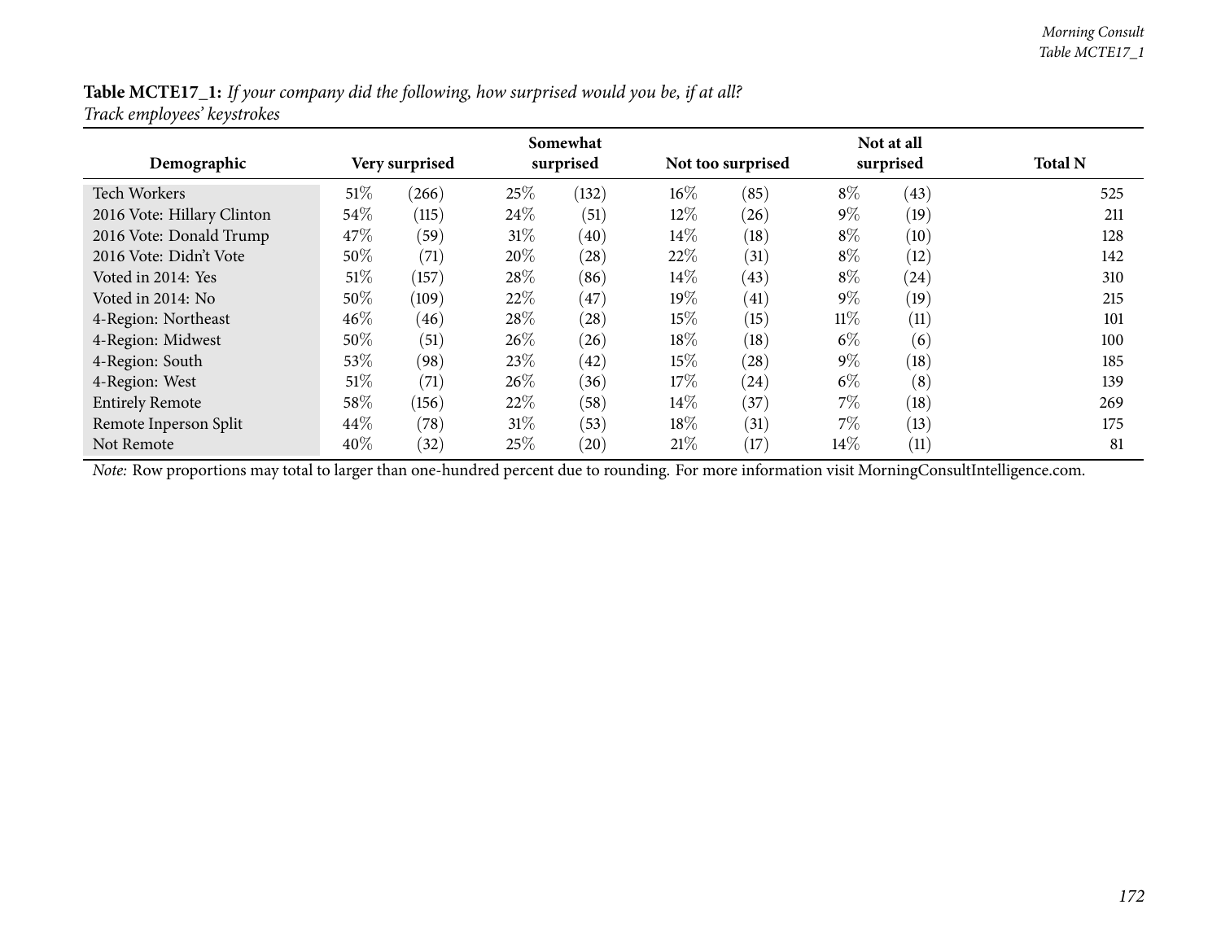**Table MCTE17_1:** *If your company did the following, how surprised would you be, if at all?*
*Track employees' keystrokes*

| Demographic | Very surprised | | Somewhat surprised | | Not too surprised | | Not at all surprised | | Total N |
|---|---|---|---|---|---|---|---|---|---|
| Tech Workers | 51% | (266) | 25% | (132) | 16% | (85) | 8% | (43) | 525 |
| 2016 Vote: Hillary Clinton | 54% | (115) | 24% | (51) | 12% | (26) | 9% | (19) | 211 |
| 2016 Vote: Donald Trump | 47% | (59) | 31% | (40) | 14% | (18) | 8% | (10) | 128 |
| 2016 Vote: Didn't Vote | 50% | (71) | 20% | (28) | 22% | (31) | 8% | (12) | 142 |
| Voted in 2014: Yes | 51% | (157) | 28% | (86) | 14% | (43) | 8% | (24) | 310 |
| Voted in 2014: No | 50% | (109) | 22% | (47) | 19% | (41) | 9% | (19) | 215 |
| 4-Region: Northeast | 46% | (46) | 28% | (28) | 15% | (15) | 11% | (11) | 101 |
| 4-Region: Midwest | 50% | (51) | 26% | (26) | 18% | (18) | 6% | (6) | 100 |
| 4-Region: South | 53% | (98) | 23% | (42) | 15% | (28) | 9% | (18) | 185 |
| 4-Region: West | 51% | (71) | 26% | (36) | 17% | (24) | 6% | (8) | 139 |
| Entirely Remote | 58% | (156) | 22% | (58) | 14% | (37) | 7% | (18) | 269 |
| Remote Inperson Split | 44% | (78) | 31% | (53) | 18% | (31) | 7% | (13) | 175 |
| Not Remote | 40% | (32) | 25% | (20) | 21% | (17) | 14% | (11) | 81 |

*Note:* Row proportions may total to larger than one-hundred percent due to rounding. For more information visit MorningConsultIntelligence.com.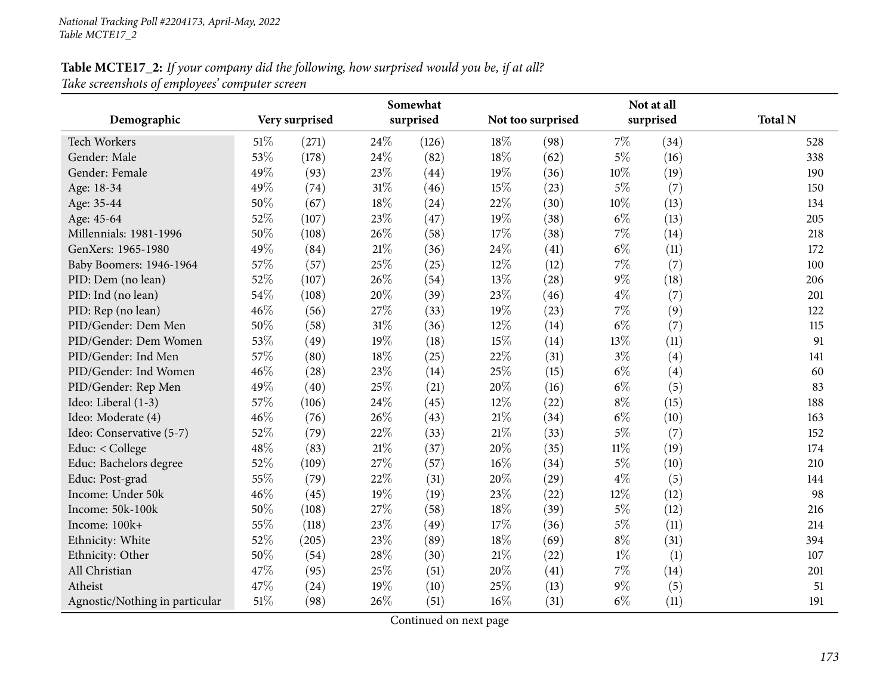**Table MCTE17_2:** *If your company did the following, how surprised would you be, if at all?*
*Take screenshots of employees' computer screen*

| Demographic | Very surprised | | Somewhat surprised | | Not too surprised | | Not at all surprised | | Total N |
|---|---|---|---|---|---|---|---|---|---|
| Tech Workers | 51% | (271) | 24% | (126) | 18% | (98) | 7% | (34) | 528 |
| Gender: Male | 53% | (178) | 24% | (82) | 18% | (62) | 5% | (16) | 338 |
| Gender: Female | 49% | (93) | 23% | (44) | 19% | (36) | 10% | (19) | 190 |
| Age: 18-34 | 49% | (74) | 31% | (46) | 15% | (23) | 5% | (7) | 150 |
| Age: 35-44 | 50% | (67) | 18% | (24) | 22% | (30) | 10% | (13) | 134 |
| Age: 45-64 | 52% | (107) | 23% | (47) | 19% | (38) | 6% | (13) | 205 |
| Millennials: 1981-1996 | 50% | (108) | 26% | (58) | 17% | (38) | 7% | (14) | 218 |
| GenXers: 1965-1980 | 49% | (84) | 21% | (36) | 24% | (41) | 6% | (11) | 172 |
| Baby Boomers: 1946-1964 | 57% | (57) | 25% | (25) | 12% | (12) | 7% | (7) | 100 |
| PID: Dem (no lean) | 52% | (107) | 26% | (54) | 13% | (28) | 9% | (18) | 206 |
| PID: Ind (no lean) | 54% | (108) | 20% | (39) | 23% | (46) | 4% | (7) | 201 |
| PID: Rep (no lean) | 46% | (56) | 27% | (33) | 19% | (23) | 7% | (9) | 122 |
| PID/Gender: Dem Men | 50% | (58) | 31% | (36) | 12% | (14) | 6% | (7) | 115 |
| PID/Gender: Dem Women | 53% | (49) | 19% | (18) | 15% | (14) | 13% | (11) | 91 |
| PID/Gender: Ind Men | 57% | (80) | 18% | (25) | 22% | (31) | 3% | (4) | 141 |
| PID/Gender: Ind Women | 46% | (28) | 23% | (14) | 25% | (15) | 6% | (4) | 60 |
| PID/Gender: Rep Men | 49% | (40) | 25% | (21) | 20% | (16) | 6% | (5) | 83 |
| Ideo: Liberal (1-3) | 57% | (106) | 24% | (45) | 12% | (22) | 8% | (15) | 188 |
| Ideo: Moderate (4) | 46% | (76) | 26% | (43) | 21% | (34) | 6% | (10) | 163 |
| Ideo: Conservative (5-7) | 52% | (79) | 22% | (33) | 21% | (33) | 5% | (7) | 152 |
| Educ: < College | 48% | (83) | 21% | (37) | 20% | (35) | 11% | (19) | 174 |
| Educ: Bachelors degree | 52% | (109) | 27% | (57) | 16% | (34) | 5% | (10) | 210 |
| Educ: Post-grad | 55% | (79) | 22% | (31) | 20% | (29) | 4% | (5) | 144 |
| Income: Under 50k | 46% | (45) | 19% | (19) | 23% | (22) | 12% | (12) | 98 |
| Income: 50k-100k | 50% | (108) | 27% | (58) | 18% | (39) | 5% | (12) | 216 |
| Income: 100k+ | 55% | (118) | 23% | (49) | 17% | (36) | 5% | (11) | 214 |
| Ethnicity: White | 52% | (205) | 23% | (89) | 18% | (69) | 8% | (31) | 394 |
| Ethnicity: Other | 50% | (54) | 28% | (30) | 21% | (22) | 1% | (1) | 107 |
| All Christian | 47% | (95) | 25% | (51) | 20% | (41) | 7% | (14) | 201 |
| Atheist | 47% | (24) | 19% | (10) | 25% | (13) | 9% | (5) | 51 |
| Agnostic/Nothing in particular | 51% | (98) | 26% | (51) | 16% | (31) | 6% | (11) | 191 |

Continued on next page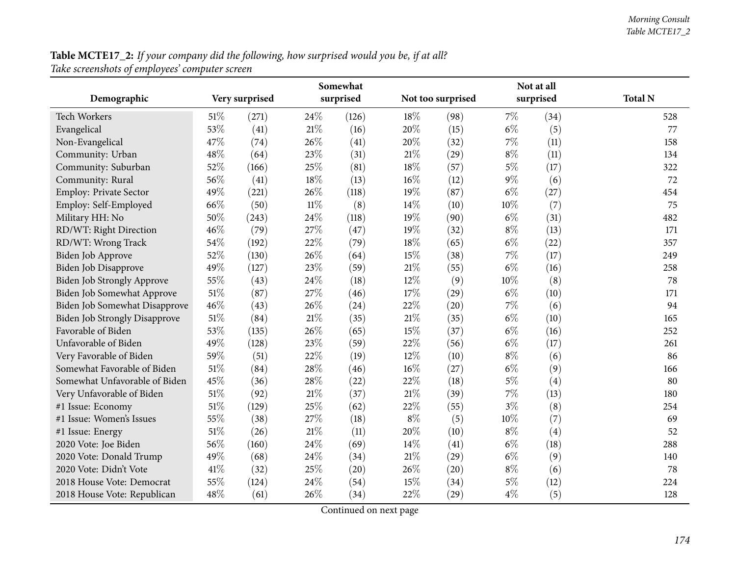**Table MCTE17_2:** *If your company did the following, how surprised would you be, if at all?*
*Take screenshots of employees' computer screen*

| Demographic | Very surprised | | Somewhat surprised | | Not too surprised | | Not at all surprised | | Total N |
|---|---|---|---|---|---|---|---|---|---|
| Tech Workers | 51% | (271) | 24% | (126) | 18% | (98) | 7% | (34) | 528 |
| Evangelical | 53% | (41) | 21% | (16) | 20% | (15) | 6% | (5) | 77 |
| Non-Evangelical | 47% | (74) | 26% | (41) | 20% | (32) | 7% | (11) | 158 |
| Community: Urban | 48% | (64) | 23% | (31) | 21% | (29) | 8% | (11) | 134 |
| Community: Suburban | 52% | (166) | 25% | (81) | 18% | (57) | 5% | (17) | 322 |
| Community: Rural | 56% | (41) | 18% | (13) | 16% | (12) | 9% | (6) | 72 |
| Employ: Private Sector | 49% | (221) | 26% | (118) | 19% | (87) | 6% | (27) | 454 |
| Employ: Self-Employed | 66% | (50) | 11% | (8) | 14% | (10) | 10% | (7) | 75 |
| Military HH: No | 50% | (243) | 24% | (118) | 19% | (90) | 6% | (31) | 482 |
| RD/WT: Right Direction | 46% | (79) | 27% | (47) | 19% | (32) | 8% | (13) | 171 |
| RD/WT: Wrong Track | 54% | (192) | 22% | (79) | 18% | (65) | 6% | (22) | 357 |
| Biden Job Approve | 52% | (130) | 26% | (64) | 15% | (38) | 7% | (17) | 249 |
| Biden Job Disapprove | 49% | (127) | 23% | (59) | 21% | (55) | 6% | (16) | 258 |
| Biden Job Strongly Approve | 55% | (43) | 24% | (18) | 12% | (9) | 10% | (8) | 78 |
| Biden Job Somewhat Approve | 51% | (87) | 27% | (46) | 17% | (29) | 6% | (10) | 171 |
| Biden Job Somewhat Disapprove | 46% | (43) | 26% | (24) | 22% | (20) | 7% | (6) | 94 |
| Biden Job Strongly Disapprove | 51% | (84) | 21% | (35) | 21% | (35) | 6% | (10) | 165 |
| Favorable of Biden | 53% | (135) | 26% | (65) | 15% | (37) | 6% | (16) | 252 |
| Unfavorable of Biden | 49% | (128) | 23% | (59) | 22% | (56) | 6% | (17) | 261 |
| Very Favorable of Biden | 59% | (51) | 22% | (19) | 12% | (10) | 8% | (6) | 86 |
| Somewhat Favorable of Biden | 51% | (84) | 28% | (46) | 16% | (27) | 6% | (9) | 166 |
| Somewhat Unfavorable of Biden | 45% | (36) | 28% | (22) | 22% | (18) | 5% | (4) | 80 |
| Very Unfavorable of Biden | 51% | (92) | 21% | (37) | 21% | (39) | 7% | (13) | 180 |
| #1 Issue: Economy | 51% | (129) | 25% | (62) | 22% | (55) | 3% | (8) | 254 |
| #1 Issue: Women's Issues | 55% | (38) | 27% | (18) | 8% | (5) | 10% | (7) | 69 |
| #1 Issue: Energy | 51% | (26) | 21% | (11) | 20% | (10) | 8% | (4) | 52 |
| 2020 Vote: Joe Biden | 56% | (160) | 24% | (69) | 14% | (41) | 6% | (18) | 288 |
| 2020 Vote: Donald Trump | 49% | (68) | 24% | (34) | 21% | (29) | 6% | (9) | 140 |
| 2020 Vote: Didn't Vote | 41% | (32) | 25% | (20) | 26% | (20) | 8% | (6) | 78 |
| 2018 House Vote: Democrat | 55% | (124) | 24% | (54) | 15% | (34) | 5% | (12) | 224 |
| 2018 House Vote: Republican | 48% | (61) | 26% | (34) | 22% | (29) | 4% | (5) | 128 |

Continued on next page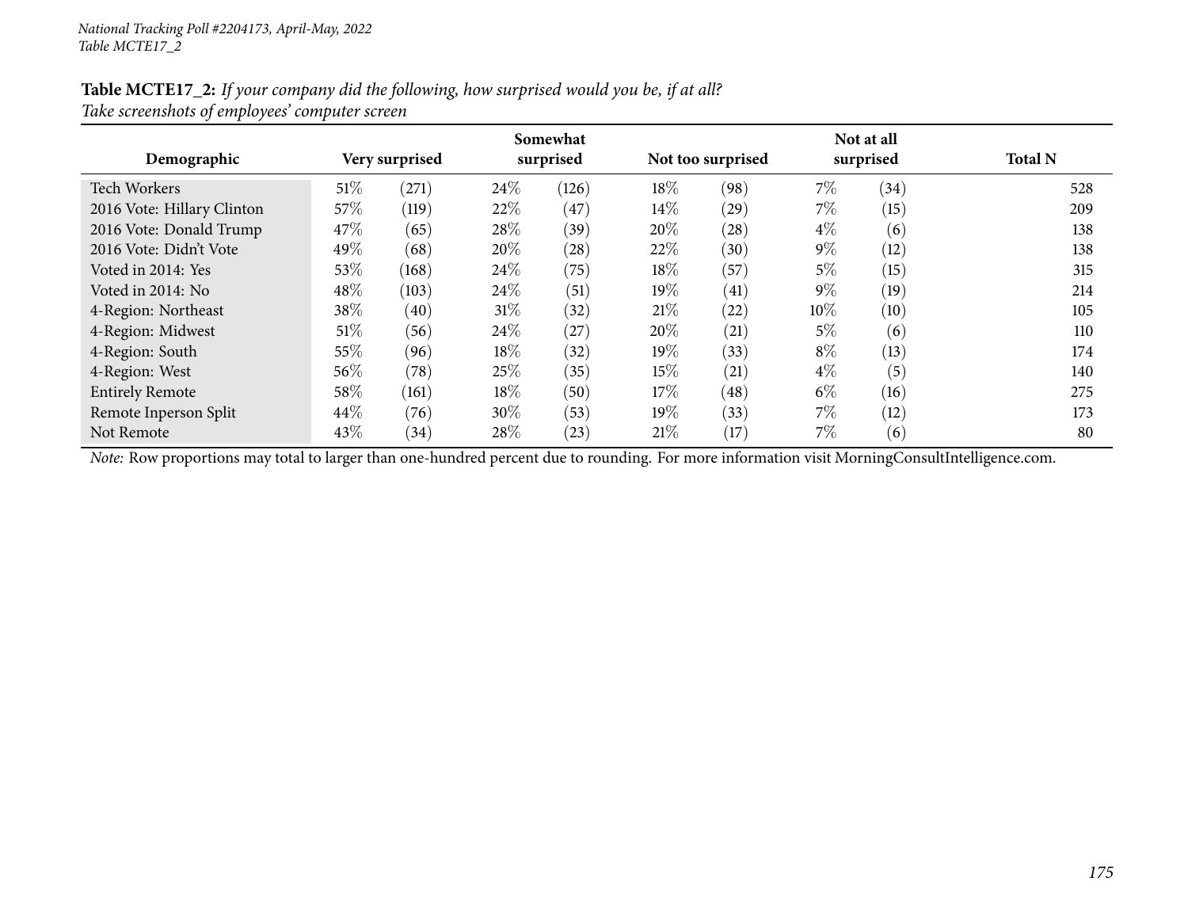*National Tracking Poll #2204173, April-May, 2022*
*Table MCTE17_2*

**Table MCTE17_2:** *If your company did the following, how surprised would you be, if at all?*
*Take screenshots of employees' computer screen*

| Demographic | Very surprised | | Somewhat surprised | | Not too surprised | | Not at all surprised | | Total N |
|---|---|---|---|---|---|---|---|---|---|
| Tech Workers | 51% | (271) | 24% | (126) | 18% | (98) | 7% | (34) | 528 |
| 2016 Vote: Hillary Clinton | 57% | (119) | 22% | (47) | 14% | (29) | 7% | (15) | 209 |
| 2016 Vote: Donald Trump | 47% | (65) | 28% | (39) | 20% | (28) | 4% | (6) | 138 |
| 2016 Vote: Didn't Vote | 49% | (68) | 20% | (28) | 22% | (30) | 9% | (12) | 138 |
| Voted in 2014: Yes | 53% | (168) | 24% | (75) | 18% | (57) | 5% | (15) | 315 |
| Voted in 2014: No | 48% | (103) | 24% | (51) | 19% | (41) | 9% | (19) | 214 |
| 4-Region: Northeast | 38% | (40) | 31% | (32) | 21% | (22) | 10% | (10) | 105 |
| 4-Region: Midwest | 51% | (56) | 24% | (27) | 20% | (21) | 5% | (6) | 110 |
| 4-Region: South | 55% | (96) | 18% | (32) | 19% | (33) | 8% | (13) | 174 |
| 4-Region: West | 56% | (78) | 25% | (35) | 15% | (21) | 4% | (5) | 140 |
| Entirely Remote | 58% | (161) | 18% | (50) | 17% | (48) | 6% | (16) | 275 |
| Remote Inperson Split | 44% | (76) | 30% | (53) | 19% | (33) | 7% | (12) | 173 |
| Not Remote | 43% | (34) | 28% | (23) | 21% | (17) | 7% | (6) | 80 |

*Note:* Row proportions may total to larger than one-hundred percent due to rounding. For more information visit MorningConsultIntelligence.com.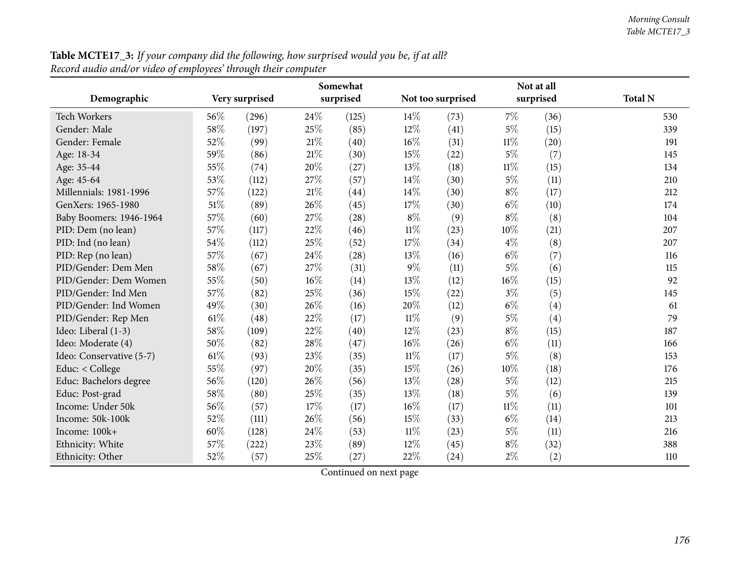**Table MCTE17_3:** *If your company did the following, how surprised would you be, if at all?*
*Record audio and/or video of employees' through their computer*

| Demographic | Very surprised | | Somewhat surprised | | Not too surprised | | Not at all surprised | | Total N |
|---|---|---|---|---|---|---|---|---|---|
| Tech Workers | 56% | (296) | 24% | (125) | 14% | (73) | 7% | (36) | 530 |
| Gender: Male | 58% | (197) | 25% | (85) | 12% | (41) | 5% | (15) | 339 |
| Gender: Female | 52% | (99) | 21% | (40) | 16% | (31) | 11% | (20) | 191 |
| Age: 18-34 | 59% | (86) | 21% | (30) | 15% | (22) | 5% | (7) | 145 |
| Age: 35-44 | 55% | (74) | 20% | (27) | 13% | (18) | 11% | (15) | 134 |
| Age: 45-64 | 53% | (112) | 27% | (57) | 14% | (30) | 5% | (11) | 210 |
| Millennials: 1981-1996 | 57% | (122) | 21% | (44) | 14% | (30) | 8% | (17) | 212 |
| GenXers: 1965-1980 | 51% | (89) | 26% | (45) | 17% | (30) | 6% | (10) | 174 |
| Baby Boomers: 1946-1964 | 57% | (60) | 27% | (28) | 8% | (9) | 8% | (8) | 104 |
| PID: Dem (no lean) | 57% | (117) | 22% | (46) | 11% | (23) | 10% | (21) | 207 |
| PID: Ind (no lean) | 54% | (112) | 25% | (52) | 17% | (34) | 4% | (8) | 207 |
| PID: Rep (no lean) | 57% | (67) | 24% | (28) | 13% | (16) | 6% | (7) | 116 |
| PID/Gender: Dem Men | 58% | (67) | 27% | (31) | 9% | (11) | 5% | (6) | 115 |
| PID/Gender: Dem Women | 55% | (50) | 16% | (14) | 13% | (12) | 16% | (15) | 92 |
| PID/Gender: Ind Men | 57% | (82) | 25% | (36) | 15% | (22) | 3% | (5) | 145 |
| PID/Gender: Ind Women | 49% | (30) | 26% | (16) | 20% | (12) | 6% | (4) | 61 |
| PID/Gender: Rep Men | 61% | (48) | 22% | (17) | 11% | (9) | 5% | (4) | 79 |
| Ideo: Liberal (1-3) | 58% | (109) | 22% | (40) | 12% | (23) | 8% | (15) | 187 |
| Ideo: Moderate (4) | 50% | (82) | 28% | (47) | 16% | (26) | 6% | (11) | 166 |
| Ideo: Conservative (5-7) | 61% | (93) | 23% | (35) | 11% | (17) | 5% | (8) | 153 |
| Educ: < College | 55% | (97) | 20% | (35) | 15% | (26) | 10% | (18) | 176 |
| Educ: Bachelors degree | 56% | (120) | 26% | (56) | 13% | (28) | 5% | (12) | 215 |
| Educ: Post-grad | 58% | (80) | 25% | (35) | 13% | (18) | 5% | (6) | 139 |
| Income: Under 50k | 56% | (57) | 17% | (17) | 16% | (17) | 11% | (11) | 101 |
| Income: 50k-100k | 52% | (111) | 26% | (56) | 15% | (33) | 6% | (14) | 213 |
| Income: 100k+ | 60% | (128) | 24% | (53) | 11% | (23) | 5% | (11) | 216 |
| Ethnicity: White | 57% | (222) | 23% | (89) | 12% | (45) | 8% | (32) | 388 |
| Ethnicity: Other | 52% | (57) | 25% | (27) | 22% | (24) | 2% | (2) | 110 |

Continued on next page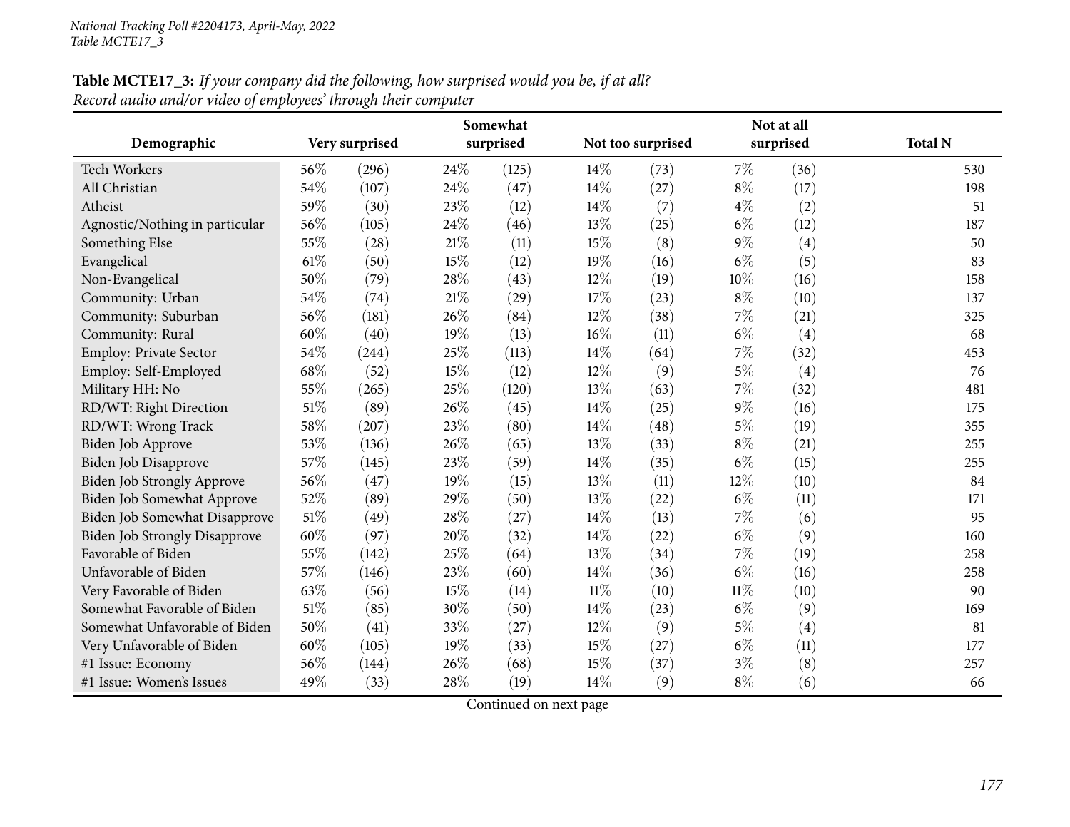*National Tracking Poll #2204173, April-May, 2022*
*Table MCTE17_3*

**Table MCTE17_3:** *If your company did the following, how surprised would you be, if at all?*
*Record audio and/or video of employees' through their computer*

| Demographic | Very surprised | | Somewhat surprised | | Not too surprised | | Not at all surprised | | Total N |
|---|---|---|---|---|---|---|---|---|---|
| Tech Workers | 56% | (296) | 24% | (125) | 14% | (73) | 7% | (36) | 530 |
| All Christian | 54% | (107) | 24% | (47) | 14% | (27) | 8% | (17) | 198 |
| Atheist | 59% | (30) | 23% | (12) | 14% | (7) | 4% | (2) | 51 |
| Agnostic/Nothing in particular | 56% | (105) | 24% | (46) | 13% | (25) | 6% | (12) | 187 |
| Something Else | 55% | (28) | 21% | (11) | 15% | (8) | 9% | (4) | 50 |
| Evangelical | 61% | (50) | 15% | (12) | 19% | (16) | 6% | (5) | 83 |
| Non-Evangelical | 50% | (79) | 28% | (43) | 12% | (19) | 10% | (16) | 158 |
| Community: Urban | 54% | (74) | 21% | (29) | 17% | (23) | 8% | (10) | 137 |
| Community: Suburban | 56% | (181) | 26% | (84) | 12% | (38) | 7% | (21) | 325 |
| Community: Rural | 60% | (40) | 19% | (13) | 16% | (11) | 6% | (4) | 68 |
| Employ: Private Sector | 54% | (244) | 25% | (113) | 14% | (64) | 7% | (32) | 453 |
| Employ: Self-Employed | 68% | (52) | 15% | (12) | 12% | (9) | 5% | (4) | 76 |
| Military HH: No | 55% | (265) | 25% | (120) | 13% | (63) | 7% | (32) | 481 |
| RD/WT: Right Direction | 51% | (89) | 26% | (45) | 14% | (25) | 9% | (16) | 175 |
| RD/WT: Wrong Track | 58% | (207) | 23% | (80) | 14% | (48) | 5% | (19) | 355 |
| Biden Job Approve | 53% | (136) | 26% | (65) | 13% | (33) | 8% | (21) | 255 |
| Biden Job Disapprove | 57% | (145) | 23% | (59) | 14% | (35) | 6% | (15) | 255 |
| Biden Job Strongly Approve | 56% | (47) | 19% | (15) | 13% | (11) | 12% | (10) | 84 |
| Biden Job Somewhat Approve | 52% | (89) | 29% | (50) | 13% | (22) | 6% | (11) | 171 |
| Biden Job Somewhat Disapprove | 51% | (49) | 28% | (27) | 14% | (13) | 7% | (6) | 95 |
| Biden Job Strongly Disapprove | 60% | (97) | 20% | (32) | 14% | (22) | 6% | (9) | 160 |
| Favorable of Biden | 55% | (142) | 25% | (64) | 13% | (34) | 7% | (19) | 258 |
| Unfavorable of Biden | 57% | (146) | 23% | (60) | 14% | (36) | 6% | (16) | 258 |
| Very Favorable of Biden | 63% | (56) | 15% | (14) | 11% | (10) | 11% | (10) | 90 |
| Somewhat Favorable of Biden | 51% | (85) | 30% | (50) | 14% | (23) | 6% | (9) | 169 |
| Somewhat Unfavorable of Biden | 50% | (41) | 33% | (27) | 12% | (9) | 5% | (4) | 81 |
| Very Unfavorable of Biden | 60% | (105) | 19% | (33) | 15% | (27) | 6% | (11) | 177 |
| #1 Issue: Economy | 56% | (144) | 26% | (68) | 15% | (37) | 3% | (8) | 257 |
| #1 Issue: Women's Issues | 49% | (33) | 28% | (19) | 14% | (9) | 8% | (6) | 66 |

Continued on next page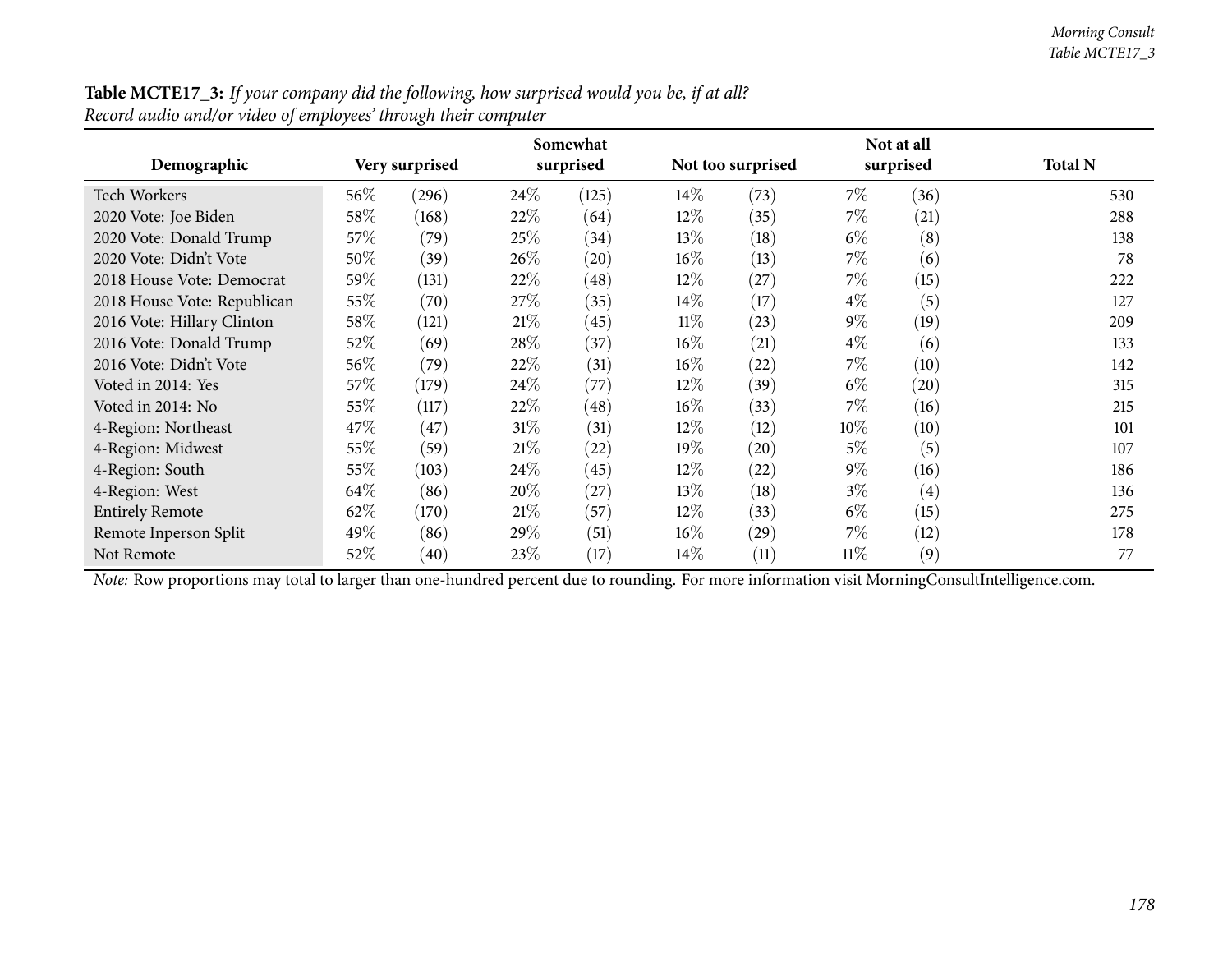**Table MCTE17_3:** *If your company did the following, how surprised would you be, if at all? Record audio and/or video of employees' through their computer*

| Demographic | Very surprised | | Somewhat surprised | | Not too surprised | | Not at all surprised | | Total N |
|---|---|---|---|---|---|---|---|---|---|
| Tech Workers | 56% | (296) | 24% | (125) | 14% | (73) | 7% | (36) | 530 |
| 2020 Vote: Joe Biden | 58% | (168) | 22% | (64) | 12% | (35) | 7% | (21) | 288 |
| 2020 Vote: Donald Trump | 57% | (79) | 25% | (34) | 13% | (18) | 6% | (8) | 138 |
| 2020 Vote: Didn't Vote | 50% | (39) | 26% | (20) | 16% | (13) | 7% | (6) | 78 |
| 2018 House Vote: Democrat | 59% | (131) | 22% | (48) | 12% | (27) | 7% | (15) | 222 |
| 2018 House Vote: Republican | 55% | (70) | 27% | (35) | 14% | (17) | 4% | (5) | 127 |
| 2016 Vote: Hillary Clinton | 58% | (121) | 21% | (45) | 11% | (23) | 9% | (19) | 209 |
| 2016 Vote: Donald Trump | 52% | (69) | 28% | (37) | 16% | (21) | 4% | (6) | 133 |
| 2016 Vote: Didn't Vote | 56% | (79) | 22% | (31) | 16% | (22) | 7% | (10) | 142 |
| Voted in 2014: Yes | 57% | (179) | 24% | (77) | 12% | (39) | 6% | (20) | 315 |
| Voted in 2014: No | 55% | (117) | 22% | (48) | 16% | (33) | 7% | (16) | 215 |
| 4-Region: Northeast | 47% | (47) | 31% | (31) | 12% | (12) | 10% | (10) | 101 |
| 4-Region: Midwest | 55% | (59) | 21% | (22) | 19% | (20) | 5% | (5) | 107 |
| 4-Region: South | 55% | (103) | 24% | (45) | 12% | (22) | 9% | (16) | 186 |
| 4-Region: West | 64% | (86) | 20% | (27) | 13% | (18) | 3% | (4) | 136 |
| Entirely Remote | 62% | (170) | 21% | (57) | 12% | (33) | 6% | (15) | 275 |
| Remote Inperson Split | 49% | (86) | 29% | (51) | 16% | (29) | 7% | (12) | 178 |
| Not Remote | 52% | (40) | 23% | (17) | 14% | (11) | 11% | (9) | 77 |

*Note:* Row proportions may total to larger than one-hundred percent due to rounding. For more information visit MorningConsultIntelligence.com.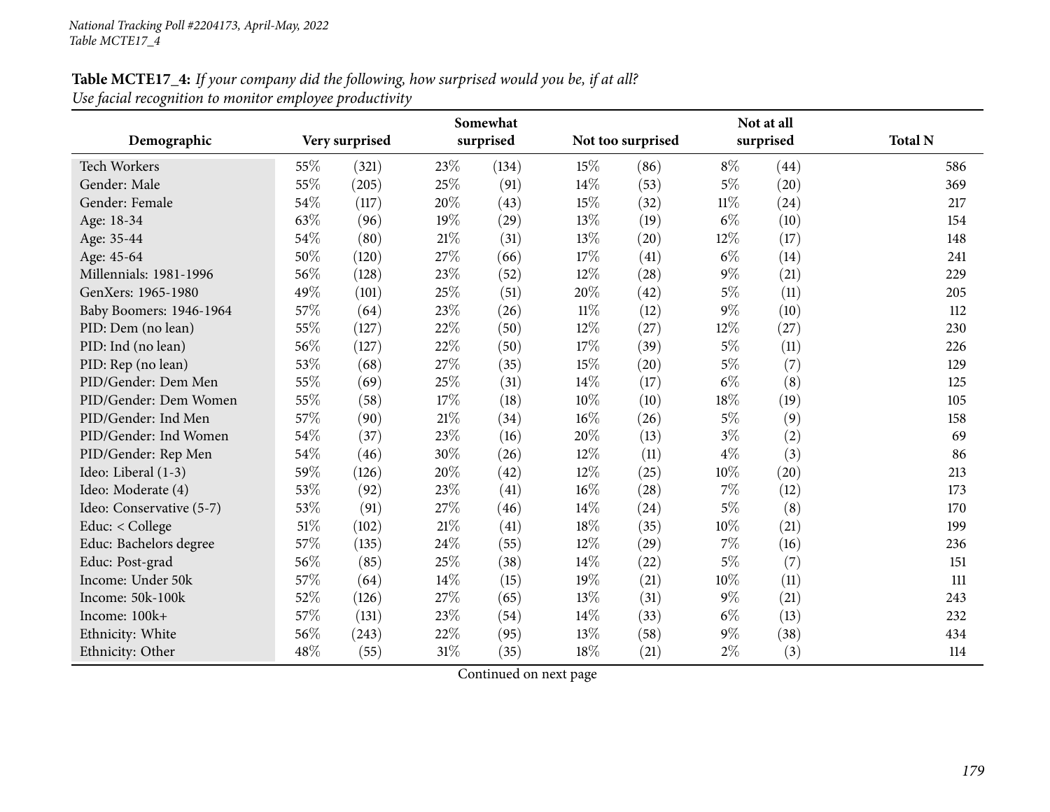*National Tracking Poll #2204173, April-May, 2022*
*Table MCTE17_4*

**Table MCTE17_4:** *If your company did the following, how surprised would you be, if at all?*
*Use facial recognition to monitor employee productivity*

| Demographic | Very surprised | | Somewhat surprised | | Not too surprised | | Not at all surprised | | Total N |
|---|---|---|---|---|---|---|---|---|---|
| Tech Workers | 55% | (321) | 23% | (134) | 15% | (86) | 8% | (44) | 586 |
| Gender: Male | 55% | (205) | 25% | (91) | 14% | (53) | 5% | (20) | 369 |
| Gender: Female | 54% | (117) | 20% | (43) | 15% | (32) | 11% | (24) | 217 |
| Age: 18-34 | 63% | (96) | 19% | (29) | 13% | (19) | 6% | (10) | 154 |
| Age: 35-44 | 54% | (80) | 21% | (31) | 13% | (20) | 12% | (17) | 148 |
| Age: 45-64 | 50% | (120) | 27% | (66) | 17% | (41) | 6% | (14) | 241 |
| Millennials: 1981-1996 | 56% | (128) | 23% | (52) | 12% | (28) | 9% | (21) | 229 |
| GenXers: 1965-1980 | 49% | (101) | 25% | (51) | 20% | (42) | 5% | (11) | 205 |
| Baby Boomers: 1946-1964 | 57% | (64) | 23% | (26) | 11% | (12) | 9% | (10) | 112 |
| PID: Dem (no lean) | 55% | (127) | 22% | (50) | 12% | (27) | 12% | (27) | 230 |
| PID: Ind (no lean) | 56% | (127) | 22% | (50) | 17% | (39) | 5% | (11) | 226 |
| PID: Rep (no lean) | 53% | (68) | 27% | (35) | 15% | (20) | 5% | (7) | 129 |
| PID/Gender: Dem Men | 55% | (69) | 25% | (31) | 14% | (17) | 6% | (8) | 125 |
| PID/Gender: Dem Women | 55% | (58) | 17% | (18) | 10% | (10) | 18% | (19) | 105 |
| PID/Gender: Ind Men | 57% | (90) | 21% | (34) | 16% | (26) | 5% | (9) | 158 |
| PID/Gender: Ind Women | 54% | (37) | 23% | (16) | 20% | (13) | 3% | (2) | 69 |
| PID/Gender: Rep Men | 54% | (46) | 30% | (26) | 12% | (11) | 4% | (3) | 86 |
| Ideo: Liberal (1-3) | 59% | (126) | 20% | (42) | 12% | (25) | 10% | (20) | 213 |
| Ideo: Moderate (4) | 53% | (92) | 23% | (41) | 16% | (28) | 7% | (12) | 173 |
| Ideo: Conservative (5-7) | 53% | (91) | 27% | (46) | 14% | (24) | 5% | (8) | 170 |
| Educ: < College | 51% | (102) | 21% | (41) | 18% | (35) | 10% | (21) | 199 |
| Educ: Bachelors degree | 57% | (135) | 24% | (55) | 12% | (29) | 7% | (16) | 236 |
| Educ: Post-grad | 56% | (85) | 25% | (38) | 14% | (22) | 5% | (7) | 151 |
| Income: Under 50k | 57% | (64) | 14% | (15) | 19% | (21) | 10% | (11) | 111 |
| Income: 50k-100k | 52% | (126) | 27% | (65) | 13% | (31) | 9% | (21) | 243 |
| Income: 100k+ | 57% | (131) | 23% | (54) | 14% | (33) | 6% | (13) | 232 |
| Ethnicity: White | 56% | (243) | 22% | (95) | 13% | (58) | 9% | (38) | 434 |
| Ethnicity: Other | 48% | (55) | 31% | (35) | 18% | (21) | 2% | (3) | 114 |

Continued on next page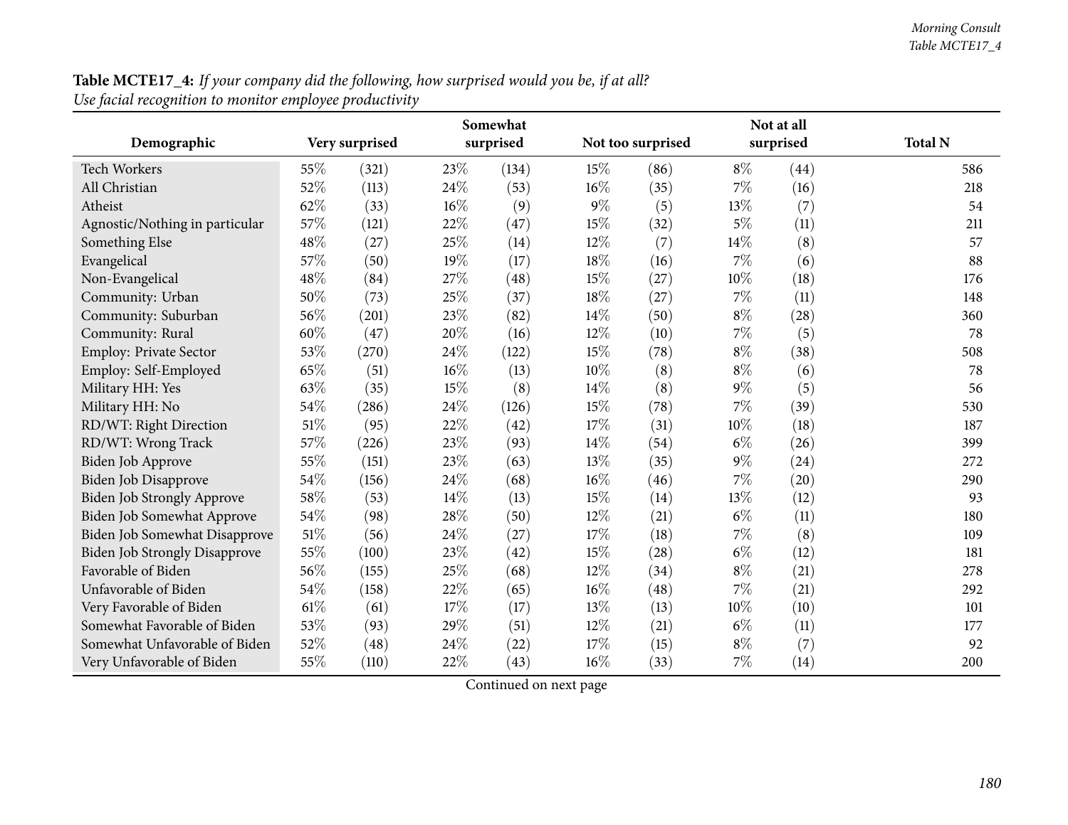**Table MCTE17_4:** *If your company did the following, how surprised would you be, if at all?*
*Use facial recognition to monitor employee productivity*

| Demographic | Very surprised | | Somewhat surprised | | Not too surprised | | Not at all surprised | | Total N |
|---|---|---|---|---|---|---|---|---|---|
| Tech Workers | 55% | (321) | 23% | (134) | 15% | (86) | 8% | (44) | 586 |
| All Christian | 52% | (113) | 24% | (53) | 16% | (35) | 7% | (16) | 218 |
| Atheist | 62% | (33) | 16% | (9) | 9% | (5) | 13% | (7) | 54 |
| Agnostic/Nothing in particular | 57% | (121) | 22% | (47) | 15% | (32) | 5% | (11) | 211 |
| Something Else | 48% | (27) | 25% | (14) | 12% | (7) | 14% | (8) | 57 |
| Evangelical | 57% | (50) | 19% | (17) | 18% | (16) | 7% | (6) | 88 |
| Non-Evangelical | 48% | (84) | 27% | (48) | 15% | (27) | 10% | (18) | 176 |
| Community: Urban | 50% | (73) | 25% | (37) | 18% | (27) | 7% | (11) | 148 |
| Community: Suburban | 56% | (201) | 23% | (82) | 14% | (50) | 8% | (28) | 360 |
| Community: Rural | 60% | (47) | 20% | (16) | 12% | (10) | 7% | (5) | 78 |
| Employ: Private Sector | 53% | (270) | 24% | (122) | 15% | (78) | 8% | (38) | 508 |
| Employ: Self-Employed | 65% | (51) | 16% | (13) | 10% | (8) | 8% | (6) | 78 |
| Military HH: Yes | 63% | (35) | 15% | (8) | 14% | (8) | 9% | (5) | 56 |
| Military HH: No | 54% | (286) | 24% | (126) | 15% | (78) | 7% | (39) | 530 |
| RD/WT: Right Direction | 51% | (95) | 22% | (42) | 17% | (31) | 10% | (18) | 187 |
| RD/WT: Wrong Track | 57% | (226) | 23% | (93) | 14% | (54) | 6% | (26) | 399 |
| Biden Job Approve | 55% | (151) | 23% | (63) | 13% | (35) | 9% | (24) | 272 |
| Biden Job Disapprove | 54% | (156) | 24% | (68) | 16% | (46) | 7% | (20) | 290 |
| Biden Job Strongly Approve | 58% | (53) | 14% | (13) | 15% | (14) | 13% | (12) | 93 |
| Biden Job Somewhat Approve | 54% | (98) | 28% | (50) | 12% | (21) | 6% | (11) | 180 |
| Biden Job Somewhat Disapprove | 51% | (56) | 24% | (27) | 17% | (18) | 7% | (8) | 109 |
| Biden Job Strongly Disapprove | 55% | (100) | 23% | (42) | 15% | (28) | 6% | (12) | 181 |
| Favorable of Biden | 56% | (155) | 25% | (68) | 12% | (34) | 8% | (21) | 278 |
| Unfavorable of Biden | 54% | (158) | 22% | (65) | 16% | (48) | 7% | (21) | 292 |
| Very Favorable of Biden | 61% | (61) | 17% | (17) | 13% | (13) | 10% | (10) | 101 |
| Somewhat Favorable of Biden | 53% | (93) | 29% | (51) | 12% | (21) | 6% | (11) | 177 |
| Somewhat Unfavorable of Biden | 52% | (48) | 24% | (22) | 17% | (15) | 8% | (7) | 92 |
| Very Unfavorable of Biden | 55% | (110) | 22% | (43) | 16% | (33) | 7% | (14) | 200 |

Continued on next page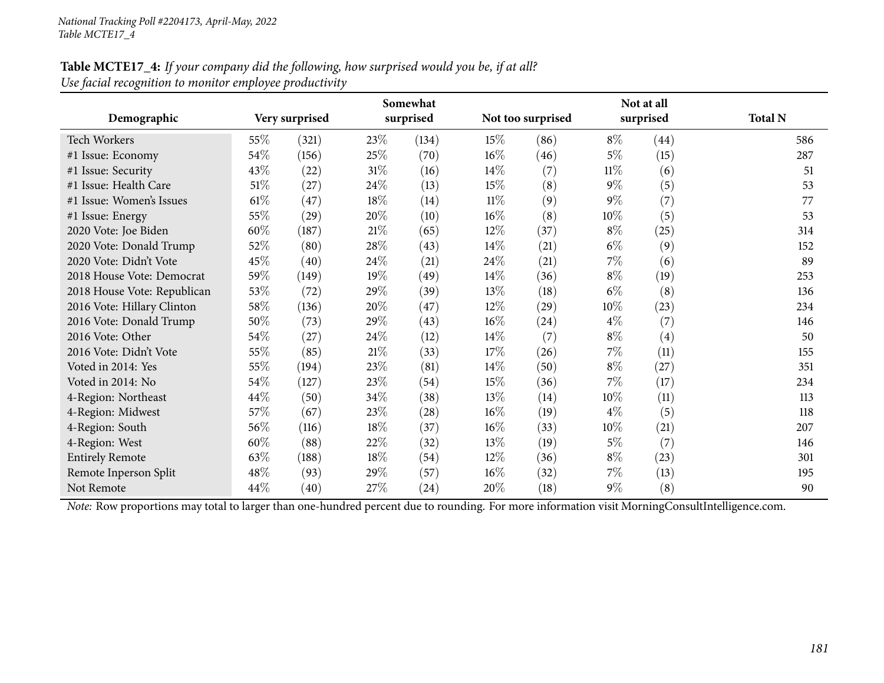*National Tracking Poll #2204173, April-May, 2022*
*Table MCTE17_4*

**Table MCTE17_4:** *If your company did the following, how surprised would you be, if at all?*
*Use facial recognition to monitor employee productivity*

| Demographic | Very surprised | | Somewhat surprised | | Not too surprised | | Not at all surprised | | Total N |
|---|---|---|---|---|---|---|---|---|---|
| Tech Workers | 55% | (321) | 23% | (134) | 15% | (86) | 8% | (44) | 586 |
| #1 Issue: Economy | 54% | (156) | 25% | (70) | 16% | (46) | 5% | (15) | 287 |
| #1 Issue: Security | 43% | (22) | 31% | (16) | 14% | (7) | 11% | (6) | 51 |
| #1 Issue: Health Care | 51% | (27) | 24% | (13) | 15% | (8) | 9% | (5) | 53 |
| #1 Issue: Women's Issues | 61% | (47) | 18% | (14) | 11% | (9) | 9% | (7) | 77 |
| #1 Issue: Energy | 55% | (29) | 20% | (10) | 16% | (8) | 10% | (5) | 53 |
| 2020 Vote: Joe Biden | 60% | (187) | 21% | (65) | 12% | (37) | 8% | (25) | 314 |
| 2020 Vote: Donald Trump | 52% | (80) | 28% | (43) | 14% | (21) | 6% | (9) | 152 |
| 2020 Vote: Didn't Vote | 45% | (40) | 24% | (21) | 24% | (21) | 7% | (6) | 89 |
| 2018 House Vote: Democrat | 59% | (149) | 19% | (49) | 14% | (36) | 8% | (19) | 253 |
| 2018 House Vote: Republican | 53% | (72) | 29% | (39) | 13% | (18) | 6% | (8) | 136 |
| 2016 Vote: Hillary Clinton | 58% | (136) | 20% | (47) | 12% | (29) | 10% | (23) | 234 |
| 2016 Vote: Donald Trump | 50% | (73) | 29% | (43) | 16% | (24) | 4% | (7) | 146 |
| 2016 Vote: Other | 54% | (27) | 24% | (12) | 14% | (7) | 8% | (4) | 50 |
| 2016 Vote: Didn't Vote | 55% | (85) | 21% | (33) | 17% | (26) | 7% | (11) | 155 |
| Voted in 2014: Yes | 55% | (194) | 23% | (81) | 14% | (50) | 8% | (27) | 351 |
| Voted in 2014: No | 54% | (127) | 23% | (54) | 15% | (36) | 7% | (17) | 234 |
| 4-Region: Northeast | 44% | (50) | 34% | (38) | 13% | (14) | 10% | (11) | 113 |
| 4-Region: Midwest | 57% | (67) | 23% | (28) | 16% | (19) | 4% | (5) | 118 |
| 4-Region: South | 56% | (116) | 18% | (37) | 16% | (33) | 10% | (21) | 207 |
| 4-Region: West | 60% | (88) | 22% | (32) | 13% | (19) | 5% | (7) | 146 |
| Entirely Remote | 63% | (188) | 18% | (54) | 12% | (36) | 8% | (23) | 301 |
| Remote Inperson Split | 48% | (93) | 29% | (57) | 16% | (32) | 7% | (13) | 195 |
| Not Remote | 44% | (40) | 27% | (24) | 20% | (18) | 9% | (8) | 90 |

*Note:* Row proportions may total to larger than one-hundred percent due to rounding. For more information visit MorningConsultIntelligence.com.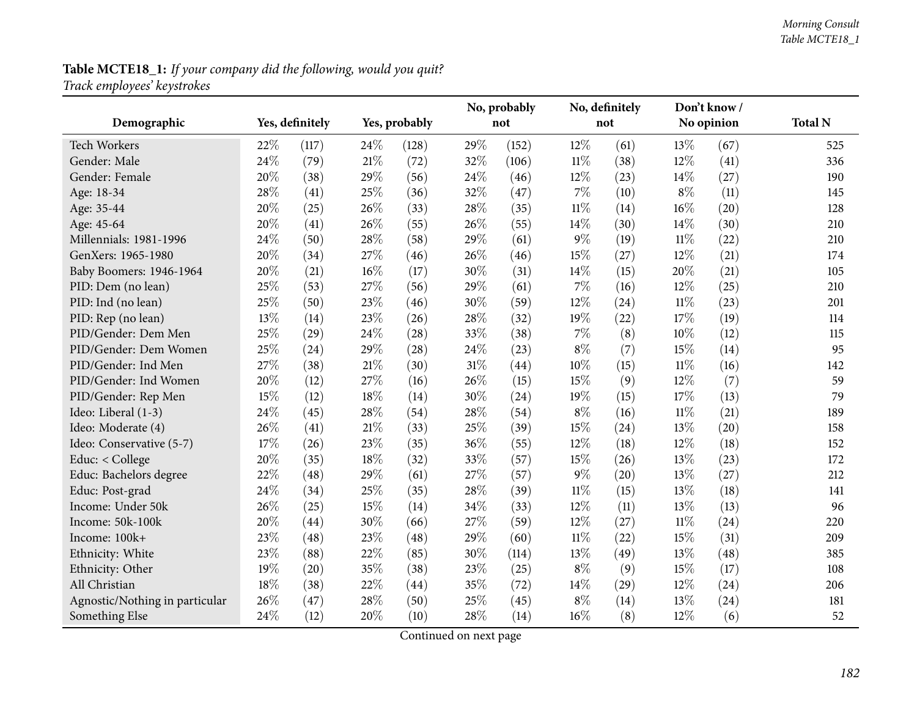**Table MCTE18_1:** *If your company did the following, would you quit?*
*Track employees' keystrokes*

| Demographic | Yes, definitely | | Yes, probably | | No, probably not | | No, definitely not | | Don't know / No opinion | | Total N |
|---|---|---|---|---|---|---|---|---|---|---|---|
| Tech Workers | 22% | (117) | 24% | (128) | 29% | (152) | 12% | (61) | 13% | (67) | 525 |
| Gender: Male | 24% | (79) | 21% | (72) | 32% | (106) | 11% | (38) | 12% | (41) | 336 |
| Gender: Female | 20% | (38) | 29% | (56) | 24% | (46) | 12% | (23) | 14% | (27) | 190 |
| Age: 18-34 | 28% | (41) | 25% | (36) | 32% | (47) | 7% | (10) | 8% | (11) | 145 |
| Age: 35-44 | 20% | (25) | 26% | (33) | 28% | (35) | 11% | (14) | 16% | (20) | 128 |
| Age: 45-64 | 20% | (41) | 26% | (55) | 26% | (55) | 14% | (30) | 14% | (30) | 210 |
| Millennials: 1981-1996 | 24% | (50) | 28% | (58) | 29% | (61) | 9% | (19) | 11% | (22) | 210 |
| GenXers: 1965-1980 | 20% | (34) | 27% | (46) | 26% | (46) | 15% | (27) | 12% | (21) | 174 |
| Baby Boomers: 1946-1964 | 20% | (21) | 16% | (17) | 30% | (31) | 14% | (15) | 20% | (21) | 105 |
| PID: Dem (no lean) | 25% | (53) | 27% | (56) | 29% | (61) | 7% | (16) | 12% | (25) | 210 |
| PID: Ind (no lean) | 25% | (50) | 23% | (46) | 30% | (59) | 12% | (24) | 11% | (23) | 201 |
| PID: Rep (no lean) | 13% | (14) | 23% | (26) | 28% | (32) | 19% | (22) | 17% | (19) | 114 |
| PID/Gender: Dem Men | 25% | (29) | 24% | (28) | 33% | (38) | 7% | (8) | 10% | (12) | 115 |
| PID/Gender: Dem Women | 25% | (24) | 29% | (28) | 24% | (23) | 8% | (7) | 15% | (14) | 95 |
| PID/Gender: Ind Men | 27% | (38) | 21% | (30) | 31% | (44) | 10% | (15) | 11% | (16) | 142 |
| PID/Gender: Ind Women | 20% | (12) | 27% | (16) | 26% | (15) | 15% | (9) | 12% | (7) | 59 |
| PID/Gender: Rep Men | 15% | (12) | 18% | (14) | 30% | (24) | 19% | (15) | 17% | (13) | 79 |
| Ideo: Liberal (1-3) | 24% | (45) | 28% | (54) | 28% | (54) | 8% | (16) | 11% | (21) | 189 |
| Ideo: Moderate (4) | 26% | (41) | 21% | (33) | 25% | (39) | 15% | (24) | 13% | (20) | 158 |
| Ideo: Conservative (5-7) | 17% | (26) | 23% | (35) | 36% | (55) | 12% | (18) | 12% | (18) | 152 |
| Educ: < College | 20% | (35) | 18% | (32) | 33% | (57) | 15% | (26) | 13% | (23) | 172 |
| Educ: Bachelors degree | 22% | (48) | 29% | (61) | 27% | (57) | 9% | (20) | 13% | (27) | 212 |
| Educ: Post-grad | 24% | (34) | 25% | (35) | 28% | (39) | 11% | (15) | 13% | (18) | 141 |
| Income: Under 50k | 26% | (25) | 15% | (14) | 34% | (33) | 12% | (11) | 13% | (13) | 96 |
| Income: 50k-100k | 20% | (44) | 30% | (66) | 27% | (59) | 12% | (27) | 11% | (24) | 220 |
| Income: 100k+ | 23% | (48) | 23% | (48) | 29% | (60) | 11% | (22) | 15% | (31) | 209 |
| Ethnicity: White | 23% | (88) | 22% | (85) | 30% | (114) | 13% | (49) | 13% | (48) | 385 |
| Ethnicity: Other | 19% | (20) | 35% | (38) | 23% | (25) | 8% | (9) | 15% | (17) | 108 |
| All Christian | 18% | (38) | 22% | (44) | 35% | (72) | 14% | (29) | 12% | (24) | 206 |
| Agnostic/Nothing in particular | 26% | (47) | 28% | (50) | 25% | (45) | 8% | (14) | 13% | (24) | 181 |
| Something Else | 24% | (12) | 20% | (10) | 28% | (14) | 16% | (8) | 12% | (6) | 52 |

Continued on next page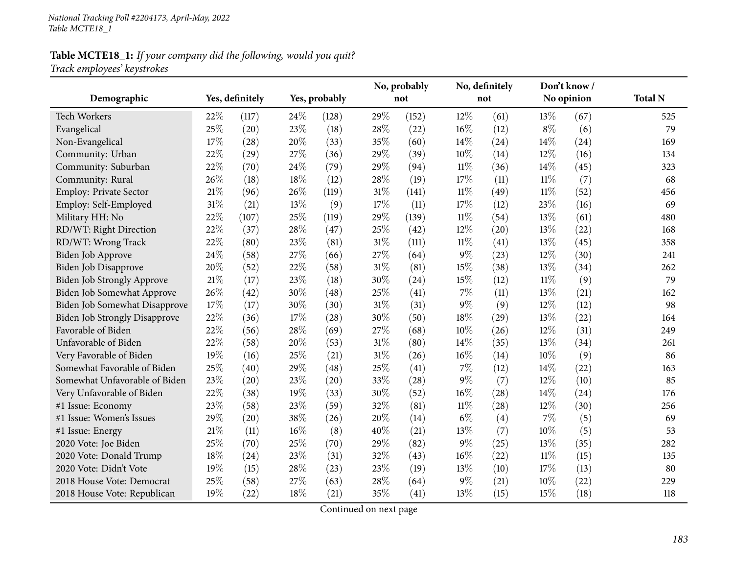*National Tracking Poll #2204173, April-May, 2022*
*Table MCTE18_1*

**Table MCTE18_1:** *If your company did the following, would you quit?*
*Track employees' keystrokes*

| Demographic | Yes, definitely | | Yes, probably | | No, probably not | | No, definitely not | | Don't know / No opinion | | Total N |
|---|---|---|---|---|---|---|---|---|---|---|---|
| Tech Workers | 22% | (117) | 24% | (128) | 29% | (152) | 12% | (61) | 13% | (67) | 525 |
| Evangelical | 25% | (20) | 23% | (18) | 28% | (22) | 16% | (12) | 8% | (6) | 79 |
| Non-Evangelical | 17% | (28) | 20% | (33) | 35% | (60) | 14% | (24) | 14% | (24) | 169 |
| Community: Urban | 22% | (29) | 27% | (36) | 29% | (39) | 10% | (14) | 12% | (16) | 134 |
| Community: Suburban | 22% | (70) | 24% | (79) | 29% | (94) | 11% | (36) | 14% | (45) | 323 |
| Community: Rural | 26% | (18) | 18% | (12) | 28% | (19) | 17% | (11) | 11% | (7) | 68 |
| Employ: Private Sector | 21% | (96) | 26% | (119) | 31% | (141) | 11% | (49) | 11% | (52) | 456 |
| Employ: Self-Employed | 31% | (21) | 13% | (9) | 17% | (11) | 17% | (12) | 23% | (16) | 69 |
| Military HH: No | 22% | (107) | 25% | (119) | 29% | (139) | 11% | (54) | 13% | (61) | 480 |
| RD/WT: Right Direction | 22% | (37) | 28% | (47) | 25% | (42) | 12% | (20) | 13% | (22) | 168 |
| RD/WT: Wrong Track | 22% | (80) | 23% | (81) | 31% | (111) | 11% | (41) | 13% | (45) | 358 |
| Biden Job Approve | 24% | (58) | 27% | (66) | 27% | (64) | 9% | (23) | 12% | (30) | 241 |
| Biden Job Disapprove | 20% | (52) | 22% | (58) | 31% | (81) | 15% | (38) | 13% | (34) | 262 |
| Biden Job Strongly Approve | 21% | (17) | 23% | (18) | 30% | (24) | 15% | (12) | 11% | (9) | 79 |
| Biden Job Somewhat Approve | 26% | (42) | 30% | (48) | 25% | (41) | 7% | (11) | 13% | (21) | 162 |
| Biden Job Somewhat Disapprove | 17% | (17) | 30% | (30) | 31% | (31) | 9% | (9) | 12% | (12) | 98 |
| Biden Job Strongly Disapprove | 22% | (36) | 17% | (28) | 30% | (50) | 18% | (29) | 13% | (22) | 164 |
| Favorable of Biden | 22% | (56) | 28% | (69) | 27% | (68) | 10% | (26) | 12% | (31) | 249 |
| Unfavorable of Biden | 22% | (58) | 20% | (53) | 31% | (80) | 14% | (35) | 13% | (34) | 261 |
| Very Favorable of Biden | 19% | (16) | 25% | (21) | 31% | (26) | 16% | (14) | 10% | (9) | 86 |
| Somewhat Favorable of Biden | 25% | (40) | 29% | (48) | 25% | (41) | 7% | (12) | 14% | (22) | 163 |
| Somewhat Unfavorable of Biden | 23% | (20) | 23% | (20) | 33% | (28) | 9% | (7) | 12% | (10) | 85 |
| Very Unfavorable of Biden | 22% | (38) | 19% | (33) | 30% | (52) | 16% | (28) | 14% | (24) | 176 |
| #1 Issue: Economy | 23% | (58) | 23% | (59) | 32% | (81) | 11% | (28) | 12% | (30) | 256 |
| #1 Issue: Women's Issues | 29% | (20) | 38% | (26) | 20% | (14) | 6% | (4) | 7% | (5) | 69 |
| #1 Issue: Energy | 21% | (11) | 16% | (8) | 40% | (21) | 13% | (7) | 10% | (5) | 53 |
| 2020 Vote: Joe Biden | 25% | (70) | 25% | (70) | 29% | (82) | 9% | (25) | 13% | (35) | 282 |
| 2020 Vote: Donald Trump | 18% | (24) | 23% | (31) | 32% | (43) | 16% | (22) | 11% | (15) | 135 |
| 2020 Vote: Didn't Vote | 19% | (15) | 28% | (23) | 23% | (19) | 13% | (10) | 17% | (13) | 80 |
| 2018 House Vote: Democrat | 25% | (58) | 27% | (63) | 28% | (64) | 9% | (21) | 10% | (22) | 229 |
| 2018 House Vote: Republican | 19% | (22) | 18% | (21) | 35% | (41) | 13% | (15) | 15% | (18) | 118 |

Continued on next page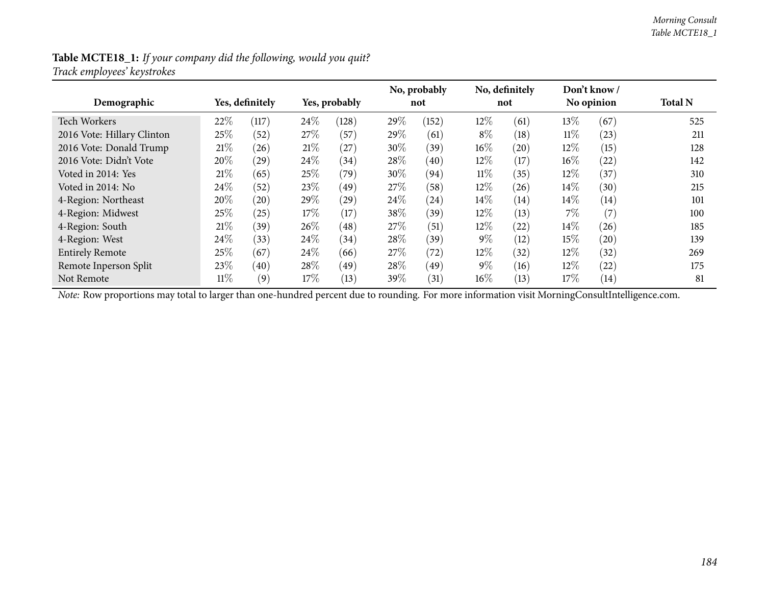**Table MCTE18_1:** *If your company did the following, would you quit?*
*Track employees' keystrokes*

| Demographic | Yes, definitely | | Yes, probably | | No, probably not | | No, definitely not | | Don't know / No opinion | | Total N |
|---|---|---|---|---|---|---|---|---|---|---|---|
| Tech Workers | 22% | (117) | 24% | (128) | 29% | (152) | 12% | (61) | 13% | (67) | 525 |
| 2016 Vote: Hillary Clinton | 25% | (52) | 27% | (57) | 29% | (61) | 8% | (18) | 11% | (23) | 211 |
| 2016 Vote: Donald Trump | 21% | (26) | 21% | (27) | 30% | (39) | 16% | (20) | 12% | (15) | 128 |
| 2016 Vote: Didn't Vote | 20% | (29) | 24% | (34) | 28% | (40) | 12% | (17) | 16% | (22) | 142 |
| Voted in 2014: Yes | 21% | (65) | 25% | (79) | 30% | (94) | 11% | (35) | 12% | (37) | 310 |
| Voted in 2014: No | 24% | (52) | 23% | (49) | 27% | (58) | 12% | (26) | 14% | (30) | 215 |
| 4-Region: Northeast | 20% | (20) | 29% | (29) | 24% | (24) | 14% | (14) | 14% | (14) | 101 |
| 4-Region: Midwest | 25% | (25) | 17% | (17) | 38% | (39) | 12% | (13) | 7% | (7) | 100 |
| 4-Region: South | 21% | (39) | 26% | (48) | 27% | (51) | 12% | (22) | 14% | (26) | 185 |
| 4-Region: West | 24% | (33) | 24% | (34) | 28% | (39) | 9% | (12) | 15% | (20) | 139 |
| Entirely Remote | 25% | (67) | 24% | (66) | 27% | (72) | 12% | (32) | 12% | (32) | 269 |
| Remote Inperson Split | 23% | (40) | 28% | (49) | 28% | (49) | 9% | (16) | 12% | (22) | 175 |
| Not Remote | 11% | (9) | 17% | (13) | 39% | (31) | 16% | (13) | 17% | (14) | 81 |

*Note:* Row proportions may total to larger than one-hundred percent due to rounding. For more information visit MorningConsultIntelligence.com.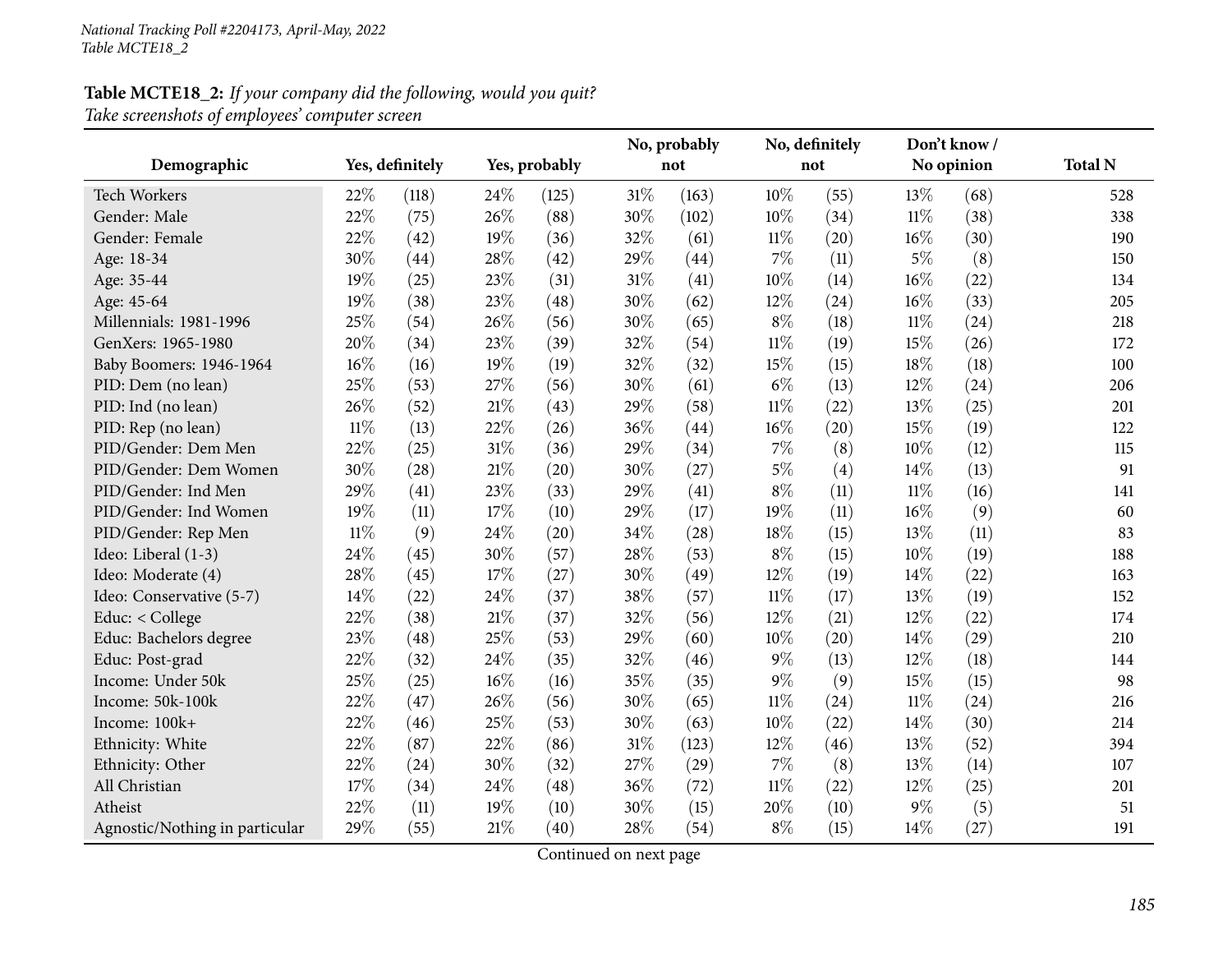**Table MCTE18_2:** *If your company did the following, would you quit?*
*Take screenshots of employees' computer screen*

| Demographic | Yes, definitely | | Yes, probably | | No, probably not | | No, definitely not | | Don't know / No opinion | | Total N |
|---|---|---|---|---|---|---|---|---|---|---|---|
| Tech Workers | 22% | (118) | 24% | (125) | 31% | (163) | 10% | (55) | 13% | (68) | 528 |
| Gender: Male | 22% | (75) | 26% | (88) | 30% | (102) | 10% | (34) | 11% | (38) | 338 |
| Gender: Female | 22% | (42) | 19% | (36) | 32% | (61) | 11% | (20) | 16% | (30) | 190 |
| Age: 18-34 | 30% | (44) | 28% | (42) | 29% | (44) | 7% | (11) | 5% | (8) | 150 |
| Age: 35-44 | 19% | (25) | 23% | (31) | 31% | (41) | 10% | (14) | 16% | (22) | 134 |
| Age: 45-64 | 19% | (38) | 23% | (48) | 30% | (62) | 12% | (24) | 16% | (33) | 205 |
| Millennials: 1981-1996 | 25% | (54) | 26% | (56) | 30% | (65) | 8% | (18) | 11% | (24) | 218 |
| GenXers: 1965-1980 | 20% | (34) | 23% | (39) | 32% | (54) | 11% | (19) | 15% | (26) | 172 |
| Baby Boomers: 1946-1964 | 16% | (16) | 19% | (19) | 32% | (32) | 15% | (15) | 18% | (18) | 100 |
| PID: Dem (no lean) | 25% | (53) | 27% | (56) | 30% | (61) | 6% | (13) | 12% | (24) | 206 |
| PID: Ind (no lean) | 26% | (52) | 21% | (43) | 29% | (58) | 11% | (22) | 13% | (25) | 201 |
| PID: Rep (no lean) | 11% | (13) | 22% | (26) | 36% | (44) | 16% | (20) | 15% | (19) | 122 |
| PID/Gender: Dem Men | 22% | (25) | 31% | (36) | 29% | (34) | 7% | (8) | 10% | (12) | 115 |
| PID/Gender: Dem Women | 30% | (28) | 21% | (20) | 30% | (27) | 5% | (4) | 14% | (13) | 91 |
| PID/Gender: Ind Men | 29% | (41) | 23% | (33) | 29% | (41) | 8% | (11) | 11% | (16) | 141 |
| PID/Gender: Ind Women | 19% | (11) | 17% | (10) | 29% | (17) | 19% | (11) | 16% | (9) | 60 |
| PID/Gender: Rep Men | 11% | (9) | 24% | (20) | 34% | (28) | 18% | (15) | 13% | (11) | 83 |
| Ideo: Liberal (1-3) | 24% | (45) | 30% | (57) | 28% | (53) | 8% | (15) | 10% | (19) | 188 |
| Ideo: Moderate (4) | 28% | (45) | 17% | (27) | 30% | (49) | 12% | (19) | 14% | (22) | 163 |
| Ideo: Conservative (5-7) | 14% | (22) | 24% | (37) | 38% | (57) | 11% | (17) | 13% | (19) | 152 |
| Educ: < College | 22% | (38) | 21% | (37) | 32% | (56) | 12% | (21) | 12% | (22) | 174 |
| Educ: Bachelors degree | 23% | (48) | 25% | (53) | 29% | (60) | 10% | (20) | 14% | (29) | 210 |
| Educ: Post-grad | 22% | (32) | 24% | (35) | 32% | (46) | 9% | (13) | 12% | (18) | 144 |
| Income: Under 50k | 25% | (25) | 16% | (16) | 35% | (35) | 9% | (9) | 15% | (15) | 98 |
| Income: 50k-100k | 22% | (47) | 26% | (56) | 30% | (65) | 11% | (24) | 11% | (24) | 216 |
| Income: 100k+ | 22% | (46) | 25% | (53) | 30% | (63) | 10% | (22) | 14% | (30) | 214 |
| Ethnicity: White | 22% | (87) | 22% | (86) | 31% | (123) | 12% | (46) | 13% | (52) | 394 |
| Ethnicity: Other | 22% | (24) | 30% | (32) | 27% | (29) | 7% | (8) | 13% | (14) | 107 |
| All Christian | 17% | (34) | 24% | (48) | 36% | (72) | 11% | (22) | 12% | (25) | 201 |
| Atheist | 22% | (11) | 19% | (10) | 30% | (15) | 20% | (10) | 9% | (5) | 51 |
| Agnostic/Nothing in particular | 29% | (55) | 21% | (40) | 28% | (54) | 8% | (15) | 14% | (27) | 191 |

Continued on next page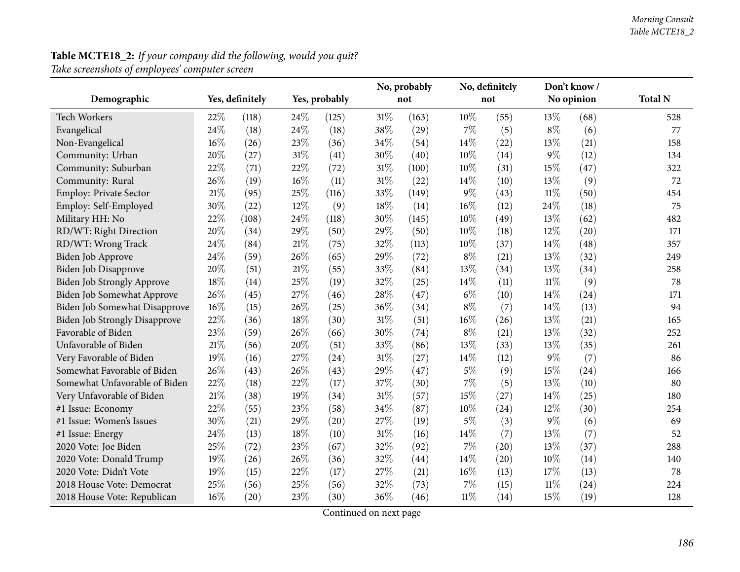**Table MCTE18_2:** *If your company did the following, would you quit?*
*Take screenshots of employees' computer screen*

| Demographic | Yes, definitely | | Yes, probably | | No, probably not | | No, definitely not | | Don't know / No opinion | | Total N |
|---|---|---|---|---|---|---|---|---|---|---|---|
| Tech Workers | 22% | (118) | 24% | (125) | 31% | (163) | 10% | (55) | 13% | (68) | 528 |
| Evangelical | 24% | (18) | 24% | (18) | 38% | (29) | 7% | (5) | 8% | (6) | 77 |
| Non-Evangelical | 16% | (26) | 23% | (36) | 34% | (54) | 14% | (22) | 13% | (21) | 158 |
| Community: Urban | 20% | (27) | 31% | (41) | 30% | (40) | 10% | (14) | 9% | (12) | 134 |
| Community: Suburban | 22% | (71) | 22% | (72) | 31% | (100) | 10% | (31) | 15% | (47) | 322 |
| Community: Rural | 26% | (19) | 16% | (11) | 31% | (22) | 14% | (10) | 13% | (9) | 72 |
| Employ: Private Sector | 21% | (95) | 25% | (116) | 33% | (149) | 9% | (43) | 11% | (50) | 454 |
| Employ: Self-Employed | 30% | (22) | 12% | (9) | 18% | (14) | 16% | (12) | 24% | (18) | 75 |
| Military HH: No | 22% | (108) | 24% | (118) | 30% | (145) | 10% | (49) | 13% | (62) | 482 |
| RD/WT: Right Direction | 20% | (34) | 29% | (50) | 29% | (50) | 10% | (18) | 12% | (20) | 171 |
| RD/WT: Wrong Track | 24% | (84) | 21% | (75) | 32% | (113) | 10% | (37) | 14% | (48) | 357 |
| Biden Job Approve | 24% | (59) | 26% | (65) | 29% | (72) | 8% | (21) | 13% | (32) | 249 |
| Biden Job Disapprove | 20% | (51) | 21% | (55) | 33% | (84) | 13% | (34) | 13% | (34) | 258 |
| Biden Job Strongly Approve | 18% | (14) | 25% | (19) | 32% | (25) | 14% | (11) | 11% | (9) | 78 |
| Biden Job Somewhat Approve | 26% | (45) | 27% | (46) | 28% | (47) | 6% | (10) | 14% | (24) | 171 |
| Biden Job Somewhat Disapprove | 16% | (15) | 26% | (25) | 36% | (34) | 8% | (7) | 14% | (13) | 94 |
| Biden Job Strongly Disapprove | 22% | (36) | 18% | (30) | 31% | (51) | 16% | (26) | 13% | (21) | 165 |
| Favorable of Biden | 23% | (59) | 26% | (66) | 30% | (74) | 8% | (21) | 13% | (32) | 252 |
| Unfavorable of Biden | 21% | (56) | 20% | (51) | 33% | (86) | 13% | (33) | 13% | (35) | 261 |
| Very Favorable of Biden | 19% | (16) | 27% | (24) | 31% | (27) | 14% | (12) | 9% | (7) | 86 |
| Somewhat Favorable of Biden | 26% | (43) | 26% | (43) | 29% | (47) | 5% | (9) | 15% | (24) | 166 |
| Somewhat Unfavorable of Biden | 22% | (18) | 22% | (17) | 37% | (30) | 7% | (5) | 13% | (10) | 80 |
| Very Unfavorable of Biden | 21% | (38) | 19% | (34) | 31% | (57) | 15% | (27) | 14% | (25) | 180 |
| #1 Issue: Economy | 22% | (55) | 23% | (58) | 34% | (87) | 10% | (24) | 12% | (30) | 254 |
| #1 Issue: Women's Issues | 30% | (21) | 29% | (20) | 27% | (19) | 5% | (3) | 9% | (6) | 69 |
| #1 Issue: Energy | 24% | (13) | 18% | (10) | 31% | (16) | 14% | (7) | 13% | (7) | 52 |
| 2020 Vote: Joe Biden | 25% | (72) | 23% | (67) | 32% | (92) | 7% | (20) | 13% | (37) | 288 |
| 2020 Vote: Donald Trump | 19% | (26) | 26% | (36) | 32% | (44) | 14% | (20) | 10% | (14) | 140 |
| 2020 Vote: Didn't Vote | 19% | (15) | 22% | (17) | 27% | (21) | 16% | (13) | 17% | (13) | 78 |
| 2018 House Vote: Democrat | 25% | (56) | 25% | (56) | 32% | (73) | 7% | (15) | 11% | (24) | 224 |
| 2018 House Vote: Republican | 16% | (20) | 23% | (30) | 36% | (46) | 11% | (14) | 15% | (19) | 128 |

Continued on next page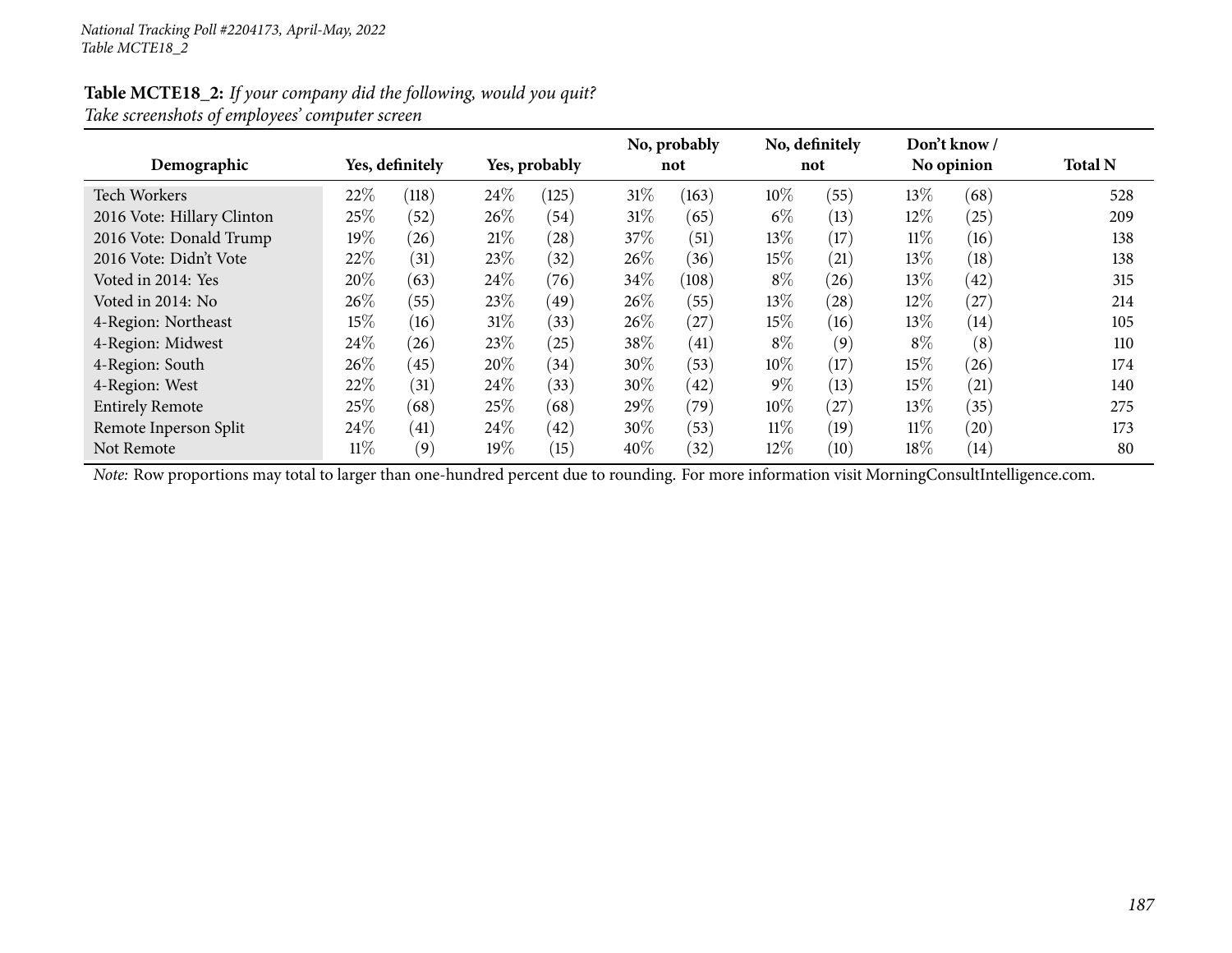*National Tracking Poll #2204173, April-May, 2022*
*Table MCTE18_2*

**Table MCTE18_2:** *If your company did the following, would you quit?*
*Take screenshots of employees' computer screen*

| Demographic | Yes, definitely | | Yes, probably | | No, probably not | | No, definitely not | | Don't know / No opinion | | Total N |
|---|---|---|---|---|---|---|---|---|---|---|---|
| Tech Workers | 22% | (118) | 24% | (125) | 31% | (163) | 10% | (55) | 13% | (68) | 528 |
| 2016 Vote: Hillary Clinton | 25% | (52) | 26% | (54) | 31% | (65) | 6% | (13) | 12% | (25) | 209 |
| 2016 Vote: Donald Trump | 19% | (26) | 21% | (28) | 37% | (51) | 13% | (17) | 11% | (16) | 138 |
| 2016 Vote: Didn't Vote | 22% | (31) | 23% | (32) | 26% | (36) | 15% | (21) | 13% | (18) | 138 |
| Voted in 2014: Yes | 20% | (63) | 24% | (76) | 34% | (108) | 8% | (26) | 13% | (42) | 315 |
| Voted in 2014: No | 26% | (55) | 23% | (49) | 26% | (55) | 13% | (28) | 12% | (27) | 214 |
| 4-Region: Northeast | 15% | (16) | 31% | (33) | 26% | (27) | 15% | (16) | 13% | (14) | 105 |
| 4-Region: Midwest | 24% | (26) | 23% | (25) | 38% | (41) | 8% | (9) | 8% | (8) | 110 |
| 4-Region: South | 26% | (45) | 20% | (34) | 30% | (53) | 10% | (17) | 15% | (26) | 174 |
| 4-Region: West | 22% | (31) | 24% | (33) | 30% | (42) | 9% | (13) | 15% | (21) | 140 |
| Entirely Remote | 25% | (68) | 25% | (68) | 29% | (79) | 10% | (27) | 13% | (35) | 275 |
| Remote Inperson Split | 24% | (41) | 24% | (42) | 30% | (53) | 11% | (19) | 11% | (20) | 173 |
| Not Remote | 11% | (9) | 19% | (15) | 40% | (32) | 12% | (10) | 18% | (14) | 80 |

*Note:* Row proportions may total to larger than one-hundred percent due to rounding. For more information visit MorningConsultIntelligence.com.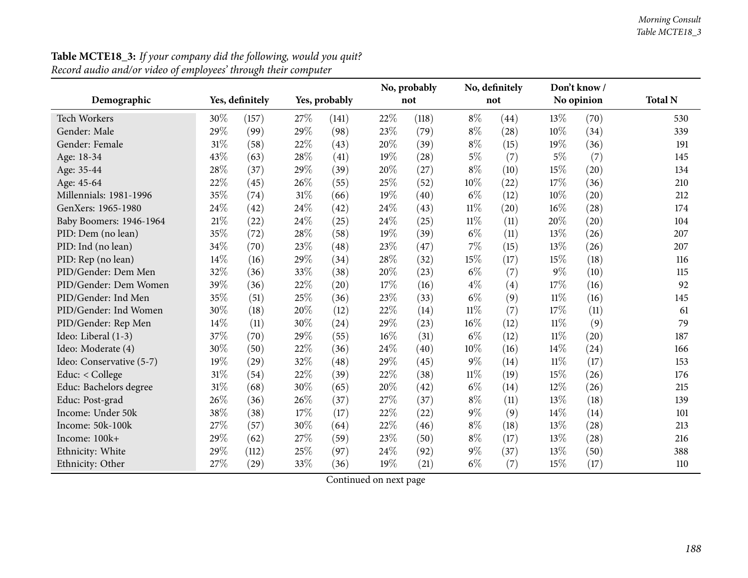**Table MCTE18_3:** *If your company did the following, would you quit?*
*Record audio and/or video of employees' through their computer*

| Demographic | Yes, definitely | | Yes, probably | | No, probably not | | No, definitely not | | Don't know / No opinion | | Total N |
|---|---|---|---|---|---|---|---|---|---|---|---|
| Tech Workers | 30% | (157) | 27% | (141) | 22% | (118) | 8% | (44) | 13% | (70) | 530 |
| Gender: Male | 29% | (99) | 29% | (98) | 23% | (79) | 8% | (28) | 10% | (34) | 339 |
| Gender: Female | 31% | (58) | 22% | (43) | 20% | (39) | 8% | (15) | 19% | (36) | 191 |
| Age: 18-34 | 43% | (63) | 28% | (41) | 19% | (28) | 5% | (7) | 5% | (7) | 145 |
| Age: 35-44 | 28% | (37) | 29% | (39) | 20% | (27) | 8% | (10) | 15% | (20) | 134 |
| Age: 45-64 | 22% | (45) | 26% | (55) | 25% | (52) | 10% | (22) | 17% | (36) | 210 |
| Millennials: 1981-1996 | 35% | (74) | 31% | (66) | 19% | (40) | 6% | (12) | 10% | (20) | 212 |
| GenXers: 1965-1980 | 24% | (42) | 24% | (42) | 24% | (43) | 11% | (20) | 16% | (28) | 174 |
| Baby Boomers: 1946-1964 | 21% | (22) | 24% | (25) | 24% | (25) | 11% | (11) | 20% | (20) | 104 |
| PID: Dem (no lean) | 35% | (72) | 28% | (58) | 19% | (39) | 6% | (11) | 13% | (26) | 207 |
| PID: Ind (no lean) | 34% | (70) | 23% | (48) | 23% | (47) | 7% | (15) | 13% | (26) | 207 |
| PID: Rep (no lean) | 14% | (16) | 29% | (34) | 28% | (32) | 15% | (17) | 15% | (18) | 116 |
| PID/Gender: Dem Men | 32% | (36) | 33% | (38) | 20% | (23) | 6% | (7) | 9% | (10) | 115 |
| PID/Gender: Dem Women | 39% | (36) | 22% | (20) | 17% | (16) | 4% | (4) | 17% | (16) | 92 |
| PID/Gender: Ind Men | 35% | (51) | 25% | (36) | 23% | (33) | 6% | (9) | 11% | (16) | 145 |
| PID/Gender: Ind Women | 30% | (18) | 20% | (12) | 22% | (14) | 11% | (7) | 17% | (11) | 61 |
| PID/Gender: Rep Men | 14% | (11) | 30% | (24) | 29% | (23) | 16% | (12) | 11% | (9) | 79 |
| Ideo: Liberal (1-3) | 37% | (70) | 29% | (55) | 16% | (31) | 6% | (12) | 11% | (20) | 187 |
| Ideo: Moderate (4) | 30% | (50) | 22% | (36) | 24% | (40) | 10% | (16) | 14% | (24) | 166 |
| Ideo: Conservative (5-7) | 19% | (29) | 32% | (48) | 29% | (45) | 9% | (14) | 11% | (17) | 153 |
| Educ: < College | 31% | (54) | 22% | (39) | 22% | (38) | 11% | (19) | 15% | (26) | 176 |
| Educ: Bachelors degree | 31% | (68) | 30% | (65) | 20% | (42) | 6% | (14) | 12% | (26) | 215 |
| Educ: Post-grad | 26% | (36) | 26% | (37) | 27% | (37) | 8% | (11) | 13% | (18) | 139 |
| Income: Under 50k | 38% | (38) | 17% | (17) | 22% | (22) | 9% | (9) | 14% | (14) | 101 |
| Income: 50k-100k | 27% | (57) | 30% | (64) | 22% | (46) | 8% | (18) | 13% | (28) | 213 |
| Income: 100k+ | 29% | (62) | 27% | (59) | 23% | (50) | 8% | (17) | 13% | (28) | 216 |
| Ethnicity: White | 29% | (112) | 25% | (97) | 24% | (92) | 9% | (37) | 13% | (50) | 388 |
| Ethnicity: Other | 27% | (29) | 33% | (36) | 19% | (21) | 6% | (7) | 15% | (17) | 110 |

Continued on next page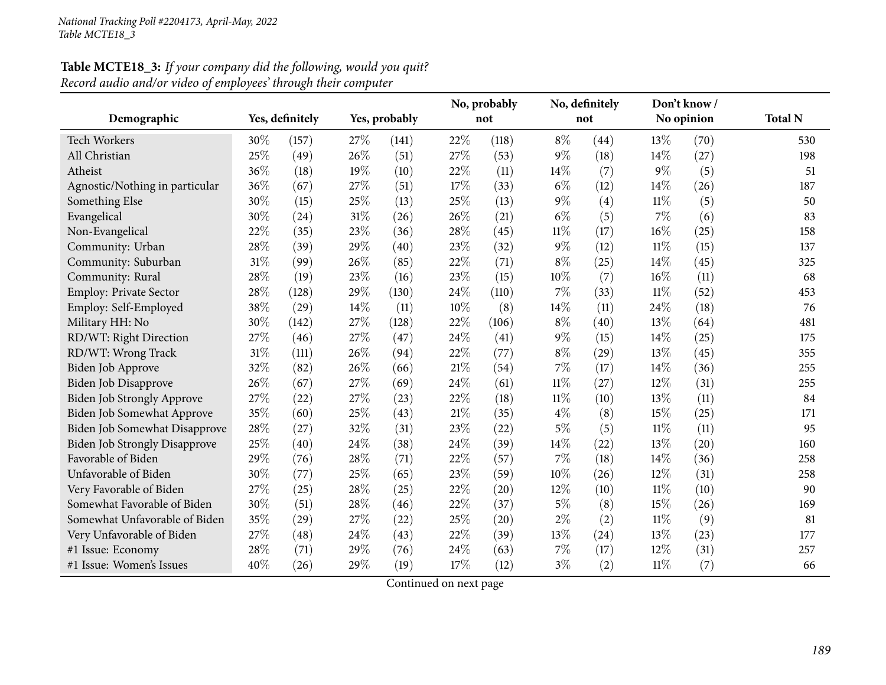**Table MCTE18_3:** *If your company did the following, would you quit?*
*Record audio and/or video of employees' through their computer*

| Demographic | Yes, definitely | | Yes, probably | | No, probably not | | No, definitely not | | Don't know / No opinion | | Total N |
|---|---|---|---|---|---|---|---|---|---|---|---|
| Tech Workers | 30% | (157) | 27% | (141) | 22% | (118) | 8% | (44) | 13% | (70) | 530 |
| All Christian | 25% | (49) | 26% | (51) | 27% | (53) | 9% | (18) | 14% | (27) | 198 |
| Atheist | 36% | (18) | 19% | (10) | 22% | (11) | 14% | (7) | 9% | (5) | 51 |
| Agnostic/Nothing in particular | 36% | (67) | 27% | (51) | 17% | (33) | 6% | (12) | 14% | (26) | 187 |
| Something Else | 30% | (15) | 25% | (13) | 25% | (13) | 9% | (4) | 11% | (5) | 50 |
| Evangelical | 30% | (24) | 31% | (26) | 26% | (21) | 6% | (5) | 7% | (6) | 83 |
| Non-Evangelical | 22% | (35) | 23% | (36) | 28% | (45) | 11% | (17) | 16% | (25) | 158 |
| Community: Urban | 28% | (39) | 29% | (40) | 23% | (32) | 9% | (12) | 11% | (15) | 137 |
| Community: Suburban | 31% | (99) | 26% | (85) | 22% | (71) | 8% | (25) | 14% | (45) | 325 |
| Community: Rural | 28% | (19) | 23% | (16) | 23% | (15) | 10% | (7) | 16% | (11) | 68 |
| Employ: Private Sector | 28% | (128) | 29% | (130) | 24% | (110) | 7% | (33) | 11% | (52) | 453 |
| Employ: Self-Employed | 38% | (29) | 14% | (11) | 10% | (8) | 14% | (11) | 24% | (18) | 76 |
| Military HH: No | 30% | (142) | 27% | (128) | 22% | (106) | 8% | (40) | 13% | (64) | 481 |
| RD/WT: Right Direction | 27% | (46) | 27% | (47) | 24% | (41) | 9% | (15) | 14% | (25) | 175 |
| RD/WT: Wrong Track | 31% | (111) | 26% | (94) | 22% | (77) | 8% | (29) | 13% | (45) | 355 |
| Biden Job Approve | 32% | (82) | 26% | (66) | 21% | (54) | 7% | (17) | 14% | (36) | 255 |
| Biden Job Disapprove | 26% | (67) | 27% | (69) | 24% | (61) | 11% | (27) | 12% | (31) | 255 |
| Biden Job Strongly Approve | 27% | (22) | 27% | (23) | 22% | (18) | 11% | (10) | 13% | (11) | 84 |
| Biden Job Somewhat Approve | 35% | (60) | 25% | (43) | 21% | (35) | 4% | (8) | 15% | (25) | 171 |
| Biden Job Somewhat Disapprove | 28% | (27) | 32% | (31) | 23% | (22) | 5% | (5) | 11% | (11) | 95 |
| Biden Job Strongly Disapprove | 25% | (40) | 24% | (38) | 24% | (39) | 14% | (22) | 13% | (20) | 160 |
| Favorable of Biden | 29% | (76) | 28% | (71) | 22% | (57) | 7% | (18) | 14% | (36) | 258 |
| Unfavorable of Biden | 30% | (77) | 25% | (65) | 23% | (59) | 10% | (26) | 12% | (31) | 258 |
| Very Favorable of Biden | 27% | (25) | 28% | (25) | 22% | (20) | 12% | (10) | 11% | (10) | 90 |
| Somewhat Favorable of Biden | 30% | (51) | 28% | (46) | 22% | (37) | 5% | (8) | 15% | (26) | 169 |
| Somewhat Unfavorable of Biden | 35% | (29) | 27% | (22) | 25% | (20) | 2% | (2) | 11% | (9) | 81 |
| Very Unfavorable of Biden | 27% | (48) | 24% | (43) | 22% | (39) | 13% | (24) | 13% | (23) | 177 |
| #1 Issue: Economy | 28% | (71) | 29% | (76) | 24% | (63) | 7% | (17) | 12% | (31) | 257 |
| #1 Issue: Women's Issues | 40% | (26) | 29% | (19) | 17% | (12) | 3% | (2) | 11% | (7) | 66 |

Continued on next page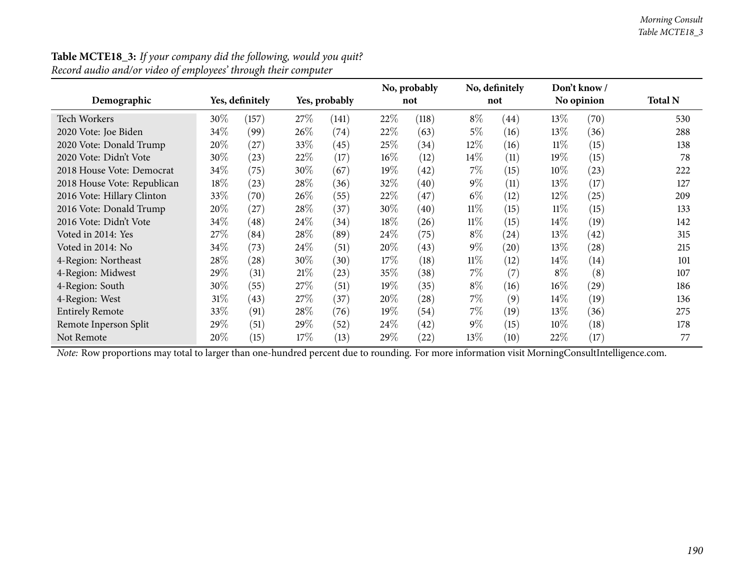**Table MCTE18_3:** *If your company did the following, would you quit?*
*Record audio and/or video of employees' through their computer*

| Demographic | Yes, definitely | | Yes, probably | | No, probably not | | No, definitely not | | Don't know / No opinion | | Total N |
|---|---|---|---|---|---|---|---|---|---|---|---|
| Tech Workers | 30% | (157) | 27% | (141) | 22% | (118) | 8% | (44) | 13% | (70) | 530 |
| 2020 Vote: Joe Biden | 34% | (99) | 26% | (74) | 22% | (63) | 5% | (16) | 13% | (36) | 288 |
| 2020 Vote: Donald Trump | 20% | (27) | 33% | (45) | 25% | (34) | 12% | (16) | 11% | (15) | 138 |
| 2020 Vote: Didn't Vote | 30% | (23) | 22% | (17) | 16% | (12) | 14% | (11) | 19% | (15) | 78 |
| 2018 House Vote: Democrat | 34% | (75) | 30% | (67) | 19% | (42) | 7% | (15) | 10% | (23) | 222 |
| 2018 House Vote: Republican | 18% | (23) | 28% | (36) | 32% | (40) | 9% | (11) | 13% | (17) | 127 |
| 2016 Vote: Hillary Clinton | 33% | (70) | 26% | (55) | 22% | (47) | 6% | (12) | 12% | (25) | 209 |
| 2016 Vote: Donald Trump | 20% | (27) | 28% | (37) | 30% | (40) | 11% | (15) | 11% | (15) | 133 |
| 2016 Vote: Didn't Vote | 34% | (48) | 24% | (34) | 18% | (26) | 11% | (15) | 14% | (19) | 142 |
| Voted in 2014: Yes | 27% | (84) | 28% | (89) | 24% | (75) | 8% | (24) | 13% | (42) | 315 |
| Voted in 2014: No | 34% | (73) | 24% | (51) | 20% | (43) | 9% | (20) | 13% | (28) | 215 |
| 4-Region: Northeast | 28% | (28) | 30% | (30) | 17% | (18) | 11% | (12) | 14% | (14) | 101 |
| 4-Region: Midwest | 29% | (31) | 21% | (23) | 35% | (38) | 7% | (7) | 8% | (8) | 107 |
| 4-Region: South | 30% | (55) | 27% | (51) | 19% | (35) | 8% | (16) | 16% | (29) | 186 |
| 4-Region: West | 31% | (43) | 27% | (37) | 20% | (28) | 7% | (9) | 14% | (19) | 136 |
| Entirely Remote | 33% | (91) | 28% | (76) | 19% | (54) | 7% | (19) | 13% | (36) | 275 |
| Remote Inperson Split | 29% | (51) | 29% | (52) | 24% | (42) | 9% | (15) | 10% | (18) | 178 |
| Not Remote | 20% | (15) | 17% | (13) | 29% | (22) | 13% | (10) | 22% | (17) | 77 |

*Note:* Row proportions may total to larger than one-hundred percent due to rounding. For more information visit MorningConsultIntelligence.com.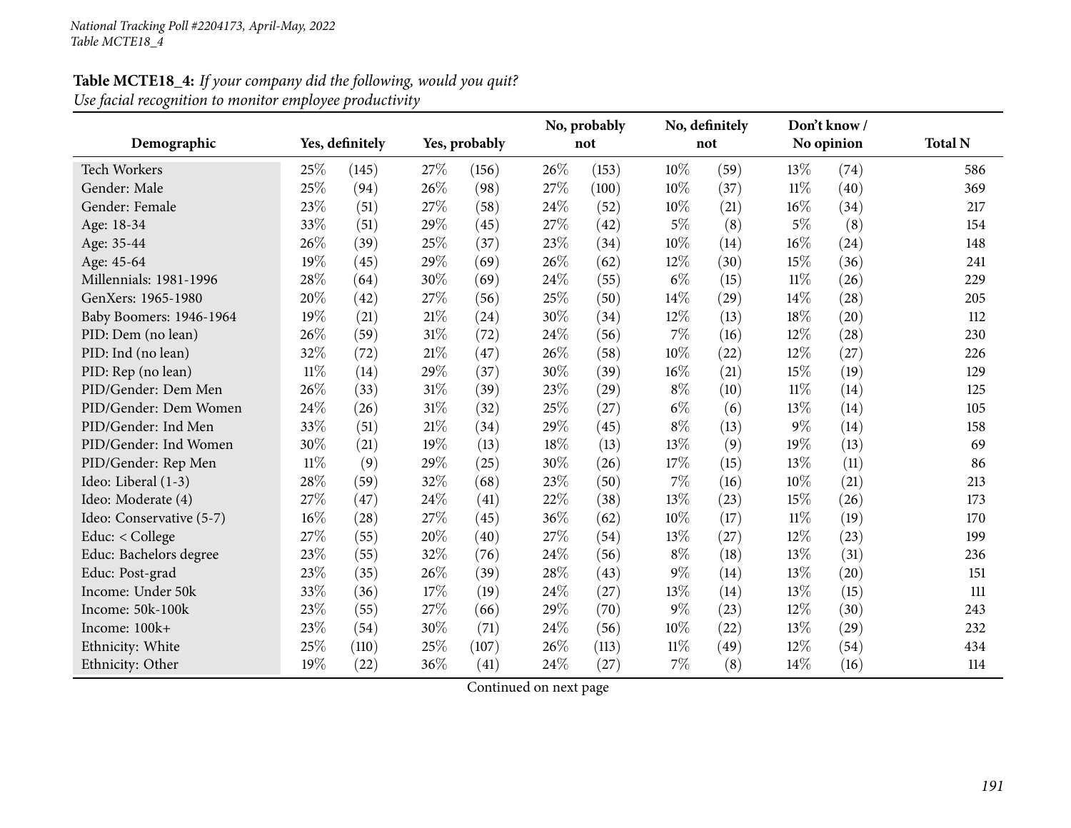**Table MCTE18_4:** *If your company did the following, would you quit?*
*Use facial recognition to monitor employee productivity*

| Demographic | Yes, definitely | | Yes, probably | | No, probably not | | No, definitely not | | Don't know / No opinion | | Total N |
|---|---|---|---|---|---|---|---|---|---|---|---|
| Tech Workers | 25% | (145) | 27% | (156) | 26% | (153) | 10% | (59) | 13% | (74) | 586 |
| Gender: Male | 25% | (94) | 26% | (98) | 27% | (100) | 10% | (37) | 11% | (40) | 369 |
| Gender: Female | 23% | (51) | 27% | (58) | 24% | (52) | 10% | (21) | 16% | (34) | 217 |
| Age: 18-34 | 33% | (51) | 29% | (45) | 27% | (42) | 5% | (8) | 5% | (8) | 154 |
| Age: 35-44 | 26% | (39) | 25% | (37) | 23% | (34) | 10% | (14) | 16% | (24) | 148 |
| Age: 45-64 | 19% | (45) | 29% | (69) | 26% | (62) | 12% | (30) | 15% | (36) | 241 |
| Millennials: 1981-1996 | 28% | (64) | 30% | (69) | 24% | (55) | 6% | (15) | 11% | (26) | 229 |
| GenXers: 1965-1980 | 20% | (42) | 27% | (56) | 25% | (50) | 14% | (29) | 14% | (28) | 205 |
| Baby Boomers: 1946-1964 | 19% | (21) | 21% | (24) | 30% | (34) | 12% | (13) | 18% | (20) | 112 |
| PID: Dem (no lean) | 26% | (59) | 31% | (72) | 24% | (56) | 7% | (16) | 12% | (28) | 230 |
| PID: Ind (no lean) | 32% | (72) | 21% | (47) | 26% | (58) | 10% | (22) | 12% | (27) | 226 |
| PID: Rep (no lean) | 11% | (14) | 29% | (37) | 30% | (39) | 16% | (21) | 15% | (19) | 129 |
| PID/Gender: Dem Men | 26% | (33) | 31% | (39) | 23% | (29) | 8% | (10) | 11% | (14) | 125 |
| PID/Gender: Dem Women | 24% | (26) | 31% | (32) | 25% | (27) | 6% | (6) | 13% | (14) | 105 |
| PID/Gender: Ind Men | 33% | (51) | 21% | (34) | 29% | (45) | 8% | (13) | 9% | (14) | 158 |
| PID/Gender: Ind Women | 30% | (21) | 19% | (13) | 18% | (13) | 13% | (9) | 19% | (13) | 69 |
| PID/Gender: Rep Men | 11% | (9) | 29% | (25) | 30% | (26) | 17% | (15) | 13% | (11) | 86 |
| Ideo: Liberal (1-3) | 28% | (59) | 32% | (68) | 23% | (50) | 7% | (16) | 10% | (21) | 213 |
| Ideo: Moderate (4) | 27% | (47) | 24% | (41) | 22% | (38) | 13% | (23) | 15% | (26) | 173 |
| Ideo: Conservative (5-7) | 16% | (28) | 27% | (45) | 36% | (62) | 10% | (17) | 11% | (19) | 170 |
| Educ: < College | 27% | (55) | 20% | (40) | 27% | (54) | 13% | (27) | 12% | (23) | 199 |
| Educ: Bachelors degree | 23% | (55) | 32% | (76) | 24% | (56) | 8% | (18) | 13% | (31) | 236 |
| Educ: Post-grad | 23% | (35) | 26% | (39) | 28% | (43) | 9% | (14) | 13% | (20) | 151 |
| Income: Under 50k | 33% | (36) | 17% | (19) | 24% | (27) | 13% | (14) | 13% | (15) | 111 |
| Income: 50k-100k | 23% | (55) | 27% | (66) | 29% | (70) | 9% | (23) | 12% | (30) | 243 |
| Income: 100k+ | 23% | (54) | 30% | (71) | 24% | (56) | 10% | (22) | 13% | (29) | 232 |
| Ethnicity: White | 25% | (110) | 25% | (107) | 26% | (113) | 11% | (49) | 12% | (54) | 434 |
| Ethnicity: Other | 19% | (22) | 36% | (41) | 24% | (27) | 7% | (8) | 14% | (16) | 114 |

Continued on next page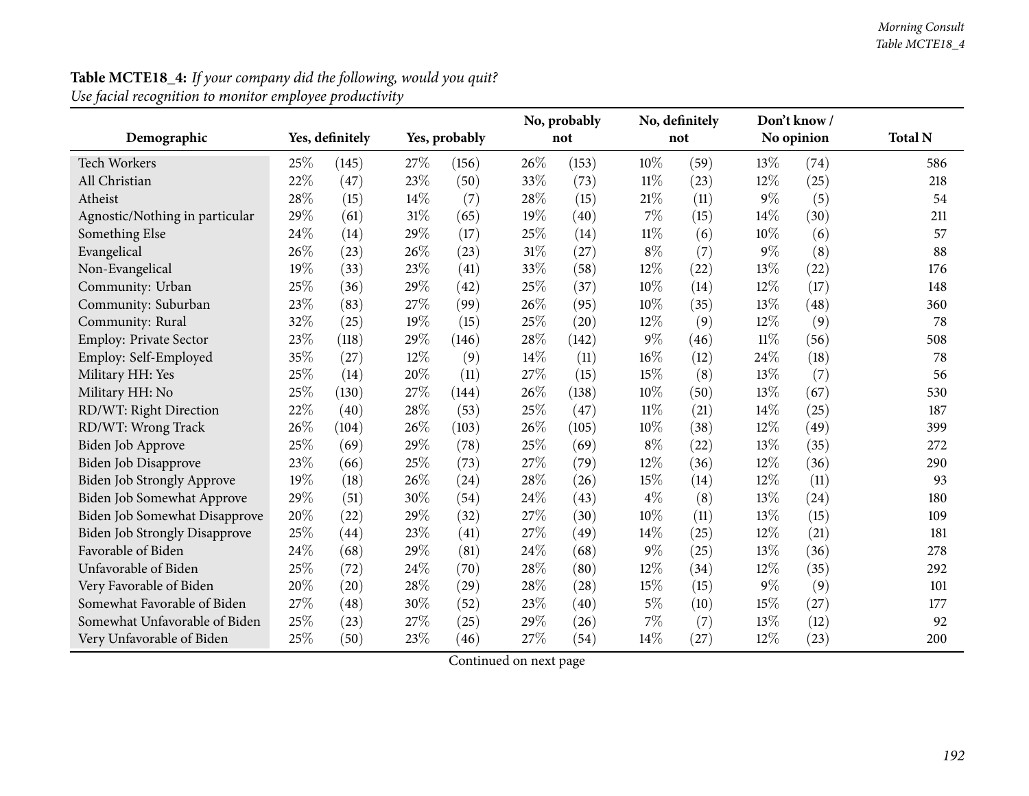**Table MCTE18_4:** *If your company did the following, would you quit?*
*Use facial recognition to monitor employee productivity*

| Demographic | Yes, definitely | | Yes, probably | | No, probably not | | No, definitely not | | Don't know / No opinion | | Total N |
|---|---|---|---|---|---|---|---|---|---|---|---|
| Tech Workers | 25% | (145) | 27% | (156) | 26% | (153) | 10% | (59) | 13% | (74) | 586 |
| All Christian | 22% | (47) | 23% | (50) | 33% | (73) | 11% | (23) | 12% | (25) | 218 |
| Atheist | 28% | (15) | 14% | (7) | 28% | (15) | 21% | (11) | 9% | (5) | 54 |
| Agnostic/Nothing in particular | 29% | (61) | 31% | (65) | 19% | (40) | 7% | (15) | 14% | (30) | 211 |
| Something Else | 24% | (14) | 29% | (17) | 25% | (14) | 11% | (6) | 10% | (6) | 57 |
| Evangelical | 26% | (23) | 26% | (23) | 31% | (27) | 8% | (7) | 9% | (8) | 88 |
| Non-Evangelical | 19% | (33) | 23% | (41) | 33% | (58) | 12% | (22) | 13% | (22) | 176 |
| Community: Urban | 25% | (36) | 29% | (42) | 25% | (37) | 10% | (14) | 12% | (17) | 148 |
| Community: Suburban | 23% | (83) | 27% | (99) | 26% | (95) | 10% | (35) | 13% | (48) | 360 |
| Community: Rural | 32% | (25) | 19% | (15) | 25% | (20) | 12% | (9) | 12% | (9) | 78 |
| Employ: Private Sector | 23% | (118) | 29% | (146) | 28% | (142) | 9% | (46) | 11% | (56) | 508 |
| Employ: Self-Employed | 35% | (27) | 12% | (9) | 14% | (11) | 16% | (12) | 24% | (18) | 78 |
| Military HH: Yes | 25% | (14) | 20% | (11) | 27% | (15) | 15% | (8) | 13% | (7) | 56 |
| Military HH: No | 25% | (130) | 27% | (144) | 26% | (138) | 10% | (50) | 13% | (67) | 530 |
| RD/WT: Right Direction | 22% | (40) | 28% | (53) | 25% | (47) | 11% | (21) | 14% | (25) | 187 |
| RD/WT: Wrong Track | 26% | (104) | 26% | (103) | 26% | (105) | 10% | (38) | 12% | (49) | 399 |
| Biden Job Approve | 25% | (69) | 29% | (78) | 25% | (69) | 8% | (22) | 13% | (35) | 272 |
| Biden Job Disapprove | 23% | (66) | 25% | (73) | 27% | (79) | 12% | (36) | 12% | (36) | 290 |
| Biden Job Strongly Approve | 19% | (18) | 26% | (24) | 28% | (26) | 15% | (14) | 12% | (11) | 93 |
| Biden Job Somewhat Approve | 29% | (51) | 30% | (54) | 24% | (43) | 4% | (8) | 13% | (24) | 180 |
| Biden Job Somewhat Disapprove | 20% | (22) | 29% | (32) | 27% | (30) | 10% | (11) | 13% | (15) | 109 |
| Biden Job Strongly Disapprove | 25% | (44) | 23% | (41) | 27% | (49) | 14% | (25) | 12% | (21) | 181 |
| Favorable of Biden | 24% | (68) | 29% | (81) | 24% | (68) | 9% | (25) | 13% | (36) | 278 |
| Unfavorable of Biden | 25% | (72) | 24% | (70) | 28% | (80) | 12% | (34) | 12% | (35) | 292 |
| Very Favorable of Biden | 20% | (20) | 28% | (29) | 28% | (28) | 15% | (15) | 9% | (9) | 101 |
| Somewhat Favorable of Biden | 27% | (48) | 30% | (52) | 23% | (40) | 5% | (10) | 15% | (27) | 177 |
| Somewhat Unfavorable of Biden | 25% | (23) | 27% | (25) | 29% | (26) | 7% | (7) | 13% | (12) | 92 |
| Very Unfavorable of Biden | 25% | (50) | 23% | (46) | 27% | (54) | 14% | (27) | 12% | (23) | 200 |

Continued on next page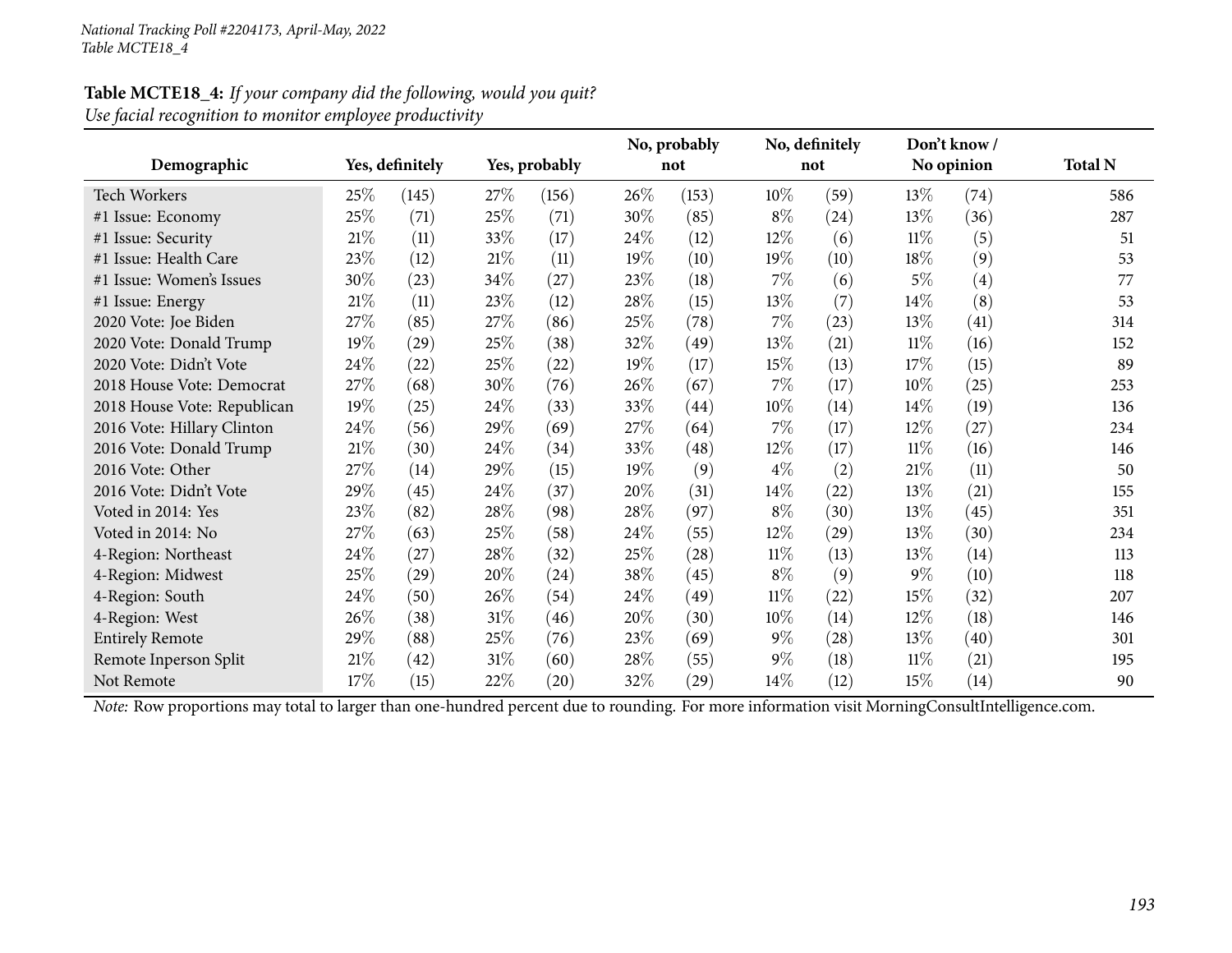**Table MCTE18_4:** *If your company did the following, would you quit?*
*Use facial recognition to monitor employee productivity*

| Demographic | Yes, definitely | | Yes, probably | | No, probably not | | No, definitely not | | Don't know / No opinion | | Total N |
|---|---|---|---|---|---|---|---|---|---|---|---|
| Tech Workers | 25% | (145) | 27% | (156) | 26% | (153) | 10% | (59) | 13% | (74) | 586 |
| #1 Issue: Economy | 25% | (71) | 25% | (71) | 30% | (85) | 8% | (24) | 13% | (36) | 287 |
| #1 Issue: Security | 21% | (11) | 33% | (17) | 24% | (12) | 12% | (6) | 11% | (5) | 51 |
| #1 Issue: Health Care | 23% | (12) | 21% | (11) | 19% | (10) | 19% | (10) | 18% | (9) | 53 |
| #1 Issue: Women's Issues | 30% | (23) | 34% | (27) | 23% | (18) | 7% | (6) | 5% | (4) | 77 |
| #1 Issue: Energy | 21% | (11) | 23% | (12) | 28% | (15) | 13% | (7) | 14% | (8) | 53 |
| 2020 Vote: Joe Biden | 27% | (85) | 27% | (86) | 25% | (78) | 7% | (23) | 13% | (41) | 314 |
| 2020 Vote: Donald Trump | 19% | (29) | 25% | (38) | 32% | (49) | 13% | (21) | 11% | (16) | 152 |
| 2020 Vote: Didn't Vote | 24% | (22) | 25% | (22) | 19% | (17) | 15% | (13) | 17% | (15) | 89 |
| 2018 House Vote: Democrat | 27% | (68) | 30% | (76) | 26% | (67) | 7% | (17) | 10% | (25) | 253 |
| 2018 House Vote: Republican | 19% | (25) | 24% | (33) | 33% | (44) | 10% | (14) | 14% | (19) | 136 |
| 2016 Vote: Hillary Clinton | 24% | (56) | 29% | (69) | 27% | (64) | 7% | (17) | 12% | (27) | 234 |
| 2016 Vote: Donald Trump | 21% | (30) | 24% | (34) | 33% | (48) | 12% | (17) | 11% | (16) | 146 |
| 2016 Vote: Other | 27% | (14) | 29% | (15) | 19% | (9) | 4% | (2) | 21% | (11) | 50 |
| 2016 Vote: Didn't Vote | 29% | (45) | 24% | (37) | 20% | (31) | 14% | (22) | 13% | (21) | 155 |
| Voted in 2014: Yes | 23% | (82) | 28% | (98) | 28% | (97) | 8% | (30) | 13% | (45) | 351 |
| Voted in 2014: No | 27% | (63) | 25% | (58) | 24% | (55) | 12% | (29) | 13% | (30) | 234 |
| 4-Region: Northeast | 24% | (27) | 28% | (32) | 25% | (28) | 11% | (13) | 13% | (14) | 113 |
| 4-Region: Midwest | 25% | (29) | 20% | (24) | 38% | (45) | 8% | (9) | 9% | (10) | 118 |
| 4-Region: South | 24% | (50) | 26% | (54) | 24% | (49) | 11% | (22) | 15% | (32) | 207 |
| 4-Region: West | 26% | (38) | 31% | (46) | 20% | (30) | 10% | (14) | 12% | (18) | 146 |
| Entirely Remote | 29% | (88) | 25% | (76) | 23% | (69) | 9% | (28) | 13% | (40) | 301 |
| Remote Inperson Split | 21% | (42) | 31% | (60) | 28% | (55) | 9% | (18) | 11% | (21) | 195 |
| Not Remote | 17% | (15) | 22% | (20) | 32% | (29) | 14% | (12) | 15% | (14) | 90 |

*Note:* Row proportions may total to larger than one-hundred percent due to rounding. For more information visit MorningConsultIntelligence.com.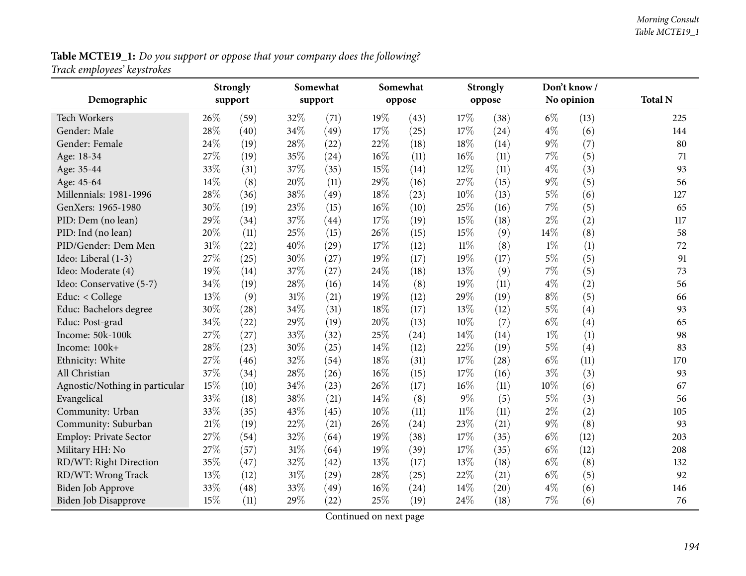**Table MCTE19_1:** *Do you support or oppose that your company does the following?*
*Track employees' keystrokes*

| Demographic | Strongly support | | Somewhat support | | Somewhat oppose | | Strongly oppose | | Don't know / No opinion | | Total N |
|---|---|---|---|---|---|---|---|---|---|---|---|
| Tech Workers | 26% | (59) | 32% | (71) | 19% | (43) | 17% | (38) | 6% | (13) | 225 |
| Gender: Male | 28% | (40) | 34% | (49) | 17% | (25) | 17% | (24) | 4% | (6) | 144 |
| Gender: Female | 24% | (19) | 28% | (22) | 22% | (18) | 18% | (14) | 9% | (7) | 80 |
| Age: 18-34 | 27% | (19) | 35% | (24) | 16% | (11) | 16% | (11) | 7% | (5) | 71 |
| Age: 35-44 | 33% | (31) | 37% | (35) | 15% | (14) | 12% | (11) | 4% | (3) | 93 |
| Age: 45-64 | 14% | (8) | 20% | (11) | 29% | (16) | 27% | (15) | 9% | (5) | 56 |
| Millennials: 1981-1996 | 28% | (36) | 38% | (49) | 18% | (23) | 10% | (13) | 5% | (6) | 127 |
| GenXers: 1965-1980 | 30% | (19) | 23% | (15) | 16% | (10) | 25% | (16) | 7% | (5) | 65 |
| PID: Dem (no lean) | 29% | (34) | 37% | (44) | 17% | (19) | 15% | (18) | 2% | (2) | 117 |
| PID: Ind (no lean) | 20% | (11) | 25% | (15) | 26% | (15) | 15% | (9) | 14% | (8) | 58 |
| PID/Gender: Dem Men | 31% | (22) | 40% | (29) | 17% | (12) | 11% | (8) | 1% | (1) | 72 |
| Ideo: Liberal (1-3) | 27% | (25) | 30% | (27) | 19% | (17) | 19% | (17) | 5% | (5) | 91 |
| Ideo: Moderate (4) | 19% | (14) | 37% | (27) | 24% | (18) | 13% | (9) | 7% | (5) | 73 |
| Ideo: Conservative (5-7) | 34% | (19) | 28% | (16) | 14% | (8) | 19% | (11) | 4% | (2) | 56 |
| Educ: < College | 13% | (9) | 31% | (21) | 19% | (12) | 29% | (19) | 8% | (5) | 66 |
| Educ: Bachelors degree | 30% | (28) | 34% | (31) | 18% | (17) | 13% | (12) | 5% | (4) | 93 |
| Educ: Post-grad | 34% | (22) | 29% | (19) | 20% | (13) | 10% | (7) | 6% | (4) | 65 |
| Income: 50k-100k | 27% | (27) | 33% | (32) | 25% | (24) | 14% | (14) | 1% | (1) | 98 |
| Income: 100k+ | 28% | (23) | 30% | (25) | 14% | (12) | 22% | (19) | 5% | (4) | 83 |
| Ethnicity: White | 27% | (46) | 32% | (54) | 18% | (31) | 17% | (28) | 6% | (11) | 170 |
| All Christian | 37% | (34) | 28% | (26) | 16% | (15) | 17% | (16) | 3% | (3) | 93 |
| Agnostic/Nothing in particular | 15% | (10) | 34% | (23) | 26% | (17) | 16% | (11) | 10% | (6) | 67 |
| Evangelical | 33% | (18) | 38% | (21) | 14% | (8) | 9% | (5) | 5% | (3) | 56 |
| Community: Urban | 33% | (35) | 43% | (45) | 10% | (11) | 11% | (11) | 2% | (2) | 105 |
| Community: Suburban | 21% | (19) | 22% | (21) | 26% | (24) | 23% | (21) | 9% | (8) | 93 |
| Employ: Private Sector | 27% | (54) | 32% | (64) | 19% | (38) | 17% | (35) | 6% | (12) | 203 |
| Military HH: No | 27% | (57) | 31% | (64) | 19% | (39) | 17% | (35) | 6% | (12) | 208 |
| RD/WT: Right Direction | 35% | (47) | 32% | (42) | 13% | (17) | 13% | (18) | 6% | (8) | 132 |
| RD/WT: Wrong Track | 13% | (12) | 31% | (29) | 28% | (25) | 22% | (21) | 6% | (5) | 92 |
| Biden Job Approve | 33% | (48) | 33% | (49) | 16% | (24) | 14% | (20) | 4% | (6) | 146 |
| Biden Job Disapprove | 15% | (11) | 29% | (22) | 25% | (19) | 24% | (18) | 7% | (6) | 76 |

Continued on next page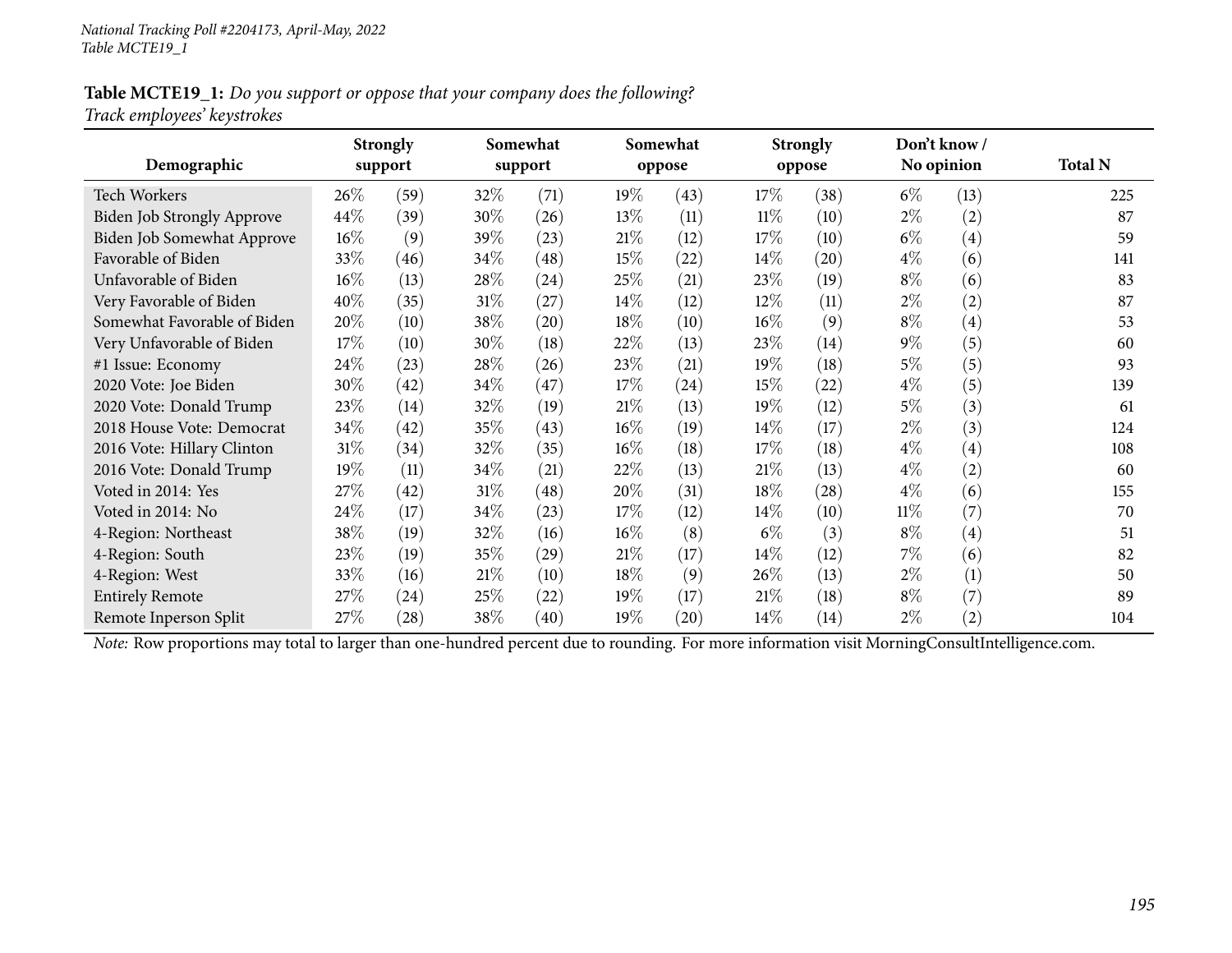*National Tracking Poll #2204173, April-May, 2022*
*Table MCTE19_1*

**Table MCTE19_1:** *Do you support or oppose that your company does the following?*
*Track employees' keystrokes*

| Demographic | Strongly support | | Somewhat support | | Somewhat oppose | | Strongly oppose | | Don't know / No opinion | | Total N |
|---|---|---|---|---|---|---|---|---|---|---|---|
| Tech Workers | 26% | (59) | 32% | (71) | 19% | (43) | 17% | (38) | 6% | (13) | 225 |
| Biden Job Strongly Approve | 44% | (39) | 30% | (26) | 13% | (11) | 11% | (10) | 2% | (2) | 87 |
| Biden Job Somewhat Approve | 16% | (9) | 39% | (23) | 21% | (12) | 17% | (10) | 6% | (4) | 59 |
| Favorable of Biden | 33% | (46) | 34% | (48) | 15% | (22) | 14% | (20) | 4% | (6) | 141 |
| Unfavorable of Biden | 16% | (13) | 28% | (24) | 25% | (21) | 23% | (19) | 8% | (6) | 83 |
| Very Favorable of Biden | 40% | (35) | 31% | (27) | 14% | (12) | 12% | (11) | 2% | (2) | 87 |
| Somewhat Favorable of Biden | 20% | (10) | 38% | (20) | 18% | (10) | 16% | (9) | 8% | (4) | 53 |
| Very Unfavorable of Biden | 17% | (10) | 30% | (18) | 22% | (13) | 23% | (14) | 9% | (5) | 60 |
| #1 Issue: Economy | 24% | (23) | 28% | (26) | 23% | (21) | 19% | (18) | 5% | (5) | 93 |
| 2020 Vote: Joe Biden | 30% | (42) | 34% | (47) | 17% | (24) | 15% | (22) | 4% | (5) | 139 |
| 2020 Vote: Donald Trump | 23% | (14) | 32% | (19) | 21% | (13) | 19% | (12) | 5% | (3) | 61 |
| 2018 House Vote: Democrat | 34% | (42) | 35% | (43) | 16% | (19) | 14% | (17) | 2% | (3) | 124 |
| 2016 Vote: Hillary Clinton | 31% | (34) | 32% | (35) | 16% | (18) | 17% | (18) | 4% | (4) | 108 |
| 2016 Vote: Donald Trump | 19% | (11) | 34% | (21) | 22% | (13) | 21% | (13) | 4% | (2) | 60 |
| Voted in 2014: Yes | 27% | (42) | 31% | (48) | 20% | (31) | 18% | (28) | 4% | (6) | 155 |
| Voted in 2014: No | 24% | (17) | 34% | (23) | 17% | (12) | 14% | (10) | 11% | (7) | 70 |
| 4-Region: Northeast | 38% | (19) | 32% | (16) | 16% | (8) | 6% | (3) | 8% | (4) | 51 |
| 4-Region: South | 23% | (19) | 35% | (29) | 21% | (17) | 14% | (12) | 7% | (6) | 82 |
| 4-Region: West | 33% | (16) | 21% | (10) | 18% | (9) | 26% | (13) | 2% | (1) | 50 |
| Entirely Remote | 27% | (24) | 25% | (22) | 19% | (17) | 21% | (18) | 8% | (7) | 89 |
| Remote Inperson Split | 27% | (28) | 38% | (40) | 19% | (20) | 14% | (14) | 2% | (2) | 104 |

*Note:* Row proportions may total to larger than one-hundred percent due to rounding. For more information visit MorningConsultIntelligence.com.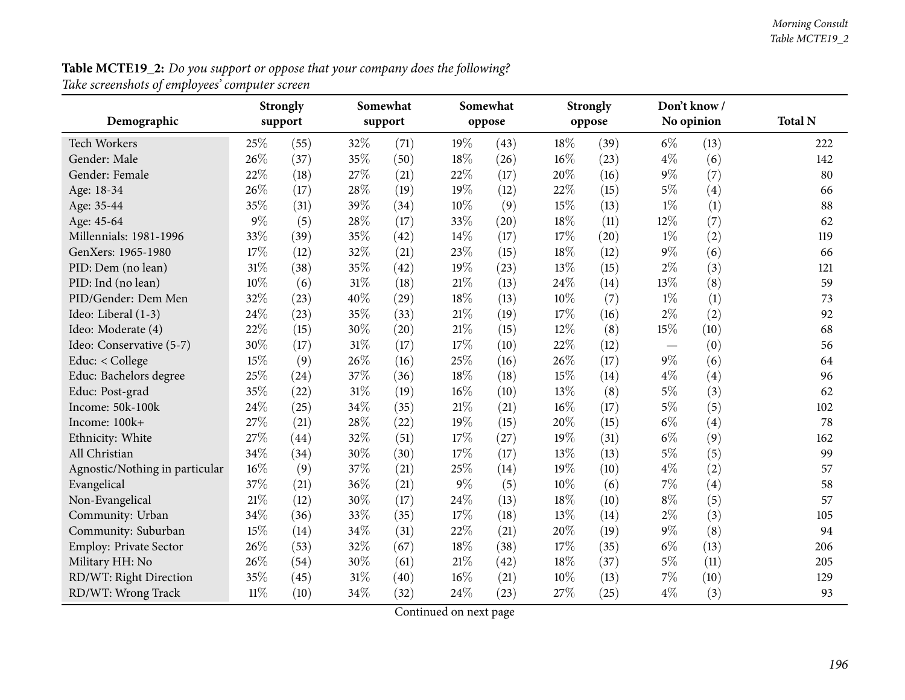**Table MCTE19_2:** *Do you support or oppose that your company does the following?*
*Take screenshots of employees' computer screen*

| Demographic | Strongly support | | Somewhat support | | Somewhat oppose | | Strongly oppose | | Don't know / No opinion | | Total N |
|---|---|---|---|---|---|---|---|---|---|---|---|
| Tech Workers | 25% | (55) | 32% | (71) | 19% | (43) | 18% | (39) | 6% | (13) | 222 |
| Gender: Male | 26% | (37) | 35% | (50) | 18% | (26) | 16% | (23) | 4% | (6) | 142 |
| Gender: Female | 22% | (18) | 27% | (21) | 22% | (17) | 20% | (16) | 9% | (7) | 80 |
| Age: 18-34 | 26% | (17) | 28% | (19) | 19% | (12) | 22% | (15) | 5% | (4) | 66 |
| Age: 35-44 | 35% | (31) | 39% | (34) | 10% | (9) | 15% | (13) | 1% | (1) | 88 |
| Age: 45-64 | 9% | (5) | 28% | (17) | 33% | (20) | 18% | (11) | 12% | (7) | 62 |
| Millennials: 1981-1996 | 33% | (39) | 35% | (42) | 14% | (17) | 17% | (20) | 1% | (2) | 119 |
| GenXers: 1965-1980 | 17% | (12) | 32% | (21) | 23% | (15) | 18% | (12) | 9% | (6) | 66 |
| PID: Dem (no lean) | 31% | (38) | 35% | (42) | 19% | (23) | 13% | (15) | 2% | (3) | 121 |
| PID: Ind (no lean) | 10% | (6) | 31% | (18) | 21% | (13) | 24% | (14) | 13% | (8) | 59 |
| PID/Gender: Dem Men | 32% | (23) | 40% | (29) | 18% | (13) | 10% | (7) | 1% | (1) | 73 |
| Ideo: Liberal (1-3) | 24% | (23) | 35% | (33) | 21% | (19) | 17% | (16) | 2% | (2) | 92 |
| Ideo: Moderate (4) | 22% | (15) | 30% | (20) | 21% | (15) | 12% | (8) | 15% | (10) | 68 |
| Ideo: Conservative (5-7) | 30% | (17) | 31% | (17) | 17% | (10) | 22% | (12) | — | (0) | 56 |
| Educ: < College | 15% | (9) | 26% | (16) | 25% | (16) | 26% | (17) | 9% | (6) | 64 |
| Educ: Bachelors degree | 25% | (24) | 37% | (36) | 18% | (18) | 15% | (14) | 4% | (4) | 96 |
| Educ: Post-grad | 35% | (22) | 31% | (19) | 16% | (10) | 13% | (8) | 5% | (3) | 62 |
| Income: 50k-100k | 24% | (25) | 34% | (35) | 21% | (21) | 16% | (17) | 5% | (5) | 102 |
| Income: 100k+ | 27% | (21) | 28% | (22) | 19% | (15) | 20% | (15) | 6% | (4) | 78 |
| Ethnicity: White | 27% | (44) | 32% | (51) | 17% | (27) | 19% | (31) | 6% | (9) | 162 |
| All Christian | 34% | (34) | 30% | (30) | 17% | (17) | 13% | (13) | 5% | (5) | 99 |
| Agnostic/Nothing in particular | 16% | (9) | 37% | (21) | 25% | (14) | 19% | (10) | 4% | (2) | 57 |
| Evangelical | 37% | (21) | 36% | (21) | 9% | (5) | 10% | (6) | 7% | (4) | 58 |
| Non-Evangelical | 21% | (12) | 30% | (17) | 24% | (13) | 18% | (10) | 8% | (5) | 57 |
| Community: Urban | 34% | (36) | 33% | (35) | 17% | (18) | 13% | (14) | 2% | (3) | 105 |
| Community: Suburban | 15% | (14) | 34% | (31) | 22% | (21) | 20% | (19) | 9% | (8) | 94 |
| Employ: Private Sector | 26% | (53) | 32% | (67) | 18% | (38) | 17% | (35) | 6% | (13) | 206 |
| Military HH: No | 26% | (54) | 30% | (61) | 21% | (42) | 18% | (37) | 5% | (11) | 205 |
| RD/WT: Right Direction | 35% | (45) | 31% | (40) | 16% | (21) | 10% | (13) | 7% | (10) | 129 |
| RD/WT: Wrong Track | 11% | (10) | 34% | (32) | 24% | (23) | 27% | (25) | 4% | (3) | 93 |

Continued on next page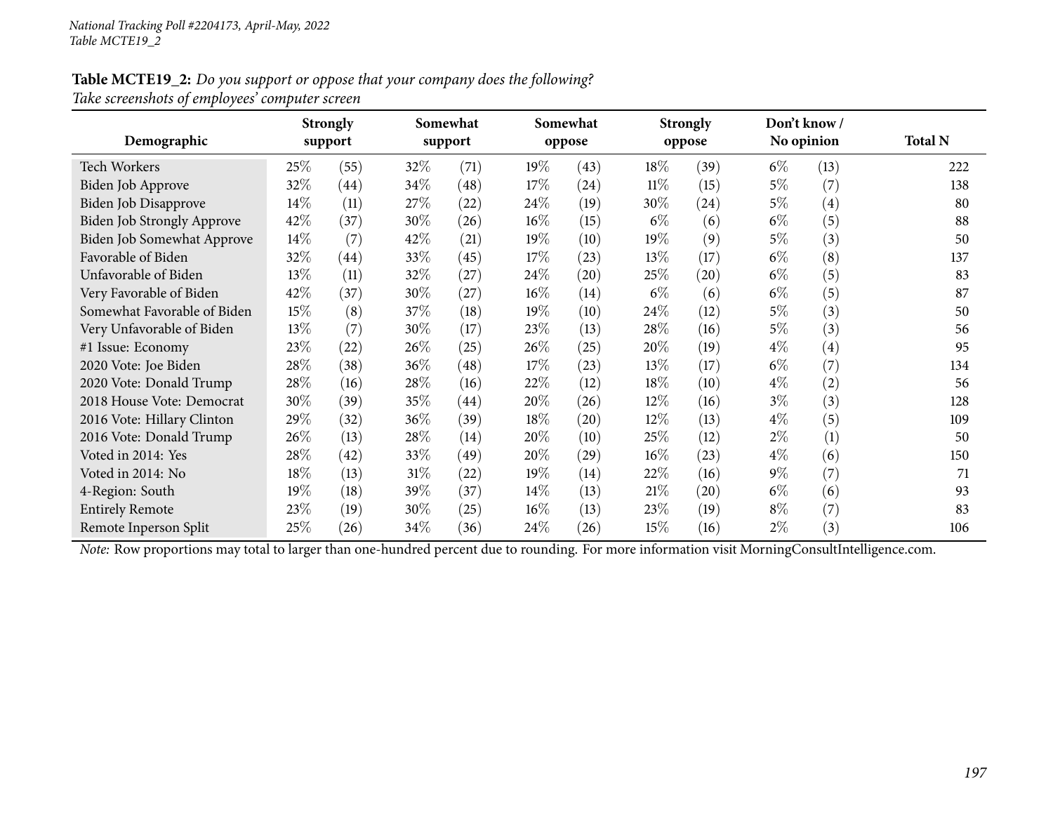*National Tracking Poll #2204173, April-May, 2022*
*Table MCTE19_2*

**Table MCTE19_2:** *Do you support or oppose that your company does the following?*
*Take screenshots of employees' computer screen*

| Demographic | Strongly support | | Somewhat support | | Somewhat oppose | | Strongly oppose | | Don't know / No opinion | | Total N |
|---|---|---|---|---|---|---|---|---|---|---|---|
| Tech Workers | 25% | (55) | 32% | (71) | 19% | (43) | 18% | (39) | 6% | (13) | 222 |
| Biden Job Approve | 32% | (44) | 34% | (48) | 17% | (24) | 11% | (15) | 5% | (7) | 138 |
| Biden Job Disapprove | 14% | (11) | 27% | (22) | 24% | (19) | 30% | (24) | 5% | (4) | 80 |
| Biden Job Strongly Approve | 42% | (37) | 30% | (26) | 16% | (15) | 6% | (6) | 6% | (5) | 88 |
| Biden Job Somewhat Approve | 14% | (7) | 42% | (21) | 19% | (10) | 19% | (9) | 5% | (3) | 50 |
| Favorable of Biden | 32% | (44) | 33% | (45) | 17% | (23) | 13% | (17) | 6% | (8) | 137 |
| Unfavorable of Biden | 13% | (11) | 32% | (27) | 24% | (20) | 25% | (20) | 6% | (5) | 83 |
| Very Favorable of Biden | 42% | (37) | 30% | (27) | 16% | (14) | 6% | (6) | 6% | (5) | 87 |
| Somewhat Favorable of Biden | 15% | (8) | 37% | (18) | 19% | (10) | 24% | (12) | 5% | (3) | 50 |
| Very Unfavorable of Biden | 13% | (7) | 30% | (17) | 23% | (13) | 28% | (16) | 5% | (3) | 56 |
| #1 Issue: Economy | 23% | (22) | 26% | (25) | 26% | (25) | 20% | (19) | 4% | (4) | 95 |
| 2020 Vote: Joe Biden | 28% | (38) | 36% | (48) | 17% | (23) | 13% | (17) | 6% | (7) | 134 |
| 2020 Vote: Donald Trump | 28% | (16) | 28% | (16) | 22% | (12) | 18% | (10) | 4% | (2) | 56 |
| 2018 House Vote: Democrat | 30% | (39) | 35% | (44) | 20% | (26) | 12% | (16) | 3% | (3) | 128 |
| 2016 Vote: Hillary Clinton | 29% | (32) | 36% | (39) | 18% | (20) | 12% | (13) | 4% | (5) | 109 |
| 2016 Vote: Donald Trump | 26% | (13) | 28% | (14) | 20% | (10) | 25% | (12) | 2% | (1) | 50 |
| Voted in 2014: Yes | 28% | (42) | 33% | (49) | 20% | (29) | 16% | (23) | 4% | (6) | 150 |
| Voted in 2014: No | 18% | (13) | 31% | (22) | 19% | (14) | 22% | (16) | 9% | (7) | 71 |
| 4-Region: South | 19% | (18) | 39% | (37) | 14% | (13) | 21% | (20) | 6% | (6) | 93 |
| Entirely Remote | 23% | (19) | 30% | (25) | 16% | (13) | 23% | (19) | 8% | (7) | 83 |
| Remote Inperson Split | 25% | (26) | 34% | (36) | 24% | (26) | 15% | (16) | 2% | (3) | 106 |

*Note:* Row proportions may total to larger than one-hundred percent due to rounding. For more information visit MorningConsultIntelligence.com.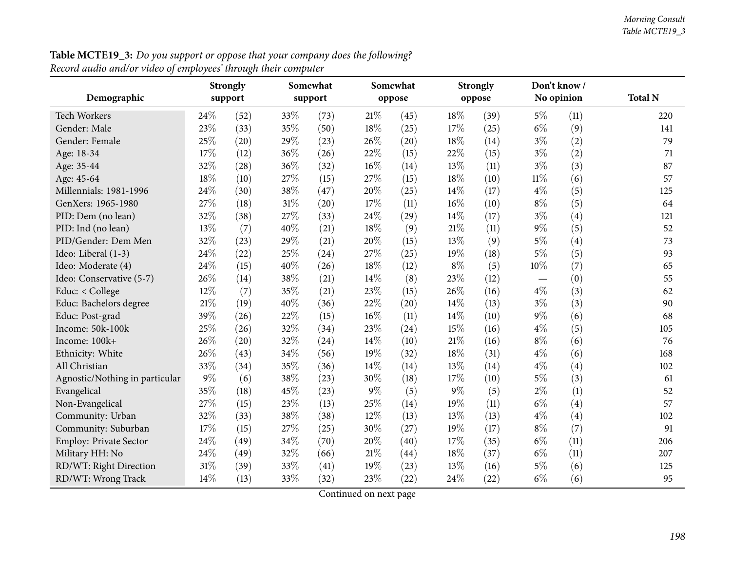**Table MCTE19_3:** *Do you support or oppose that your company does the following?*
*Record audio and/or video of employees' through their computer*

| Demographic | Strongly support | | Somewhat support | | Somewhat oppose | | Strongly oppose | | Don't know / No opinion | | Total N |
|---|---|---|---|---|---|---|---|---|---|---|---|
| Tech Workers | 24% | (52) | 33% | (73) | 21% | (45) | 18% | (39) | 5% | (11) | 220 |
| Gender: Male | 23% | (33) | 35% | (50) | 18% | (25) | 17% | (25) | 6% | (9) | 141 |
| Gender: Female | 25% | (20) | 29% | (23) | 26% | (20) | 18% | (14) | 3% | (2) | 79 |
| Age: 18-34 | 17% | (12) | 36% | (26) | 22% | (15) | 22% | (15) | 3% | (2) | 71 |
| Age: 35-44 | 32% | (28) | 36% | (32) | 16% | (14) | 13% | (11) | 3% | (3) | 87 |
| Age: 45-64 | 18% | (10) | 27% | (15) | 27% | (15) | 18% | (10) | 11% | (6) | 57 |
| Millennials: 1981-1996 | 24% | (30) | 38% | (47) | 20% | (25) | 14% | (17) | 4% | (5) | 125 |
| GenXers: 1965-1980 | 27% | (18) | 31% | (20) | 17% | (11) | 16% | (10) | 8% | (5) | 64 |
| PID: Dem (no lean) | 32% | (38) | 27% | (33) | 24% | (29) | 14% | (17) | 3% | (4) | 121 |
| PID: Ind (no lean) | 13% | (7) | 40% | (21) | 18% | (9) | 21% | (11) | 9% | (5) | 52 |
| PID/Gender: Dem Men | 32% | (23) | 29% | (21) | 20% | (15) | 13% | (9) | 5% | (4) | 73 |
| Ideo: Liberal (1-3) | 24% | (22) | 25% | (24) | 27% | (25) | 19% | (18) | 5% | (5) | 93 |
| Ideo: Moderate (4) | 24% | (15) | 40% | (26) | 18% | (12) | 8% | (5) | 10% | (7) | 65 |
| Ideo: Conservative (5-7) | 26% | (14) | 38% | (21) | 14% | (8) | 23% | (12) | — | (0) | 55 |
| Educ: < College | 12% | (7) | 35% | (21) | 23% | (15) | 26% | (16) | 4% | (3) | 62 |
| Educ: Bachelors degree | 21% | (19) | 40% | (36) | 22% | (20) | 14% | (13) | 3% | (3) | 90 |
| Educ: Post-grad | 39% | (26) | 22% | (15) | 16% | (11) | 14% | (10) | 9% | (6) | 68 |
| Income: 50k-100k | 25% | (26) | 32% | (34) | 23% | (24) | 15% | (16) | 4% | (5) | 105 |
| Income: 100k+ | 26% | (20) | 32% | (24) | 14% | (10) | 21% | (16) | 8% | (6) | 76 |
| Ethnicity: White | 26% | (43) | 34% | (56) | 19% | (32) | 18% | (31) | 4% | (6) | 168 |
| All Christian | 33% | (34) | 35% | (36) | 14% | (14) | 13% | (14) | 4% | (4) | 102 |
| Agnostic/Nothing in particular | 9% | (6) | 38% | (23) | 30% | (18) | 17% | (10) | 5% | (3) | 61 |
| Evangelical | 35% | (18) | 45% | (23) | 9% | (5) | 9% | (5) | 2% | (1) | 52 |
| Non-Evangelical | 27% | (15) | 23% | (13) | 25% | (14) | 19% | (11) | 6% | (4) | 57 |
| Community: Urban | 32% | (33) | 38% | (38) | 12% | (13) | 13% | (13) | 4% | (4) | 102 |
| Community: Suburban | 17% | (15) | 27% | (25) | 30% | (27) | 19% | (17) | 8% | (7) | 91 |
| Employ: Private Sector | 24% | (49) | 34% | (70) | 20% | (40) | 17% | (35) | 6% | (11) | 206 |
| Military HH: No | 24% | (49) | 32% | (66) | 21% | (44) | 18% | (37) | 6% | (11) | 207 |
| RD/WT: Right Direction | 31% | (39) | 33% | (41) | 19% | (23) | 13% | (16) | 5% | (6) | 125 |
| RD/WT: Wrong Track | 14% | (13) | 33% | (32) | 23% | (22) | 24% | (22) | 6% | (6) | 95 |

Continued on next page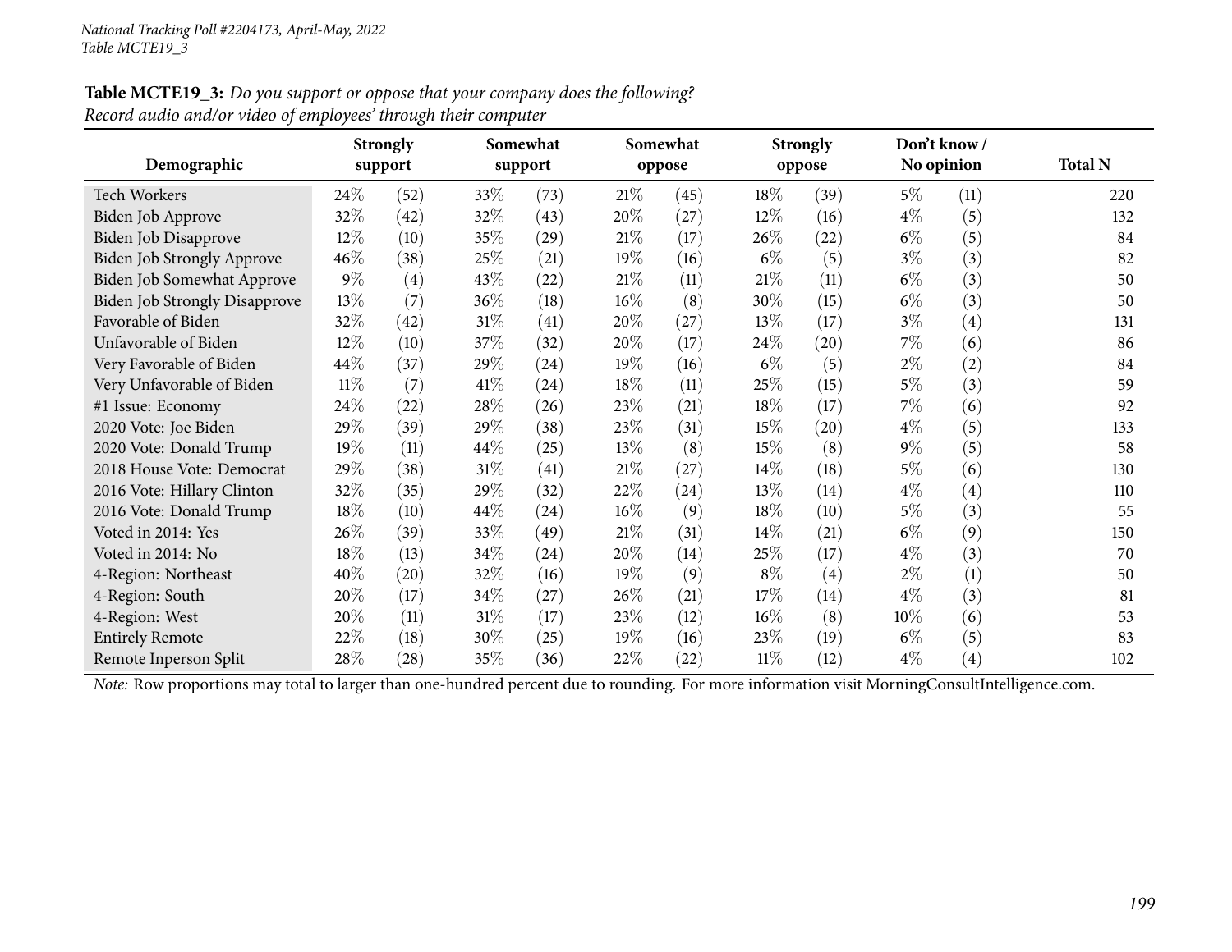National Tracking Poll #2204173, April-May, 2022
Table MCTE19_3

**Table MCTE19_3:** *Do you support or oppose that your company does the following?*
*Record audio and/or video of employees' through their computer*

| Demographic | Strongly support | | Somewhat support | | Somewhat oppose | | Strongly oppose | | Don't know / No opinion | | Total N |
|---|---|---|---|---|---|---|---|---|---|---|---|
| Tech Workers | 24% | (52) | 33% | (73) | 21% | (45) | 18% | (39) | 5% | (11) | 220 |
| Biden Job Approve | 32% | (42) | 32% | (43) | 20% | (27) | 12% | (16) | 4% | (5) | 132 |
| Biden Job Disapprove | 12% | (10) | 35% | (29) | 21% | (17) | 26% | (22) | 6% | (5) | 84 |
| Biden Job Strongly Approve | 46% | (38) | 25% | (21) | 19% | (16) | 6% | (5) | 3% | (3) | 82 |
| Biden Job Somewhat Approve | 9% | (4) | 43% | (22) | 21% | (11) | 21% | (11) | 6% | (3) | 50 |
| Biden Job Strongly Disapprove | 13% | (7) | 36% | (18) | 16% | (8) | 30% | (15) | 6% | (3) | 50 |
| Favorable of Biden | 32% | (42) | 31% | (41) | 20% | (27) | 13% | (17) | 3% | (4) | 131 |
| Unfavorable of Biden | 12% | (10) | 37% | (32) | 20% | (17) | 24% | (20) | 7% | (6) | 86 |
| Very Favorable of Biden | 44% | (37) | 29% | (24) | 19% | (16) | 6% | (5) | 2% | (2) | 84 |
| Very Unfavorable of Biden | 11% | (7) | 41% | (24) | 18% | (11) | 25% | (15) | 5% | (3) | 59 |
| #1 Issue: Economy | 24% | (22) | 28% | (26) | 23% | (21) | 18% | (17) | 7% | (6) | 92 |
| 2020 Vote: Joe Biden | 29% | (39) | 29% | (38) | 23% | (31) | 15% | (20) | 4% | (5) | 133 |
| 2020 Vote: Donald Trump | 19% | (11) | 44% | (25) | 13% | (8) | 15% | (8) | 9% | (5) | 58 |
| 2018 House Vote: Democrat | 29% | (38) | 31% | (41) | 21% | (27) | 14% | (18) | 5% | (6) | 130 |
| 2016 Vote: Hillary Clinton | 32% | (35) | 29% | (32) | 22% | (24) | 13% | (14) | 4% | (4) | 110 |
| 2016 Vote: Donald Trump | 18% | (10) | 44% | (24) | 16% | (9) | 18% | (10) | 5% | (3) | 55 |
| Voted in 2014: Yes | 26% | (39) | 33% | (49) | 21% | (31) | 14% | (21) | 6% | (9) | 150 |
| Voted in 2014: No | 18% | (13) | 34% | (24) | 20% | (14) | 25% | (17) | 4% | (3) | 70 |
| 4-Region: Northeast | 40% | (20) | 32% | (16) | 19% | (9) | 8% | (4) | 2% | (1) | 50 |
| 4-Region: South | 20% | (17) | 34% | (27) | 26% | (21) | 17% | (14) | 4% | (3) | 81 |
| 4-Region: West | 20% | (11) | 31% | (17) | 23% | (12) | 16% | (8) | 10% | (6) | 53 |
| Entirely Remote | 22% | (18) | 30% | (25) | 19% | (16) | 23% | (19) | 6% | (5) | 83 |
| Remote Inperson Split | 28% | (28) | 35% | (36) | 22% | (22) | 11% | (12) | 4% | (4) | 102 |

*Note:* Row proportions may total to larger than one-hundred percent due to rounding. For more information visit MorningConsultIntelligence.com.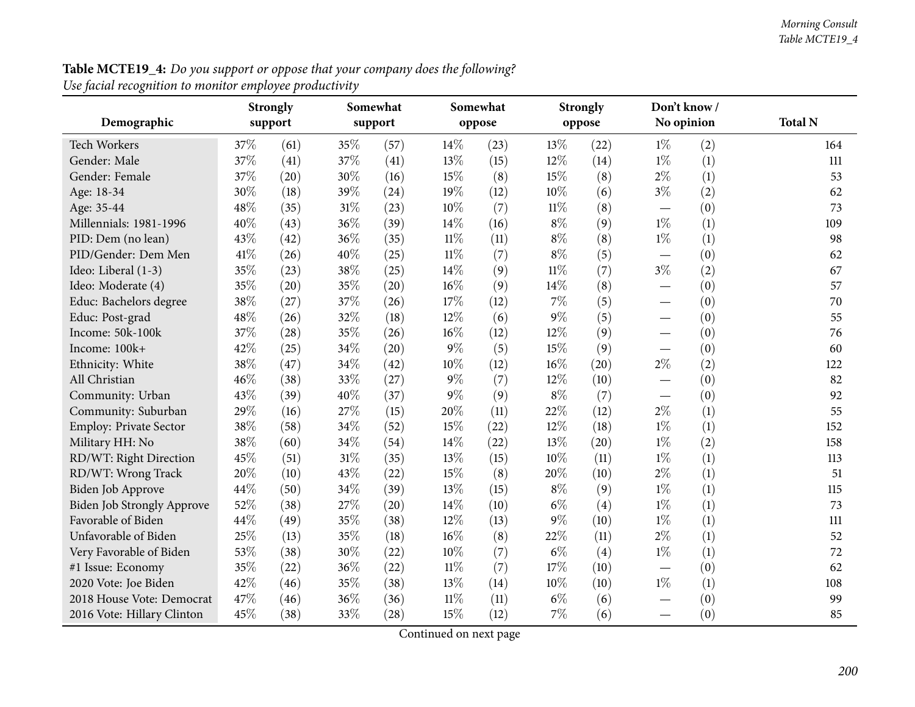**Table MCTE19_4:** *Do you support or oppose that your company does the following?*
*Use facial recognition to monitor employee productivity*

| Demographic | Strongly support | | Somewhat support | | Somewhat oppose | | Strongly oppose | | Don't know / No opinion | | Total N |
|---|---|---|---|---|---|---|---|---|---|---|---|
| Tech Workers | 37% | (61) | 35% | (57) | 14% | (23) | 13% | (22) | 1% | (2) | 164 |
| Gender: Male | 37% | (41) | 37% | (41) | 13% | (15) | 12% | (14) | 1% | (1) | 111 |
| Gender: Female | 37% | (20) | 30% | (16) | 15% | (8) | 15% | (8) | 2% | (1) | 53 |
| Age: 18-34 | 30% | (18) | 39% | (24) | 19% | (12) | 10% | (6) | 3% | (2) | 62 |
| Age: 35-44 | 48% | (35) | 31% | (23) | 10% | (7) | 11% | (8) | — | (0) | 73 |
| Millennials: 1981-1996 | 40% | (43) | 36% | (39) | 14% | (16) | 8% | (9) | 1% | (1) | 109 |
| PID: Dem (no lean) | 43% | (42) | 36% | (35) | 11% | (11) | 8% | (8) | 1% | (1) | 98 |
| PID/Gender: Dem Men | 41% | (26) | 40% | (25) | 11% | (7) | 8% | (5) | — | (0) | 62 |
| Ideo: Liberal (1-3) | 35% | (23) | 38% | (25) | 14% | (9) | 11% | (7) | 3% | (2) | 67 |
| Ideo: Moderate (4) | 35% | (20) | 35% | (20) | 16% | (9) | 14% | (8) | — | (0) | 57 |
| Educ: Bachelors degree | 38% | (27) | 37% | (26) | 17% | (12) | 7% | (5) | — | (0) | 70 |
| Educ: Post-grad | 48% | (26) | 32% | (18) | 12% | (6) | 9% | (5) | — | (0) | 55 |
| Income: 50k-100k | 37% | (28) | 35% | (26) | 16% | (12) | 12% | (9) | — | (0) | 76 |
| Income: 100k+ | 42% | (25) | 34% | (20) | 9% | (5) | 15% | (9) | — | (0) | 60 |
| Ethnicity: White | 38% | (47) | 34% | (42) | 10% | (12) | 16% | (20) | 2% | (2) | 122 |
| All Christian | 46% | (38) | 33% | (27) | 9% | (7) | 12% | (10) | — | (0) | 82 |
| Community: Urban | 43% | (39) | 40% | (37) | 9% | (9) | 8% | (7) | — | (0) | 92 |
| Community: Suburban | 29% | (16) | 27% | (15) | 20% | (11) | 22% | (12) | 2% | (1) | 55 |
| Employ: Private Sector | 38% | (58) | 34% | (52) | 15% | (22) | 12% | (18) | 1% | (1) | 152 |
| Military HH: No | 38% | (60) | 34% | (54) | 14% | (22) | 13% | (20) | 1% | (2) | 158 |
| RD/WT: Right Direction | 45% | (51) | 31% | (35) | 13% | (15) | 10% | (11) | 1% | (1) | 113 |
| RD/WT: Wrong Track | 20% | (10) | 43% | (22) | 15% | (8) | 20% | (10) | 2% | (1) | 51 |
| Biden Job Approve | 44% | (50) | 34% | (39) | 13% | (15) | 8% | (9) | 1% | (1) | 115 |
| Biden Job Strongly Approve | 52% | (38) | 27% | (20) | 14% | (10) | 6% | (4) | 1% | (1) | 73 |
| Favorable of Biden | 44% | (49) | 35% | (38) | 12% | (13) | 9% | (10) | 1% | (1) | 111 |
| Unfavorable of Biden | 25% | (13) | 35% | (18) | 16% | (8) | 22% | (11) | 2% | (1) | 52 |
| Very Favorable of Biden | 53% | (38) | 30% | (22) | 10% | (7) | 6% | (4) | 1% | (1) | 72 |
| #1 Issue: Economy | 35% | (22) | 36% | (22) | 11% | (7) | 17% | (10) | — | (0) | 62 |
| 2020 Vote: Joe Biden | 42% | (46) | 35% | (38) | 13% | (14) | 10% | (10) | 1% | (1) | 108 |
| 2018 House Vote: Democrat | 47% | (46) | 36% | (36) | 11% | (11) | 6% | (6) | — | (0) | 99 |
| 2016 Vote: Hillary Clinton | 45% | (38) | 33% | (28) | 15% | (12) | 7% | (6) | — | (0) | 85 |

Continued on next page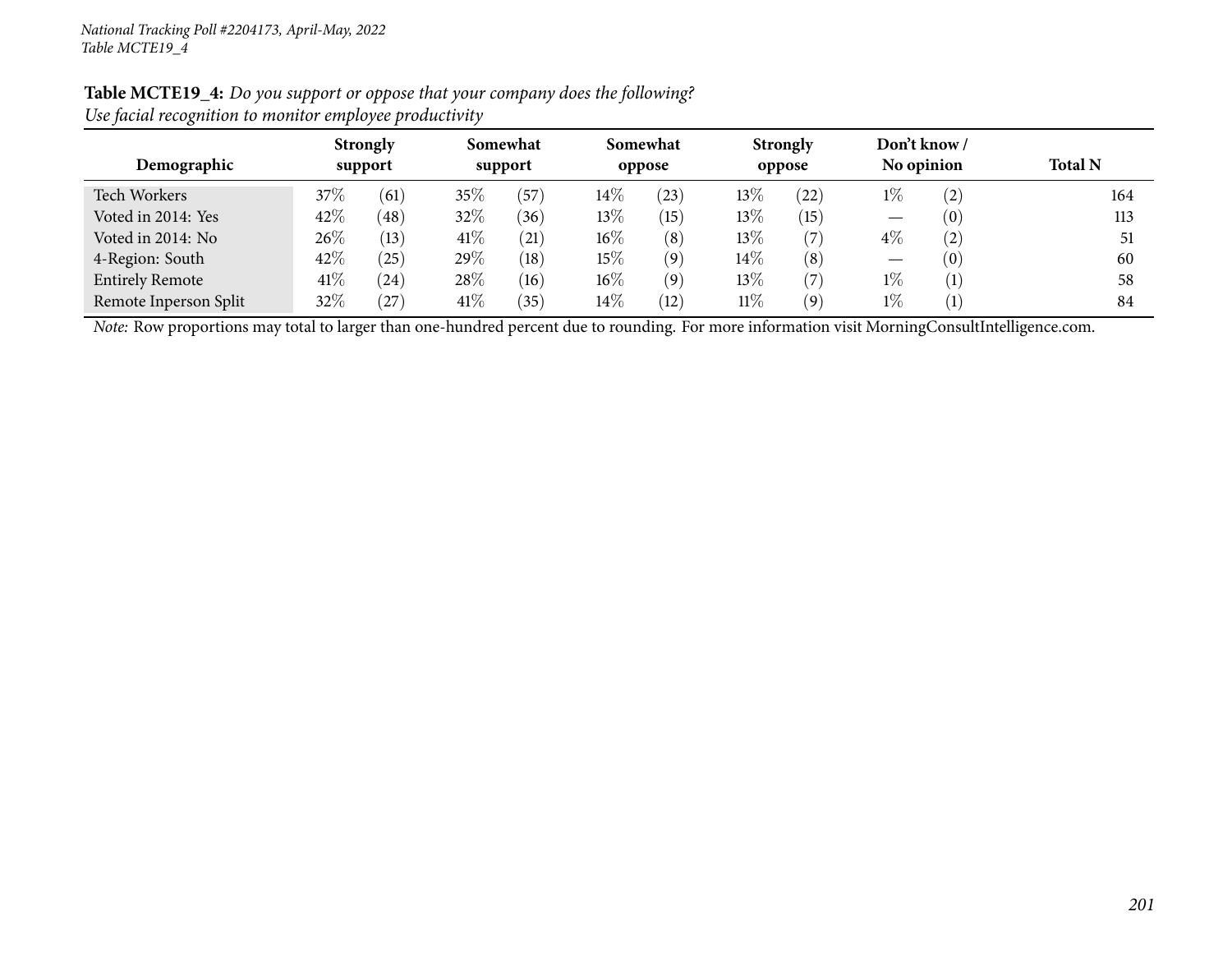**Table MCTE19_4:** *Do you support or oppose that your company does the following?*
*Use facial recognition to monitor employee productivity*

| Demographic | Strongly support | | Somewhat support | | Somewhat oppose | | Strongly oppose | | Don't know / No opinion | | Total N |
|---|---|---|---|---|---|---|---|---|---|---|---|
| Tech Workers | 37% | (61) | 35% | (57) | 14% | (23) | 13% | (22) | 1% | (2) | 164 |
| Voted in 2014: Yes | 42% | (48) | 32% | (36) | 13% | (15) | 13% | (15) | — | (0) | 113 |
| Voted in 2014: No | 26% | (13) | 41% | (21) | 16% | (8) | 13% | (7) | 4% | (2) | 51 |
| 4-Region: South | 42% | (25) | 29% | (18) | 15% | (9) | 14% | (8) | — | (0) | 60 |
| Entirely Remote | 41% | (24) | 28% | (16) | 16% | (9) | 13% | (7) | 1% | (1) | 58 |
| Remote Inperson Split | 32% | (27) | 41% | (35) | 14% | (12) | 11% | (9) | 1% | (1) | 84 |

*Note:* Row proportions may total to larger than one-hundred percent due to rounding. For more information visit MorningConsultIntelligence.com.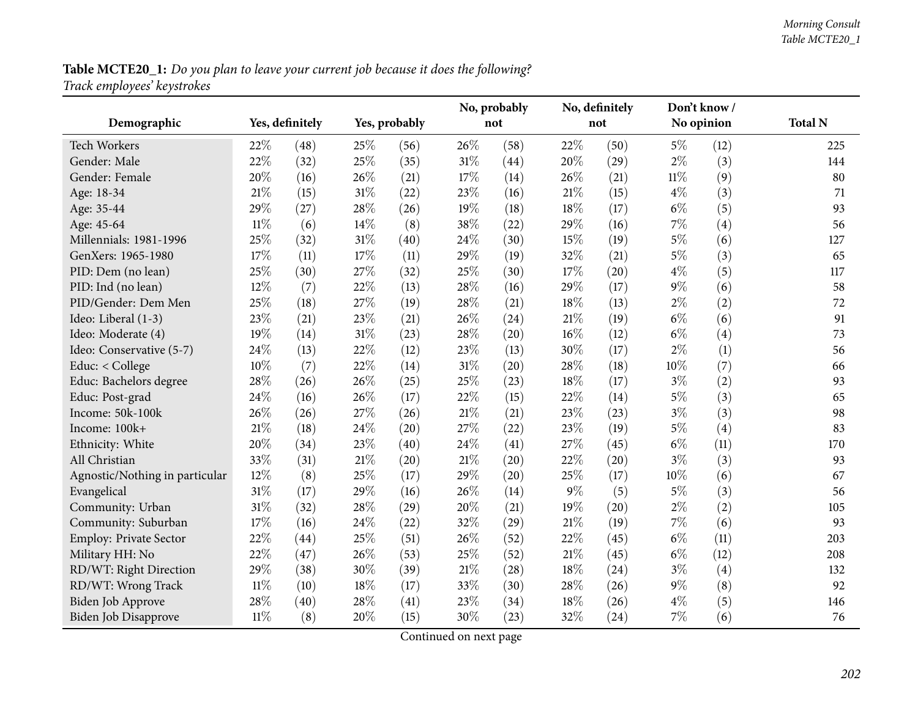**Table MCTE20_1:** *Do you plan to leave your current job because it does the following?*
*Track employees' keystrokes*

| Demographic | Yes, definitely | | Yes, probably | | No, probably not | | No, definitely not | | Don't know / No opinion | | Total N |
|---|---|---|---|---|---|---|---|---|---|---|---|
| Tech Workers | 22% | (48) | 25% | (56) | 26% | (58) | 22% | (50) | 5% | (12) | 225 |
| Gender: Male | 22% | (32) | 25% | (35) | 31% | (44) | 20% | (29) | 2% | (3) | 144 |
| Gender: Female | 20% | (16) | 26% | (21) | 17% | (14) | 26% | (21) | 11% | (9) | 80 |
| Age: 18-34 | 21% | (15) | 31% | (22) | 23% | (16) | 21% | (15) | 4% | (3) | 71 |
| Age: 35-44 | 29% | (27) | 28% | (26) | 19% | (18) | 18% | (17) | 6% | (5) | 93 |
| Age: 45-64 | 11% | (6) | 14% | (8) | 38% | (22) | 29% | (16) | 7% | (4) | 56 |
| Millennials: 1981-1996 | 25% | (32) | 31% | (40) | 24% | (30) | 15% | (19) | 5% | (6) | 127 |
| GenXers: 1965-1980 | 17% | (11) | 17% | (11) | 29% | (19) | 32% | (21) | 5% | (3) | 65 |
| PID: Dem (no lean) | 25% | (30) | 27% | (32) | 25% | (30) | 17% | (20) | 4% | (5) | 117 |
| PID: Ind (no lean) | 12% | (7) | 22% | (13) | 28% | (16) | 29% | (17) | 9% | (6) | 58 |
| PID/Gender: Dem Men | 25% | (18) | 27% | (19) | 28% | (21) | 18% | (13) | 2% | (2) | 72 |
| Ideo: Liberal (1-3) | 23% | (21) | 23% | (21) | 26% | (24) | 21% | (19) | 6% | (6) | 91 |
| Ideo: Moderate (4) | 19% | (14) | 31% | (23) | 28% | (20) | 16% | (12) | 6% | (4) | 73 |
| Ideo: Conservative (5-7) | 24% | (13) | 22% | (12) | 23% | (13) | 30% | (17) | 2% | (1) | 56 |
| Educ: < College | 10% | (7) | 22% | (14) | 31% | (20) | 28% | (18) | 10% | (7) | 66 |
| Educ: Bachelors degree | 28% | (26) | 26% | (25) | 25% | (23) | 18% | (17) | 3% | (2) | 93 |
| Educ: Post-grad | 24% | (16) | 26% | (17) | 22% | (15) | 22% | (14) | 5% | (3) | 65 |
| Income: 50k-100k | 26% | (26) | 27% | (26) | 21% | (21) | 23% | (23) | 3% | (3) | 98 |
| Income: 100k+ | 21% | (18) | 24% | (20) | 27% | (22) | 23% | (19) | 5% | (4) | 83 |
| Ethnicity: White | 20% | (34) | 23% | (40) | 24% | (41) | 27% | (45) | 6% | (11) | 170 |
| All Christian | 33% | (31) | 21% | (20) | 21% | (20) | 22% | (20) | 3% | (3) | 93 |
| Agnostic/Nothing in particular | 12% | (8) | 25% | (17) | 29% | (20) | 25% | (17) | 10% | (6) | 67 |
| Evangelical | 31% | (17) | 29% | (16) | 26% | (14) | 9% | (5) | 5% | (3) | 56 |
| Community: Urban | 31% | (32) | 28% | (29) | 20% | (21) | 19% | (20) | 2% | (2) | 105 |
| Community: Suburban | 17% | (16) | 24% | (22) | 32% | (29) | 21% | (19) | 7% | (6) | 93 |
| Employ: Private Sector | 22% | (44) | 25% | (51) | 26% | (52) | 22% | (45) | 6% | (11) | 203 |
| Military HH: No | 22% | (47) | 26% | (53) | 25% | (52) | 21% | (45) | 6% | (12) | 208 |
| RD/WT: Right Direction | 29% | (38) | 30% | (39) | 21% | (28) | 18% | (24) | 3% | (4) | 132 |
| RD/WT: Wrong Track | 11% | (10) | 18% | (17) | 33% | (30) | 28% | (26) | 9% | (8) | 92 |
| Biden Job Approve | 28% | (40) | 28% | (41) | 23% | (34) | 18% | (26) | 4% | (5) | 146 |
| Biden Job Disapprove | 11% | (8) | 20% | (15) | 30% | (23) | 32% | (24) | 7% | (6) | 76 |

Continued on next page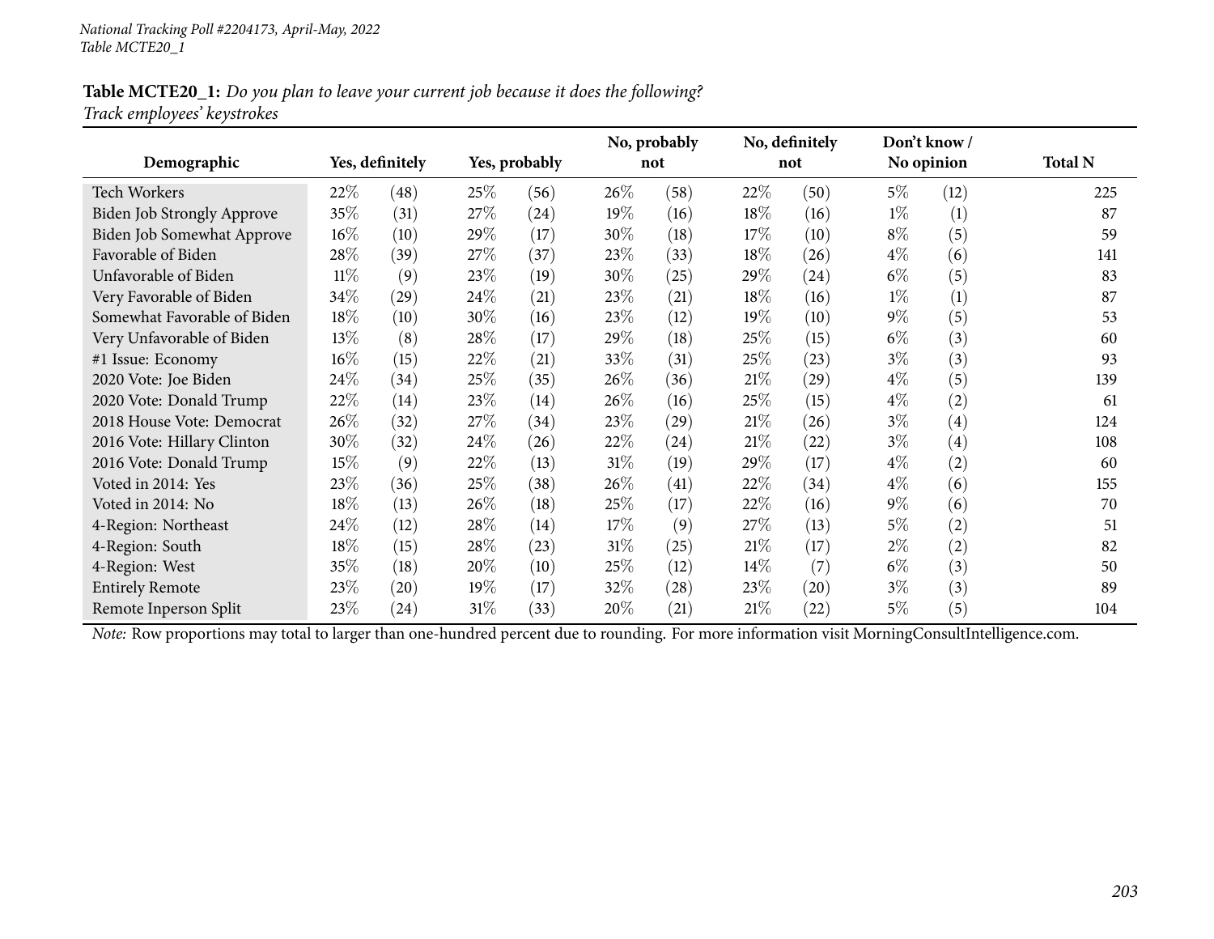National Tracking Poll #2204173, April-May, 2022
Table MCTE20_1

**Table MCTE20_1:** *Do you plan to leave your current job because it does the following?*
*Track employees' keystrokes*

| Demographic | Yes, definitely | | Yes, probably | | No, probably not | | No, definitely not | | Don't know / No opinion | | Total N |
|---|---|---|---|---|---|---|---|---|---|---|---|
| Tech Workers | 22% | (48) | 25% | (56) | 26% | (58) | 22% | (50) | 5% | (12) | 225 |
| Biden Job Strongly Approve | 35% | (31) | 27% | (24) | 19% | (16) | 18% | (16) | 1% | (1) | 87 |
| Biden Job Somewhat Approve | 16% | (10) | 29% | (17) | 30% | (18) | 17% | (10) | 8% | (5) | 59 |
| Favorable of Biden | 28% | (39) | 27% | (37) | 23% | (33) | 18% | (26) | 4% | (6) | 141 |
| Unfavorable of Biden | 11% | (9) | 23% | (19) | 30% | (25) | 29% | (24) | 6% | (5) | 83 |
| Very Favorable of Biden | 34% | (29) | 24% | (21) | 23% | (21) | 18% | (16) | 1% | (1) | 87 |
| Somewhat Favorable of Biden | 18% | (10) | 30% | (16) | 23% | (12) | 19% | (10) | 9% | (5) | 53 |
| Very Unfavorable of Biden | 13% | (8) | 28% | (17) | 29% | (18) | 25% | (15) | 6% | (3) | 60 |
| #1 Issue: Economy | 16% | (15) | 22% | (21) | 33% | (31) | 25% | (23) | 3% | (3) | 93 |
| 2020 Vote: Joe Biden | 24% | (34) | 25% | (35) | 26% | (36) | 21% | (29) | 4% | (5) | 139 |
| 2020 Vote: Donald Trump | 22% | (14) | 23% | (14) | 26% | (16) | 25% | (15) | 4% | (2) | 61 |
| 2018 House Vote: Democrat | 26% | (32) | 27% | (34) | 23% | (29) | 21% | (26) | 3% | (4) | 124 |
| 2016 Vote: Hillary Clinton | 30% | (32) | 24% | (26) | 22% | (24) | 21% | (22) | 3% | (4) | 108 |
| 2016 Vote: Donald Trump | 15% | (9) | 22% | (13) | 31% | (19) | 29% | (17) | 4% | (2) | 60 |
| Voted in 2014: Yes | 23% | (36) | 25% | (38) | 26% | (41) | 22% | (34) | 4% | (6) | 155 |
| Voted in 2014: No | 18% | (13) | 26% | (18) | 25% | (17) | 22% | (16) | 9% | (6) | 70 |
| 4-Region: Northeast | 24% | (12) | 28% | (14) | 17% | (9) | 27% | (13) | 5% | (2) | 51 |
| 4-Region: South | 18% | (15) | 28% | (23) | 31% | (25) | 21% | (17) | 2% | (2) | 82 |
| 4-Region: West | 35% | (18) | 20% | (10) | 25% | (12) | 14% | (7) | 6% | (3) | 50 |
| Entirely Remote | 23% | (20) | 19% | (17) | 32% | (28) | 23% | (20) | 3% | (3) | 89 |
| Remote Inperson Split | 23% | (24) | 31% | (33) | 20% | (21) | 21% | (22) | 5% | (5) | 104 |

*Note:* Row proportions may total to larger than one-hundred percent due to rounding. For more information visit MorningConsultIntelligence.com.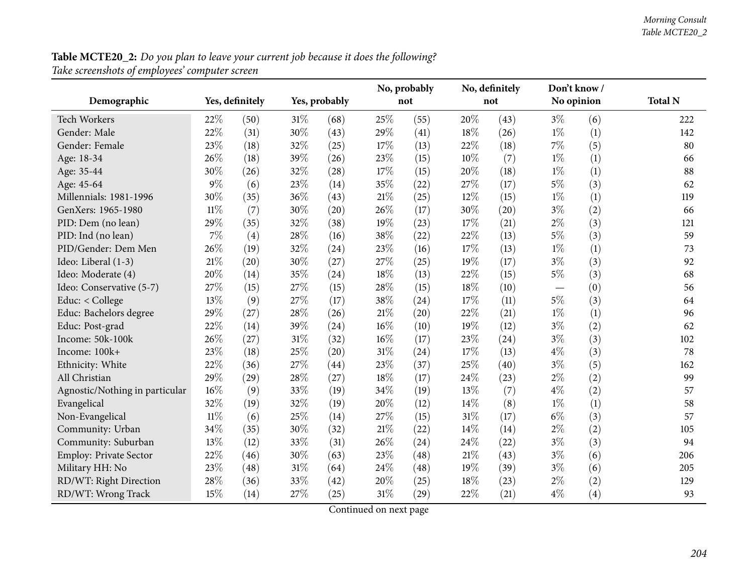**Table MCTE20_2:** *Do you plan to leave your current job because it does the following?*
*Take screenshots of employees' computer screen*

| Demographic | Yes, definitely | | Yes, probably | | No, probably not | | No, definitely not | | Don't know / No opinion | | Total N |
|---|---|---|---|---|---|---|---|---|---|---|---|
| Tech Workers | 22% | (50) | 31% | (68) | 25% | (55) | 20% | (43) | 3% | (6) | 222 |
| Gender: Male | 22% | (31) | 30% | (43) | 29% | (41) | 18% | (26) | 1% | (1) | 142 |
| Gender: Female | 23% | (18) | 32% | (25) | 17% | (13) | 22% | (18) | 7% | (5) | 80 |
| Age: 18-34 | 26% | (18) | 39% | (26) | 23% | (15) | 10% | (7) | 1% | (1) | 66 |
| Age: 35-44 | 30% | (26) | 32% | (28) | 17% | (15) | 20% | (18) | 1% | (1) | 88 |
| Age: 45-64 | 9% | (6) | 23% | (14) | 35% | (22) | 27% | (17) | 5% | (3) | 62 |
| Millennials: 1981-1996 | 30% | (35) | 36% | (43) | 21% | (25) | 12% | (15) | 1% | (1) | 119 |
| GenXers: 1965-1980 | 11% | (7) | 30% | (20) | 26% | (17) | 30% | (20) | 3% | (2) | 66 |
| PID: Dem (no lean) | 29% | (35) | 32% | (38) | 19% | (23) | 17% | (21) | 2% | (3) | 121 |
| PID: Ind (no lean) | 7% | (4) | 28% | (16) | 38% | (22) | 22% | (13) | 5% | (3) | 59 |
| PID/Gender: Dem Men | 26% | (19) | 32% | (24) | 23% | (16) | 17% | (13) | 1% | (1) | 73 |
| Ideo: Liberal (1-3) | 21% | (20) | 30% | (27) | 27% | (25) | 19% | (17) | 3% | (3) | 92 |
| Ideo: Moderate (4) | 20% | (14) | 35% | (24) | 18% | (13) | 22% | (15) | 5% | (3) | 68 |
| Ideo: Conservative (5-7) | 27% | (15) | 27% | (15) | 28% | (15) | 18% | (10) | — | (0) | 56 |
| Educ: < College | 13% | (9) | 27% | (17) | 38% | (24) | 17% | (11) | 5% | (3) | 64 |
| Educ: Bachelors degree | 29% | (27) | 28% | (26) | 21% | (20) | 22% | (21) | 1% | (1) | 96 |
| Educ: Post-grad | 22% | (14) | 39% | (24) | 16% | (10) | 19% | (12) | 3% | (2) | 62 |
| Income: 50k-100k | 26% | (27) | 31% | (32) | 16% | (17) | 23% | (24) | 3% | (3) | 102 |
| Income: 100k+ | 23% | (18) | 25% | (20) | 31% | (24) | 17% | (13) | 4% | (3) | 78 |
| Ethnicity: White | 22% | (36) | 27% | (44) | 23% | (37) | 25% | (40) | 3% | (5) | 162 |
| All Christian | 29% | (29) | 28% | (27) | 18% | (17) | 24% | (23) | 2% | (2) | 99 |
| Agnostic/Nothing in particular | 16% | (9) | 33% | (19) | 34% | (19) | 13% | (7) | 4% | (2) | 57 |
| Evangelical | 32% | (19) | 32% | (19) | 20% | (12) | 14% | (8) | 1% | (1) | 58 |
| Non-Evangelical | 11% | (6) | 25% | (14) | 27% | (15) | 31% | (17) | 6% | (3) | 57 |
| Community: Urban | 34% | (35) | 30% | (32) | 21% | (22) | 14% | (14) | 2% | (2) | 105 |
| Community: Suburban | 13% | (12) | 33% | (31) | 26% | (24) | 24% | (22) | 3% | (3) | 94 |
| Employ: Private Sector | 22% | (46) | 30% | (63) | 23% | (48) | 21% | (43) | 3% | (6) | 206 |
| Military HH: No | 23% | (48) | 31% | (64) | 24% | (48) | 19% | (39) | 3% | (6) | 205 |
| RD/WT: Right Direction | 28% | (36) | 33% | (42) | 20% | (25) | 18% | (23) | 2% | (2) | 129 |
| RD/WT: Wrong Track | 15% | (14) | 27% | (25) | 31% | (29) | 22% | (21) | 4% | (4) | 93 |

Continued on next page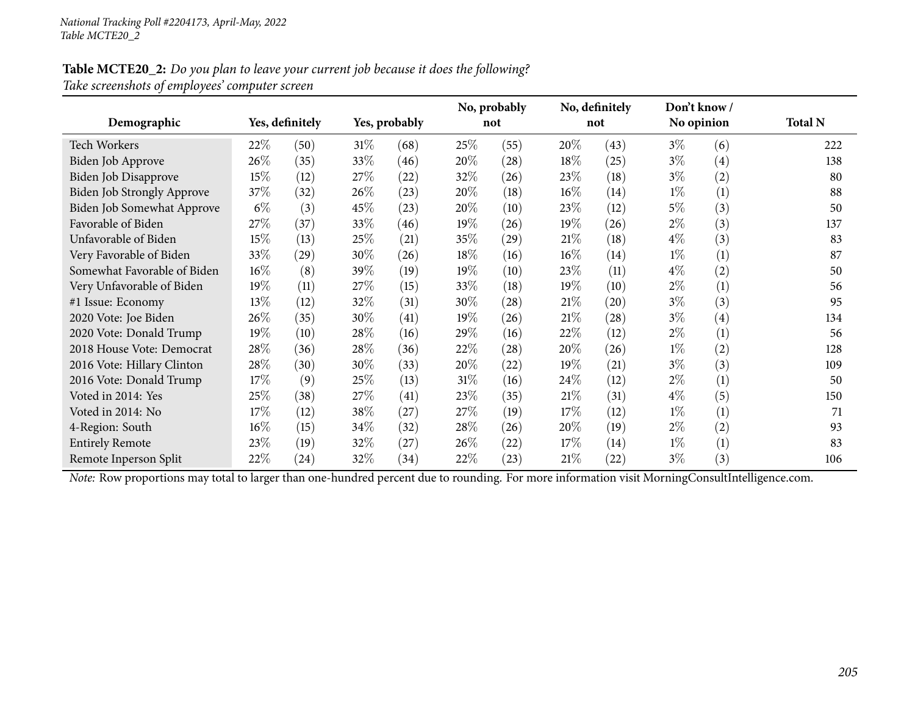**Table MCTE20_2:** *Do you plan to leave your current job because it does the following?*
*Take screenshots of employees' computer screen*

| Demographic | Yes, definitely | | Yes, probably | | No, probably not | | No, definitely not | | Don't know / No opinion | | Total N |
|---|---|---|---|---|---|---|---|---|---|---|---|
| Tech Workers | 22% | (50) | 31% | (68) | 25% | (55) | 20% | (43) | 3% | (6) | 222 |
| Biden Job Approve | 26% | (35) | 33% | (46) | 20% | (28) | 18% | (25) | 3% | (4) | 138 |
| Biden Job Disapprove | 15% | (12) | 27% | (22) | 32% | (26) | 23% | (18) | 3% | (2) | 80 |
| Biden Job Strongly Approve | 37% | (32) | 26% | (23) | 20% | (18) | 16% | (14) | 1% | (1) | 88 |
| Biden Job Somewhat Approve | 6% | (3) | 45% | (23) | 20% | (10) | 23% | (12) | 5% | (3) | 50 |
| Favorable of Biden | 27% | (37) | 33% | (46) | 19% | (26) | 19% | (26) | 2% | (3) | 137 |
| Unfavorable of Biden | 15% | (13) | 25% | (21) | 35% | (29) | 21% | (18) | 4% | (3) | 83 |
| Very Favorable of Biden | 33% | (29) | 30% | (26) | 18% | (16) | 16% | (14) | 1% | (1) | 87 |
| Somewhat Favorable of Biden | 16% | (8) | 39% | (19) | 19% | (10) | 23% | (11) | 4% | (2) | 50 |
| Very Unfavorable of Biden | 19% | (11) | 27% | (15) | 33% | (18) | 19% | (10) | 2% | (1) | 56 |
| #1 Issue: Economy | 13% | (12) | 32% | (31) | 30% | (28) | 21% | (20) | 3% | (3) | 95 |
| 2020 Vote: Joe Biden | 26% | (35) | 30% | (41) | 19% | (26) | 21% | (28) | 3% | (4) | 134 |
| 2020 Vote: Donald Trump | 19% | (10) | 28% | (16) | 29% | (16) | 22% | (12) | 2% | (1) | 56 |
| 2018 House Vote: Democrat | 28% | (36) | 28% | (36) | 22% | (28) | 20% | (26) | 1% | (2) | 128 |
| 2016 Vote: Hillary Clinton | 28% | (30) | 30% | (33) | 20% | (22) | 19% | (21) | 3% | (3) | 109 |
| 2016 Vote: Donald Trump | 17% | (9) | 25% | (13) | 31% | (16) | 24% | (12) | 2% | (1) | 50 |
| Voted in 2014: Yes | 25% | (38) | 27% | (41) | 23% | (35) | 21% | (31) | 4% | (5) | 150 |
| Voted in 2014: No | 17% | (12) | 38% | (27) | 27% | (19) | 17% | (12) | 1% | (1) | 71 |
| 4-Region: South | 16% | (15) | 34% | (32) | 28% | (26) | 20% | (19) | 2% | (2) | 93 |
| Entirely Remote | 23% | (19) | 32% | (27) | 26% | (22) | 17% | (14) | 1% | (1) | 83 |
| Remote Inperson Split | 22% | (24) | 32% | (34) | 22% | (23) | 21% | (22) | 3% | (3) | 106 |

*Note:* Row proportions may total to larger than one-hundred percent due to rounding. For more information visit MorningConsultIntelligence.com.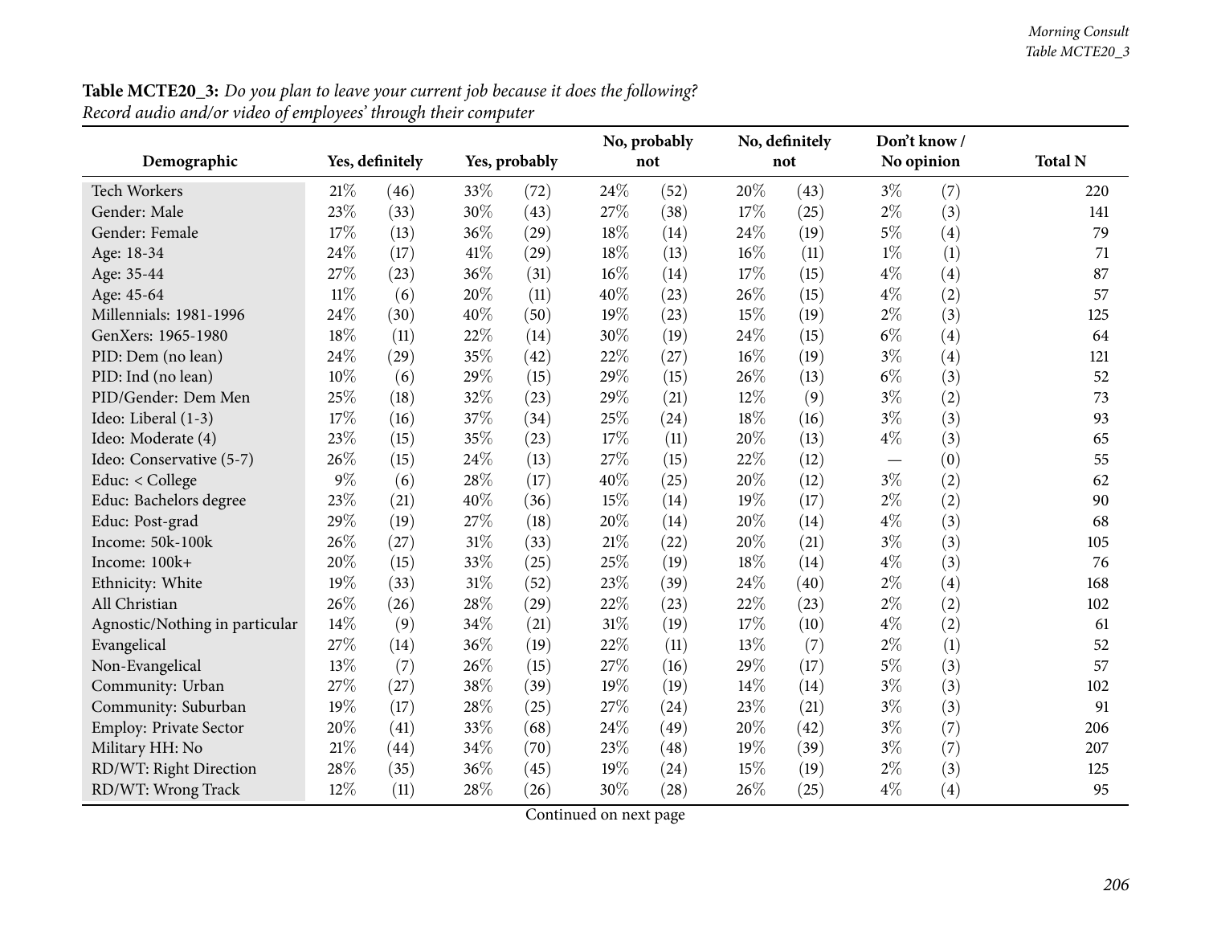**Table MCTE20_3:** *Do you plan to leave your current job because it does the following? Record audio and/or video of employees' through their computer*

| Demographic | Yes, definitely | | Yes, probably | | No, probably not | | No, definitely not | | Don't know / No opinion | | Total N |
|---|---|---|---|---|---|---|---|---|---|---|---|
| Tech Workers | 21% | (46) | 33% | (72) | 24% | (52) | 20% | (43) | 3% | (7) | 220 |
| Gender: Male | 23% | (33) | 30% | (43) | 27% | (38) | 17% | (25) | 2% | (3) | 141 |
| Gender: Female | 17% | (13) | 36% | (29) | 18% | (14) | 24% | (19) | 5% | (4) | 79 |
| Age: 18-34 | 24% | (17) | 41% | (29) | 18% | (13) | 16% | (11) | 1% | (1) | 71 |
| Age: 35-44 | 27% | (23) | 36% | (31) | 16% | (14) | 17% | (15) | 4% | (4) | 87 |
| Age: 45-64 | 11% | (6) | 20% | (11) | 40% | (23) | 26% | (15) | 4% | (2) | 57 |
| Millennials: 1981-1996 | 24% | (30) | 40% | (50) | 19% | (23) | 15% | (19) | 2% | (3) | 125 |
| GenXers: 1965-1980 | 18% | (11) | 22% | (14) | 30% | (19) | 24% | (15) | 6% | (4) | 64 |
| PID: Dem (no lean) | 24% | (29) | 35% | (42) | 22% | (27) | 16% | (19) | 3% | (4) | 121 |
| PID: Ind (no lean) | 10% | (6) | 29% | (15) | 29% | (15) | 26% | (13) | 6% | (3) | 52 |
| PID/Gender: Dem Men | 25% | (18) | 32% | (23) | 29% | (21) | 12% | (9) | 3% | (2) | 73 |
| Ideo: Liberal (1-3) | 17% | (16) | 37% | (34) | 25% | (24) | 18% | (16) | 3% | (3) | 93 |
| Ideo: Moderate (4) | 23% | (15) | 35% | (23) | 17% | (11) | 20% | (13) | 4% | (3) | 65 |
| Ideo: Conservative (5-7) | 26% | (15) | 24% | (13) | 27% | (15) | 22% | (12) | — | (0) | 55 |
| Educ: < College | 9% | (6) | 28% | (17) | 40% | (25) | 20% | (12) | 3% | (2) | 62 |
| Educ: Bachelors degree | 23% | (21) | 40% | (36) | 15% | (14) | 19% | (17) | 2% | (2) | 90 |
| Educ: Post-grad | 29% | (19) | 27% | (18) | 20% | (14) | 20% | (14) | 4% | (3) | 68 |
| Income: 50k-100k | 26% | (27) | 31% | (33) | 21% | (22) | 20% | (21) | 3% | (3) | 105 |
| Income: 100k+ | 20% | (15) | 33% | (25) | 25% | (19) | 18% | (14) | 4% | (3) | 76 |
| Ethnicity: White | 19% | (33) | 31% | (52) | 23% | (39) | 24% | (40) | 2% | (4) | 168 |
| All Christian | 26% | (26) | 28% | (29) | 22% | (23) | 22% | (23) | 2% | (2) | 102 |
| Agnostic/Nothing in particular | 14% | (9) | 34% | (21) | 31% | (19) | 17% | (10) | 4% | (2) | 61 |
| Evangelical | 27% | (14) | 36% | (19) | 22% | (11) | 13% | (7) | 2% | (1) | 52 |
| Non-Evangelical | 13% | (7) | 26% | (15) | 27% | (16) | 29% | (17) | 5% | (3) | 57 |
| Community: Urban | 27% | (27) | 38% | (39) | 19% | (19) | 14% | (14) | 3% | (3) | 102 |
| Community: Suburban | 19% | (17) | 28% | (25) | 27% | (24) | 23% | (21) | 3% | (3) | 91 |
| Employ: Private Sector | 20% | (41) | 33% | (68) | 24% | (49) | 20% | (42) | 3% | (7) | 206 |
| Military HH: No | 21% | (44) | 34% | (70) | 23% | (48) | 19% | (39) | 3% | (7) | 207 |
| RD/WT: Right Direction | 28% | (35) | 36% | (45) | 19% | (24) | 15% | (19) | 2% | (3) | 125 |
| RD/WT: Wrong Track | 12% | (11) | 28% | (26) | 30% | (28) | 26% | (25) | 4% | (4) | 95 |

Continued on next page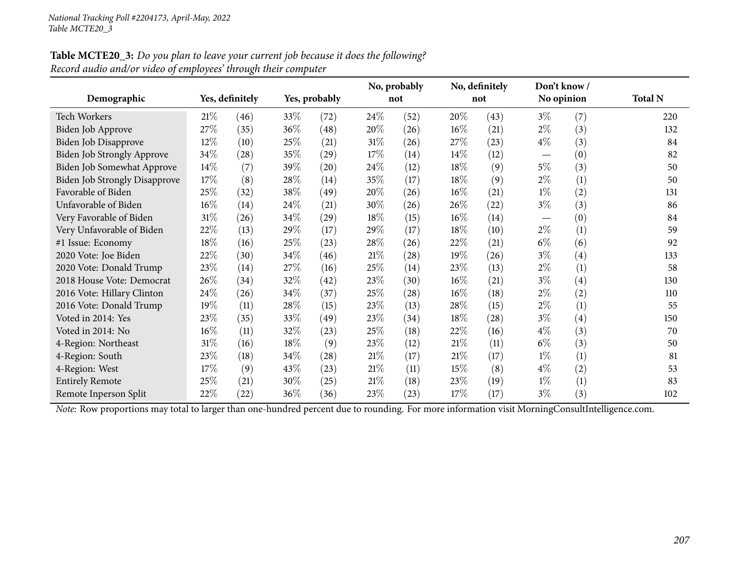*National Tracking Poll #2204173, April-May, 2022*
*Table MCTE20_3*

**Table MCTE20_3:** *Do you plan to leave your current job because it does the following? Record audio and/or video of employees' through their computer*

| Demographic | Yes, definitely | | Yes, probably | | No, probably not | | No, definitely not | | Don't know / No opinion | | Total N |
|---|---|---|---|---|---|---|---|---|---|---|---|
| Tech Workers | 21% | (46) | 33% | (72) | 24% | (52) | 20% | (43) | 3% | (7) | 220 |
| Biden Job Approve | 27% | (35) | 36% | (48) | 20% | (26) | 16% | (21) | 2% | (3) | 132 |
| Biden Job Disapprove | 12% | (10) | 25% | (21) | 31% | (26) | 27% | (23) | 4% | (3) | 84 |
| Biden Job Strongly Approve | 34% | (28) | 35% | (29) | 17% | (14) | 14% | (12) | — | (0) | 82 |
| Biden Job Somewhat Approve | 14% | (7) | 39% | (20) | 24% | (12) | 18% | (9) | 5% | (3) | 50 |
| Biden Job Strongly Disapprove | 17% | (8) | 28% | (14) | 35% | (17) | 18% | (9) | 2% | (1) | 50 |
| Favorable of Biden | 25% | (32) | 38% | (49) | 20% | (26) | 16% | (21) | 1% | (2) | 131 |
| Unfavorable of Biden | 16% | (14) | 24% | (21) | 30% | (26) | 26% | (22) | 3% | (3) | 86 |
| Very Favorable of Biden | 31% | (26) | 34% | (29) | 18% | (15) | 16% | (14) | — | (0) | 84 |
| Very Unfavorable of Biden | 22% | (13) | 29% | (17) | 29% | (17) | 18% | (10) | 2% | (1) | 59 |
| #1 Issue: Economy | 18% | (16) | 25% | (23) | 28% | (26) | 22% | (21) | 6% | (6) | 92 |
| 2020 Vote: Joe Biden | 22% | (30) | 34% | (46) | 21% | (28) | 19% | (26) | 3% | (4) | 133 |
| 2020 Vote: Donald Trump | 23% | (14) | 27% | (16) | 25% | (14) | 23% | (13) | 2% | (1) | 58 |
| 2018 House Vote: Democrat | 26% | (34) | 32% | (42) | 23% | (30) | 16% | (21) | 3% | (4) | 130 |
| 2016 Vote: Hillary Clinton | 24% | (26) | 34% | (37) | 25% | (28) | 16% | (18) | 2% | (2) | 110 |
| 2016 Vote: Donald Trump | 19% | (11) | 28% | (15) | 23% | (13) | 28% | (15) | 2% | (1) | 55 |
| Voted in 2014: Yes | 23% | (35) | 33% | (49) | 23% | (34) | 18% | (28) | 3% | (4) | 150 |
| Voted in 2014: No | 16% | (11) | 32% | (23) | 25% | (18) | 22% | (16) | 4% | (3) | 70 |
| 4-Region: Northeast | 31% | (16) | 18% | (9) | 23% | (12) | 21% | (11) | 6% | (3) | 50 |
| 4-Region: South | 23% | (18) | 34% | (28) | 21% | (17) | 21% | (17) | 1% | (1) | 81 |
| 4-Region: West | 17% | (9) | 43% | (23) | 21% | (11) | 15% | (8) | 4% | (2) | 53 |
| Entirely Remote | 25% | (21) | 30% | (25) | 21% | (18) | 23% | (19) | 1% | (1) | 83 |
| Remote Inperson Split | 22% | (22) | 36% | (36) | 23% | (23) | 17% | (17) | 3% | (3) | 102 |

*Note:* Row proportions may total to larger than one-hundred percent due to rounding. For more information visit MorningConsultIntelligence.com.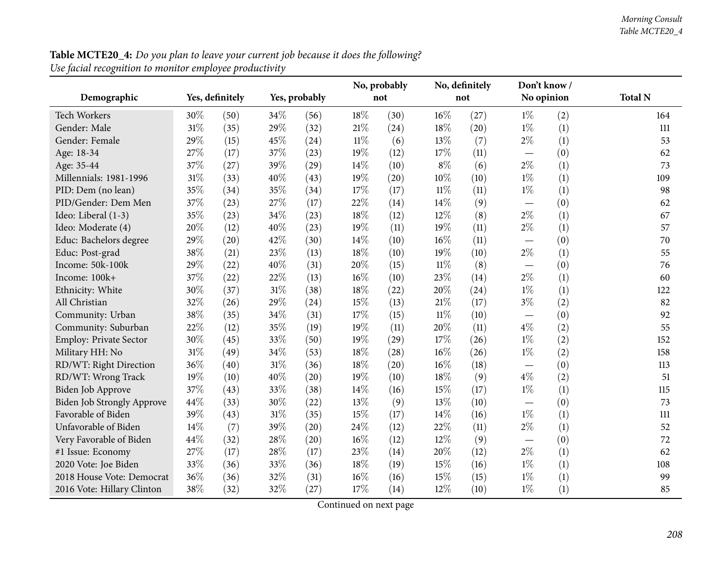**Table MCTE20_4:** *Do you plan to leave your current job because it does the following? Use facial recognition to monitor employee productivity*

| Demographic | Yes, definitely | | Yes, probably | | No, probably not | | No, definitely not | | Don't know / No opinion | | Total N |
|---|---|---|---|---|---|---|---|---|---|---|---|
| Tech Workers | 30% | (50) | 34% | (56) | 18% | (30) | 16% | (27) | 1% | (2) | 164 |
| Gender: Male | 31% | (35) | 29% | (32) | 21% | (24) | 18% | (20) | 1% | (1) | 111 |
| Gender: Female | 29% | (15) | 45% | (24) | 11% | (6) | 13% | (7) | 2% | (1) | 53 |
| Age: 18-34 | 27% | (17) | 37% | (23) | 19% | (12) | 17% | (11) | — | (0) | 62 |
| Age: 35-44 | 37% | (27) | 39% | (29) | 14% | (10) | 8% | (6) | 2% | (1) | 73 |
| Millennials: 1981-1996 | 31% | (33) | 40% | (43) | 19% | (20) | 10% | (10) | 1% | (1) | 109 |
| PID: Dem (no lean) | 35% | (34) | 35% | (34) | 17% | (17) | 11% | (11) | 1% | (1) | 98 |
| PID/Gender: Dem Men | 37% | (23) | 27% | (17) | 22% | (14) | 14% | (9) | — | (0) | 62 |
| Ideo: Liberal (1-3) | 35% | (23) | 34% | (23) | 18% | (12) | 12% | (8) | 2% | (1) | 67 |
| Ideo: Moderate (4) | 20% | (12) | 40% | (23) | 19% | (11) | 19% | (11) | 2% | (1) | 57 |
| Educ: Bachelors degree | 29% | (20) | 42% | (30) | 14% | (10) | 16% | (11) | — | (0) | 70 |
| Educ: Post-grad | 38% | (21) | 23% | (13) | 18% | (10) | 19% | (10) | 2% | (1) | 55 |
| Income: 50k-100k | 29% | (22) | 40% | (31) | 20% | (15) | 11% | (8) | — | (0) | 76 |
| Income: 100k+ | 37% | (22) | 22% | (13) | 16% | (10) | 23% | (14) | 2% | (1) | 60 |
| Ethnicity: White | 30% | (37) | 31% | (38) | 18% | (22) | 20% | (24) | 1% | (1) | 122 |
| All Christian | 32% | (26) | 29% | (24) | 15% | (13) | 21% | (17) | 3% | (2) | 82 |
| Community: Urban | 38% | (35) | 34% | (31) | 17% | (15) | 11% | (10) | — | (0) | 92 |
| Community: Suburban | 22% | (12) | 35% | (19) | 19% | (11) | 20% | (11) | 4% | (2) | 55 |
| Employ: Private Sector | 30% | (45) | 33% | (50) | 19% | (29) | 17% | (26) | 1% | (2) | 152 |
| Military HH: No | 31% | (49) | 34% | (53) | 18% | (28) | 16% | (26) | 1% | (2) | 158 |
| RD/WT: Right Direction | 36% | (40) | 31% | (36) | 18% | (20) | 16% | (18) | — | (0) | 113 |
| RD/WT: Wrong Track | 19% | (10) | 40% | (20) | 19% | (10) | 18% | (9) | 4% | (2) | 51 |
| Biden Job Approve | 37% | (43) | 33% | (38) | 14% | (16) | 15% | (17) | 1% | (1) | 115 |
| Biden Job Strongly Approve | 44% | (33) | 30% | (22) | 13% | (9) | 13% | (10) | — | (0) | 73 |
| Favorable of Biden | 39% | (43) | 31% | (35) | 15% | (17) | 14% | (16) | 1% | (1) | 111 |
| Unfavorable of Biden | 14% | (7) | 39% | (20) | 24% | (12) | 22% | (11) | 2% | (1) | 52 |
| Very Favorable of Biden | 44% | (32) | 28% | (20) | 16% | (12) | 12% | (9) | — | (0) | 72 |
| #1 Issue: Economy | 27% | (17) | 28% | (17) | 23% | (14) | 20% | (12) | 2% | (1) | 62 |
| 2020 Vote: Joe Biden | 33% | (36) | 33% | (36) | 18% | (19) | 15% | (16) | 1% | (1) | 108 |
| 2018 House Vote: Democrat | 36% | (36) | 32% | (31) | 16% | (16) | 15% | (15) | 1% | (1) | 99 |
| 2016 Vote: Hillary Clinton | 38% | (32) | 32% | (27) | 17% | (14) | 12% | (10) | 1% | (1) | 85 |

Continued on next page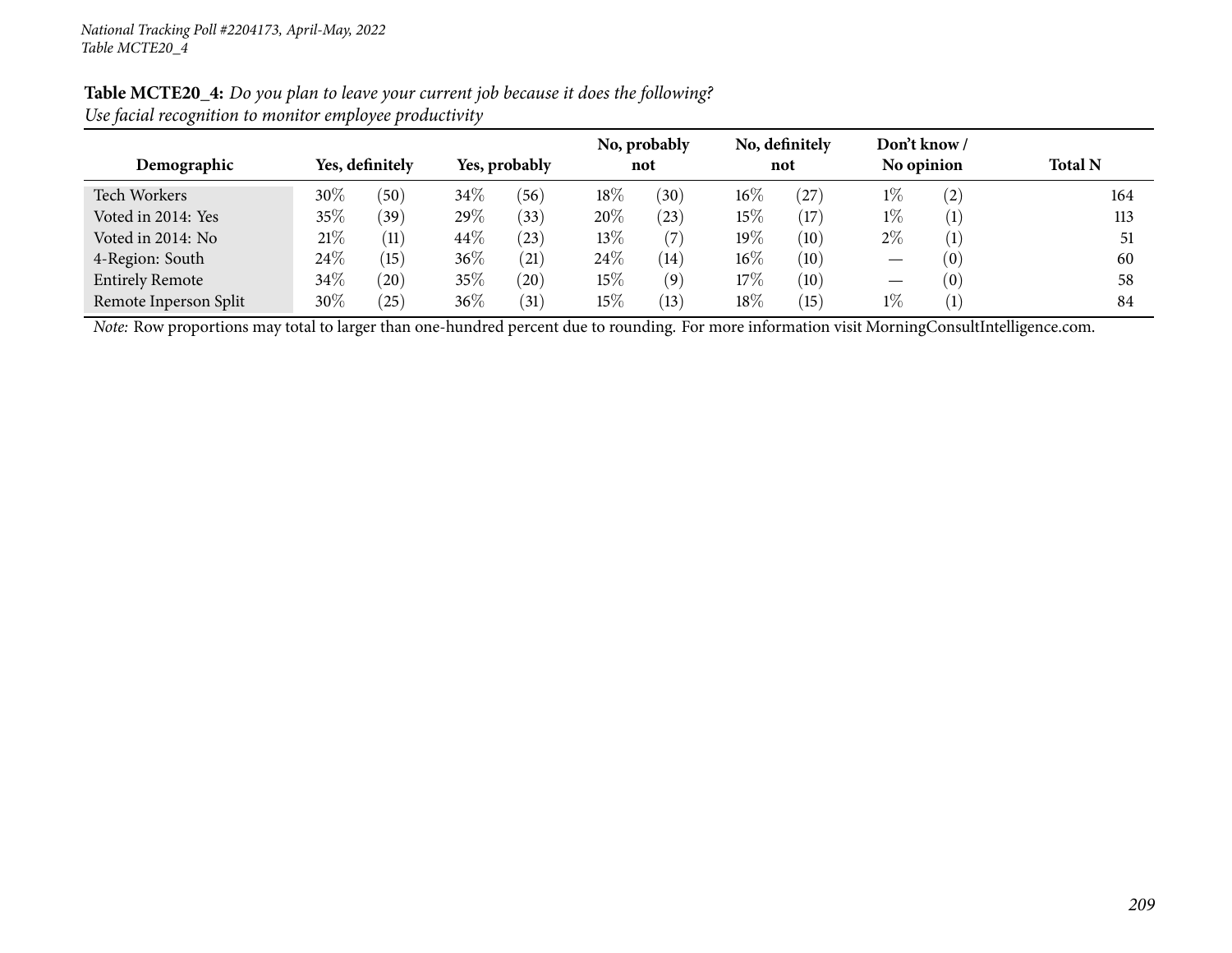*National Tracking Poll #2204173, April-May, 2022*
*Table MCTE20_4*

**Table MCTE20_4:** *Do you plan to leave your current job because it does the following?*
*Use facial recognition to monitor employee productivity*

| Demographic | Yes, definitely | | Yes, probably | | No, probably not | | No, definitely not | | Don't know / No opinion | | Total N |
|---|---|---|---|---|---|---|---|---|---|---|---|
| Tech Workers | 30% | (50) | 34% | (56) | 18% | (30) | 16% | (27) | 1% | (2) | 164 |
| Voted in 2014: Yes | 35% | (39) | 29% | (33) | 20% | (23) | 15% | (17) | 1% | (1) | 113 |
| Voted in 2014: No | 21% | (11) | 44% | (23) | 13% | (7) | 19% | (10) | 2% | (1) | 51 |
| 4-Region: South | 24% | (15) | 36% | (21) | 24% | (14) | 16% | (10) | — | (0) | 60 |
| Entirely Remote | 34% | (20) | 35% | (20) | 15% | (9) | 17% | (10) | — | (0) | 58 |
| Remote Inperson Split | 30% | (25) | 36% | (31) | 15% | (13) | 18% | (15) | 1% | (1) | 84 |

*Note:* Row proportions may total to larger than one-hundred percent due to rounding. For more information visit MorningConsultIntelligence.com.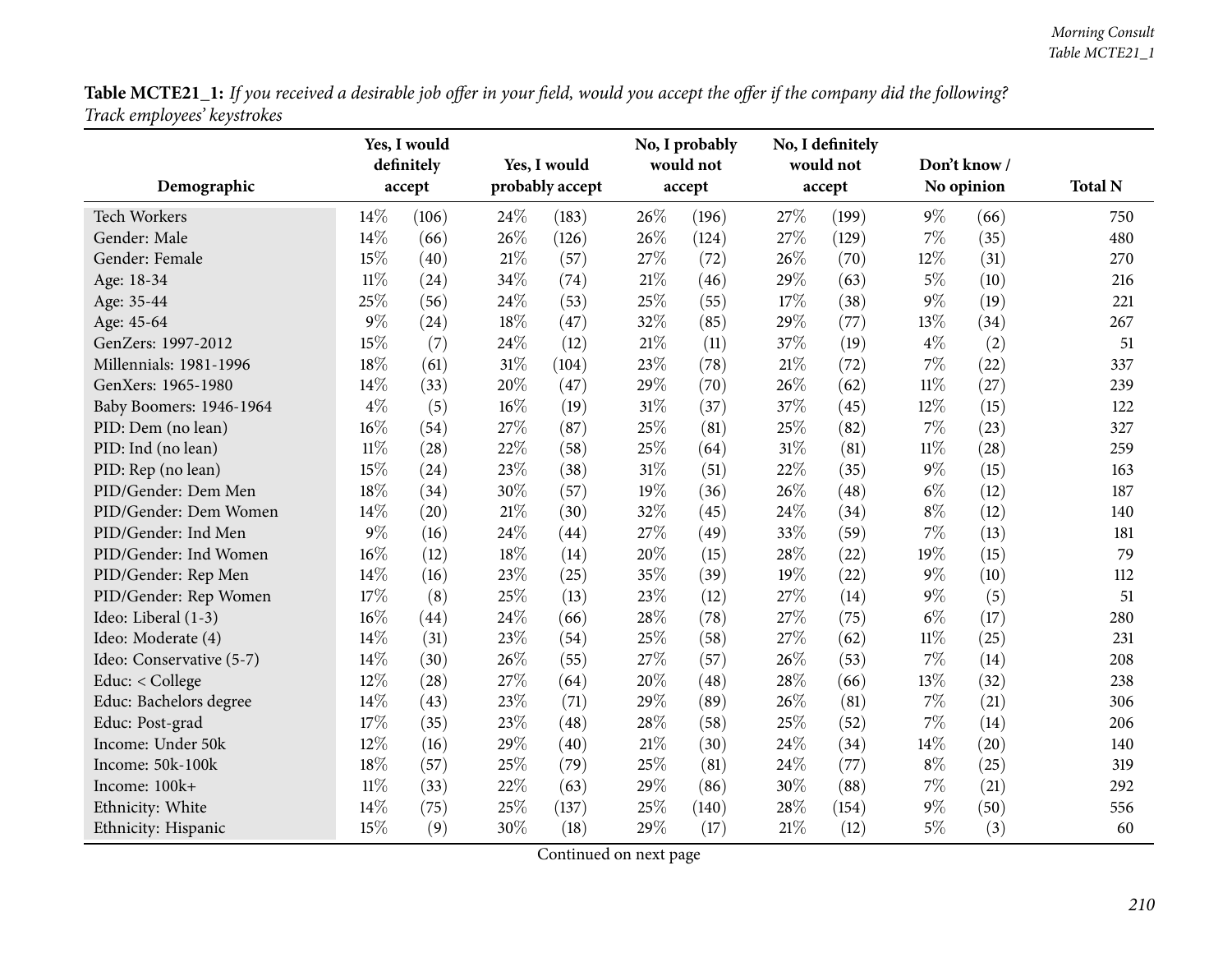**Table MCTE21_1:** *If you received a desirable job offer in your field, would you accept the offer if the company did the following? Track employees' keystrokes*

| Demographic | Yes, I would definitely accept | | Yes, I would probably accept | | No, I probably would not accept | | No, I definitely would not accept | | Don't know / No opinion | | Total N |
|---|---|---|---|---|---|---|---|---|---|---|---|
| Tech Workers | 14% | (106) | 24% | (183) | 26% | (196) | 27% | (199) | 9% | (66) | 750 |
| Gender: Male | 14% | (66) | 26% | (126) | 26% | (124) | 27% | (129) | 7% | (35) | 480 |
| Gender: Female | 15% | (40) | 21% | (57) | 27% | (72) | 26% | (70) | 12% | (31) | 270 |
| Age: 18-34 | 11% | (24) | 34% | (74) | 21% | (46) | 29% | (63) | 5% | (10) | 216 |
| Age: 35-44 | 25% | (56) | 24% | (53) | 25% | (55) | 17% | (38) | 9% | (19) | 221 |
| Age: 45-64 | 9% | (24) | 18% | (47) | 32% | (85) | 29% | (77) | 13% | (34) | 267 |
| GenZers: 1997-2012 | 15% | (7) | 24% | (12) | 21% | (11) | 37% | (19) | 4% | (2) | 51 |
| Millennials: 1981-1996 | 18% | (61) | 31% | (104) | 23% | (78) | 21% | (72) | 7% | (22) | 337 |
| GenXers: 1965-1980 | 14% | (33) | 20% | (47) | 29% | (70) | 26% | (62) | 11% | (27) | 239 |
| Baby Boomers: 1946-1964 | 4% | (5) | 16% | (19) | 31% | (37) | 37% | (45) | 12% | (15) | 122 |
| PID: Dem (no lean) | 16% | (54) | 27% | (87) | 25% | (81) | 25% | (82) | 7% | (23) | 327 |
| PID: Ind (no lean) | 11% | (28) | 22% | (58) | 25% | (64) | 31% | (81) | 11% | (28) | 259 |
| PID: Rep (no lean) | 15% | (24) | 23% | (38) | 31% | (51) | 22% | (35) | 9% | (15) | 163 |
| PID/Gender: Dem Men | 18% | (34) | 30% | (57) | 19% | (36) | 26% | (48) | 6% | (12) | 187 |
| PID/Gender: Dem Women | 14% | (20) | 21% | (30) | 32% | (45) | 24% | (34) | 8% | (12) | 140 |
| PID/Gender: Ind Men | 9% | (16) | 24% | (44) | 27% | (49) | 33% | (59) | 7% | (13) | 181 |
| PID/Gender: Ind Women | 16% | (12) | 18% | (14) | 20% | (15) | 28% | (22) | 19% | (15) | 79 |
| PID/Gender: Rep Men | 14% | (16) | 23% | (25) | 35% | (39) | 19% | (22) | 9% | (10) | 112 |
| PID/Gender: Rep Women | 17% | (8) | 25% | (13) | 23% | (12) | 27% | (14) | 9% | (5) | 51 |
| Ideo: Liberal (1-3) | 16% | (44) | 24% | (66) | 28% | (78) | 27% | (75) | 6% | (17) | 280 |
| Ideo: Moderate (4) | 14% | (31) | 23% | (54) | 25% | (58) | 27% | (62) | 11% | (25) | 231 |
| Ideo: Conservative (5-7) | 14% | (30) | 26% | (55) | 27% | (57) | 26% | (53) | 7% | (14) | 208 |
| Educ: < College | 12% | (28) | 27% | (64) | 20% | (48) | 28% | (66) | 13% | (32) | 238 |
| Educ: Bachelors degree | 14% | (43) | 23% | (71) | 29% | (89) | 26% | (81) | 7% | (21) | 306 |
| Educ: Post-grad | 17% | (35) | 23% | (48) | 28% | (58) | 25% | (52) | 7% | (14) | 206 |
| Income: Under 50k | 12% | (16) | 29% | (40) | 21% | (30) | 24% | (34) | 14% | (20) | 140 |
| Income: 50k-100k | 18% | (57) | 25% | (79) | 25% | (81) | 24% | (77) | 8% | (25) | 319 |
| Income: 100k+ | 11% | (33) | 22% | (63) | 29% | (86) | 30% | (88) | 7% | (21) | 292 |
| Ethnicity: White | 14% | (75) | 25% | (137) | 25% | (140) | 28% | (154) | 9% | (50) | 556 |
| Ethnicity: Hispanic | 15% | (9) | 30% | (18) | 29% | (17) | 21% | (12) | 5% | (3) | 60 |

Continued on next page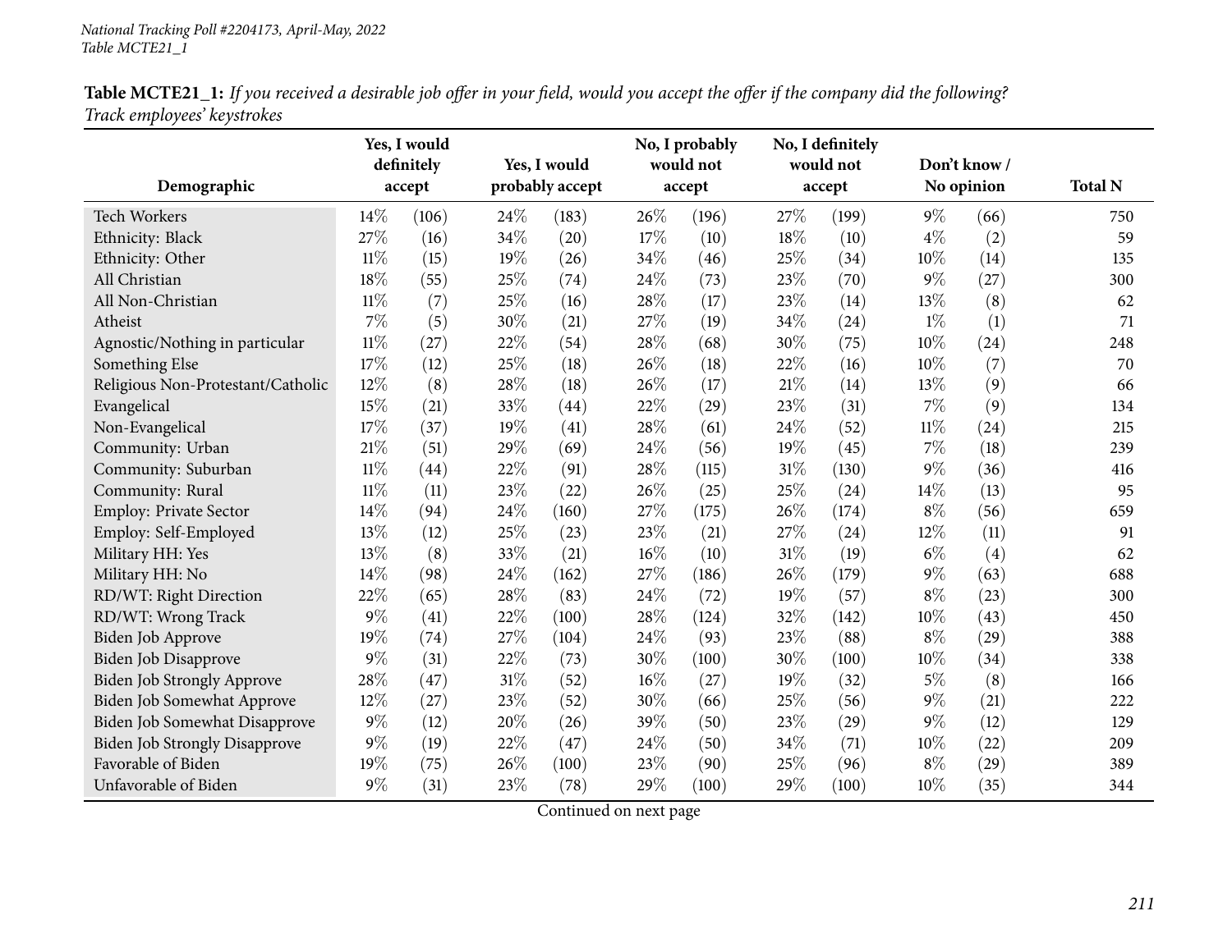**Table MCTE21_1:** *If you received a desirable job offer in your field, would you accept the offer if the company did the following? Track employees' keystrokes*

| Demographic | Yes, I would definitely accept | | Yes, I would probably accept | | No, I probably would not accept | | No, I definitely would not accept | | Don't know / No opinion | | Total N |
|---|---|---|---|---|---|---|---|---|---|---|---|
| Tech Workers | 14% | (106) | 24% | (183) | 26% | (196) | 27% | (199) | 9% | (66) | 750 |
| Ethnicity: Black | 27% | (16) | 34% | (20) | 17% | (10) | 18% | (10) | 4% | (2) | 59 |
| Ethnicity: Other | 11% | (15) | 19% | (26) | 34% | (46) | 25% | (34) | 10% | (14) | 135 |
| All Christian | 18% | (55) | 25% | (74) | 24% | (73) | 23% | (70) | 9% | (27) | 300 |
| All Non-Christian | 11% | (7) | 25% | (16) | 28% | (17) | 23% | (14) | 13% | (8) | 62 |
| Atheist | 7% | (5) | 30% | (21) | 27% | (19) | 34% | (24) | 1% | (1) | 71 |
| Agnostic/Nothing in particular | 11% | (27) | 22% | (54) | 28% | (68) | 30% | (75) | 10% | (24) | 248 |
| Something Else | 17% | (12) | 25% | (18) | 26% | (18) | 22% | (16) | 10% | (7) | 70 |
| Religious Non-Protestant/Catholic | 12% | (8) | 28% | (18) | 26% | (17) | 21% | (14) | 13% | (9) | 66 |
| Evangelical | 15% | (21) | 33% | (44) | 22% | (29) | 23% | (31) | 7% | (9) | 134 |
| Non-Evangelical | 17% | (37) | 19% | (41) | 28% | (61) | 24% | (52) | 11% | (24) | 215 |
| Community: Urban | 21% | (51) | 29% | (69) | 24% | (56) | 19% | (45) | 7% | (18) | 239 |
| Community: Suburban | 11% | (44) | 22% | (91) | 28% | (115) | 31% | (130) | 9% | (36) | 416 |
| Community: Rural | 11% | (11) | 23% | (22) | 26% | (25) | 25% | (24) | 14% | (13) | 95 |
| Employ: Private Sector | 14% | (94) | 24% | (160) | 27% | (175) | 26% | (174) | 8% | (56) | 659 |
| Employ: Self-Employed | 13% | (12) | 25% | (23) | 23% | (21) | 27% | (24) | 12% | (11) | 91 |
| Military HH: Yes | 13% | (8) | 33% | (21) | 16% | (10) | 31% | (19) | 6% | (4) | 62 |
| Military HH: No | 14% | (98) | 24% | (162) | 27% | (186) | 26% | (179) | 9% | (63) | 688 |
| RD/WT: Right Direction | 22% | (65) | 28% | (83) | 24% | (72) | 19% | (57) | 8% | (23) | 300 |
| RD/WT: Wrong Track | 9% | (41) | 22% | (100) | 28% | (124) | 32% | (142) | 10% | (43) | 450 |
| Biden Job Approve | 19% | (74) | 27% | (104) | 24% | (93) | 23% | (88) | 8% | (29) | 388 |
| Biden Job Disapprove | 9% | (31) | 22% | (73) | 30% | (100) | 30% | (100) | 10% | (34) | 338 |
| Biden Job Strongly Approve | 28% | (47) | 31% | (52) | 16% | (27) | 19% | (32) | 5% | (8) | 166 |
| Biden Job Somewhat Approve | 12% | (27) | 23% | (52) | 30% | (66) | 25% | (56) | 9% | (21) | 222 |
| Biden Job Somewhat Disapprove | 9% | (12) | 20% | (26) | 39% | (50) | 23% | (29) | 9% | (12) | 129 |
| Biden Job Strongly Disapprove | 9% | (19) | 22% | (47) | 24% | (50) | 34% | (71) | 10% | (22) | 209 |
| Favorable of Biden | 19% | (75) | 26% | (100) | 23% | (90) | 25% | (96) | 8% | (29) | 389 |
| Unfavorable of Biden | 9% | (31) | 23% | (78) | 29% | (100) | 29% | (100) | 10% | (35) | 344 |

Continued on next page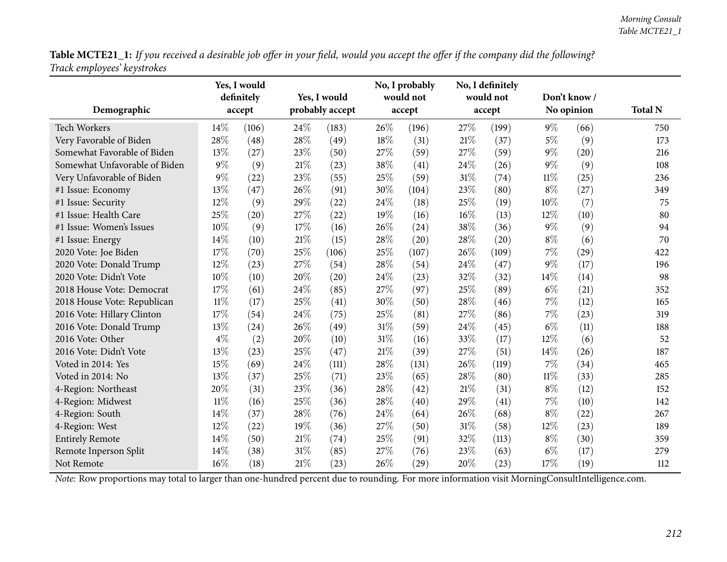**Table MCTE21_1:** *If you received a desirable job offer in your field, would you accept the offer if the company did the following? Track employees' keystrokes*

| Demographic | Yes, I would definitely accept | | Yes, I would probably accept | | No, I probably would not accept | | No, I definitely would not accept | | Don't know / No opinion | | Total N |
|---|---|---|---|---|---|---|---|---|---|---|---|
| Tech Workers | 14% | (106) | 24% | (183) | 26% | (196) | 27% | (199) | 9% | (66) | 750 |
| Very Favorable of Biden | 28% | (48) | 28% | (49) | 18% | (31) | 21% | (37) | 5% | (9) | 173 |
| Somewhat Favorable of Biden | 13% | (27) | 23% | (50) | 27% | (59) | 27% | (59) | 9% | (20) | 216 |
| Somewhat Unfavorable of Biden | 9% | (9) | 21% | (23) | 38% | (41) | 24% | (26) | 9% | (9) | 108 |
| Very Unfavorable of Biden | 9% | (22) | 23% | (55) | 25% | (59) | 31% | (74) | 11% | (25) | 236 |
| #1 Issue: Economy | 13% | (47) | 26% | (91) | 30% | (104) | 23% | (80) | 8% | (27) | 349 |
| #1 Issue: Security | 12% | (9) | 29% | (22) | 24% | (18) | 25% | (19) | 10% | (7) | 75 |
| #1 Issue: Health Care | 25% | (20) | 27% | (22) | 19% | (16) | 16% | (13) | 12% | (10) | 80 |
| #1 Issue: Women's Issues | 10% | (9) | 17% | (16) | 26% | (24) | 38% | (36) | 9% | (9) | 94 |
| #1 Issue: Energy | 14% | (10) | 21% | (15) | 28% | (20) | 28% | (20) | 8% | (6) | 70 |
| 2020 Vote: Joe Biden | 17% | (70) | 25% | (106) | 25% | (107) | 26% | (109) | 7% | (29) | 422 |
| 2020 Vote: Donald Trump | 12% | (23) | 27% | (54) | 28% | (54) | 24% | (47) | 9% | (17) | 196 |
| 2020 Vote: Didn't Vote | 10% | (10) | 20% | (20) | 24% | (23) | 32% | (32) | 14% | (14) | 98 |
| 2018 House Vote: Democrat | 17% | (61) | 24% | (85) | 27% | (97) | 25% | (89) | 6% | (21) | 352 |
| 2018 House Vote: Republican | 11% | (17) | 25% | (41) | 30% | (50) | 28% | (46) | 7% | (12) | 165 |
| 2016 Vote: Hillary Clinton | 17% | (54) | 24% | (75) | 25% | (81) | 27% | (86) | 7% | (23) | 319 |
| 2016 Vote: Donald Trump | 13% | (24) | 26% | (49) | 31% | (59) | 24% | (45) | 6% | (11) | 188 |
| 2016 Vote: Other | 4% | (2) | 20% | (10) | 31% | (16) | 33% | (17) | 12% | (6) | 52 |
| 2016 Vote: Didn't Vote | 13% | (23) | 25% | (47) | 21% | (39) | 27% | (51) | 14% | (26) | 187 |
| Voted in 2014: Yes | 15% | (69) | 24% | (111) | 28% | (131) | 26% | (119) | 7% | (34) | 465 |
| Voted in 2014: No | 13% | (37) | 25% | (71) | 23% | (65) | 28% | (80) | 11% | (33) | 285 |
| 4-Region: Northeast | 20% | (31) | 23% | (36) | 28% | (42) | 21% | (31) | 8% | (12) | 152 |
| 4-Region: Midwest | 11% | (16) | 25% | (36) | 28% | (40) | 29% | (41) | 7% | (10) | 142 |
| 4-Region: South | 14% | (37) | 28% | (76) | 24% | (64) | 26% | (68) | 8% | (22) | 267 |
| 4-Region: West | 12% | (22) | 19% | (36) | 27% | (50) | 31% | (58) | 12% | (23) | 189 |
| Entirely Remote | 14% | (50) | 21% | (74) | 25% | (91) | 32% | (113) | 8% | (30) | 359 |
| Remote Inperson Split | 14% | (38) | 31% | (85) | 27% | (76) | 23% | (63) | 6% | (17) | 279 |
| Not Remote | 16% | (18) | 21% | (23) | 26% | (29) | 20% | (23) | 17% | (19) | 112 |

*Note:* Row proportions may total to larger than one-hundred percent due to rounding. For more information visit MorningConsultIntelligence.com.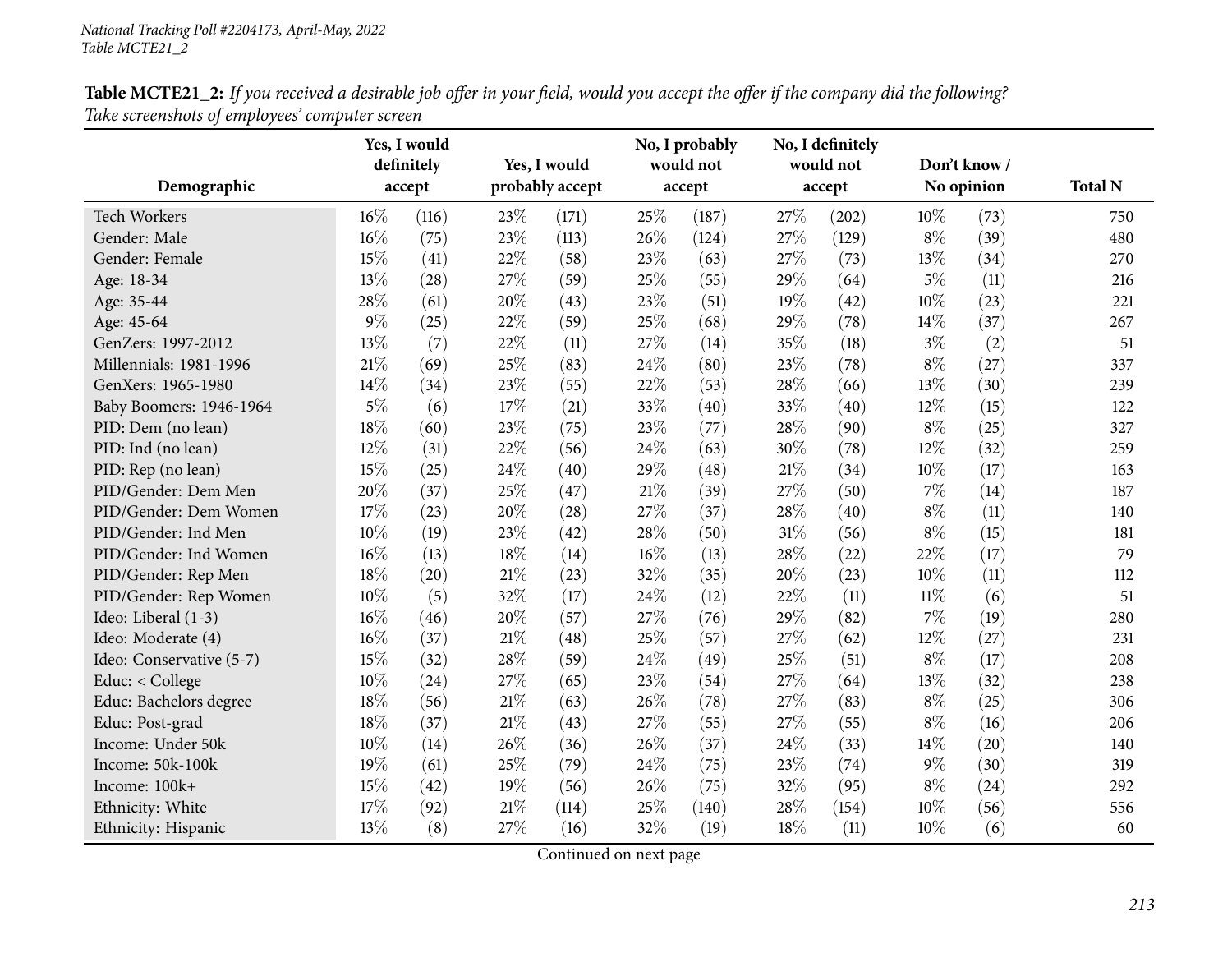**Table MCTE21_2:** *If you received a desirable job offer in your field, would you accept the offer if the company did the following? Take screenshots of employees' computer screen*

| Demographic | Yes, I would definitely accept | | Yes, I would probably accept | | No, I probably would not accept | | No, I definitely would not accept | | Don't know / No opinion | | Total N |
|---|---|---|---|---|---|---|---|---|---|---|---|
| Tech Workers | 16% | (116) | 23% | (171) | 25% | (187) | 27% | (202) | 10% | (73) | 750 |
| Gender: Male | 16% | (75) | 23% | (113) | 26% | (124) | 27% | (129) | 8% | (39) | 480 |
| Gender: Female | 15% | (41) | 22% | (58) | 23% | (63) | 27% | (73) | 13% | (34) | 270 |
| Age: 18-34 | 13% | (28) | 27% | (59) | 25% | (55) | 29% | (64) | 5% | (11) | 216 |
| Age: 35-44 | 28% | (61) | 20% | (43) | 23% | (51) | 19% | (42) | 10% | (23) | 221 |
| Age: 45-64 | 9% | (25) | 22% | (59) | 25% | (68) | 29% | (78) | 14% | (37) | 267 |
| GenZers: 1997-2012 | 13% | (7) | 22% | (11) | 27% | (14) | 35% | (18) | 3% | (2) | 51 |
| Millennials: 1981-1996 | 21% | (69) | 25% | (83) | 24% | (80) | 23% | (78) | 8% | (27) | 337 |
| GenXers: 1965-1980 | 14% | (34) | 23% | (55) | 22% | (53) | 28% | (66) | 13% | (30) | 239 |
| Baby Boomers: 1946-1964 | 5% | (6) | 17% | (21) | 33% | (40) | 33% | (40) | 12% | (15) | 122 |
| PID: Dem (no lean) | 18% | (60) | 23% | (75) | 23% | (77) | 28% | (90) | 8% | (25) | 327 |
| PID: Ind (no lean) | 12% | (31) | 22% | (56) | 24% | (63) | 30% | (78) | 12% | (32) | 259 |
| PID: Rep (no lean) | 15% | (25) | 24% | (40) | 29% | (48) | 21% | (34) | 10% | (17) | 163 |
| PID/Gender: Dem Men | 20% | (37) | 25% | (47) | 21% | (39) | 27% | (50) | 7% | (14) | 187 |
| PID/Gender: Dem Women | 17% | (23) | 20% | (28) | 27% | (37) | 28% | (40) | 8% | (11) | 140 |
| PID/Gender: Ind Men | 10% | (19) | 23% | (42) | 28% | (50) | 31% | (56) | 8% | (15) | 181 |
| PID/Gender: Ind Women | 16% | (13) | 18% | (14) | 16% | (13) | 28% | (22) | 22% | (17) | 79 |
| PID/Gender: Rep Men | 18% | (20) | 21% | (23) | 32% | (35) | 20% | (23) | 10% | (11) | 112 |
| PID/Gender: Rep Women | 10% | (5) | 32% | (17) | 24% | (12) | 22% | (11) | 11% | (6) | 51 |
| Ideo: Liberal (1-3) | 16% | (46) | 20% | (57) | 27% | (76) | 29% | (82) | 7% | (19) | 280 |
| Ideo: Moderate (4) | 16% | (37) | 21% | (48) | 25% | (57) | 27% | (62) | 12% | (27) | 231 |
| Ideo: Conservative (5-7) | 15% | (32) | 28% | (59) | 24% | (49) | 25% | (51) | 8% | (17) | 208 |
| Educ: < College | 10% | (24) | 27% | (65) | 23% | (54) | 27% | (64) | 13% | (32) | 238 |
| Educ: Bachelors degree | 18% | (56) | 21% | (63) | 26% | (78) | 27% | (83) | 8% | (25) | 306 |
| Educ: Post-grad | 18% | (37) | 21% | (43) | 27% | (55) | 27% | (55) | 8% | (16) | 206 |
| Income: Under 50k | 10% | (14) | 26% | (36) | 26% | (37) | 24% | (33) | 14% | (20) | 140 |
| Income: 50k-100k | 19% | (61) | 25% | (79) | 24% | (75) | 23% | (74) | 9% | (30) | 319 |
| Income: 100k+ | 15% | (42) | 19% | (56) | 26% | (75) | 32% | (95) | 8% | (24) | 292 |
| Ethnicity: White | 17% | (92) | 21% | (114) | 25% | (140) | 28% | (154) | 10% | (56) | 556 |
| Ethnicity: Hispanic | 13% | (8) | 27% | (16) | 32% | (19) | 18% | (11) | 10% | (6) | 60 |

Continued on next page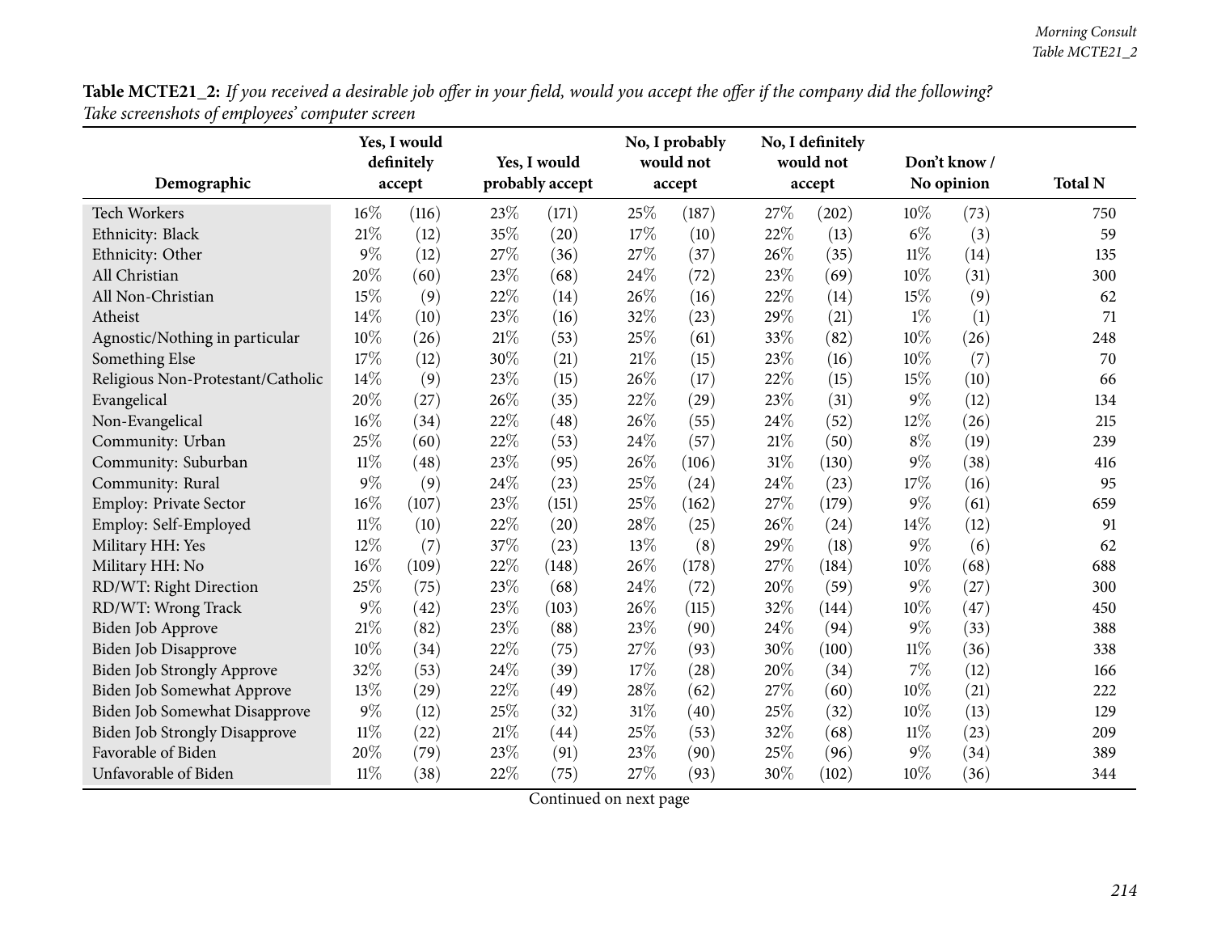**Table MCTE21_2:** *If you received a desirable job offer in your field, would you accept the offer if the company did the following? Take screenshots of employees' computer screen*

| Demographic | Yes, I would definitely accept | | Yes, I would probably accept | | No, I probably would not accept | | No, I definitely would not accept | | Don't know / No opinion | | Total N |
|---|---|---|---|---|---|---|---|---|---|---|---|
| Tech Workers | 16% | (116) | 23% | (171) | 25% | (187) | 27% | (202) | 10% | (73) | 750 |
| Ethnicity: Black | 21% | (12) | 35% | (20) | 17% | (10) | 22% | (13) | 6% | (3) | 59 |
| Ethnicity: Other | 9% | (12) | 27% | (36) | 27% | (37) | 26% | (35) | 11% | (14) | 135 |
| All Christian | 20% | (60) | 23% | (68) | 24% | (72) | 23% | (69) | 10% | (31) | 300 |
| All Non-Christian | 15% | (9) | 22% | (14) | 26% | (16) | 22% | (14) | 15% | (9) | 62 |
| Atheist | 14% | (10) | 23% | (16) | 32% | (23) | 29% | (21) | 1% | (1) | 71 |
| Agnostic/Nothing in particular | 10% | (26) | 21% | (53) | 25% | (61) | 33% | (82) | 10% | (26) | 248 |
| Something Else | 17% | (12) | 30% | (21) | 21% | (15) | 23% | (16) | 10% | (7) | 70 |
| Religious Non-Protestant/Catholic | 14% | (9) | 23% | (15) | 26% | (17) | 22% | (15) | 15% | (10) | 66 |
| Evangelical | 20% | (27) | 26% | (35) | 22% | (29) | 23% | (31) | 9% | (12) | 134 |
| Non-Evangelical | 16% | (34) | 22% | (48) | 26% | (55) | 24% | (52) | 12% | (26) | 215 |
| Community: Urban | 25% | (60) | 22% | (53) | 24% | (57) | 21% | (50) | 8% | (19) | 239 |
| Community: Suburban | 11% | (48) | 23% | (95) | 26% | (106) | 31% | (130) | 9% | (38) | 416 |
| Community: Rural | 9% | (9) | 24% | (23) | 25% | (24) | 24% | (23) | 17% | (16) | 95 |
| Employ: Private Sector | 16% | (107) | 23% | (151) | 25% | (162) | 27% | (179) | 9% | (61) | 659 |
| Employ: Self-Employed | 11% | (10) | 22% | (20) | 28% | (25) | 26% | (24) | 14% | (12) | 91 |
| Military HH: Yes | 12% | (7) | 37% | (23) | 13% | (8) | 29% | (18) | 9% | (6) | 62 |
| Military HH: No | 16% | (109) | 22% | (148) | 26% | (178) | 27% | (184) | 10% | (68) | 688 |
| RD/WT: Right Direction | 25% | (75) | 23% | (68) | 24% | (72) | 20% | (59) | 9% | (27) | 300 |
| RD/WT: Wrong Track | 9% | (42) | 23% | (103) | 26% | (115) | 32% | (144) | 10% | (47) | 450 |
| Biden Job Approve | 21% | (82) | 23% | (88) | 23% | (90) | 24% | (94) | 9% | (33) | 388 |
| Biden Job Disapprove | 10% | (34) | 22% | (75) | 27% | (93) | 30% | (100) | 11% | (36) | 338 |
| Biden Job Strongly Approve | 32% | (53) | 24% | (39) | 17% | (28) | 20% | (34) | 7% | (12) | 166 |
| Biden Job Somewhat Approve | 13% | (29) | 22% | (49) | 28% | (62) | 27% | (60) | 10% | (21) | 222 |
| Biden Job Somewhat Disapprove | 9% | (12) | 25% | (32) | 31% | (40) | 25% | (32) | 10% | (13) | 129 |
| Biden Job Strongly Disapprove | 11% | (22) | 21% | (44) | 25% | (53) | 32% | (68) | 11% | (23) | 209 |
| Favorable of Biden | 20% | (79) | 23% | (91) | 23% | (90) | 25% | (96) | 9% | (34) | 389 |
| Unfavorable of Biden | 11% | (38) | 22% | (75) | 27% | (93) | 30% | (102) | 10% | (36) | 344 |

Continued on next page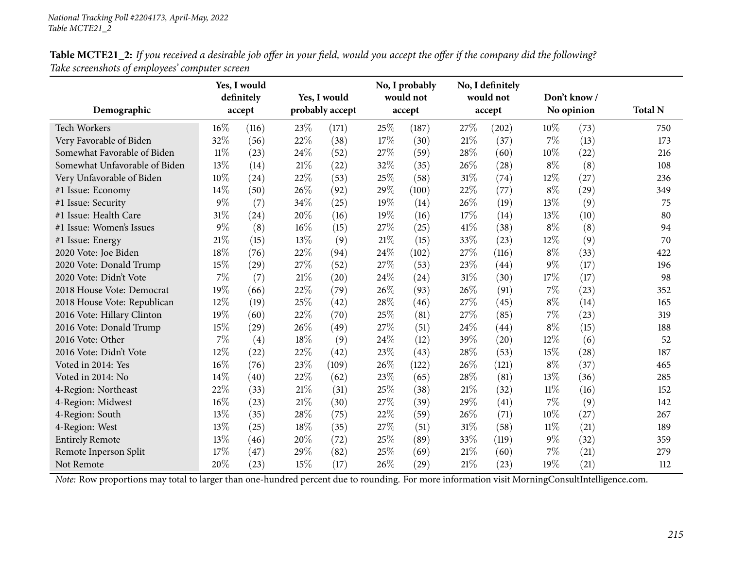*National Tracking Poll #2204173, April-May, 2022*
*Table MCTE21_2*

**Table MCTE21_2:** *If you received a desirable job offer in your field, would you accept the offer if the company did the following? Take screenshots of employees' computer screen*

| Demographic | Yes, I would definitely accept | | Yes, I would probably accept | | No, I probably would not accept | | No, I definitely would not accept | | Don't know / No opinion | | Total N |
|---|---|---|---|---|---|---|---|---|---|---|---|
| Tech Workers | 16% | (116) | 23% | (171) | 25% | (187) | 27% | (202) | 10% | (73) | 750 |
| Very Favorable of Biden | 32% | (56) | 22% | (38) | 17% | (30) | 21% | (37) | 7% | (13) | 173 |
| Somewhat Favorable of Biden | 11% | (23) | 24% | (52) | 27% | (59) | 28% | (60) | 10% | (22) | 216 |
| Somewhat Unfavorable of Biden | 13% | (14) | 21% | (22) | 32% | (35) | 26% | (28) | 8% | (8) | 108 |
| Very Unfavorable of Biden | 10% | (24) | 22% | (53) | 25% | (58) | 31% | (74) | 12% | (27) | 236 |
| #1 Issue: Economy | 14% | (50) | 26% | (92) | 29% | (100) | 22% | (77) | 8% | (29) | 349 |
| #1 Issue: Security | 9% | (7) | 34% | (25) | 19% | (14) | 26% | (19) | 13% | (9) | 75 |
| #1 Issue: Health Care | 31% | (24) | 20% | (16) | 19% | (16) | 17% | (14) | 13% | (10) | 80 |
| #1 Issue: Women's Issues | 9% | (8) | 16% | (15) | 27% | (25) | 41% | (38) | 8% | (8) | 94 |
| #1 Issue: Energy | 21% | (15) | 13% | (9) | 21% | (15) | 33% | (23) | 12% | (9) | 70 |
| 2020 Vote: Joe Biden | 18% | (76) | 22% | (94) | 24% | (102) | 27% | (116) | 8% | (33) | 422 |
| 2020 Vote: Donald Trump | 15% | (29) | 27% | (52) | 27% | (53) | 23% | (44) | 9% | (17) | 196 |
| 2020 Vote: Didn't Vote | 7% | (7) | 21% | (20) | 24% | (24) | 31% | (30) | 17% | (17) | 98 |
| 2018 House Vote: Democrat | 19% | (66) | 22% | (79) | 26% | (93) | 26% | (91) | 7% | (23) | 352 |
| 2018 House Vote: Republican | 12% | (19) | 25% | (42) | 28% | (46) | 27% | (45) | 8% | (14) | 165 |
| 2016 Vote: Hillary Clinton | 19% | (60) | 22% | (70) | 25% | (81) | 27% | (85) | 7% | (23) | 319 |
| 2016 Vote: Donald Trump | 15% | (29) | 26% | (49) | 27% | (51) | 24% | (44) | 8% | (15) | 188 |
| 2016 Vote: Other | 7% | (4) | 18% | (9) | 24% | (12) | 39% | (20) | 12% | (6) | 52 |
| 2016 Vote: Didn't Vote | 12% | (22) | 22% | (42) | 23% | (43) | 28% | (53) | 15% | (28) | 187 |
| Voted in 2014: Yes | 16% | (76) | 23% | (109) | 26% | (122) | 26% | (121) | 8% | (37) | 465 |
| Voted in 2014: No | 14% | (40) | 22% | (62) | 23% | (65) | 28% | (81) | 13% | (36) | 285 |
| 4-Region: Northeast | 22% | (33) | 21% | (31) | 25% | (38) | 21% | (32) | 11% | (16) | 152 |
| 4-Region: Midwest | 16% | (23) | 21% | (30) | 27% | (39) | 29% | (41) | 7% | (9) | 142 |
| 4-Region: South | 13% | (35) | 28% | (75) | 22% | (59) | 26% | (71) | 10% | (27) | 267 |
| 4-Region: West | 13% | (25) | 18% | (35) | 27% | (51) | 31% | (58) | 11% | (21) | 189 |
| Entirely Remote | 13% | (46) | 20% | (72) | 25% | (89) | 33% | (119) | 9% | (32) | 359 |
| Remote Inperson Split | 17% | (47) | 29% | (82) | 25% | (69) | 21% | (60) | 7% | (21) | 279 |
| Not Remote | 20% | (23) | 15% | (17) | 26% | (29) | 21% | (23) | 19% | (21) | 112 |

*Note:* Row proportions may total to larger than one-hundred percent due to rounding. For more information visit MorningConsultIntelligence.com.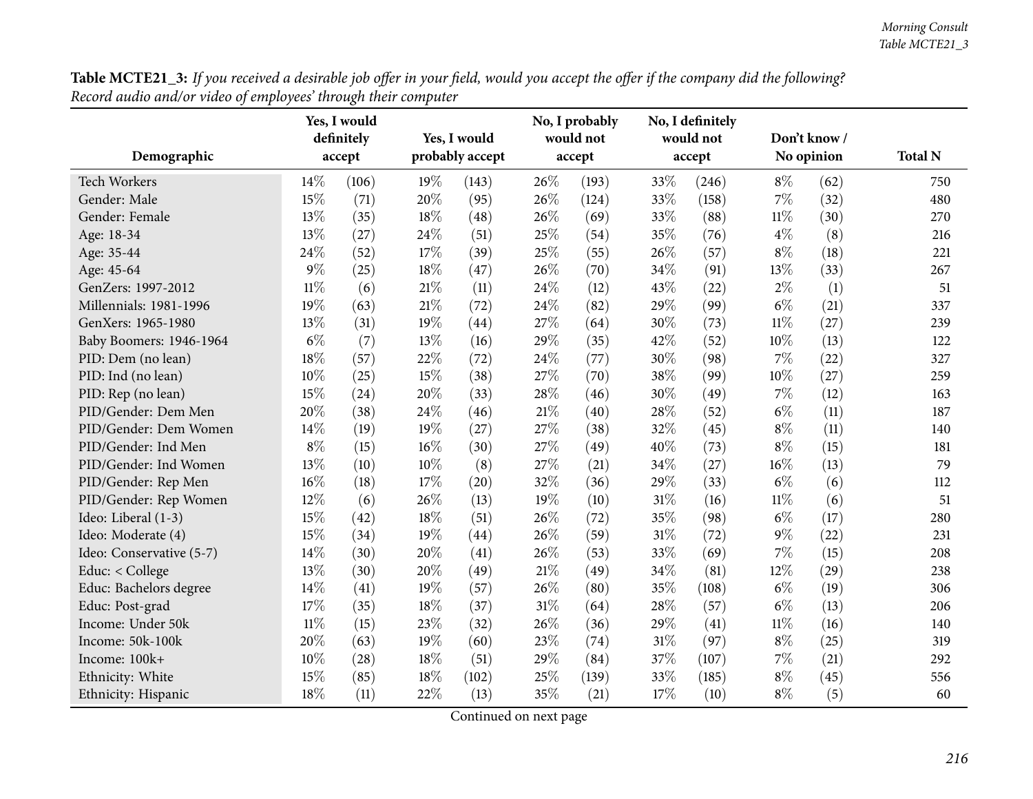**Table MCTE21_3:** *If you received a desirable job offer in your field, would you accept the offer if the company did the following? Record audio and/or video of employees' through their computer*

| Demographic | Yes, I would definitely accept | | Yes, I would probably accept | | No, I probably would not accept | | No, I definitely would not accept | | Don't know / No opinion | | Total N |
|---|---|---|---|---|---|---|---|---|---|---|---|
| Tech Workers | 14% | (106) | 19% | (143) | 26% | (193) | 33% | (246) | 8% | (62) | 750 |
| Gender: Male | 15% | (71) | 20% | (95) | 26% | (124) | 33% | (158) | 7% | (32) | 480 |
| Gender: Female | 13% | (35) | 18% | (48) | 26% | (69) | 33% | (88) | 11% | (30) | 270 |
| Age: 18-34 | 13% | (27) | 24% | (51) | 25% | (54) | 35% | (76) | 4% | (8) | 216 |
| Age: 35-44 | 24% | (52) | 17% | (39) | 25% | (55) | 26% | (57) | 8% | (18) | 221 |
| Age: 45-64 | 9% | (25) | 18% | (47) | 26% | (70) | 34% | (91) | 13% | (33) | 267 |
| GenZers: 1997-2012 | 11% | (6) | 21% | (11) | 24% | (12) | 43% | (22) | 2% | (1) | 51 |
| Millennials: 1981-1996 | 19% | (63) | 21% | (72) | 24% | (82) | 29% | (99) | 6% | (21) | 337 |
| GenXers: 1965-1980 | 13% | (31) | 19% | (44) | 27% | (64) | 30% | (73) | 11% | (27) | 239 |
| Baby Boomers: 1946-1964 | 6% | (7) | 13% | (16) | 29% | (35) | 42% | (52) | 10% | (13) | 122 |
| PID: Dem (no lean) | 18% | (57) | 22% | (72) | 24% | (77) | 30% | (98) | 7% | (22) | 327 |
| PID: Ind (no lean) | 10% | (25) | 15% | (38) | 27% | (70) | 38% | (99) | 10% | (27) | 259 |
| PID: Rep (no lean) | 15% | (24) | 20% | (33) | 28% | (46) | 30% | (49) | 7% | (12) | 163 |
| PID/Gender: Dem Men | 20% | (38) | 24% | (46) | 21% | (40) | 28% | (52) | 6% | (11) | 187 |
| PID/Gender: Dem Women | 14% | (19) | 19% | (27) | 27% | (38) | 32% | (45) | 8% | (11) | 140 |
| PID/Gender: Ind Men | 8% | (15) | 16% | (30) | 27% | (49) | 40% | (73) | 8% | (15) | 181 |
| PID/Gender: Ind Women | 13% | (10) | 10% | (8) | 27% | (21) | 34% | (27) | 16% | (13) | 79 |
| PID/Gender: Rep Men | 16% | (18) | 17% | (20) | 32% | (36) | 29% | (33) | 6% | (6) | 112 |
| PID/Gender: Rep Women | 12% | (6) | 26% | (13) | 19% | (10) | 31% | (16) | 11% | (6) | 51 |
| Ideo: Liberal (1-3) | 15% | (42) | 18% | (51) | 26% | (72) | 35% | (98) | 6% | (17) | 280 |
| Ideo: Moderate (4) | 15% | (34) | 19% | (44) | 26% | (59) | 31% | (72) | 9% | (22) | 231 |
| Ideo: Conservative (5-7) | 14% | (30) | 20% | (41) | 26% | (53) | 33% | (69) | 7% | (15) | 208 |
| Educ: < College | 13% | (30) | 20% | (49) | 21% | (49) | 34% | (81) | 12% | (29) | 238 |
| Educ: Bachelors degree | 14% | (41) | 19% | (57) | 26% | (80) | 35% | (108) | 6% | (19) | 306 |
| Educ: Post-grad | 17% | (35) | 18% | (37) | 31% | (64) | 28% | (57) | 6% | (13) | 206 |
| Income: Under 50k | 11% | (15) | 23% | (32) | 26% | (36) | 29% | (41) | 11% | (16) | 140 |
| Income: 50k-100k | 20% | (63) | 19% | (60) | 23% | (74) | 31% | (97) | 8% | (25) | 319 |
| Income: 100k+ | 10% | (28) | 18% | (51) | 29% | (84) | 37% | (107) | 7% | (21) | 292 |
| Ethnicity: White | 15% | (85) | 18% | (102) | 25% | (139) | 33% | (185) | 8% | (45) | 556 |
| Ethnicity: Hispanic | 18% | (11) | 22% | (13) | 35% | (21) | 17% | (10) | 8% | (5) | 60 |

Continued on next page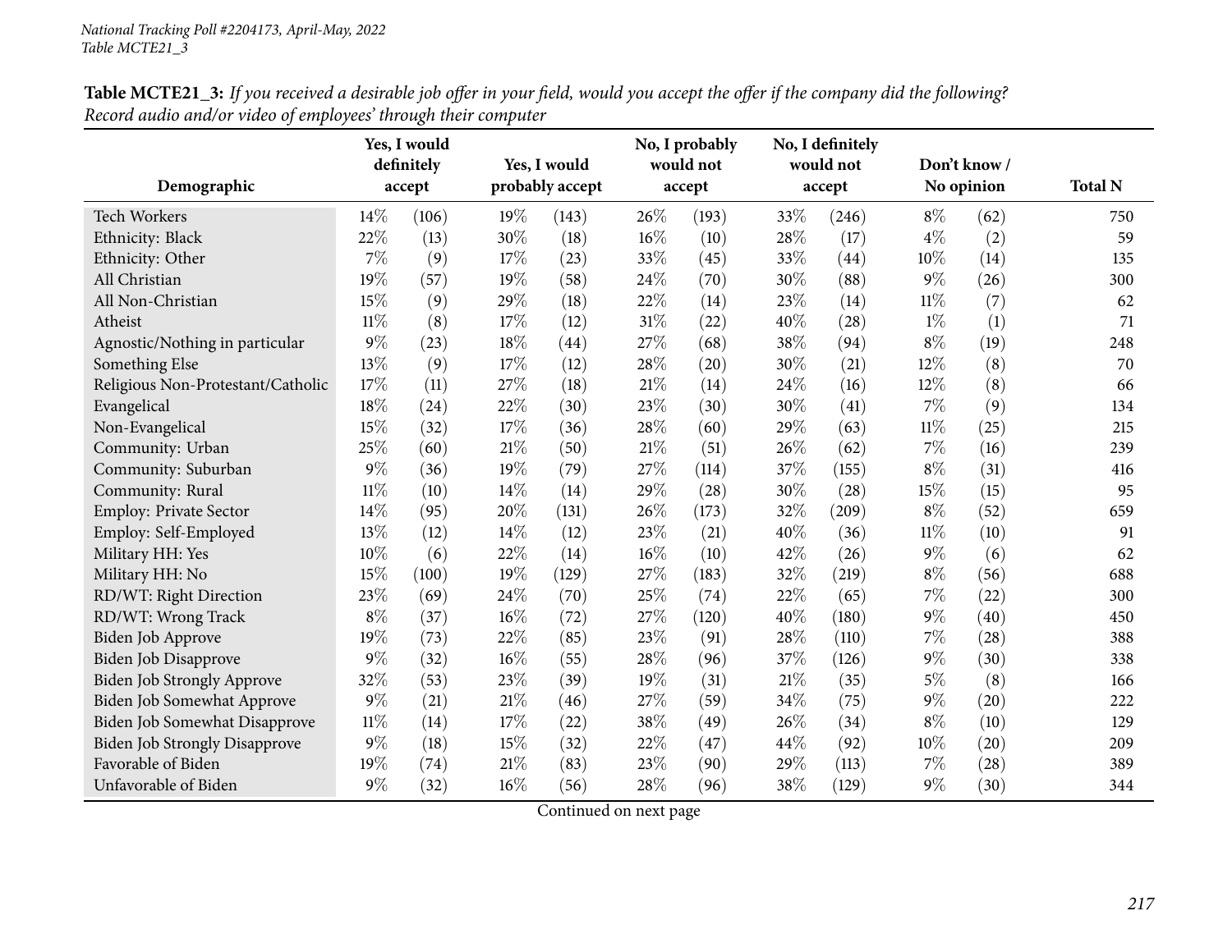**Table MCTE21_3:** *If you received a desirable job offer in your field, would you accept the offer if the company did the following? Record audio and/or video of employees' through their computer*

| Demographic | Yes, I would definitely accept | | Yes, I would probably accept | | No, I probably would not accept | | No, I definitely would not accept | | Don't know / No opinion | | Total N |
|---|---|---|---|---|---|---|---|---|---|---|---|
| Tech Workers | 14% | (106) | 19% | (143) | 26% | (193) | 33% | (246) | 8% | (62) | 750 |
| Ethnicity: Black | 22% | (13) | 30% | (18) | 16% | (10) | 28% | (17) | 4% | (2) | 59 |
| Ethnicity: Other | 7% | (9) | 17% | (23) | 33% | (45) | 33% | (44) | 10% | (14) | 135 |
| All Christian | 19% | (57) | 19% | (58) | 24% | (70) | 30% | (88) | 9% | (26) | 300 |
| All Non-Christian | 15% | (9) | 29% | (18) | 22% | (14) | 23% | (14) | 11% | (7) | 62 |
| Atheist | 11% | (8) | 17% | (12) | 31% | (22) | 40% | (28) | 1% | (1) | 71 |
| Agnostic/Nothing in particular | 9% | (23) | 18% | (44) | 27% | (68) | 38% | (94) | 8% | (19) | 248 |
| Something Else | 13% | (9) | 17% | (12) | 28% | (20) | 30% | (21) | 12% | (8) | 70 |
| Religious Non-Protestant/Catholic | 17% | (11) | 27% | (18) | 21% | (14) | 24% | (16) | 12% | (8) | 66 |
| Evangelical | 18% | (24) | 22% | (30) | 23% | (30) | 30% | (41) | 7% | (9) | 134 |
| Non-Evangelical | 15% | (32) | 17% | (36) | 28% | (60) | 29% | (63) | 11% | (25) | 215 |
| Community: Urban | 25% | (60) | 21% | (50) | 21% | (51) | 26% | (62) | 7% | (16) | 239 |
| Community: Suburban | 9% | (36) | 19% | (79) | 27% | (114) | 37% | (155) | 8% | (31) | 416 |
| Community: Rural | 11% | (10) | 14% | (14) | 29% | (28) | 30% | (28) | 15% | (15) | 95 |
| Employ: Private Sector | 14% | (95) | 20% | (131) | 26% | (173) | 32% | (209) | 8% | (52) | 659 |
| Employ: Self-Employed | 13% | (12) | 14% | (12) | 23% | (21) | 40% | (36) | 11% | (10) | 91 |
| Military HH: Yes | 10% | (6) | 22% | (14) | 16% | (10) | 42% | (26) | 9% | (6) | 62 |
| Military HH: No | 15% | (100) | 19% | (129) | 27% | (183) | 32% | (219) | 8% | (56) | 688 |
| RD/WT: Right Direction | 23% | (69) | 24% | (70) | 25% | (74) | 22% | (65) | 7% | (22) | 300 |
| RD/WT: Wrong Track | 8% | (37) | 16% | (72) | 27% | (120) | 40% | (180) | 9% | (40) | 450 |
| Biden Job Approve | 19% | (73) | 22% | (85) | 23% | (91) | 28% | (110) | 7% | (28) | 388 |
| Biden Job Disapprove | 9% | (32) | 16% | (55) | 28% | (96) | 37% | (126) | 9% | (30) | 338 |
| Biden Job Strongly Approve | 32% | (53) | 23% | (39) | 19% | (31) | 21% | (35) | 5% | (8) | 166 |
| Biden Job Somewhat Approve | 9% | (21) | 21% | (46) | 27% | (59) | 34% | (75) | 9% | (20) | 222 |
| Biden Job Somewhat Disapprove | 11% | (14) | 17% | (22) | 38% | (49) | 26% | (34) | 8% | (10) | 129 |
| Biden Job Strongly Disapprove | 9% | (18) | 15% | (32) | 22% | (47) | 44% | (92) | 10% | (20) | 209 |
| Favorable of Biden | 19% | (74) | 21% | (83) | 23% | (90) | 29% | (113) | 7% | (28) | 389 |
| Unfavorable of Biden | 9% | (32) | 16% | (56) | 28% | (96) | 38% | (129) | 9% | (30) | 344 |

Continued on next page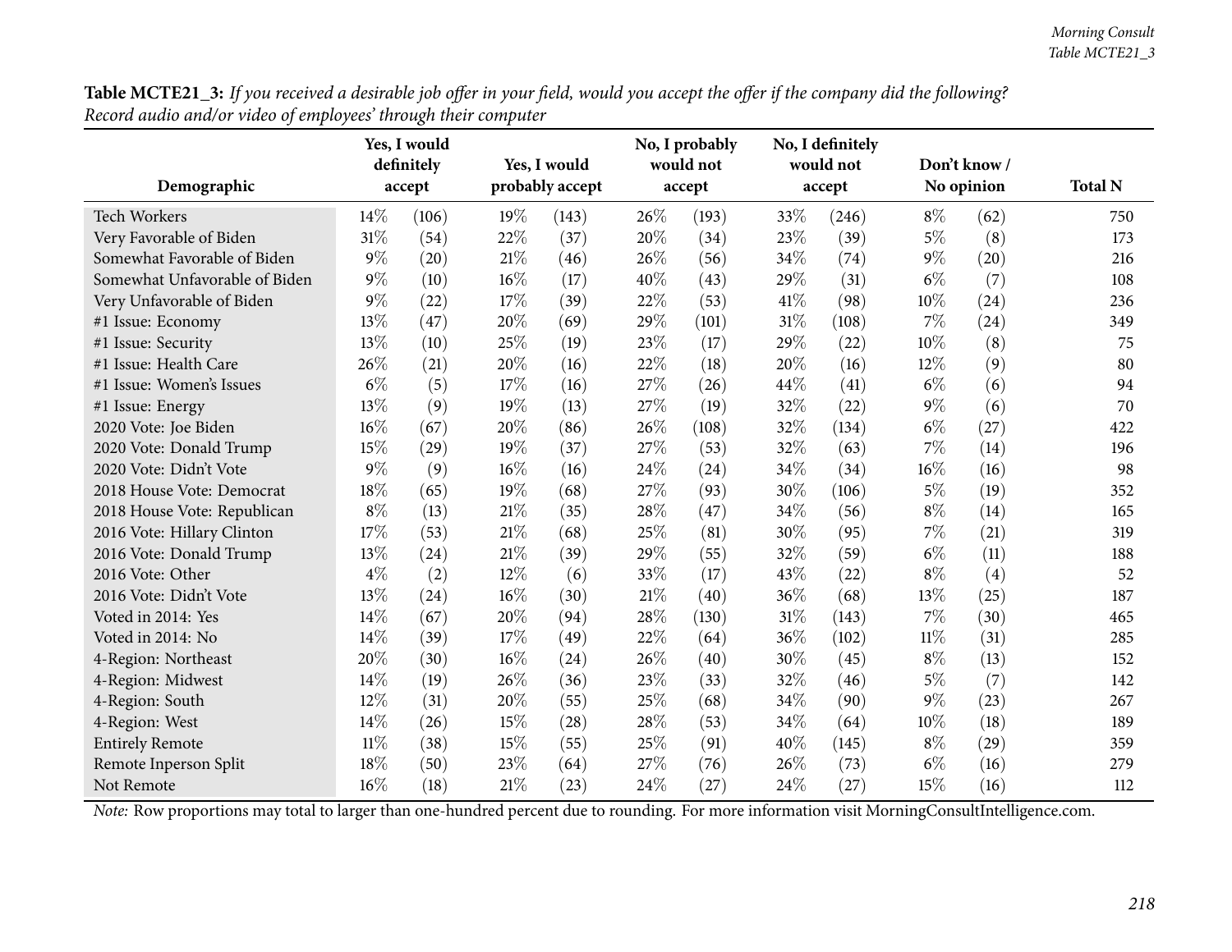**Table MCTE21_3:** *If you received a desirable job offer in your field, would you accept the offer if the company did the following? Record audio and/or video of employees' through their computer*

| Demographic | Yes, I would definitely accept | | Yes, I would probably accept | | No, I probably would not accept | | No, I definitely would not accept | | Don't know / No opinion | | Total N |
|---|---|---|---|---|---|---|---|---|---|---|---|
| Tech Workers | 14% | (106) | 19% | (143) | 26% | (193) | 33% | (246) | 8% | (62) | 750 |
| Very Favorable of Biden | 31% | (54) | 22% | (37) | 20% | (34) | 23% | (39) | 5% | (8) | 173 |
| Somewhat Favorable of Biden | 9% | (20) | 21% | (46) | 26% | (56) | 34% | (74) | 9% | (20) | 216 |
| Somewhat Unfavorable of Biden | 9% | (10) | 16% | (17) | 40% | (43) | 29% | (31) | 6% | (7) | 108 |
| Very Unfavorable of Biden | 9% | (22) | 17% | (39) | 22% | (53) | 41% | (98) | 10% | (24) | 236 |
| #1 Issue: Economy | 13% | (47) | 20% | (69) | 29% | (101) | 31% | (108) | 7% | (24) | 349 |
| #1 Issue: Security | 13% | (10) | 25% | (19) | 23% | (17) | 29% | (22) | 10% | (8) | 75 |
| #1 Issue: Health Care | 26% | (21) | 20% | (16) | 22% | (18) | 20% | (16) | 12% | (9) | 80 |
| #1 Issue: Women's Issues | 6% | (5) | 17% | (16) | 27% | (26) | 44% | (41) | 6% | (6) | 94 |
| #1 Issue: Energy | 13% | (9) | 19% | (13) | 27% | (19) | 32% | (22) | 9% | (6) | 70 |
| 2020 Vote: Joe Biden | 16% | (67) | 20% | (86) | 26% | (108) | 32% | (134) | 6% | (27) | 422 |
| 2020 Vote: Donald Trump | 15% | (29) | 19% | (37) | 27% | (53) | 32% | (63) | 7% | (14) | 196 |
| 2020 Vote: Didn't Vote | 9% | (9) | 16% | (16) | 24% | (24) | 34% | (34) | 16% | (16) | 98 |
| 2018 House Vote: Democrat | 18% | (65) | 19% | (68) | 27% | (93) | 30% | (106) | 5% | (19) | 352 |
| 2018 House Vote: Republican | 8% | (13) | 21% | (35) | 28% | (47) | 34% | (56) | 8% | (14) | 165 |
| 2016 Vote: Hillary Clinton | 17% | (53) | 21% | (68) | 25% | (81) | 30% | (95) | 7% | (21) | 319 |
| 2016 Vote: Donald Trump | 13% | (24) | 21% | (39) | 29% | (55) | 32% | (59) | 6% | (11) | 188 |
| 2016 Vote: Other | 4% | (2) | 12% | (6) | 33% | (17) | 43% | (22) | 8% | (4) | 52 |
| 2016 Vote: Didn't Vote | 13% | (24) | 16% | (30) | 21% | (40) | 36% | (68) | 13% | (25) | 187 |
| Voted in 2014: Yes | 14% | (67) | 20% | (94) | 28% | (130) | 31% | (143) | 7% | (30) | 465 |
| Voted in 2014: No | 14% | (39) | 17% | (49) | 22% | (64) | 36% | (102) | 11% | (31) | 285 |
| 4-Region: Northeast | 20% | (30) | 16% | (24) | 26% | (40) | 30% | (45) | 8% | (13) | 152 |
| 4-Region: Midwest | 14% | (19) | 26% | (36) | 23% | (33) | 32% | (46) | 5% | (7) | 142 |
| 4-Region: South | 12% | (31) | 20% | (55) | 25% | (68) | 34% | (90) | 9% | (23) | 267 |
| 4-Region: West | 14% | (26) | 15% | (28) | 28% | (53) | 34% | (64) | 10% | (18) | 189 |
| Entirely Remote | 11% | (38) | 15% | (55) | 25% | (91) | 40% | (145) | 8% | (29) | 359 |
| Remote Inperson Split | 18% | (50) | 23% | (64) | 27% | (76) | 26% | (73) | 6% | (16) | 279 |
| Not Remote | 16% | (18) | 21% | (23) | 24% | (27) | 24% | (27) | 15% | (16) | 112 |

*Note:* Row proportions may total to larger than one-hundred percent due to rounding. For more information visit MorningConsultIntelligence.com.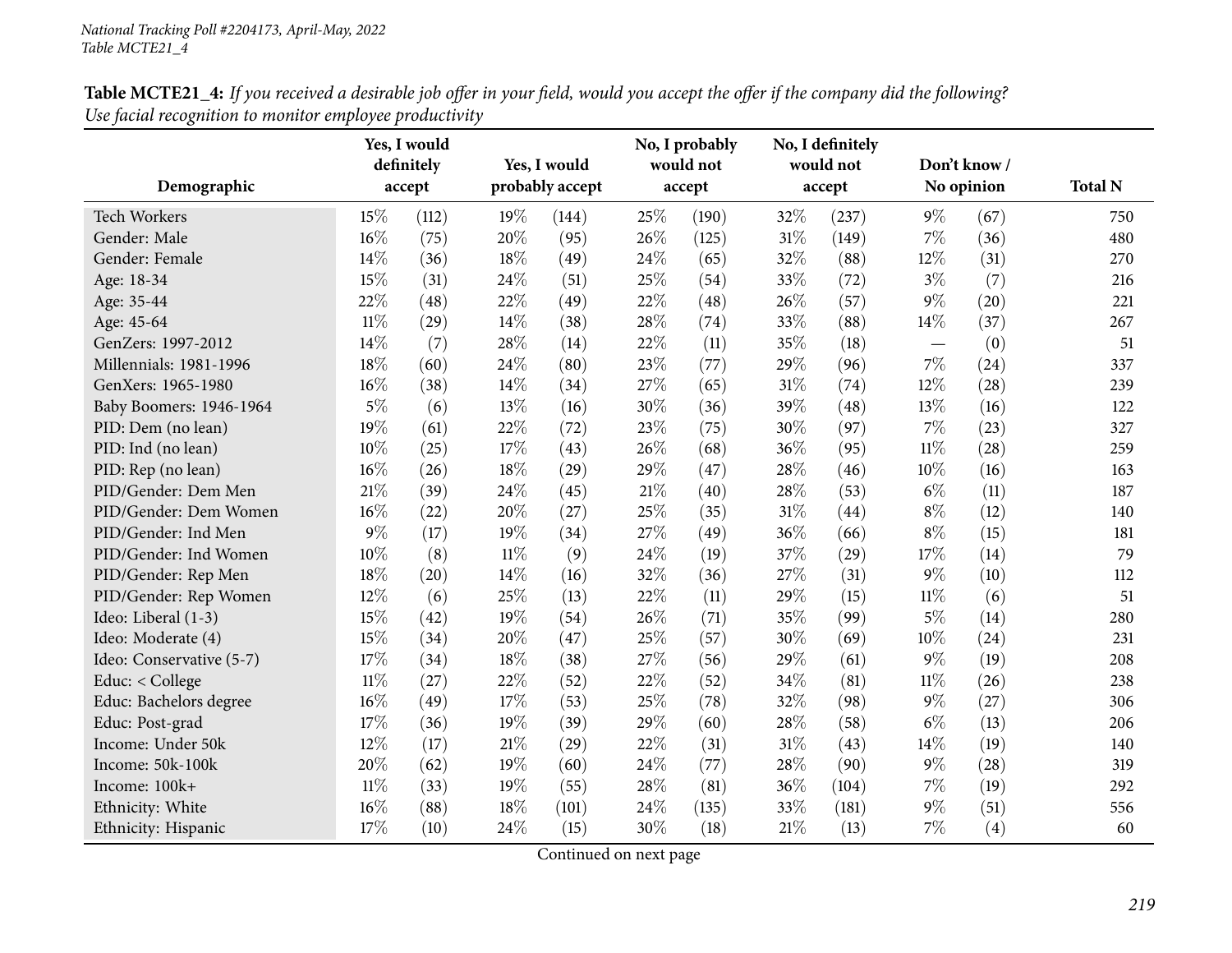National Tracking Poll #2204173, April-May, 2022
Table MCTE21_4

**Table MCTE21_4:** *If you received a desirable job offer in your field, would you accept the offer if the company did the following? Use facial recognition to monitor employee productivity*

| Demographic | Yes, I would definitely accept | | Yes, I would probably accept | | No, I probably would not accept | | No, I definitely would not accept | | Don't know / No opinion | | Total N |
|---|---|---|---|---|---|---|---|---|---|---|---|
| Tech Workers | 15% | (112) | 19% | (144) | 25% | (190) | 32% | (237) | 9% | (67) | 750 |
| Gender: Male | 16% | (75) | 20% | (95) | 26% | (125) | 31% | (149) | 7% | (36) | 480 |
| Gender: Female | 14% | (36) | 18% | (49) | 24% | (65) | 32% | (88) | 12% | (31) | 270 |
| Age: 18-34 | 15% | (31) | 24% | (51) | 25% | (54) | 33% | (72) | 3% | (7) | 216 |
| Age: 35-44 | 22% | (48) | 22% | (49) | 22% | (48) | 26% | (57) | 9% | (20) | 221 |
| Age: 45-64 | 11% | (29) | 14% | (38) | 28% | (74) | 33% | (88) | 14% | (37) | 267 |
| GenZers: 1997-2012 | 14% | (7) | 28% | (14) | 22% | (11) | 35% | (18) | — | (0) | 51 |
| Millennials: 1981-1996 | 18% | (60) | 24% | (80) | 23% | (77) | 29% | (96) | 7% | (24) | 337 |
| GenXers: 1965-1980 | 16% | (38) | 14% | (34) | 27% | (65) | 31% | (74) | 12% | (28) | 239 |
| Baby Boomers: 1946-1964 | 5% | (6) | 13% | (16) | 30% | (36) | 39% | (48) | 13% | (16) | 122 |
| PID: Dem (no lean) | 19% | (61) | 22% | (72) | 23% | (75) | 30% | (97) | 7% | (23) | 327 |
| PID: Ind (no lean) | 10% | (25) | 17% | (43) | 26% | (68) | 36% | (95) | 11% | (28) | 259 |
| PID: Rep (no lean) | 16% | (26) | 18% | (29) | 29% | (47) | 28% | (46) | 10% | (16) | 163 |
| PID/Gender: Dem Men | 21% | (39) | 24% | (45) | 21% | (40) | 28% | (53) | 6% | (11) | 187 |
| PID/Gender: Dem Women | 16% | (22) | 20% | (27) | 25% | (35) | 31% | (44) | 8% | (12) | 140 |
| PID/Gender: Ind Men | 9% | (17) | 19% | (34) | 27% | (49) | 36% | (66) | 8% | (15) | 181 |
| PID/Gender: Ind Women | 10% | (8) | 11% | (9) | 24% | (19) | 37% | (29) | 17% | (14) | 79 |
| PID/Gender: Rep Men | 18% | (20) | 14% | (16) | 32% | (36) | 27% | (31) | 9% | (10) | 112 |
| PID/Gender: Rep Women | 12% | (6) | 25% | (13) | 22% | (11) | 29% | (15) | 11% | (6) | 51 |
| Ideo: Liberal (1-3) | 15% | (42) | 19% | (54) | 26% | (71) | 35% | (99) | 5% | (14) | 280 |
| Ideo: Moderate (4) | 15% | (34) | 20% | (47) | 25% | (57) | 30% | (69) | 10% | (24) | 231 |
| Ideo: Conservative (5-7) | 17% | (34) | 18% | (38) | 27% | (56) | 29% | (61) | 9% | (19) | 208 |
| Educ: < College | 11% | (27) | 22% | (52) | 22% | (52) | 34% | (81) | 11% | (26) | 238 |
| Educ: Bachelors degree | 16% | (49) | 17% | (53) | 25% | (78) | 32% | (98) | 9% | (27) | 306 |
| Educ: Post-grad | 17% | (36) | 19% | (39) | 29% | (60) | 28% | (58) | 6% | (13) | 206 |
| Income: Under 50k | 12% | (17) | 21% | (29) | 22% | (31) | 31% | (43) | 14% | (19) | 140 |
| Income: 50k-100k | 20% | (62) | 19% | (60) | 24% | (77) | 28% | (90) | 9% | (28) | 319 |
| Income: 100k+ | 11% | (33) | 19% | (55) | 28% | (81) | 36% | (104) | 7% | (19) | 292 |
| Ethnicity: White | 16% | (88) | 18% | (101) | 24% | (135) | 33% | (181) | 9% | (51) | 556 |
| Ethnicity: Hispanic | 17% | (10) | 24% | (15) | 30% | (18) | 21% | (13) | 7% | (4) | 60 |

Continued on next page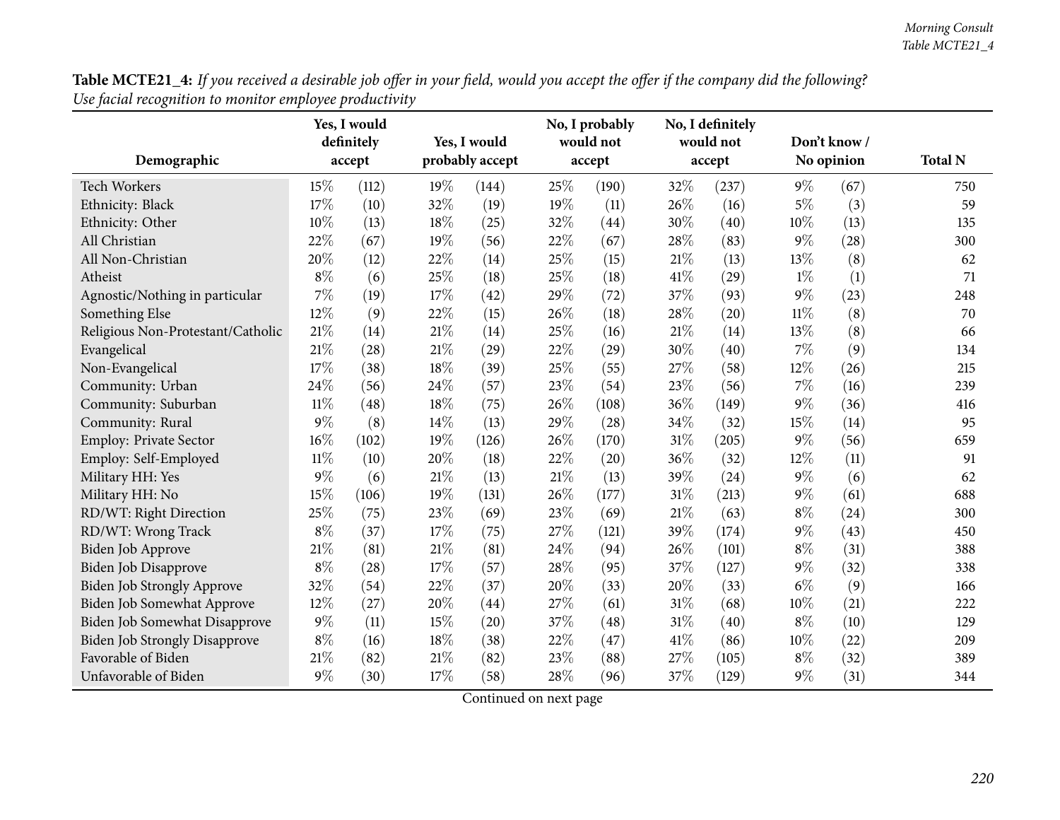**Table MCTE21_4:** *If you received a desirable job offer in your field, would you accept the offer if the company did the following? Use facial recognition to monitor employee productivity*

| Demographic | Yes, I would definitely accept | | Yes, I would probably accept | | No, I probably would not accept | | No, I definitely would not accept | | Don't know / No opinion | | Total N |
|---|---|---|---|---|---|---|---|---|---|---|---|
| Tech Workers | 15% | (112) | 19% | (144) | 25% | (190) | 32% | (237) | 9% | (67) | 750 |
| Ethnicity: Black | 17% | (10) | 32% | (19) | 19% | (11) | 26% | (16) | 5% | (3) | 59 |
| Ethnicity: Other | 10% | (13) | 18% | (25) | 32% | (44) | 30% | (40) | 10% | (13) | 135 |
| All Christian | 22% | (67) | 19% | (56) | 22% | (67) | 28% | (83) | 9% | (28) | 300 |
| All Non-Christian | 20% | (12) | 22% | (14) | 25% | (15) | 21% | (13) | 13% | (8) | 62 |
| Atheist | 8% | (6) | 25% | (18) | 25% | (18) | 41% | (29) | 1% | (1) | 71 |
| Agnostic/Nothing in particular | 7% | (19) | 17% | (42) | 29% | (72) | 37% | (93) | 9% | (23) | 248 |
| Something Else | 12% | (9) | 22% | (15) | 26% | (18) | 28% | (20) | 11% | (8) | 70 |
| Religious Non-Protestant/Catholic | 21% | (14) | 21% | (14) | 25% | (16) | 21% | (14) | 13% | (8) | 66 |
| Evangelical | 21% | (28) | 21% | (29) | 22% | (29) | 30% | (40) | 7% | (9) | 134 |
| Non-Evangelical | 17% | (38) | 18% | (39) | 25% | (55) | 27% | (58) | 12% | (26) | 215 |
| Community: Urban | 24% | (56) | 24% | (57) | 23% | (54) | 23% | (56) | 7% | (16) | 239 |
| Community: Suburban | 11% | (48) | 18% | (75) | 26% | (108) | 36% | (149) | 9% | (36) | 416 |
| Community: Rural | 9% | (8) | 14% | (13) | 29% | (28) | 34% | (32) | 15% | (14) | 95 |
| Employ: Private Sector | 16% | (102) | 19% | (126) | 26% | (170) | 31% | (205) | 9% | (56) | 659 |
| Employ: Self-Employed | 11% | (10) | 20% | (18) | 22% | (20) | 36% | (32) | 12% | (11) | 91 |
| Military HH: Yes | 9% | (6) | 21% | (13) | 21% | (13) | 39% | (24) | 9% | (6) | 62 |
| Military HH: No | 15% | (106) | 19% | (131) | 26% | (177) | 31% | (213) | 9% | (61) | 688 |
| RD/WT: Right Direction | 25% | (75) | 23% | (69) | 23% | (69) | 21% | (63) | 8% | (24) | 300 |
| RD/WT: Wrong Track | 8% | (37) | 17% | (75) | 27% | (121) | 39% | (174) | 9% | (43) | 450 |
| Biden Job Approve | 21% | (81) | 21% | (81) | 24% | (94) | 26% | (101) | 8% | (31) | 388 |
| Biden Job Disapprove | 8% | (28) | 17% | (57) | 28% | (95) | 37% | (127) | 9% | (32) | 338 |
| Biden Job Strongly Approve | 32% | (54) | 22% | (37) | 20% | (33) | 20% | (33) | 6% | (9) | 166 |
| Biden Job Somewhat Approve | 12% | (27) | 20% | (44) | 27% | (61) | 31% | (68) | 10% | (21) | 222 |
| Biden Job Somewhat Disapprove | 9% | (11) | 15% | (20) | 37% | (48) | 31% | (40) | 8% | (10) | 129 |
| Biden Job Strongly Disapprove | 8% | (16) | 18% | (38) | 22% | (47) | 41% | (86) | 10% | (22) | 209 |
| Favorable of Biden | 21% | (82) | 21% | (82) | 23% | (88) | 27% | (105) | 8% | (32) | 389 |
| Unfavorable of Biden | 9% | (30) | 17% | (58) | 28% | (96) | 37% | (129) | 9% | (31) | 344 |

Continued on next page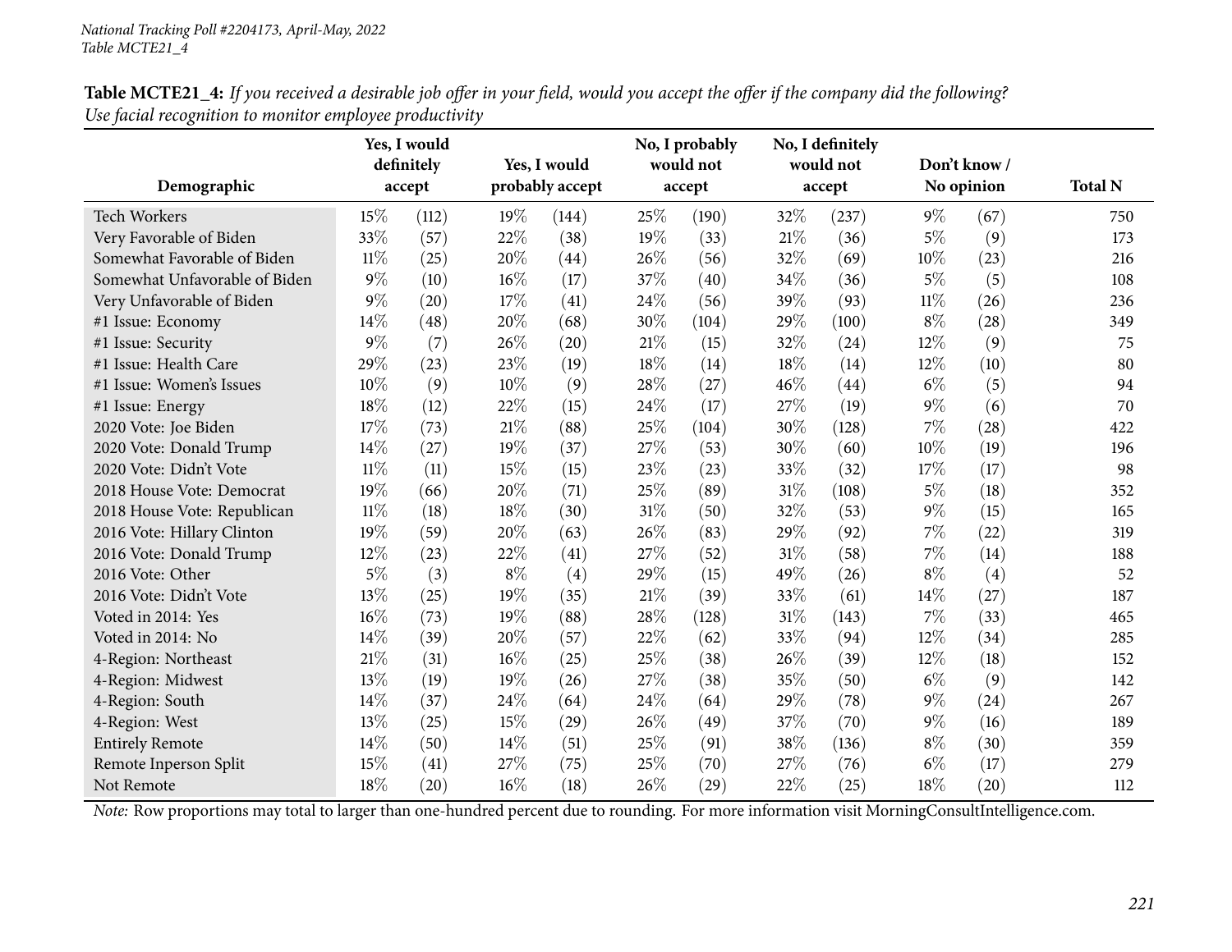*National Tracking Poll #2204173, April-May, 2022*
*Table MCTE21_4*

**Table MCTE21_4:** *If you received a desirable job offer in your field, would you accept the offer if the company did the following? Use facial recognition to monitor employee productivity*

| Demographic | Yes, I would definitely accept | | Yes, I would probably accept | | No, I probably would not accept | | No, I definitely would not accept | | Don't know / No opinion | | Total N |
|---|---|---|---|---|---|---|---|---|---|---|---|
| Tech Workers | 15% | (112) | 19% | (144) | 25% | (190) | 32% | (237) | 9% | (67) | 750 |
| Very Favorable of Biden | 33% | (57) | 22% | (38) | 19% | (33) | 21% | (36) | 5% | (9) | 173 |
| Somewhat Favorable of Biden | 11% | (25) | 20% | (44) | 26% | (56) | 32% | (69) | 10% | (23) | 216 |
| Somewhat Unfavorable of Biden | 9% | (10) | 16% | (17) | 37% | (40) | 34% | (36) | 5% | (5) | 108 |
| Very Unfavorable of Biden | 9% | (20) | 17% | (41) | 24% | (56) | 39% | (93) | 11% | (26) | 236 |
| #1 Issue: Economy | 14% | (48) | 20% | (68) | 30% | (104) | 29% | (100) | 8% | (28) | 349 |
| #1 Issue: Security | 9% | (7) | 26% | (20) | 21% | (15) | 32% | (24) | 12% | (9) | 75 |
| #1 Issue: Health Care | 29% | (23) | 23% | (19) | 18% | (14) | 18% | (14) | 12% | (10) | 80 |
| #1 Issue: Women's Issues | 10% | (9) | 10% | (9) | 28% | (27) | 46% | (44) | 6% | (5) | 94 |
| #1 Issue: Energy | 18% | (12) | 22% | (15) | 24% | (17) | 27% | (19) | 9% | (6) | 70 |
| 2020 Vote: Joe Biden | 17% | (73) | 21% | (88) | 25% | (104) | 30% | (128) | 7% | (28) | 422 |
| 2020 Vote: Donald Trump | 14% | (27) | 19% | (37) | 27% | (53) | 30% | (60) | 10% | (19) | 196 |
| 2020 Vote: Didn't Vote | 11% | (11) | 15% | (15) | 23% | (23) | 33% | (32) | 17% | (17) | 98 |
| 2018 House Vote: Democrat | 19% | (66) | 20% | (71) | 25% | (89) | 31% | (108) | 5% | (18) | 352 |
| 2018 House Vote: Republican | 11% | (18) | 18% | (30) | 31% | (50) | 32% | (53) | 9% | (15) | 165 |
| 2016 Vote: Hillary Clinton | 19% | (59) | 20% | (63) | 26% | (83) | 29% | (92) | 7% | (22) | 319 |
| 2016 Vote: Donald Trump | 12% | (23) | 22% | (41) | 27% | (52) | 31% | (58) | 7% | (14) | 188 |
| 2016 Vote: Other | 5% | (3) | 8% | (4) | 29% | (15) | 49% | (26) | 8% | (4) | 52 |
| 2016 Vote: Didn't Vote | 13% | (25) | 19% | (35) | 21% | (39) | 33% | (61) | 14% | (27) | 187 |
| Voted in 2014: Yes | 16% | (73) | 19% | (88) | 28% | (128) | 31% | (143) | 7% | (33) | 465 |
| Voted in 2014: No | 14% | (39) | 20% | (57) | 22% | (62) | 33% | (94) | 12% | (34) | 285 |
| 4-Region: Northeast | 21% | (31) | 16% | (25) | 25% | (38) | 26% | (39) | 12% | (18) | 152 |
| 4-Region: Midwest | 13% | (19) | 19% | (26) | 27% | (38) | 35% | (50) | 6% | (9) | 142 |
| 4-Region: South | 14% | (37) | 24% | (64) | 24% | (64) | 29% | (78) | 9% | (24) | 267 |
| 4-Region: West | 13% | (25) | 15% | (29) | 26% | (49) | 37% | (70) | 9% | (16) | 189 |
| Entirely Remote | 14% | (50) | 14% | (51) | 25% | (91) | 38% | (136) | 8% | (30) | 359 |
| Remote Inperson Split | 15% | (41) | 27% | (75) | 25% | (70) | 27% | (76) | 6% | (17) | 279 |
| Not Remote | 18% | (20) | 16% | (18) | 26% | (29) | 22% | (25) | 18% | (20) | 112 |

*Note:* Row proportions may total to larger than one-hundred percent due to rounding. For more information visit MorningConsultIntelligence.com.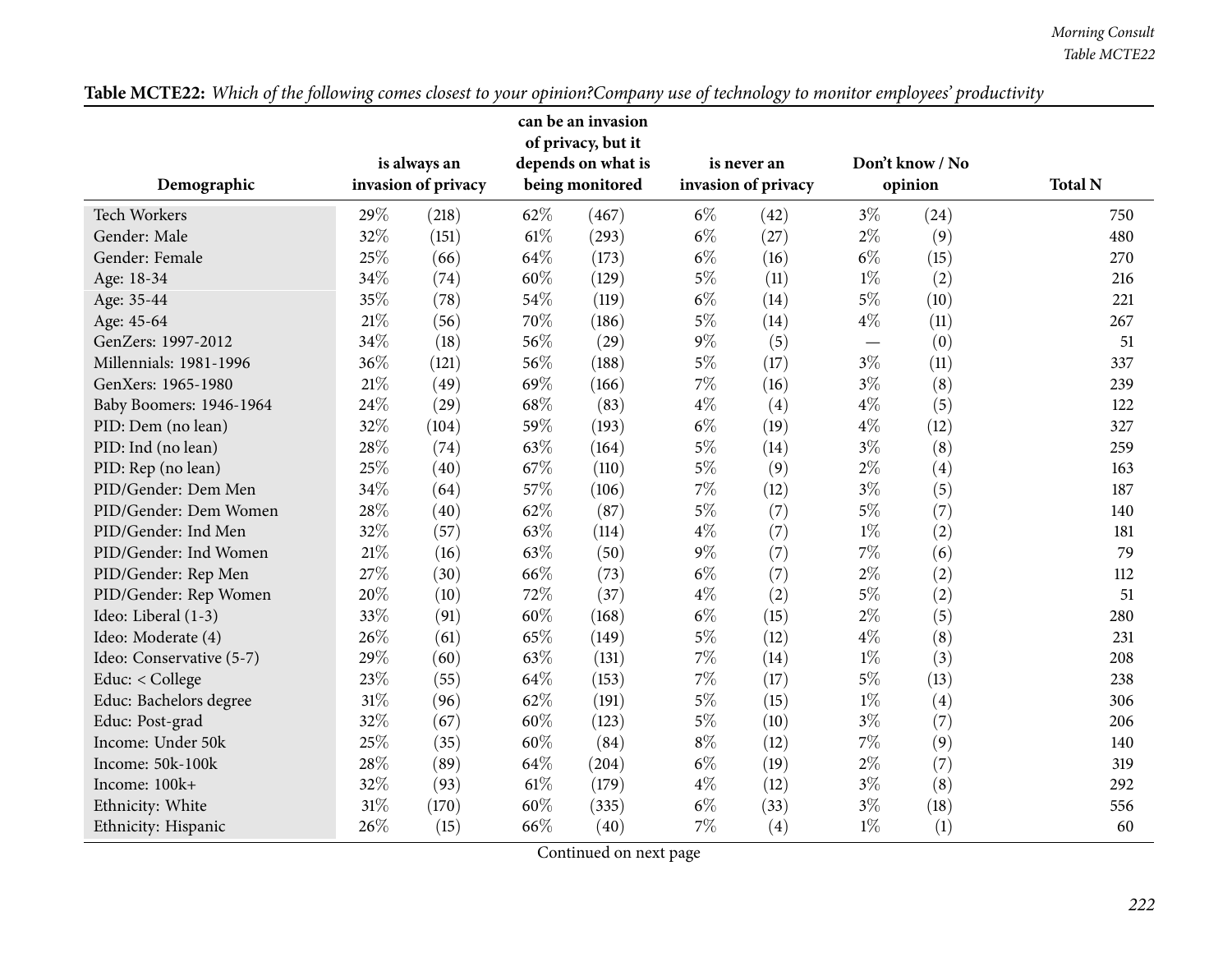**Table MCTE22:** *Which of the following comes closest to your opinion?Company use of technology to monitor employees' productivity*

| Demographic | is always an invasion of privacy | | can be an invasion of privacy, but it depends on what is being monitored | | is never an invasion of privacy | | Don't know / No opinion | | Total N |
|---|---|---|---|---|---|---|---|---|---|
| Tech Workers | 29% | (218) | 62% | (467) | 6% | (42) | 3% | (24) | 750 |
| Gender: Male | 32% | (151) | 61% | (293) | 6% | (27) | 2% | (9) | 480 |
| Gender: Female | 25% | (66) | 64% | (173) | 6% | (16) | 6% | (15) | 270 |
| Age: 18-34 | 34% | (74) | 60% | (129) | 5% | (11) | 1% | (2) | 216 |
| Age: 35-44 | 35% | (78) | 54% | (119) | 6% | (14) | 5% | (10) | 221 |
| Age: 45-64 | 21% | (56) | 70% | (186) | 5% | (14) | 4% | (11) | 267 |
| GenZers: 1997-2012 | 34% | (18) | 56% | (29) | 9% | (5) | — | (0) | 51 |
| Millennials: 1981-1996 | 36% | (121) | 56% | (188) | 5% | (17) | 3% | (11) | 337 |
| GenXers: 1965-1980 | 21% | (49) | 69% | (166) | 7% | (16) | 3% | (8) | 239 |
| Baby Boomers: 1946-1964 | 24% | (29) | 68% | (83) | 4% | (4) | 4% | (5) | 122 |
| PID: Dem (no lean) | 32% | (104) | 59% | (193) | 6% | (19) | 4% | (12) | 327 |
| PID: Ind (no lean) | 28% | (74) | 63% | (164) | 5% | (14) | 3% | (8) | 259 |
| PID: Rep (no lean) | 25% | (40) | 67% | (110) | 5% | (9) | 2% | (4) | 163 |
| PID/Gender: Dem Men | 34% | (64) | 57% | (106) | 7% | (12) | 3% | (5) | 187 |
| PID/Gender: Dem Women | 28% | (40) | 62% | (87) | 5% | (7) | 5% | (7) | 140 |
| PID/Gender: Ind Men | 32% | (57) | 63% | (114) | 4% | (7) | 1% | (2) | 181 |
| PID/Gender: Ind Women | 21% | (16) | 63% | (50) | 9% | (7) | 7% | (6) | 79 |
| PID/Gender: Rep Men | 27% | (30) | 66% | (73) | 6% | (7) | 2% | (2) | 112 |
| PID/Gender: Rep Women | 20% | (10) | 72% | (37) | 4% | (2) | 5% | (2) | 51 |
| Ideo: Liberal (1-3) | 33% | (91) | 60% | (168) | 6% | (15) | 2% | (5) | 280 |
| Ideo: Moderate (4) | 26% | (61) | 65% | (149) | 5% | (12) | 4% | (8) | 231 |
| Ideo: Conservative (5-7) | 29% | (60) | 63% | (131) | 7% | (14) | 1% | (3) | 208 |
| Educ: < College | 23% | (55) | 64% | (153) | 7% | (17) | 5% | (13) | 238 |
| Educ: Bachelors degree | 31% | (96) | 62% | (191) | 5% | (15) | 1% | (4) | 306 |
| Educ: Post-grad | 32% | (67) | 60% | (123) | 5% | (10) | 3% | (7) | 206 |
| Income: Under 50k | 25% | (35) | 60% | (84) | 8% | (12) | 7% | (9) | 140 |
| Income: 50k-100k | 28% | (89) | 64% | (204) | 6% | (19) | 2% | (7) | 319 |
| Income: 100k+ | 32% | (93) | 61% | (179) | 4% | (12) | 3% | (8) | 292 |
| Ethnicity: White | 31% | (170) | 60% | (335) | 6% | (33) | 3% | (18) | 556 |
| Ethnicity: Hispanic | 26% | (15) | 66% | (40) | 7% | (4) | 1% | (1) | 60 |

Continued on next page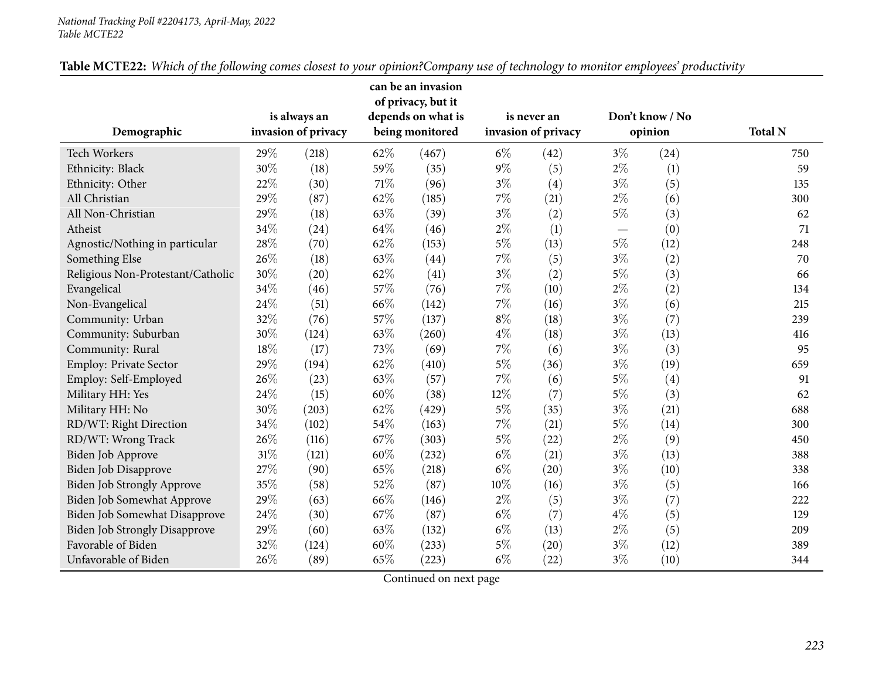**Table MCTE22:** *Which of the following comes closest to your opinion?Company use of technology to monitor employees' productivity*

| Demographic | is always an invasion of privacy | | can be an invasion of privacy, but it depends on what is being monitored | | is never an invasion of privacy | | Don't know / No opinion | | Total N |
|---|---|---|---|---|---|---|---|---|---|
| Tech Workers | 29% | (218) | 62% | (467) | 6% | (42) | 3% | (24) | 750 |
| Ethnicity: Black | 30% | (18) | 59% | (35) | 9% | (5) | 2% | (1) | 59 |
| Ethnicity: Other | 22% | (30) | 71% | (96) | 3% | (4) | 3% | (5) | 135 |
| All Christian | 29% | (87) | 62% | (185) | 7% | (21) | 2% | (6) | 300 |
| All Non-Christian | 29% | (18) | 63% | (39) | 3% | (2) | 5% | (3) | 62 |
| Atheist | 34% | (24) | 64% | (46) | 2% | (1) | — | (0) | 71 |
| Agnostic/Nothing in particular | 28% | (70) | 62% | (153) | 5% | (13) | 5% | (12) | 248 |
| Something Else | 26% | (18) | 63% | (44) | 7% | (5) | 3% | (2) | 70 |
| Religious Non-Protestant/Catholic | 30% | (20) | 62% | (41) | 3% | (2) | 5% | (3) | 66 |
| Evangelical | 34% | (46) | 57% | (76) | 7% | (10) | 2% | (2) | 134 |
| Non-Evangelical | 24% | (51) | 66% | (142) | 7% | (16) | 3% | (6) | 215 |
| Community: Urban | 32% | (76) | 57% | (137) | 8% | (18) | 3% | (7) | 239 |
| Community: Suburban | 30% | (124) | 63% | (260) | 4% | (18) | 3% | (13) | 416 |
| Community: Rural | 18% | (17) | 73% | (69) | 7% | (6) | 3% | (3) | 95 |
| Employ: Private Sector | 29% | (194) | 62% | (410) | 5% | (36) | 3% | (19) | 659 |
| Employ: Self-Employed | 26% | (23) | 63% | (57) | 7% | (6) | 5% | (4) | 91 |
| Military HH: Yes | 24% | (15) | 60% | (38) | 12% | (7) | 5% | (3) | 62 |
| Military HH: No | 30% | (203) | 62% | (429) | 5% | (35) | 3% | (21) | 688 |
| RD/WT: Right Direction | 34% | (102) | 54% | (163) | 7% | (21) | 5% | (14) | 300 |
| RD/WT: Wrong Track | 26% | (116) | 67% | (303) | 5% | (22) | 2% | (9) | 450 |
| Biden Job Approve | 31% | (121) | 60% | (232) | 6% | (21) | 3% | (13) | 388 |
| Biden Job Disapprove | 27% | (90) | 65% | (218) | 6% | (20) | 3% | (10) | 338 |
| Biden Job Strongly Approve | 35% | (58) | 52% | (87) | 10% | (16) | 3% | (5) | 166 |
| Biden Job Somewhat Approve | 29% | (63) | 66% | (146) | 2% | (5) | 3% | (7) | 222 |
| Biden Job Somewhat Disapprove | 24% | (30) | 67% | (87) | 6% | (7) | 4% | (5) | 129 |
| Biden Job Strongly Disapprove | 29% | (60) | 63% | (132) | 6% | (13) | 2% | (5) | 209 |
| Favorable of Biden | 32% | (124) | 60% | (233) | 5% | (20) | 3% | (12) | 389 |
| Unfavorable of Biden | 26% | (89) | 65% | (223) | 6% | (22) | 3% | (10) | 344 |

Continued on next page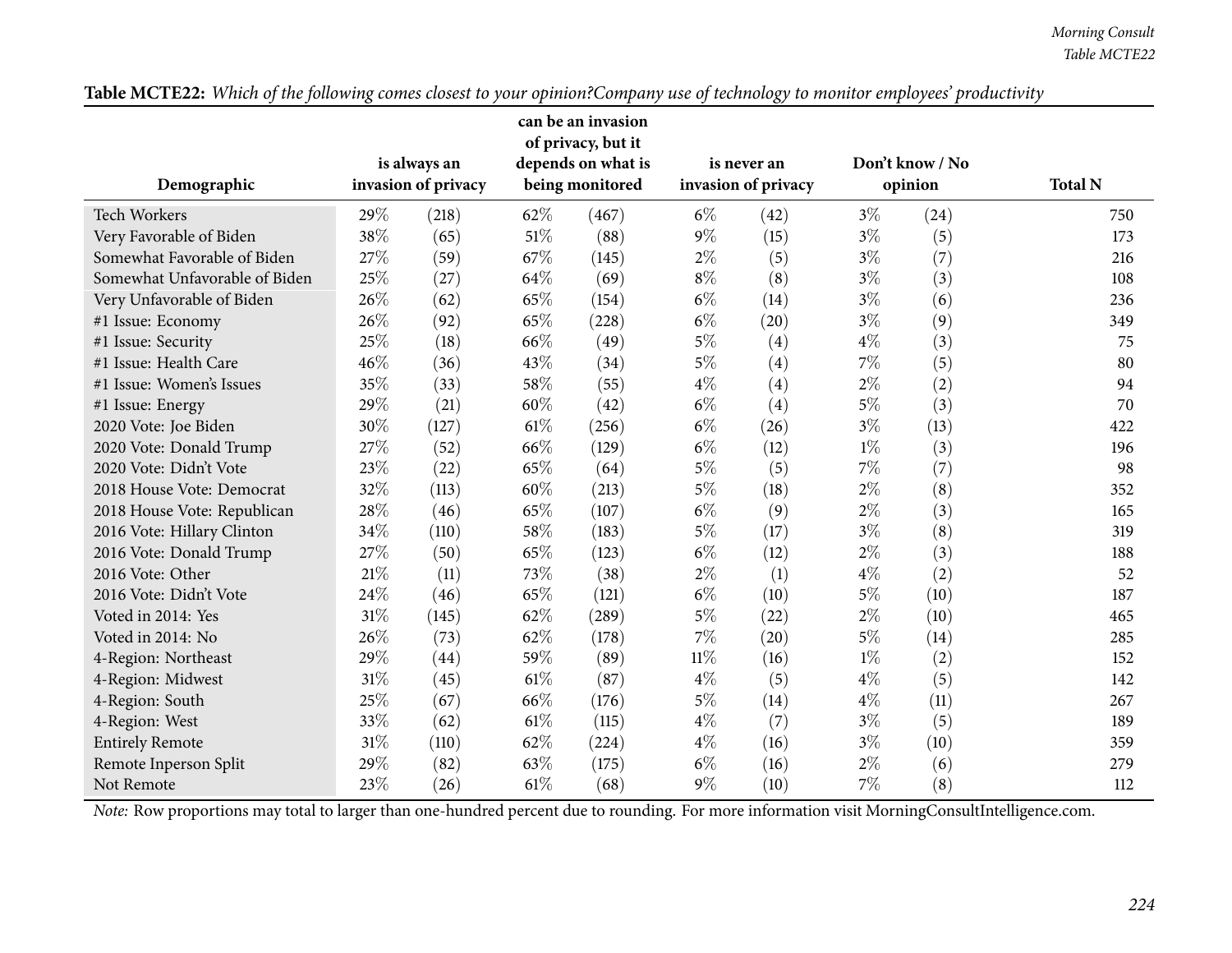**Table MCTE22:** *Which of the following comes closest to your opinion?Company use of technology to monitor employees' productivity*

| Demographic | is always an invasion of privacy | | can be an invasion of privacy, but it depends on what is being monitored | | is never an invasion of privacy | | Don't know / No opinion | | Total N |
|---|---|---|---|---|---|---|---|---|---|
| Tech Workers | 29% | (218) | 62% | (467) | 6% | (42) | 3% | (24) | 750 |
| Very Favorable of Biden | 38% | (65) | 51% | (88) | 9% | (15) | 3% | (5) | 173 |
| Somewhat Favorable of Biden | 27% | (59) | 67% | (145) | 2% | (5) | 3% | (7) | 216 |
| Somewhat Unfavorable of Biden | 25% | (27) | 64% | (69) | 8% | (8) | 3% | (3) | 108 |
| Very Unfavorable of Biden | 26% | (62) | 65% | (154) | 6% | (14) | 3% | (6) | 236 |
| #1 Issue: Economy | 26% | (92) | 65% | (228) | 6% | (20) | 3% | (9) | 349 |
| #1 Issue: Security | 25% | (18) | 66% | (49) | 5% | (4) | 4% | (3) | 75 |
| #1 Issue: Health Care | 46% | (36) | 43% | (34) | 5% | (4) | 7% | (5) | 80 |
| #1 Issue: Women's Issues | 35% | (33) | 58% | (55) | 4% | (4) | 2% | (2) | 94 |
| #1 Issue: Energy | 29% | (21) | 60% | (42) | 6% | (4) | 5% | (3) | 70 |
| 2020 Vote: Joe Biden | 30% | (127) | 61% | (256) | 6% | (26) | 3% | (13) | 422 |
| 2020 Vote: Donald Trump | 27% | (52) | 66% | (129) | 6% | (12) | 1% | (3) | 196 |
| 2020 Vote: Didn't Vote | 23% | (22) | 65% | (64) | 5% | (5) | 7% | (7) | 98 |
| 2018 House Vote: Democrat | 32% | (113) | 60% | (213) | 5% | (18) | 2% | (8) | 352 |
| 2018 House Vote: Republican | 28% | (46) | 65% | (107) | 6% | (9) | 2% | (3) | 165 |
| 2016 Vote: Hillary Clinton | 34% | (110) | 58% | (183) | 5% | (17) | 3% | (8) | 319 |
| 2016 Vote: Donald Trump | 27% | (50) | 65% | (123) | 6% | (12) | 2% | (3) | 188 |
| 2016 Vote: Other | 21% | (11) | 73% | (38) | 2% | (1) | 4% | (2) | 52 |
| 2016 Vote: Didn't Vote | 24% | (46) | 65% | (121) | 6% | (10) | 5% | (10) | 187 |
| Voted in 2014: Yes | 31% | (145) | 62% | (289) | 5% | (22) | 2% | (10) | 465 |
| Voted in 2014: No | 26% | (73) | 62% | (178) | 7% | (20) | 5% | (14) | 285 |
| 4-Region: Northeast | 29% | (44) | 59% | (89) | 11% | (16) | 1% | (2) | 152 |
| 4-Region: Midwest | 31% | (45) | 61% | (87) | 4% | (5) | 4% | (5) | 142 |
| 4-Region: South | 25% | (67) | 66% | (176) | 5% | (14) | 4% | (11) | 267 |
| 4-Region: West | 33% | (62) | 61% | (115) | 4% | (7) | 3% | (5) | 189 |
| Entirely Remote | 31% | (110) | 62% | (224) | 4% | (16) | 3% | (10) | 359 |
| Remote Inperson Split | 29% | (82) | 63% | (175) | 6% | (16) | 2% | (6) | 279 |
| Not Remote | 23% | (26) | 61% | (68) | 9% | (10) | 7% | (8) | 112 |

*Note:* Row proportions may total to larger than one-hundred percent due to rounding. For more information visit MorningConsultIntelligence.com.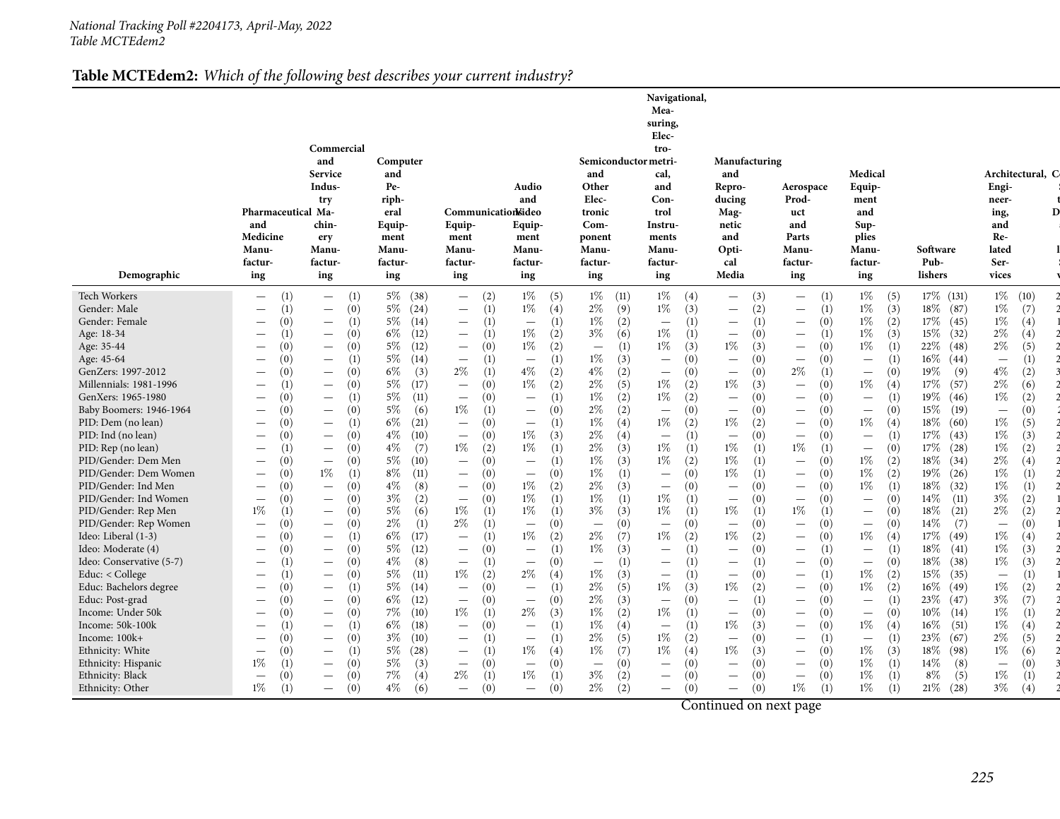National Tracking Poll #2204173, April-May, 2022
Table MCTEdem2

## Table MCTEdem2: *Which of the following best describes your current industry?*

| Demographic | Pharmaceutical and Medicine Manufacturing | Commercial and Service Industry Machinery Manufacturing | Computer and Peripheral Equipment Manufacturing | Communications Equipment Manufacturing | Audio and Video Equipment Manufacturing | Semiconductor and Other Electronic Component Manufacturing | Navigational, Measuring, Electromedical, and Control Instruments Manufacturing | Manufacturing and Reproducing Magnetic and Optical Media | Aerospace Product and Parts Manufacturing | Medical Equipment and Supplies Manufacturing | Software Publishers | Architectural, Engineering, and Related Services |
|---|---|---|---|---|---|---|---|---|---|---|---|---|
| Tech Workers | — (1) | — (1) | 5% (38) | — (2) | 1% (5) | 1% (11) | 1% (4) | — (3) | — (1) | 1% (5) | 17% (131) | 1% (10) |
| Gender: Male | — (1) | — (0) | 5% (24) | — (1) | 1% (4) | 2% (9) | 1% (3) | — (2) | — (1) | 1% (3) | 18% (87) | 1% (7) |
| Gender: Female | — (0) | — (1) | 5% (14) | — (1) | — (1) | 1% (2) | — (1) | — (1) | — (0) | 1% (2) | 17% (45) | 1% (4) |
| Age: 18-34 | — (1) | — (0) | 6% (12) | — (1) | 1% (2) | 3% (6) | 1% (1) | — (0) | — (1) | 1% (3) | 15% (32) | 2% (4) |
| Age: 35-44 | — (0) | — (0) | 5% (12) | — (0) | 1% (2) | — (1) | 1% (3) | 1% (3) | — (0) | 1% (1) | 22% (48) | 2% (5) |
| Age: 45-64 | — (0) | — (1) | 5% (14) | — (1) | — (1) | 1% (3) | — (0) | — (0) | — (0) | — (1) | 16% (44) | — (1) |
| GenZers: 1997-2012 | — (0) | — (0) | 6% (3) | 2% (1) | 4% (2) | 4% (2) | — (0) | — (0) | 2% (1) | — (0) | 19% (9) | 4% (2) |
| Millennials: 1981-1996 | — (1) | — (0) | 5% (17) | — (0) | 1% (2) | 2% (5) | 1% (2) | 1% (3) | — (0) | 1% (4) | 17% (57) | 2% (6) |
| GenXers: 1965-1980 | — (0) | — (1) | 5% (11) | — (0) | — (1) | 1% (2) | 1% (2) | — (0) | — (0) | — (1) | 19% (46) | 1% (2) |
| Baby Boomers: 1946-1964 | — (0) | — (0) | 5% (6) | 1% (1) | — (0) | 2% (2) | — (0) | — (0) | — (0) | — (0) | 15% (19) | — (0) |
| PID: Dem (no lean) | — (0) | — (1) | 6% (21) | — (0) | — (1) | 1% (4) | 1% (2) | 1% (2) | — (0) | 1% (4) | 18% (60) | 1% (5) |
| PID: Ind (no lean) | — (0) | — (0) | 4% (10) | — (0) | 1% (3) | 2% (4) | — (1) | — (0) | — (0) | — (1) | 17% (43) | 1% (3) |
| PID: Rep (no lean) | — (1) | — (0) | 4% (7) | 1% (2) | 1% (1) | 2% (3) | 1% (1) | 1% (1) | 1% (1) | — (0) | 17% (28) | 1% (2) |
| PID/Gender: Dem Men | — (0) | — (0) | 5% (10) | — (0) | — (1) | 1% (3) | 1% (2) | 1% (1) | — (0) | 1% (2) | 18% (34) | 2% (4) |
| PID/Gender: Dem Women | — (0) | 1% (1) | 8% (11) | — (0) | — (0) | 1% (1) | — (0) | 1% (1) | — (0) | 1% (2) | 19% (26) | 1% (1) |
| PID/Gender: Ind Men | — (0) | — (0) | 4% (8) | — (0) | 1% (2) | 2% (3) | — (0) | — (0) | — (0) | 1% (1) | 18% (32) | 1% (1) |
| PID/Gender: Ind Women | — (0) | — (0) | 3% (2) | — (0) | 1% (1) | 1% (1) | 1% (1) | — (0) | — (0) | — (0) | 14% (11) | 3% (2) |
| PID/Gender: Rep Men | 1% (1) | — (0) | 5% (6) | 1% (1) | 1% (1) | 3% (3) | 1% (1) | 1% (1) | 1% (1) | — (0) | 18% (21) | 2% (2) |
| PID/Gender: Rep Women | — (0) | — (0) | 2% (1) | 2% (1) | — (0) | — (0) | — (0) | — (0) | — (0) | — (0) | 14% (7) | — (0) |
| Ideo: Liberal (1-3) | — (0) | — (1) | 6% (17) | — (1) | 1% (2) | 2% (7) | 1% (2) | 1% (2) | — (0) | 1% (4) | 17% (49) | 1% (4) |
| Ideo: Moderate (4) | — (0) | — (0) | 5% (12) | — (0) | — (1) | 1% (3) | — (1) | — (0) | — (1) | — (1) | 18% (41) | 1% (3) |
| Ideo: Conservative (5-7) | — (1) | — (0) | 4% (8) | — (1) | — (0) | — (1) | — (1) | — (1) | — (0) | — (0) | 18% (38) | 1% (3) |
| Educ: < College | — (1) | — (0) | 5% (11) | 1% (2) | 2% (4) | 1% (3) | — (1) | — (0) | — (1) | 1% (2) | 15% (35) | — (1) |
| Educ: Bachelors degree | — (0) | — (1) | 5% (14) | — (0) | — (1) | 2% (5) | 1% (3) | 1% (2) | — (0) | 1% (2) | 16% (49) | 1% (2) |
| Educ: Post-grad | — (0) | — (0) | 6% (12) | — (0) | — (0) | 2% (3) | — (0) | — (1) | — (0) | — (1) | 23% (47) | 3% (7) |
| Income: Under 50k | — (0) | — (0) | 7% (10) | 1% (1) | 2% (3) | 1% (2) | 1% (1) | — (0) | — (0) | — (0) | 10% (14) | 1% (1) |
| Income: 50k-100k | — (1) | — (1) | 6% (18) | — (0) | — (1) | 1% (4) | — (1) | 1% (3) | — (0) | 1% (4) | 16% (51) | 1% (4) |
| Income: 100k+ | — (0) | — (0) | 3% (10) | — (1) | — (1) | 2% (5) | 1% (2) | — (0) | — (1) | — (1) | 23% (67) | 2% (5) |
| Ethnicity: White | — (0) | — (1) | 5% (28) | — (1) | 1% (4) | 1% (7) | 1% (4) | 1% (3) | — (0) | 1% (3) | 18% (98) | 1% (6) |
| Ethnicity: Hispanic | 1% (1) | — (0) | 5% (3) | — (0) | — (0) | — (0) | — (0) | — (0) | — (0) | 1% (1) | 14% (8) | — (0) |
| Ethnicity: Black | — (0) | — (0) | 7% (4) | 2% (1) | 1% (1) | 3% (2) | — (0) | — (0) | — (0) | 1% (1) | 8% (5) | 1% (1) |
| Ethnicity: Other | 1% (1) | — (0) | 4% (6) | — (0) | — (0) | 2% (2) | — (0) | — (0) | 1% (1) | 1% (1) | 21% (28) | 3% (4) |

Continued on next page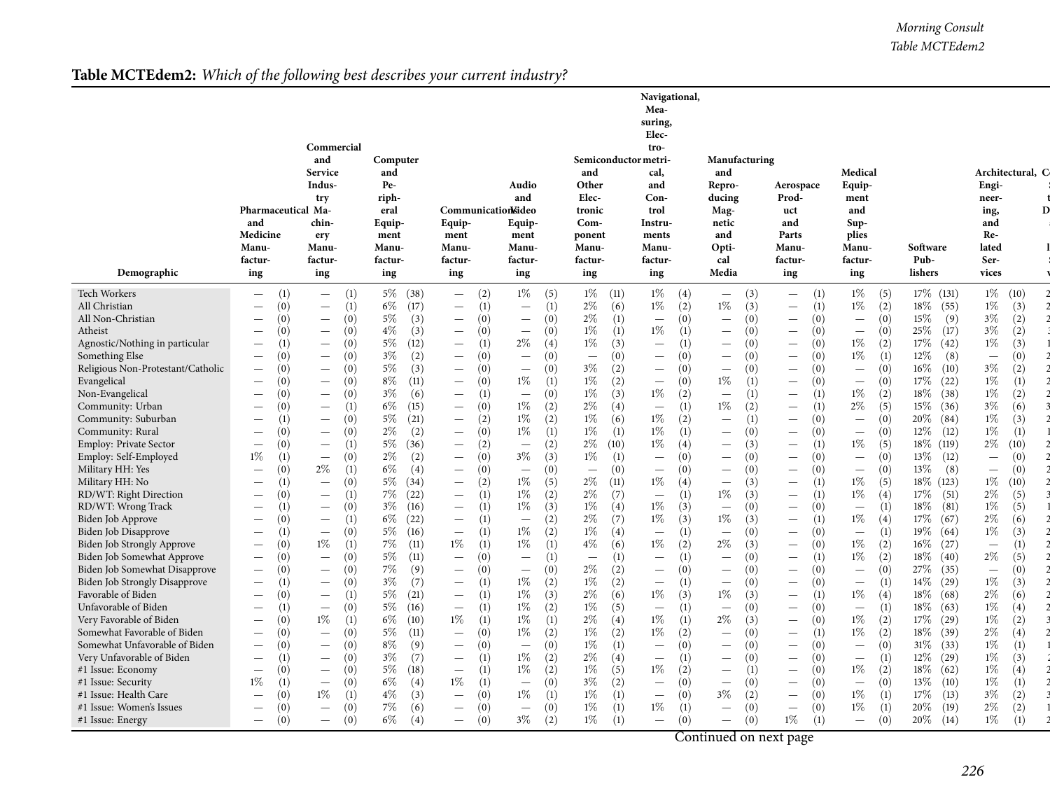## Table MCTEdem2: *Which of the following best describes your current industry?*

| Demographic | Pharmaceutical and Medicine Manufacturing | Commercial and Service Industry Machinery Manufacturing | Computer and Peripheral Equipment Manufacturing | Communications Equipment Manufacturing | Audio and Video Equipment Manufacturing | Semiconductor and Other Electronic Component Manufacturing | Navigational, Measuring, Electromedical, and Control Instruments Manufacturing | Manufacturing and Reproducing Magnetic and Optical Media | Aerospace Product and Parts Manufacturing | Medical Equipment and Supplies Manufacturing | Software Publishers | Architectural, Engineering, and Related Services |
|---|---|---|---|---|---|---|---|---|---|---|---|---|
| Tech Workers | — (1) | — (1) | 5% (38) | — (2) | 1% (5) | 1% (11) | 1% (4) | — (3) | — (1) | 1% (5) | 17% (131) | 1% (10) |
| All Christian | — (0) | — (1) | 6% (17) | — (1) | — (1) | 2% (6) | 1% (2) | 1% (3) | — (1) | 1% (2) | 18% (55) | 1% (3) |
| All Non-Christian | — (0) | — (0) | 5% (3) | — (0) | — (0) | 2% (1) | — (0) | — (0) | — (0) | — (0) | 15% (9) | 3% (2) |
| Atheist | — (0) | — (0) | 4% (3) | — (0) | — (0) | 1% (1) | 1% (1) | — (0) | — (0) | — (0) | 25% (17) | 3% (2) |
| Agnostic/Nothing in particular | — (1) | — (0) | 5% (12) | — (1) | 2% (4) | 1% (3) | — (1) | — (0) | — (0) | 1% (2) | 17% (42) | 1% (3) |
| Something Else | — (0) | — (0) | 3% (2) | — (0) | — (0) | — (0) | — (0) | — (0) | — (0) | 1% (1) | 12% (8) | — (0) |
| Religious Non-Protestant/Catholic | — (0) | — (0) | 5% (3) | — (0) | — (0) | 3% (2) | — (0) | — (0) | — (0) | — (0) | 16% (10) | 3% (2) |
| Evangelical | — (0) | — (0) | 8% (11) | — (0) | 1% (1) | 1% (2) | — (0) | 1% (1) | — (0) | — (0) | 17% (22) | 1% (1) |
| Non-Evangelical | — (0) | — (0) | 3% (6) | — (1) | — (0) | 1% (3) | 1% (2) | — (1) | — (1) | 1% (2) | 18% (38) | 1% (2) |
| Community: Urban | — (0) | — (1) | 6% (15) | — (0) | 1% (2) | 2% (4) | — (1) | 1% (2) | — (1) | 2% (5) | 15% (36) | 3% (6) |
| Community: Suburban | — (1) | — (0) | 5% (21) | — (2) | 1% (2) | 1% (6) | 1% (2) | — (1) | — (0) | — (0) | 20% (84) | 1% (3) |
| Community: Rural | — (0) | — (0) | 2% (2) | — (0) | 1% (1) | 1% (1) | 1% (1) | — (0) | — (0) | — (0) | 12% (12) | 1% (1) |
| Employ: Private Sector | — (0) | — (1) | 5% (36) | — (2) | — (2) | 2% (10) | 1% (4) | — (3) | — (1) | 1% (5) | 18% (119) | 2% (10) |
| Employ: Self-Employed | 1% (1) | — (0) | 2% (2) | — (0) | 3% (3) | 1% (1) | — (0) | — (0) | — (0) | — (0) | 13% (12) | — (0) |
| Military HH: Yes | — (0) | 2% (1) | 6% (4) | — (0) | — (0) | — (0) | — (0) | — (0) | — (0) | — (0) | 13% (8) | — (0) |
| Military HH: No | — (1) | — (0) | 5% (34) | — (2) | 1% (5) | 2% (11) | 1% (4) | — (3) | — (1) | 1% (5) | 18% (123) | 1% (10) |
| RD/WT: Right Direction | — (0) | — (1) | 7% (22) | — (1) | 1% (2) | 2% (7) | — (1) | 1% (3) | — (1) | 1% (4) | 17% (51) | 2% (5) |
| RD/WT: Wrong Track | — (1) | — (0) | 3% (16) | — (1) | 1% (3) | 1% (4) | 1% (3) | — (0) | — (0) | — (1) | 18% (81) | 1% (5) |
| Biden Job Approve | — (0) | — (1) | 6% (22) | — (1) | — (2) | 2% (7) | 1% (3) | 1% (3) | — (1) | 1% (4) | 17% (67) | 2% (6) |
| Biden Job Disapprove | — (1) | — (0) | 5% (16) | — (1) | 1% (2) | 1% (4) | — (1) | — (0) | — (0) | — (1) | 19% (64) | 1% (3) |
| Biden Job Strongly Approve | — (0) | 1% (1) | 7% (11) | 1% (1) | 1% (1) | 4% (6) | 1% (2) | 2% (3) | — (0) | 1% (2) | 16% (27) | — (1) |
| Biden Job Somewhat Approve | — (0) | — (0) | 5% (11) | — (0) | — (1) | — (1) | — (1) | — (0) | — (1) | 1% (2) | 18% (40) | 2% (5) |
| Biden Job Somewhat Disapprove | — (0) | — (0) | 7% (9) | — (0) | — (0) | 2% (2) | — (0) | — (0) | — (0) | — (0) | 27% (35) | — (0) |
| Biden Job Strongly Disapprove | — (1) | — (0) | 3% (7) | — (1) | 1% (2) | 1% (2) | — (1) | — (0) | — (0) | — (1) | 14% (29) | 1% (3) |
| Favorable of Biden | — (0) | — (1) | 5% (21) | — (1) | 1% (3) | 2% (6) | 1% (3) | 1% (3) | — (1) | 1% (4) | 18% (68) | 2% (6) |
| Unfavorable of Biden | — (1) | — (0) | 5% (16) | — (1) | 1% (2) | 1% (5) | — (1) | — (0) | — (0) | — (1) | 18% (63) | 1% (4) |
| Very Favorable of Biden | — (0) | 1% (1) | 6% (10) | 1% (1) | 1% (1) | 2% (4) | 1% (1) | 2% (3) | — (0) | 1% (2) | 17% (29) | 1% (2) |
| Somewhat Favorable of Biden | — (0) | — (0) | 5% (11) | — (0) | 1% (2) | 1% (2) | 1% (2) | — (0) | — (1) | 1% (2) | 18% (39) | 2% (4) |
| Somewhat Unfavorable of Biden | — (0) | — (0) | 8% (9) | — (0) | — (0) | 1% (1) | — (0) | — (0) | — (0) | — (0) | 31% (33) | 1% (1) |
| Very Unfavorable of Biden | — (1) | — (0) | 3% (7) | — (1) | 1% (2) | 2% (4) | — (1) | — (0) | — (0) | — (1) | 12% (29) | 1% (3) |
| #1 Issue: Economy | — (0) | — (0) | 5% (18) | — (1) | 1% (2) | 1% (5) | 1% (2) | — (1) | — (0) | 1% (2) | 18% (62) | 1% (4) |
| #1 Issue: Security | 1% (1) | — (0) | 6% (4) | 1% (1) | — (0) | 3% (2) | — (0) | — (0) | — (0) | — (0) | 13% (10) | 1% (1) |
| #1 Issue: Health Care | — (0) | 1% (1) | 4% (3) | — (0) | 1% (1) | 1% (1) | — (0) | 3% (2) | — (0) | 1% (1) | 17% (13) | 3% (2) |
| #1 Issue: Women's Issues | — (0) | — (0) | 7% (6) | — (0) | — (0) | 1% (1) | 1% (1) | — (0) | — (0) | 1% (1) | 20% (19) | 2% (2) |
| #1 Issue: Energy | — (0) | — (0) | 6% (4) | — (0) | 3% (2) | 1% (1) | — (0) | — (0) | 1% (1) | — (0) | 20% (14) | 1% (1) |

Continued on next page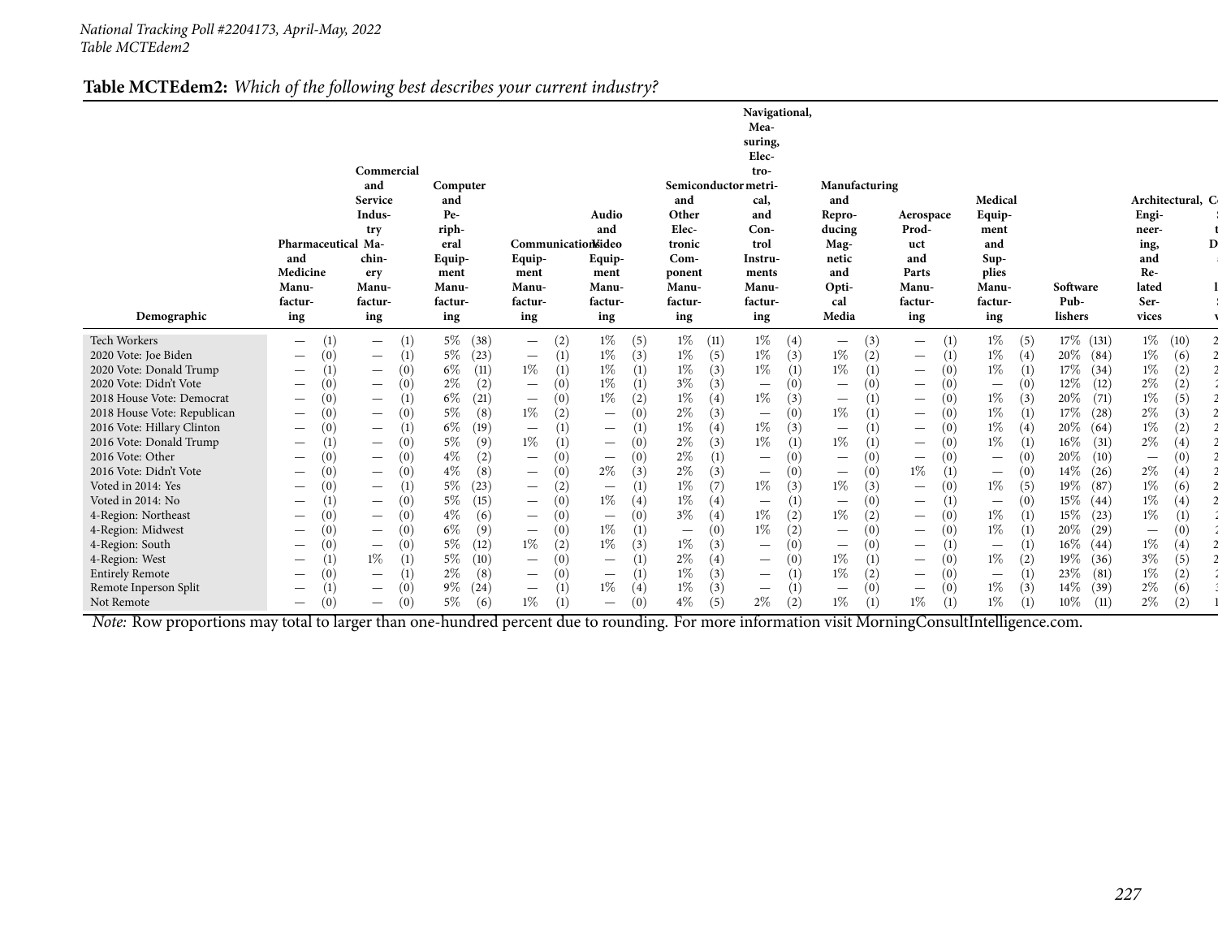National Tracking Poll #2204173, April-May, 2022
Table MCTEdem2

**Table MCTEdem2:** *Which of the following best describes your current industry?*

| Demographic | Pharmaceutical and Medicine Manufacturing | Commercial and Service Industry Machinery Manufacturing | Computer and Peripheral Equipment Manufacturing | Communications Equipment Manufacturing | Audio and Video Equipment Manufacturing | Semiconductor and Other Electronic Component Manufacturing | Navigational, Measuring, Electromedical, and Control Instruments Manufacturing | Manufacturing and Reproducing Magnetic and Optical Media | Aerospace Product and Parts Manufacturing | Medical Equipment and Supplies Manufacturing | Software Publishers | Architectural, Engineering, and Related Services |
|---|---|---|---|---|---|---|---|---|---|---|---|---|
| Tech Workers | — (1) | — (1) | 5% (38) | — (2) | 1% (5) | 1% (11) | 1% (4) | — (3) | — (1) | 1% (5) | 17% (131) | 1% (10) |
| 2020 Vote: Joe Biden | — (0) | — (1) | 5% (23) | — (1) | 1% (3) | 1% (5) | 1% (3) | 1% (2) | — (1) | 1% (4) | 20% (84) | 1% (6) |
| 2020 Vote: Donald Trump | — (1) | — (0) | 6% (11) | 1% (1) | 1% (1) | 1% (3) | 1% (1) | 1% (1) | — (0) | 1% (1) | 17% (34) | 1% (2) |
| 2020 Vote: Didn't Vote | — (0) | — (0) | 2% (2) | — (0) | 1% (1) | 3% (3) | — (0) | — (0) | — (0) | — (0) | 12% (12) | 2% (2) |
| 2018 House Vote: Democrat | — (0) | — (1) | 6% (21) | — (0) | 1% (2) | 1% (4) | 1% (3) | — (1) | — (0) | 1% (3) | 20% (71) | 1% (5) |
| 2018 House Vote: Republican | — (0) | — (0) | 5% (8) | 1% (2) | — (0) | 2% (3) | — (0) | 1% (1) | — (0) | 1% (1) | 17% (28) | 2% (3) |
| 2016 Vote: Hillary Clinton | — (0) | — (1) | 6% (19) | — (1) | — (1) | 1% (4) | 1% (3) | — (1) | — (0) | 1% (4) | 20% (64) | 1% (2) |
| 2016 Vote: Donald Trump | — (1) | — (0) | 5% (9) | 1% (1) | — (0) | 2% (3) | 1% (1) | 1% (1) | — (0) | 1% (1) | 16% (31) | 2% (4) |
| 2016 Vote: Other | — (0) | — (0) | 4% (2) | — (0) | — (0) | 2% (1) | — (0) | — (0) | — (0) | — (0) | 20% (10) | — (0) |
| 2016 Vote: Didn't Vote | — (0) | — (0) | 4% (8) | — (0) | 2% (3) | 2% (3) | — (0) | — (0) | 1% (1) | — (0) | 14% (26) | 2% (4) |
| Voted in 2014: Yes | — (0) | — (1) | 5% (23) | — (2) | — (1) | 1% (7) | 1% (3) | 1% (3) | — (0) | 1% (5) | 19% (87) | 1% (6) |
| Voted in 2014: No | — (1) | — (0) | 5% (15) | — (0) | 1% (4) | 1% (4) | — (1) | — (0) | — (1) | — (0) | 15% (44) | 1% (4) |
| 4-Region: Northeast | — (0) | — (0) | 4% (6) | — (0) | — (0) | 3% (4) | 1% (2) | 1% (2) | — (0) | 1% (1) | 15% (23) | 1% (1) |
| 4-Region: Midwest | — (0) | — (0) | 6% (9) | — (0) | 1% (1) | — (0) | 1% (2) | — (0) | — (0) | 1% (1) | 20% (29) | — (0) |
| 4-Region: South | — (0) | — (0) | 5% (12) | 1% (2) | 1% (3) | 1% (3) | — (0) | — (0) | — (1) | — (1) | 16% (44) | 1% (4) |
| 4-Region: West | — (1) | 1% (1) | 5% (10) | — (0) | — (1) | 2% (4) | — (0) | 1% (1) | — (0) | 1% (2) | 19% (36) | 3% (5) |
| Entirely Remote | — (0) | — (1) | 2% (8) | — (0) | — (1) | 1% (3) | — (1) | 1% (2) | — (0) | — (1) | 23% (81) | 1% (2) |
| Remote Inperson Split | — (1) | — (0) | 9% (24) | — (1) | 1% (4) | 1% (3) | — (1) | — (0) | — (0) | 1% (3) | 14% (39) | 2% (6) |
| Not Remote | — (0) | — (0) | 5% (6) | 1% (1) | — (0) | 4% (5) | 2% (2) | 1% (1) | 1% (1) | 1% (1) | 10% (11) | 2% (2) |

*Note:* Row proportions may total to larger than one-hundred percent due to rounding. For more information visit MorningConsultIntelligence.com.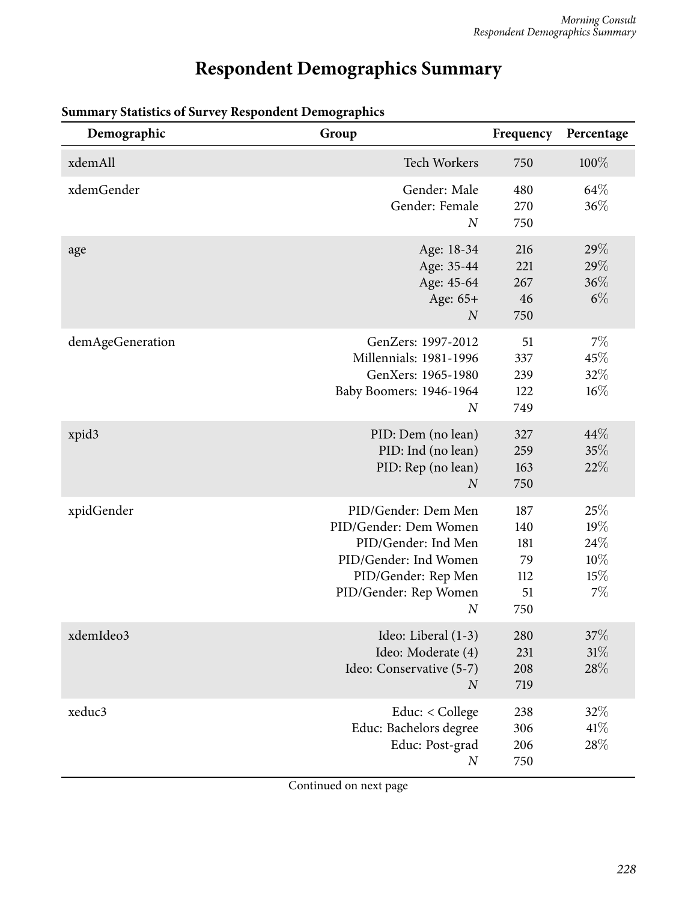# Respondent Demographics Summary

**Summary Statistics of Survey Respondent Demographics**

| Demographic | Group | Frequency | Percentage |
|---|---|---|---|
| xdemAll | Tech Workers | 750 | 100% |
| xdemGender | Gender: Male | 480 | 64% |
| | Gender: Female | 270 | 36% |
| | *N* | 750 | |
| age | Age: 18-34 | 216 | 29% |
| | Age: 35-44 | 221 | 29% |
| | Age: 45-64 | 267 | 36% |
| | Age: 65+ | 46 | 6% |
| | *N* | 750 | |
| demAgeGeneration | GenZers: 1997-2012 | 51 | 7% |
| | Millennials: 1981-1996 | 337 | 45% |
| | GenXers: 1965-1980 | 239 | 32% |
| | Baby Boomers: 1946-1964 | 122 | 16% |
| | *N* | 749 | |
| xpid3 | PID: Dem (no lean) | 327 | 44% |
| | PID: Ind (no lean) | 259 | 35% |
| | PID: Rep (no lean) | 163 | 22% |
| | *N* | 750 | |
| xpidGender | PID/Gender: Dem Men | 187 | 25% |
| | PID/Gender: Dem Women | 140 | 19% |
| | PID/Gender: Ind Men | 181 | 24% |
| | PID/Gender: Ind Women | 79 | 10% |
| | PID/Gender: Rep Men | 112 | 15% |
| | PID/Gender: Rep Women | 51 | 7% |
| | *N* | 750 | |
| xdemIdeo3 | Ideo: Liberal (1-3) | 280 | 37% |
| | Ideo: Moderate (4) | 231 | 31% |
| | Ideo: Conservative (5-7) | 208 | 28% |
| | *N* | 719 | |
| xeduc3 | Educ: < College | 238 | 32% |
| | Educ: Bachelors degree | 306 | 41% |
| | Educ: Post-grad | 206 | 28% |
| | *N* | 750 | |

Continued on next page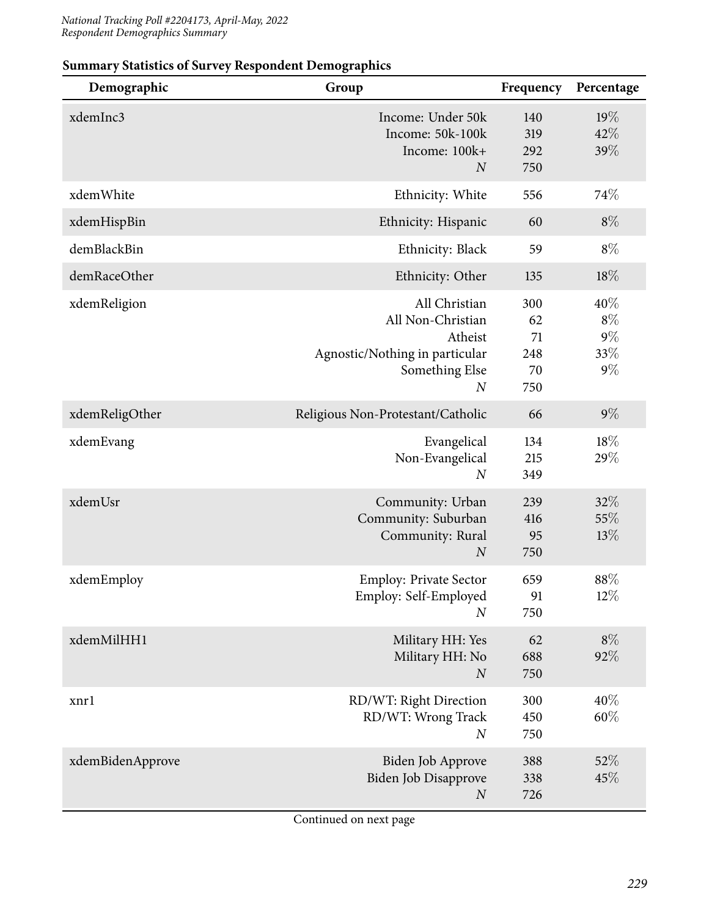**Summary Statistics of Survey Respondent Demographics**

| Demographic | Group | Frequency | Percentage |
|---|---|---|---|
| xdemInc3 | Income: Under 50k | 140 | 19% |
| | Income: 50k-100k | 319 | 42% |
| | Income: 100k+ | 292 | 39% |
| | *N* | 750 | |
| xdemWhite | Ethnicity: White | 556 | 74% |
| xdemHispBin | Ethnicity: Hispanic | 60 | 8% |
| demBlackBin | Ethnicity: Black | 59 | 8% |
| demRaceOther | Ethnicity: Other | 135 | 18% |
| xdemReligion | All Christian | 300 | 40% |
| | All Non-Christian | 62 | 8% |
| | Atheist | 71 | 9% |
| | Agnostic/Nothing in particular | 248 | 33% |
| | Something Else | 70 | 9% |
| | *N* | 750 | |
| xdemReligOther | Religious Non-Protestant/Catholic | 66 | 9% |
| xdemEvang | Evangelical | 134 | 18% |
| | Non-Evangelical | 215 | 29% |
| | *N* | 349 | |
| xdemUsr | Community: Urban | 239 | 32% |
| | Community: Suburban | 416 | 55% |
| | Community: Rural | 95 | 13% |
| | *N* | 750 | |
| xdemEmploy | Employ: Private Sector | 659 | 88% |
| | Employ: Self-Employed | 91 | 12% |
| | *N* | 750 | |
| xdemMilHH1 | Military HH: Yes | 62 | 8% |
| | Military HH: No | 688 | 92% |
| | *N* | 750 | |
| xnr1 | RD/WT: Right Direction | 300 | 40% |
| | RD/WT: Wrong Track | 450 | 60% |
| | *N* | 750 | |
| xdemBidenApprove | Biden Job Approve | 388 | 52% |
| | Biden Job Disapprove | 338 | 45% |
| | *N* | 726 | |

Continued on next page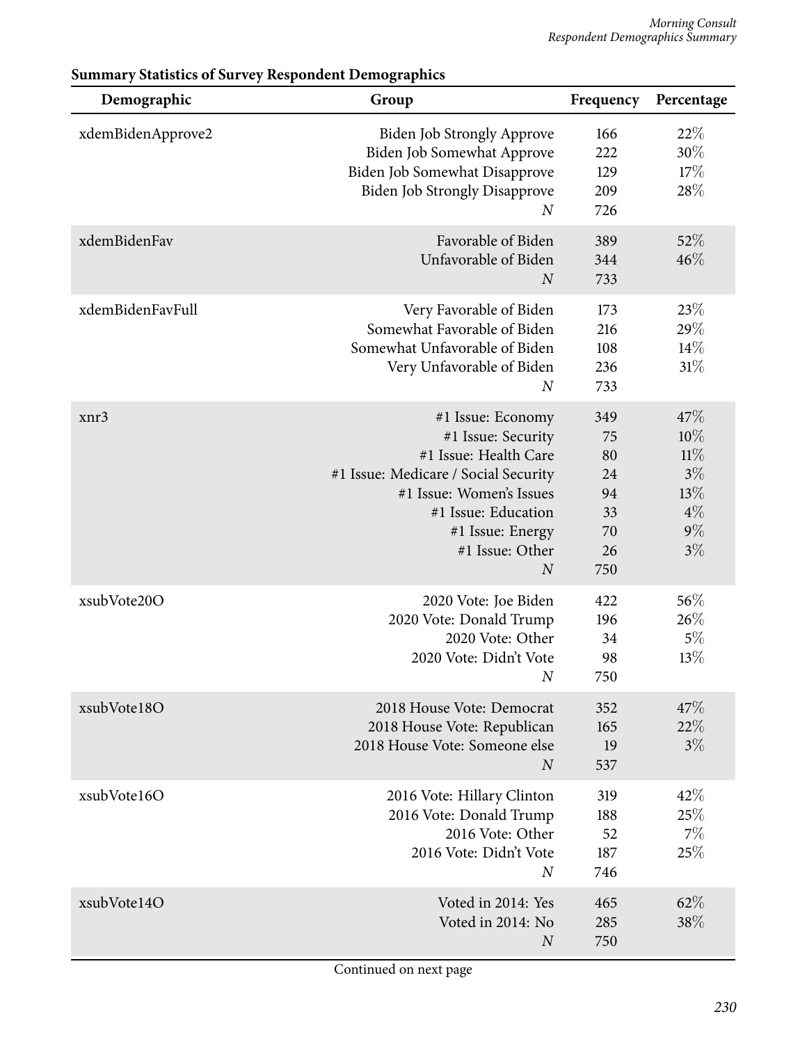**Summary Statistics of Survey Respondent Demographics**

| Demographic | Group | Frequency | Percentage |
|---|---|---|---|
| xdemBidenApprove2 | Biden Job Strongly Approve | 166 | 22% |
| | Biden Job Somewhat Approve | 222 | 30% |
| | Biden Job Somewhat Disapprove | 129 | 17% |
| | Biden Job Strongly Disapprove | 209 | 28% |
| | *N* | 726 | |
| xdemBidenFav | Favorable of Biden | 389 | 52% |
| | Unfavorable of Biden | 344 | 46% |
| | *N* | 733 | |
| xdemBidenFavFull | Very Favorable of Biden | 173 | 23% |
| | Somewhat Favorable of Biden | 216 | 29% |
| | Somewhat Unfavorable of Biden | 108 | 14% |
| | Very Unfavorable of Biden | 236 | 31% |
| | *N* | 733 | |
| xnr3 | #1 Issue: Economy | 349 | 47% |
| | #1 Issue: Security | 75 | 10% |
| | #1 Issue: Health Care | 80 | 11% |
| | #1 Issue: Medicare / Social Security | 24 | 3% |
| | #1 Issue: Women's Issues | 94 | 13% |
| | #1 Issue: Education | 33 | 4% |
| | #1 Issue: Energy | 70 | 9% |
| | #1 Issue: Other | 26 | 3% |
| | *N* | 750 | |
| xsubVote20O | 2020 Vote: Joe Biden | 422 | 56% |
| | 2020 Vote: Donald Trump | 196 | 26% |
| | 2020 Vote: Other | 34 | 5% |
| | 2020 Vote: Didn't Vote | 98 | 13% |
| | *N* | 750 | |
| xsubVote18O | 2018 House Vote: Democrat | 352 | 47% |
| | 2018 House Vote: Republican | 165 | 22% |
| | 2018 House Vote: Someone else | 19 | 3% |
| | *N* | 537 | |
| xsubVote16O | 2016 Vote: Hillary Clinton | 319 | 42% |
| | 2016 Vote: Donald Trump | 188 | 25% |
| | 2016 Vote: Other | 52 | 7% |
| | 2016 Vote: Didn't Vote | 187 | 25% |
| | *N* | 746 | |
| xsubVote14O | Voted in 2014: Yes | 465 | 62% |
| | Voted in 2014: No | 285 | 38% |
| | *N* | 750 | |

Continued on next page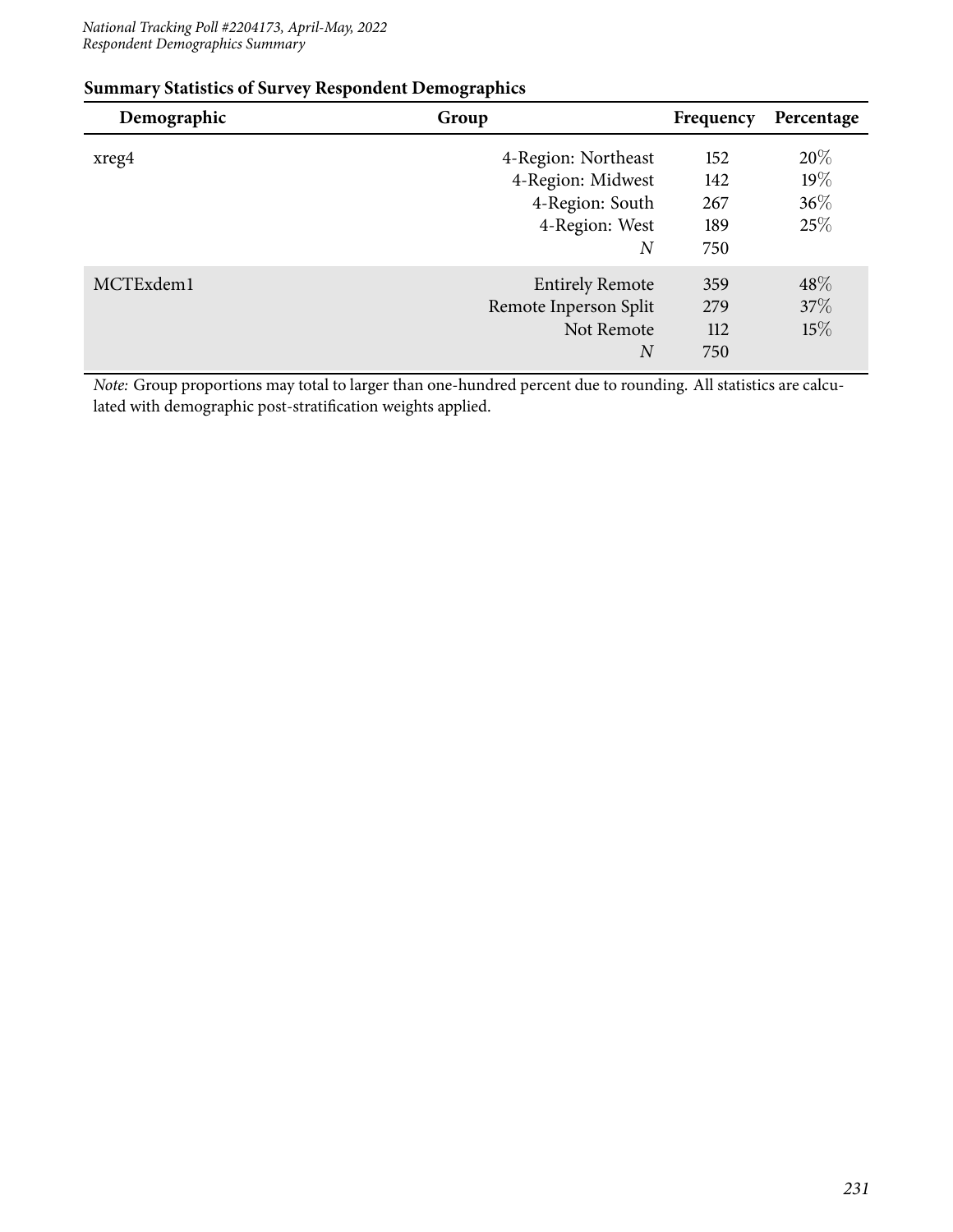**Summary Statistics of Survey Respondent Demographics**

| Demographic | Group | Frequency | Percentage |
|---|---|---|---|
| xreg4 | 4-Region: Northeast | 152 | 20% |
| | 4-Region: Midwest | 142 | 19% |
| | 4-Region: South | 267 | 36% |
| | 4-Region: West | 189 | 25% |
| | *N* | 750 | |
| MCTExdem1 | Entirely Remote | 359 | 48% |
| | Remote Inperson Split | 279 | 37% |
| | Not Remote | 112 | 15% |
| | *N* | 750 | |

*Note:* Group proportions may total to larger than one-hundred percent due to rounding. All statistics are calculated with demographic post-stratification weights applied.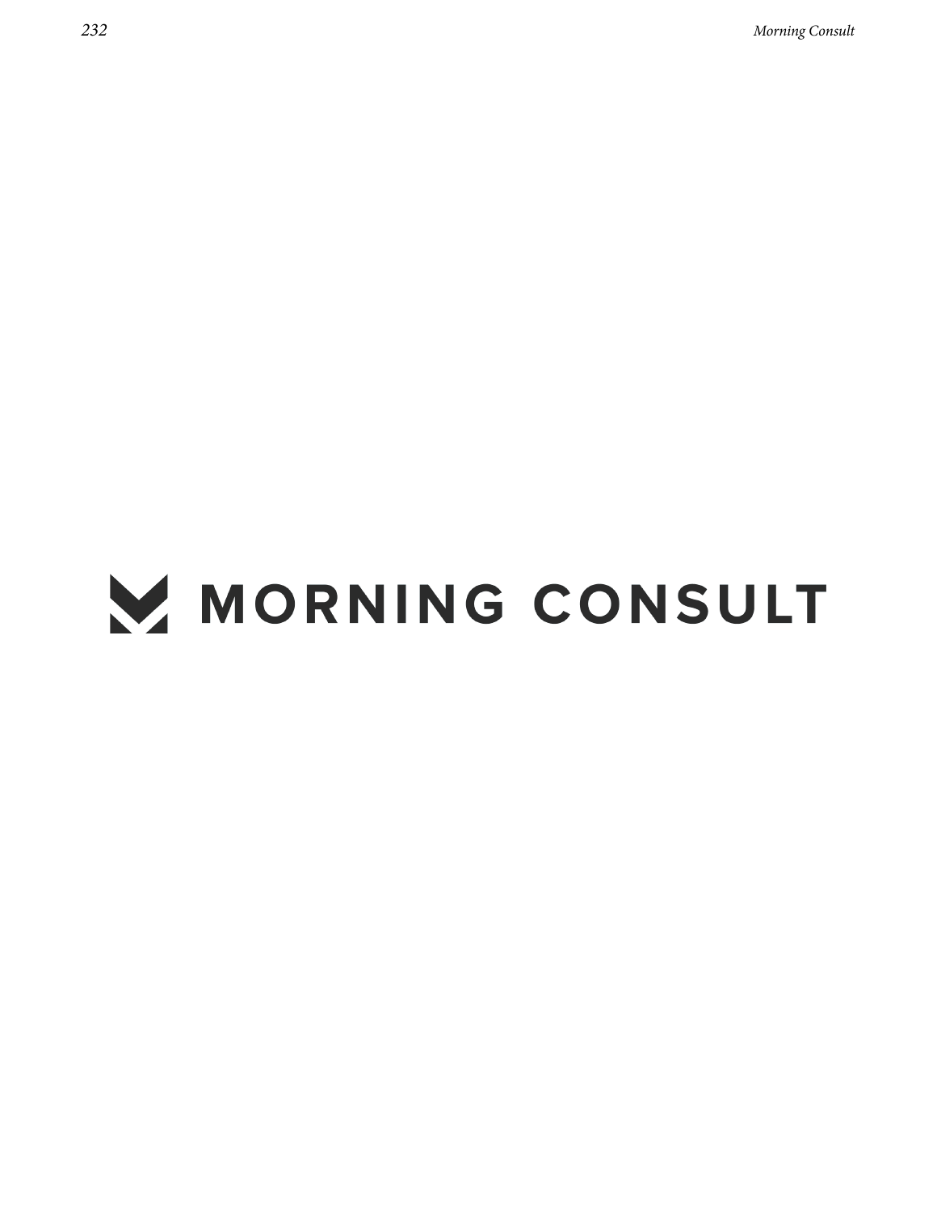MORNING CONSULT